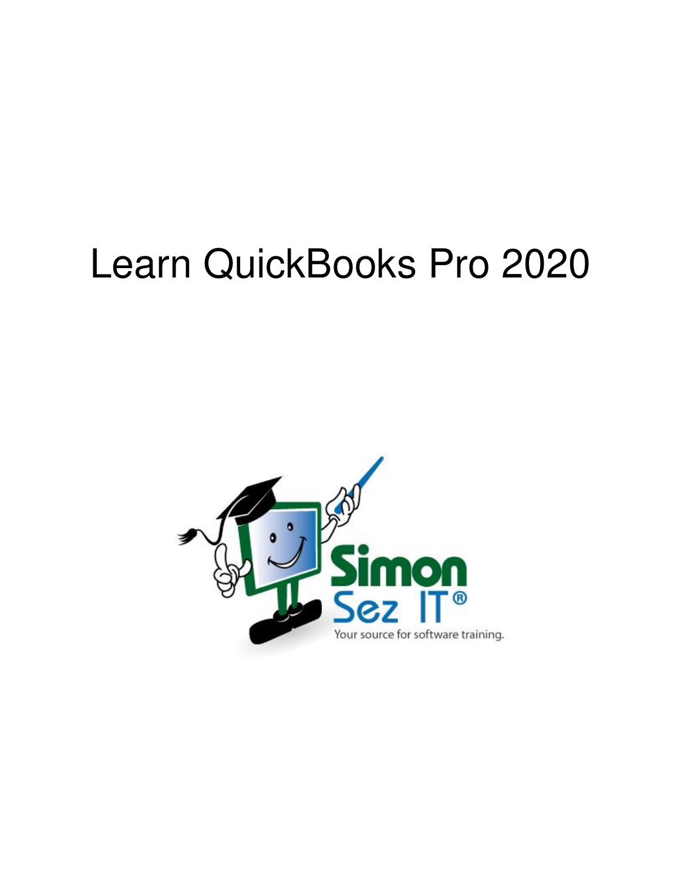# Learn QuickBooks Pro 2020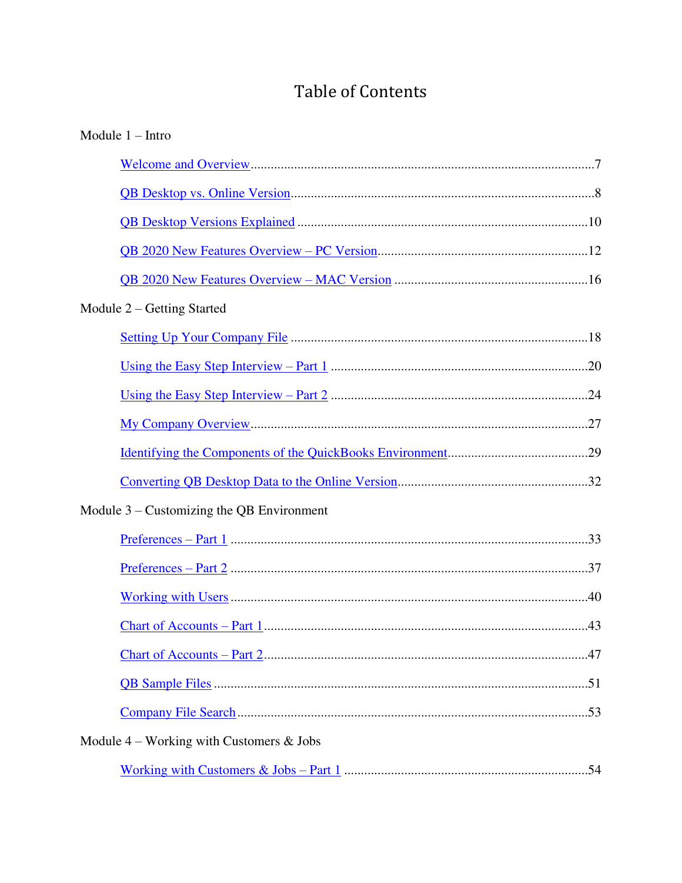# Table of Contents

Module 1 – Intro

- Welcome and Overview....7
- QB Desktop vs. Online Version....8
- QB Desktop Versions Explained....10
- QB 2020 New Features Overview – PC Version....12
- QB 2020 New Features Overview – MAC Version....16

Module 2 – Getting Started

- Setting Up Your Company File....18
- Using the Easy Step Interview – Part 1....20
- Using the Easy Step Interview – Part 2....24
- My Company Overview....27
- Identifying the Components of the QuickBooks Environment....29
- Converting QB Desktop Data to the Online Version....32

Module 3 – Customizing the QB Environment

- Preferences – Part 1....33
- Preferences – Part 2....37
- Working with Users....40
- Chart of Accounts – Part 1....43
- Chart of Accounts – Part 2....47
- QB Sample Files....51
- Company File Search....53

Module 4 – Working with Customers & Jobs

- Working with Customers & Jobs – Part 1....54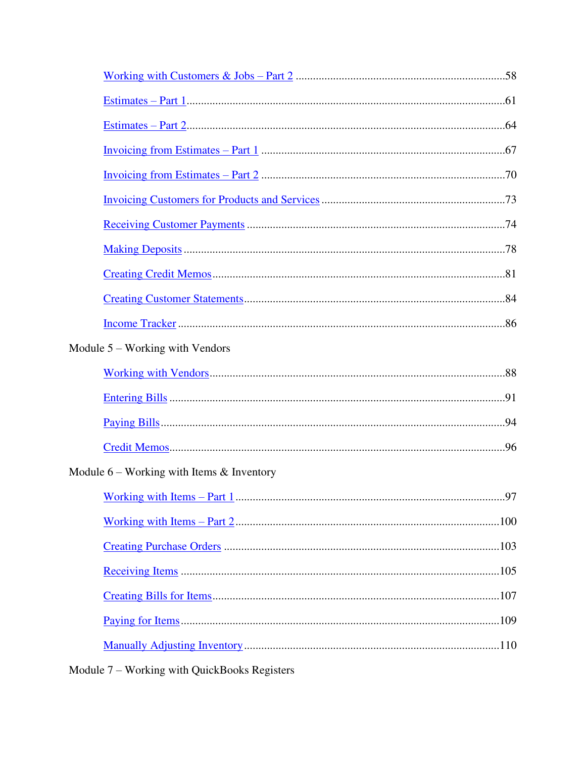Working with Customers & Jobs – Part 2 ....................................................................58

Estimates – Part 1 ....................................................................................................61

Estimates – Part 2 ....................................................................................................64

Invoicing from Estimates – Part 1 ...........................................................................67

Invoicing from Estimates – Part 2 ...........................................................................70

Invoicing Customers for Products and Services .......................................................73

Receiving Customer Payments ................................................................................74

Making Deposits ......................................................................................................78

Creating Credit Memos ............................................................................................81

Creating Customer Statements .................................................................................84

Income Tracker ........................................................................................................86

Module 5 – Working with Vendors

Working with Vendors .............................................................................................88

Entering Bills ...........................................................................................................91

Paying Bills ..............................................................................................................94

Credit Memos ...........................................................................................................96

Module 6 – Working with Items & Inventory

Working with Items – Part 1 .....................................................................................97

Working with Items – Part 2 ...................................................................................100

Creating Purchase Orders .......................................................................................103

Receiving Items ......................................................................................................105

Creating Bills for Items ...........................................................................................107

Paying for Items ......................................................................................................109

Manually Adjusting Inventory ................................................................................110

Module 7 – Working with QuickBooks Registers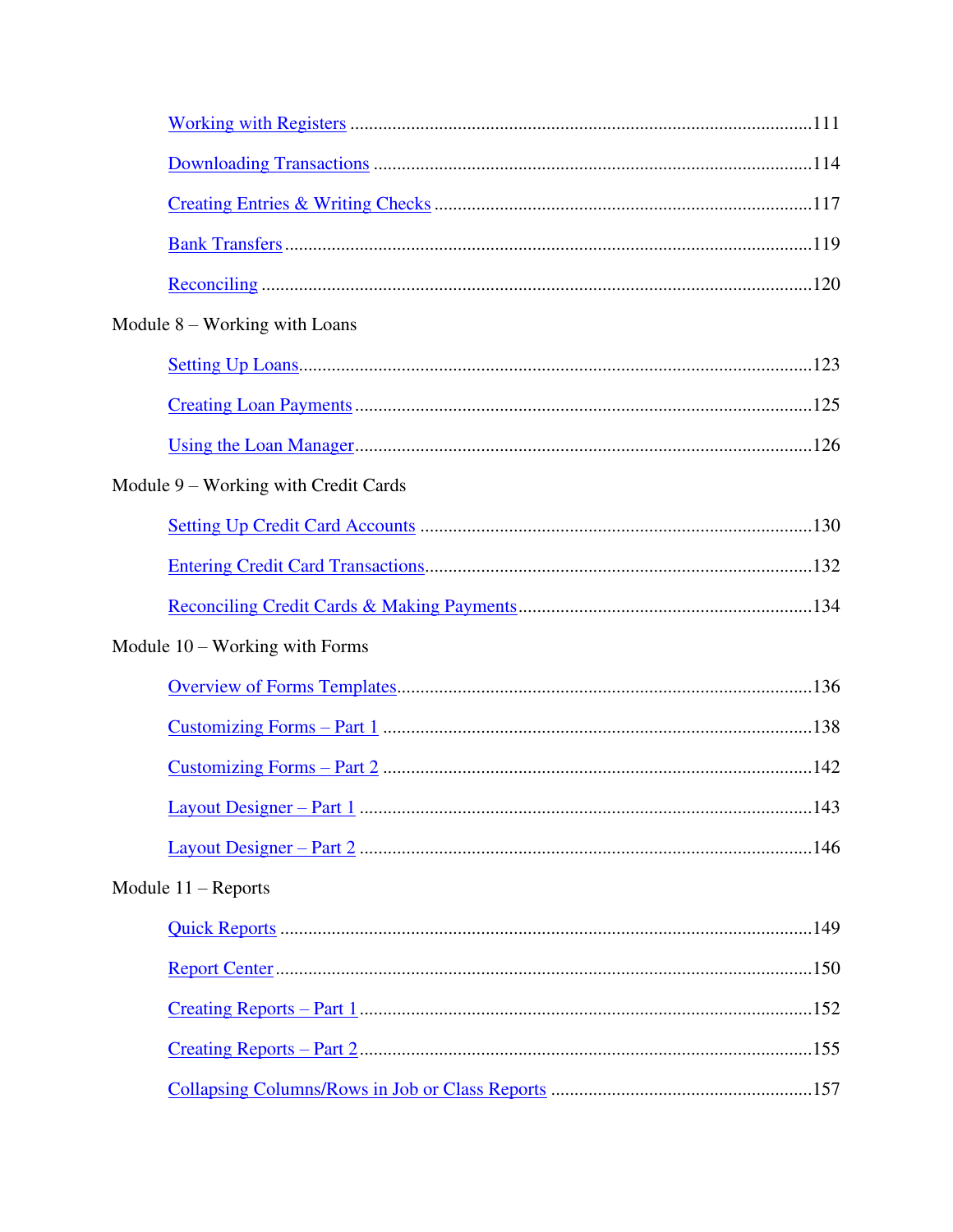Working with Registers ....................................................................................................111

Downloading Transactions ..............................................................................................114

Creating Entries & Writing Checks ................................................................................117

Bank Transfers.................................................................................................................119

Reconciling .....................................................................................................................120

Module 8 – Working with Loans

Setting Up Loans.............................................................................................................123

Creating Loan Payments .................................................................................................125

Using the Loan Manager.................................................................................................126

Module 9 – Working with Credit Cards

Setting Up Credit Card Accounts ...................................................................................130

Entering Credit Card Transactions..................................................................................132

Reconciling Credit Cards & Making Payments..............................................................134

Module 10 – Working with Forms

Overview of Forms Templates........................................................................................136

Customizing Forms – Part 1 ...........................................................................................138

Customizing Forms – Part 2 ...........................................................................................142

Layout Designer – Part 1 ................................................................................................143

Layout Designer – Part 2 ................................................................................................146

Module 11 – Reports

Quick Reports .................................................................................................................149

Report Center..................................................................................................................150

Creating Reports – Part 1................................................................................................152

Creating Reports – Part 2................................................................................................155

Collapsing Columns/Rows in Job or Class Reports .......................................................157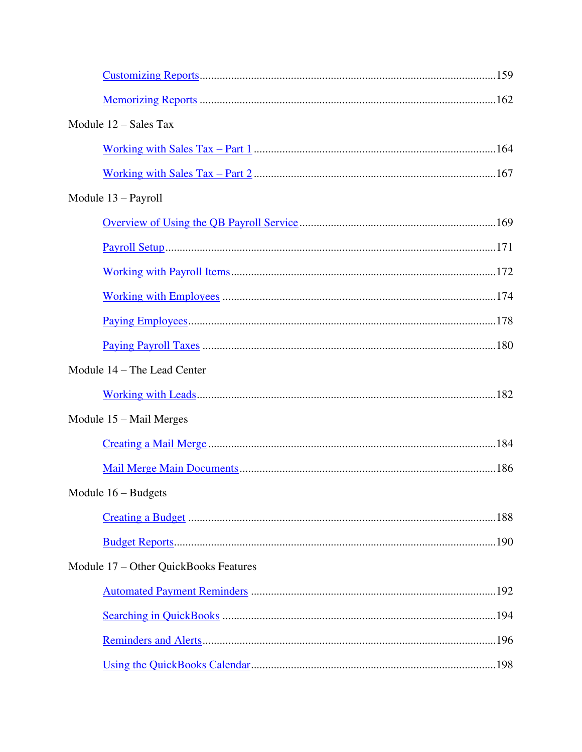[Customizing Reports](#)......159

[Memorizing Reports](#)......162

Module 12 – Sales Tax

[Working with Sales Tax – Part 1](#)......164

[Working with Sales Tax – Part 2](#)......167

Module 13 – Payroll

[Overview of Using the QB Payroll Service](#)......169

[Payroll Setup](#)......171

[Working with Payroll Items](#)......172

[Working with Employees](#)......174

[Paying Employees](#)......178

[Paying Payroll Taxes](#)......180

Module 14 – The Lead Center

[Working with Leads](#)......182

Module 15 – Mail Merges

[Creating a Mail Merge](#)......184

[Mail Merge Main Documents](#)......186

Module 16 – Budgets

[Creating a Budget](#)......188

[Budget Reports](#)......190

Module 17 – Other QuickBooks Features

[Automated Payment Reminders](#)......192

[Searching in QuickBooks](#)......194

[Reminders and Alerts](#)......196

[Using the QuickBooks Calendar](#)......198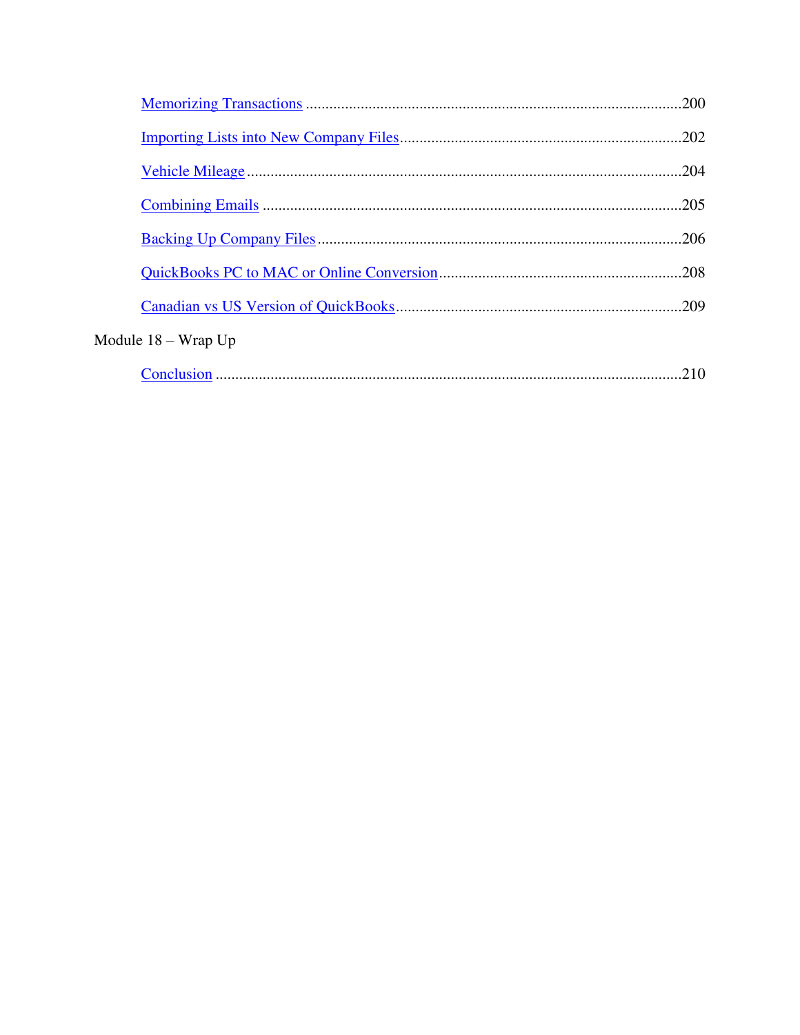Memorizing Transactions ..............................................................................................200

Importing Lists into New Company Files......................................................................202

Vehicle Mileage ............................................................................................................204

Combining Emails .........................................................................................................205

Backing Up Company Files...........................................................................................206

QuickBooks PC to MAC or Online Conversion............................................................208

Canadian vs US Version of QuickBooks.......................................................................209

Module 18 – Wrap Up

Conclusion ....................................................................................................................210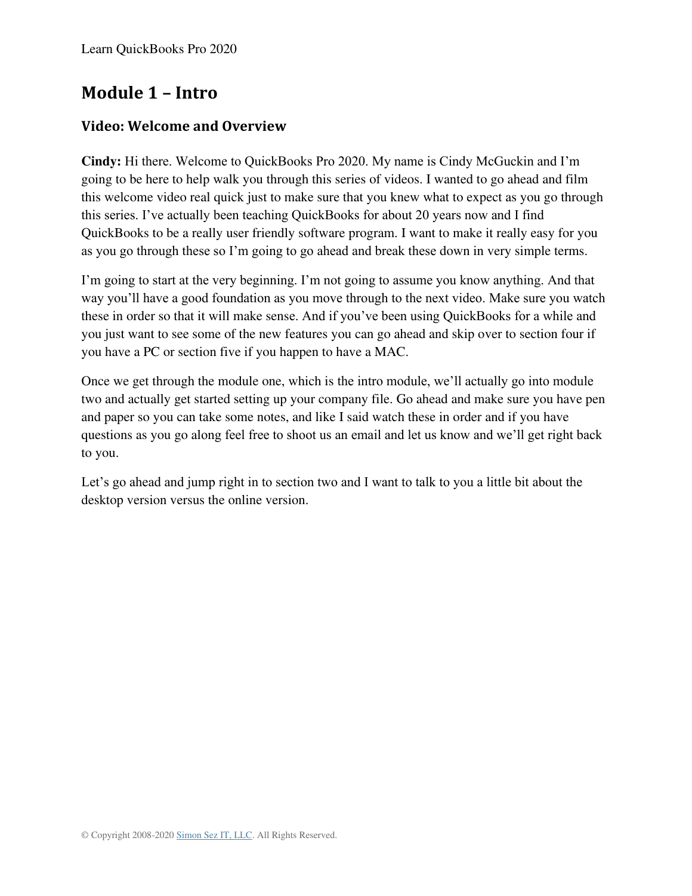## Module 1 – Intro

### Video: Welcome and Overview

**Cindy:** Hi there. Welcome to QuickBooks Pro 2020. My name is Cindy McGuckin and I'm going to be here to help walk you through this series of videos. I wanted to go ahead and film this welcome video real quick just to make sure that you knew what to expect as you go through this series. I've actually been teaching QuickBooks for about 20 years now and I find QuickBooks to be a really user friendly software program. I want to make it really easy for you as you go through these so I'm going to go ahead and break these down in very simple terms.

I'm going to start at the very beginning. I'm not going to assume you know anything. And that way you'll have a good foundation as you move through to the next video. Make sure you watch these in order so that it will make sense. And if you've been using QuickBooks for a while and you just want to see some of the new features you can go ahead and skip over to section four if you have a PC or section five if you happen to have a MAC.

Once we get through the module one, which is the intro module, we'll actually go into module two and actually get started setting up your company file. Go ahead and make sure you have pen and paper so you can take some notes, and like I said watch these in order and if you have questions as you go along feel free to shoot us an email and let us know and we'll get right back to you.

Let's go ahead and jump right in to section two and I want to talk to you a little bit about the desktop version versus the online version.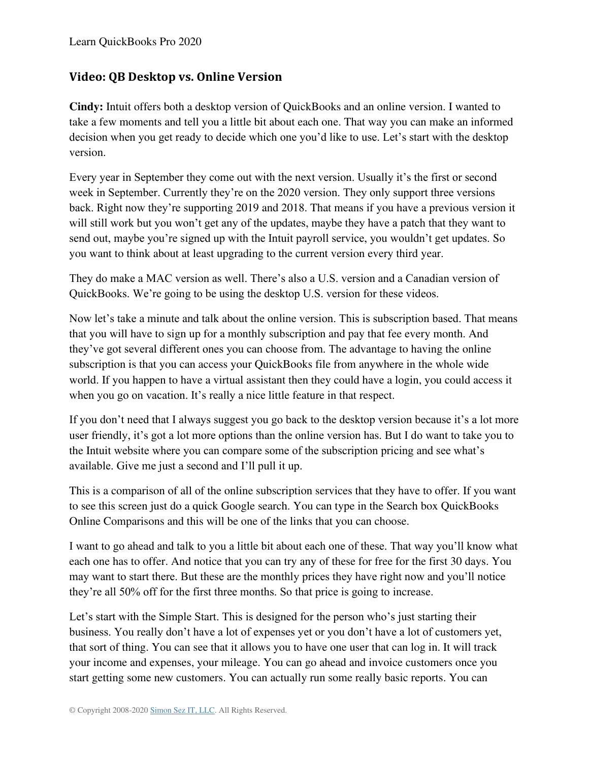## Video: QB Desktop vs. Online Version

**Cindy:** Intuit offers both a desktop version of QuickBooks and an online version. I wanted to take a few moments and tell you a little bit about each one. That way you can make an informed decision when you get ready to decide which one you'd like to use. Let's start with the desktop version.

Every year in September they come out with the next version. Usually it's the first or second week in September. Currently they're on the 2020 version. They only support three versions back. Right now they're supporting 2019 and 2018. That means if you have a previous version it will still work but you won't get any of the updates, maybe they have a patch that they want to send out, maybe you're signed up with the Intuit payroll service, you wouldn't get updates. So you want to think about at least upgrading to the current version every third year.

They do make a MAC version as well. There's also a U.S. version and a Canadian version of QuickBooks. We're going to be using the desktop U.S. version for these videos.

Now let's take a minute and talk about the online version. This is subscription based. That means that you will have to sign up for a monthly subscription and pay that fee every month. And they've got several different ones you can choose from. The advantage to having the online subscription is that you can access your QuickBooks file from anywhere in the whole wide world. If you happen to have a virtual assistant then they could have a login, you could access it when you go on vacation. It's really a nice little feature in that respect.

If you don't need that I always suggest you go back to the desktop version because it's a lot more user friendly, it's got a lot more options than the online version has. But I do want to take you to the Intuit website where you can compare some of the subscription pricing and see what's available. Give me just a second and I'll pull it up.

This is a comparison of all of the online subscription services that they have to offer. If you want to see this screen just do a quick Google search. You can type in the Search box QuickBooks Online Comparisons and this will be one of the links that you can choose.

I want to go ahead and talk to you a little bit about each one of these. That way you'll know what each one has to offer. And notice that you can try any of these for free for the first 30 days. You may want to start there. But these are the monthly prices they have right now and you'll notice they're all 50% off for the first three months. So that price is going to increase.

Let's start with the Simple Start. This is designed for the person who's just starting their business. You really don't have a lot of expenses yet or you don't have a lot of customers yet, that sort of thing. You can see that it allows you to have one user that can log in. It will track your income and expenses, your mileage. You can go ahead and invoice customers once you start getting some new customers. You can actually run some really basic reports. You can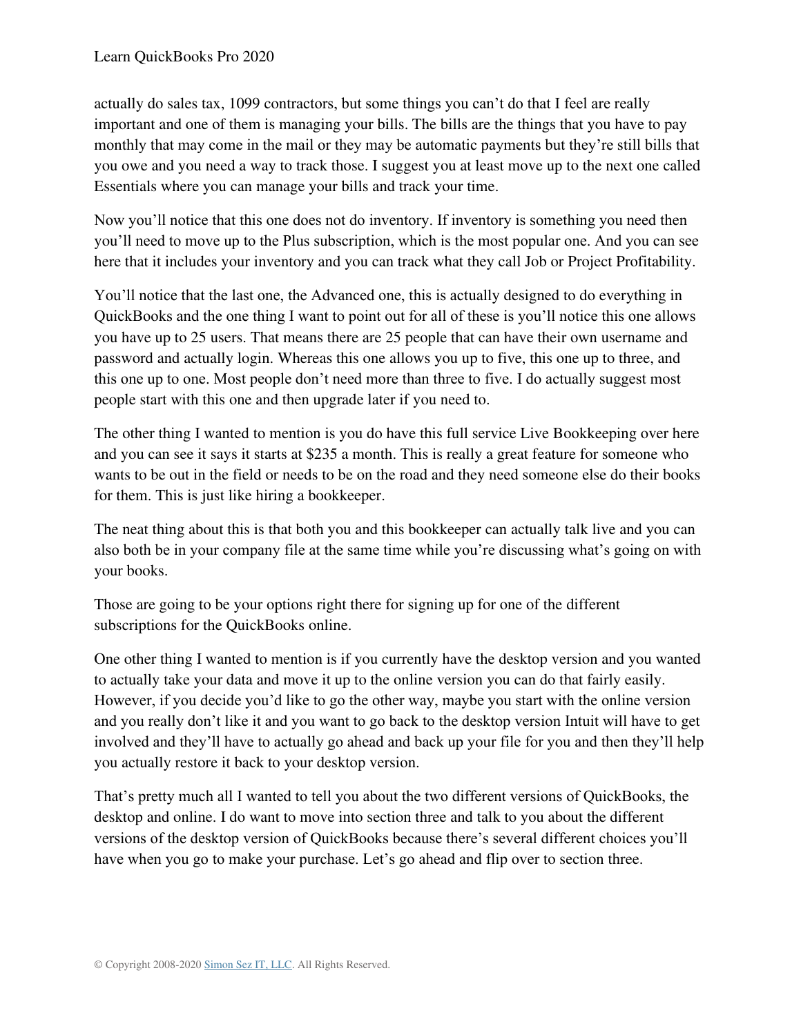actually do sales tax, 1099 contractors, but some things you can't do that I feel are really important and one of them is managing your bills. The bills are the things that you have to pay monthly that may come in the mail or they may be automatic payments but they're still bills that you owe and you need a way to track those. I suggest you at least move up to the next one called Essentials where you can manage your bills and track your time.

Now you'll notice that this one does not do inventory. If inventory is something you need then you'll need to move up to the Plus subscription, which is the most popular one. And you can see here that it includes your inventory and you can track what they call Job or Project Profitability.

You'll notice that the last one, the Advanced one, this is actually designed to do everything in QuickBooks and the one thing I want to point out for all of these is you'll notice this one allows you have up to 25 users. That means there are 25 people that can have their own username and password and actually login. Whereas this one allows you up to five, this one up to three, and this one up to one. Most people don't need more than three to five. I do actually suggest most people start with this one and then upgrade later if you need to.

The other thing I wanted to mention is you do have this full service Live Bookkeeping over here and you can see it says it starts at $235 a month. This is really a great feature for someone who wants to be out in the field or needs to be on the road and they need someone else do their books for them. This is just like hiring a bookkeeper.

The neat thing about this is that both you and this bookkeeper can actually talk live and you can also both be in your company file at the same time while you're discussing what's going on with your books.

Those are going to be your options right there for signing up for one of the different subscriptions for the QuickBooks online.

One other thing I wanted to mention is if you currently have the desktop version and you wanted to actually take your data and move it up to the online version you can do that fairly easily. However, if you decide you'd like to go the other way, maybe you start with the online version and you really don't like it and you want to go back to the desktop version Intuit will have to get involved and they'll have to actually go ahead and back up your file for you and then they'll help you actually restore it back to your desktop version.

That's pretty much all I wanted to tell you about the two different versions of QuickBooks, the desktop and online. I do want to move into section three and talk to you about the different versions of the desktop version of QuickBooks because there's several different choices you'll have when you go to make your purchase. Let's go ahead and flip over to section three.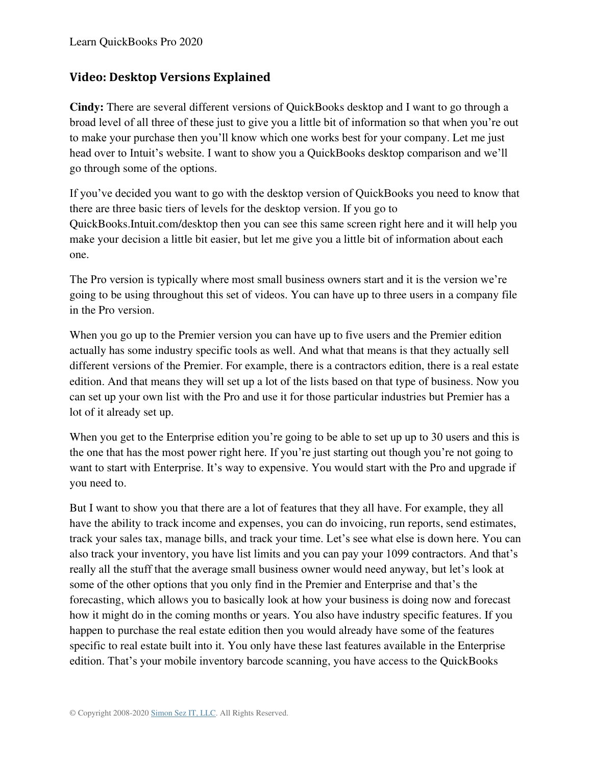## Video: Desktop Versions Explained

**Cindy:** There are several different versions of QuickBooks desktop and I want to go through a broad level of all three of these just to give you a little bit of information so that when you're out to make your purchase then you'll know which one works best for your company. Let me just head over to Intuit's website. I want to show you a QuickBooks desktop comparison and we'll go through some of the options.

If you've decided you want to go with the desktop version of QuickBooks you need to know that there are three basic tiers of levels for the desktop version. If you go to QuickBooks.Intuit.com/desktop then you can see this same screen right here and it will help you make your decision a little bit easier, but let me give you a little bit of information about each one.

The Pro version is typically where most small business owners start and it is the version we're going to be using throughout this set of videos. You can have up to three users in a company file in the Pro version.

When you go up to the Premier version you can have up to five users and the Premier edition actually has some industry specific tools as well. And what that means is that they actually sell different versions of the Premier. For example, there is a contractors edition, there is a real estate edition. And that means they will set up a lot of the lists based on that type of business. Now you can set up your own list with the Pro and use it for those particular industries but Premier has a lot of it already set up.

When you get to the Enterprise edition you're going to be able to set up up to 30 users and this is the one that has the most power right here. If you're just starting out though you're not going to want to start with Enterprise. It's way to expensive. You would start with the Pro and upgrade if you need to.

But I want to show you that there are a lot of features that they all have. For example, they all have the ability to track income and expenses, you can do invoicing, run reports, send estimates, track your sales tax, manage bills, and track your time. Let's see what else is down here. You can also track your inventory, you have list limits and you can pay your 1099 contractors. And that's really all the stuff that the average small business owner would need anyway, but let's look at some of the other options that you only find in the Premier and Enterprise and that's the forecasting, which allows you to basically look at how your business is doing now and forecast how it might do in the coming months or years. You also have industry specific features. If you happen to purchase the real estate edition then you would already have some of the features specific to real estate built into it. You only have these last features available in the Enterprise edition. That's your mobile inventory barcode scanning, you have access to the QuickBooks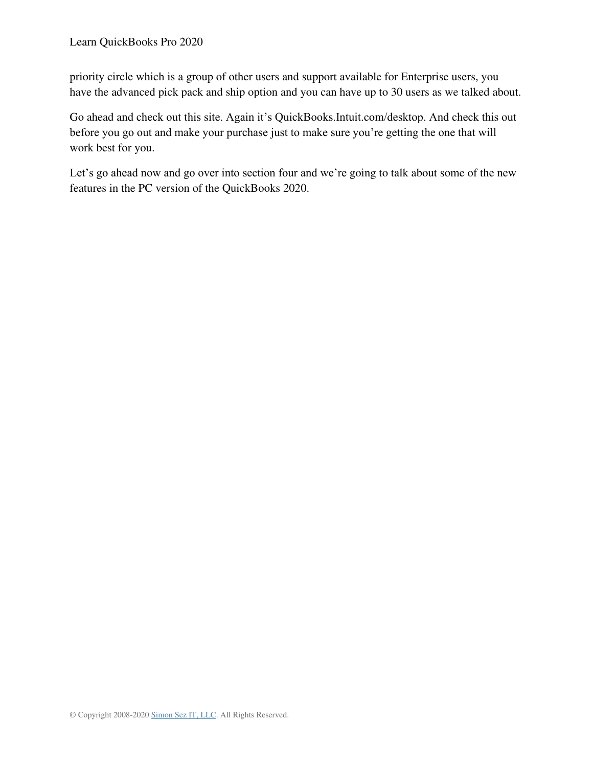priority circle which is a group of other users and support available for Enterprise users, you have the advanced pick pack and ship option and you can have up to 30 users as we talked about.

Go ahead and check out this site. Again it's QuickBooks.Intuit.com/desktop. And check this out before you go out and make your purchase just to make sure you're getting the one that will work best for you.

Let's go ahead now and go over into section four and we're going to talk about some of the new features in the PC version of the QuickBooks 2020.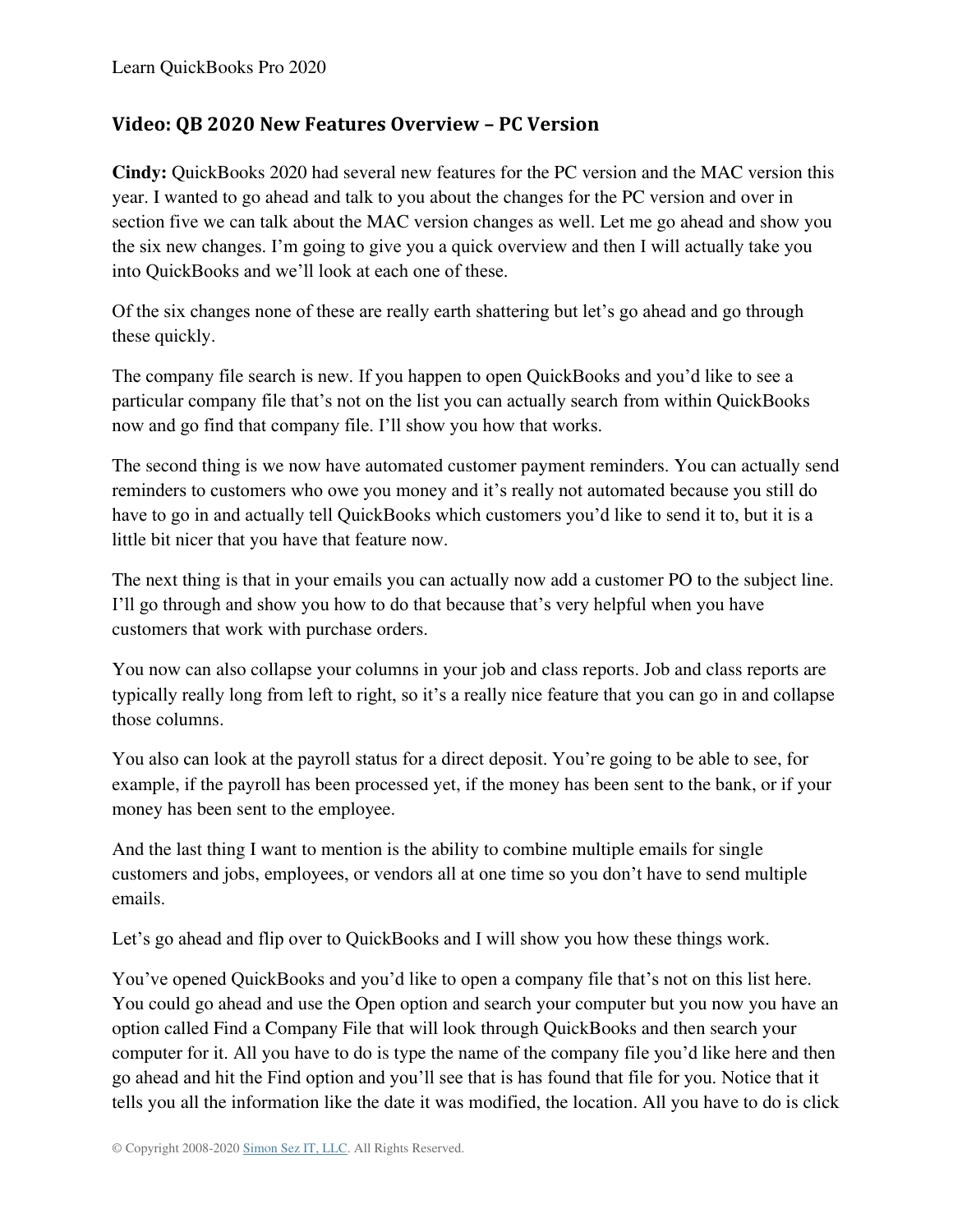## Video: QB 2020 New Features Overview – PC Version

**Cindy:** QuickBooks 2020 had several new features for the PC version and the MAC version this year. I wanted to go ahead and talk to you about the changes for the PC version and over in section five we can talk about the MAC version changes as well. Let me go ahead and show you the six new changes. I'm going to give you a quick overview and then I will actually take you into QuickBooks and we'll look at each one of these.

Of the six changes none of these are really earth shattering but let's go ahead and go through these quickly.

The company file search is new. If you happen to open QuickBooks and you'd like to see a particular company file that's not on the list you can actually search from within QuickBooks now and go find that company file. I'll show you how that works.

The second thing is we now have automated customer payment reminders. You can actually send reminders to customers who owe you money and it's really not automated because you still do have to go in and actually tell QuickBooks which customers you'd like to send it to, but it is a little bit nicer that you have that feature now.

The next thing is that in your emails you can actually now add a customer PO to the subject line. I'll go through and show you how to do that because that's very helpful when you have customers that work with purchase orders.

You now can also collapse your columns in your job and class reports. Job and class reports are typically really long from left to right, so it's a really nice feature that you can go in and collapse those columns.

You also can look at the payroll status for a direct deposit. You're going to be able to see, for example, if the payroll has been processed yet, if the money has been sent to the bank, or if your money has been sent to the employee.

And the last thing I want to mention is the ability to combine multiple emails for single customers and jobs, employees, or vendors all at one time so you don't have to send multiple emails.

Let's go ahead and flip over to QuickBooks and I will show you how these things work.

You've opened QuickBooks and you'd like to open a company file that's not on this list here. You could go ahead and use the Open option and search your computer but you now you have an option called Find a Company File that will look through QuickBooks and then search your computer for it. All you have to do is type the name of the company file you'd like here and then go ahead and hit the Find option and you'll see that is has found that file for you. Notice that it tells you all the information like the date it was modified, the location. All you have to do is click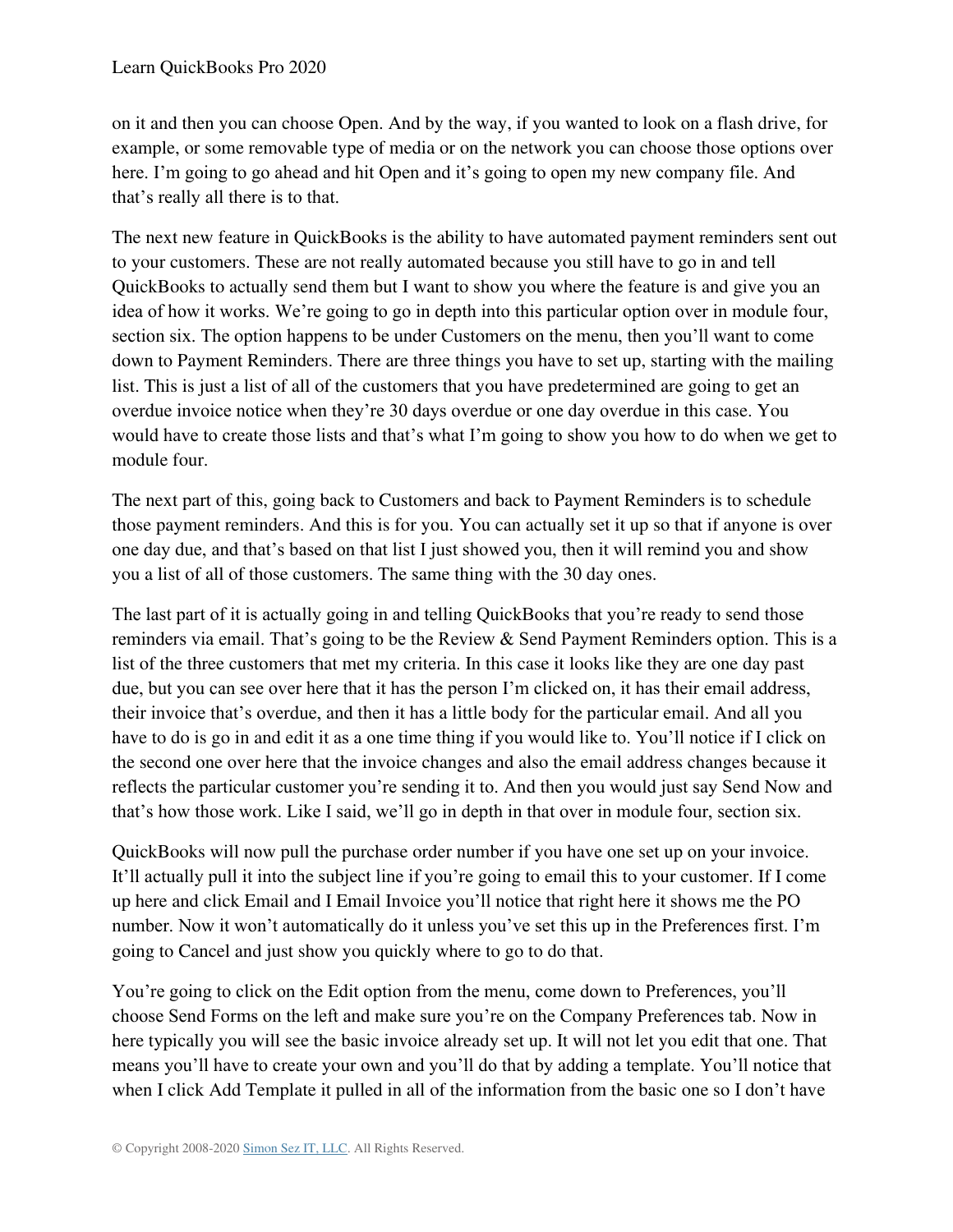on it and then you can choose Open. And by the way, if you wanted to look on a flash drive, for example, or some removable type of media or on the network you can choose those options over here. I'm going to go ahead and hit Open and it's going to open my new company file. And that's really all there is to that.

The next new feature in QuickBooks is the ability to have automated payment reminders sent out to your customers. These are not really automated because you still have to go in and tell QuickBooks to actually send them but I want to show you where the feature is and give you an idea of how it works. We're going to go in depth into this particular option over in module four, section six. The option happens to be under Customers on the menu, then you'll want to come down to Payment Reminders. There are three things you have to set up, starting with the mailing list. This is just a list of all of the customers that you have predetermined are going to get an overdue invoice notice when they're 30 days overdue or one day overdue in this case. You would have to create those lists and that's what I'm going to show you how to do when we get to module four.

The next part of this, going back to Customers and back to Payment Reminders is to schedule those payment reminders. And this is for you. You can actually set it up so that if anyone is over one day due, and that's based on that list I just showed you, then it will remind you and show you a list of all of those customers. The same thing with the 30 day ones.

The last part of it is actually going in and telling QuickBooks that you're ready to send those reminders via email. That's going to be the Review & Send Payment Reminders option. This is a list of the three customers that met my criteria. In this case it looks like they are one day past due, but you can see over here that it has the person I'm clicked on, it has their email address, their invoice that's overdue, and then it has a little body for the particular email. And all you have to do is go in and edit it as a one time thing if you would like to. You'll notice if I click on the second one over here that the invoice changes and also the email address changes because it reflects the particular customer you're sending it to. And then you would just say Send Now and that's how those work. Like I said, we'll go in depth in that over in module four, section six.

QuickBooks will now pull the purchase order number if you have one set up on your invoice. It'll actually pull it into the subject line if you're going to email this to your customer. If I come up here and click Email and I Email Invoice you'll notice that right here it shows me the PO number. Now it won't automatically do it unless you've set this up in the Preferences first. I'm going to Cancel and just show you quickly where to go to do that.

You're going to click on the Edit option from the menu, come down to Preferences, you'll choose Send Forms on the left and make sure you're on the Company Preferences tab. Now in here typically you will see the basic invoice already set up. It will not let you edit that one. That means you'll have to create your own and you'll do that by adding a template. You'll notice that when I click Add Template it pulled in all of the information from the basic one so I don't have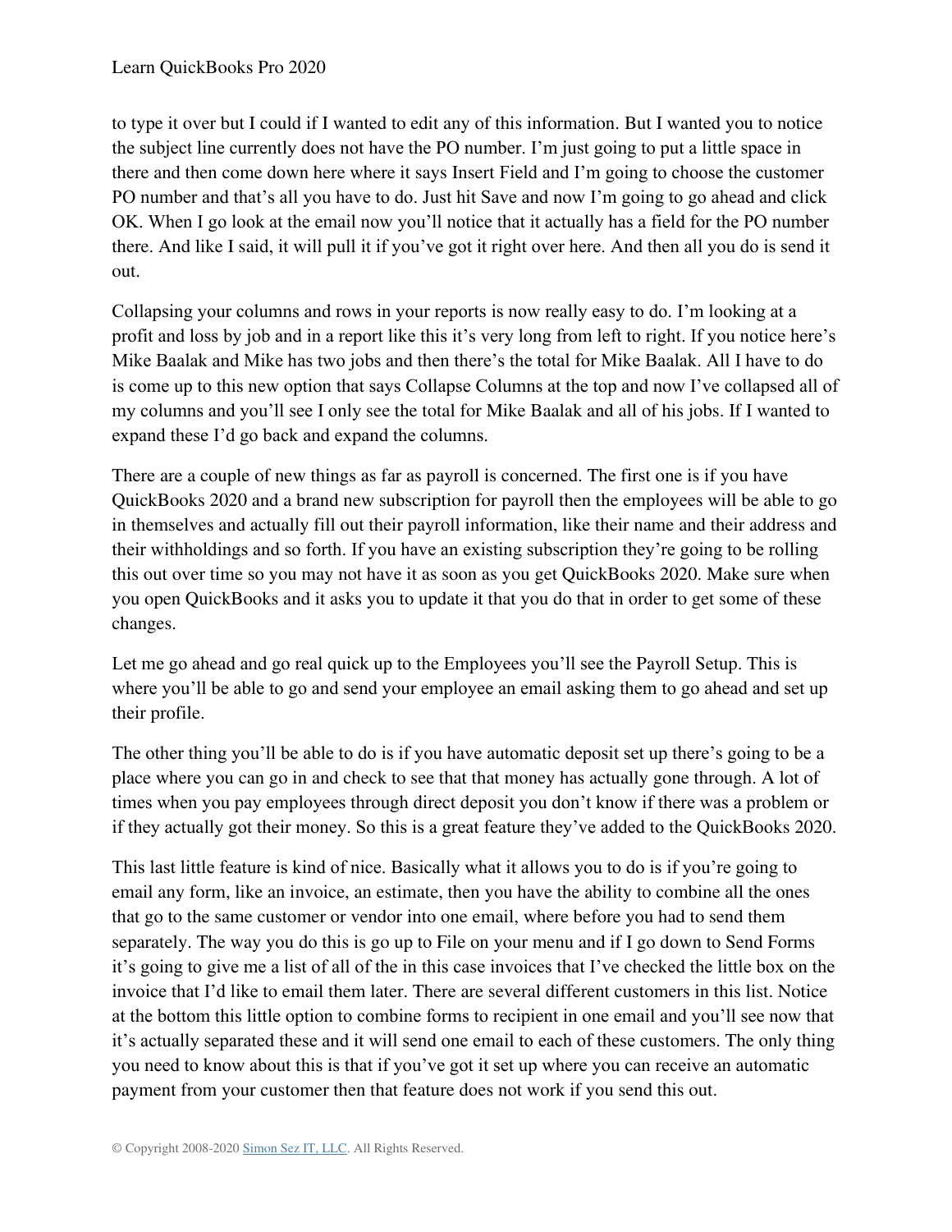to type it over but I could if I wanted to edit any of this information. But I wanted you to notice the subject line currently does not have the PO number. I'm just going to put a little space in there and then come down here where it says Insert Field and I'm going to choose the customer PO number and that's all you have to do. Just hit Save and now I'm going to go ahead and click OK. When I go look at the email now you'll notice that it actually has a field for the PO number there. And like I said, it will pull it if you've got it right over here. And then all you do is send it out.

Collapsing your columns and rows in your reports is now really easy to do. I'm looking at a profit and loss by job and in a report like this it's very long from left to right. If you notice here's Mike Baalak and Mike has two jobs and then there's the total for Mike Baalak. All I have to do is come up to this new option that says Collapse Columns at the top and now I've collapsed all of my columns and you'll see I only see the total for Mike Baalak and all of his jobs. If I wanted to expand these I'd go back and expand the columns.

There are a couple of new things as far as payroll is concerned. The first one is if you have QuickBooks 2020 and a brand new subscription for payroll then the employees will be able to go in themselves and actually fill out their payroll information, like their name and their address and their withholdings and so forth. If you have an existing subscription they're going to be rolling this out over time so you may not have it as soon as you get QuickBooks 2020. Make sure when you open QuickBooks and it asks you to update it that you do that in order to get some of these changes.

Let me go ahead and go real quick up to the Employees you'll see the Payroll Setup. This is where you'll be able to go and send your employee an email asking them to go ahead and set up their profile.

The other thing you'll be able to do is if you have automatic deposit set up there's going to be a place where you can go in and check to see that that money has actually gone through. A lot of times when you pay employees through direct deposit you don't know if there was a problem or if they actually got their money. So this is a great feature they've added to the QuickBooks 2020.

This last little feature is kind of nice. Basically what it allows you to do is if you're going to email any form, like an invoice, an estimate, then you have the ability to combine all the ones that go to the same customer or vendor into one email, where before you had to send them separately. The way you do this is go up to File on your menu and if I go down to Send Forms it's going to give me a list of all of the in this case invoices that I've checked the little box on the invoice that I'd like to email them later. There are several different customers in this list. Notice at the bottom this little option to combine forms to recipient in one email and you'll see now that it's actually separated these and it will send one email to each of these customers. The only thing you need to know about this is that if you've got it set up where you can receive an automatic payment from your customer then that feature does not work if you send this out.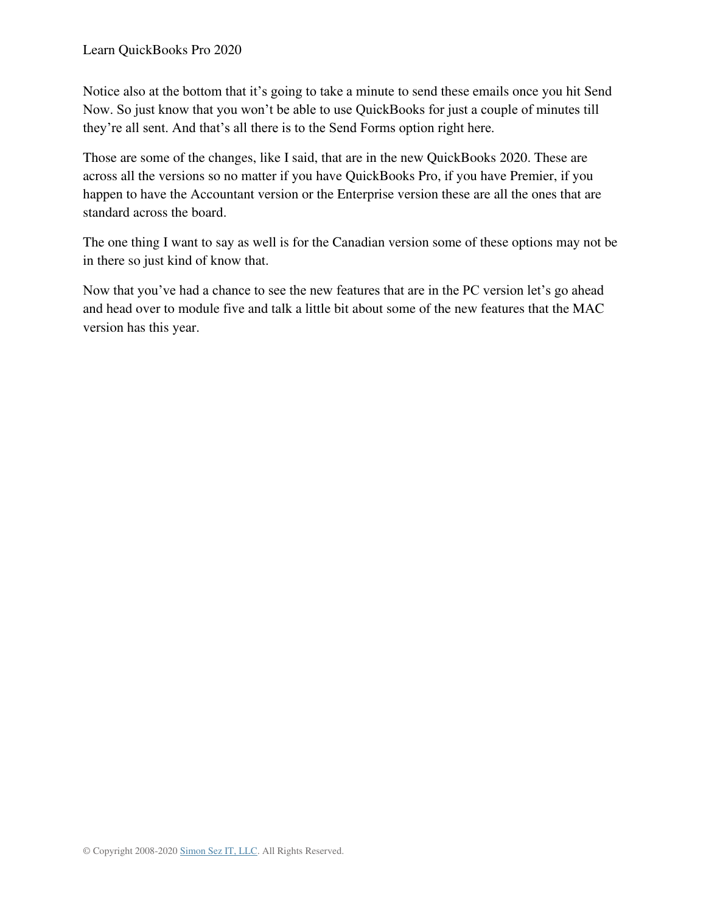Notice also at the bottom that it's going to take a minute to send these emails once you hit Send Now. So just know that you won't be able to use QuickBooks for just a couple of minutes till they're all sent. And that's all there is to the Send Forms option right here.

Those are some of the changes, like I said, that are in the new QuickBooks 2020. These are across all the versions so no matter if you have QuickBooks Pro, if you have Premier, if you happen to have the Accountant version or the Enterprise version these are all the ones that are standard across the board.

The one thing I want to say as well is for the Canadian version some of these options may not be in there so just kind of know that.

Now that you've had a chance to see the new features that are in the PC version let's go ahead and head over to module five and talk a little bit about some of the new features that the MAC version has this year.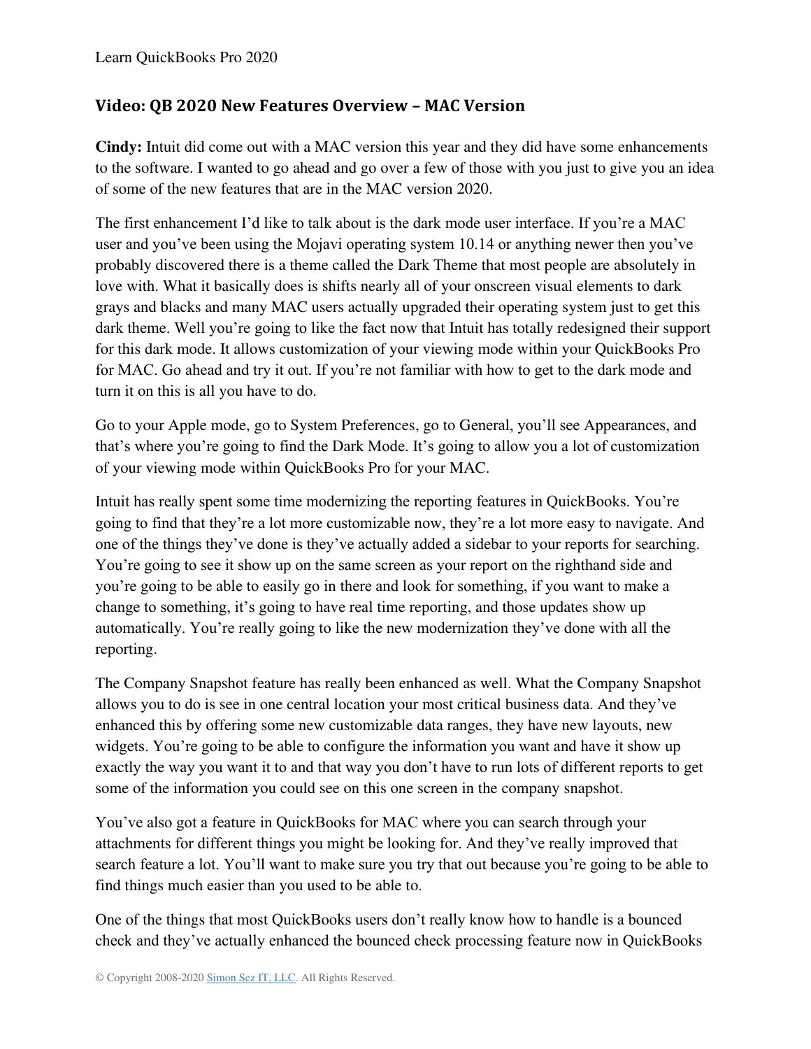## Video: QB 2020 New Features Overview – MAC Version

**Cindy:** Intuit did come out with a MAC version this year and they did have some enhancements to the software. I wanted to go ahead and go over a few of those with you just to give you an idea of some of the new features that are in the MAC version 2020.

The first enhancement I'd like to talk about is the dark mode user interface. If you're a MAC user and you've been using the Mojavi operating system 10.14 or anything newer then you've probably discovered there is a theme called the Dark Theme that most people are absolutely in love with. What it basically does is shifts nearly all of your onscreen visual elements to dark grays and blacks and many MAC users actually upgraded their operating system just to get this dark theme. Well you're going to like the fact now that Intuit has totally redesigned their support for this dark mode. It allows customization of your viewing mode within your QuickBooks Pro for MAC. Go ahead and try it out. If you're not familiar with how to get to the dark mode and turn it on this is all you have to do.

Go to your Apple mode, go to System Preferences, go to General, you'll see Appearances, and that's where you're going to find the Dark Mode. It's going to allow you a lot of customization of your viewing mode within QuickBooks Pro for your MAC.

Intuit has really spent some time modernizing the reporting features in QuickBooks. You're going to find that they're a lot more customizable now, they're a lot more easy to navigate. And one of the things they've done is they've actually added a sidebar to your reports for searching. You're going to see it show up on the same screen as your report on the righthand side and you're going to be able to easily go in there and look for something, if you want to make a change to something, it's going to have real time reporting, and those updates show up automatically. You're really going to like the new modernization they've done with all the reporting.

The Company Snapshot feature has really been enhanced as well. What the Company Snapshot allows you to do is see in one central location your most critical business data. And they've enhanced this by offering some new customizable data ranges, they have new layouts, new widgets. You're going to be able to configure the information you want and have it show up exactly the way you want it to and that way you don't have to run lots of different reports to get some of the information you could see on this one screen in the company snapshot.

You've also got a feature in QuickBooks for MAC where you can search through your attachments for different things you might be looking for. And they've really improved that search feature a lot. You'll want to make sure you try that out because you're going to be able to find things much easier than you used to be able to.

One of the things that most QuickBooks users don't really know how to handle is a bounced check and they've actually enhanced the bounced check processing feature now in QuickBooks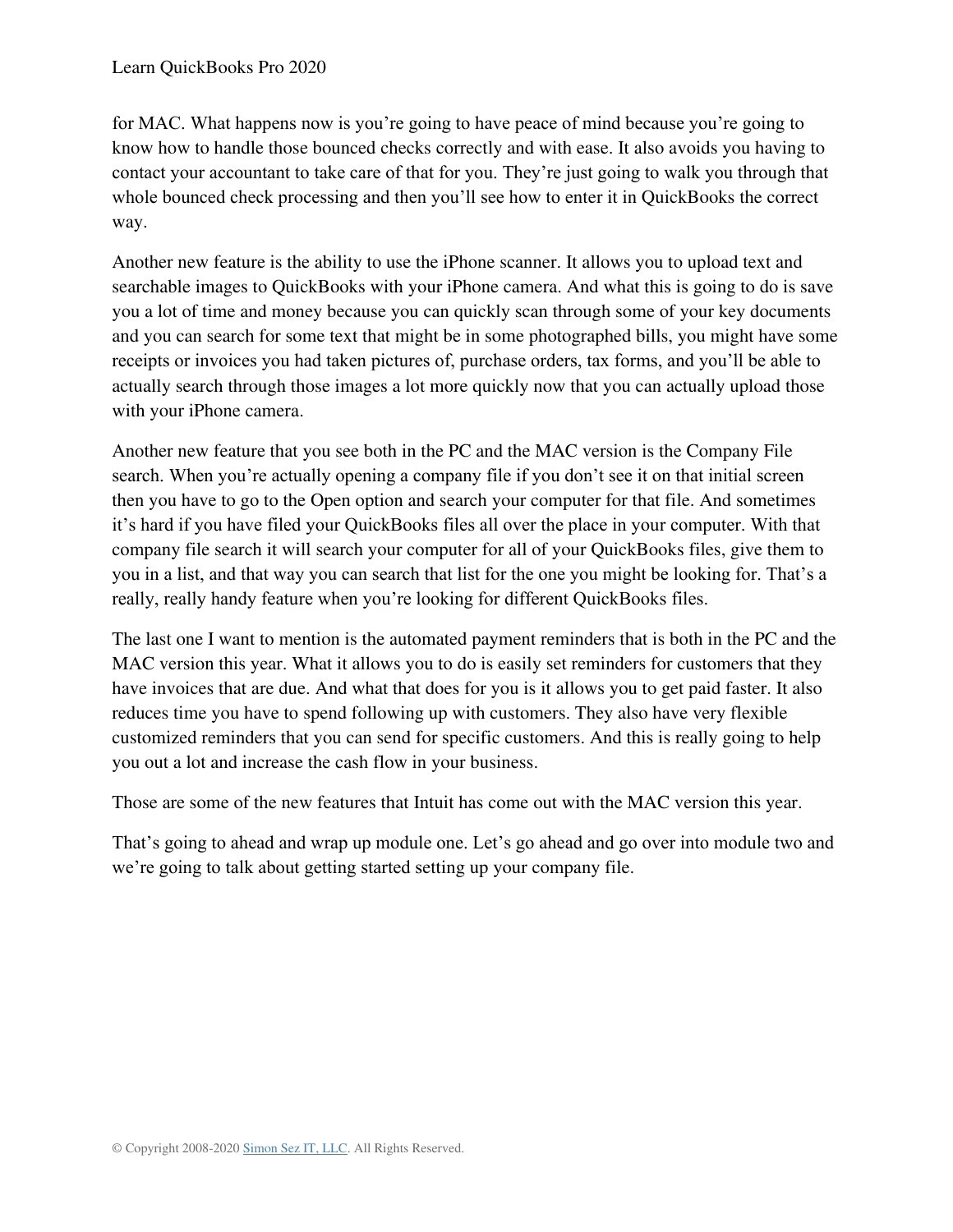for MAC. What happens now is you're going to have peace of mind because you're going to know how to handle those bounced checks correctly and with ease. It also avoids you having to contact your accountant to take care of that for you. They're just going to walk you through that whole bounced check processing and then you'll see how to enter it in QuickBooks the correct way.

Another new feature is the ability to use the iPhone scanner. It allows you to upload text and searchable images to QuickBooks with your iPhone camera. And what this is going to do is save you a lot of time and money because you can quickly scan through some of your key documents and you can search for some text that might be in some photographed bills, you might have some receipts or invoices you had taken pictures of, purchase orders, tax forms, and you'll be able to actually search through those images a lot more quickly now that you can actually upload those with your iPhone camera.

Another new feature that you see both in the PC and the MAC version is the Company File search. When you're actually opening a company file if you don't see it on that initial screen then you have to go to the Open option and search your computer for that file. And sometimes it's hard if you have filed your QuickBooks files all over the place in your computer. With that company file search it will search your computer for all of your QuickBooks files, give them to you in a list, and that way you can search that list for the one you might be looking for. That's a really, really handy feature when you're looking for different QuickBooks files.

The last one I want to mention is the automated payment reminders that is both in the PC and the MAC version this year. What it allows you to do is easily set reminders for customers that they have invoices that are due. And what that does for you is it allows you to get paid faster. It also reduces time you have to spend following up with customers. They also have very flexible customized reminders that you can send for specific customers. And this is really going to help you out a lot and increase the cash flow in your business.

Those are some of the new features that Intuit has come out with the MAC version this year.

That's going to ahead and wrap up module one. Let's go ahead and go over into module two and we're going to talk about getting started setting up your company file.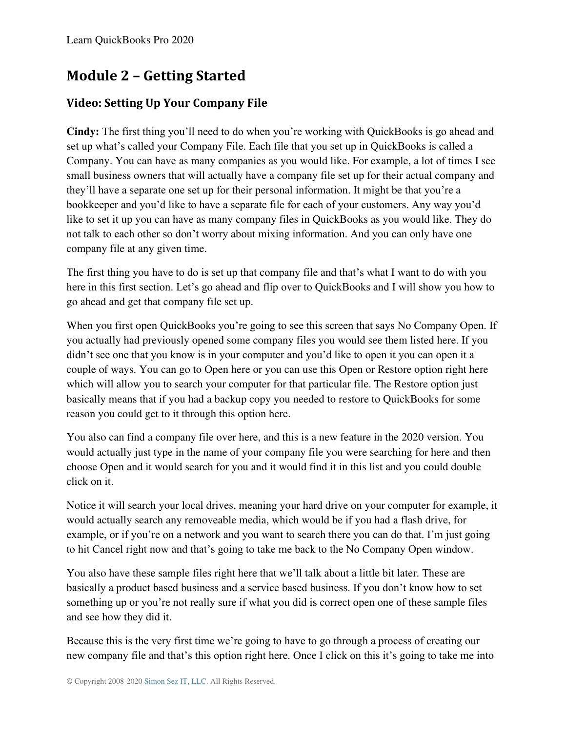# Module 2 – Getting Started

## Video: Setting Up Your Company File

**Cindy:** The first thing you'll need to do when you're working with QuickBooks is go ahead and set up what's called your Company File. Each file that you set up in QuickBooks is called a Company. You can have as many companies as you would like. For example, a lot of times I see small business owners that will actually have a company file set up for their actual company and they'll have a separate one set up for their personal information. It might be that you're a bookkeeper and you'd like to have a separate file for each of your customers. Any way you'd like to set it up you can have as many company files in QuickBooks as you would like. They do not talk to each other so don't worry about mixing information. And you can only have one company file at any given time.

The first thing you have to do is set up that company file and that's what I want to do with you here in this first section. Let's go ahead and flip over to QuickBooks and I will show you how to go ahead and get that company file set up.

When you first open QuickBooks you're going to see this screen that says No Company Open. If you actually had previously opened some company files you would see them listed here. If you didn't see one that you know is in your computer and you'd like to open it you can open it a couple of ways. You can go to Open here or you can use this Open or Restore option right here which will allow you to search your computer for that particular file. The Restore option just basically means that if you had a backup copy you needed to restore to QuickBooks for some reason you could get to it through this option here.

You also can find a company file over here, and this is a new feature in the 2020 version. You would actually just type in the name of your company file you were searching for here and then choose Open and it would search for you and it would find it in this list and you could double click on it.

Notice it will search your local drives, meaning your hard drive on your computer for example, it would actually search any removeable media, which would be if you had a flash drive, for example, or if you're on a network and you want to search there you can do that. I'm just going to hit Cancel right now and that's going to take me back to the No Company Open window.

You also have these sample files right here that we'll talk about a little bit later. These are basically a product based business and a service based business. If you don't know how to set something up or you're not really sure if what you did is correct open one of these sample files and see how they did it.

Because this is the very first time we're going to have to go through a process of creating our new company file and that's this option right here. Once I click on this it's going to take me into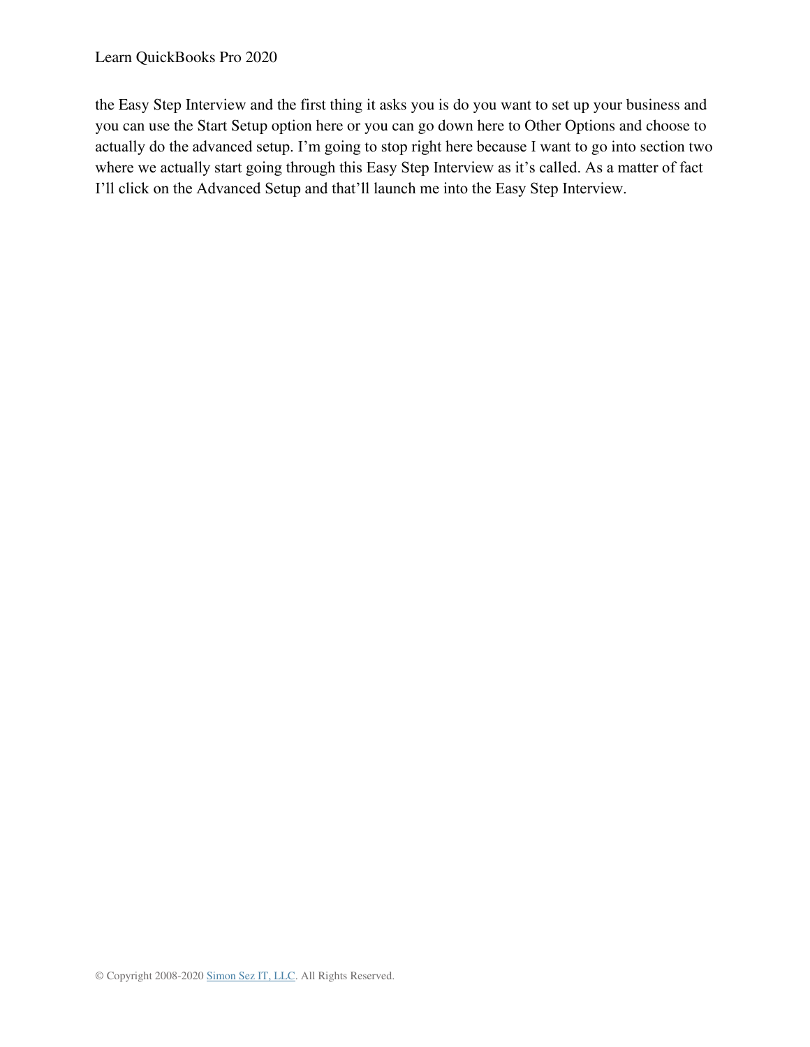the Easy Step Interview and the first thing it asks you is do you want to set up your business and you can use the Start Setup option here or you can go down here to Other Options and choose to actually do the advanced setup. I'm going to stop right here because I want to go into section two where we actually start going through this Easy Step Interview as it's called. As a matter of fact I'll click on the Advanced Setup and that'll launch me into the Easy Step Interview.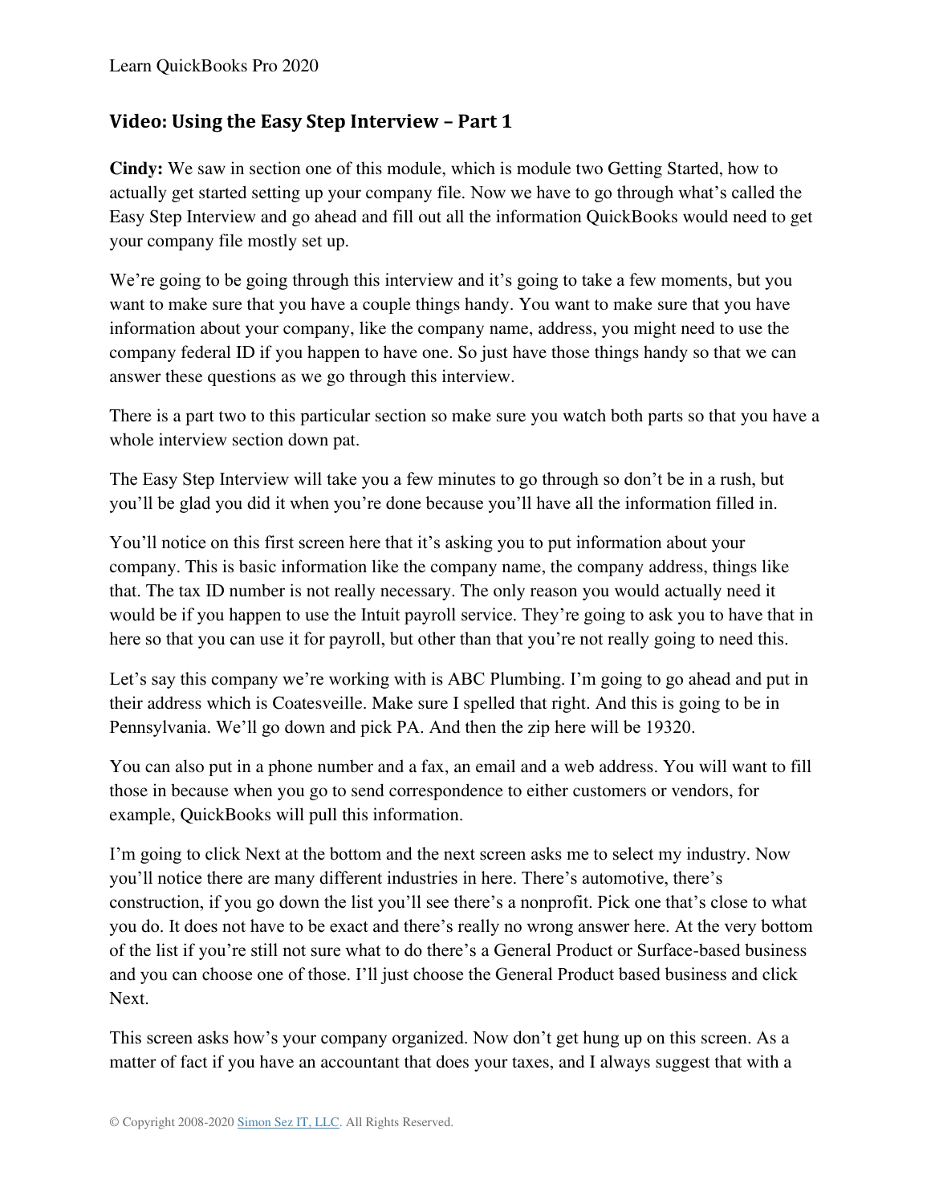## Video: Using the Easy Step Interview – Part 1

**Cindy:** We saw in section one of this module, which is module two Getting Started, how to actually get started setting up your company file. Now we have to go through what's called the Easy Step Interview and go ahead and fill out all the information QuickBooks would need to get your company file mostly set up.

We're going to be going through this interview and it's going to take a few moments, but you want to make sure that you have a couple things handy. You want to make sure that you have information about your company, like the company name, address, you might need to use the company federal ID if you happen to have one. So just have those things handy so that we can answer these questions as we go through this interview.

There is a part two to this particular section so make sure you watch both parts so that you have a whole interview section down pat.

The Easy Step Interview will take you a few minutes to go through so don't be in a rush, but you'll be glad you did it when you're done because you'll have all the information filled in.

You'll notice on this first screen here that it's asking you to put information about your company. This is basic information like the company name, the company address, things like that. The tax ID number is not really necessary. The only reason you would actually need it would be if you happen to use the Intuit payroll service. They're going to ask you to have that in here so that you can use it for payroll, but other than that you're not really going to need this.

Let's say this company we're working with is ABC Plumbing. I'm going to go ahead and put in their address which is Coatesveille. Make sure I spelled that right. And this is going to be in Pennsylvania. We'll go down and pick PA. And then the zip here will be 19320.

You can also put in a phone number and a fax, an email and a web address. You will want to fill those in because when you go to send correspondence to either customers or vendors, for example, QuickBooks will pull this information.

I'm going to click Next at the bottom and the next screen asks me to select my industry. Now you'll notice there are many different industries in here. There's automotive, there's construction, if you go down the list you'll see there's a nonprofit. Pick one that's close to what you do. It does not have to be exact and there's really no wrong answer here. At the very bottom of the list if you're still not sure what to do there's a General Product or Surface-based business and you can choose one of those. I'll just choose the General Product based business and click Next.

This screen asks how's your company organized. Now don't get hung up on this screen. As a matter of fact if you have an accountant that does your taxes, and I always suggest that with a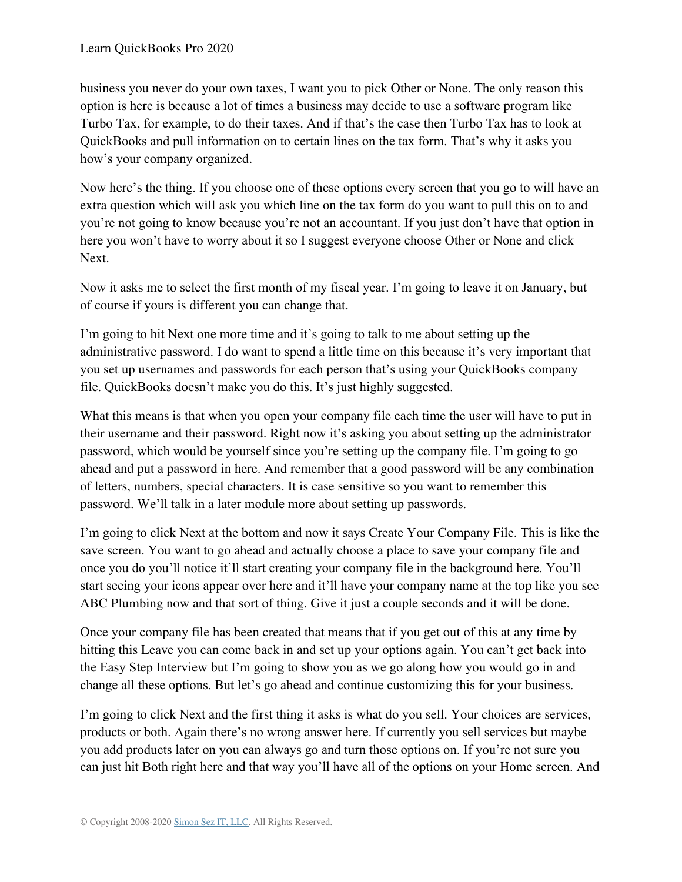business you never do your own taxes, I want you to pick Other or None. The only reason this option is here is because a lot of times a business may decide to use a software program like Turbo Tax, for example, to do their taxes. And if that's the case then Turbo Tax has to look at QuickBooks and pull information on to certain lines on the tax form. That's why it asks you how's your company organized.

Now here's the thing. If you choose one of these options every screen that you go to will have an extra question which will ask you which line on the tax form do you want to pull this on to and you're not going to know because you're not an accountant. If you just don't have that option in here you won't have to worry about it so I suggest everyone choose Other or None and click Next.

Now it asks me to select the first month of my fiscal year. I'm going to leave it on January, but of course if yours is different you can change that.

I'm going to hit Next one more time and it's going to talk to me about setting up the administrative password. I do want to spend a little time on this because it's very important that you set up usernames and passwords for each person that's using your QuickBooks company file. QuickBooks doesn't make you do this. It's just highly suggested.

What this means is that when you open your company file each time the user will have to put in their username and their password. Right now it's asking you about setting up the administrator password, which would be yourself since you're setting up the company file. I'm going to go ahead and put a password in here. And remember that a good password will be any combination of letters, numbers, special characters. It is case sensitive so you want to remember this password. We'll talk in a later module more about setting up passwords.

I'm going to click Next at the bottom and now it says Create Your Company File. This is like the save screen. You want to go ahead and actually choose a place to save your company file and once you do you'll notice it'll start creating your company file in the background here. You'll start seeing your icons appear over here and it'll have your company name at the top like you see ABC Plumbing now and that sort of thing. Give it just a couple seconds and it will be done.

Once your company file has been created that means that if you get out of this at any time by hitting this Leave you can come back in and set up your options again. You can't get back into the Easy Step Interview but I'm going to show you as we go along how you would go in and change all these options. But let's go ahead and continue customizing this for your business.

I'm going to click Next and the first thing it asks is what do you sell. Your choices are services, products or both. Again there's no wrong answer here. If currently you sell services but maybe you add products later on you can always go and turn those options on. If you're not sure you can just hit Both right here and that way you'll have all of the options on your Home screen. And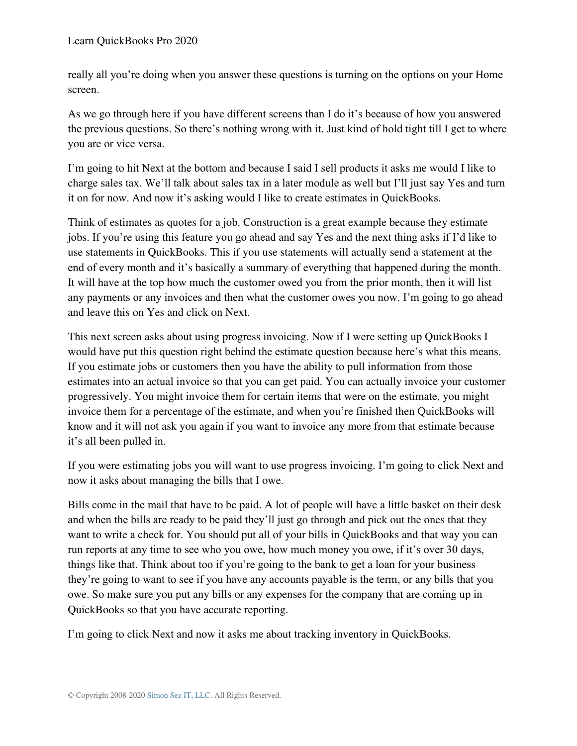really all you're doing when you answer these questions is turning on the options on your Home screen.

As we go through here if you have different screens than I do it's because of how you answered the previous questions. So there's nothing wrong with it. Just kind of hold tight till I get to where you are or vice versa.

I'm going to hit Next at the bottom and because I said I sell products it asks me would I like to charge sales tax. We'll talk about sales tax in a later module as well but I'll just say Yes and turn it on for now. And now it's asking would I like to create estimates in QuickBooks.

Think of estimates as quotes for a job. Construction is a great example because they estimate jobs. If you're using this feature you go ahead and say Yes and the next thing asks if I'd like to use statements in QuickBooks. This if you use statements will actually send a statement at the end of every month and it's basically a summary of everything that happened during the month. It will have at the top how much the customer owed you from the prior month, then it will list any payments or any invoices and then what the customer owes you now. I'm going to go ahead and leave this on Yes and click on Next.

This next screen asks about using progress invoicing. Now if I were setting up QuickBooks I would have put this question right behind the estimate question because here's what this means. If you estimate jobs or customers then you have the ability to pull information from those estimates into an actual invoice so that you can get paid. You can actually invoice your customer progressively. You might invoice them for certain items that were on the estimate, you might invoice them for a percentage of the estimate, and when you're finished then QuickBooks will know and it will not ask you again if you want to invoice any more from that estimate because it's all been pulled in.

If you were estimating jobs you will want to use progress invoicing. I'm going to click Next and now it asks about managing the bills that I owe.

Bills come in the mail that have to be paid. A lot of people will have a little basket on their desk and when the bills are ready to be paid they'll just go through and pick out the ones that they want to write a check for. You should put all of your bills in QuickBooks and that way you can run reports at any time to see who you owe, how much money you owe, if it's over 30 days, things like that. Think about too if you're going to the bank to get a loan for your business they're going to want to see if you have any accounts payable is the term, or any bills that you owe. So make sure you put any bills or any expenses for the company that are coming up in QuickBooks so that you have accurate reporting.

I'm going to click Next and now it asks me about tracking inventory in QuickBooks.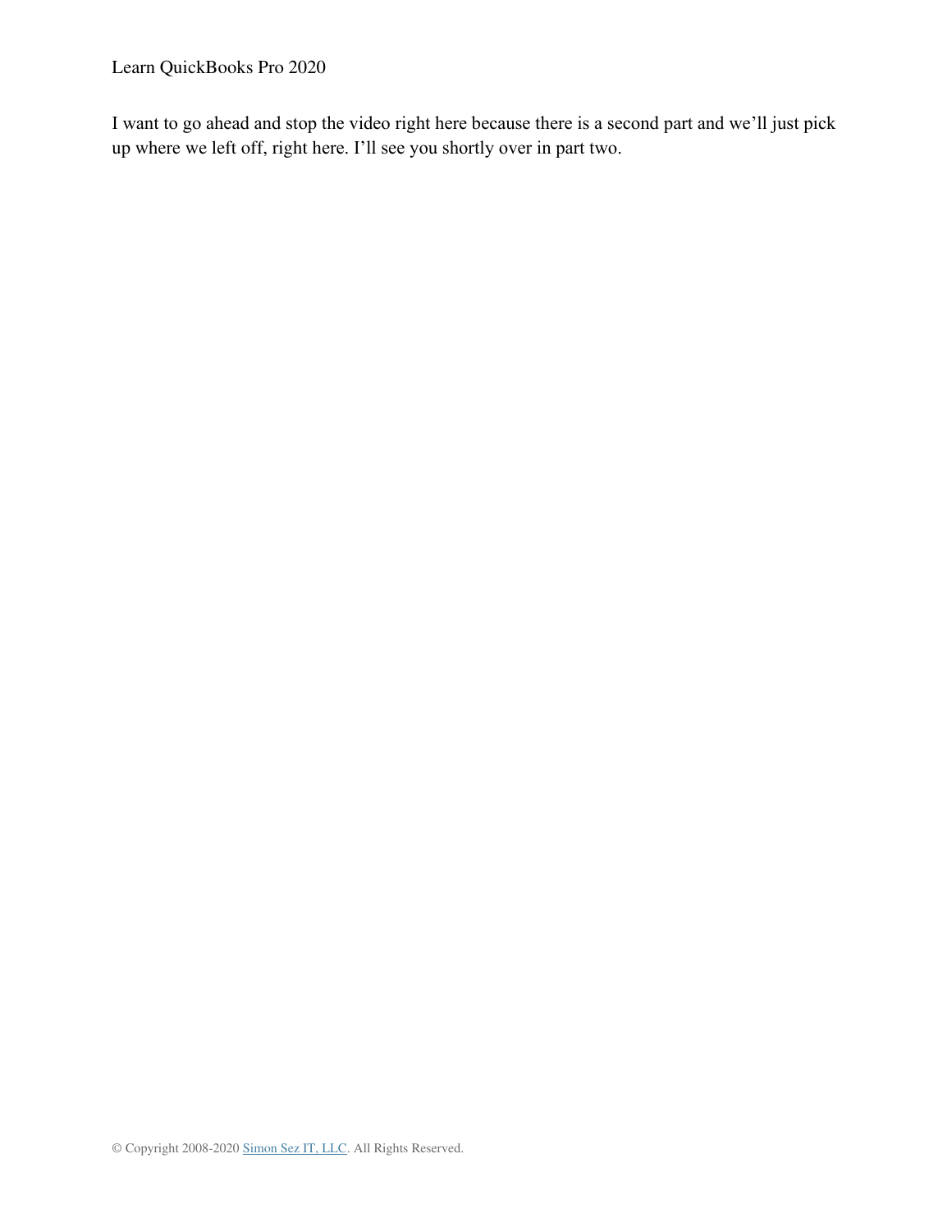I want to go ahead and stop the video right here because there is a second part and we'll just pick up where we left off, right here. I'll see you shortly over in part two.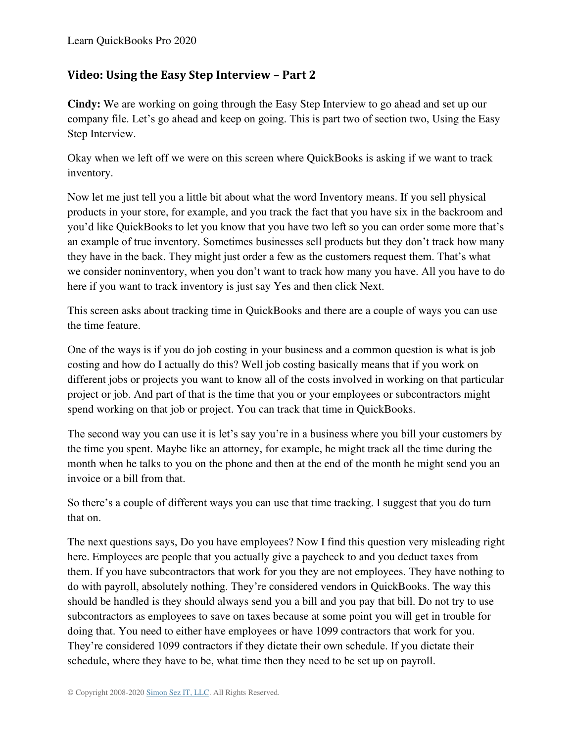## Video: Using the Easy Step Interview – Part 2

**Cindy:** We are working on going through the Easy Step Interview to go ahead and set up our company file. Let's go ahead and keep on going. This is part two of section two, Using the Easy Step Interview.

Okay when we left off we were on this screen where QuickBooks is asking if we want to track inventory.

Now let me just tell you a little bit about what the word Inventory means. If you sell physical products in your store, for example, and you track the fact that you have six in the backroom and you'd like QuickBooks to let you know that you have two left so you can order some more that's an example of true inventory. Sometimes businesses sell products but they don't track how many they have in the back. They might just order a few as the customers request them. That's what we consider noninventory, when you don't want to track how many you have. All you have to do here if you want to track inventory is just say Yes and then click Next.

This screen asks about tracking time in QuickBooks and there are a couple of ways you can use the time feature.

One of the ways is if you do job costing in your business and a common question is what is job costing and how do I actually do this? Well job costing basically means that if you work on different jobs or projects you want to know all of the costs involved in working on that particular project or job. And part of that is the time that you or your employees or subcontractors might spend working on that job or project. You can track that time in QuickBooks.

The second way you can use it is let's say you're in a business where you bill your customers by the time you spent. Maybe like an attorney, for example, he might track all the time during the month when he talks to you on the phone and then at the end of the month he might send you an invoice or a bill from that.

So there's a couple of different ways you can use that time tracking. I suggest that you do turn that on.

The next questions says, Do you have employees? Now I find this question very misleading right here. Employees are people that you actually give a paycheck to and you deduct taxes from them. If you have subcontractors that work for you they are not employees. They have nothing to do with payroll, absolutely nothing. They're considered vendors in QuickBooks. The way this should be handled is they should always send you a bill and you pay that bill. Do not try to use subcontractors as employees to save on taxes because at some point you will get in trouble for doing that. You need to either have employees or have 1099 contractors that work for you. They're considered 1099 contractors if they dictate their own schedule. If you dictate their schedule, where they have to be, what time then they need to be set up on payroll.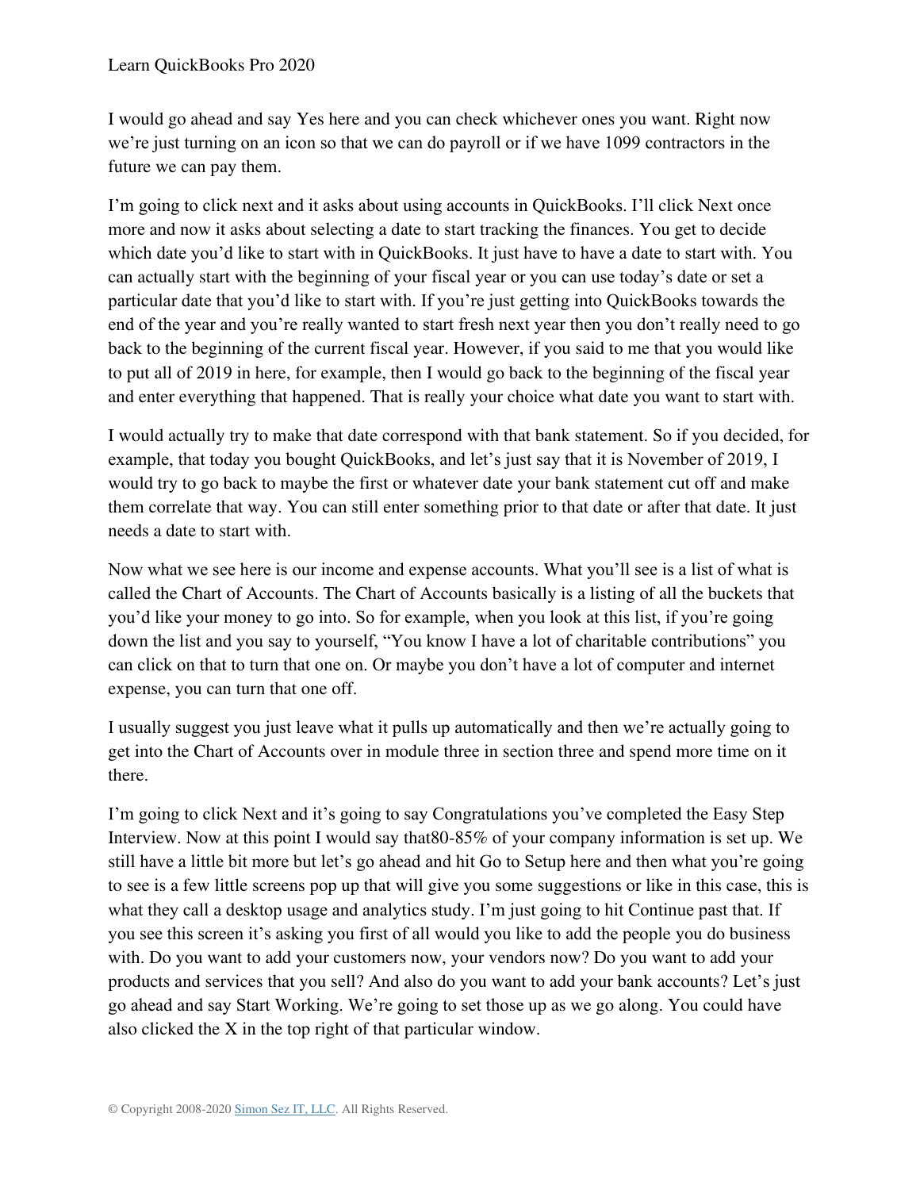I would go ahead and say Yes here and you can check whichever ones you want. Right now we're just turning on an icon so that we can do payroll or if we have 1099 contractors in the future we can pay them.

I'm going to click next and it asks about using accounts in QuickBooks. I'll click Next once more and now it asks about selecting a date to start tracking the finances. You get to decide which date you'd like to start with in QuickBooks. It just have to have a date to start with. You can actually start with the beginning of your fiscal year or you can use today's date or set a particular date that you'd like to start with. If you're just getting into QuickBooks towards the end of the year and you're really wanted to start fresh next year then you don't really need to go back to the beginning of the current fiscal year. However, if you said to me that you would like to put all of 2019 in here, for example, then I would go back to the beginning of the fiscal year and enter everything that happened. That is really your choice what date you want to start with.

I would actually try to make that date correspond with that bank statement. So if you decided, for example, that today you bought QuickBooks, and let's just say that it is November of 2019, I would try to go back to maybe the first or whatever date your bank statement cut off and make them correlate that way. You can still enter something prior to that date or after that date. It just needs a date to start with.

Now what we see here is our income and expense accounts. What you'll see is a list of what is called the Chart of Accounts. The Chart of Accounts basically is a listing of all the buckets that you'd like your money to go into. So for example, when you look at this list, if you're going down the list and you say to yourself, "You know I have a lot of charitable contributions" you can click on that to turn that one on. Or maybe you don't have a lot of computer and internet expense, you can turn that one off.

I usually suggest you just leave what it pulls up automatically and then we're actually going to get into the Chart of Accounts over in module three in section three and spend more time on it there.

I'm going to click Next and it's going to say Congratulations you've completed the Easy Step Interview. Now at this point I would say that80-85% of your company information is set up. We still have a little bit more but let's go ahead and hit Go to Setup here and then what you're going to see is a few little screens pop up that will give you some suggestions or like in this case, this is what they call a desktop usage and analytics study. I'm just going to hit Continue past that. If you see this screen it's asking you first of all would you like to add the people you do business with. Do you want to add your customers now, your vendors now? Do you want to add your products and services that you sell? And also do you want to add your bank accounts? Let's just go ahead and say Start Working. We're going to set those up as we go along. You could have also clicked the X in the top right of that particular window.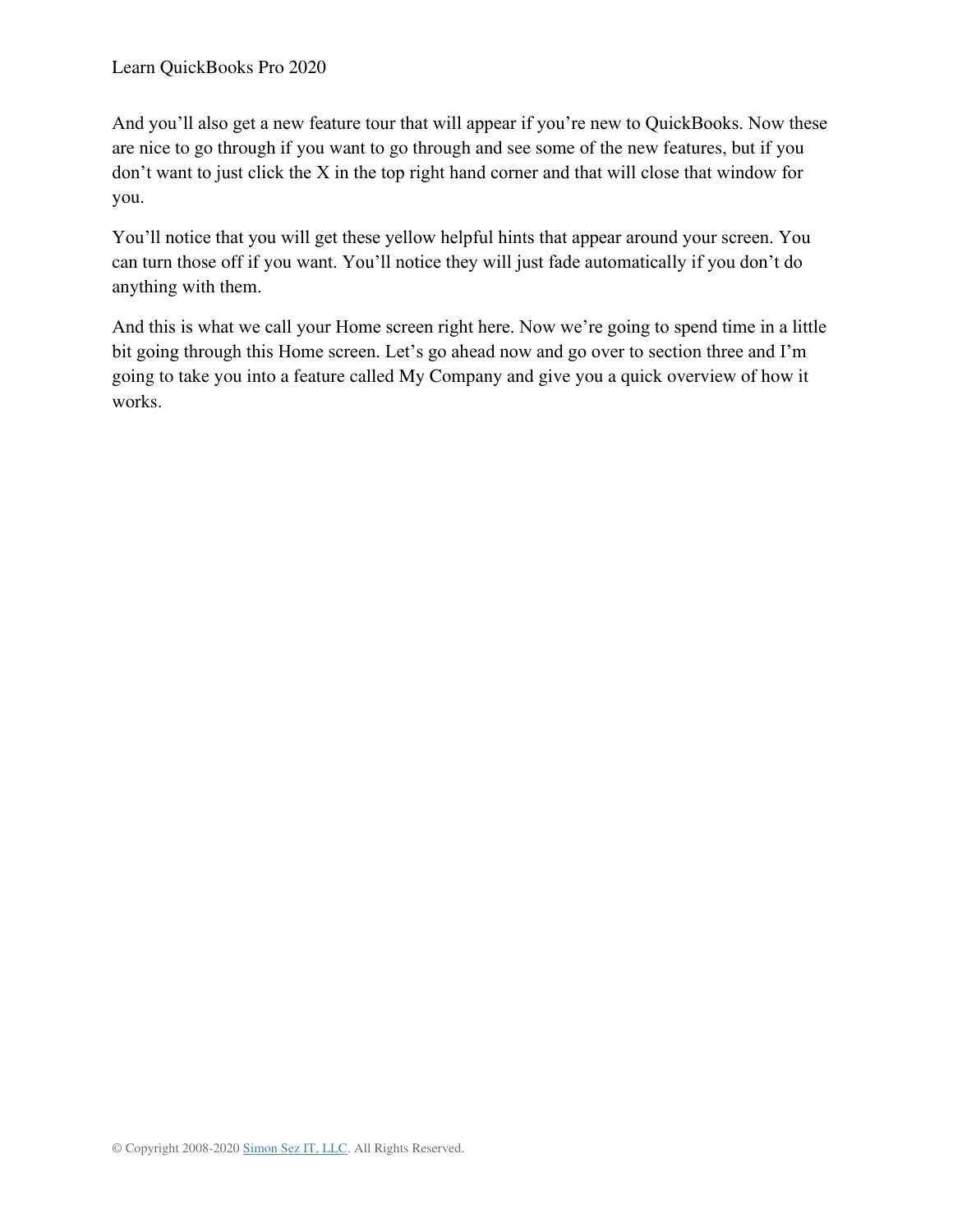And you'll also get a new feature tour that will appear if you're new to QuickBooks. Now these are nice to go through if you want to go through and see some of the new features, but if you don't want to just click the X in the top right hand corner and that will close that window for you.

You'll notice that you will get these yellow helpful hints that appear around your screen. You can turn those off if you want. You'll notice they will just fade automatically if you don't do anything with them.

And this is what we call your Home screen right here. Now we're going to spend time in a little bit going through this Home screen. Let's go ahead now and go over to section three and I'm going to take you into a feature called My Company and give you a quick overview of how it works.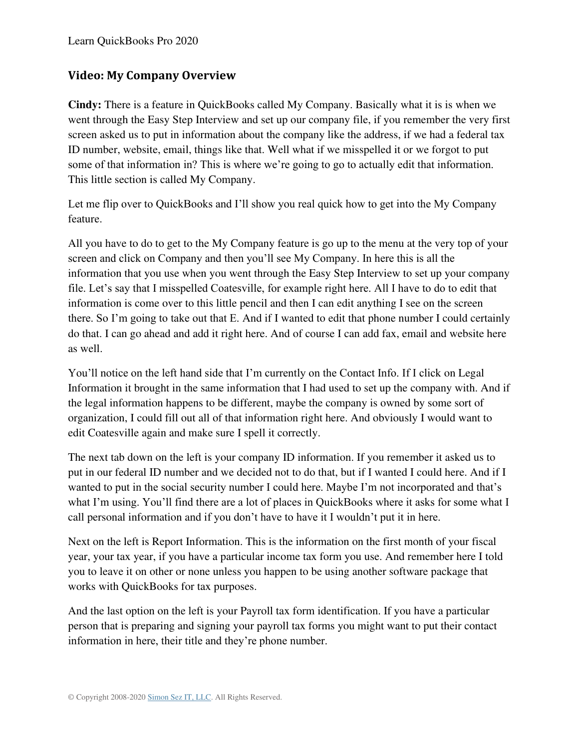## Video: My Company Overview

**Cindy:** There is a feature in QuickBooks called My Company. Basically what it is is when we went through the Easy Step Interview and set up our company file, if you remember the very first screen asked us to put in information about the company like the address, if we had a federal tax ID number, website, email, things like that. Well what if we misspelled it or we forgot to put some of that information in? This is where we're going to go to actually edit that information. This little section is called My Company.

Let me flip over to QuickBooks and I'll show you real quick how to get into the My Company feature.

All you have to do to get to the My Company feature is go up to the menu at the very top of your screen and click on Company and then you'll see My Company. In here this is all the information that you use when you went through the Easy Step Interview to set up your company file. Let's say that I misspelled Coatesville, for example right here. All I have to do to edit that information is come over to this little pencil and then I can edit anything I see on the screen there. So I'm going to take out that E. And if I wanted to edit that phone number I could certainly do that. I can go ahead and add it right here. And of course I can add fax, email and website here as well.

You'll notice on the left hand side that I'm currently on the Contact Info. If I click on Legal Information it brought in the same information that I had used to set up the company with. And if the legal information happens to be different, maybe the company is owned by some sort of organization, I could fill out all of that information right here. And obviously I would want to edit Coatesville again and make sure I spell it correctly.

The next tab down on the left is your company ID information. If you remember it asked us to put in our federal ID number and we decided not to do that, but if I wanted I could here. And if I wanted to put in the social security number I could here. Maybe I'm not incorporated and that's what I'm using. You'll find there are a lot of places in QuickBooks where it asks for some what I call personal information and if you don't have to have it I wouldn't put it in here.

Next on the left is Report Information. This is the information on the first month of your fiscal year, your tax year, if you have a particular income tax form you use. And remember here I told you to leave it on other or none unless you happen to be using another software package that works with QuickBooks for tax purposes.

And the last option on the left is your Payroll tax form identification. If you have a particular person that is preparing and signing your payroll tax forms you might want to put their contact information in here, their title and they're phone number.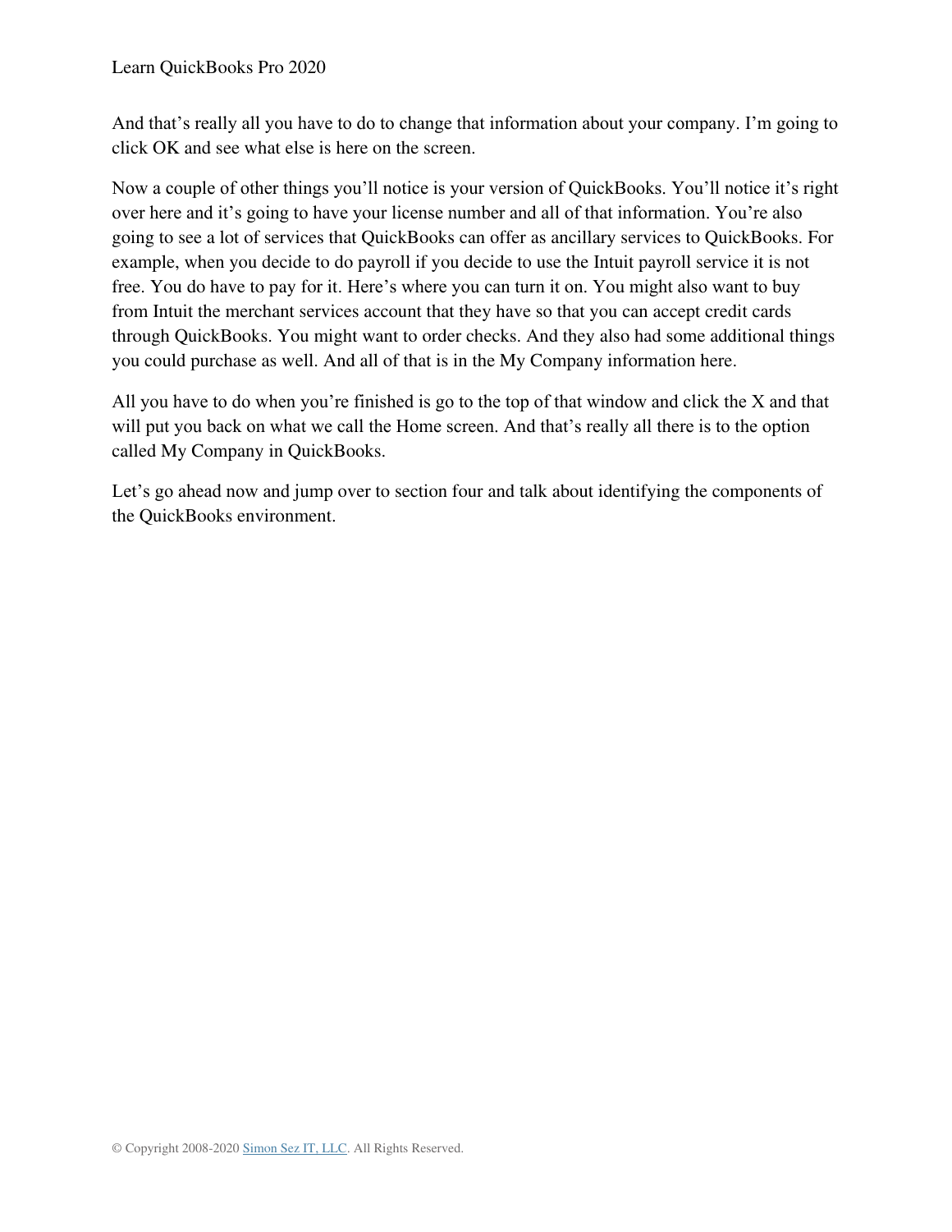And that's really all you have to do to change that information about your company. I'm going to click OK and see what else is here on the screen.

Now a couple of other things you'll notice is your version of QuickBooks. You'll notice it's right over here and it's going to have your license number and all of that information. You're also going to see a lot of services that QuickBooks can offer as ancillary services to QuickBooks. For example, when you decide to do payroll if you decide to use the Intuit payroll service it is not free. You do have to pay for it. Here's where you can turn it on. You might also want to buy from Intuit the merchant services account that they have so that you can accept credit cards through QuickBooks. You might want to order checks. And they also had some additional things you could purchase as well. And all of that is in the My Company information here.

All you have to do when you're finished is go to the top of that window and click the X and that will put you back on what we call the Home screen. And that's really all there is to the option called My Company in QuickBooks.

Let's go ahead now and jump over to section four and talk about identifying the components of the QuickBooks environment.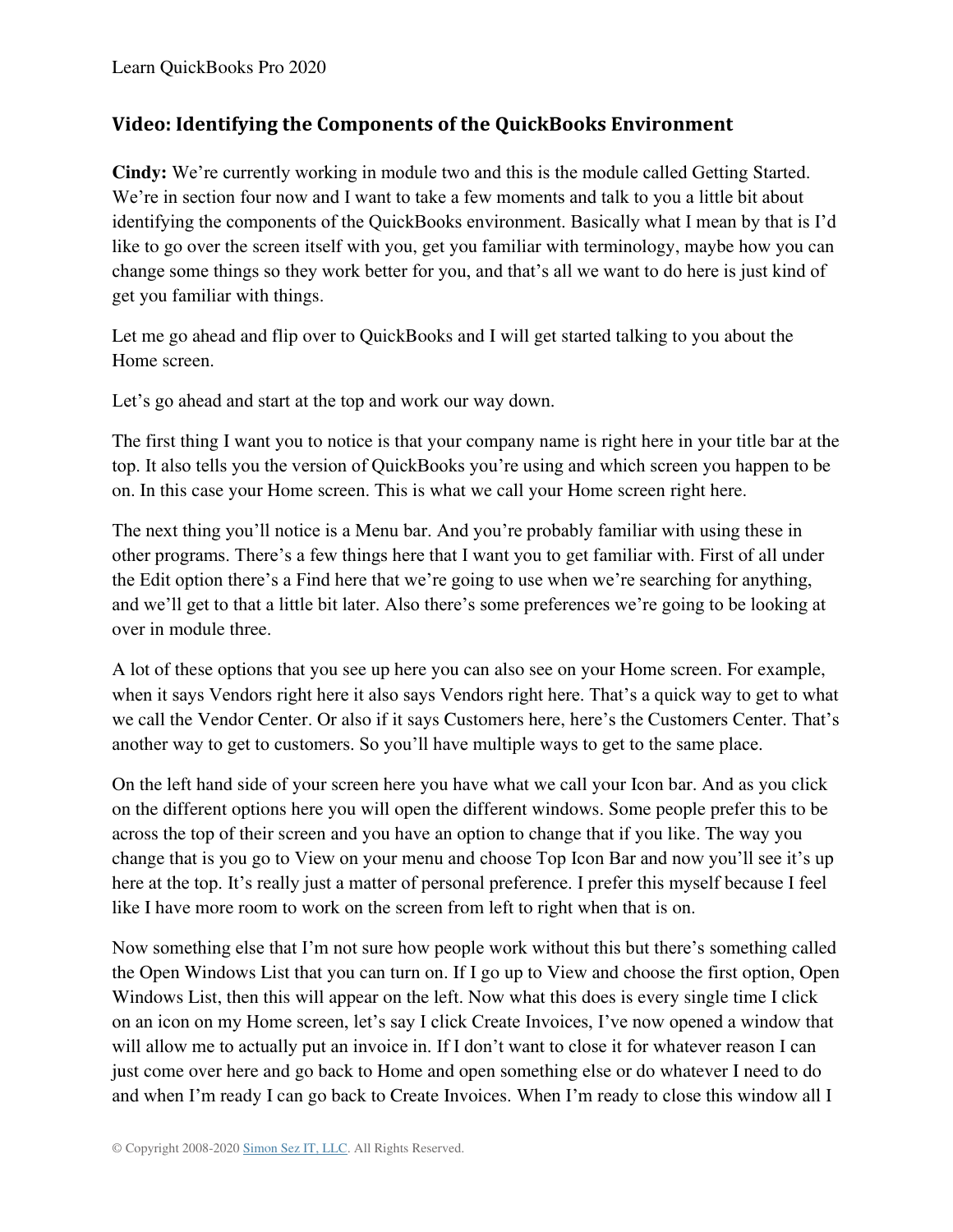## Video: Identifying the Components of the QuickBooks Environment

**Cindy:** We're currently working in module two and this is the module called Getting Started. We're in section four now and I want to take a few moments and talk to you a little bit about identifying the components of the QuickBooks environment. Basically what I mean by that is I'd like to go over the screen itself with you, get you familiar with terminology, maybe how you can change some things so they work better for you, and that's all we want to do here is just kind of get you familiar with things.

Let me go ahead and flip over to QuickBooks and I will get started talking to you about the Home screen.

Let's go ahead and start at the top and work our way down.

The first thing I want you to notice is that your company name is right here in your title bar at the top. It also tells you the version of QuickBooks you're using and which screen you happen to be on. In this case your Home screen. This is what we call your Home screen right here.

The next thing you'll notice is a Menu bar. And you're probably familiar with using these in other programs. There's a few things here that I want you to get familiar with. First of all under the Edit option there's a Find here that we're going to use when we're searching for anything, and we'll get to that a little bit later. Also there's some preferences we're going to be looking at over in module three.

A lot of these options that you see up here you can also see on your Home screen. For example, when it says Vendors right here it also says Vendors right here. That's a quick way to get to what we call the Vendor Center. Or also if it says Customers here, here's the Customers Center. That's another way to get to customers. So you'll have multiple ways to get to the same place.

On the left hand side of your screen here you have what we call your Icon bar. And as you click on the different options here you will open the different windows. Some people prefer this to be across the top of their screen and you have an option to change that if you like. The way you change that is you go to View on your menu and choose Top Icon Bar and now you'll see it's up here at the top. It's really just a matter of personal preference. I prefer this myself because I feel like I have more room to work on the screen from left to right when that is on.

Now something else that I'm not sure how people work without this but there's something called the Open Windows List that you can turn on. If I go up to View and choose the first option, Open Windows List, then this will appear on the left. Now what this does is every single time I click on an icon on my Home screen, let's say I click Create Invoices, I've now opened a window that will allow me to actually put an invoice in. If I don't want to close it for whatever reason I can just come over here and go back to Home and open something else or do whatever I need to do and when I'm ready I can go back to Create Invoices. When I'm ready to close this window all I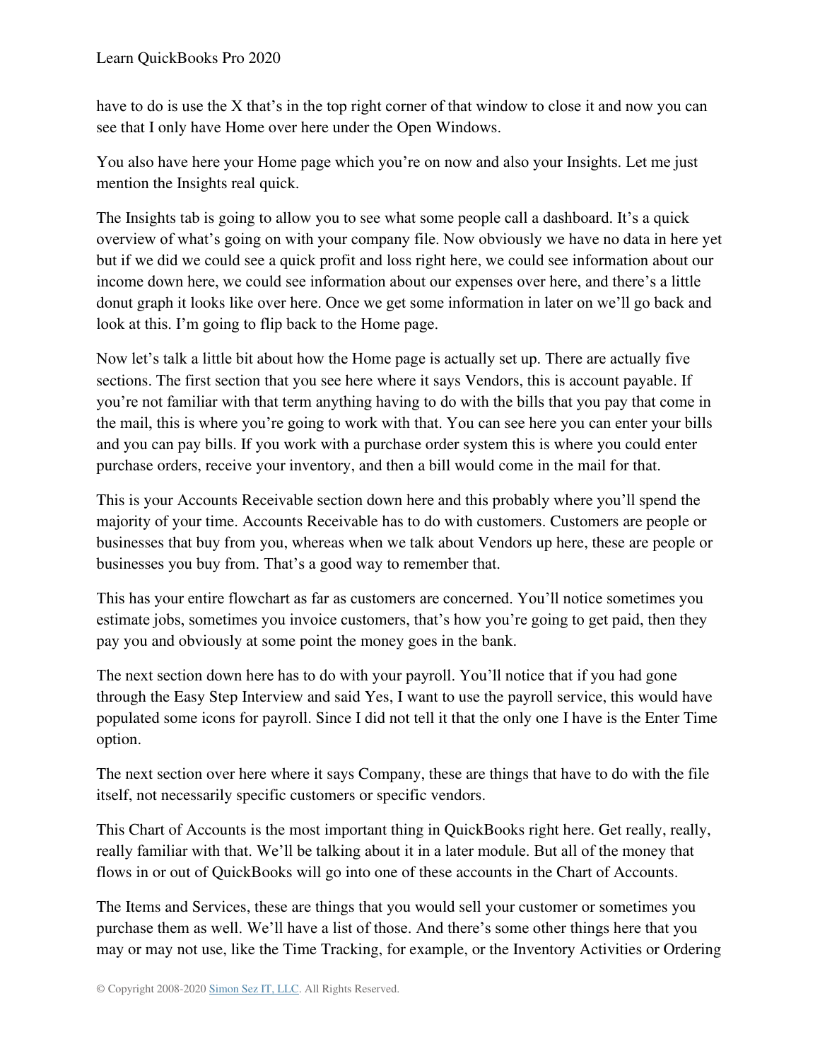have to do is use the X that's in the top right corner of that window to close it and now you can see that I only have Home over here under the Open Windows.

You also have here your Home page which you're on now and also your Insights. Let me just mention the Insights real quick.

The Insights tab is going to allow you to see what some people call a dashboard. It's a quick overview of what's going on with your company file. Now obviously we have no data in here yet but if we did we could see a quick profit and loss right here, we could see information about our income down here, we could see information about our expenses over here, and there's a little donut graph it looks like over here. Once we get some information in later on we'll go back and look at this. I'm going to flip back to the Home page.

Now let's talk a little bit about how the Home page is actually set up. There are actually five sections. The first section that you see here where it says Vendors, this is account payable. If you're not familiar with that term anything having to do with the bills that you pay that come in the mail, this is where you're going to work with that. You can see here you can enter your bills and you can pay bills. If you work with a purchase order system this is where you could enter purchase orders, receive your inventory, and then a bill would come in the mail for that.

This is your Accounts Receivable section down here and this probably where you'll spend the majority of your time. Accounts Receivable has to do with customers. Customers are people or businesses that buy from you, whereas when we talk about Vendors up here, these are people or businesses you buy from. That's a good way to remember that.

This has your entire flowchart as far as customers are concerned. You'll notice sometimes you estimate jobs, sometimes you invoice customers, that's how you're going to get paid, then they pay you and obviously at some point the money goes in the bank.

The next section down here has to do with your payroll. You'll notice that if you had gone through the Easy Step Interview and said Yes, I want to use the payroll service, this would have populated some icons for payroll. Since I did not tell it that the only one I have is the Enter Time option.

The next section over here where it says Company, these are things that have to do with the file itself, not necessarily specific customers or specific vendors.

This Chart of Accounts is the most important thing in QuickBooks right here. Get really, really, really familiar with that. We'll be talking about it in a later module. But all of the money that flows in or out of QuickBooks will go into one of these accounts in the Chart of Accounts.

The Items and Services, these are things that you would sell your customer or sometimes you purchase them as well. We'll have a list of those. And there's some other things here that you may or may not use, like the Time Tracking, for example, or the Inventory Activities or Ordering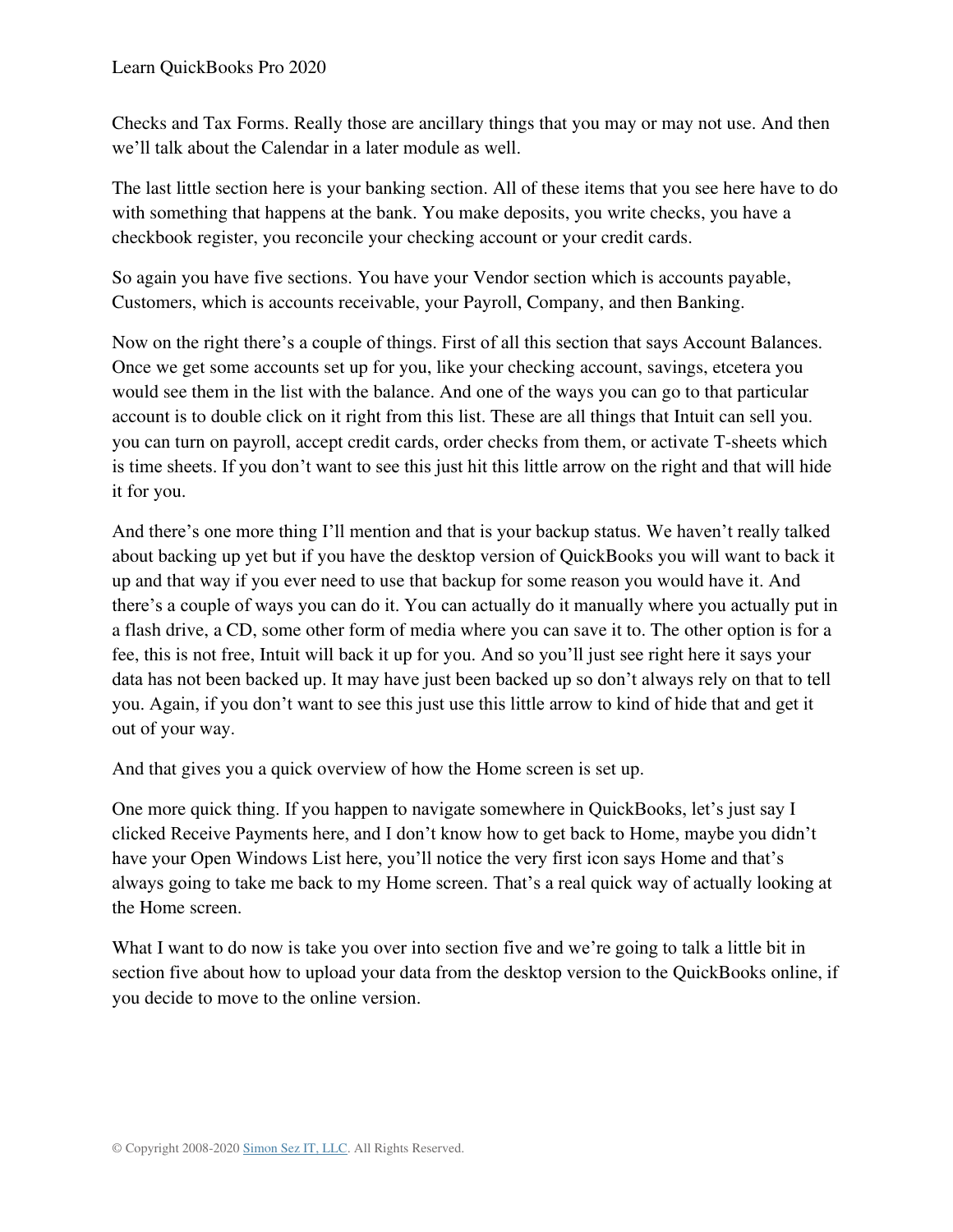Checks and Tax Forms. Really those are ancillary things that you may or may not use. And then we'll talk about the Calendar in a later module as well.

The last little section here is your banking section. All of these items that you see here have to do with something that happens at the bank. You make deposits, you write checks, you have a checkbook register, you reconcile your checking account or your credit cards.

So again you have five sections. You have your Vendor section which is accounts payable, Customers, which is accounts receivable, your Payroll, Company, and then Banking.

Now on the right there's a couple of things. First of all this section that says Account Balances. Once we get some accounts set up for you, like your checking account, savings, etcetera you would see them in the list with the balance. And one of the ways you can go to that particular account is to double click on it right from this list. These are all things that Intuit can sell you. you can turn on payroll, accept credit cards, order checks from them, or activate T-sheets which is time sheets. If you don't want to see this just hit this little arrow on the right and that will hide it for you.

And there's one more thing I'll mention and that is your backup status. We haven't really talked about backing up yet but if you have the desktop version of QuickBooks you will want to back it up and that way if you ever need to use that backup for some reason you would have it. And there's a couple of ways you can do it. You can actually do it manually where you actually put in a flash drive, a CD, some other form of media where you can save it to. The other option is for a fee, this is not free, Intuit will back it up for you. And so you'll just see right here it says your data has not been backed up. It may have just been backed up so don't always rely on that to tell you. Again, if you don't want to see this just use this little arrow to kind of hide that and get it out of your way.

And that gives you a quick overview of how the Home screen is set up.

One more quick thing. If you happen to navigate somewhere in QuickBooks, let's just say I clicked Receive Payments here, and I don't know how to get back to Home, maybe you didn't have your Open Windows List here, you'll notice the very first icon says Home and that's always going to take me back to my Home screen. That's a real quick way of actually looking at the Home screen.

What I want to do now is take you over into section five and we're going to talk a little bit in section five about how to upload your data from the desktop version to the QuickBooks online, if you decide to move to the online version.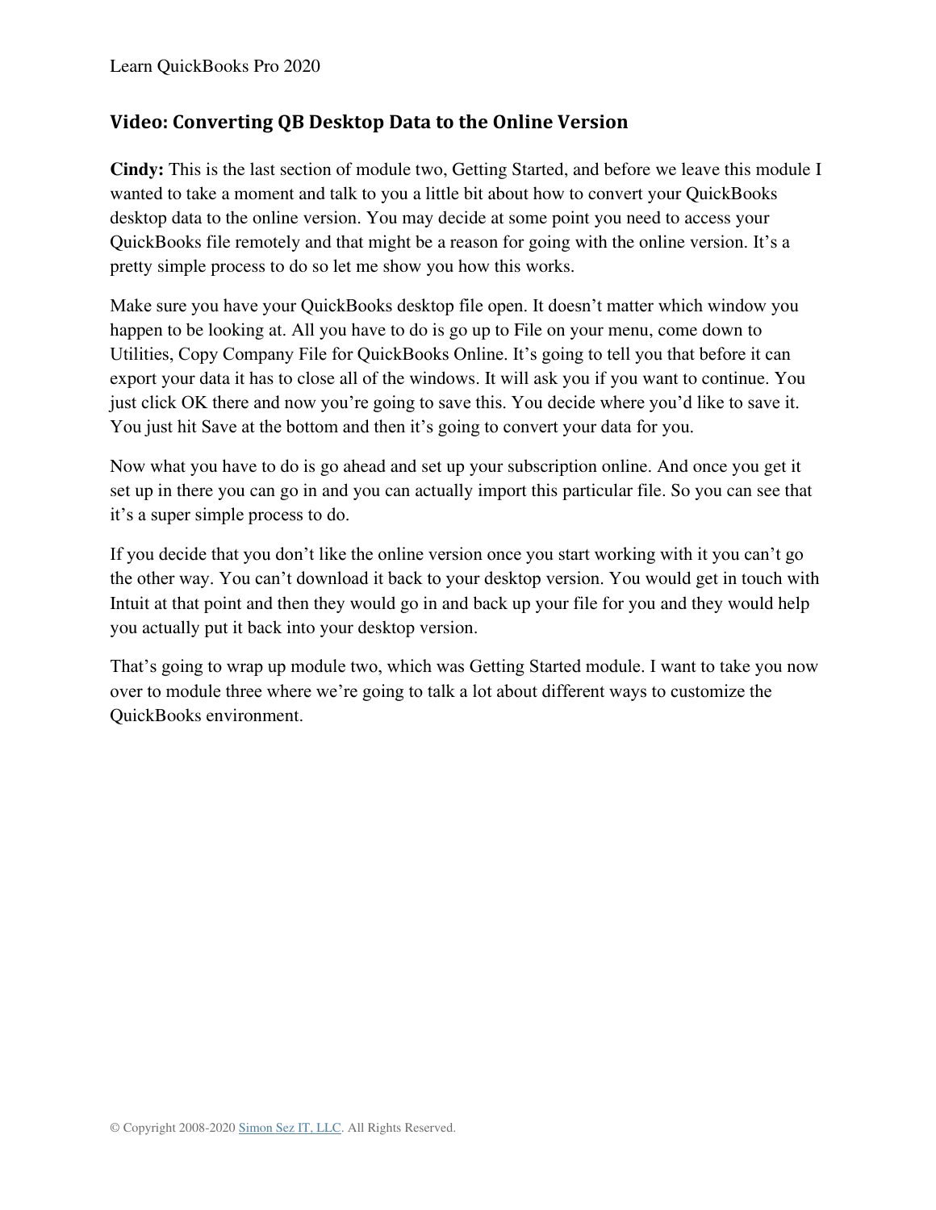## Video: Converting QB Desktop Data to the Online Version

**Cindy:** This is the last section of module two, Getting Started, and before we leave this module I wanted to take a moment and talk to you a little bit about how to convert your QuickBooks desktop data to the online version. You may decide at some point you need to access your QuickBooks file remotely and that might be a reason for going with the online version. It's a pretty simple process to do so let me show you how this works.

Make sure you have your QuickBooks desktop file open. It doesn't matter which window you happen to be looking at. All you have to do is go up to File on your menu, come down to Utilities, Copy Company File for QuickBooks Online. It's going to tell you that before it can export your data it has to close all of the windows. It will ask you if you want to continue. You just click OK there and now you're going to save this. You decide where you'd like to save it. You just hit Save at the bottom and then it's going to convert your data for you.

Now what you have to do is go ahead and set up your subscription online. And once you get it set up in there you can go in and you can actually import this particular file. So you can see that it's a super simple process to do.

If you decide that you don't like the online version once you start working with it you can't go the other way. You can't download it back to your desktop version. You would get in touch with Intuit at that point and then they would go in and back up your file for you and they would help you actually put it back into your desktop version.

That's going to wrap up module two, which was Getting Started module. I want to take you now over to module three where we're going to talk a lot about different ways to customize the QuickBooks environment.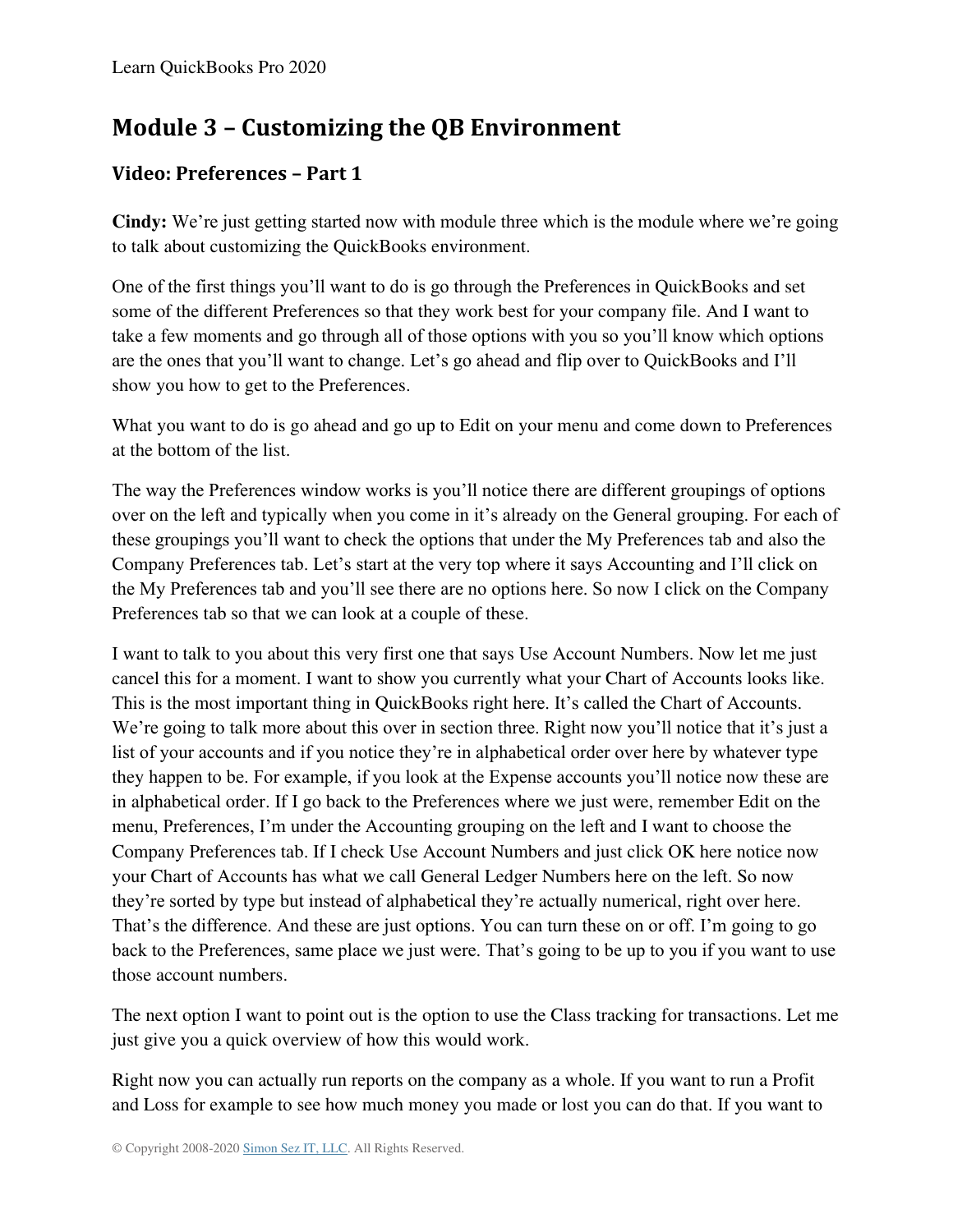## Module 3 – Customizing the QB Environment

### Video: Preferences – Part 1

**Cindy:** We're just getting started now with module three which is the module where we're going to talk about customizing the QuickBooks environment.

One of the first things you'll want to do is go through the Preferences in QuickBooks and set some of the different Preferences so that they work best for your company file. And I want to take a few moments and go through all of those options with you so you'll know which options are the ones that you'll want to change. Let's go ahead and flip over to QuickBooks and I'll show you how to get to the Preferences.

What you want to do is go ahead and go up to Edit on your menu and come down to Preferences at the bottom of the list.

The way the Preferences window works is you'll notice there are different groupings of options over on the left and typically when you come in it's already on the General grouping. For each of these groupings you'll want to check the options that under the My Preferences tab and also the Company Preferences tab. Let's start at the very top where it says Accounting and I'll click on the My Preferences tab and you'll see there are no options here. So now I click on the Company Preferences tab so that we can look at a couple of these.

I want to talk to you about this very first one that says Use Account Numbers. Now let me just cancel this for a moment. I want to show you currently what your Chart of Accounts looks like. This is the most important thing in QuickBooks right here. It's called the Chart of Accounts. We're going to talk more about this over in section three. Right now you'll notice that it's just a list of your accounts and if you notice they're in alphabetical order over here by whatever type they happen to be. For example, if you look at the Expense accounts you'll notice now these are in alphabetical order. If I go back to the Preferences where we just were, remember Edit on the menu, Preferences, I'm under the Accounting grouping on the left and I want to choose the Company Preferences tab. If I check Use Account Numbers and just click OK here notice now your Chart of Accounts has what we call General Ledger Numbers here on the left. So now they're sorted by type but instead of alphabetical they're actually numerical, right over here. That's the difference. And these are just options. You can turn these on or off. I'm going to go back to the Preferences, same place we just were. That's going to be up to you if you want to use those account numbers.

The next option I want to point out is the option to use the Class tracking for transactions. Let me just give you a quick overview of how this would work.

Right now you can actually run reports on the company as a whole. If you want to run a Profit and Loss for example to see how much money you made or lost you can do that. If you want to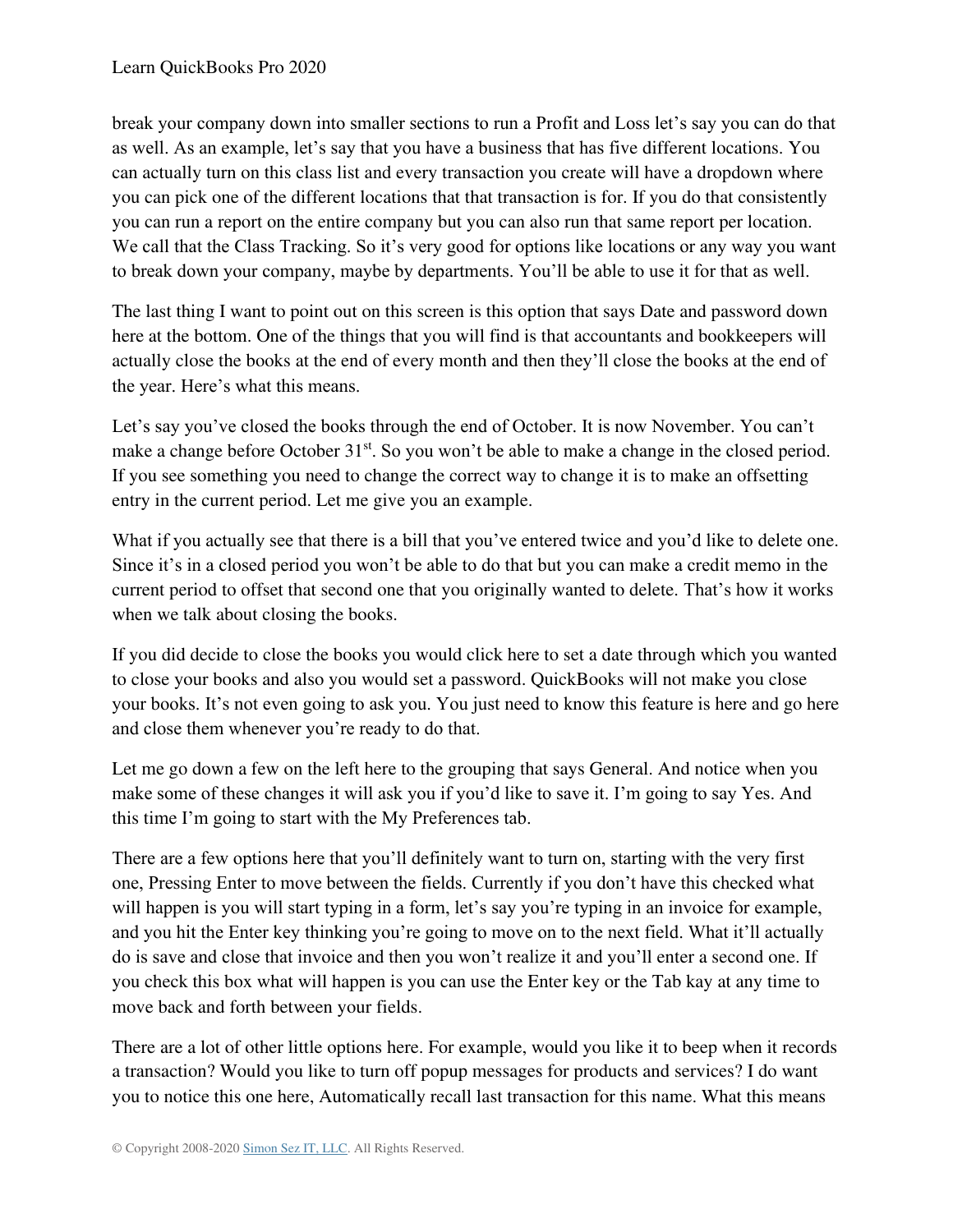break your company down into smaller sections to run a Profit and Loss let's say you can do that as well. As an example, let's say that you have a business that has five different locations. You can actually turn on this class list and every transaction you create will have a dropdown where you can pick one of the different locations that that transaction is for. If you do that consistently you can run a report on the entire company but you can also run that same report per location. We call that the Class Tracking. So it's very good for options like locations or any way you want to break down your company, maybe by departments. You'll be able to use it for that as well.

The last thing I want to point out on this screen is this option that says Date and password down here at the bottom. One of the things that you will find is that accountants and bookkeepers will actually close the books at the end of every month and then they'll close the books at the end of the year. Here's what this means.

Let's say you've closed the books through the end of October. It is now November. You can't make a change before October 31st. So you won't be able to make a change in the closed period. If you see something you need to change the correct way to change it is to make an offsetting entry in the current period. Let me give you an example.

What if you actually see that there is a bill that you've entered twice and you'd like to delete one. Since it's in a closed period you won't be able to do that but you can make a credit memo in the current period to offset that second one that you originally wanted to delete. That's how it works when we talk about closing the books.

If you did decide to close the books you would click here to set a date through which you wanted to close your books and also you would set a password. QuickBooks will not make you close your books. It's not even going to ask you. You just need to know this feature is here and go here and close them whenever you're ready to do that.

Let me go down a few on the left here to the grouping that says General. And notice when you make some of these changes it will ask you if you'd like to save it. I'm going to say Yes. And this time I'm going to start with the My Preferences tab.

There are a few options here that you'll definitely want to turn on, starting with the very first one, Pressing Enter to move between the fields. Currently if you don't have this checked what will happen is you will start typing in a form, let's say you're typing in an invoice for example, and you hit the Enter key thinking you're going to move on to the next field. What it'll actually do is save and close that invoice and then you won't realize it and you'll enter a second one. If you check this box what will happen is you can use the Enter key or the Tab kay at any time to move back and forth between your fields.

There are a lot of other little options here. For example, would you like it to beep when it records a transaction? Would you like to turn off popup messages for products and services? I do want you to notice this one here, Automatically recall last transaction for this name. What this means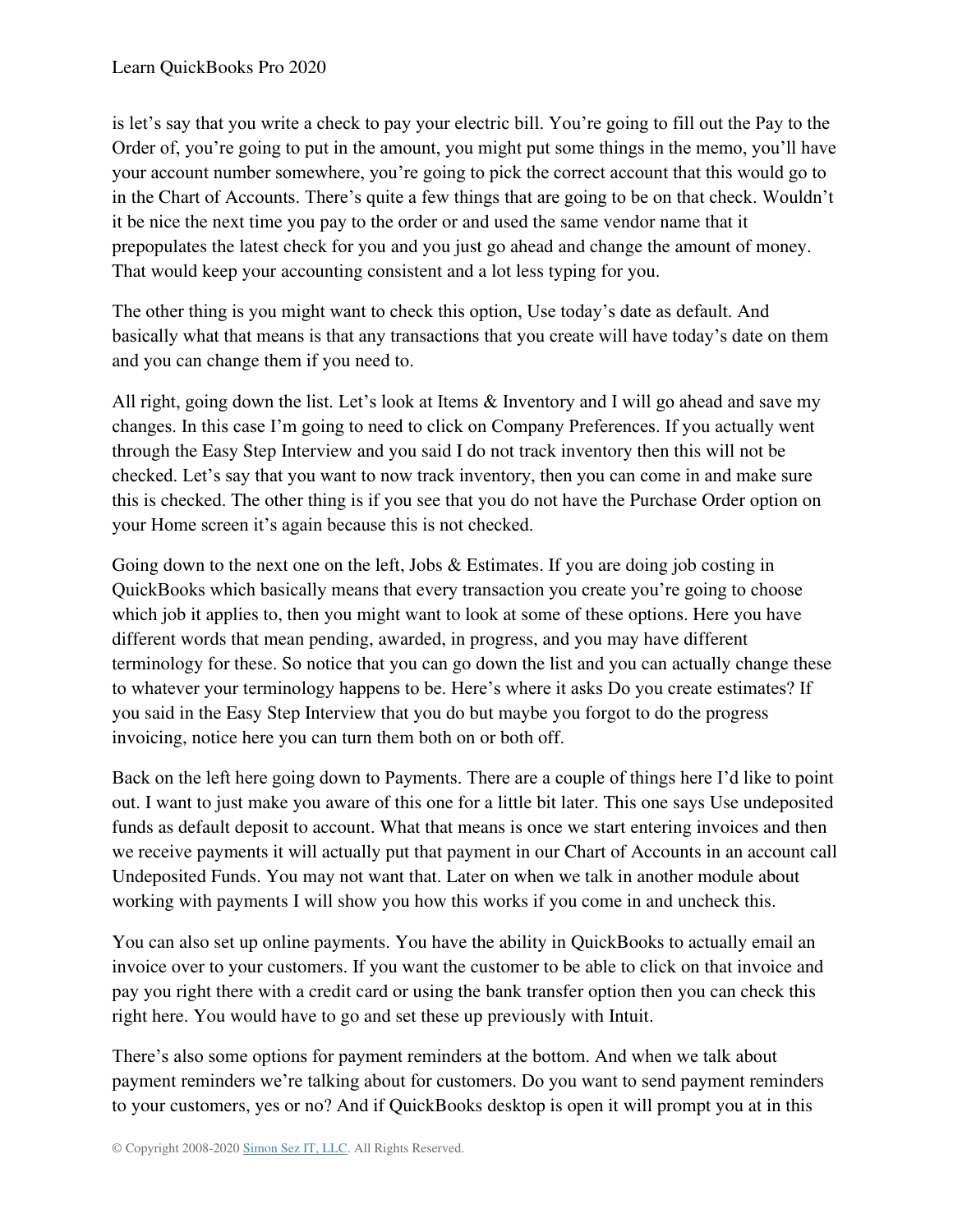is let's say that you write a check to pay your electric bill. You're going to fill out the Pay to the Order of, you're going to put in the amount, you might put some things in the memo, you'll have your account number somewhere, you're going to pick the correct account that this would go to in the Chart of Accounts. There's quite a few things that are going to be on that check. Wouldn't it be nice the next time you pay to the order or and used the same vendor name that it prepopulates the latest check for you and you just go ahead and change the amount of money. That would keep your accounting consistent and a lot less typing for you.

The other thing is you might want to check this option, Use today's date as default. And basically what that means is that any transactions that you create will have today's date on them and you can change them if you need to.

All right, going down the list. Let's look at Items & Inventory and I will go ahead and save my changes. In this case I'm going to need to click on Company Preferences. If you actually went through the Easy Step Interview and you said I do not track inventory then this will not be checked. Let's say that you want to now track inventory, then you can come in and make sure this is checked. The other thing is if you see that you do not have the Purchase Order option on your Home screen it's again because this is not checked.

Going down to the next one on the left, Jobs & Estimates. If you are doing job costing in QuickBooks which basically means that every transaction you create you're going to choose which job it applies to, then you might want to look at some of these options. Here you have different words that mean pending, awarded, in progress, and you may have different terminology for these. So notice that you can go down the list and you can actually change these to whatever your terminology happens to be. Here's where it asks Do you create estimates? If you said in the Easy Step Interview that you do but maybe you forgot to do the progress invoicing, notice here you can turn them both on or both off.

Back on the left here going down to Payments. There are a couple of things here I'd like to point out. I want to just make you aware of this one for a little bit later. This one says Use undeposited funds as default deposit to account. What that means is once we start entering invoices and then we receive payments it will actually put that payment in our Chart of Accounts in an account call Undeposited Funds. You may not want that. Later on when we talk in another module about working with payments I will show you how this works if you come in and uncheck this.

You can also set up online payments. You have the ability in QuickBooks to actually email an invoice over to your customers. If you want the customer to be able to click on that invoice and pay you right there with a credit card or using the bank transfer option then you can check this right here. You would have to go and set these up previously with Intuit.

There's also some options for payment reminders at the bottom. And when we talk about payment reminders we're talking about for customers. Do you want to send payment reminders to your customers, yes or no? And if QuickBooks desktop is open it will prompt you at in this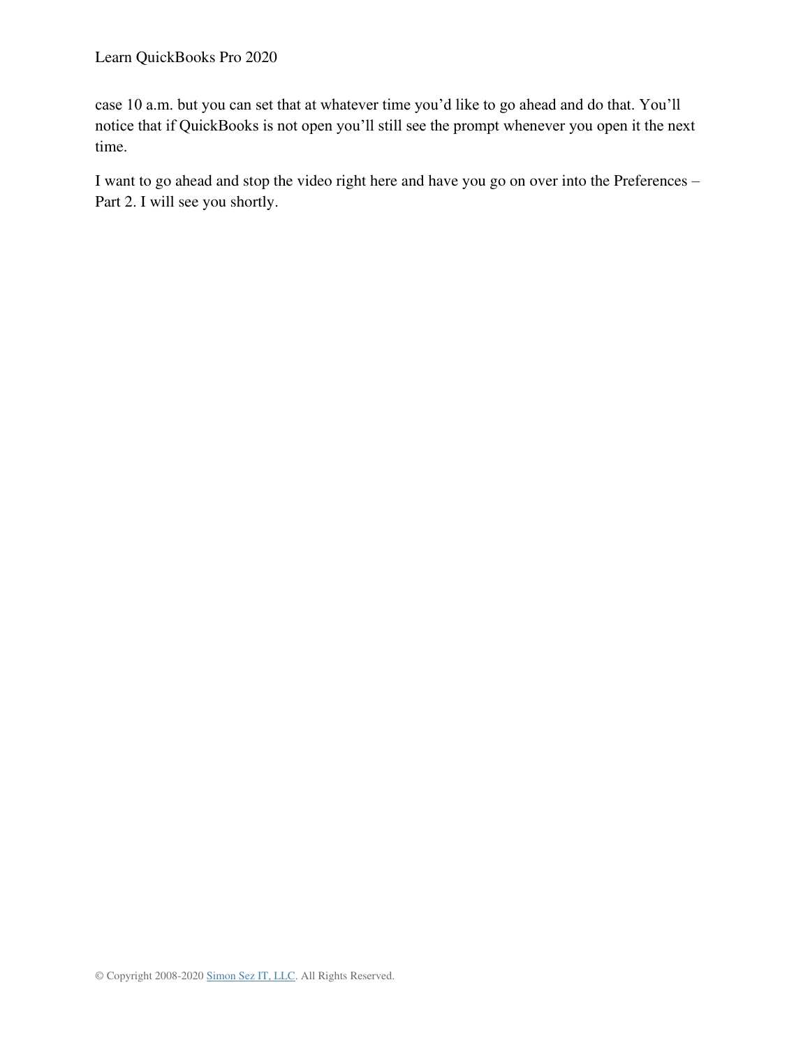case 10 a.m. but you can set that at whatever time you'd like to go ahead and do that. You'll notice that if QuickBooks is not open you'll still see the prompt whenever you open it the next time.

I want to go ahead and stop the video right here and have you go on over into the Preferences – Part 2. I will see you shortly.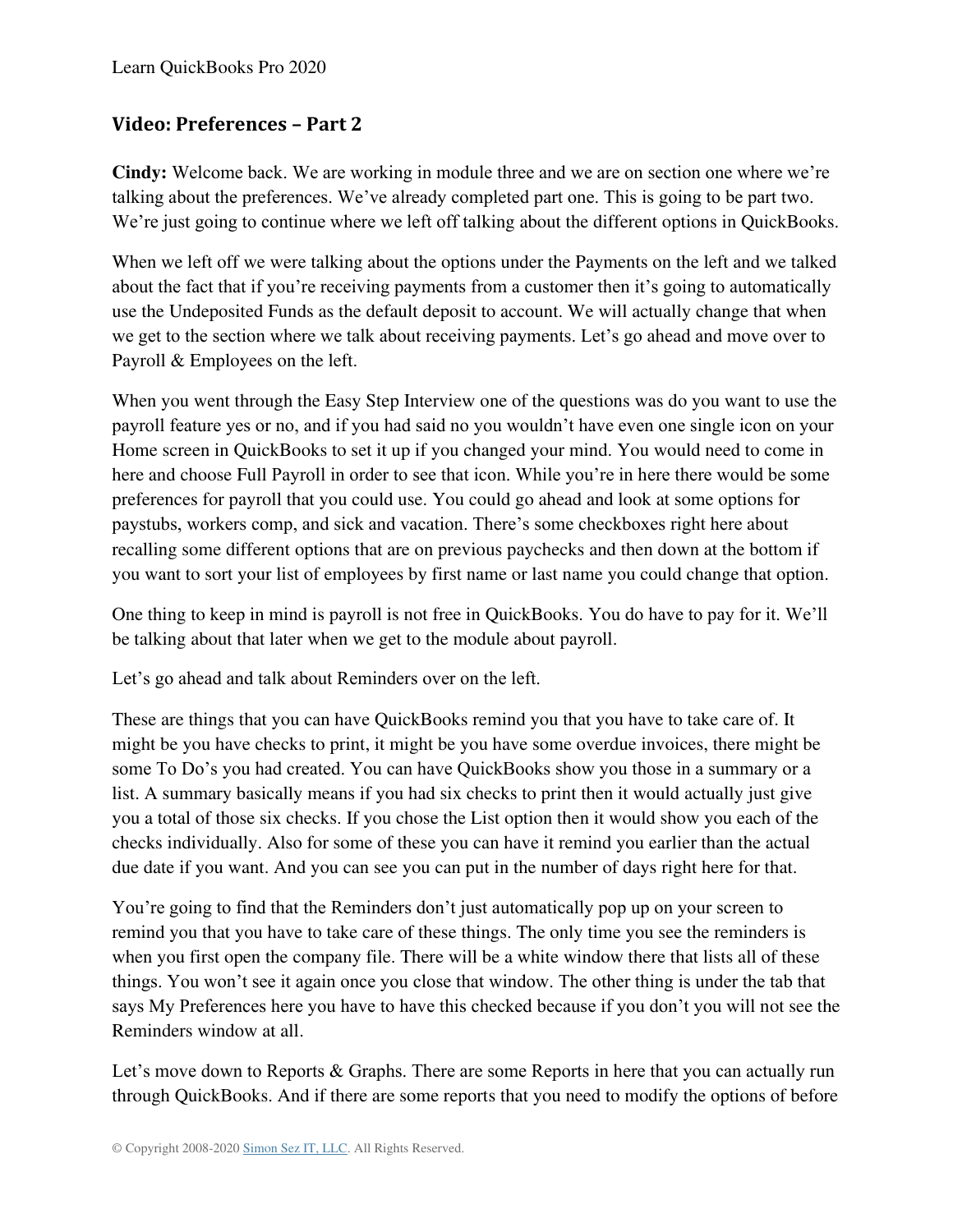## Video: Preferences – Part 2

**Cindy:** Welcome back. We are working in module three and we are on section one where we're talking about the preferences. We've already completed part one. This is going to be part two. We're just going to continue where we left off talking about the different options in QuickBooks.

When we left off we were talking about the options under the Payments on the left and we talked about the fact that if you're receiving payments from a customer then it's going to automatically use the Undeposited Funds as the default deposit to account. We will actually change that when we get to the section where we talk about receiving payments. Let's go ahead and move over to Payroll & Employees on the left.

When you went through the Easy Step Interview one of the questions was do you want to use the payroll feature yes or no, and if you had said no you wouldn't have even one single icon on your Home screen in QuickBooks to set it up if you changed your mind. You would need to come in here and choose Full Payroll in order to see that icon. While you're in here there would be some preferences for payroll that you could use. You could go ahead and look at some options for paystubs, workers comp, and sick and vacation. There's some checkboxes right here about recalling some different options that are on previous paychecks and then down at the bottom if you want to sort your list of employees by first name or last name you could change that option.

One thing to keep in mind is payroll is not free in QuickBooks. You do have to pay for it. We'll be talking about that later when we get to the module about payroll.

Let's go ahead and talk about Reminders over on the left.

These are things that you can have QuickBooks remind you that you have to take care of. It might be you have checks to print, it might be you have some overdue invoices, there might be some To Do's you had created. You can have QuickBooks show you those in a summary or a list. A summary basically means if you had six checks to print then it would actually just give you a total of those six checks. If you chose the List option then it would show you each of the checks individually. Also for some of these you can have it remind you earlier than the actual due date if you want. And you can see you can put in the number of days right here for that.

You're going to find that the Reminders don't just automatically pop up on your screen to remind you that you have to take care of these things. The only time you see the reminders is when you first open the company file. There will be a white window there that lists all of these things. You won't see it again once you close that window. The other thing is under the tab that says My Preferences here you have to have this checked because if you don't you will not see the Reminders window at all.

Let's move down to Reports & Graphs. There are some Reports in here that you can actually run through QuickBooks. And if there are some reports that you need to modify the options of before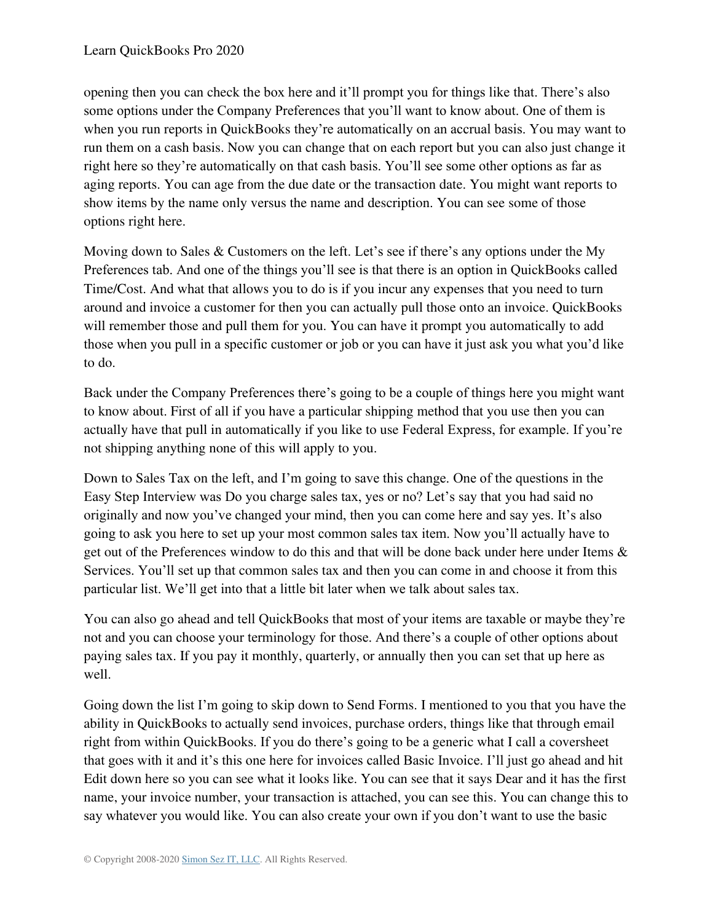opening then you can check the box here and it'll prompt you for things like that. There's also some options under the Company Preferences that you'll want to know about. One of them is when you run reports in QuickBooks they're automatically on an accrual basis. You may want to run them on a cash basis. Now you can change that on each report but you can also just change it right here so they're automatically on that cash basis. You'll see some other options as far as aging reports. You can age from the due date or the transaction date. You might want reports to show items by the name only versus the name and description. You can see some of those options right here.

Moving down to Sales & Customers on the left. Let's see if there's any options under the My Preferences tab. And one of the things you'll see is that there is an option in QuickBooks called Time/Cost. And what that allows you to do is if you incur any expenses that you need to turn around and invoice a customer for then you can actually pull those onto an invoice. QuickBooks will remember those and pull them for you. You can have it prompt you automatically to add those when you pull in a specific customer or job or you can have it just ask you what you'd like to do.

Back under the Company Preferences there's going to be a couple of things here you might want to know about. First of all if you have a particular shipping method that you use then you can actually have that pull in automatically if you like to use Federal Express, for example. If you're not shipping anything none of this will apply to you.

Down to Sales Tax on the left, and I'm going to save this change. One of the questions in the Easy Step Interview was Do you charge sales tax, yes or no? Let's say that you had said no originally and now you've changed your mind, then you can come here and say yes. It's also going to ask you here to set up your most common sales tax item. Now you'll actually have to get out of the Preferences window to do this and that will be done back under here under Items & Services. You'll set up that common sales tax and then you can come in and choose it from this particular list. We'll get into that a little bit later when we talk about sales tax.

You can also go ahead and tell QuickBooks that most of your items are taxable or maybe they're not and you can choose your terminology for those. And there's a couple of other options about paying sales tax. If you pay it monthly, quarterly, or annually then you can set that up here as well.

Going down the list I'm going to skip down to Send Forms. I mentioned to you that you have the ability in QuickBooks to actually send invoices, purchase orders, things like that through email right from within QuickBooks. If you do there's going to be a generic what I call a coversheet that goes with it and it's this one here for invoices called Basic Invoice. I'll just go ahead and hit Edit down here so you can see what it looks like. You can see that it says Dear and it has the first name, your invoice number, your transaction is attached, you can see this. You can change this to say whatever you would like. You can also create your own if you don't want to use the basic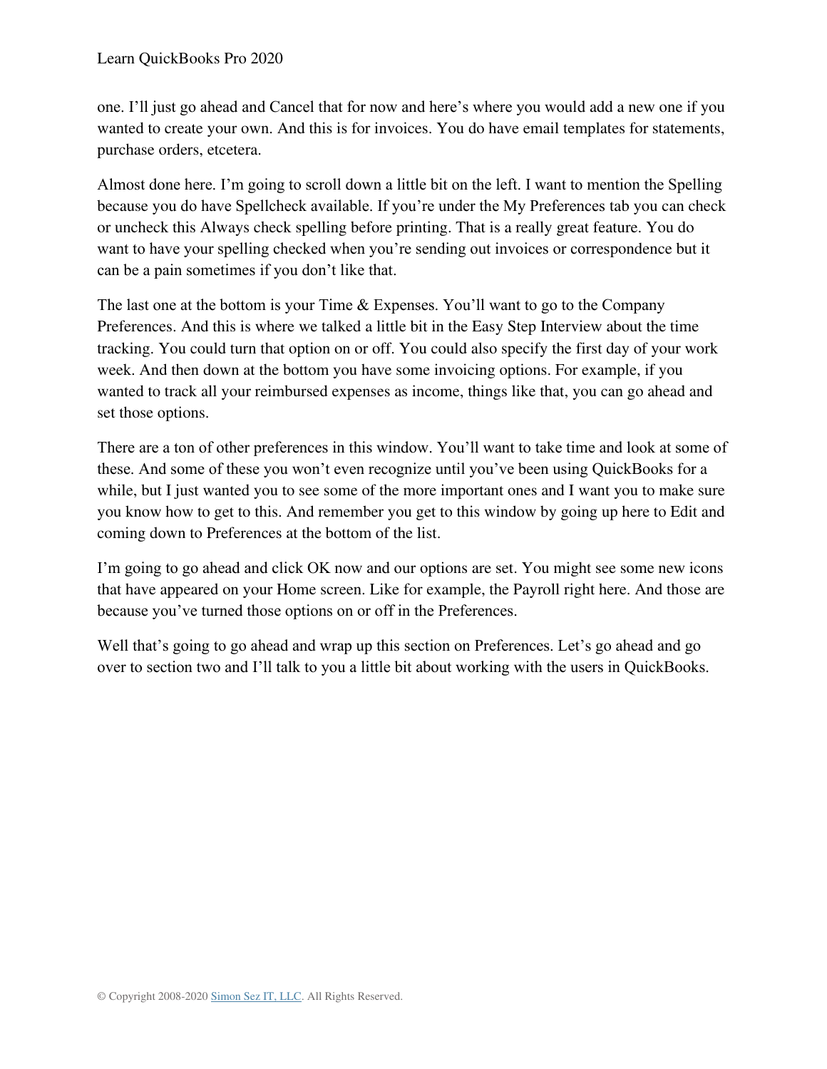one. I'll just go ahead and Cancel that for now and here's where you would add a new one if you wanted to create your own. And this is for invoices. You do have email templates for statements, purchase orders, etcetera.

Almost done here. I'm going to scroll down a little bit on the left. I want to mention the Spelling because you do have Spellcheck available. If you're under the My Preferences tab you can check or uncheck this Always check spelling before printing. That is a really great feature. You do want to have your spelling checked when you're sending out invoices or correspondence but it can be a pain sometimes if you don't like that.

The last one at the bottom is your Time & Expenses. You'll want to go to the Company Preferences. And this is where we talked a little bit in the Easy Step Interview about the time tracking. You could turn that option on or off. You could also specify the first day of your work week. And then down at the bottom you have some invoicing options. For example, if you wanted to track all your reimbursed expenses as income, things like that, you can go ahead and set those options.

There are a ton of other preferences in this window. You'll want to take time and look at some of these. And some of these you won't even recognize until you've been using QuickBooks for a while, but I just wanted you to see some of the more important ones and I want you to make sure you know how to get to this. And remember you get to this window by going up here to Edit and coming down to Preferences at the bottom of the list.

I'm going to go ahead and click OK now and our options are set. You might see some new icons that have appeared on your Home screen. Like for example, the Payroll right here. And those are because you've turned those options on or off in the Preferences.

Well that's going to go ahead and wrap up this section on Preferences. Let's go ahead and go over to section two and I'll talk to you a little bit about working with the users in QuickBooks.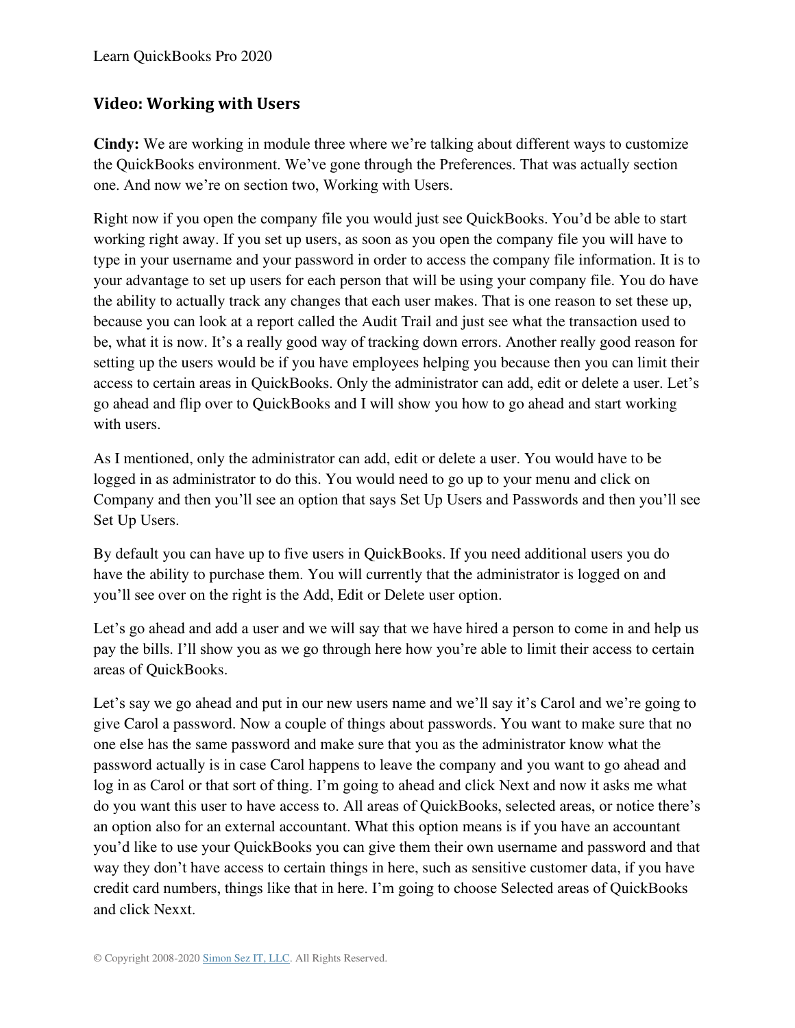## Video: Working with Users

**Cindy:** We are working in module three where we're talking about different ways to customize the QuickBooks environment. We've gone through the Preferences. That was actually section one. And now we're on section two, Working with Users.

Right now if you open the company file you would just see QuickBooks. You'd be able to start working right away. If you set up users, as soon as you open the company file you will have to type in your username and your password in order to access the company file information. It is to your advantage to set up users for each person that will be using your company file. You do have the ability to actually track any changes that each user makes. That is one reason to set these up, because you can look at a report called the Audit Trail and just see what the transaction used to be, what it is now. It's a really good way of tracking down errors. Another really good reason for setting up the users would be if you have employees helping you because then you can limit their access to certain areas in QuickBooks. Only the administrator can add, edit or delete a user. Let's go ahead and flip over to QuickBooks and I will show you how to go ahead and start working with users.

As I mentioned, only the administrator can add, edit or delete a user. You would have to be logged in as administrator to do this. You would need to go up to your menu and click on Company and then you'll see an option that says Set Up Users and Passwords and then you'll see Set Up Users.

By default you can have up to five users in QuickBooks. If you need additional users you do have the ability to purchase them. You will currently that the administrator is logged on and you'll see over on the right is the Add, Edit or Delete user option.

Let's go ahead and add a user and we will say that we have hired a person to come in and help us pay the bills. I'll show you as we go through here how you're able to limit their access to certain areas of QuickBooks.

Let's say we go ahead and put in our new users name and we'll say it's Carol and we're going to give Carol a password. Now a couple of things about passwords. You want to make sure that no one else has the same password and make sure that you as the administrator know what the password actually is in case Carol happens to leave the company and you want to go ahead and log in as Carol or that sort of thing. I'm going to ahead and click Next and now it asks me what do you want this user to have access to. All areas of QuickBooks, selected areas, or notice there's an option also for an external accountant. What this option means is if you have an accountant you'd like to use your QuickBooks you can give them their own username and password and that way they don't have access to certain things in here, such as sensitive customer data, if you have credit card numbers, things like that in here. I'm going to choose Selected areas of QuickBooks and click Nexxt.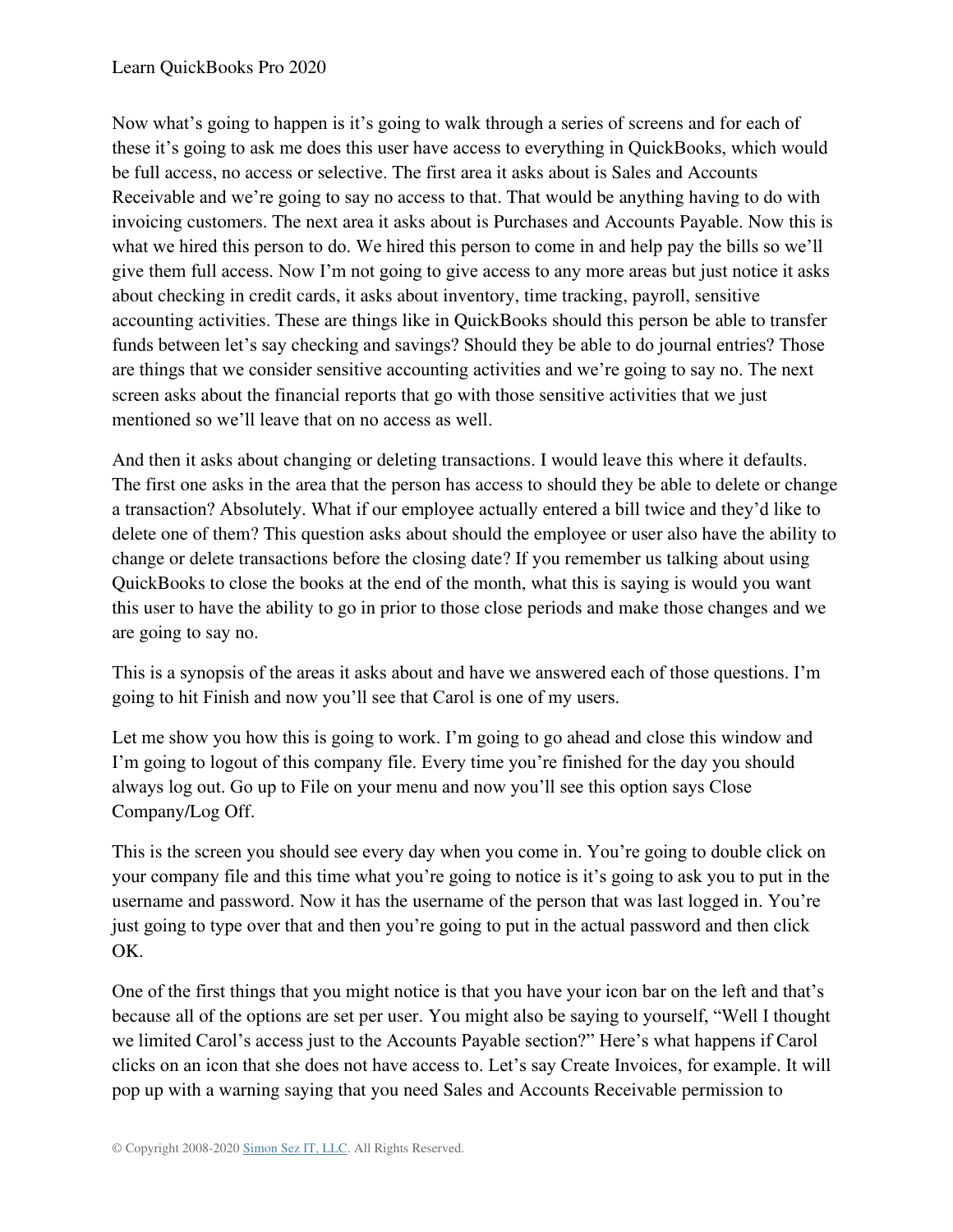Now what's going to happen is it's going to walk through a series of screens and for each of these it's going to ask me does this user have access to everything in QuickBooks, which would be full access, no access or selective. The first area it asks about is Sales and Accounts Receivable and we're going to say no access to that. That would be anything having to do with invoicing customers. The next area it asks about is Purchases and Accounts Payable. Now this is what we hired this person to do. We hired this person to come in and help pay the bills so we'll give them full access. Now I'm not going to give access to any more areas but just notice it asks about checking in credit cards, it asks about inventory, time tracking, payroll, sensitive accounting activities. These are things like in QuickBooks should this person be able to transfer funds between let's say checking and savings? Should they be able to do journal entries? Those are things that we consider sensitive accounting activities and we're going to say no. The next screen asks about the financial reports that go with those sensitive activities that we just mentioned so we'll leave that on no access as well.

And then it asks about changing or deleting transactions. I would leave this where it defaults. The first one asks in the area that the person has access to should they be able to delete or change a transaction? Absolutely. What if our employee actually entered a bill twice and they'd like to delete one of them? This question asks about should the employee or user also have the ability to change or delete transactions before the closing date? If you remember us talking about using QuickBooks to close the books at the end of the month, what this is saying is would you want this user to have the ability to go in prior to those close periods and make those changes and we are going to say no.

This is a synopsis of the areas it asks about and have we answered each of those questions. I'm going to hit Finish and now you'll see that Carol is one of my users.

Let me show you how this is going to work. I'm going to go ahead and close this window and I'm going to logout of this company file. Every time you're finished for the day you should always log out. Go up to File on your menu and now you'll see this option says Close Company/Log Off.

This is the screen you should see every day when you come in. You're going to double click on your company file and this time what you're going to notice is it's going to ask you to put in the username and password. Now it has the username of the person that was last logged in. You're just going to type over that and then you're going to put in the actual password and then click OK.

One of the first things that you might notice is that you have your icon bar on the left and that's because all of the options are set per user. You might also be saying to yourself, "Well I thought we limited Carol's access just to the Accounts Payable section?" Here's what happens if Carol clicks on an icon that she does not have access to. Let's say Create Invoices, for example. It will pop up with a warning saying that you need Sales and Accounts Receivable permission to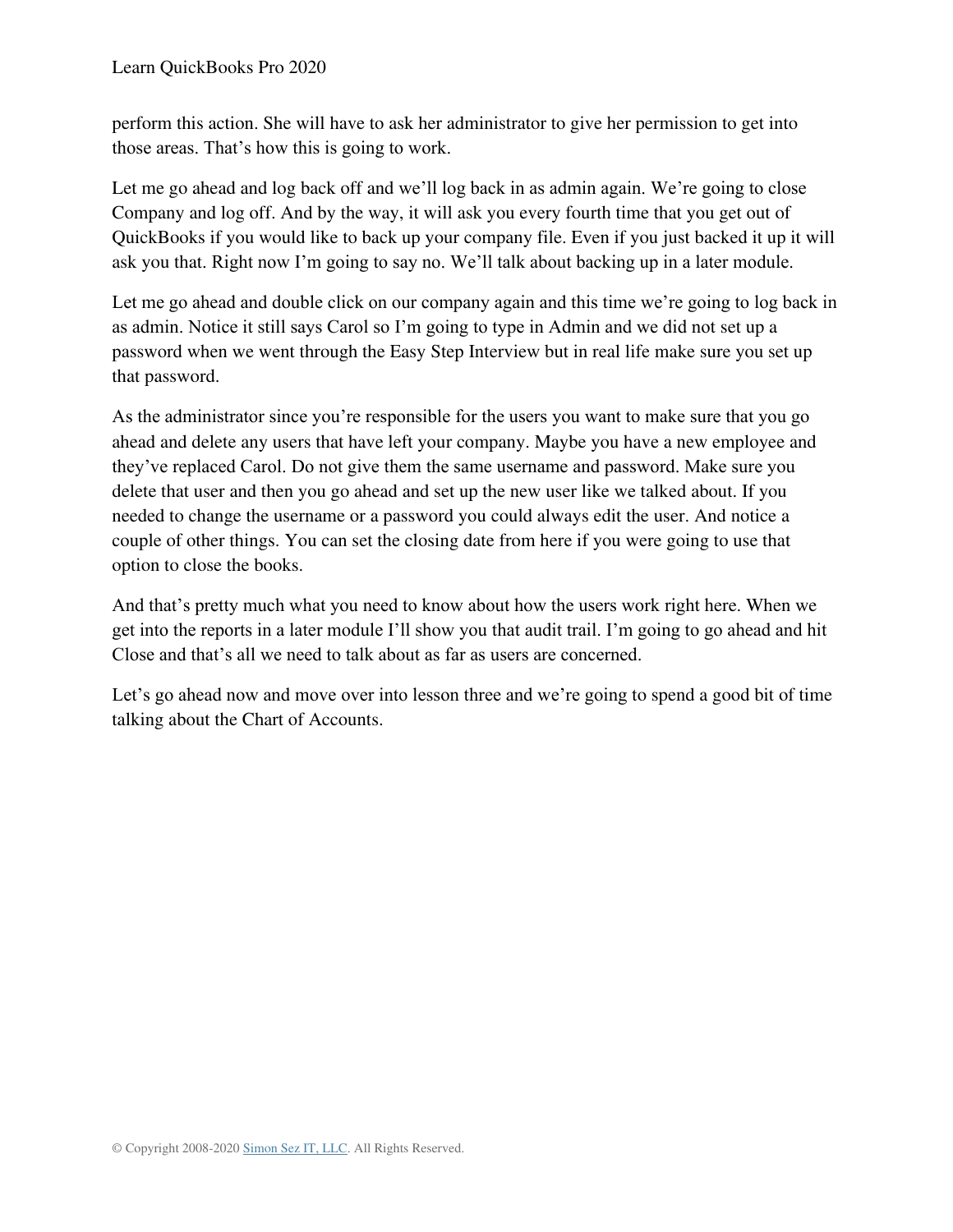perform this action. She will have to ask her administrator to give her permission to get into those areas. That's how this is going to work.

Let me go ahead and log back off and we'll log back in as admin again. We're going to close Company and log off. And by the way, it will ask you every fourth time that you get out of QuickBooks if you would like to back up your company file. Even if you just backed it up it will ask you that. Right now I'm going to say no. We'll talk about backing up in a later module.

Let me go ahead and double click on our company again and this time we're going to log back in as admin. Notice it still says Carol so I'm going to type in Admin and we did not set up a password when we went through the Easy Step Interview but in real life make sure you set up that password.

As the administrator since you're responsible for the users you want to make sure that you go ahead and delete any users that have left your company. Maybe you have a new employee and they've replaced Carol. Do not give them the same username and password. Make sure you delete that user and then you go ahead and set up the new user like we talked about. If you needed to change the username or a password you could always edit the user. And notice a couple of other things. You can set the closing date from here if you were going to use that option to close the books.

And that's pretty much what you need to know about how the users work right here. When we get into the reports in a later module I'll show you that audit trail. I'm going to go ahead and hit Close and that's all we need to talk about as far as users are concerned.

Let's go ahead now and move over into lesson three and we're going to spend a good bit of time talking about the Chart of Accounts.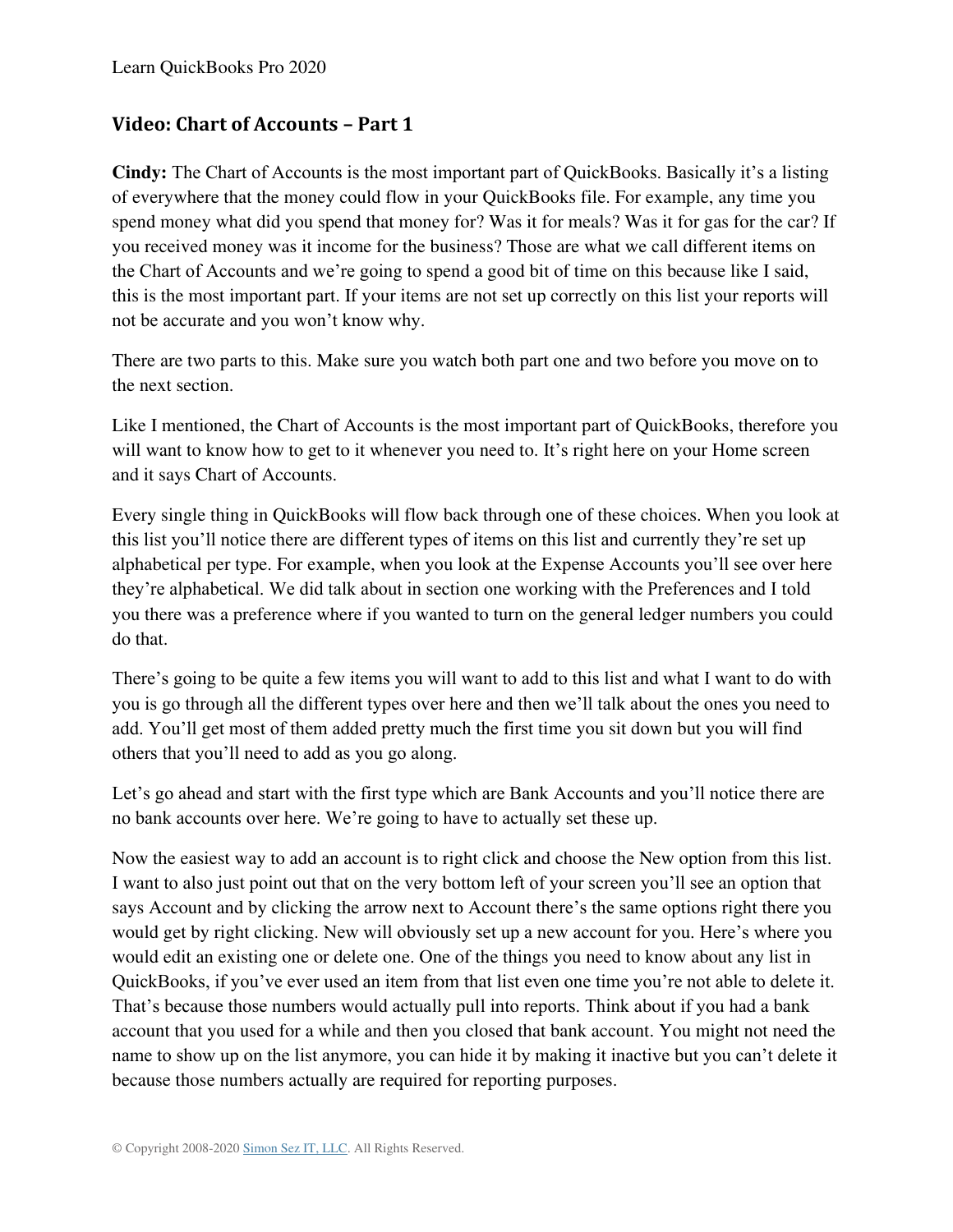## Video: Chart of Accounts – Part 1

**Cindy:** The Chart of Accounts is the most important part of QuickBooks. Basically it's a listing of everywhere that the money could flow in your QuickBooks file. For example, any time you spend money what did you spend that money for? Was it for meals? Was it for gas for the car? If you received money was it income for the business? Those are what we call different items on the Chart of Accounts and we're going to spend a good bit of time on this because like I said, this is the most important part. If your items are not set up correctly on this list your reports will not be accurate and you won't know why.

There are two parts to this. Make sure you watch both part one and two before you move on to the next section.

Like I mentioned, the Chart of Accounts is the most important part of QuickBooks, therefore you will want to know how to get to it whenever you need to. It's right here on your Home screen and it says Chart of Accounts.

Every single thing in QuickBooks will flow back through one of these choices. When you look at this list you'll notice there are different types of items on this list and currently they're set up alphabetical per type. For example, when you look at the Expense Accounts you'll see over here they're alphabetical. We did talk about in section one working with the Preferences and I told you there was a preference where if you wanted to turn on the general ledger numbers you could do that.

There's going to be quite a few items you will want to add to this list and what I want to do with you is go through all the different types over here and then we'll talk about the ones you need to add. You'll get most of them added pretty much the first time you sit down but you will find others that you'll need to add as you go along.

Let's go ahead and start with the first type which are Bank Accounts and you'll notice there are no bank accounts over here. We're going to have to actually set these up.

Now the easiest way to add an account is to right click and choose the New option from this list. I want to also just point out that on the very bottom left of your screen you'll see an option that says Account and by clicking the arrow next to Account there's the same options right there you would get by right clicking. New will obviously set up a new account for you. Here's where you would edit an existing one or delete one. One of the things you need to know about any list in QuickBooks, if you've ever used an item from that list even one time you're not able to delete it. That's because those numbers would actually pull into reports. Think about if you had a bank account that you used for a while and then you closed that bank account. You might not need the name to show up on the list anymore, you can hide it by making it inactive but you can't delete it because those numbers actually are required for reporting purposes.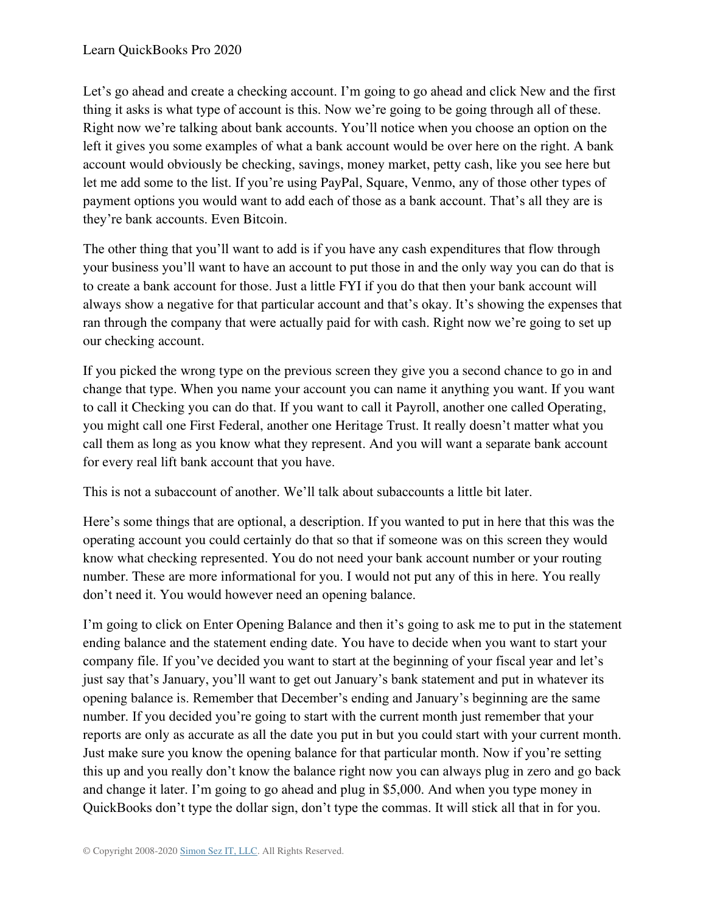Let's go ahead and create a checking account. I'm going to go ahead and click New and the first thing it asks is what type of account is this. Now we're going to be going through all of these. Right now we're talking about bank accounts. You'll notice when you choose an option on the left it gives you some examples of what a bank account would be over here on the right. A bank account would obviously be checking, savings, money market, petty cash, like you see here but let me add some to the list. If you're using PayPal, Square, Venmo, any of those other types of payment options you would want to add each of those as a bank account. That's all they are is they're bank accounts. Even Bitcoin.

The other thing that you'll want to add is if you have any cash expenditures that flow through your business you'll want to have an account to put those in and the only way you can do that is to create a bank account for those. Just a little FYI if you do that then your bank account will always show a negative for that particular account and that's okay. It's showing the expenses that ran through the company that were actually paid for with cash. Right now we're going to set up our checking account.

If you picked the wrong type on the previous screen they give you a second chance to go in and change that type. When you name your account you can name it anything you want. If you want to call it Checking you can do that. If you want to call it Payroll, another one called Operating, you might call one First Federal, another one Heritage Trust. It really doesn't matter what you call them as long as you know what they represent. And you will want a separate bank account for every real lift bank account that you have.

This is not a subaccount of another. We'll talk about subaccounts a little bit later.

Here's some things that are optional, a description. If you wanted to put in here that this was the operating account you could certainly do that so that if someone was on this screen they would know what checking represented. You do not need your bank account number or your routing number. These are more informational for you. I would not put any of this in here. You really don't need it. You would however need an opening balance.

I'm going to click on Enter Opening Balance and then it's going to ask me to put in the statement ending balance and the statement ending date. You have to decide when you want to start your company file. If you've decided you want to start at the beginning of your fiscal year and let's just say that's January, you'll want to get out January's bank statement and put in whatever its opening balance is. Remember that December's ending and January's beginning are the same number. If you decided you're going to start with the current month just remember that your reports are only as accurate as all the date you put in but you could start with your current month. Just make sure you know the opening balance for that particular month. Now if you're setting this up and you really don't know the balance right now you can always plug in zero and go back and change it later. I'm going to go ahead and plug in $5,000. And when you type money in QuickBooks don't type the dollar sign, don't type the commas. It will stick all that in for you.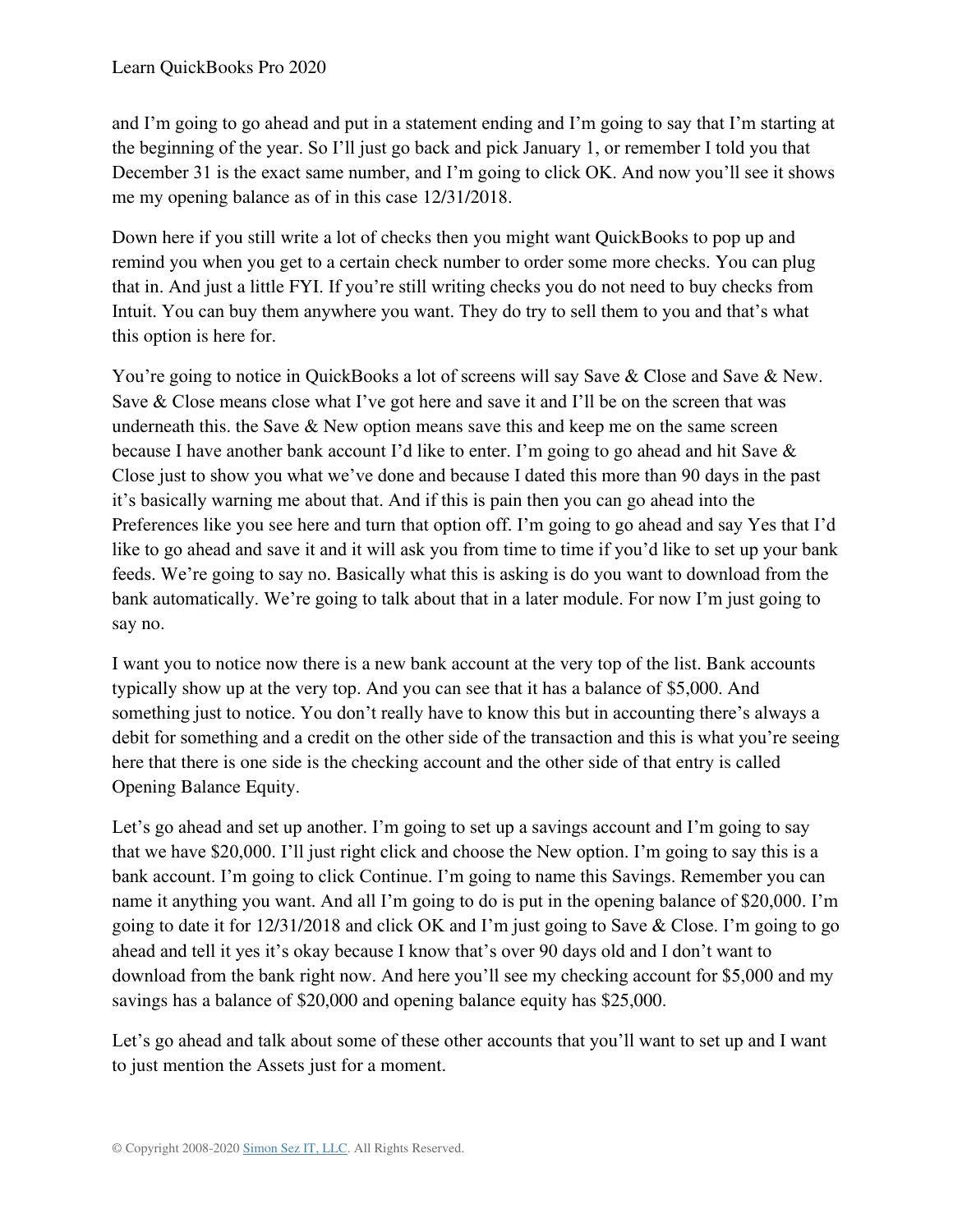and I'm going to go ahead and put in a statement ending and I'm going to say that I'm starting at the beginning of the year. So I'll just go back and pick January 1, or remember I told you that December 31 is the exact same number, and I'm going to click OK. And now you'll see it shows me my opening balance as of in this case 12/31/2018.

Down here if you still write a lot of checks then you might want QuickBooks to pop up and remind you when you get to a certain check number to order some more checks. You can plug that in. And just a little FYI. If you're still writing checks you do not need to buy checks from Intuit. You can buy them anywhere you want. They do try to sell them to you and that's what this option is here for.

You're going to notice in QuickBooks a lot of screens will say Save & Close and Save & New. Save & Close means close what I've got here and save it and I'll be on the screen that was underneath this. the Save & New option means save this and keep me on the same screen because I have another bank account I'd like to enter. I'm going to go ahead and hit Save & Close just to show you what we've done and because I dated this more than 90 days in the past it's basically warning me about that. And if this is pain then you can go ahead into the Preferences like you see here and turn that option off. I'm going to go ahead and say Yes that I'd like to go ahead and save it and it will ask you from time to time if you'd like to set up your bank feeds. We're going to say no. Basically what this is asking is do you want to download from the bank automatically. We're going to talk about that in a later module. For now I'm just going to say no.

I want you to notice now there is a new bank account at the very top of the list. Bank accounts typically show up at the very top. And you can see that it has a balance of $5,000. And something just to notice. You don't really have to know this but in accounting there's always a debit for something and a credit on the other side of the transaction and this is what you're seeing here that there is one side is the checking account and the other side of that entry is called Opening Balance Equity.

Let's go ahead and set up another. I'm going to set up a savings account and I'm going to say that we have $20,000. I'll just right click and choose the New option. I'm going to say this is a bank account. I'm going to click Continue. I'm going to name this Savings. Remember you can name it anything you want. And all I'm going to do is put in the opening balance of $20,000. I'm going to date it for 12/31/2018 and click OK and I'm just going to Save & Close. I'm going to go ahead and tell it yes it's okay because I know that's over 90 days old and I don't want to download from the bank right now. And here you'll see my checking account for $5,000 and my savings has a balance of $20,000 and opening balance equity has $25,000.

Let's go ahead and talk about some of these other accounts that you'll want to set up and I want to just mention the Assets just for a moment.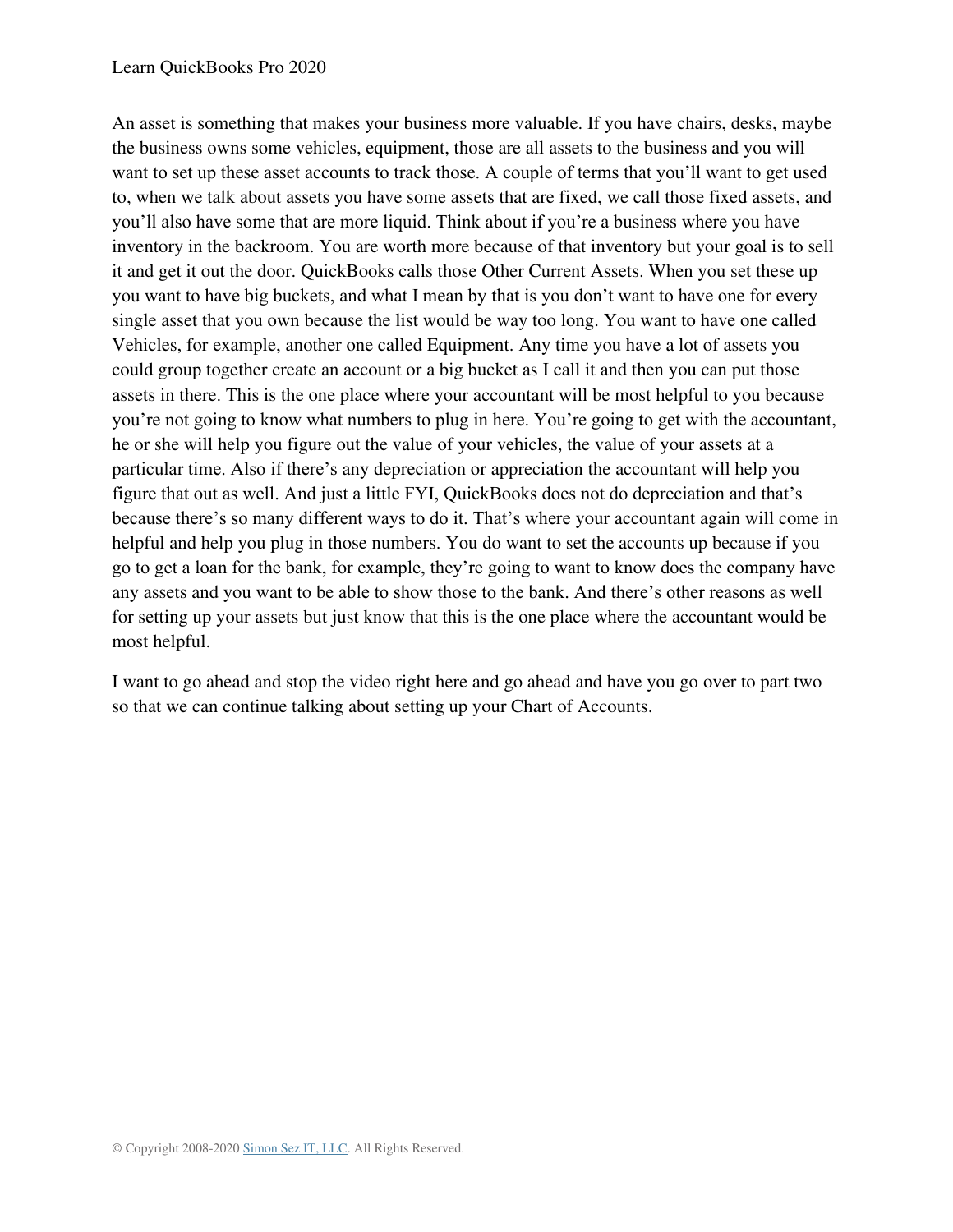An asset is something that makes your business more valuable. If you have chairs, desks, maybe the business owns some vehicles, equipment, those are all assets to the business and you will want to set up these asset accounts to track those. A couple of terms that you'll want to get used to, when we talk about assets you have some assets that are fixed, we call those fixed assets, and you'll also have some that are more liquid. Think about if you're a business where you have inventory in the backroom. You are worth more because of that inventory but your goal is to sell it and get it out the door. QuickBooks calls those Other Current Assets. When you set these up you want to have big buckets, and what I mean by that is you don't want to have one for every single asset that you own because the list would be way too long. You want to have one called Vehicles, for example, another one called Equipment. Any time you have a lot of assets you could group together create an account or a big bucket as I call it and then you can put those assets in there. This is the one place where your accountant will be most helpful to you because you're not going to know what numbers to plug in here. You're going to get with the accountant, he or she will help you figure out the value of your vehicles, the value of your assets at a particular time. Also if there's any depreciation or appreciation the accountant will help you figure that out as well. And just a little FYI, QuickBooks does not do depreciation and that's because there's so many different ways to do it. That's where your accountant again will come in helpful and help you plug in those numbers. You do want to set the accounts up because if you go to get a loan for the bank, for example, they're going to want to know does the company have any assets and you want to be able to show those to the bank. And there's other reasons as well for setting up your assets but just know that this is the one place where the accountant would be most helpful.

I want to go ahead and stop the video right here and go ahead and have you go over to part two so that we can continue talking about setting up your Chart of Accounts.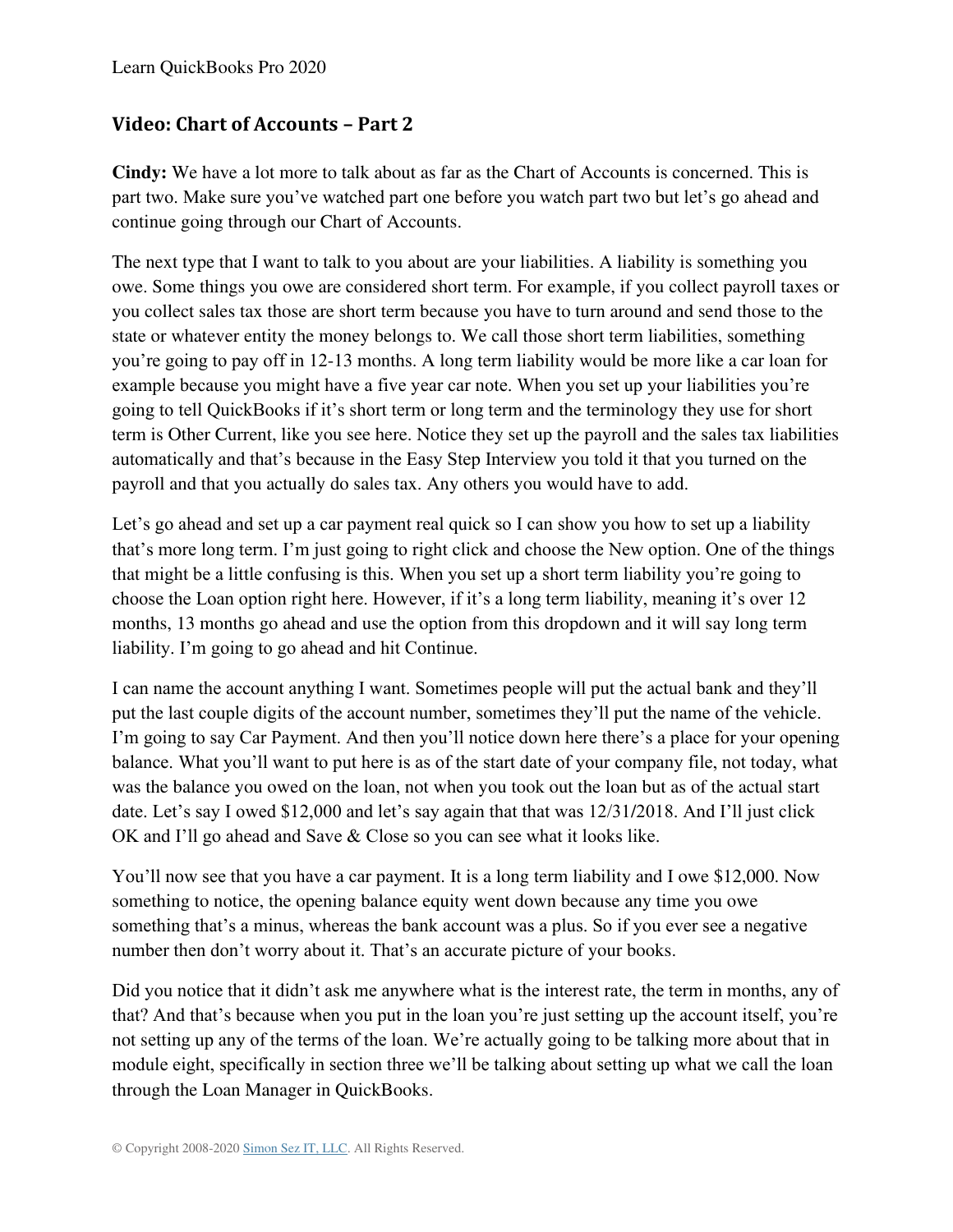## Video: Chart of Accounts – Part 2

**Cindy:** We have a lot more to talk about as far as the Chart of Accounts is concerned. This is part two. Make sure you've watched part one before you watch part two but let's go ahead and continue going through our Chart of Accounts.

The next type that I want to talk to you about are your liabilities. A liability is something you owe. Some things you owe are considered short term. For example, if you collect payroll taxes or you collect sales tax those are short term because you have to turn around and send those to the state or whatever entity the money belongs to. We call those short term liabilities, something you're going to pay off in 12-13 months. A long term liability would be more like a car loan for example because you might have a five year car note. When you set up your liabilities you're going to tell QuickBooks if it's short term or long term and the terminology they use for short term is Other Current, like you see here. Notice they set up the payroll and the sales tax liabilities automatically and that's because in the Easy Step Interview you told it that you turned on the payroll and that you actually do sales tax. Any others you would have to add.

Let's go ahead and set up a car payment real quick so I can show you how to set up a liability that's more long term. I'm just going to right click and choose the New option. One of the things that might be a little confusing is this. When you set up a short term liability you're going to choose the Loan option right here. However, if it's a long term liability, meaning it's over 12 months, 13 months go ahead and use the option from this dropdown and it will say long term liability. I'm going to go ahead and hit Continue.

I can name the account anything I want. Sometimes people will put the actual bank and they'll put the last couple digits of the account number, sometimes they'll put the name of the vehicle. I'm going to say Car Payment. And then you'll notice down here there's a place for your opening balance. What you'll want to put here is as of the start date of your company file, not today, what was the balance you owed on the loan, not when you took out the loan but as of the actual start date. Let's say I owed $12,000 and let's say again that that was 12/31/2018. And I'll just click OK and I'll go ahead and Save & Close so you can see what it looks like.

You'll now see that you have a car payment. It is a long term liability and I owe $12,000. Now something to notice, the opening balance equity went down because any time you owe something that's a minus, whereas the bank account was a plus. So if you ever see a negative number then don't worry about it. That's an accurate picture of your books.

Did you notice that it didn't ask me anywhere what is the interest rate, the term in months, any of that? And that's because when you put in the loan you're just setting up the account itself, you're not setting up any of the terms of the loan. We're actually going to be talking more about that in module eight, specifically in section three we'll be talking about setting up what we call the loan through the Loan Manager in QuickBooks.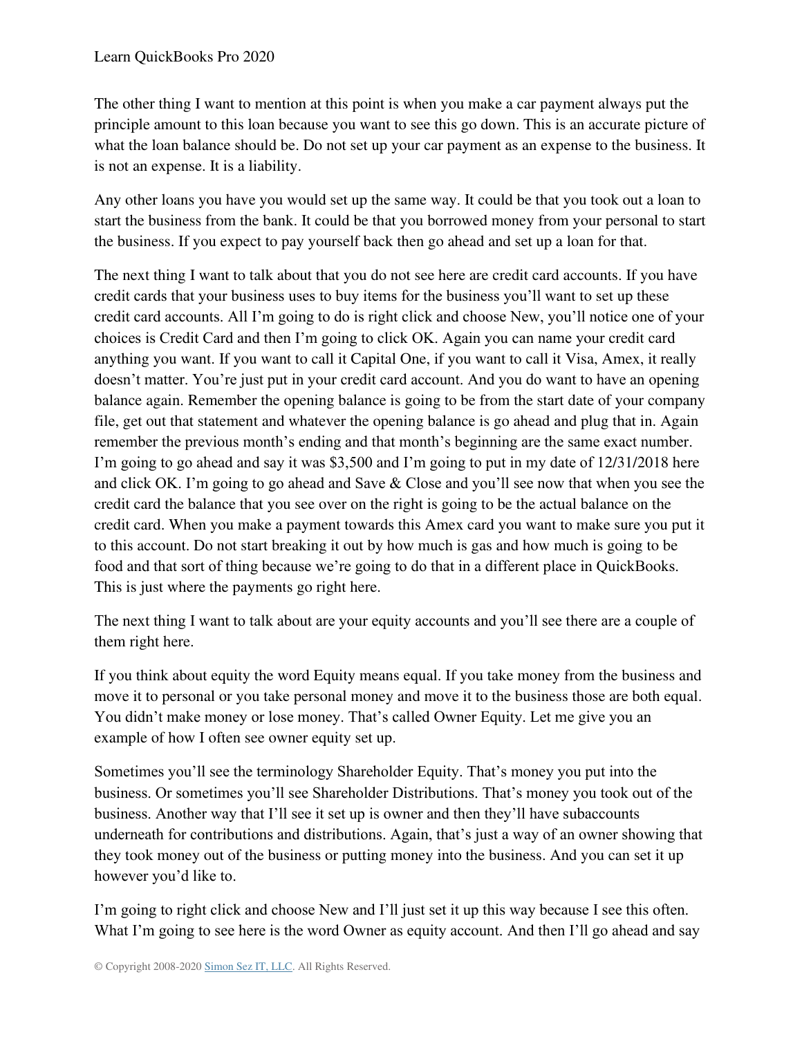The other thing I want to mention at this point is when you make a car payment always put the principle amount to this loan because you want to see this go down. This is an accurate picture of what the loan balance should be. Do not set up your car payment as an expense to the business. It is not an expense. It is a liability.

Any other loans you have you would set up the same way. It could be that you took out a loan to start the business from the bank. It could be that you borrowed money from your personal to start the business. If you expect to pay yourself back then go ahead and set up a loan for that.

The next thing I want to talk about that you do not see here are credit card accounts. If you have credit cards that your business uses to buy items for the business you'll want to set up these credit card accounts. All I'm going to do is right click and choose New, you'll notice one of your choices is Credit Card and then I'm going to click OK. Again you can name your credit card anything you want. If you want to call it Capital One, if you want to call it Visa, Amex, it really doesn't matter. You're just put in your credit card account. And you do want to have an opening balance again. Remember the opening balance is going to be from the start date of your company file, get out that statement and whatever the opening balance is go ahead and plug that in. Again remember the previous month's ending and that month's beginning are the same exact number. I'm going to go ahead and say it was $3,500 and I'm going to put in my date of 12/31/2018 here and click OK. I'm going to go ahead and Save & Close and you'll see now that when you see the credit card the balance that you see over on the right is going to be the actual balance on the credit card. When you make a payment towards this Amex card you want to make sure you put it to this account. Do not start breaking it out by how much is gas and how much is going to be food and that sort of thing because we're going to do that in a different place in QuickBooks. This is just where the payments go right here.

The next thing I want to talk about are your equity accounts and you'll see there are a couple of them right here.

If you think about equity the word Equity means equal. If you take money from the business and move it to personal or you take personal money and move it to the business those are both equal. You didn't make money or lose money. That's called Owner Equity. Let me give you an example of how I often see owner equity set up.

Sometimes you'll see the terminology Shareholder Equity. That's money you put into the business. Or sometimes you'll see Shareholder Distributions. That's money you took out of the business. Another way that I'll see it set up is owner and then they'll have subaccounts underneath for contributions and distributions. Again, that's just a way of an owner showing that they took money out of the business or putting money into the business. And you can set it up however you'd like to.

I'm going to right click and choose New and I'll just set it up this way because I see this often. What I'm going to see here is the word Owner as equity account. And then I'll go ahead and say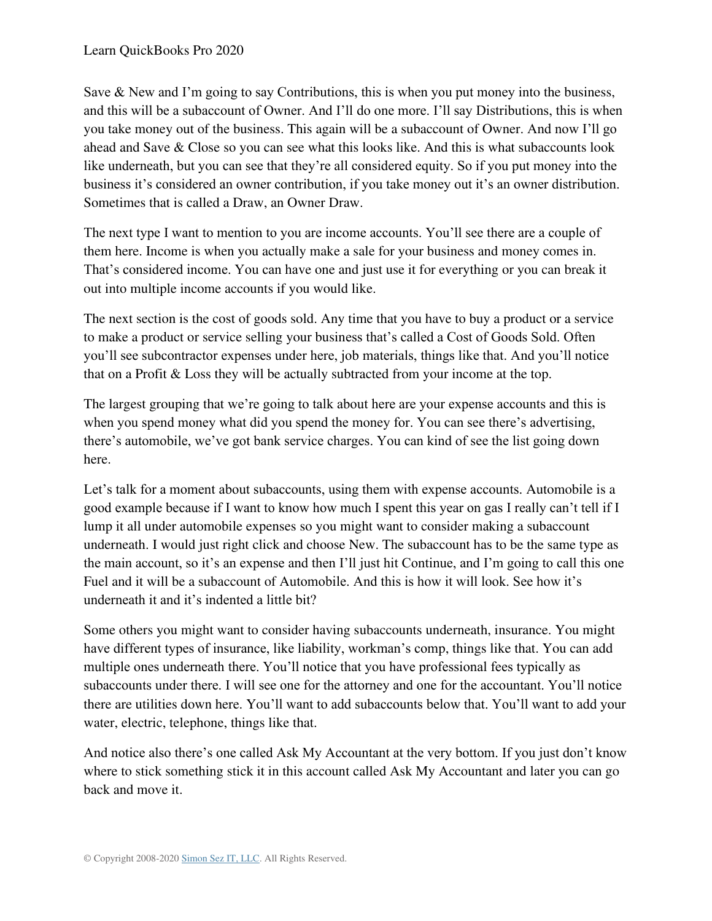Save & New and I'm going to say Contributions, this is when you put money into the business, and this will be a subaccount of Owner. And I'll do one more. I'll say Distributions, this is when you take money out of the business. This again will be a subaccount of Owner. And now I'll go ahead and Save & Close so you can see what this looks like. And this is what subaccounts look like underneath, but you can see that they're all considered equity. So if you put money into the business it's considered an owner contribution, if you take money out it's an owner distribution. Sometimes that is called a Draw, an Owner Draw.

The next type I want to mention to you are income accounts. You'll see there are a couple of them here. Income is when you actually make a sale for your business and money comes in. That's considered income. You can have one and just use it for everything or you can break it out into multiple income accounts if you would like.

The next section is the cost of goods sold. Any time that you have to buy a product or a service to make a product or service selling your business that's called a Cost of Goods Sold. Often you'll see subcontractor expenses under here, job materials, things like that. And you'll notice that on a Profit & Loss they will be actually subtracted from your income at the top.

The largest grouping that we're going to talk about here are your expense accounts and this is when you spend money what did you spend the money for. You can see there's advertising, there's automobile, we've got bank service charges. You can kind of see the list going down here.

Let's talk for a moment about subaccounts, using them with expense accounts. Automobile is a good example because if I want to know how much I spent this year on gas I really can't tell if I lump it all under automobile expenses so you might want to consider making a subaccount underneath. I would just right click and choose New. The subaccount has to be the same type as the main account, so it's an expense and then I'll just hit Continue, and I'm going to call this one Fuel and it will be a subaccount of Automobile. And this is how it will look. See how it's underneath it and it's indented a little bit?

Some others you might want to consider having subaccounts underneath, insurance. You might have different types of insurance, like liability, workman's comp, things like that. You can add multiple ones underneath there. You'll notice that you have professional fees typically as subaccounts under there. I will see one for the attorney and one for the accountant. You'll notice there are utilities down here. You'll want to add subaccounts below that. You'll want to add your water, electric, telephone, things like that.

And notice also there's one called Ask My Accountant at the very bottom. If you just don't know where to stick something stick it in this account called Ask My Accountant and later you can go back and move it.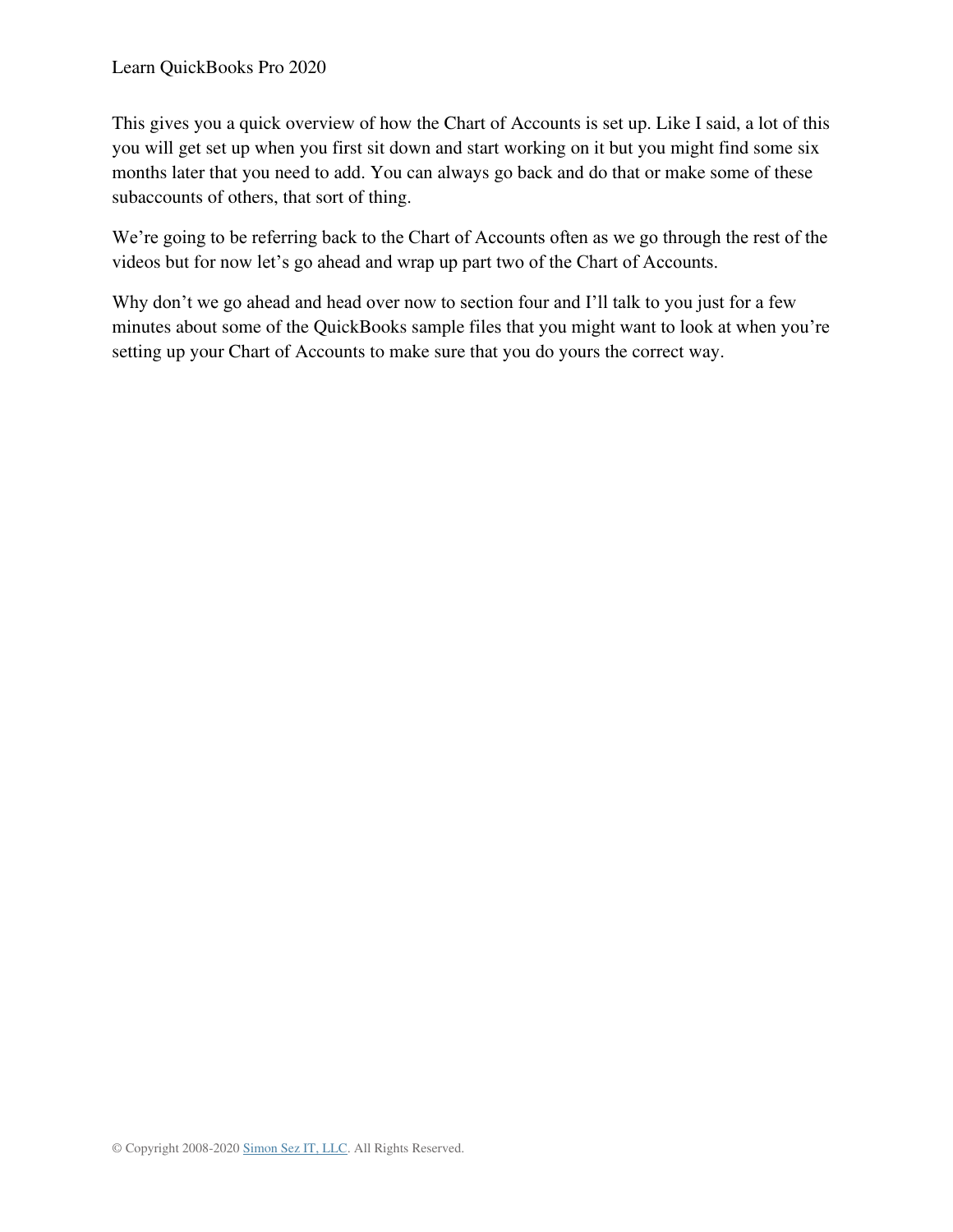This gives you a quick overview of how the Chart of Accounts is set up. Like I said, a lot of this you will get set up when you first sit down and start working on it but you might find some six months later that you need to add. You can always go back and do that or make some of these subaccounts of others, that sort of thing.

We're going to be referring back to the Chart of Accounts often as we go through the rest of the videos but for now let's go ahead and wrap up part two of the Chart of Accounts.

Why don't we go ahead and head over now to section four and I'll talk to you just for a few minutes about some of the QuickBooks sample files that you might want to look at when you're setting up your Chart of Accounts to make sure that you do yours the correct way.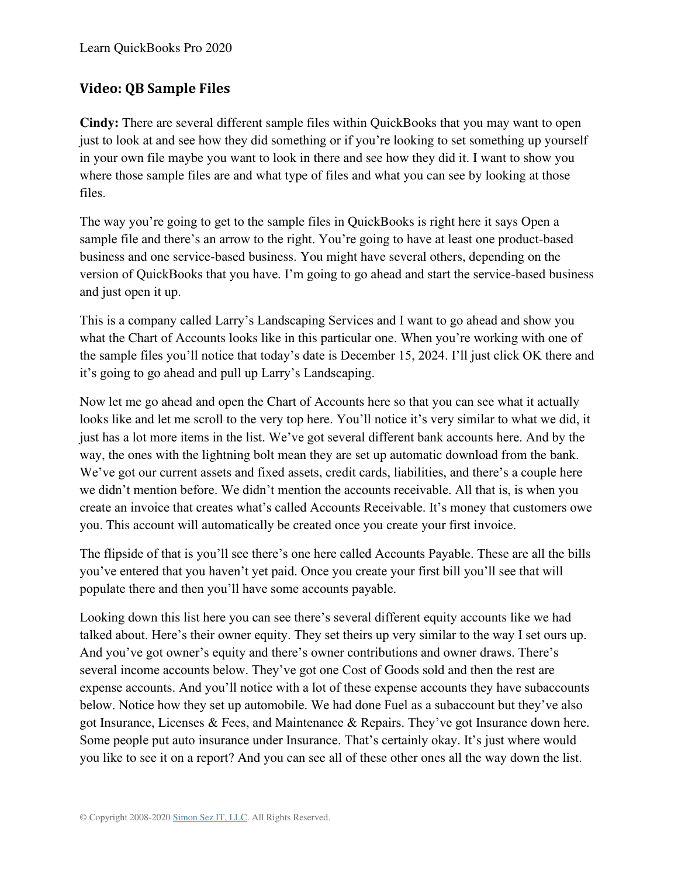## Video: QB Sample Files

**Cindy:** There are several different sample files within QuickBooks that you may want to open just to look at and see how they did something or if you're looking to set something up yourself in your own file maybe you want to look in there and see how they did it. I want to show you where those sample files are and what type of files and what you can see by looking at those files.

The way you're going to get to the sample files in QuickBooks is right here it says Open a sample file and there's an arrow to the right. You're going to have at least one product-based business and one service-based business. You might have several others, depending on the version of QuickBooks that you have. I'm going to go ahead and start the service-based business and just open it up.

This is a company called Larry's Landscaping Services and I want to go ahead and show you what the Chart of Accounts looks like in this particular one. When you're working with one of the sample files you'll notice that today's date is December 15, 2024. I'll just click OK there and it's going to go ahead and pull up Larry's Landscaping.

Now let me go ahead and open the Chart of Accounts here so that you can see what it actually looks like and let me scroll to the very top here. You'll notice it's very similar to what we did, it just has a lot more items in the list. We've got several different bank accounts here. And by the way, the ones with the lightning bolt mean they are set up automatic download from the bank. We've got our current assets and fixed assets, credit cards, liabilities, and there's a couple here we didn't mention before. We didn't mention the accounts receivable. All that is, is when you create an invoice that creates what's called Accounts Receivable. It's money that customers owe you. This account will automatically be created once you create your first invoice.

The flipside of that is you'll see there's one here called Accounts Payable. These are all the bills you've entered that you haven't yet paid. Once you create your first bill you'll see that will populate there and then you'll have some accounts payable.

Looking down this list here you can see there's several different equity accounts like we had talked about. Here's their owner equity. They set theirs up very similar to the way I set ours up. And you've got owner's equity and there's owner contributions and owner draws. There's several income accounts below. They've got one Cost of Goods sold and then the rest are expense accounts. And you'll notice with a lot of these expense accounts they have subaccounts below. Notice how they set up automobile. We had done Fuel as a subaccount but they've also got Insurance, Licenses & Fees, and Maintenance & Repairs. They've got Insurance down here. Some people put auto insurance under Insurance. That's certainly okay. It's just where would you like to see it on a report? And you can see all of these other ones all the way down the list.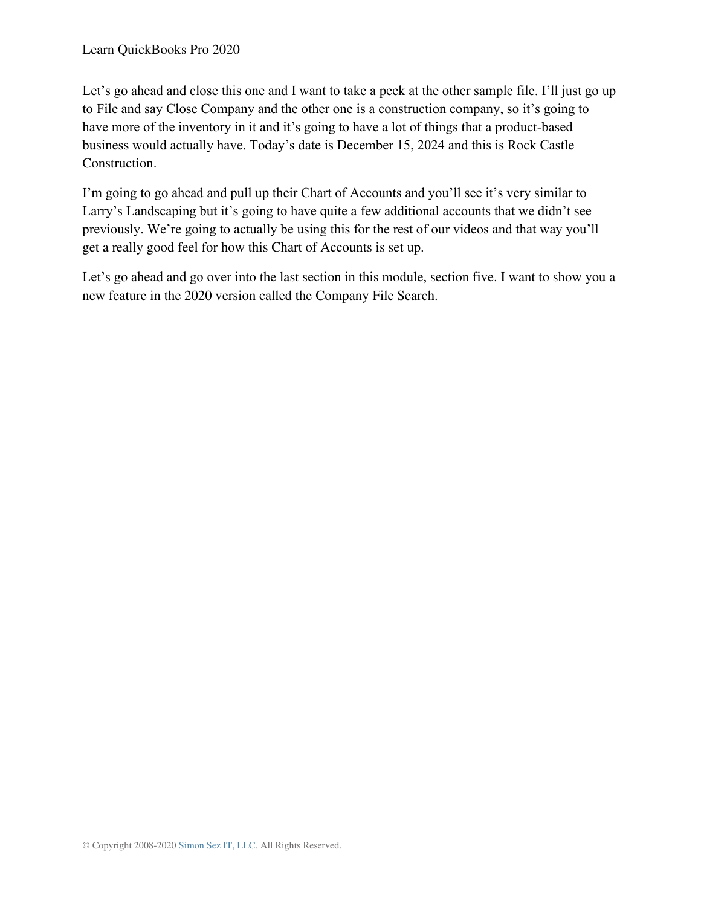Let's go ahead and close this one and I want to take a peek at the other sample file. I'll just go up to File and say Close Company and the other one is a construction company, so it's going to have more of the inventory in it and it's going to have a lot of things that a product-based business would actually have. Today's date is December 15, 2024 and this is Rock Castle Construction.

I'm going to go ahead and pull up their Chart of Accounts and you'll see it's very similar to Larry's Landscaping but it's going to have quite a few additional accounts that we didn't see previously. We're going to actually be using this for the rest of our videos and that way you'll get a really good feel for how this Chart of Accounts is set up.

Let's go ahead and go over into the last section in this module, section five. I want to show you a new feature in the 2020 version called the Company File Search.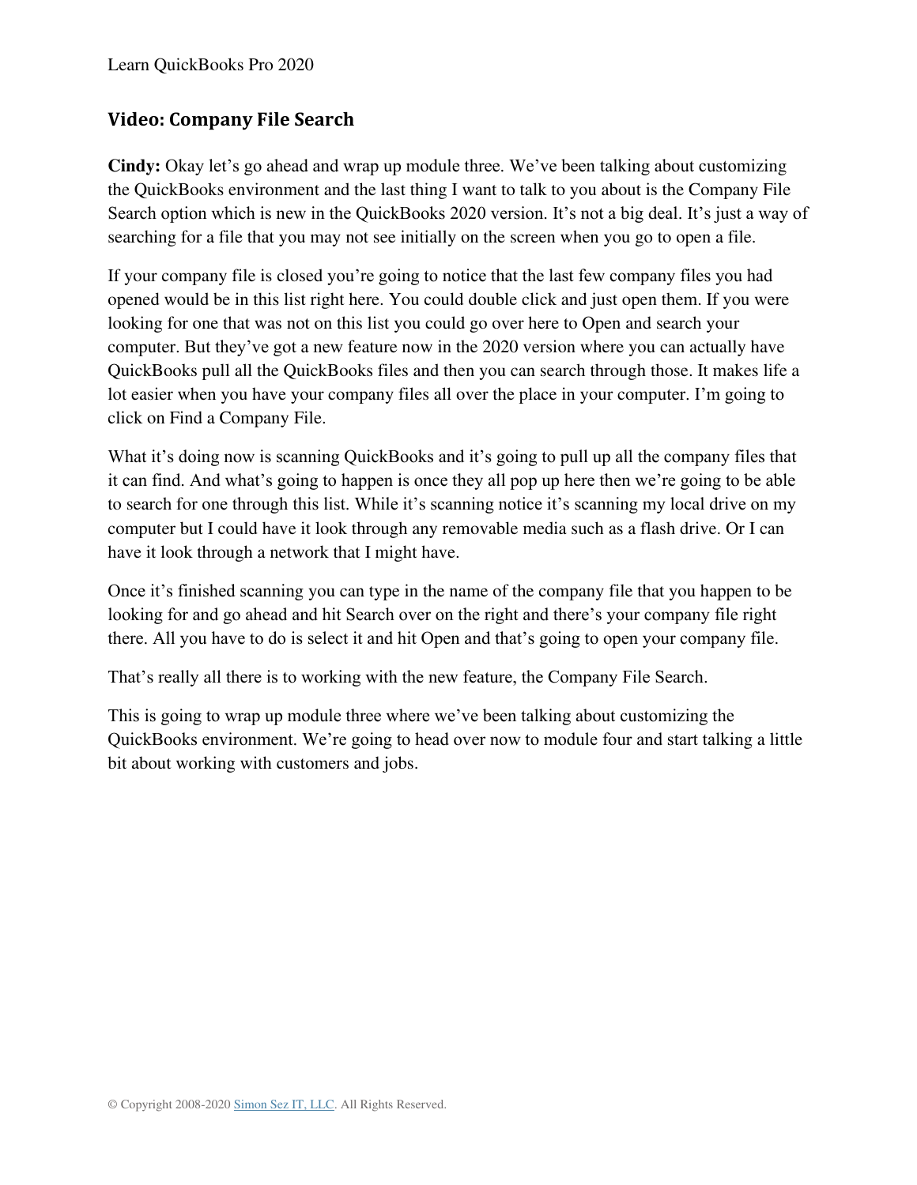## Video: Company File Search

**Cindy:** Okay let's go ahead and wrap up module three. We've been talking about customizing the QuickBooks environment and the last thing I want to talk to you about is the Company File Search option which is new in the QuickBooks 2020 version. It's not a big deal. It's just a way of searching for a file that you may not see initially on the screen when you go to open a file.

If your company file is closed you're going to notice that the last few company files you had opened would be in this list right here. You could double click and just open them. If you were looking for one that was not on this list you could go over here to Open and search your computer. But they've got a new feature now in the 2020 version where you can actually have QuickBooks pull all the QuickBooks files and then you can search through those. It makes life a lot easier when you have your company files all over the place in your computer. I'm going to click on Find a Company File.

What it's doing now is scanning QuickBooks and it's going to pull up all the company files that it can find. And what's going to happen is once they all pop up here then we're going to be able to search for one through this list. While it's scanning notice it's scanning my local drive on my computer but I could have it look through any removable media such as a flash drive. Or I can have it look through a network that I might have.

Once it's finished scanning you can type in the name of the company file that you happen to be looking for and go ahead and hit Search over on the right and there's your company file right there. All you have to do is select it and hit Open and that's going to open your company file.

That's really all there is to working with the new feature, the Company File Search.

This is going to wrap up module three where we've been talking about customizing the QuickBooks environment. We're going to head over now to module four and start talking a little bit about working with customers and jobs.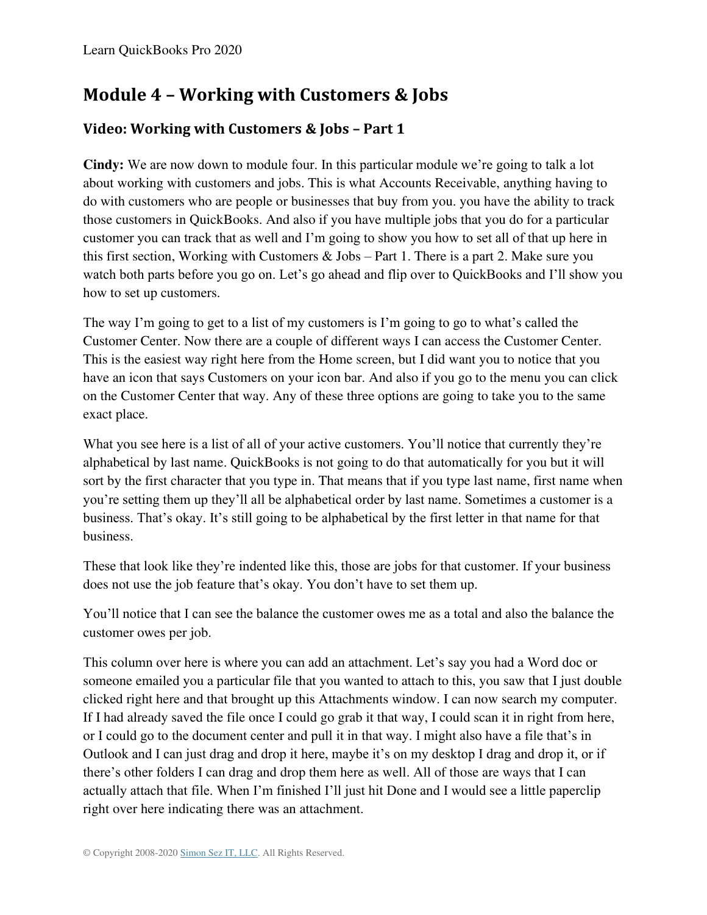# Module 4 – Working with Customers & Jobs

## Video: Working with Customers & Jobs – Part 1

**Cindy:** We are now down to module four. In this particular module we're going to talk a lot about working with customers and jobs. This is what Accounts Receivable, anything having to do with customers who are people or businesses that buy from you. you have the ability to track those customers in QuickBooks. And also if you have multiple jobs that you do for a particular customer you can track that as well and I'm going to show you how to set all of that up here in this first section, Working with Customers & Jobs – Part 1. There is a part 2. Make sure you watch both parts before you go on. Let's go ahead and flip over to QuickBooks and I'll show you how to set up customers.

The way I'm going to get to a list of my customers is I'm going to go to what's called the Customer Center. Now there are a couple of different ways I can access the Customer Center. This is the easiest way right here from the Home screen, but I did want you to notice that you have an icon that says Customers on your icon bar. And also if you go to the menu you can click on the Customer Center that way. Any of these three options are going to take you to the same exact place.

What you see here is a list of all of your active customers. You'll notice that currently they're alphabetical by last name. QuickBooks is not going to do that automatically for you but it will sort by the first character that you type in. That means that if you type last name, first name when you're setting them up they'll all be alphabetical order by last name. Sometimes a customer is a business. That's okay. It's still going to be alphabetical by the first letter in that name for that business.

These that look like they're indented like this, those are jobs for that customer. If your business does not use the job feature that's okay. You don't have to set them up.

You'll notice that I can see the balance the customer owes me as a total and also the balance the customer owes per job.

This column over here is where you can add an attachment. Let's say you had a Word doc or someone emailed you a particular file that you wanted to attach to this, you saw that I just double clicked right here and that brought up this Attachments window. I can now search my computer. If I had already saved the file once I could go grab it that way, I could scan it in right from here, or I could go to the document center and pull it in that way. I might also have a file that's in Outlook and I can just drag and drop it here, maybe it's on my desktop I drag and drop it, or if there's other folders I can drag and drop them here as well. All of those are ways that I can actually attach that file. When I'm finished I'll just hit Done and I would see a little paperclip right over here indicating there was an attachment.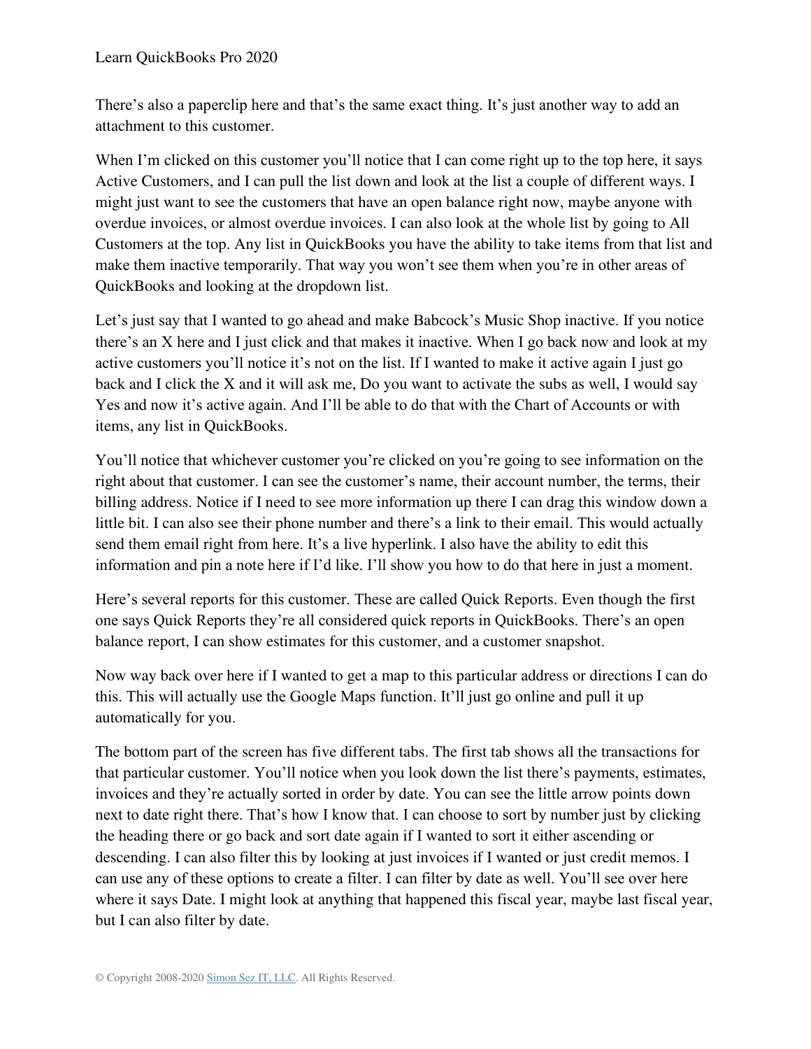There's also a paperclip here and that's the same exact thing. It's just another way to add an attachment to this customer.

When I'm clicked on this customer you'll notice that I can come right up to the top here, it says Active Customers, and I can pull the list down and look at the list a couple of different ways. I might just want to see the customers that have an open balance right now, maybe anyone with overdue invoices, or almost overdue invoices. I can also look at the whole list by going to All Customers at the top. Any list in QuickBooks you have the ability to take items from that list and make them inactive temporarily. That way you won't see them when you're in other areas of QuickBooks and looking at the dropdown list.

Let's just say that I wanted to go ahead and make Babcock's Music Shop inactive. If you notice there's an X here and I just click and that makes it inactive. When I go back now and look at my active customers you'll notice it's not on the list. If I wanted to make it active again I just go back and I click the X and it will ask me, Do you want to activate the subs as well, I would say Yes and now it's active again. And I'll be able to do that with the Chart of Accounts or with items, any list in QuickBooks.

You'll notice that whichever customer you're clicked on you're going to see information on the right about that customer. I can see the customer's name, their account number, the terms, their billing address. Notice if I need to see more information up there I can drag this window down a little bit. I can also see their phone number and there's a link to their email. This would actually send them email right from here. It's a live hyperlink. I also have the ability to edit this information and pin a note here if I'd like. I'll show you how to do that here in just a moment.

Here's several reports for this customer. These are called Quick Reports. Even though the first one says Quick Reports they're all considered quick reports in QuickBooks. There's an open balance report, I can show estimates for this customer, and a customer snapshot.

Now way back over here if I wanted to get a map to this particular address or directions I can do this. This will actually use the Google Maps function. It'll just go online and pull it up automatically for you.

The bottom part of the screen has five different tabs. The first tab shows all the transactions for that particular customer. You'll notice when you look down the list there's payments, estimates, invoices and they're actually sorted in order by date. You can see the little arrow points down next to date right there. That's how I know that. I can choose to sort by number just by clicking the heading there or go back and sort date again if I wanted to sort it either ascending or descending. I can also filter this by looking at just invoices if I wanted or just credit memos. I can use any of these options to create a filter. I can filter by date as well. You'll see over here where it says Date. I might look at anything that happened this fiscal year, maybe last fiscal year, but I can also filter by date.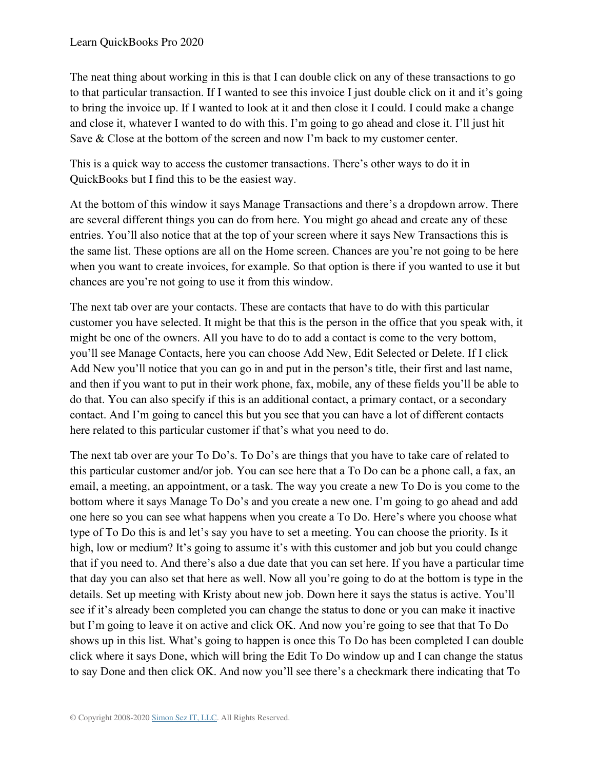The neat thing about working in this is that I can double click on any of these transactions to go to that particular transaction. If I wanted to see this invoice I just double click on it and it's going to bring the invoice up. If I wanted to look at it and then close it I could. I could make a change and close it, whatever I wanted to do with this. I'm going to go ahead and close it. I'll just hit Save & Close at the bottom of the screen and now I'm back to my customer center.

This is a quick way to access the customer transactions. There's other ways to do it in QuickBooks but I find this to be the easiest way.

At the bottom of this window it says Manage Transactions and there's a dropdown arrow. There are several different things you can do from here. You might go ahead and create any of these entries. You'll also notice that at the top of your screen where it says New Transactions this is the same list. These options are all on the Home screen. Chances are you're not going to be here when you want to create invoices, for example. So that option is there if you wanted to use it but chances are you're not going to use it from this window.

The next tab over are your contacts. These are contacts that have to do with this particular customer you have selected. It might be that this is the person in the office that you speak with, it might be one of the owners. All you have to do to add a contact is come to the very bottom, you'll see Manage Contacts, here you can choose Add New, Edit Selected or Delete. If I click Add New you'll notice that you can go in and put in the person's title, their first and last name, and then if you want to put in their work phone, fax, mobile, any of these fields you'll be able to do that. You can also specify if this is an additional contact, a primary contact, or a secondary contact. And I'm going to cancel this but you see that you can have a lot of different contacts here related to this particular customer if that's what you need to do.

The next tab over are your To Do's. To Do's are things that you have to take care of related to this particular customer and/or job. You can see here that a To Do can be a phone call, a fax, an email, a meeting, an appointment, or a task. The way you create a new To Do is you come to the bottom where it says Manage To Do's and you create a new one. I'm going to go ahead and add one here so you can see what happens when you create a To Do. Here's where you choose what type of To Do this is and let's say you have to set a meeting. You can choose the priority. Is it high, low or medium? It's going to assume it's with this customer and job but you could change that if you need to. And there's also a due date that you can set here. If you have a particular time that day you can also set that here as well. Now all you're going to do at the bottom is type in the details. Set up meeting with Kristy about new job. Down here it says the status is active. You'll see if it's already been completed you can change the status to done or you can make it inactive but I'm going to leave it on active and click OK. And now you're going to see that that To Do shows up in this list. What's going to happen is once this To Do has been completed I can double click where it says Done, which will bring the Edit To Do window up and I can change the status to say Done and then click OK. And now you'll see there's a checkmark there indicating that To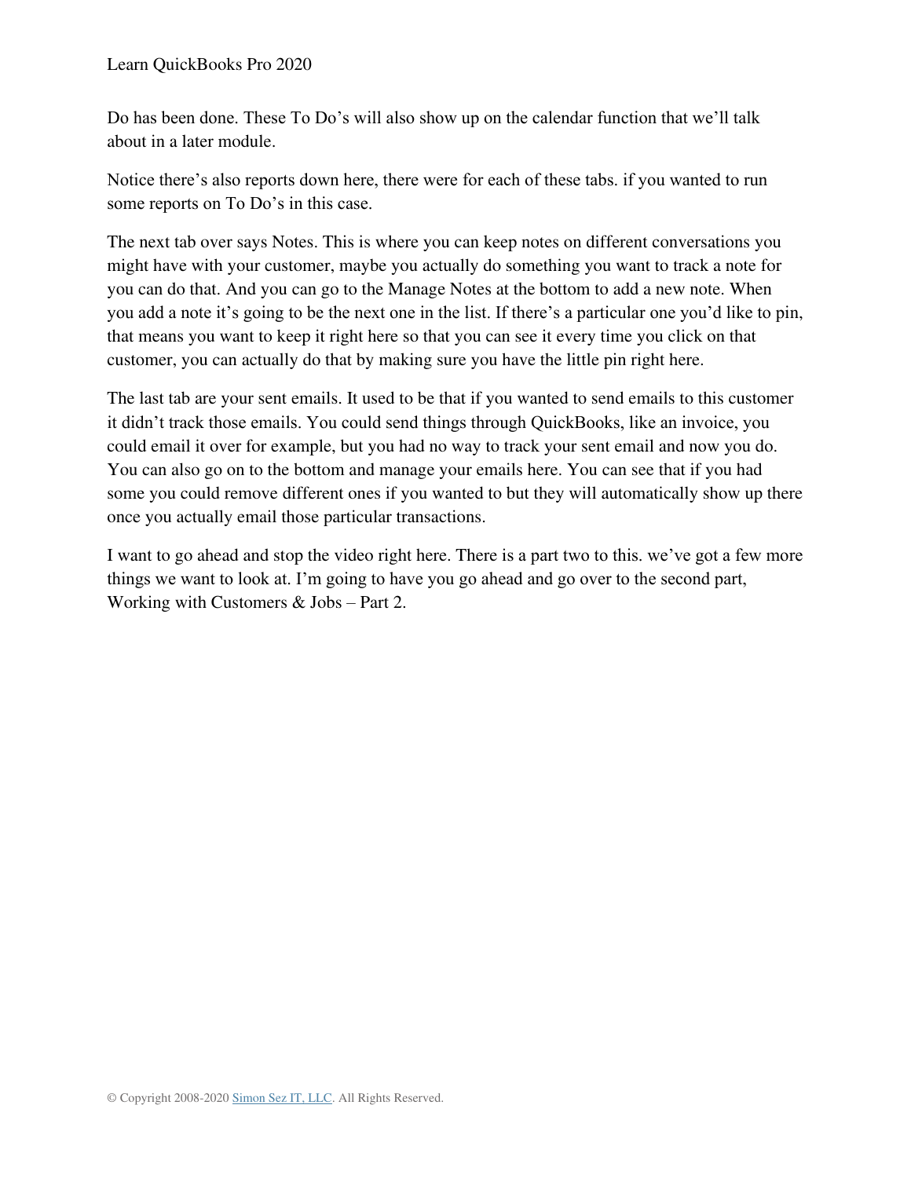Do has been done. These To Do's will also show up on the calendar function that we'll talk about in a later module.

Notice there's also reports down here, there were for each of these tabs. if you wanted to run some reports on To Do's in this case.

The next tab over says Notes. This is where you can keep notes on different conversations you might have with your customer, maybe you actually do something you want to track a note for you can do that. And you can go to the Manage Notes at the bottom to add a new note. When you add a note it's going to be the next one in the list. If there's a particular one you'd like to pin, that means you want to keep it right here so that you can see it every time you click on that customer, you can actually do that by making sure you have the little pin right here.

The last tab are your sent emails. It used to be that if you wanted to send emails to this customer it didn't track those emails. You could send things through QuickBooks, like an invoice, you could email it over for example, but you had no way to track your sent email and now you do. You can also go on to the bottom and manage your emails here. You can see that if you had some you could remove different ones if you wanted to but they will automatically show up there once you actually email those particular transactions.

I want to go ahead and stop the video right here. There is a part two to this. we've got a few more things we want to look at. I'm going to have you go ahead and go over to the second part, Working with Customers & Jobs – Part 2.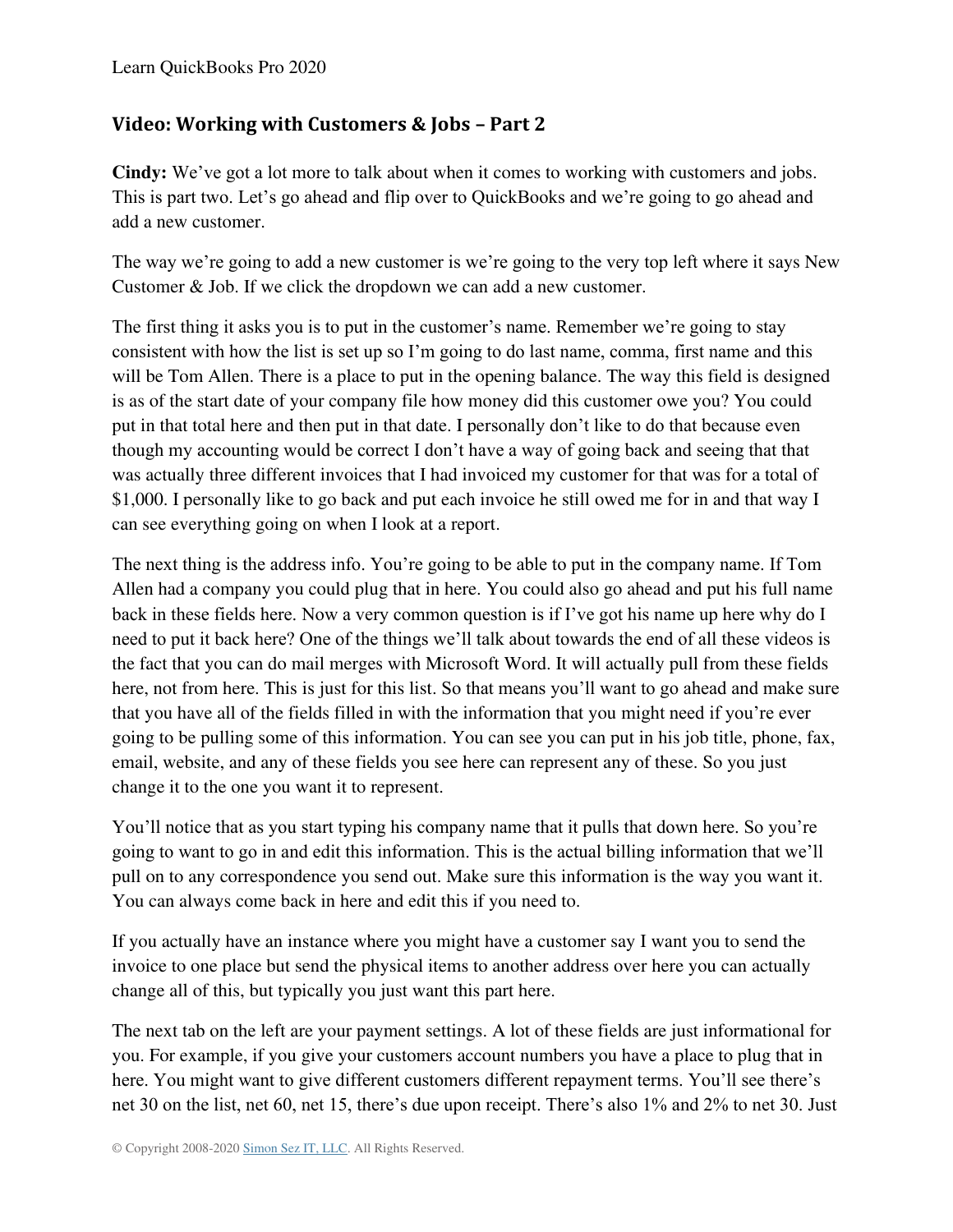## Video: Working with Customers & Jobs – Part 2

**Cindy:** We've got a lot more to talk about when it comes to working with customers and jobs. This is part two. Let's go ahead and flip over to QuickBooks and we're going to go ahead and add a new customer.

The way we're going to add a new customer is we're going to the very top left where it says New Customer & Job. If we click the dropdown we can add a new customer.

The first thing it asks you is to put in the customer's name. Remember we're going to stay consistent with how the list is set up so I'm going to do last name, comma, first name and this will be Tom Allen. There is a place to put in the opening balance. The way this field is designed is as of the start date of your company file how money did this customer owe you? You could put in that total here and then put in that date. I personally don't like to do that because even though my accounting would be correct I don't have a way of going back and seeing that that was actually three different invoices that I had invoiced my customer for that was for a total of $1,000. I personally like to go back and put each invoice he still owed me for in and that way I can see everything going on when I look at a report.

The next thing is the address info. You're going to be able to put in the company name. If Tom Allen had a company you could plug that in here. You could also go ahead and put his full name back in these fields here. Now a very common question is if I've got his name up here why do I need to put it back here? One of the things we'll talk about towards the end of all these videos is the fact that you can do mail merges with Microsoft Word. It will actually pull from these fields here, not from here. This is just for this list. So that means you'll want to go ahead and make sure that you have all of the fields filled in with the information that you might need if you're ever going to be pulling some of this information. You can see you can put in his job title, phone, fax, email, website, and any of these fields you see here can represent any of these. So you just change it to the one you want it to represent.

You'll notice that as you start typing his company name that it pulls that down here. So you're going to want to go in and edit this information. This is the actual billing information that we'll pull on to any correspondence you send out. Make sure this information is the way you want it. You can always come back in here and edit this if you need to.

If you actually have an instance where you might have a customer say I want you to send the invoice to one place but send the physical items to another address over here you can actually change all of this, but typically you just want this part here.

The next tab on the left are your payment settings. A lot of these fields are just informational for you. For example, if you give your customers account numbers you have a place to plug that in here. You might want to give different customers different repayment terms. You'll see there's net 30 on the list, net 60, net 15, there's due upon receipt. There's also 1% and 2% to net 30. Just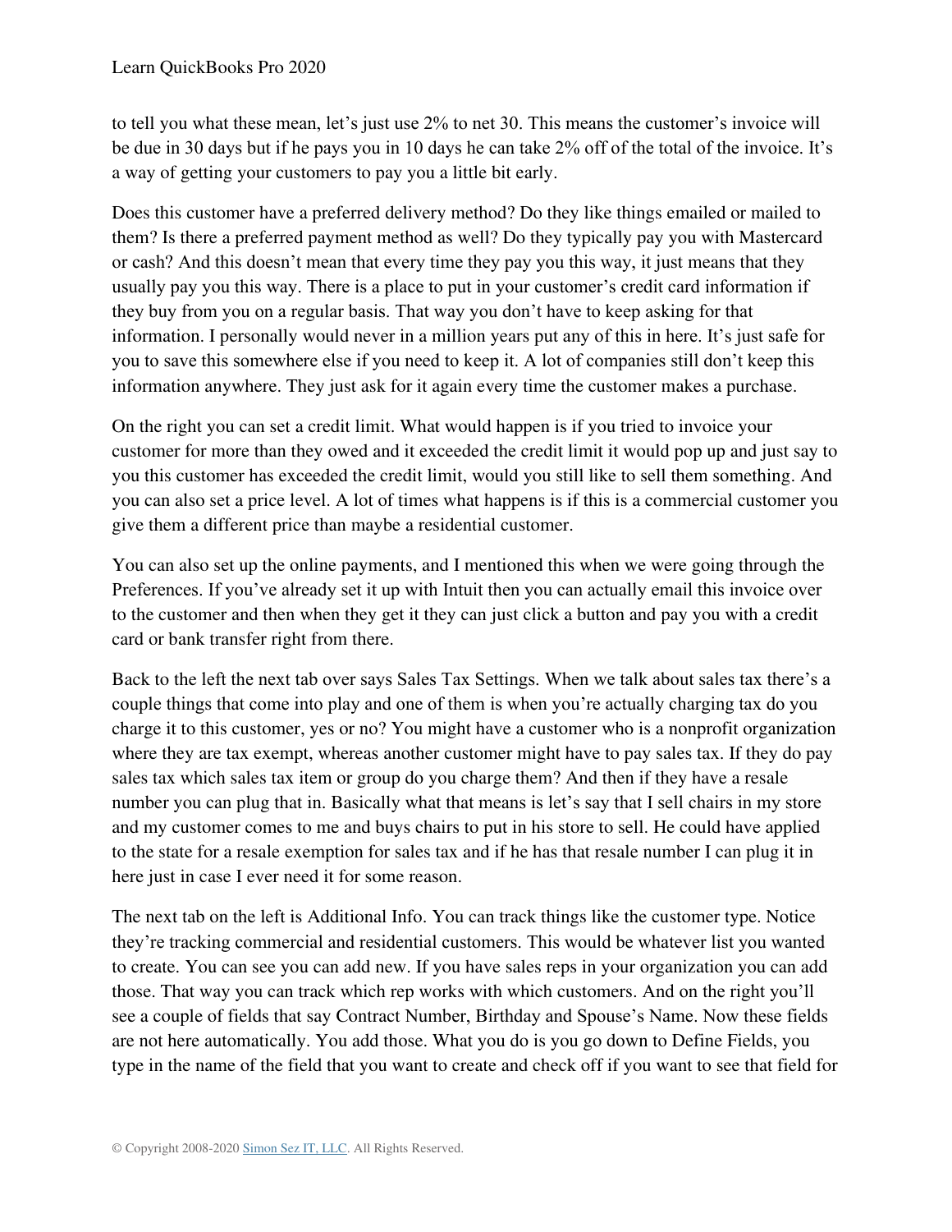to tell you what these mean, let's just use 2% to net 30. This means the customer's invoice will be due in 30 days but if he pays you in 10 days he can take 2% off of the total of the invoice. It's a way of getting your customers to pay you a little bit early.

Does this customer have a preferred delivery method? Do they like things emailed or mailed to them? Is there a preferred payment method as well? Do they typically pay you with Mastercard or cash? And this doesn't mean that every time they pay you this way, it just means that they usually pay you this way. There is a place to put in your customer's credit card information if they buy from you on a regular basis. That way you don't have to keep asking for that information. I personally would never in a million years put any of this in here. It's just safe for you to save this somewhere else if you need to keep it. A lot of companies still don't keep this information anywhere. They just ask for it again every time the customer makes a purchase.

On the right you can set a credit limit. What would happen is if you tried to invoice your customer for more than they owed and it exceeded the credit limit it would pop up and just say to you this customer has exceeded the credit limit, would you still like to sell them something. And you can also set a price level. A lot of times what happens is if this is a commercial customer you give them a different price than maybe a residential customer.

You can also set up the online payments, and I mentioned this when we were going through the Preferences. If you've already set it up with Intuit then you can actually email this invoice over to the customer and then when they get it they can just click a button and pay you with a credit card or bank transfer right from there.

Back to the left the next tab over says Sales Tax Settings. When we talk about sales tax there's a couple things that come into play and one of them is when you're actually charging tax do you charge it to this customer, yes or no? You might have a customer who is a nonprofit organization where they are tax exempt, whereas another customer might have to pay sales tax. If they do pay sales tax which sales tax item or group do you charge them? And then if they have a resale number you can plug that in. Basically what that means is let's say that I sell chairs in my store and my customer comes to me and buys chairs to put in his store to sell. He could have applied to the state for a resale exemption for sales tax and if he has that resale number I can plug it in here just in case I ever need it for some reason.

The next tab on the left is Additional Info. You can track things like the customer type. Notice they're tracking commercial and residential customers. This would be whatever list you wanted to create. You can see you can add new. If you have sales reps in your organization you can add those. That way you can track which rep works with which customers. And on the right you'll see a couple of fields that say Contract Number, Birthday and Spouse's Name. Now these fields are not here automatically. You add those. What you do is you go down to Define Fields, you type in the name of the field that you want to create and check off if you want to see that field for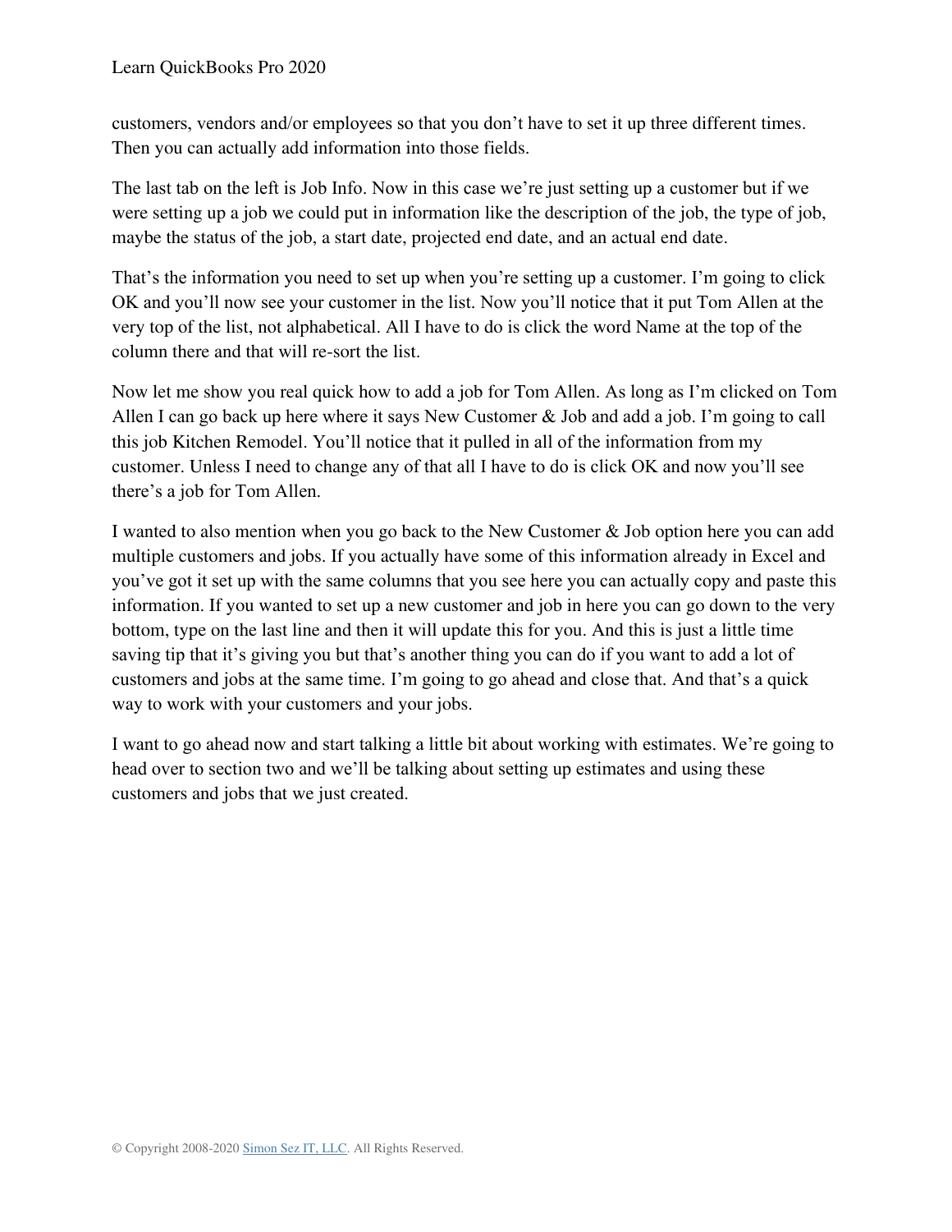customers, vendors and/or employees so that you don't have to set it up three different times. Then you can actually add information into those fields.

The last tab on the left is Job Info. Now in this case we're just setting up a customer but if we were setting up a job we could put in information like the description of the job, the type of job, maybe the status of the job, a start date, projected end date, and an actual end date.

That's the information you need to set up when you're setting up a customer. I'm going to click OK and you'll now see your customer in the list. Now you'll notice that it put Tom Allen at the very top of the list, not alphabetical. All I have to do is click the word Name at the top of the column there and that will re-sort the list.

Now let me show you real quick how to add a job for Tom Allen. As long as I'm clicked on Tom Allen I can go back up here where it says New Customer & Job and add a job. I'm going to call this job Kitchen Remodel. You'll notice that it pulled in all of the information from my customer. Unless I need to change any of that all I have to do is click OK and now you'll see there's a job for Tom Allen.

I wanted to also mention when you go back to the New Customer & Job option here you can add multiple customers and jobs. If you actually have some of this information already in Excel and you've got it set up with the same columns that you see here you can actually copy and paste this information. If you wanted to set up a new customer and job in here you can go down to the very bottom, type on the last line and then it will update this for you. And this is just a little time saving tip that it's giving you but that's another thing you can do if you want to add a lot of customers and jobs at the same time. I'm going to go ahead and close that. And that's a quick way to work with your customers and your jobs.

I want to go ahead now and start talking a little bit about working with estimates. We're going to head over to section two and we'll be talking about setting up estimates and using these customers and jobs that we just created.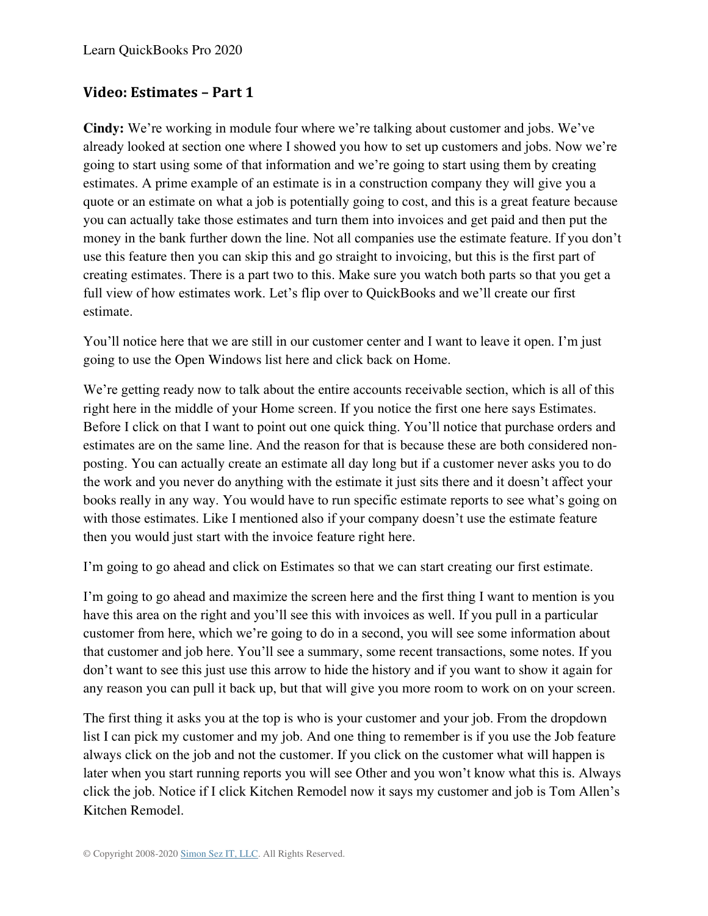## Video: Estimates – Part 1

**Cindy:** We're working in module four where we're talking about customer and jobs. We've already looked at section one where I showed you how to set up customers and jobs. Now we're going to start using some of that information and we're going to start using them by creating estimates. A prime example of an estimate is in a construction company they will give you a quote or an estimate on what a job is potentially going to cost, and this is a great feature because you can actually take those estimates and turn them into invoices and get paid and then put the money in the bank further down the line. Not all companies use the estimate feature. If you don't use this feature then you can skip this and go straight to invoicing, but this is the first part of creating estimates. There is a part two to this. Make sure you watch both parts so that you get a full view of how estimates work. Let's flip over to QuickBooks and we'll create our first estimate.

You'll notice here that we are still in our customer center and I want to leave it open. I'm just going to use the Open Windows list here and click back on Home.

We're getting ready now to talk about the entire accounts receivable section, which is all of this right here in the middle of your Home screen. If you notice the first one here says Estimates. Before I click on that I want to point out one quick thing. You'll notice that purchase orders and estimates are on the same line. And the reason for that is because these are both considered non-posting. You can actually create an estimate all day long but if a customer never asks you to do the work and you never do anything with the estimate it just sits there and it doesn't affect your books really in any way. You would have to run specific estimate reports to see what's going on with those estimates. Like I mentioned also if your company doesn't use the estimate feature then you would just start with the invoice feature right here.

I'm going to go ahead and click on Estimates so that we can start creating our first estimate.

I'm going to go ahead and maximize the screen here and the first thing I want to mention is you have this area on the right and you'll see this with invoices as well. If you pull in a particular customer from here, which we're going to do in a second, you will see some information about that customer and job here. You'll see a summary, some recent transactions, some notes. If you don't want to see this just use this arrow to hide the history and if you want to show it again for any reason you can pull it back up, but that will give you more room to work on on your screen.

The first thing it asks you at the top is who is your customer and your job. From the dropdown list I can pick my customer and my job. And one thing to remember is if you use the Job feature always click on the job and not the customer. If you click on the customer what will happen is later when you start running reports you will see Other and you won't know what this is. Always click the job. Notice if I click Kitchen Remodel now it says my customer and job is Tom Allen's Kitchen Remodel.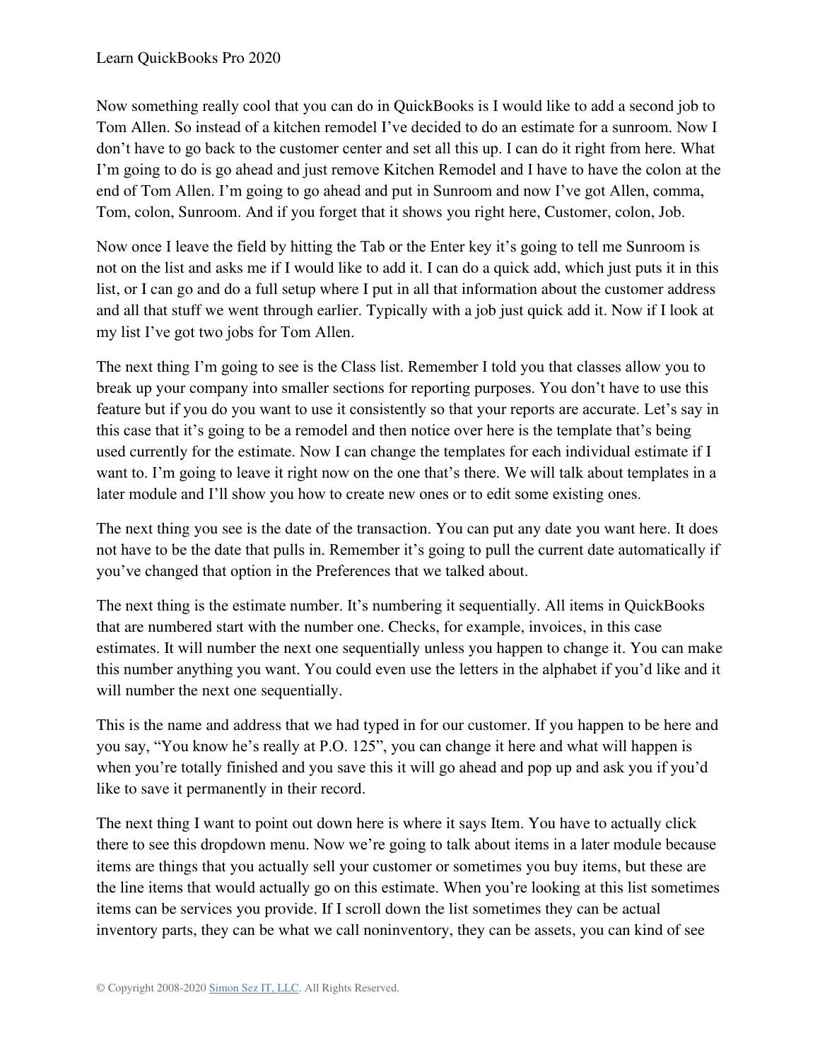Now something really cool that you can do in QuickBooks is I would like to add a second job to Tom Allen. So instead of a kitchen remodel I've decided to do an estimate for a sunroom. Now I don't have to go back to the customer center and set all this up. I can do it right from here. What I'm going to do is go ahead and just remove Kitchen Remodel and I have to have the colon at the end of Tom Allen. I'm going to go ahead and put in Sunroom and now I've got Allen, comma, Tom, colon, Sunroom. And if you forget that it shows you right here, Customer, colon, Job.

Now once I leave the field by hitting the Tab or the Enter key it's going to tell me Sunroom is not on the list and asks me if I would like to add it. I can do a quick add, which just puts it in this list, or I can go and do a full setup where I put in all that information about the customer address and all that stuff we went through earlier. Typically with a job just quick add it. Now if I look at my list I've got two jobs for Tom Allen.

The next thing I'm going to see is the Class list. Remember I told you that classes allow you to break up your company into smaller sections for reporting purposes. You don't have to use this feature but if you do you want to use it consistently so that your reports are accurate. Let's say in this case that it's going to be a remodel and then notice over here is the template that's being used currently for the estimate. Now I can change the templates for each individual estimate if I want to. I'm going to leave it right now on the one that's there. We will talk about templates in a later module and I'll show you how to create new ones or to edit some existing ones.

The next thing you see is the date of the transaction. You can put any date you want here. It does not have to be the date that pulls in. Remember it's going to pull the current date automatically if you've changed that option in the Preferences that we talked about.

The next thing is the estimate number. It's numbering it sequentially. All items in QuickBooks that are numbered start with the number one. Checks, for example, invoices, in this case estimates. It will number the next one sequentially unless you happen to change it. You can make this number anything you want. You could even use the letters in the alphabet if you'd like and it will number the next one sequentially.

This is the name and address that we had typed in for our customer. If you happen to be here and you say, "You know he's really at P.O. 125", you can change it here and what will happen is when you're totally finished and you save this it will go ahead and pop up and ask you if you'd like to save it permanently in their record.

The next thing I want to point out down here is where it says Item. You have to actually click there to see this dropdown menu. Now we're going to talk about items in a later module because items are things that you actually sell your customer or sometimes you buy items, but these are the line items that would actually go on this estimate. When you're looking at this list sometimes items can be services you provide. If I scroll down the list sometimes they can be actual inventory parts, they can be what we call noninventory, they can be assets, you can kind of see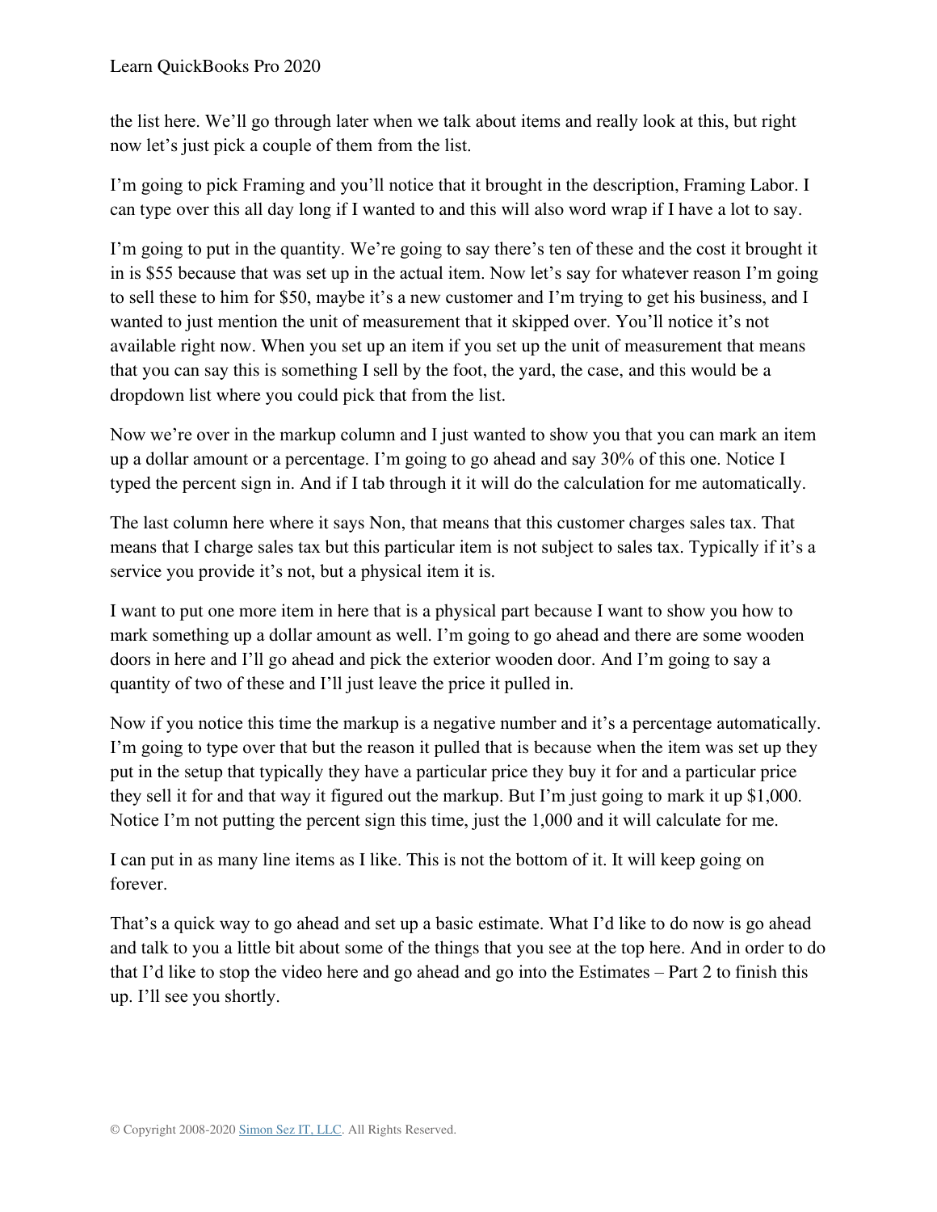the list here. We'll go through later when we talk about items and really look at this, but right now let's just pick a couple of them from the list.

I'm going to pick Framing and you'll notice that it brought in the description, Framing Labor. I can type over this all day long if I wanted to and this will also word wrap if I have a lot to say.

I'm going to put in the quantity. We're going to say there's ten of these and the cost it brought it in is $55 because that was set up in the actual item. Now let's say for whatever reason I'm going to sell these to him for $50, maybe it's a new customer and I'm trying to get his business, and I wanted to just mention the unit of measurement that it skipped over. You'll notice it's not available right now. When you set up an item if you set up the unit of measurement that means that you can say this is something I sell by the foot, the yard, the case, and this would be a dropdown list where you could pick that from the list.

Now we're over in the markup column and I just wanted to show you that you can mark an item up a dollar amount or a percentage. I'm going to go ahead and say 30% of this one. Notice I typed the percent sign in. And if I tab through it it will do the calculation for me automatically.

The last column here where it says Non, that means that this customer charges sales tax. That means that I charge sales tax but this particular item is not subject to sales tax. Typically if it's a service you provide it's not, but a physical item it is.

I want to put one more item in here that is a physical part because I want to show you how to mark something up a dollar amount as well. I'm going to go ahead and there are some wooden doors in here and I'll go ahead and pick the exterior wooden door. And I'm going to say a quantity of two of these and I'll just leave the price it pulled in.

Now if you notice this time the markup is a negative number and it's a percentage automatically. I'm going to type over that but the reason it pulled that is because when the item was set up they put in the setup that typically they have a particular price they buy it for and a particular price they sell it for and that way it figured out the markup. But I'm just going to mark it up $1,000. Notice I'm not putting the percent sign this time, just the 1,000 and it will calculate for me.

I can put in as many line items as I like. This is not the bottom of it. It will keep going on forever.

That's a quick way to go ahead and set up a basic estimate. What I'd like to do now is go ahead and talk to you a little bit about some of the things that you see at the top here. And in order to do that I'd like to stop the video here and go ahead and go into the Estimates – Part 2 to finish this up. I'll see you shortly.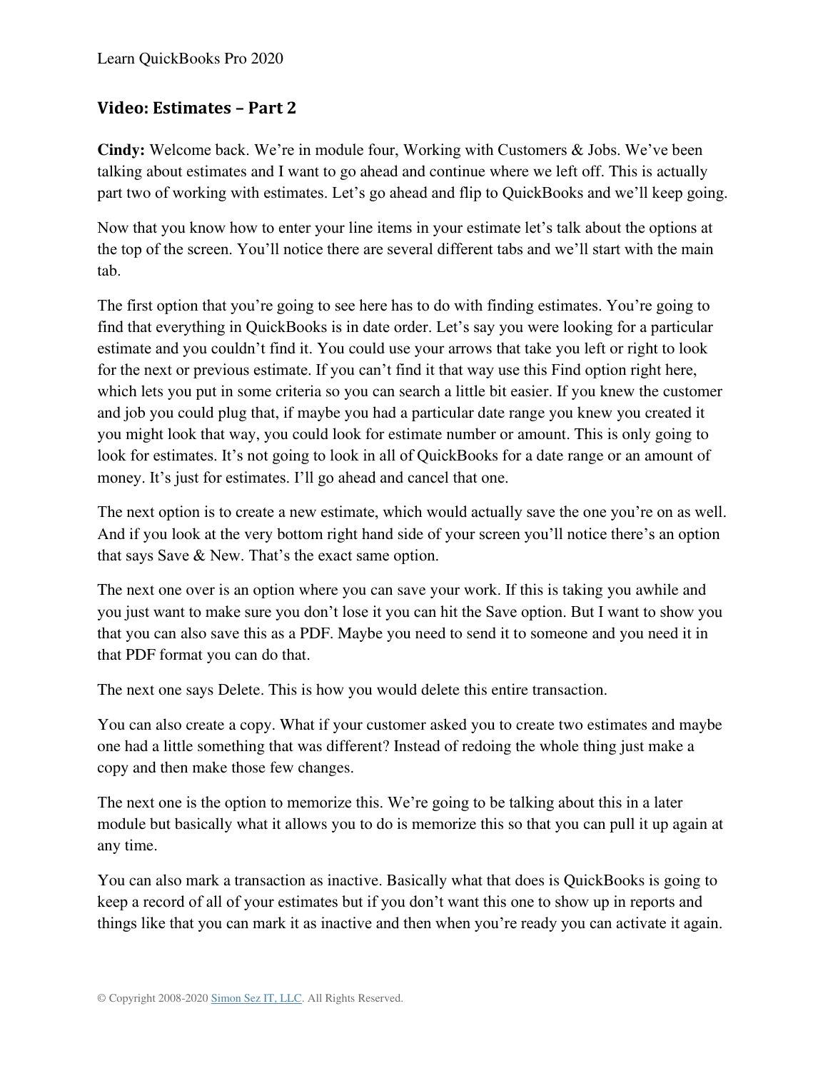## Video: Estimates – Part 2

**Cindy:** Welcome back. We're in module four, Working with Customers & Jobs. We've been talking about estimates and I want to go ahead and continue where we left off. This is actually part two of working with estimates. Let's go ahead and flip to QuickBooks and we'll keep going.

Now that you know how to enter your line items in your estimate let's talk about the options at the top of the screen. You'll notice there are several different tabs and we'll start with the main tab.

The first option that you're going to see here has to do with finding estimates. You're going to find that everything in QuickBooks is in date order. Let's say you were looking for a particular estimate and you couldn't find it. You could use your arrows that take you left or right to look for the next or previous estimate. If you can't find it that way use this Find option right here, which lets you put in some criteria so you can search a little bit easier. If you knew the customer and job you could plug that, if maybe you had a particular date range you knew you created it you might look that way, you could look for estimate number or amount. This is only going to look for estimates. It's not going to look in all of QuickBooks for a date range or an amount of money. It's just for estimates. I'll go ahead and cancel that one.

The next option is to create a new estimate, which would actually save the one you're on as well. And if you look at the very bottom right hand side of your screen you'll notice there's an option that says Save & New. That's the exact same option.

The next one over is an option where you can save your work. If this is taking you awhile and you just want to make sure you don't lose it you can hit the Save option. But I want to show you that you can also save this as a PDF. Maybe you need to send it to someone and you need it in that PDF format you can do that.

The next one says Delete. This is how you would delete this entire transaction.

You can also create a copy. What if your customer asked you to create two estimates and maybe one had a little something that was different? Instead of redoing the whole thing just make a copy and then make those few changes.

The next one is the option to memorize this. We're going to be talking about this in a later module but basically what it allows you to do is memorize this so that you can pull it up again at any time.

You can also mark a transaction as inactive. Basically what that does is QuickBooks is going to keep a record of all of your estimates but if you don't want this one to show up in reports and things like that you can mark it as inactive and then when you're ready you can activate it again.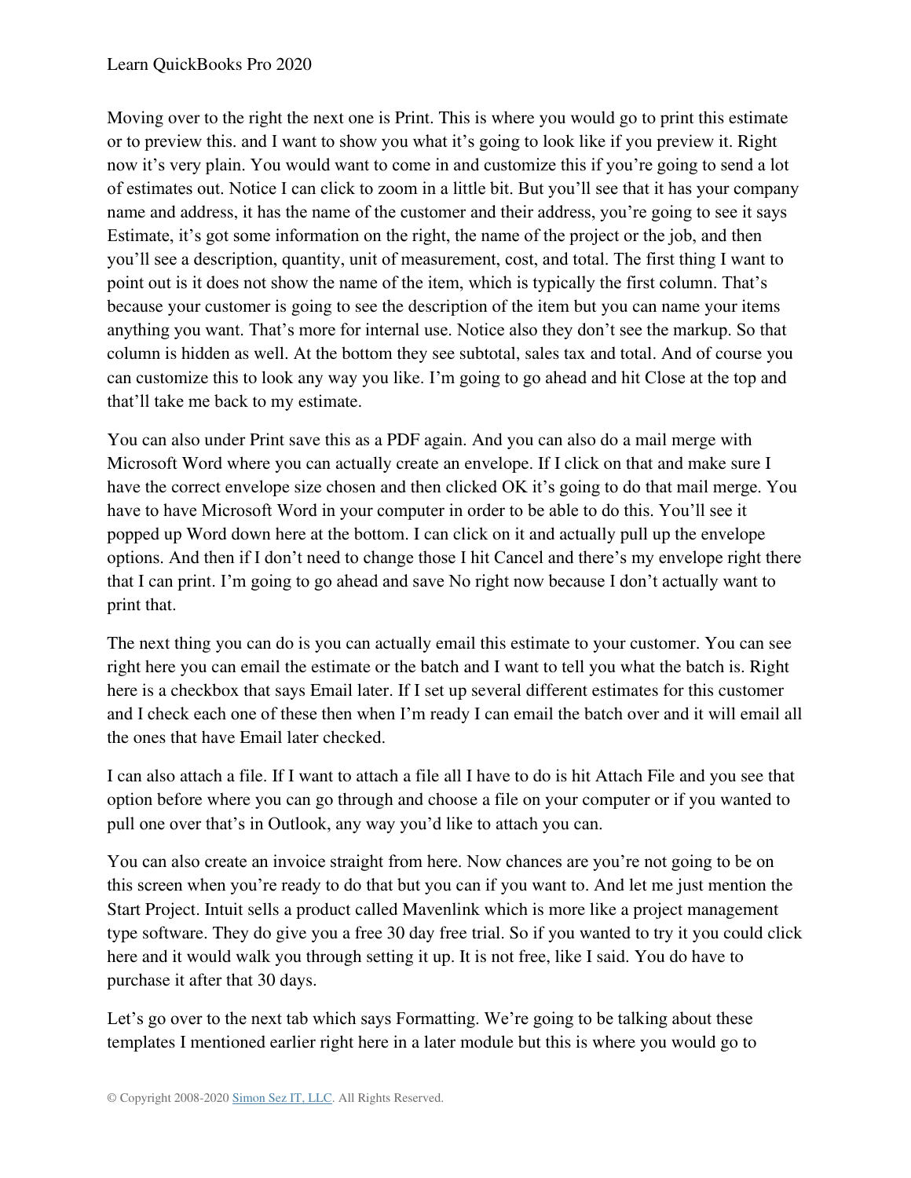Moving over to the right the next one is Print. This is where you would go to print this estimate or to preview this. and I want to show you what it's going to look like if you preview it. Right now it's very plain. You would want to come in and customize this if you're going to send a lot of estimates out. Notice I can click to zoom in a little bit. But you'll see that it has your company name and address, it has the name of the customer and their address, you're going to see it says Estimate, it's got some information on the right, the name of the project or the job, and then you'll see a description, quantity, unit of measurement, cost, and total. The first thing I want to point out is it does not show the name of the item, which is typically the first column. That's because your customer is going to see the description of the item but you can name your items anything you want. That's more for internal use. Notice also they don't see the markup. So that column is hidden as well. At the bottom they see subtotal, sales tax and total. And of course you can customize this to look any way you like. I'm going to go ahead and hit Close at the top and that'll take me back to my estimate.

You can also under Print save this as a PDF again. And you can also do a mail merge with Microsoft Word where you can actually create an envelope. If I click on that and make sure I have the correct envelope size chosen and then clicked OK it's going to do that mail merge. You have to have Microsoft Word in your computer in order to be able to do this. You'll see it popped up Word down here at the bottom. I can click on it and actually pull up the envelope options. And then if I don't need to change those I hit Cancel and there's my envelope right there that I can print. I'm going to go ahead and save No right now because I don't actually want to print that.

The next thing you can do is you can actually email this estimate to your customer. You can see right here you can email the estimate or the batch and I want to tell you what the batch is. Right here is a checkbox that says Email later. If I set up several different estimates for this customer and I check each one of these then when I'm ready I can email the batch over and it will email all the ones that have Email later checked.

I can also attach a file. If I want to attach a file all I have to do is hit Attach File and you see that option before where you can go through and choose a file on your computer or if you wanted to pull one over that's in Outlook, any way you'd like to attach you can.

You can also create an invoice straight from here. Now chances are you're not going to be on this screen when you're ready to do that but you can if you want to. And let me just mention the Start Project. Intuit sells a product called Mavenlink which is more like a project management type software. They do give you a free 30 day free trial. So if you wanted to try it you could click here and it would walk you through setting it up. It is not free, like I said. You do have to purchase it after that 30 days.

Let's go over to the next tab which says Formatting. We're going to be talking about these templates I mentioned earlier right here in a later module but this is where you would go to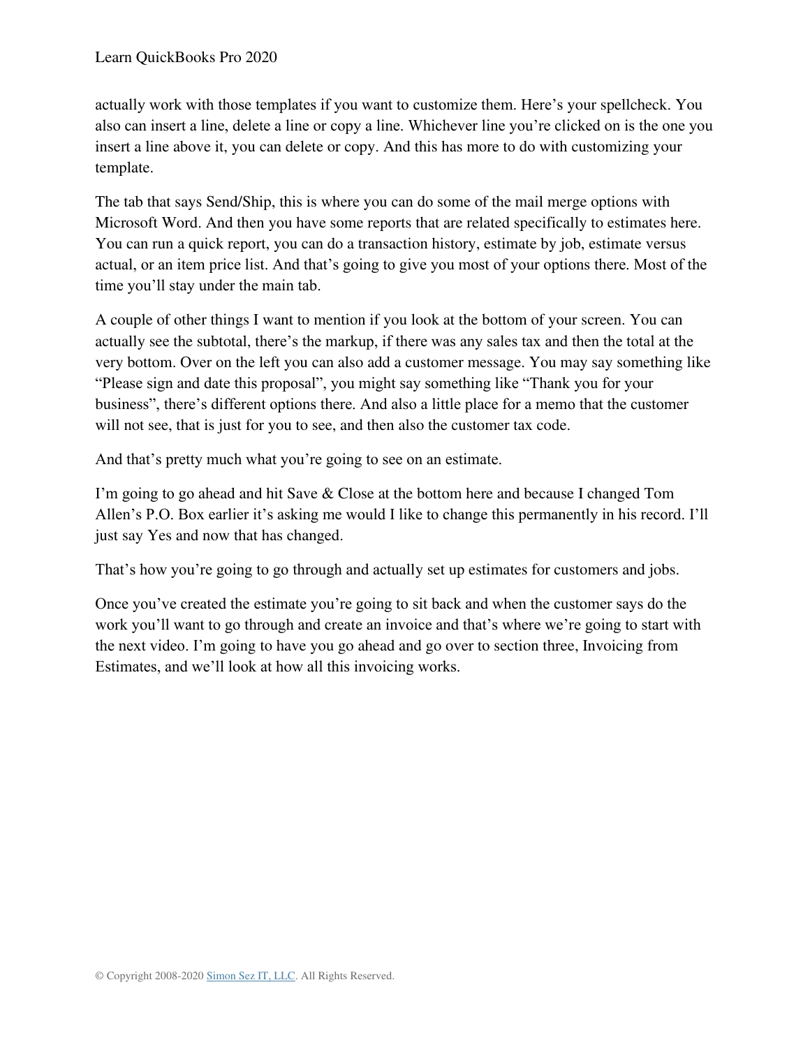actually work with those templates if you want to customize them. Here's your spellcheck. You also can insert a line, delete a line or copy a line. Whichever line you're clicked on is the one you insert a line above it, you can delete or copy. And this has more to do with customizing your template.

The tab that says Send/Ship, this is where you can do some of the mail merge options with Microsoft Word. And then you have some reports that are related specifically to estimates here. You can run a quick report, you can do a transaction history, estimate by job, estimate versus actual, or an item price list. And that's going to give you most of your options there. Most of the time you'll stay under the main tab.

A couple of other things I want to mention if you look at the bottom of your screen. You can actually see the subtotal, there's the markup, if there was any sales tax and then the total at the very bottom. Over on the left you can also add a customer message. You may say something like "Please sign and date this proposal", you might say something like "Thank you for your business", there's different options there. And also a little place for a memo that the customer will not see, that is just for you to see, and then also the customer tax code.

And that's pretty much what you're going to see on an estimate.

I'm going to go ahead and hit Save & Close at the bottom here and because I changed Tom Allen's P.O. Box earlier it's asking me would I like to change this permanently in his record. I'll just say Yes and now that has changed.

That's how you're going to go through and actually set up estimates for customers and jobs.

Once you've created the estimate you're going to sit back and when the customer says do the work you'll want to go through and create an invoice and that's where we're going to start with the next video. I'm going to have you go ahead and go over to section three, Invoicing from Estimates, and we'll look at how all this invoicing works.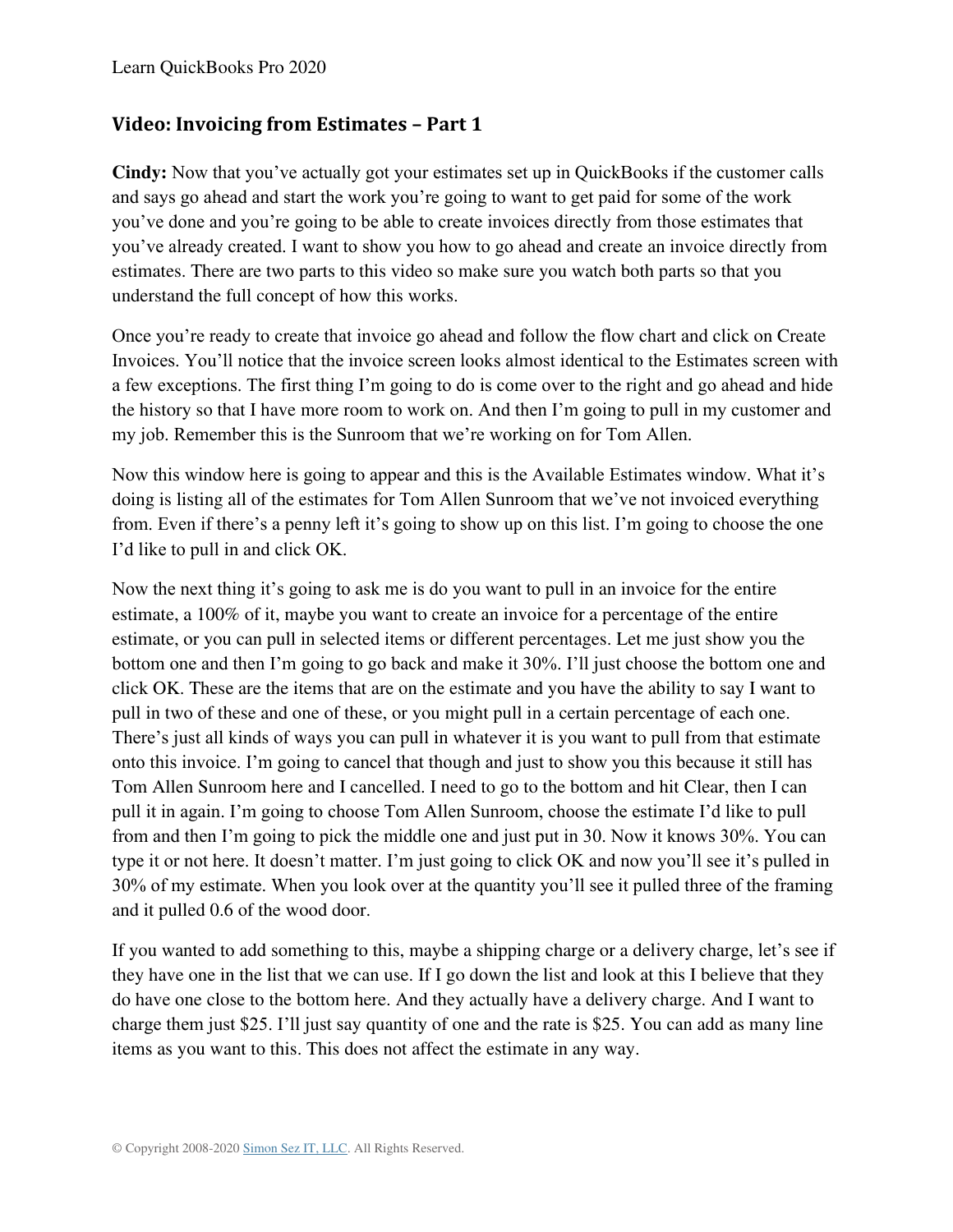## Video: Invoicing from Estimates – Part 1

**Cindy:** Now that you've actually got your estimates set up in QuickBooks if the customer calls and says go ahead and start the work you're going to want to get paid for some of the work you've done and you're going to be able to create invoices directly from those estimates that you've already created. I want to show you how to go ahead and create an invoice directly from estimates. There are two parts to this video so make sure you watch both parts so that you understand the full concept of how this works.

Once you're ready to create that invoice go ahead and follow the flow chart and click on Create Invoices. You'll notice that the invoice screen looks almost identical to the Estimates screen with a few exceptions. The first thing I'm going to do is come over to the right and go ahead and hide the history so that I have more room to work on. And then I'm going to pull in my customer and my job. Remember this is the Sunroom that we're working on for Tom Allen.

Now this window here is going to appear and this is the Available Estimates window. What it's doing is listing all of the estimates for Tom Allen Sunroom that we've not invoiced everything from. Even if there's a penny left it's going to show up on this list. I'm going to choose the one I'd like to pull in and click OK.

Now the next thing it's going to ask me is do you want to pull in an invoice for the entire estimate, a 100% of it, maybe you want to create an invoice for a percentage of the entire estimate, or you can pull in selected items or different percentages. Let me just show you the bottom one and then I'm going to go back and make it 30%. I'll just choose the bottom one and click OK. These are the items that are on the estimate and you have the ability to say I want to pull in two of these and one of these, or you might pull in a certain percentage of each one. There's just all kinds of ways you can pull in whatever it is you want to pull from that estimate onto this invoice. I'm going to cancel that though and just to show you this because it still has Tom Allen Sunroom here and I cancelled. I need to go to the bottom and hit Clear, then I can pull it in again. I'm going to choose Tom Allen Sunroom, choose the estimate I'd like to pull from and then I'm going to pick the middle one and just put in 30. Now it knows 30%. You can type it or not here. It doesn't matter. I'm just going to click OK and now you'll see it's pulled in 30% of my estimate. When you look over at the quantity you'll see it pulled three of the framing and it pulled 0.6 of the wood door.

If you wanted to add something to this, maybe a shipping charge or a delivery charge, let's see if they have one in the list that we can use. If I go down the list and look at this I believe that they do have one close to the bottom here. And they actually have a delivery charge. And I want to charge them just $25. I'll just say quantity of one and the rate is $25. You can add as many line items as you want to this. This does not affect the estimate in any way.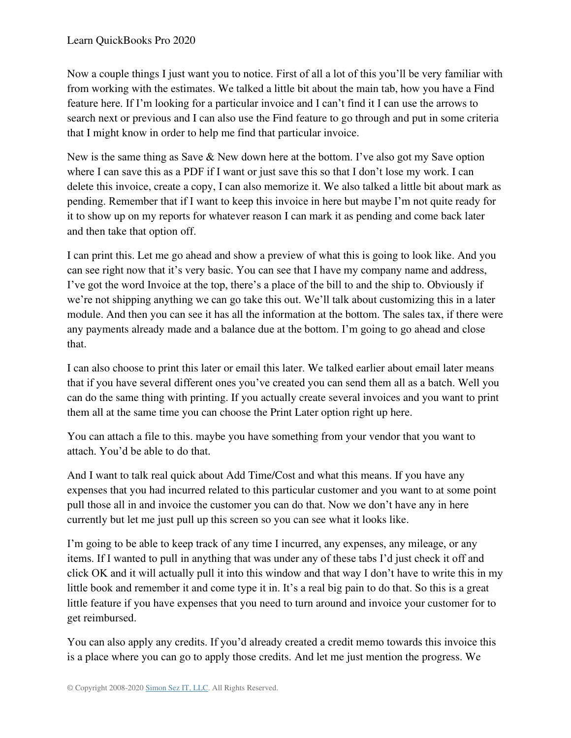Now a couple things I just want you to notice. First of all a lot of this you'll be very familiar with from working with the estimates. We talked a little bit about the main tab, how you have a Find feature here. If I'm looking for a particular invoice and I can't find it I can use the arrows to search next or previous and I can also use the Find feature to go through and put in some criteria that I might know in order to help me find that particular invoice.

New is the same thing as Save & New down here at the bottom. I've also got my Save option where I can save this as a PDF if I want or just save this so that I don't lose my work. I can delete this invoice, create a copy, I can also memorize it. We also talked a little bit about mark as pending. Remember that if I want to keep this invoice in here but maybe I'm not quite ready for it to show up on my reports for whatever reason I can mark it as pending and come back later and then take that option off.

I can print this. Let me go ahead and show a preview of what this is going to look like. And you can see right now that it's very basic. You can see that I have my company name and address, I've got the word Invoice at the top, there's a place of the bill to and the ship to. Obviously if we're not shipping anything we can go take this out. We'll talk about customizing this in a later module. And then you can see it has all the information at the bottom. The sales tax, if there were any payments already made and a balance due at the bottom. I'm going to go ahead and close that.

I can also choose to print this later or email this later. We talked earlier about email later means that if you have several different ones you've created you can send them all as a batch. Well you can do the same thing with printing. If you actually create several invoices and you want to print them all at the same time you can choose the Print Later option right up here.

You can attach a file to this. maybe you have something from your vendor that you want to attach. You'd be able to do that.

And I want to talk real quick about Add Time/Cost and what this means. If you have any expenses that you had incurred related to this particular customer and you want to at some point pull those all in and invoice the customer you can do that. Now we don't have any in here currently but let me just pull up this screen so you can see what it looks like.

I'm going to be able to keep track of any time I incurred, any expenses, any mileage, or any items. If I wanted to pull in anything that was under any of these tabs I'd just check it off and click OK and it will actually pull it into this window and that way I don't have to write this in my little book and remember it and come type it in. It's a real big pain to do that. So this is a great little feature if you have expenses that you need to turn around and invoice your customer for to get reimbursed.

You can also apply any credits. If you'd already created a credit memo towards this invoice this is a place where you can go to apply those credits. And let me just mention the progress. We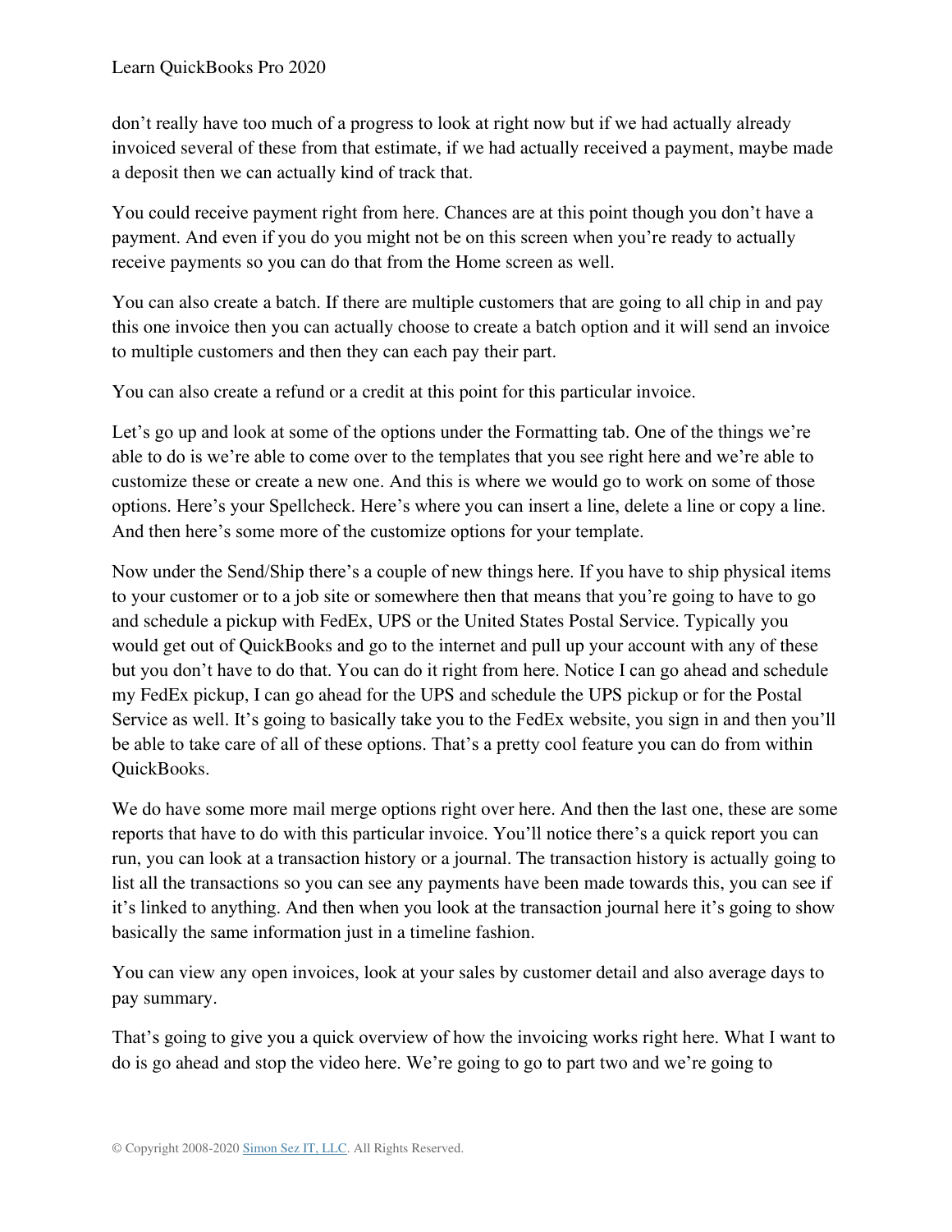don't really have too much of a progress to look at right now but if we had actually already invoiced several of these from that estimate, if we had actually received a payment, maybe made a deposit then we can actually kind of track that.

You could receive payment right from here. Chances are at this point though you don't have a payment. And even if you do you might not be on this screen when you're ready to actually receive payments so you can do that from the Home screen as well.

You can also create a batch. If there are multiple customers that are going to all chip in and pay this one invoice then you can actually choose to create a batch option and it will send an invoice to multiple customers and then they can each pay their part.

You can also create a refund or a credit at this point for this particular invoice.

Let's go up and look at some of the options under the Formatting tab. One of the things we're able to do is we're able to come over to the templates that you see right here and we're able to customize these or create a new one. And this is where we would go to work on some of those options. Here's your Spellcheck. Here's where you can insert a line, delete a line or copy a line. And then here's some more of the customize options for your template.

Now under the Send/Ship there's a couple of new things here. If you have to ship physical items to your customer or to a job site or somewhere then that means that you're going to have to go and schedule a pickup with FedEx, UPS or the United States Postal Service. Typically you would get out of QuickBooks and go to the internet and pull up your account with any of these but you don't have to do that. You can do it right from here. Notice I can go ahead and schedule my FedEx pickup, I can go ahead for the UPS and schedule the UPS pickup or for the Postal Service as well. It's going to basically take you to the FedEx website, you sign in and then you'll be able to take care of all of these options. That's a pretty cool feature you can do from within QuickBooks.

We do have some more mail merge options right over here. And then the last one, these are some reports that have to do with this particular invoice. You'll notice there's a quick report you can run, you can look at a transaction history or a journal. The transaction history is actually going to list all the transactions so you can see any payments have been made towards this, you can see if it's linked to anything. And then when you look at the transaction journal here it's going to show basically the same information just in a timeline fashion.

You can view any open invoices, look at your sales by customer detail and also average days to pay summary.

That's going to give you a quick overview of how the invoicing works right here. What I want to do is go ahead and stop the video here. We're going to go to part two and we're going to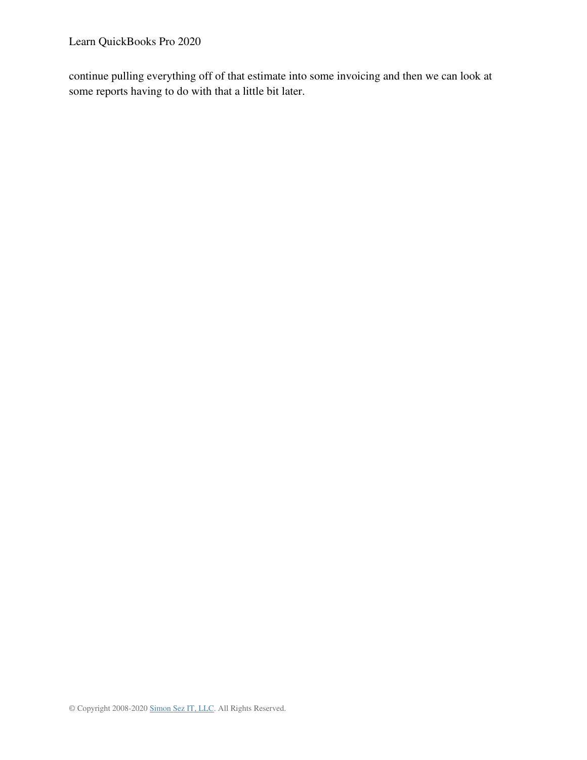continue pulling everything off of that estimate into some invoicing and then we can look at some reports having to do with that a little bit later.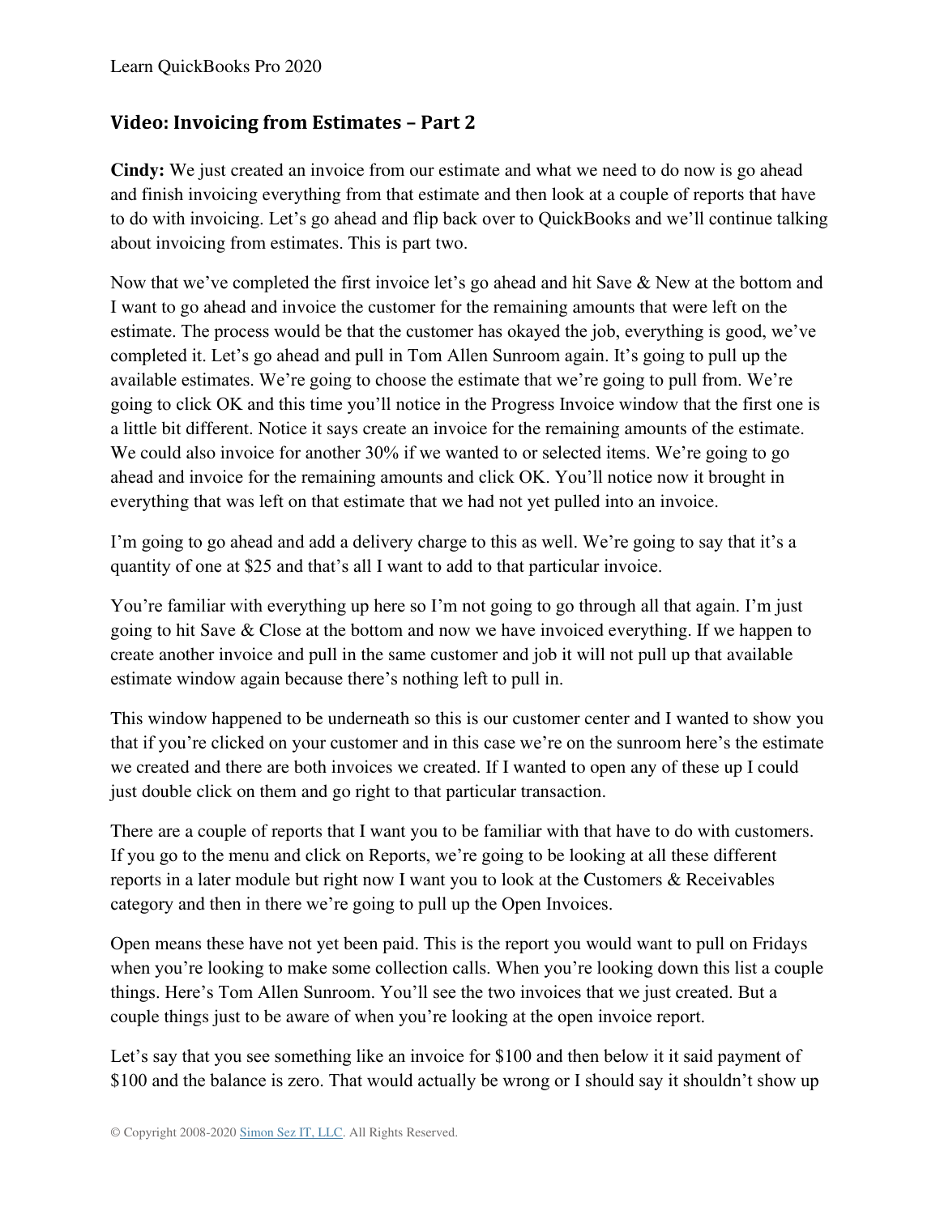## Video: Invoicing from Estimates – Part 2

**Cindy:** We just created an invoice from our estimate and what we need to do now is go ahead and finish invoicing everything from that estimate and then look at a couple of reports that have to do with invoicing. Let's go ahead and flip back over to QuickBooks and we'll continue talking about invoicing from estimates. This is part two.

Now that we've completed the first invoice let's go ahead and hit Save & New at the bottom and I want to go ahead and invoice the customer for the remaining amounts that were left on the estimate. The process would be that the customer has okayed the job, everything is good, we've completed it. Let's go ahead and pull in Tom Allen Sunroom again. It's going to pull up the available estimates. We're going to choose the estimate that we're going to pull from. We're going to click OK and this time you'll notice in the Progress Invoice window that the first one is a little bit different. Notice it says create an invoice for the remaining amounts of the estimate. We could also invoice for another 30% if we wanted to or selected items. We're going to go ahead and invoice for the remaining amounts and click OK. You'll notice now it brought in everything that was left on that estimate that we had not yet pulled into an invoice.

I'm going to go ahead and add a delivery charge to this as well. We're going to say that it's a quantity of one at $25 and that's all I want to add to that particular invoice.

You're familiar with everything up here so I'm not going to go through all that again. I'm just going to hit Save & Close at the bottom and now we have invoiced everything. If we happen to create another invoice and pull in the same customer and job it will not pull up that available estimate window again because there's nothing left to pull in.

This window happened to be underneath so this is our customer center and I wanted to show you that if you're clicked on your customer and in this case we're on the sunroom here's the estimate we created and there are both invoices we created. If I wanted to open any of these up I could just double click on them and go right to that particular transaction.

There are a couple of reports that I want you to be familiar with that have to do with customers. If you go to the menu and click on Reports, we're going to be looking at all these different reports in a later module but right now I want you to look at the Customers & Receivables category and then in there we're going to pull up the Open Invoices.

Open means these have not yet been paid. This is the report you would want to pull on Fridays when you're looking to make some collection calls. When you're looking down this list a couple things. Here's Tom Allen Sunroom. You'll see the two invoices that we just created. But a couple things just to be aware of when you're looking at the open invoice report.

Let's say that you see something like an invoice for $100 and then below it it said payment of $100 and the balance is zero. That would actually be wrong or I should say it shouldn't show up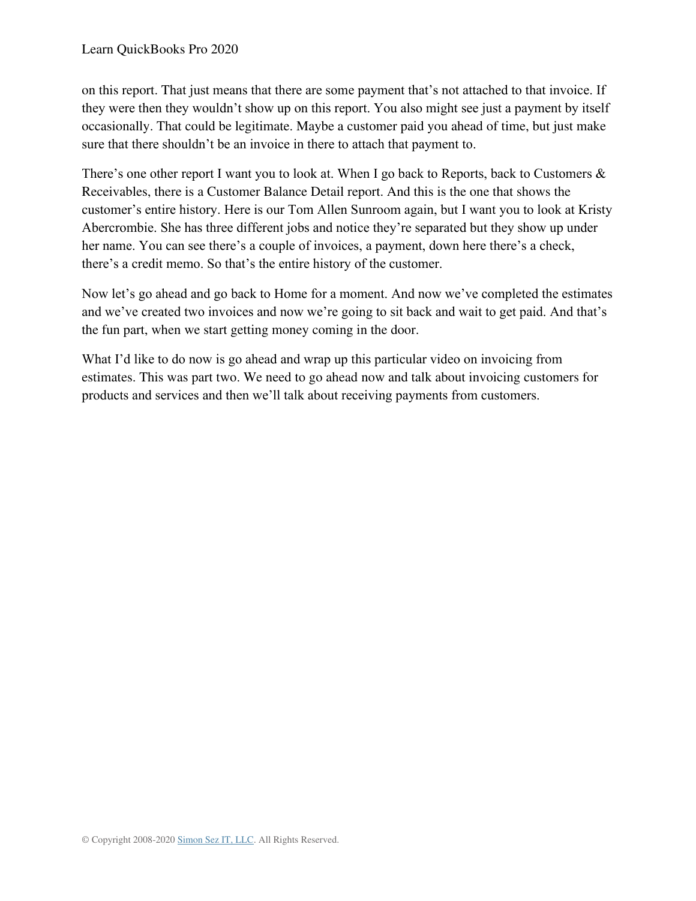on this report. That just means that there are some payment that's not attached to that invoice. If they were then they wouldn't show up on this report. You also might see just a payment by itself occasionally. That could be legitimate. Maybe a customer paid you ahead of time, but just make sure that there shouldn't be an invoice in there to attach that payment to.

There's one other report I want you to look at. When I go back to Reports, back to Customers & Receivables, there is a Customer Balance Detail report. And this is the one that shows the customer's entire history. Here is our Tom Allen Sunroom again, but I want you to look at Kristy Abercrombie. She has three different jobs and notice they're separated but they show up under her name. You can see there's a couple of invoices, a payment, down here there's a check, there's a credit memo. So that's the entire history of the customer.

Now let's go ahead and go back to Home for a moment. And now we've completed the estimates and we've created two invoices and now we're going to sit back and wait to get paid. And that's the fun part, when we start getting money coming in the door.

What I'd like to do now is go ahead and wrap up this particular video on invoicing from estimates. This was part two. We need to go ahead now and talk about invoicing customers for products and services and then we'll talk about receiving payments from customers.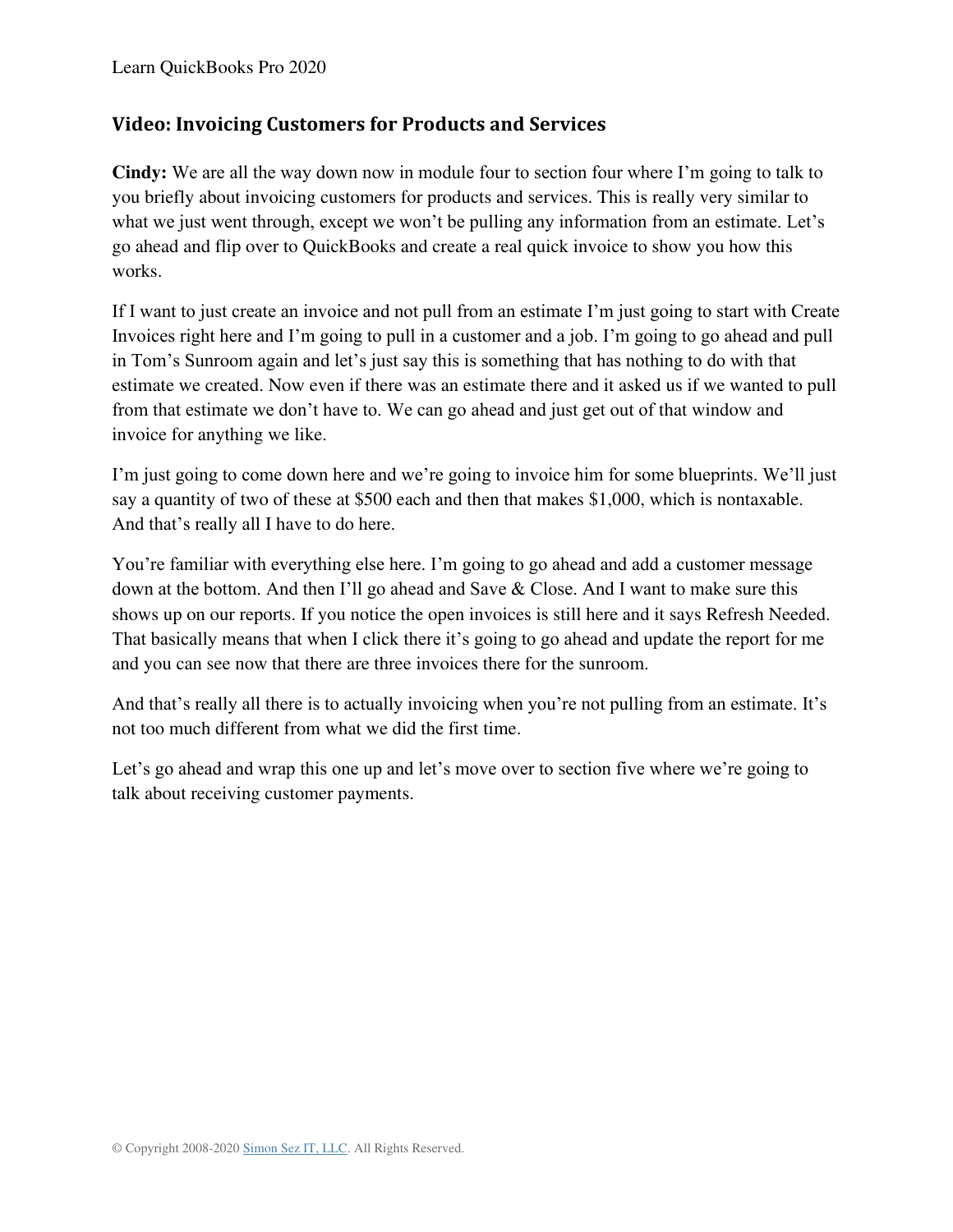## Video: Invoicing Customers for Products and Services

**Cindy:** We are all the way down now in module four to section four where I'm going to talk to you briefly about invoicing customers for products and services. This is really very similar to what we just went through, except we won't be pulling any information from an estimate. Let's go ahead and flip over to QuickBooks and create a real quick invoice to show you how this works.

If I want to just create an invoice and not pull from an estimate I'm just going to start with Create Invoices right here and I'm going to pull in a customer and a job. I'm going to go ahead and pull in Tom's Sunroom again and let's just say this is something that has nothing to do with that estimate we created. Now even if there was an estimate there and it asked us if we wanted to pull from that estimate we don't have to. We can go ahead and just get out of that window and invoice for anything we like.

I'm just going to come down here and we're going to invoice him for some blueprints. We'll just say a quantity of two of these at $500 each and then that makes $1,000, which is nontaxable. And that's really all I have to do here.

You're familiar with everything else here. I'm going to go ahead and add a customer message down at the bottom. And then I'll go ahead and Save & Close. And I want to make sure this shows up on our reports. If you notice the open invoices is still here and it says Refresh Needed. That basically means that when I click there it's going to go ahead and update the report for me and you can see now that there are three invoices there for the sunroom.

And that's really all there is to actually invoicing when you're not pulling from an estimate. It's not too much different from what we did the first time.

Let's go ahead and wrap this one up and let's move over to section five where we're going to talk about receiving customer payments.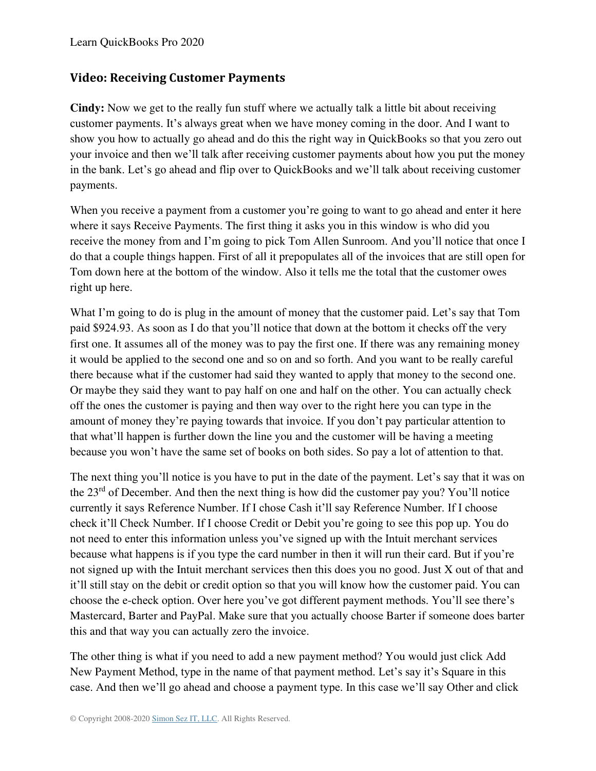## Video: Receiving Customer Payments

**Cindy:** Now we get to the really fun stuff where we actually talk a little bit about receiving customer payments. It's always great when we have money coming in the door. And I want to show you how to actually go ahead and do this the right way in QuickBooks so that you zero out your invoice and then we'll talk after receiving customer payments about how you put the money in the bank. Let's go ahead and flip over to QuickBooks and we'll talk about receiving customer payments.

When you receive a payment from a customer you're going to want to go ahead and enter it here where it says Receive Payments. The first thing it asks you in this window is who did you receive the money from and I'm going to pick Tom Allen Sunroom. And you'll notice that once I do that a couple things happen. First of all it prepopulates all of the invoices that are still open for Tom down here at the bottom of the window. Also it tells me the total that the customer owes right up here.

What I'm going to do is plug in the amount of money that the customer paid. Let's say that Tom paid $924.93. As soon as I do that you'll notice that down at the bottom it checks off the very first one. It assumes all of the money was to pay the first one. If there was any remaining money it would be applied to the second one and so on and so forth. And you want to be really careful there because what if the customer had said they wanted to apply that money to the second one. Or maybe they said they want to pay half on one and half on the other. You can actually check off the ones the customer is paying and then way over to the right here you can type in the amount of money they're paying towards that invoice. If you don't pay particular attention to that what'll happen is further down the line you and the customer will be having a meeting because you won't have the same set of books on both sides. So pay a lot of attention to that.

The next thing you'll notice is you have to put in the date of the payment. Let's say that it was on the 23rd of December. And then the next thing is how did the customer pay you? You'll notice currently it says Reference Number. If I chose Cash it'll say Reference Number. If I choose check it'll Check Number. If I choose Credit or Debit you're going to see this pop up. You do not need to enter this information unless you've signed up with the Intuit merchant services because what happens is if you type the card number in then it will run their card. But if you're not signed up with the Intuit merchant services then this does you no good. Just X out of that and it'll still stay on the debit or credit option so that you will know how the customer paid. You can choose the e-check option. Over here you've got different payment methods. You'll see there's Mastercard, Barter and PayPal. Make sure that you actually choose Barter if someone does barter this and that way you can actually zero the invoice.

The other thing is what if you need to add a new payment method? You would just click Add New Payment Method, type in the name of that payment method. Let's say it's Square in this case. And then we'll go ahead and choose a payment type. In this case we'll say Other and click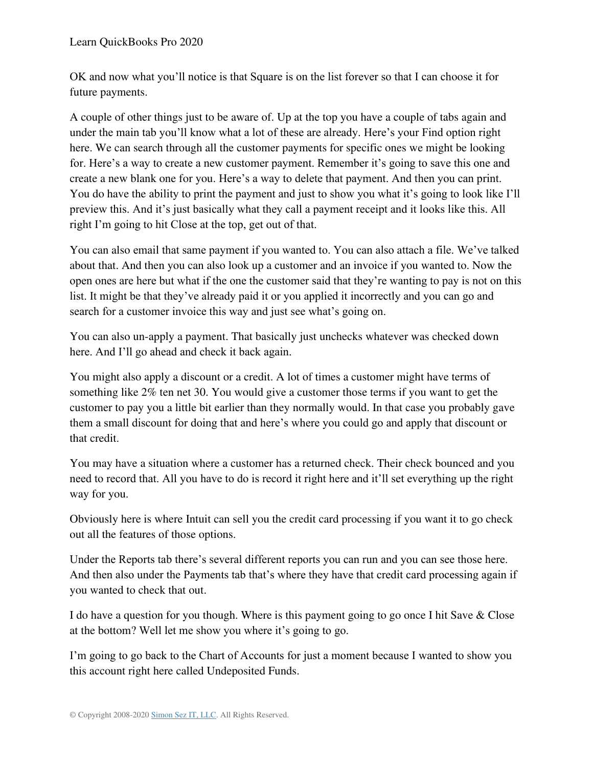OK and now what you'll notice is that Square is on the list forever so that I can choose it for future payments.

A couple of other things just to be aware of. Up at the top you have a couple of tabs again and under the main tab you'll know what a lot of these are already. Here's your Find option right here. We can search through all the customer payments for specific ones we might be looking for. Here's a way to create a new customer payment. Remember it's going to save this one and create a new blank one for you. Here's a way to delete that payment. And then you can print. You do have the ability to print the payment and just to show you what it's going to look like I'll preview this. And it's just basically what they call a payment receipt and it looks like this. All right I'm going to hit Close at the top, get out of that.

You can also email that same payment if you wanted to. You can also attach a file. We've talked about that. And then you can also look up a customer and an invoice if you wanted to. Now the open ones are here but what if the one the customer said that they're wanting to pay is not on this list. It might be that they've already paid it or you applied it incorrectly and you can go and search for a customer invoice this way and just see what's going on.

You can also un-apply a payment. That basically just unchecks whatever was checked down here. And I'll go ahead and check it back again.

You might also apply a discount or a credit. A lot of times a customer might have terms of something like 2% ten net 30. You would give a customer those terms if you want to get the customer to pay you a little bit earlier than they normally would. In that case you probably gave them a small discount for doing that and here's where you could go and apply that discount or that credit.

You may have a situation where a customer has a returned check. Their check bounced and you need to record that. All you have to do is record it right here and it'll set everything up the right way for you.

Obviously here is where Intuit can sell you the credit card processing if you want it to go check out all the features of those options.

Under the Reports tab there's several different reports you can run and you can see those here. And then also under the Payments tab that's where they have that credit card processing again if you wanted to check that out.

I do have a question for you though. Where is this payment going to go once I hit Save & Close at the bottom? Well let me show you where it's going to go.

I'm going to go back to the Chart of Accounts for just a moment because I wanted to show you this account right here called Undeposited Funds.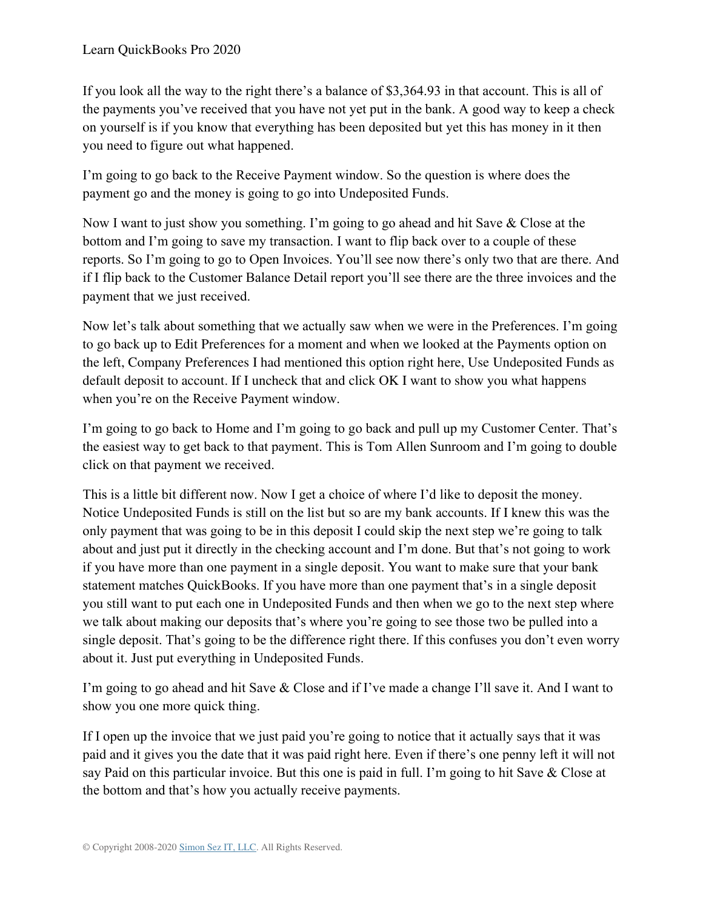If you look all the way to the right there's a balance of $3,364.93 in that account. This is all of the payments you've received that you have not yet put in the bank. A good way to keep a check on yourself is if you know that everything has been deposited but yet this has money in it then you need to figure out what happened.

I'm going to go back to the Receive Payment window. So the question is where does the payment go and the money is going to go into Undeposited Funds.

Now I want to just show you something. I'm going to go ahead and hit Save & Close at the bottom and I'm going to save my transaction. I want to flip back over to a couple of these reports. So I'm going to go to Open Invoices. You'll see now there's only two that are there. And if I flip back to the Customer Balance Detail report you'll see there are the three invoices and the payment that we just received.

Now let's talk about something that we actually saw when we were in the Preferences. I'm going to go back up to Edit Preferences for a moment and when we looked at the Payments option on the left, Company Preferences I had mentioned this option right here, Use Undeposited Funds as default deposit to account. If I uncheck that and click OK I want to show you what happens when you're on the Receive Payment window.

I'm going to go back to Home and I'm going to go back and pull up my Customer Center. That's the easiest way to get back to that payment. This is Tom Allen Sunroom and I'm going to double click on that payment we received.

This is a little bit different now. Now I get a choice of where I'd like to deposit the money. Notice Undeposited Funds is still on the list but so are my bank accounts. If I knew this was the only payment that was going to be in this deposit I could skip the next step we're going to talk about and just put it directly in the checking account and I'm done. But that's not going to work if you have more than one payment in a single deposit. You want to make sure that your bank statement matches QuickBooks. If you have more than one payment that's in a single deposit you still want to put each one in Undeposited Funds and then when we go to the next step where we talk about making our deposits that's where you're going to see those two be pulled into a single deposit. That's going to be the difference right there. If this confuses you don't even worry about it. Just put everything in Undeposited Funds.

I'm going to go ahead and hit Save & Close and if I've made a change I'll save it. And I want to show you one more quick thing.

If I open up the invoice that we just paid you're going to notice that it actually says that it was paid and it gives you the date that it was paid right here. Even if there's one penny left it will not say Paid on this particular invoice. But this one is paid in full. I'm going to hit Save & Close at the bottom and that's how you actually receive payments.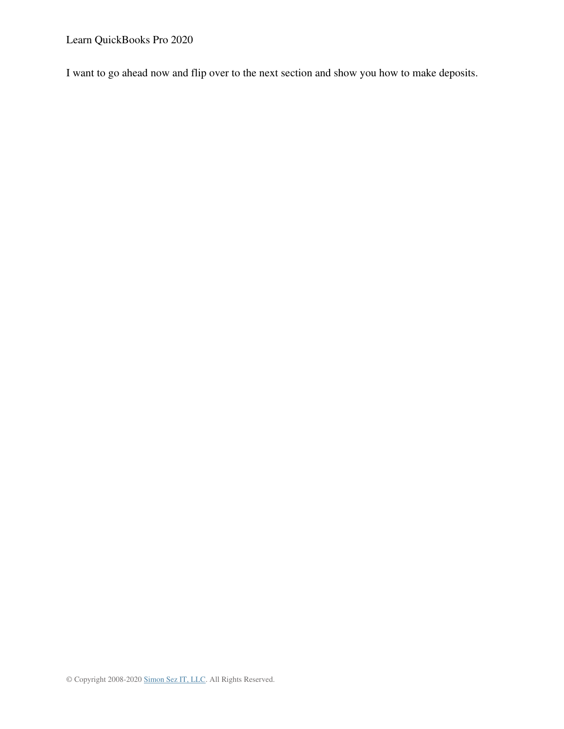I want to go ahead now and flip over to the next section and show you how to make deposits.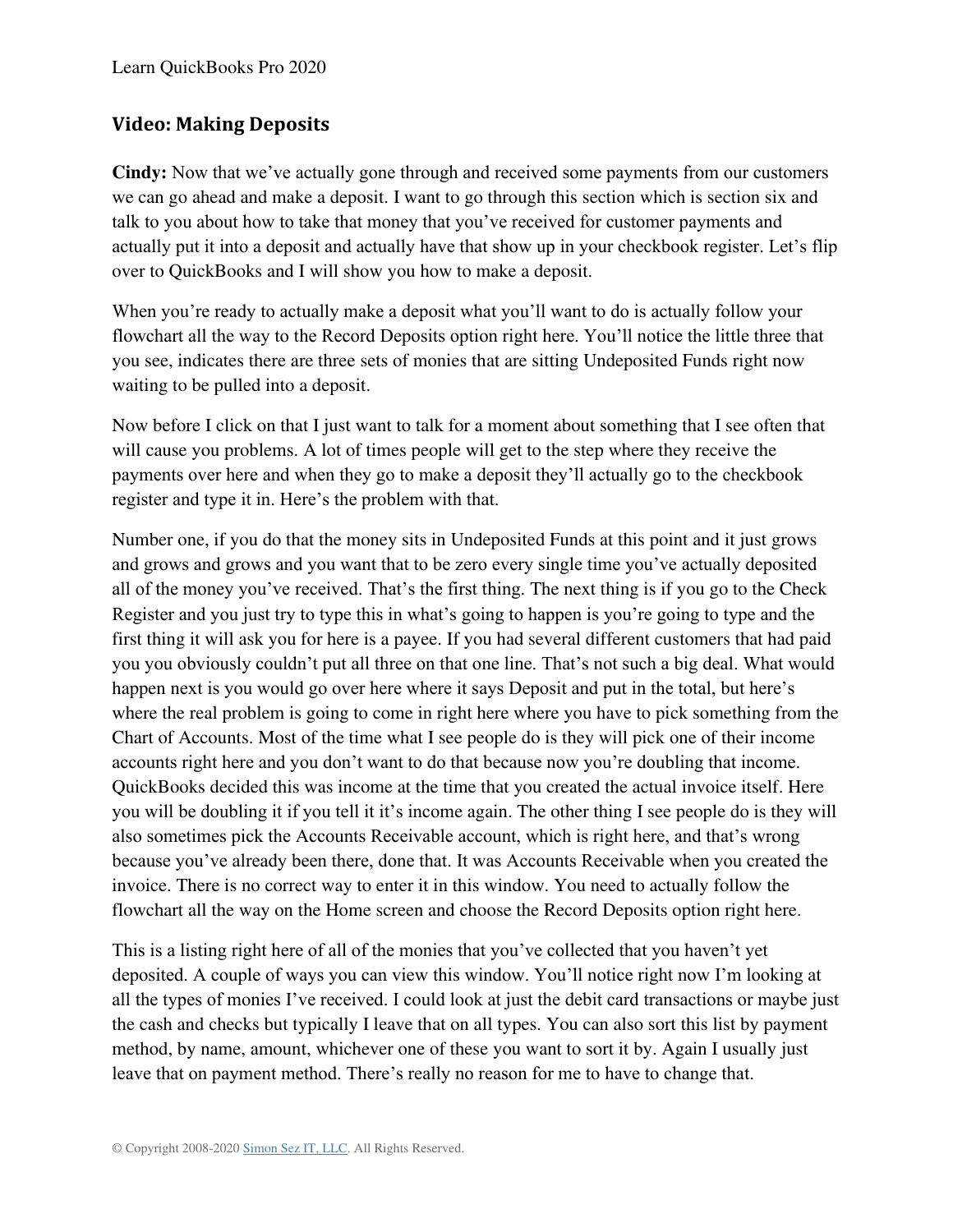## Video: Making Deposits

**Cindy:** Now that we've actually gone through and received some payments from our customers we can go ahead and make a deposit. I want to go through this section which is section six and talk to you about how to take that money that you've received for customer payments and actually put it into a deposit and actually have that show up in your checkbook register. Let's flip over to QuickBooks and I will show you how to make a deposit.

When you're ready to actually make a deposit what you'll want to do is actually follow your flowchart all the way to the Record Deposits option right here. You'll notice the little three that you see, indicates there are three sets of monies that are sitting Undeposited Funds right now waiting to be pulled into a deposit.

Now before I click on that I just want to talk for a moment about something that I see often that will cause you problems. A lot of times people will get to the step where they receive the payments over here and when they go to make a deposit they'll actually go to the checkbook register and type it in. Here's the problem with that.

Number one, if you do that the money sits in Undeposited Funds at this point and it just grows and grows and grows and you want that to be zero every single time you've actually deposited all of the money you've received. That's the first thing. The next thing is if you go to the Check Register and you just try to type this in what's going to happen is you're going to type and the first thing it will ask you for here is a payee. If you had several different customers that had paid you you obviously couldn't put all three on that one line. That's not such a big deal. What would happen next is you would go over here where it says Deposit and put in the total, but here's where the real problem is going to come in right here where you have to pick something from the Chart of Accounts. Most of the time what I see people do is they will pick one of their income accounts right here and you don't want to do that because now you're doubling that income. QuickBooks decided this was income at the time that you created the actual invoice itself. Here you will be doubling it if you tell it it's income again. The other thing I see people do is they will also sometimes pick the Accounts Receivable account, which is right here, and that's wrong because you've already been there, done that. It was Accounts Receivable when you created the invoice. There is no correct way to enter it in this window. You need to actually follow the flowchart all the way on the Home screen and choose the Record Deposits option right here.

This is a listing right here of all of the monies that you've collected that you haven't yet deposited. A couple of ways you can view this window. You'll notice right now I'm looking at all the types of monies I've received. I could look at just the debit card transactions or maybe just the cash and checks but typically I leave that on all types. You can also sort this list by payment method, by name, amount, whichever one of these you want to sort it by. Again I usually just leave that on payment method. There's really no reason for me to have to change that.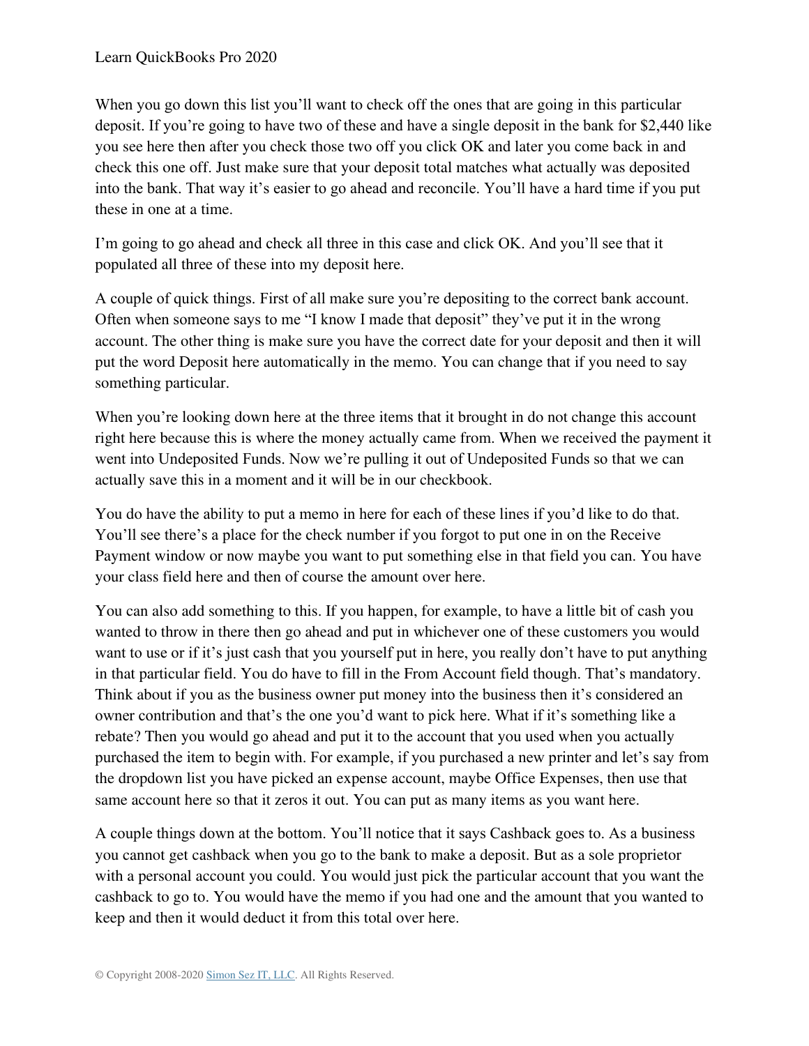When you go down this list you'll want to check off the ones that are going in this particular deposit. If you're going to have two of these and have a single deposit in the bank for $2,440 like you see here then after you check those two off you click OK and later you come back in and check this one off. Just make sure that your deposit total matches what actually was deposited into the bank. That way it's easier to go ahead and reconcile. You'll have a hard time if you put these in one at a time.

I'm going to go ahead and check all three in this case and click OK. And you'll see that it populated all three of these into my deposit here.

A couple of quick things. First of all make sure you're depositing to the correct bank account. Often when someone says to me "I know I made that deposit" they've put it in the wrong account. The other thing is make sure you have the correct date for your deposit and then it will put the word Deposit here automatically in the memo. You can change that if you need to say something particular.

When you're looking down here at the three items that it brought in do not change this account right here because this is where the money actually came from. When we received the payment it went into Undeposited Funds. Now we're pulling it out of Undeposited Funds so that we can actually save this in a moment and it will be in our checkbook.

You do have the ability to put a memo in here for each of these lines if you'd like to do that. You'll see there's a place for the check number if you forgot to put one in on the Receive Payment window or now maybe you want to put something else in that field you can. You have your class field here and then of course the amount over here.

You can also add something to this. If you happen, for example, to have a little bit of cash you wanted to throw in there then go ahead and put in whichever one of these customers you would want to use or if it's just cash that you yourself put in here, you really don't have to put anything in that particular field. You do have to fill in the From Account field though. That's mandatory. Think about if you as the business owner put money into the business then it's considered an owner contribution and that's the one you'd want to pick here. What if it's something like a rebate? Then you would go ahead and put it to the account that you used when you actually purchased the item to begin with. For example, if you purchased a new printer and let's say from the dropdown list you have picked an expense account, maybe Office Expenses, then use that same account here so that it zeros it out. You can put as many items as you want here.

A couple things down at the bottom. You'll notice that it says Cashback goes to. As a business you cannot get cashback when you go to the bank to make a deposit. But as a sole proprietor with a personal account you could. You would just pick the particular account that you want the cashback to go to. You would have the memo if you had one and the amount that you wanted to keep and then it would deduct it from this total over here.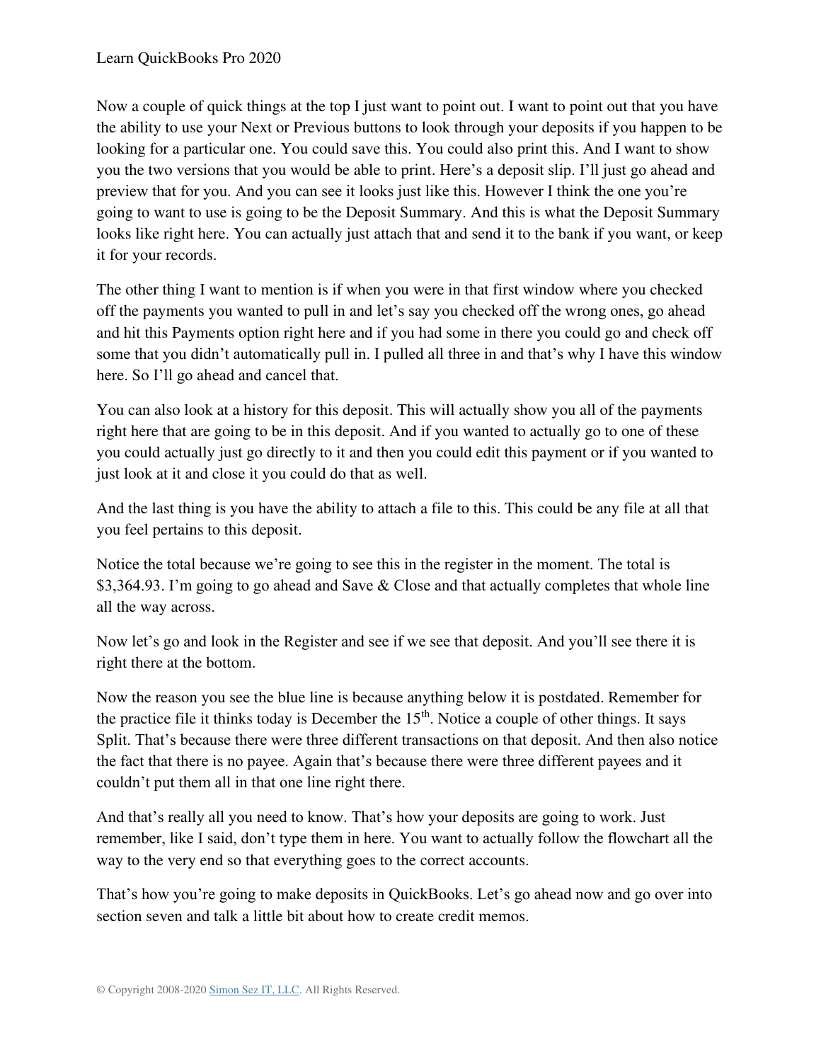Now a couple of quick things at the top I just want to point out. I want to point out that you have the ability to use your Next or Previous buttons to look through your deposits if you happen to be looking for a particular one. You could save this. You could also print this. And I want to show you the two versions that you would be able to print. Here's a deposit slip. I'll just go ahead and preview that for you. And you can see it looks just like this. However I think the one you're going to want to use is going to be the Deposit Summary. And this is what the Deposit Summary looks like right here. You can actually just attach that and send it to the bank if you want, or keep it for your records.

The other thing I want to mention is if when you were in that first window where you checked off the payments you wanted to pull in and let's say you checked off the wrong ones, go ahead and hit this Payments option right here and if you had some in there you could go and check off some that you didn't automatically pull in. I pulled all three in and that's why I have this window here. So I'll go ahead and cancel that.

You can also look at a history for this deposit. This will actually show you all of the payments right here that are going to be in this deposit. And if you wanted to actually go to one of these you could actually just go directly to it and then you could edit this payment or if you wanted to just look at it and close it you could do that as well.

And the last thing is you have the ability to attach a file to this. This could be any file at all that you feel pertains to this deposit.

Notice the total because we're going to see this in the register in the moment. The total is $3,364.93. I'm going to go ahead and Save & Close and that actually completes that whole line all the way across.

Now let's go and look in the Register and see if we see that deposit. And you'll see there it is right there at the bottom.

Now the reason you see the blue line is because anything below it is postdated. Remember for the practice file it thinks today is December the 15th. Notice a couple of other things. It says Split. That's because there were three different transactions on that deposit. And then also notice the fact that there is no payee. Again that's because there were three different payees and it couldn't put them all in that one line right there.

And that's really all you need to know. That's how your deposits are going to work. Just remember, like I said, don't type them in here. You want to actually follow the flowchart all the way to the very end so that everything goes to the correct accounts.

That's how you're going to make deposits in QuickBooks. Let's go ahead now and go over into section seven and talk a little bit about how to create credit memos.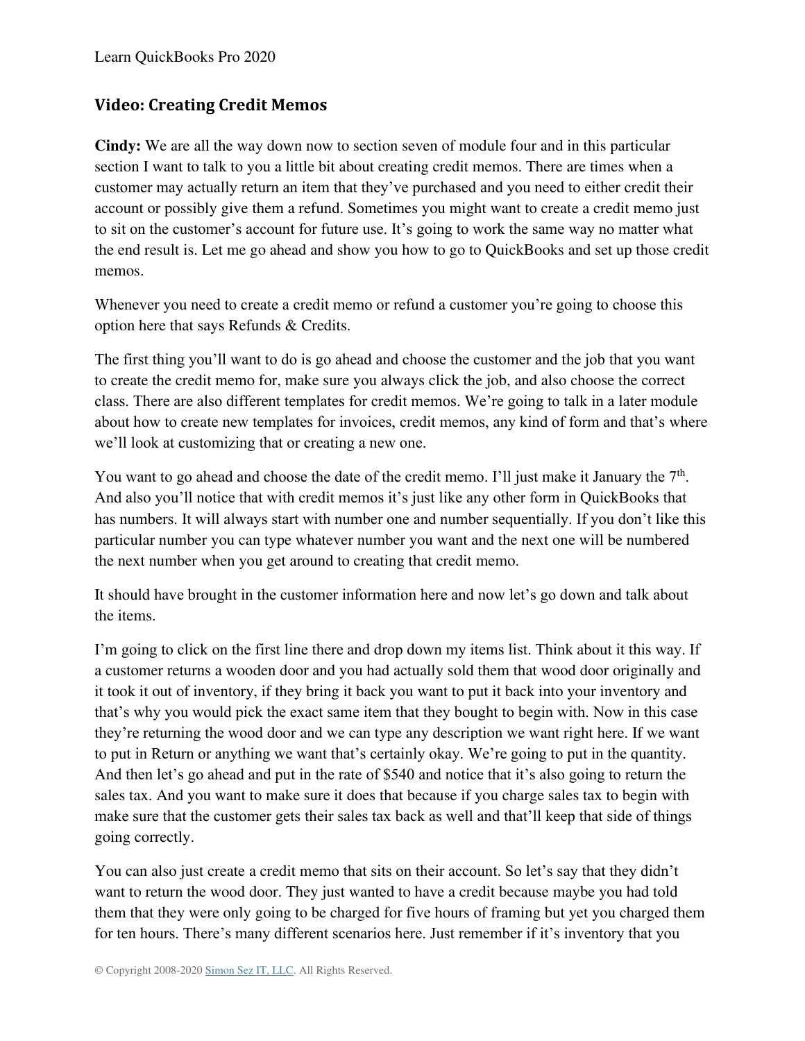## Video: Creating Credit Memos

**Cindy:** We are all the way down now to section seven of module four and in this particular section I want to talk to you a little bit about creating credit memos. There are times when a customer may actually return an item that they've purchased and you need to either credit their account or possibly give them a refund. Sometimes you might want to create a credit memo just to sit on the customer's account for future use. It's going to work the same way no matter what the end result is. Let me go ahead and show you how to go to QuickBooks and set up those credit memos.

Whenever you need to create a credit memo or refund a customer you're going to choose this option here that says Refunds & Credits.

The first thing you'll want to do is go ahead and choose the customer and the job that you want to create the credit memo for, make sure you always click the job, and also choose the correct class. There are also different templates for credit memos. We're going to talk in a later module about how to create new templates for invoices, credit memos, any kind of form and that's where we'll look at customizing that or creating a new one.

You want to go ahead and choose the date of the credit memo. I'll just make it January the 7th. And also you'll notice that with credit memos it's just like any other form in QuickBooks that has numbers. It will always start with number one and number sequentially. If you don't like this particular number you can type whatever number you want and the next one will be numbered the next number when you get around to creating that credit memo.

It should have brought in the customer information here and now let's go down and talk about the items.

I'm going to click on the first line there and drop down my items list. Think about it this way. If a customer returns a wooden door and you had actually sold them that wood door originally and it took it out of inventory, if they bring it back you want to put it back into your inventory and that's why you would pick the exact same item that they bought to begin with. Now in this case they're returning the wood door and we can type any description we want right here. If we want to put in Return or anything we want that's certainly okay. We're going to put in the quantity. And then let's go ahead and put in the rate of $540 and notice that it's also going to return the sales tax. And you want to make sure it does that because if you charge sales tax to begin with make sure that the customer gets their sales tax back as well and that'll keep that side of things going correctly.

You can also just create a credit memo that sits on their account. So let's say that they didn't want to return the wood door. They just wanted to have a credit because maybe you had told them that they were only going to be charged for five hours of framing but yet you charged them for ten hours. There's many different scenarios here. Just remember if it's inventory that you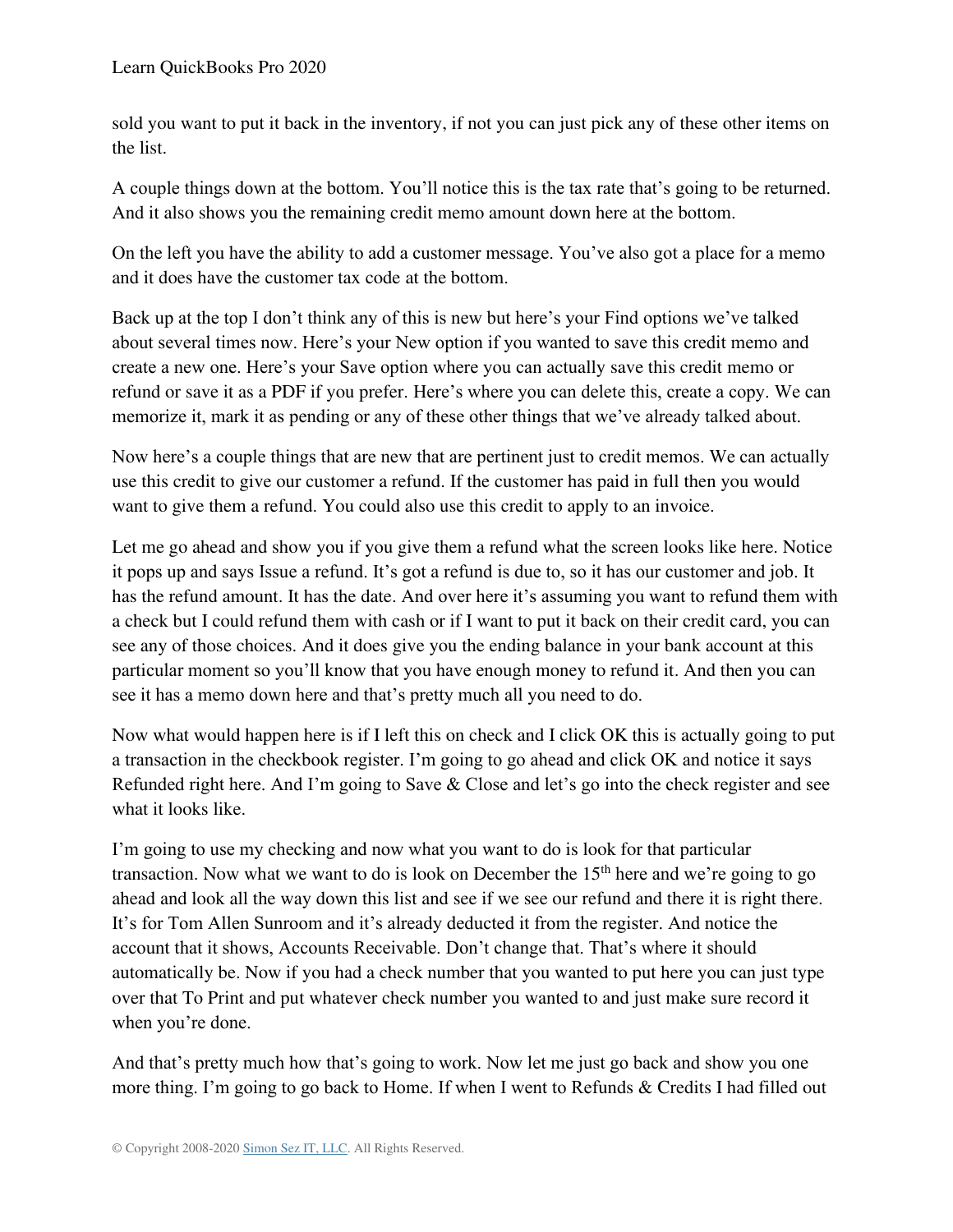sold you want to put it back in the inventory, if not you can just pick any of these other items on the list.

A couple things down at the bottom. You'll notice this is the tax rate that's going to be returned. And it also shows you the remaining credit memo amount down here at the bottom.

On the left you have the ability to add a customer message. You've also got a place for a memo and it does have the customer tax code at the bottom.

Back up at the top I don't think any of this is new but here's your Find options we've talked about several times now. Here's your New option if you wanted to save this credit memo and create a new one. Here's your Save option where you can actually save this credit memo or refund or save it as a PDF if you prefer. Here's where you can delete this, create a copy. We can memorize it, mark it as pending or any of these other things that we've already talked about.

Now here's a couple things that are new that are pertinent just to credit memos. We can actually use this credit to give our customer a refund. If the customer has paid in full then you would want to give them a refund. You could also use this credit to apply to an invoice.

Let me go ahead and show you if you give them a refund what the screen looks like here. Notice it pops up and says Issue a refund. It's got a refund is due to, so it has our customer and job. It has the refund amount. It has the date. And over here it's assuming you want to refund them with a check but I could refund them with cash or if I want to put it back on their credit card, you can see any of those choices. And it does give you the ending balance in your bank account at this particular moment so you'll know that you have enough money to refund it. And then you can see it has a memo down here and that's pretty much all you need to do.

Now what would happen here is if I left this on check and I click OK this is actually going to put a transaction in the checkbook register. I'm going to go ahead and click OK and notice it says Refunded right here. And I'm going to Save & Close and let's go into the check register and see what it looks like.

I'm going to use my checking and now what you want to do is look for that particular transaction. Now what we want to do is look on December the 15th here and we're going to go ahead and look all the way down this list and see if we see our refund and there it is right there. It's for Tom Allen Sunroom and it's already deducted it from the register. And notice the account that it shows, Accounts Receivable. Don't change that. That's where it should automatically be. Now if you had a check number that you wanted to put here you can just type over that To Print and put whatever check number you wanted to and just make sure record it when you're done.

And that's pretty much how that's going to work. Now let me just go back and show you one more thing. I'm going to go back to Home. If when I went to Refunds & Credits I had filled out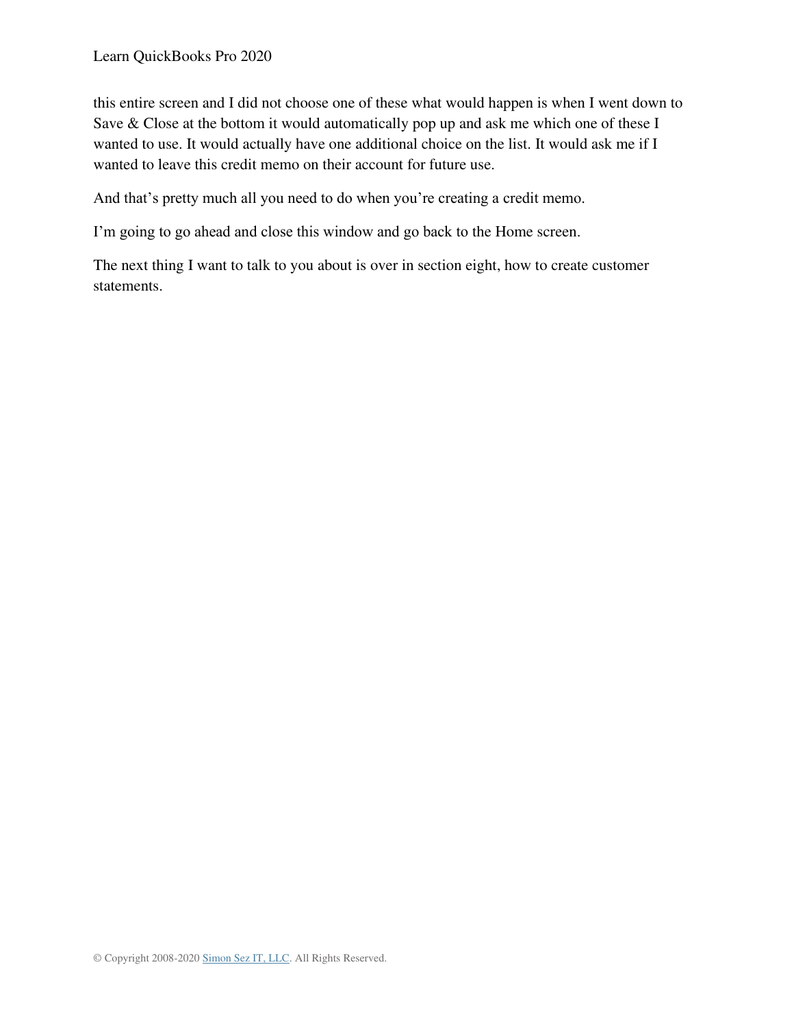this entire screen and I did not choose one of these what would happen is when I went down to Save & Close at the bottom it would automatically pop up and ask me which one of these I wanted to use. It would actually have one additional choice on the list. It would ask me if I wanted to leave this credit memo on their account for future use.

And that's pretty much all you need to do when you're creating a credit memo.

I'm going to go ahead and close this window and go back to the Home screen.

The next thing I want to talk to you about is over in section eight, how to create customer statements.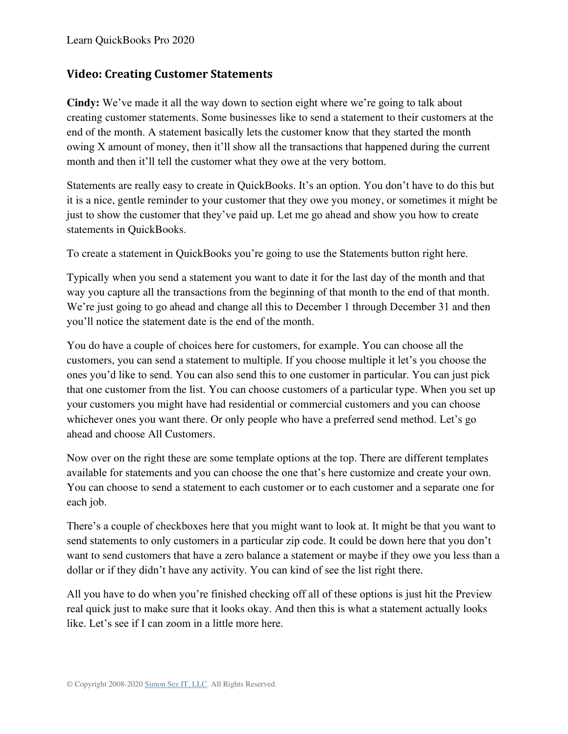## Video: Creating Customer Statements

**Cindy:** We've made it all the way down to section eight where we're going to talk about creating customer statements. Some businesses like to send a statement to their customers at the end of the month. A statement basically lets the customer know that they started the month owing X amount of money, then it'll show all the transactions that happened during the current month and then it'll tell the customer what they owe at the very bottom.

Statements are really easy to create in QuickBooks. It's an option. You don't have to do this but it is a nice, gentle reminder to your customer that they owe you money, or sometimes it might be just to show the customer that they've paid up. Let me go ahead and show you how to create statements in QuickBooks.

To create a statement in QuickBooks you're going to use the Statements button right here.

Typically when you send a statement you want to date it for the last day of the month and that way you capture all the transactions from the beginning of that month to the end of that month. We're just going to go ahead and change all this to December 1 through December 31 and then you'll notice the statement date is the end of the month.

You do have a couple of choices here for customers, for example. You can choose all the customers, you can send a statement to multiple. If you choose multiple it let's you choose the ones you'd like to send. You can also send this to one customer in particular. You can just pick that one customer from the list. You can choose customers of a particular type. When you set up your customers you might have had residential or commercial customers and you can choose whichever ones you want there. Or only people who have a preferred send method. Let's go ahead and choose All Customers.

Now over on the right these are some template options at the top. There are different templates available for statements and you can choose the one that's here customize and create your own. You can choose to send a statement to each customer or to each customer and a separate one for each job.

There's a couple of checkboxes here that you might want to look at. It might be that you want to send statements to only customers in a particular zip code. It could be down here that you don't want to send customers that have a zero balance a statement or maybe if they owe you less than a dollar or if they didn't have any activity. You can kind of see the list right there.

All you have to do when you're finished checking off all of these options is just hit the Preview real quick just to make sure that it looks okay. And then this is what a statement actually looks like. Let's see if I can zoom in a little more here.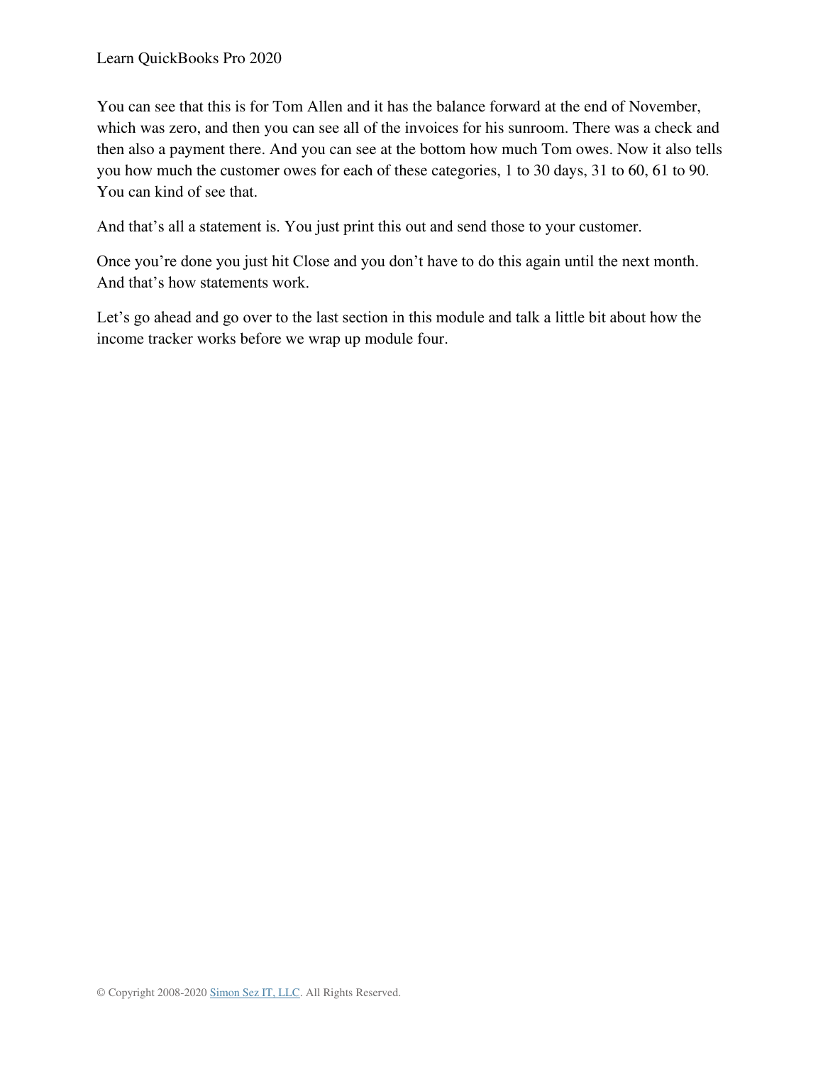You can see that this is for Tom Allen and it has the balance forward at the end of November, which was zero, and then you can see all of the invoices for his sunroom. There was a check and then also a payment there. And you can see at the bottom how much Tom owes. Now it also tells you how much the customer owes for each of these categories, 1 to 30 days, 31 to 60, 61 to 90. You can kind of see that.

And that's all a statement is. You just print this out and send those to your customer.

Once you're done you just hit Close and you don't have to do this again until the next month. And that's how statements work.

Let's go ahead and go over to the last section in this module and talk a little bit about how the income tracker works before we wrap up module four.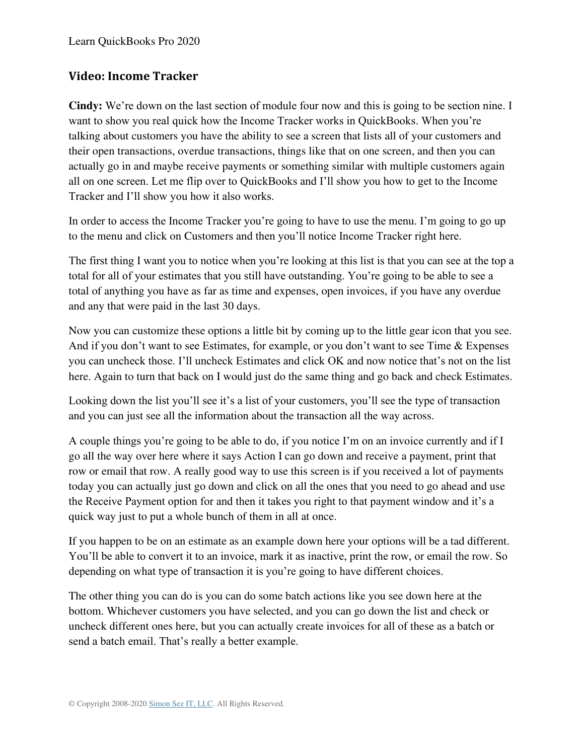## Video: Income Tracker

**Cindy:** We're down on the last section of module four now and this is going to be section nine. I want to show you real quick how the Income Tracker works in QuickBooks. When you're talking about customers you have the ability to see a screen that lists all of your customers and their open transactions, overdue transactions, things like that on one screen, and then you can actually go in and maybe receive payments or something similar with multiple customers again all on one screen. Let me flip over to QuickBooks and I'll show you how to get to the Income Tracker and I'll show you how it also works.

In order to access the Income Tracker you're going to have to use the menu. I'm going to go up to the menu and click on Customers and then you'll notice Income Tracker right here.

The first thing I want you to notice when you're looking at this list is that you can see at the top a total for all of your estimates that you still have outstanding. You're going to be able to see a total of anything you have as far as time and expenses, open invoices, if you have any overdue and any that were paid in the last 30 days.

Now you can customize these options a little bit by coming up to the little gear icon that you see. And if you don't want to see Estimates, for example, or you don't want to see Time & Expenses you can uncheck those. I'll uncheck Estimates and click OK and now notice that's not on the list here. Again to turn that back on I would just do the same thing and go back and check Estimates.

Looking down the list you'll see it's a list of your customers, you'll see the type of transaction and you can just see all the information about the transaction all the way across.

A couple things you're going to be able to do, if you notice I'm on an invoice currently and if I go all the way over here where it says Action I can go down and receive a payment, print that row or email that row. A really good way to use this screen is if you received a lot of payments today you can actually just go down and click on all the ones that you need to go ahead and use the Receive Payment option for and then it takes you right to that payment window and it's a quick way just to put a whole bunch of them in all at once.

If you happen to be on an estimate as an example down here your options will be a tad different. You'll be able to convert it to an invoice, mark it as inactive, print the row, or email the row. So depending on what type of transaction it is you're going to have different choices.

The other thing you can do is you can do some batch actions like you see down here at the bottom. Whichever customers you have selected, and you can go down the list and check or uncheck different ones here, but you can actually create invoices for all of these as a batch or send a batch email. That's really a better example.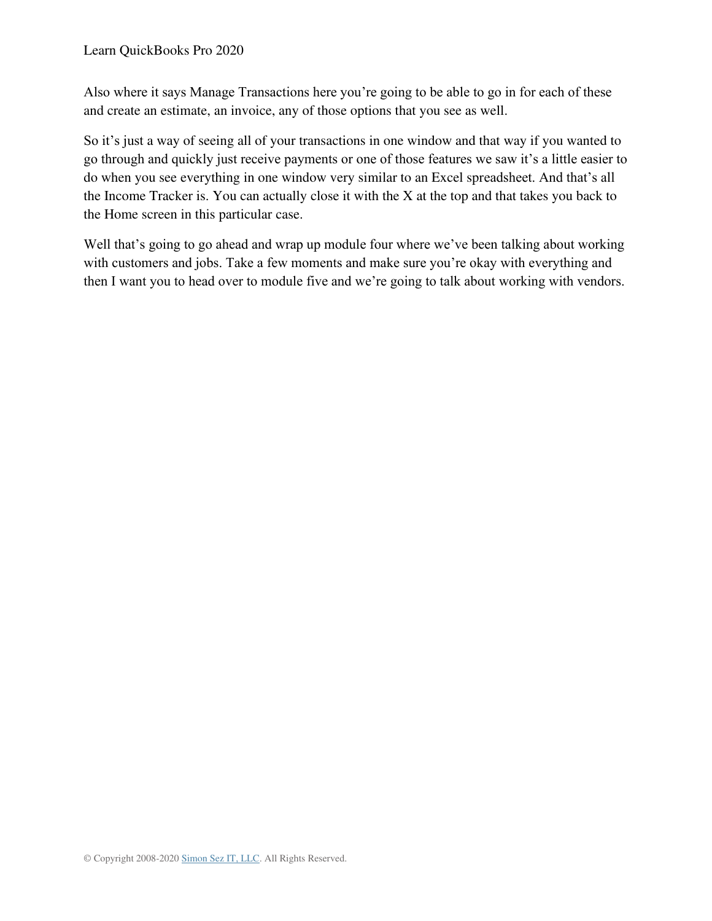Also where it says Manage Transactions here you're going to be able to go in for each of these and create an estimate, an invoice, any of those options that you see as well.

So it's just a way of seeing all of your transactions in one window and that way if you wanted to go through and quickly just receive payments or one of those features we saw it's a little easier to do when you see everything in one window very similar to an Excel spreadsheet. And that's all the Income Tracker is. You can actually close it with the X at the top and that takes you back to the Home screen in this particular case.

Well that's going to go ahead and wrap up module four where we've been talking about working with customers and jobs. Take a few moments and make sure you're okay with everything and then I want you to head over to module five and we're going to talk about working with vendors.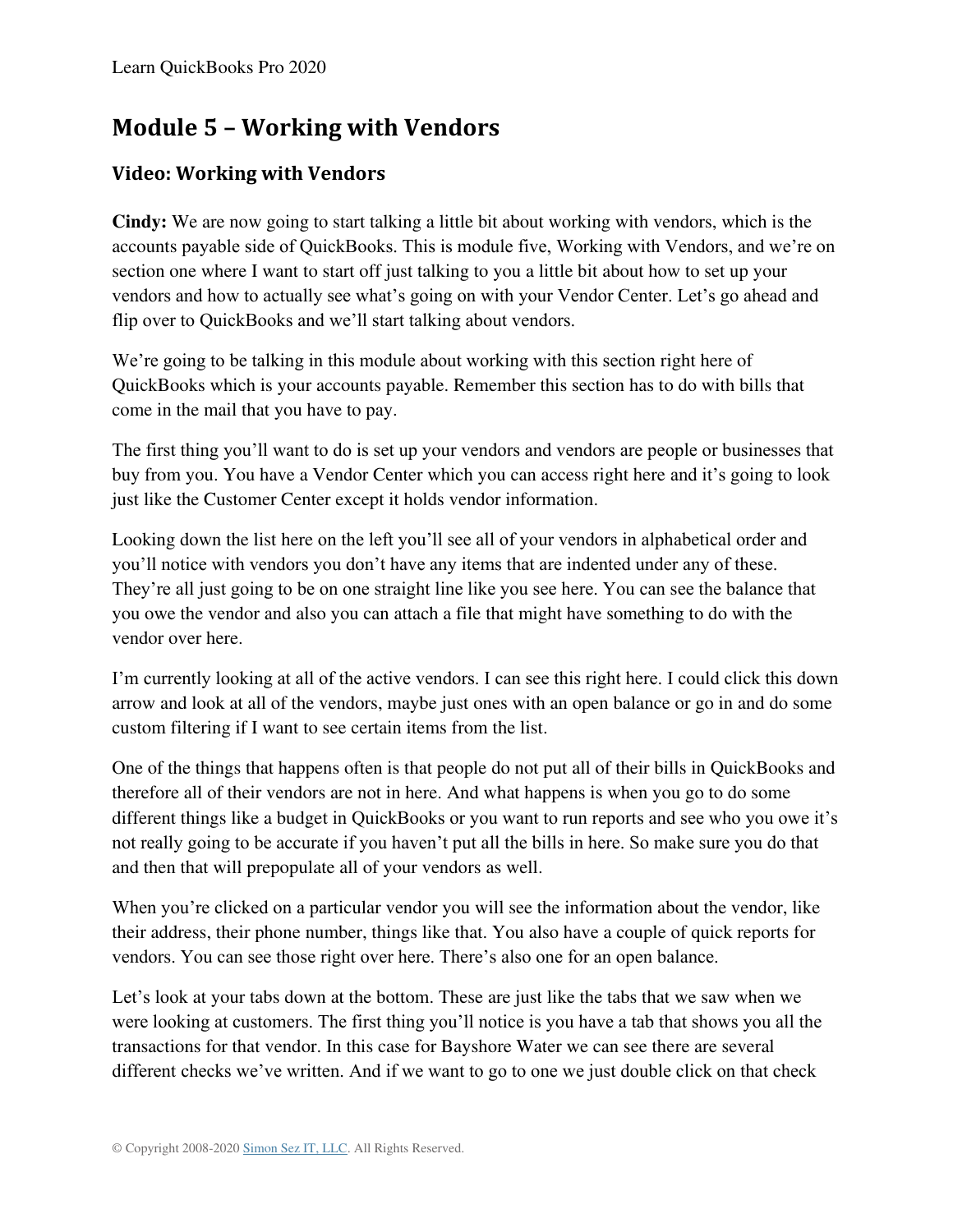# Module 5 – Working with Vendors

## Video: Working with Vendors

**Cindy:** We are now going to start talking a little bit about working with vendors, which is the accounts payable side of QuickBooks. This is module five, Working with Vendors, and we're on section one where I want to start off just talking to you a little bit about how to set up your vendors and how to actually see what's going on with your Vendor Center. Let's go ahead and flip over to QuickBooks and we'll start talking about vendors.

We're going to be talking in this module about working with this section right here of QuickBooks which is your accounts payable. Remember this section has to do with bills that come in the mail that you have to pay.

The first thing you'll want to do is set up your vendors and vendors are people or businesses that buy from you. You have a Vendor Center which you can access right here and it's going to look just like the Customer Center except it holds vendor information.

Looking down the list here on the left you'll see all of your vendors in alphabetical order and you'll notice with vendors you don't have any items that are indented under any of these. They're all just going to be on one straight line like you see here. You can see the balance that you owe the vendor and also you can attach a file that might have something to do with the vendor over here.

I'm currently looking at all of the active vendors. I can see this right here. I could click this down arrow and look at all of the vendors, maybe just ones with an open balance or go in and do some custom filtering if I want to see certain items from the list.

One of the things that happens often is that people do not put all of their bills in QuickBooks and therefore all of their vendors are not in here. And what happens is when you go to do some different things like a budget in QuickBooks or you want to run reports and see who you owe it's not really going to be accurate if you haven't put all the bills in here. So make sure you do that and then that will prepopulate all of your vendors as well.

When you're clicked on a particular vendor you will see the information about the vendor, like their address, their phone number, things like that. You also have a couple of quick reports for vendors. You can see those right over here. There's also one for an open balance.

Let's look at your tabs down at the bottom. These are just like the tabs that we saw when we were looking at customers. The first thing you'll notice is you have a tab that shows you all the transactions for that vendor. In this case for Bayshore Water we can see there are several different checks we've written. And if we want to go to one we just double click on that check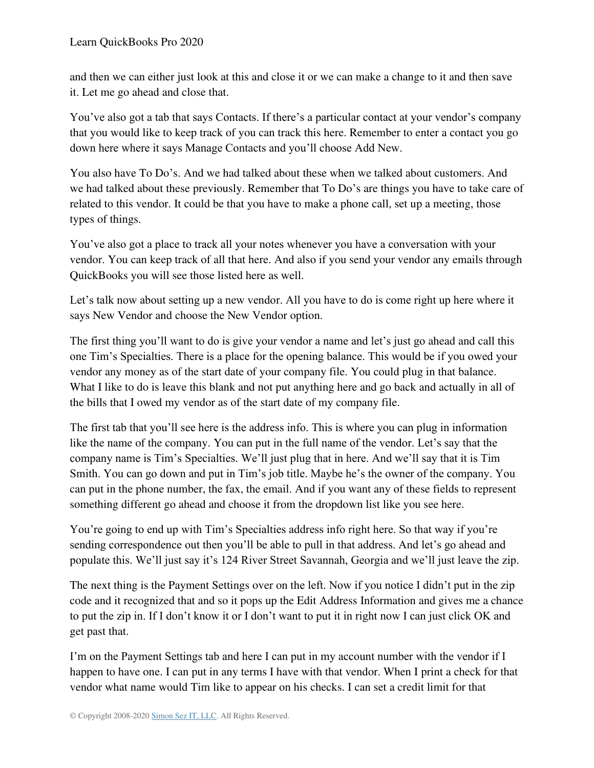and then we can either just look at this and close it or we can make a change to it and then save it. Let me go ahead and close that.

You've also got a tab that says Contacts. If there's a particular contact at your vendor's company that you would like to keep track of you can track this here. Remember to enter a contact you go down here where it says Manage Contacts and you'll choose Add New.

You also have To Do's. And we had talked about these when we talked about customers. And we had talked about these previously. Remember that To Do's are things you have to take care of related to this vendor. It could be that you have to make a phone call, set up a meeting, those types of things.

You've also got a place to track all your notes whenever you have a conversation with your vendor. You can keep track of all that here. And also if you send your vendor any emails through QuickBooks you will see those listed here as well.

Let's talk now about setting up a new vendor. All you have to do is come right up here where it says New Vendor and choose the New Vendor option.

The first thing you'll want to do is give your vendor a name and let's just go ahead and call this one Tim's Specialties. There is a place for the opening balance. This would be if you owed your vendor any money as of the start date of your company file. You could plug in that balance. What I like to do is leave this blank and not put anything here and go back and actually in all of the bills that I owed my vendor as of the start date of my company file.

The first tab that you'll see here is the address info. This is where you can plug in information like the name of the company. You can put in the full name of the vendor. Let's say that the company name is Tim's Specialties. We'll just plug that in here. And we'll say that it is Tim Smith. You can go down and put in Tim's job title. Maybe he's the owner of the company. You can put in the phone number, the fax, the email. And if you want any of these fields to represent something different go ahead and choose it from the dropdown list like you see here.

You're going to end up with Tim's Specialties address info right here. So that way if you're sending correspondence out then you'll be able to pull in that address. And let's go ahead and populate this. We'll just say it's 124 River Street Savannah, Georgia and we'll just leave the zip.

The next thing is the Payment Settings over on the left. Now if you notice I didn't put in the zip code and it recognized that and so it pops up the Edit Address Information and gives me a chance to put the zip in. If I don't know it or I don't want to put it in right now I can just click OK and get past that.

I'm on the Payment Settings tab and here I can put in my account number with the vendor if I happen to have one. I can put in any terms I have with that vendor. When I print a check for that vendor what name would Tim like to appear on his checks. I can set a credit limit for that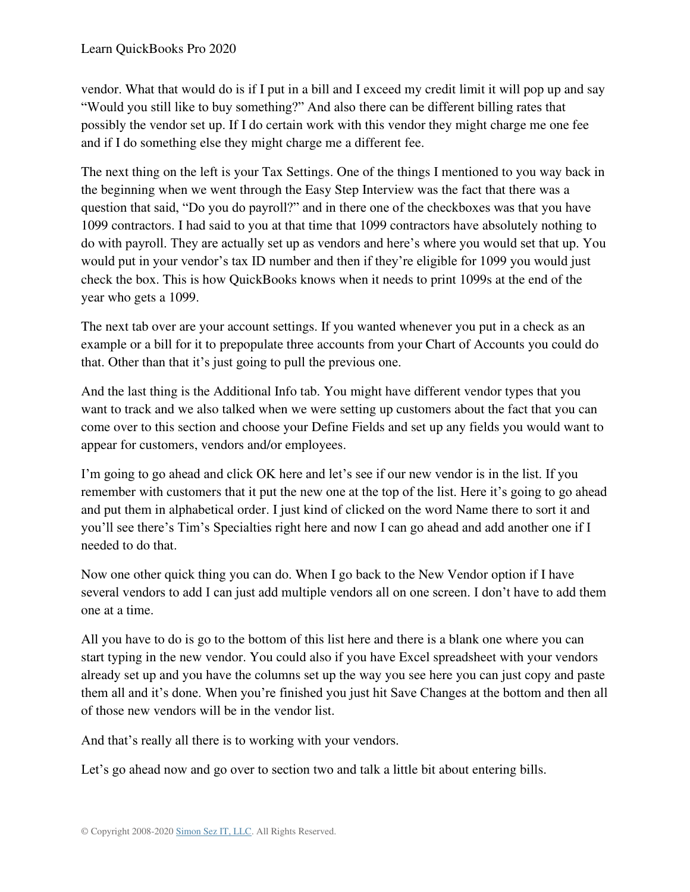vendor. What that would do is if I put in a bill and I exceed my credit limit it will pop up and say "Would you still like to buy something?" And also there can be different billing rates that possibly the vendor set up. If I do certain work with this vendor they might charge me one fee and if I do something else they might charge me a different fee.

The next thing on the left is your Tax Settings. One of the things I mentioned to you way back in the beginning when we went through the Easy Step Interview was the fact that there was a question that said, "Do you do payroll?" and in there one of the checkboxes was that you have 1099 contractors. I had said to you at that time that 1099 contractors have absolutely nothing to do with payroll. They are actually set up as vendors and here's where you would set that up. You would put in your vendor's tax ID number and then if they're eligible for 1099 you would just check the box. This is how QuickBooks knows when it needs to print 1099s at the end of the year who gets a 1099.

The next tab over are your account settings. If you wanted whenever you put in a check as an example or a bill for it to prepopulate three accounts from your Chart of Accounts you could do that. Other than that it's just going to pull the previous one.

And the last thing is the Additional Info tab. You might have different vendor types that you want to track and we also talked when we were setting up customers about the fact that you can come over to this section and choose your Define Fields and set up any fields you would want to appear for customers, vendors and/or employees.

I'm going to go ahead and click OK here and let's see if our new vendor is in the list. If you remember with customers that it put the new one at the top of the list. Here it's going to go ahead and put them in alphabetical order. I just kind of clicked on the word Name there to sort it and you'll see there's Tim's Specialties right here and now I can go ahead and add another one if I needed to do that.

Now one other quick thing you can do. When I go back to the New Vendor option if I have several vendors to add I can just add multiple vendors all on one screen. I don't have to add them one at a time.

All you have to do is go to the bottom of this list here and there is a blank one where you can start typing in the new vendor. You could also if you have Excel spreadsheet with your vendors already set up and you have the columns set up the way you see here you can just copy and paste them all and it's done. When you're finished you just hit Save Changes at the bottom and then all of those new vendors will be in the vendor list.

And that's really all there is to working with your vendors.

Let's go ahead now and go over to section two and talk a little bit about entering bills.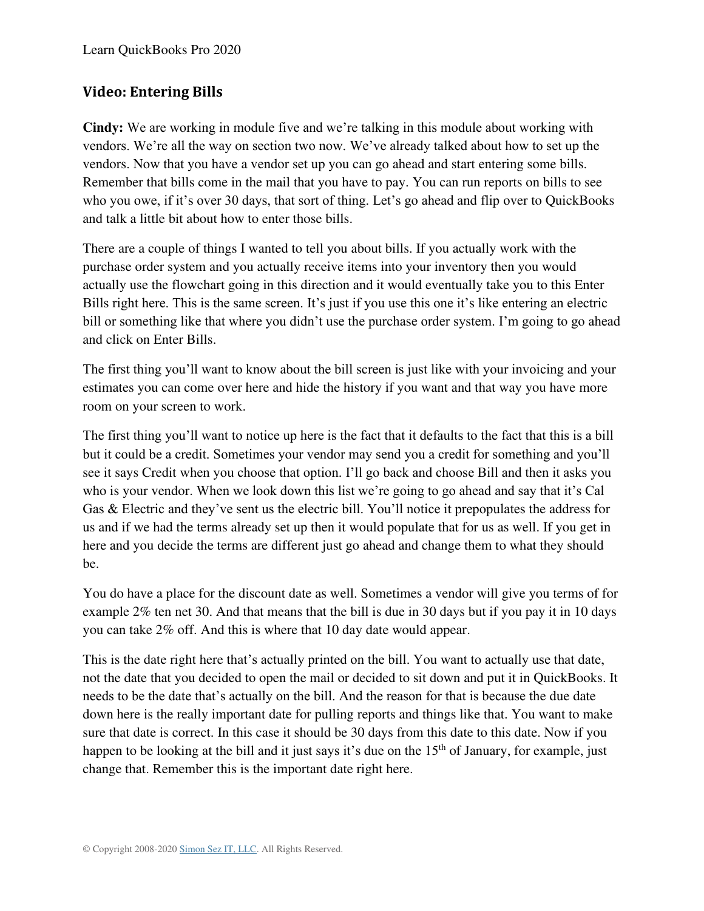## Video: Entering Bills

**Cindy:** We are working in module five and we're talking in this module about working with vendors. We're all the way on section two now. We've already talked about how to set up the vendors. Now that you have a vendor set up you can go ahead and start entering some bills. Remember that bills come in the mail that you have to pay. You can run reports on bills to see who you owe, if it's over 30 days, that sort of thing. Let's go ahead and flip over to QuickBooks and talk a little bit about how to enter those bills.

There are a couple of things I wanted to tell you about bills. If you actually work with the purchase order system and you actually receive items into your inventory then you would actually use the flowchart going in this direction and it would eventually take you to this Enter Bills right here. This is the same screen. It's just if you use this one it's like entering an electric bill or something like that where you didn't use the purchase order system. I'm going to go ahead and click on Enter Bills.

The first thing you'll want to know about the bill screen is just like with your invoicing and your estimates you can come over here and hide the history if you want and that way you have more room on your screen to work.

The first thing you'll want to notice up here is the fact that it defaults to the fact that this is a bill but it could be a credit. Sometimes your vendor may send you a credit for something and you'll see it says Credit when you choose that option. I'll go back and choose Bill and then it asks you who is your vendor. When we look down this list we're going to go ahead and say that it's Cal Gas & Electric and they've sent us the electric bill. You'll notice it prepopulates the address for us and if we had the terms already set up then it would populate that for us as well. If you get in here and you decide the terms are different just go ahead and change them to what they should be.

You do have a place for the discount date as well. Sometimes a vendor will give you terms of for example 2% ten net 30. And that means that the bill is due in 30 days but if you pay it in 10 days you can take 2% off. And this is where that 10 day date would appear.

This is the date right here that's actually printed on the bill. You want to actually use that date, not the date that you decided to open the mail or decided to sit down and put it in QuickBooks. It needs to be the date that's actually on the bill. And the reason for that is because the due date down here is the really important date for pulling reports and things like that. You want to make sure that date is correct. In this case it should be 30 days from this date to this date. Now if you happen to be looking at the bill and it just says it's due on the 15th of January, for example, just change that. Remember this is the important date right here.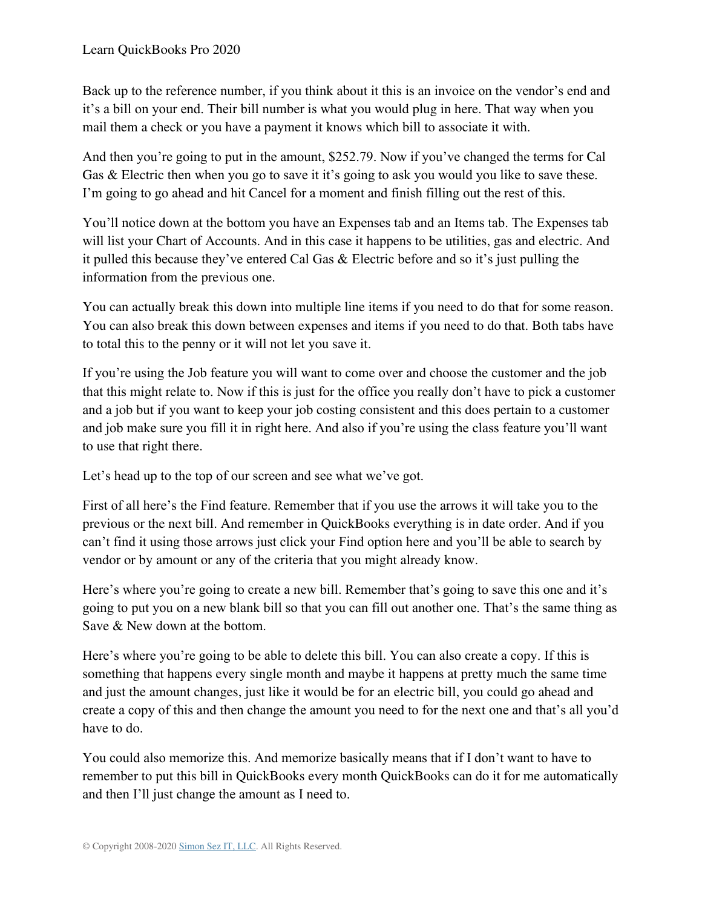Back up to the reference number, if you think about it this is an invoice on the vendor's end and it's a bill on your end. Their bill number is what you would plug in here. That way when you mail them a check or you have a payment it knows which bill to associate it with.

And then you're going to put in the amount, $252.79. Now if you've changed the terms for Cal Gas & Electric then when you go to save it it's going to ask you would you like to save these. I'm going to go ahead and hit Cancel for a moment and finish filling out the rest of this.

You'll notice down at the bottom you have an Expenses tab and an Items tab. The Expenses tab will list your Chart of Accounts. And in this case it happens to be utilities, gas and electric. And it pulled this because they've entered Cal Gas & Electric before and so it's just pulling the information from the previous one.

You can actually break this down into multiple line items if you need to do that for some reason. You can also break this down between expenses and items if you need to do that. Both tabs have to total this to the penny or it will not let you save it.

If you're using the Job feature you will want to come over and choose the customer and the job that this might relate to. Now if this is just for the office you really don't have to pick a customer and a job but if you want to keep your job costing consistent and this does pertain to a customer and job make sure you fill it in right here. And also if you're using the class feature you'll want to use that right there.

Let's head up to the top of our screen and see what we've got.

First of all here's the Find feature. Remember that if you use the arrows it will take you to the previous or the next bill. And remember in QuickBooks everything is in date order. And if you can't find it using those arrows just click your Find option here and you'll be able to search by vendor or by amount or any of the criteria that you might already know.

Here's where you're going to create a new bill. Remember that's going to save this one and it's going to put you on a new blank bill so that you can fill out another one. That's the same thing as Save & New down at the bottom.

Here's where you're going to be able to delete this bill. You can also create a copy. If this is something that happens every single month and maybe it happens at pretty much the same time and just the amount changes, just like it would be for an electric bill, you could go ahead and create a copy of this and then change the amount you need to for the next one and that's all you'd have to do.

You could also memorize this. And memorize basically means that if I don't want to have to remember to put this bill in QuickBooks every month QuickBooks can do it for me automatically and then I'll just change the amount as I need to.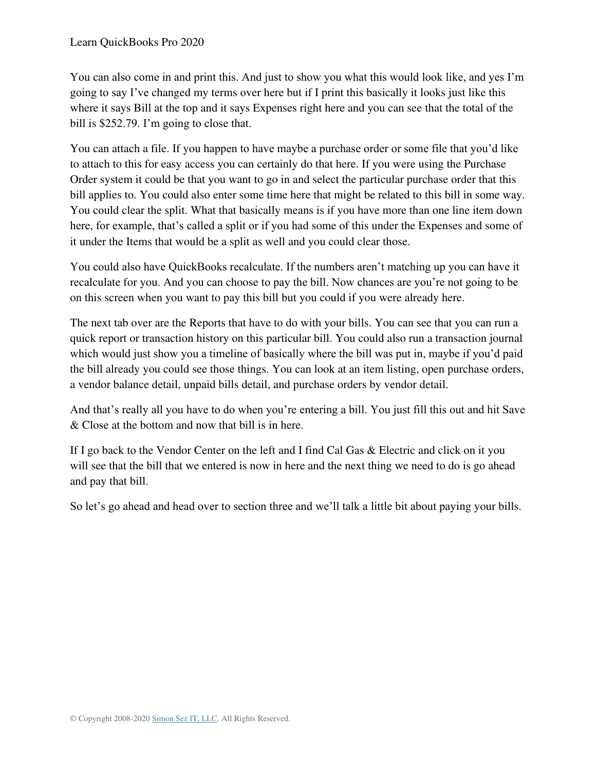You can also come in and print this. And just to show you what this would look like, and yes I'm going to say I've changed my terms over here but if I print this basically it looks just like this where it says Bill at the top and it says Expenses right here and you can see that the total of the bill is $252.79. I'm going to close that.

You can attach a file. If you happen to have maybe a purchase order or some file that you'd like to attach to this for easy access you can certainly do that here. If you were using the Purchase Order system it could be that you want to go in and select the particular purchase order that this bill applies to. You could also enter some time here that might be related to this bill in some way. You could clear the split. What that basically means is if you have more than one line item down here, for example, that's called a split or if you had some of this under the Expenses and some of it under the Items that would be a split as well and you could clear those.

You could also have QuickBooks recalculate. If the numbers aren't matching up you can have it recalculate for you. And you can choose to pay the bill. Now chances are you're not going to be on this screen when you want to pay this bill but you could if you were already here.

The next tab over are the Reports that have to do with your bills. You can see that you can run a quick report or transaction history on this particular bill. You could also run a transaction journal which would just show you a timeline of basically where the bill was put in, maybe if you'd paid the bill already you could see those things. You can look at an item listing, open purchase orders, a vendor balance detail, unpaid bills detail, and purchase orders by vendor detail.

And that's really all you have to do when you're entering a bill. You just fill this out and hit Save & Close at the bottom and now that bill is in here.

If I go back to the Vendor Center on the left and I find Cal Gas & Electric and click on it you will see that the bill that we entered is now in here and the next thing we need to do is go ahead and pay that bill.

So let's go ahead and head over to section three and we'll talk a little bit about paying your bills.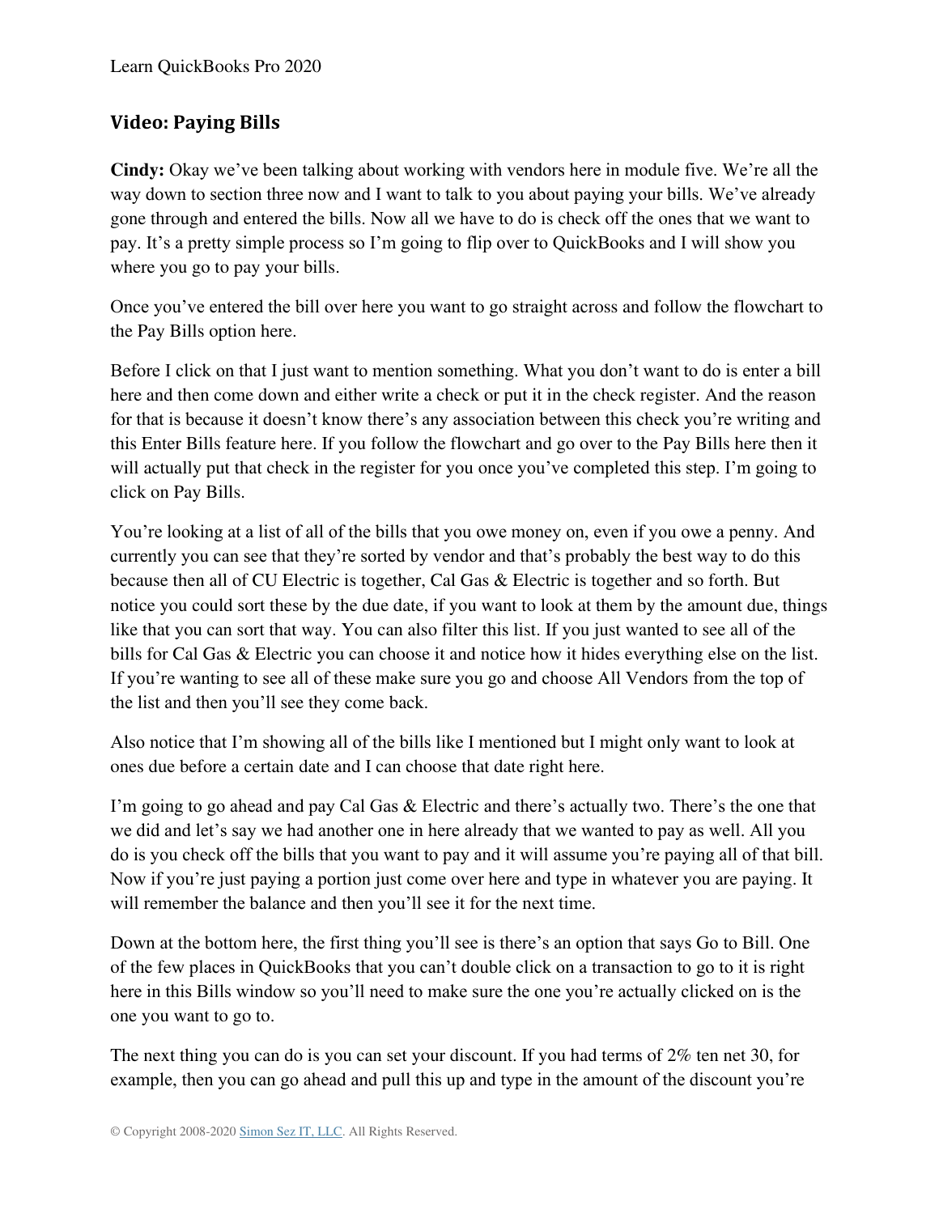## Video: Paying Bills

**Cindy:** Okay we've been talking about working with vendors here in module five. We're all the way down to section three now and I want to talk to you about paying your bills. We've already gone through and entered the bills. Now all we have to do is check off the ones that we want to pay. It's a pretty simple process so I'm going to flip over to QuickBooks and I will show you where you go to pay your bills.

Once you've entered the bill over here you want to go straight across and follow the flowchart to the Pay Bills option here.

Before I click on that I just want to mention something. What you don't want to do is enter a bill here and then come down and either write a check or put it in the check register. And the reason for that is because it doesn't know there's any association between this check you're writing and this Enter Bills feature here. If you follow the flowchart and go over to the Pay Bills here then it will actually put that check in the register for you once you've completed this step. I'm going to click on Pay Bills.

You're looking at a list of all of the bills that you owe money on, even if you owe a penny. And currently you can see that they're sorted by vendor and that's probably the best way to do this because then all of CU Electric is together, Cal Gas & Electric is together and so forth. But notice you could sort these by the due date, if you want to look at them by the amount due, things like that you can sort that way. You can also filter this list. If you just wanted to see all of the bills for Cal Gas & Electric you can choose it and notice how it hides everything else on the list. If you're wanting to see all of these make sure you go and choose All Vendors from the top of the list and then you'll see they come back.

Also notice that I'm showing all of the bills like I mentioned but I might only want to look at ones due before a certain date and I can choose that date right here.

I'm going to go ahead and pay Cal Gas & Electric and there's actually two. There's the one that we did and let's say we had another one in here already that we wanted to pay as well. All you do is you check off the bills that you want to pay and it will assume you're paying all of that bill. Now if you're just paying a portion just come over here and type in whatever you are paying. It will remember the balance and then you'll see it for the next time.

Down at the bottom here, the first thing you'll see is there's an option that says Go to Bill. One of the few places in QuickBooks that you can't double click on a transaction to go to it is right here in this Bills window so you'll need to make sure the one you're actually clicked on is the one you want to go to.

The next thing you can do is you can set your discount. If you had terms of 2% ten net 30, for example, then you can go ahead and pull this up and type in the amount of the discount you're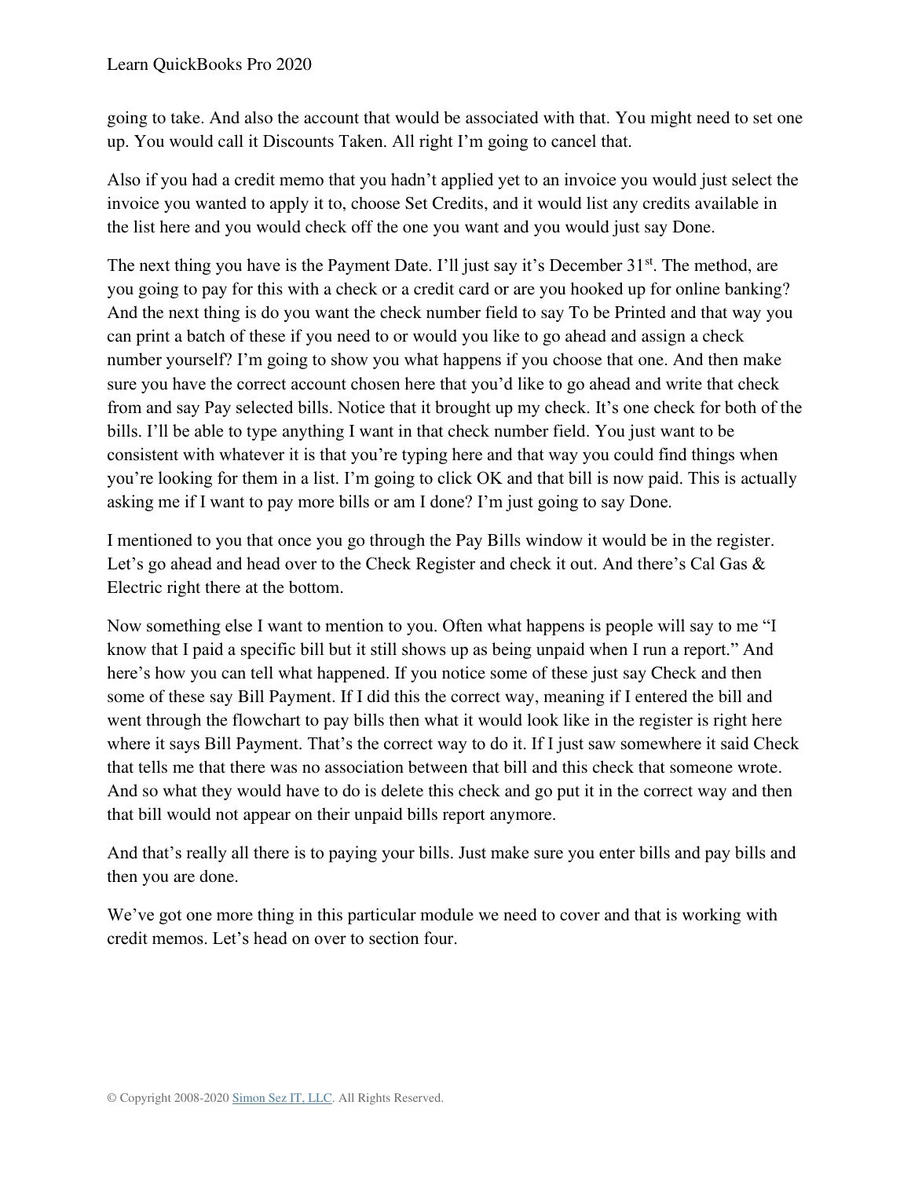going to take. And also the account that would be associated with that. You might need to set one up. You would call it Discounts Taken. All right I'm going to cancel that.

Also if you had a credit memo that you hadn't applied yet to an invoice you would just select the invoice you wanted to apply it to, choose Set Credits, and it would list any credits available in the list here and you would check off the one you want and you would just say Done.

The next thing you have is the Payment Date. I'll just say it's December 31st. The method, are you going to pay for this with a check or a credit card or are you hooked up for online banking? And the next thing is do you want the check number field to say To be Printed and that way you can print a batch of these if you need to or would you like to go ahead and assign a check number yourself? I'm going to show you what happens if you choose that one. And then make sure you have the correct account chosen here that you'd like to go ahead and write that check from and say Pay selected bills. Notice that it brought up my check. It's one check for both of the bills. I'll be able to type anything I want in that check number field. You just want to be consistent with whatever it is that you're typing here and that way you could find things when you're looking for them in a list. I'm going to click OK and that bill is now paid. This is actually asking me if I want to pay more bills or am I done? I'm just going to say Done.

I mentioned to you that once you go through the Pay Bills window it would be in the register. Let's go ahead and head over to the Check Register and check it out. And there's Cal Gas & Electric right there at the bottom.

Now something else I want to mention to you. Often what happens is people will say to me "I know that I paid a specific bill but it still shows up as being unpaid when I run a report." And here's how you can tell what happened. If you notice some of these just say Check and then some of these say Bill Payment. If I did this the correct way, meaning if I entered the bill and went through the flowchart to pay bills then what it would look like in the register is right here where it says Bill Payment. That's the correct way to do it. If I just saw somewhere it said Check that tells me that there was no association between that bill and this check that someone wrote. And so what they would have to do is delete this check and go put it in the correct way and then that bill would not appear on their unpaid bills report anymore.

And that's really all there is to paying your bills. Just make sure you enter bills and pay bills and then you are done.

We've got one more thing in this particular module we need to cover and that is working with credit memos. Let's head on over to section four.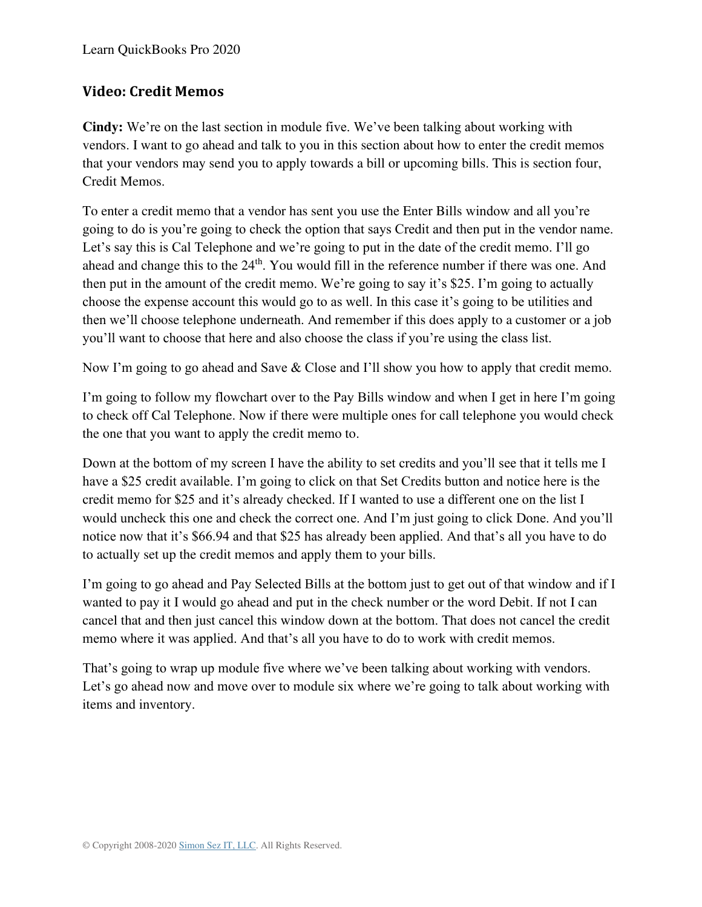## Video: Credit Memos

**Cindy:** We're on the last section in module five. We've been talking about working with vendors. I want to go ahead and talk to you in this section about how to enter the credit memos that your vendors may send you to apply towards a bill or upcoming bills. This is section four, Credit Memos.

To enter a credit memo that a vendor has sent you use the Enter Bills window and all you're going to do is you're going to check the option that says Credit and then put in the vendor name. Let's say this is Cal Telephone and we're going to put in the date of the credit memo. I'll go ahead and change this to the 24th. You would fill in the reference number if there was one. And then put in the amount of the credit memo. We're going to say it's $25. I'm going to actually choose the expense account this would go to as well. In this case it's going to be utilities and then we'll choose telephone underneath. And remember if this does apply to a customer or a job you'll want to choose that here and also choose the class if you're using the class list.

Now I'm going to go ahead and Save & Close and I'll show you how to apply that credit memo.

I'm going to follow my flowchart over to the Pay Bills window and when I get in here I'm going to check off Cal Telephone. Now if there were multiple ones for call telephone you would check the one that you want to apply the credit memo to.

Down at the bottom of my screen I have the ability to set credits and you'll see that it tells me I have a $25 credit available. I'm going to click on that Set Credits button and notice here is the credit memo for $25 and it's already checked. If I wanted to use a different one on the list I would uncheck this one and check the correct one. And I'm just going to click Done. And you'll notice now that it's $66.94 and that $25 has already been applied. And that's all you have to do to actually set up the credit memos and apply them to your bills.

I'm going to go ahead and Pay Selected Bills at the bottom just to get out of that window and if I wanted to pay it I would go ahead and put in the check number or the word Debit. If not I can cancel that and then just cancel this window down at the bottom. That does not cancel the credit memo where it was applied. And that's all you have to do to work with credit memos.

That's going to wrap up module five where we've been talking about working with vendors. Let's go ahead now and move over to module six where we're going to talk about working with items and inventory.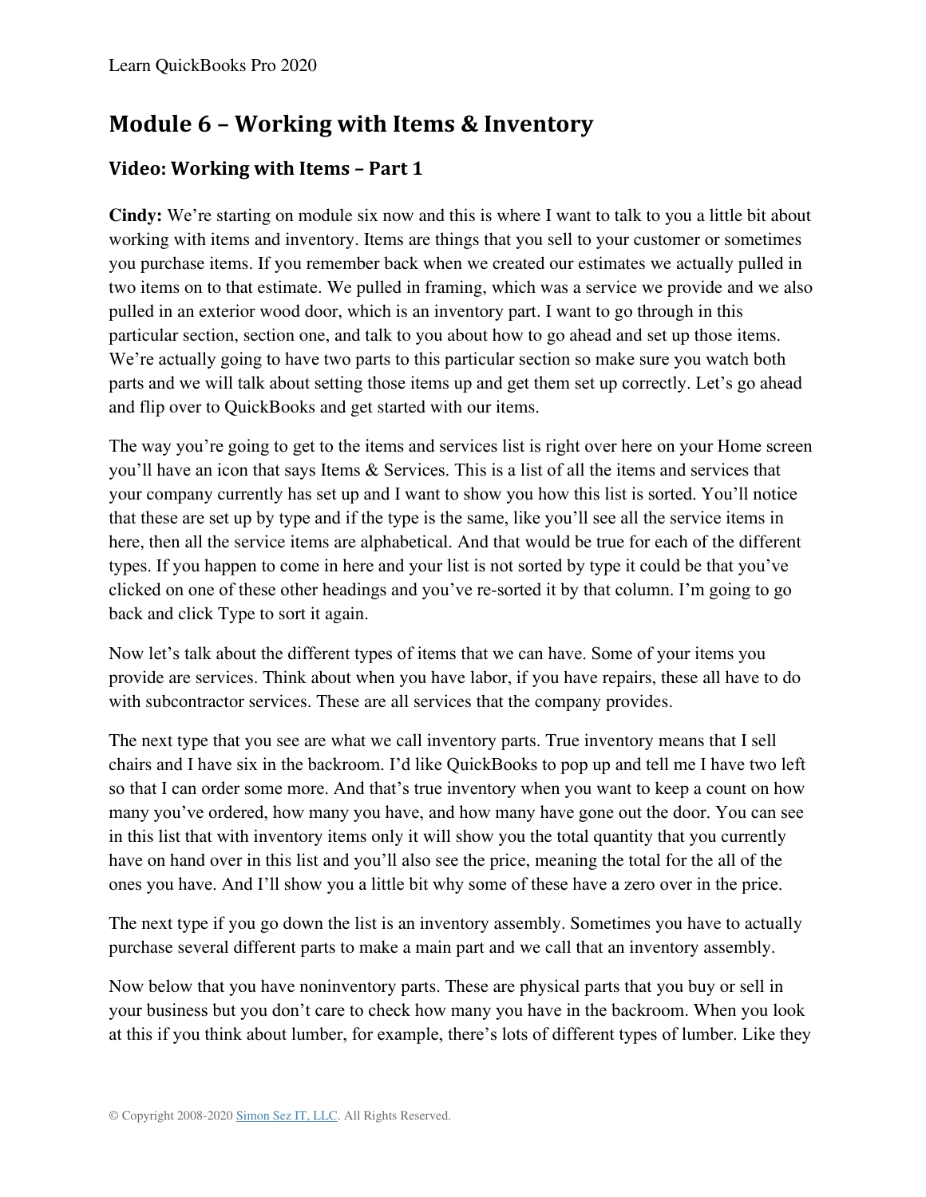# Module 6 – Working with Items & Inventory

## Video: Working with Items – Part 1

**Cindy:** We're starting on module six now and this is where I want to talk to you a little bit about working with items and inventory. Items are things that you sell to your customer or sometimes you purchase items. If you remember back when we created our estimates we actually pulled in two items on to that estimate. We pulled in framing, which was a service we provide and we also pulled in an exterior wood door, which is an inventory part. I want to go through in this particular section, section one, and talk to you about how to go ahead and set up those items. We're actually going to have two parts to this particular section so make sure you watch both parts and we will talk about setting those items up and get them set up correctly. Let's go ahead and flip over to QuickBooks and get started with our items.

The way you're going to get to the items and services list is right over here on your Home screen you'll have an icon that says Items & Services. This is a list of all the items and services that your company currently has set up and I want to show you how this list is sorted. You'll notice that these are set up by type and if the type is the same, like you'll see all the service items in here, then all the service items are alphabetical. And that would be true for each of the different types. If you happen to come in here and your list is not sorted by type it could be that you've clicked on one of these other headings and you've re-sorted it by that column. I'm going to go back and click Type to sort it again.

Now let's talk about the different types of items that we can have. Some of your items you provide are services. Think about when you have labor, if you have repairs, these all have to do with subcontractor services. These are all services that the company provides.

The next type that you see are what we call inventory parts. True inventory means that I sell chairs and I have six in the backroom. I'd like QuickBooks to pop up and tell me I have two left so that I can order some more. And that's true inventory when you want to keep a count on how many you've ordered, how many you have, and how many have gone out the door. You can see in this list that with inventory items only it will show you the total quantity that you currently have on hand over in this list and you'll also see the price, meaning the total for the all of the ones you have. And I'll show you a little bit why some of these have a zero over in the price.

The next type if you go down the list is an inventory assembly. Sometimes you have to actually purchase several different parts to make a main part and we call that an inventory assembly.

Now below that you have noninventory parts. These are physical parts that you buy or sell in your business but you don't care to check how many you have in the backroom. When you look at this if you think about lumber, for example, there's lots of different types of lumber. Like they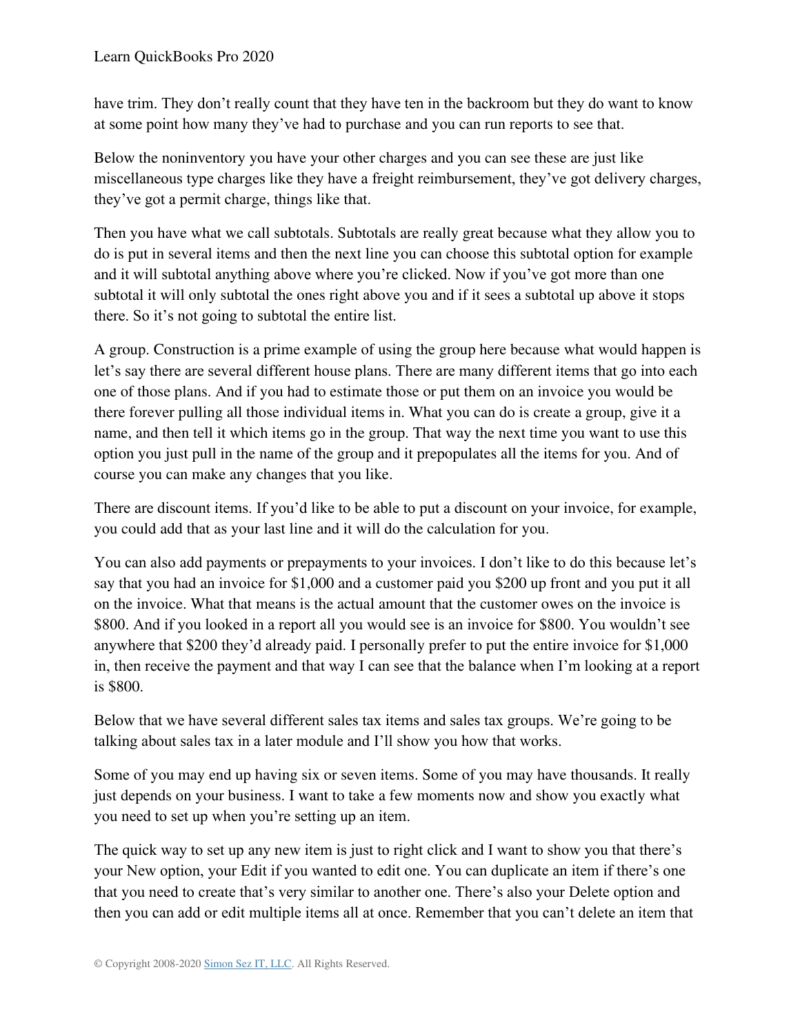have trim. They don’t really count that they have ten in the backroom but they do want to know at some point how many they’ve had to purchase and you can run reports to see that.

Below the noninventory you have your other charges and you can see these are just like miscellaneous type charges like they have a freight reimbursement, they’ve got delivery charges, they’ve got a permit charge, things like that.

Then you have what we call subtotals. Subtotals are really great because what they allow you to do is put in several items and then the next line you can choose this subtotal option for example and it will subtotal anything above where you’re clicked. Now if you’ve got more than one subtotal it will only subtotal the ones right above you and if it sees a subtotal up above it stops there. So it’s not going to subtotal the entire list.

A group. Construction is a prime example of using the group here because what would happen is let’s say there are several different house plans. There are many different items that go into each one of those plans. And if you had to estimate those or put them on an invoice you would be there forever pulling all those individual items in. What you can do is create a group, give it a name, and then tell it which items go in the group. That way the next time you want to use this option you just pull in the name of the group and it prepopulates all the items for you. And of course you can make any changes that you like.

There are discount items. If you’d like to be able to put a discount on your invoice, for example, you could add that as your last line and it will do the calculation for you.

You can also add payments or prepayments to your invoices. I don’t like to do this because let’s say that you had an invoice for $1,000 and a customer paid you $200 up front and you put it all on the invoice. What that means is the actual amount that the customer owes on the invoice is $800. And if you looked in a report all you would see is an invoice for $800. You wouldn’t see anywhere that $200 they’d already paid. I personally prefer to put the entire invoice for $1,000 in, then receive the payment and that way I can see that the balance when I’m looking at a report is $800.

Below that we have several different sales tax items and sales tax groups. We’re going to be talking about sales tax in a later module and I’ll show you how that works.

Some of you may end up having six or seven items. Some of you may have thousands. It really just depends on your business. I want to take a few moments now and show you exactly what you need to set up when you’re setting up an item.

The quick way to set up any new item is just to right click and I want to show you that there’s your New option, your Edit if you wanted to edit one. You can duplicate an item if there’s one that you need to create that’s very similar to another one. There’s also your Delete option and then you can add or edit multiple items all at once. Remember that you can’t delete an item that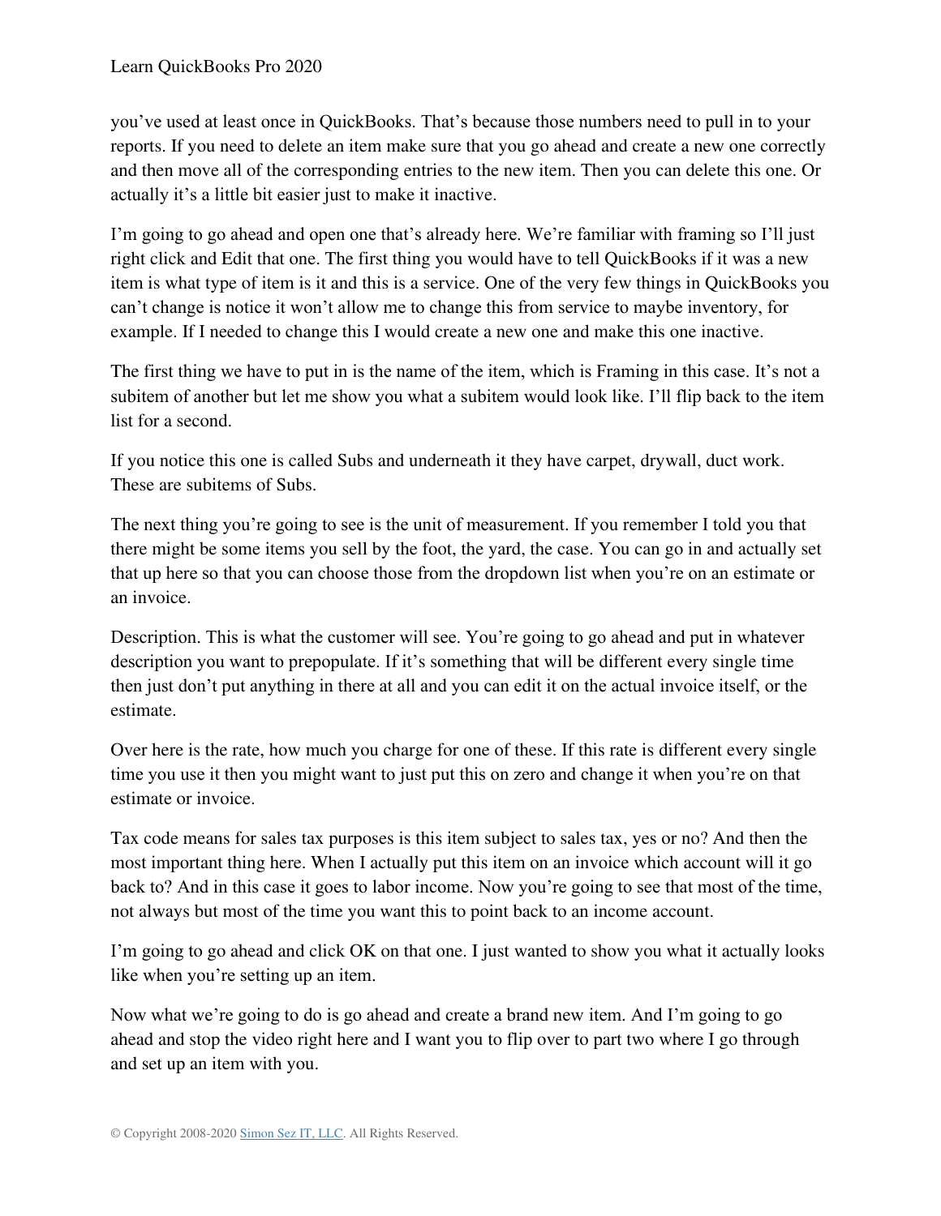you've used at least once in QuickBooks. That's because those numbers need to pull in to your reports. If you need to delete an item make sure that you go ahead and create a new one correctly and then move all of the corresponding entries to the new item. Then you can delete this one. Or actually it's a little bit easier just to make it inactive.

I'm going to go ahead and open one that's already here. We're familiar with framing so I'll just right click and Edit that one. The first thing you would have to tell QuickBooks if it was a new item is what type of item is it and this is a service. One of the very few things in QuickBooks you can't change is notice it won't allow me to change this from service to maybe inventory, for example. If I needed to change this I would create a new one and make this one inactive.

The first thing we have to put in is the name of the item, which is Framing in this case. It's not a subitem of another but let me show you what a subitem would look like. I'll flip back to the item list for a second.

If you notice this one is called Subs and underneath it they have carpet, drywall, duct work. These are subitems of Subs.

The next thing you're going to see is the unit of measurement. If you remember I told you that there might be some items you sell by the foot, the yard, the case. You can go in and actually set that up here so that you can choose those from the dropdown list when you're on an estimate or an invoice.

Description. This is what the customer will see. You're going to go ahead and put in whatever description you want to prepopulate. If it's something that will be different every single time then just don't put anything in there at all and you can edit it on the actual invoice itself, or the estimate.

Over here is the rate, how much you charge for one of these. If this rate is different every single time you use it then you might want to just put this on zero and change it when you're on that estimate or invoice.

Tax code means for sales tax purposes is this item subject to sales tax, yes or no? And then the most important thing here. When I actually put this item on an invoice which account will it go back to? And in this case it goes to labor income. Now you're going to see that most of the time, not always but most of the time you want this to point back to an income account.

I'm going to go ahead and click OK on that one. I just wanted to show you what it actually looks like when you're setting up an item.

Now what we're going to do is go ahead and create a brand new item. And I'm going to go ahead and stop the video right here and I want you to flip over to part two where I go through and set up an item with you.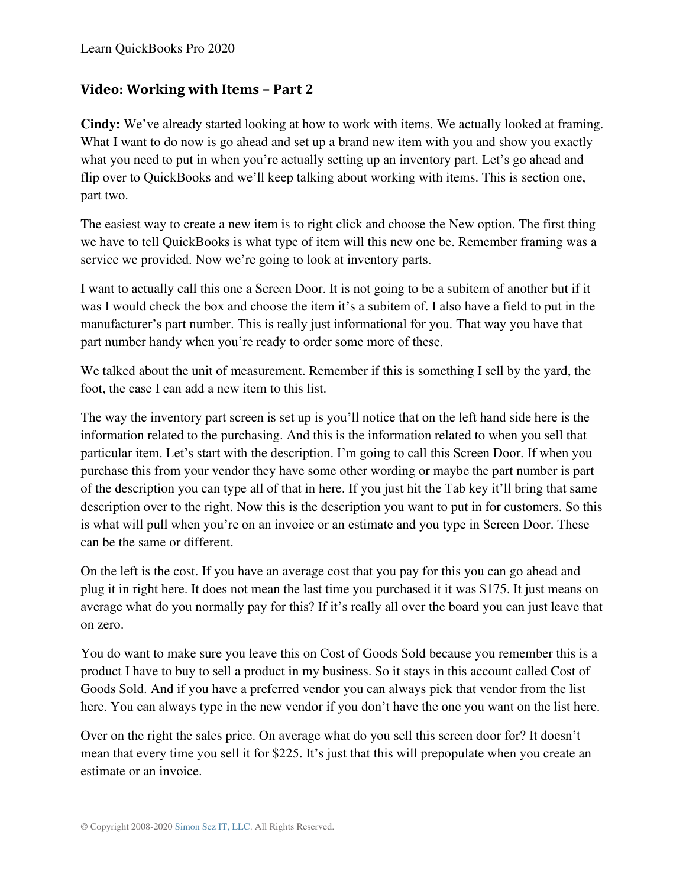## Video: Working with Items – Part 2

**Cindy:** We've already started looking at how to work with items. We actually looked at framing. What I want to do now is go ahead and set up a brand new item with you and show you exactly what you need to put in when you're actually setting up an inventory part. Let's go ahead and flip over to QuickBooks and we'll keep talking about working with items. This is section one, part two.

The easiest way to create a new item is to right click and choose the New option. The first thing we have to tell QuickBooks is what type of item will this new one be. Remember framing was a service we provided. Now we're going to look at inventory parts.

I want to actually call this one a Screen Door. It is not going to be a subitem of another but if it was I would check the box and choose the item it's a subitem of. I also have a field to put in the manufacturer's part number. This is really just informational for you. That way you have that part number handy when you're ready to order some more of these.

We talked about the unit of measurement. Remember if this is something I sell by the yard, the foot, the case I can add a new item to this list.

The way the inventory part screen is set up is you'll notice that on the left hand side here is the information related to the purchasing. And this is the information related to when you sell that particular item. Let's start with the description. I'm going to call this Screen Door. If when you purchase this from your vendor they have some other wording or maybe the part number is part of the description you can type all of that in here. If you just hit the Tab key it'll bring that same description over to the right. Now this is the description you want to put in for customers. So this is what will pull when you're on an invoice or an estimate and you type in Screen Door. These can be the same or different.

On the left is the cost. If you have an average cost that you pay for this you can go ahead and plug it in right here. It does not mean the last time you purchased it it was $175. It just means on average what do you normally pay for this? If it's really all over the board you can just leave that on zero.

You do want to make sure you leave this on Cost of Goods Sold because you remember this is a product I have to buy to sell a product in my business. So it stays in this account called Cost of Goods Sold. And if you have a preferred vendor you can always pick that vendor from the list here. You can always type in the new vendor if you don't have the one you want on the list here.

Over on the right the sales price. On average what do you sell this screen door for? It doesn't mean that every time you sell it for $225. It's just that this will prepopulate when you create an estimate or an invoice.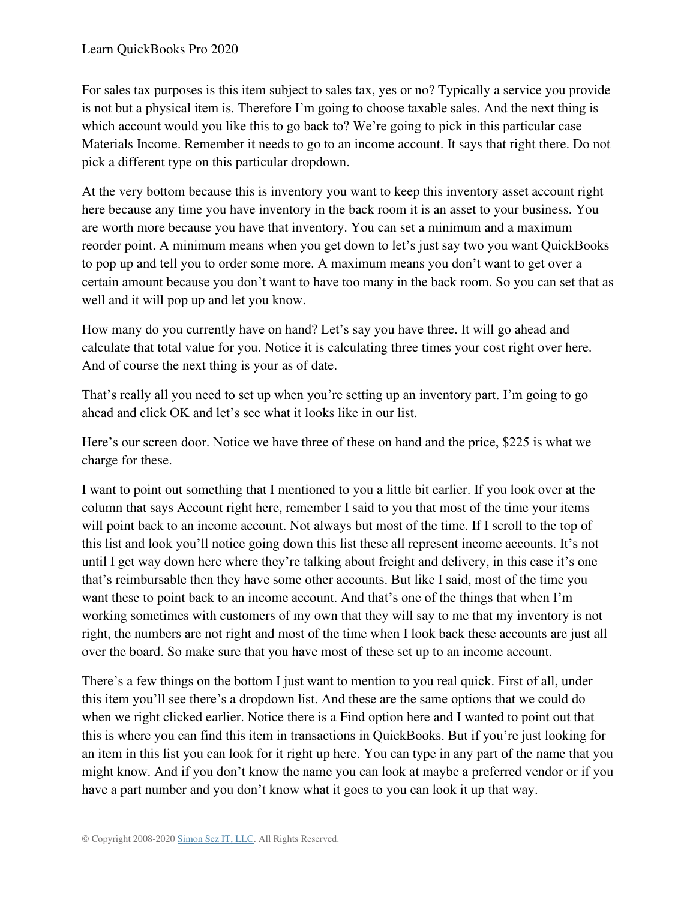For sales tax purposes is this item subject to sales tax, yes or no? Typically a service you provide is not but a physical item is. Therefore I'm going to choose taxable sales. And the next thing is which account would you like this to go back to? We're going to pick in this particular case Materials Income. Remember it needs to go to an income account. It says that right there. Do not pick a different type on this particular dropdown.

At the very bottom because this is inventory you want to keep this inventory asset account right here because any time you have inventory in the back room it is an asset to your business. You are worth more because you have that inventory. You can set a minimum and a maximum reorder point. A minimum means when you get down to let's just say two you want QuickBooks to pop up and tell you to order some more. A maximum means you don't want to get over a certain amount because you don't want to have too many in the back room. So you can set that as well and it will pop up and let you know.

How many do you currently have on hand? Let's say you have three. It will go ahead and calculate that total value for you. Notice it is calculating three times your cost right over here. And of course the next thing is your as of date.

That's really all you need to set up when you're setting up an inventory part. I'm going to go ahead and click OK and let's see what it looks like in our list.

Here's our screen door. Notice we have three of these on hand and the price, $225 is what we charge for these.

I want to point out something that I mentioned to you a little bit earlier. If you look over at the column that says Account right here, remember I said to you that most of the time your items will point back to an income account. Not always but most of the time. If I scroll to the top of this list and look you'll notice going down this list these all represent income accounts. It's not until I get way down here where they're talking about freight and delivery, in this case it's one that's reimbursable then they have some other accounts. But like I said, most of the time you want these to point back to an income account. And that's one of the things that when I'm working sometimes with customers of my own that they will say to me that my inventory is not right, the numbers are not right and most of the time when I look back these accounts are just all over the board. So make sure that you have most of these set up to an income account.

There's a few things on the bottom I just want to mention to you real quick. First of all, under this item you'll see there's a dropdown list. And these are the same options that we could do when we right clicked earlier. Notice there is a Find option here and I wanted to point out that this is where you can find this item in transactions in QuickBooks. But if you're just looking for an item in this list you can look for it right up here. You can type in any part of the name that you might know. And if you don't know the name you can look at maybe a preferred vendor or if you have a part number and you don't know what it goes to you can look it up that way.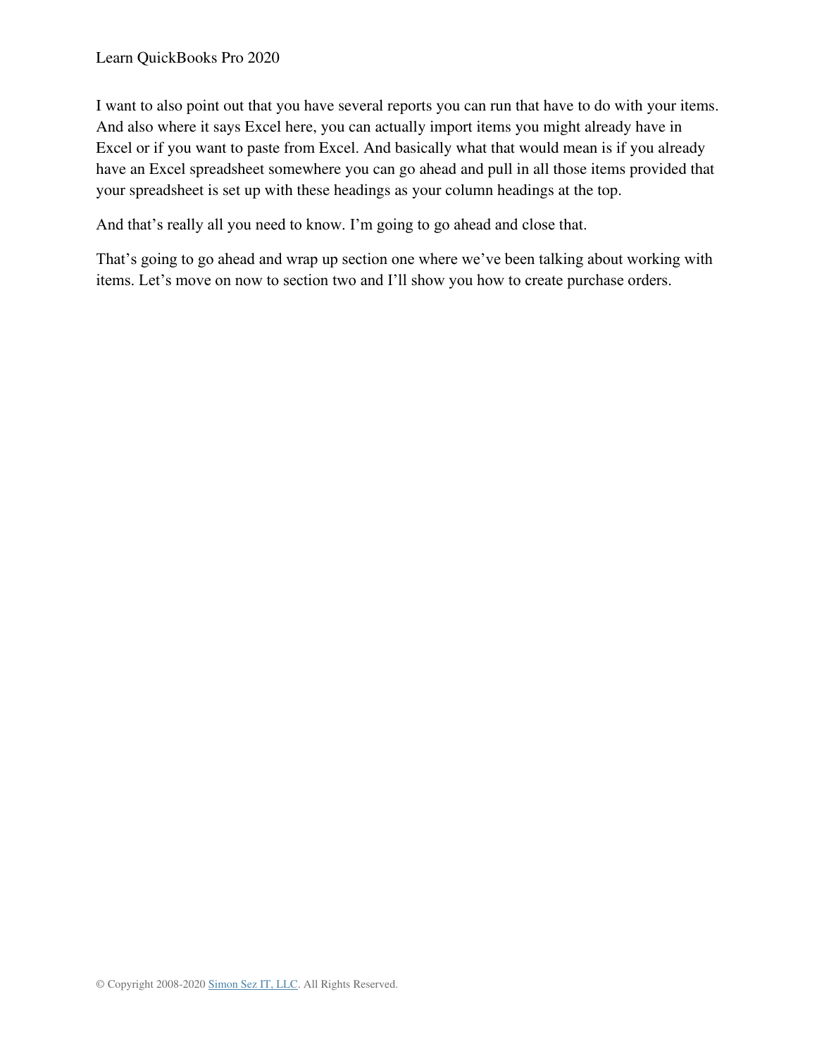I want to also point out that you have several reports you can run that have to do with your items. And also where it says Excel here, you can actually import items you might already have in Excel or if you want to paste from Excel. And basically what that would mean is if you already have an Excel spreadsheet somewhere you can go ahead and pull in all those items provided that your spreadsheet is set up with these headings as your column headings at the top.

And that's really all you need to know. I'm going to go ahead and close that.

That's going to go ahead and wrap up section one where we've been talking about working with items. Let's move on now to section two and I'll show you how to create purchase orders.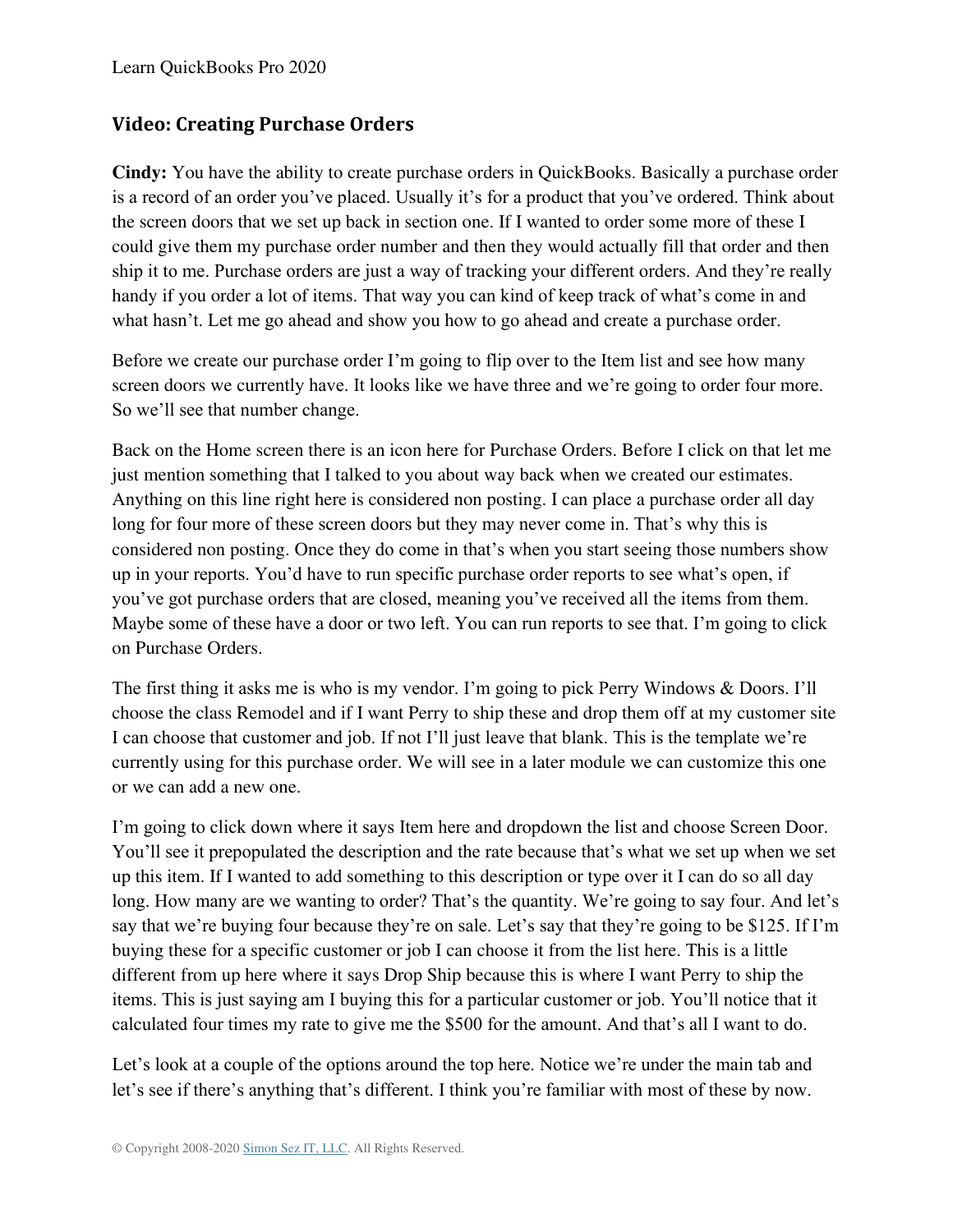## Video: Creating Purchase Orders

**Cindy:** You have the ability to create purchase orders in QuickBooks. Basically a purchase order is a record of an order you've placed. Usually it's for a product that you've ordered. Think about the screen doors that we set up back in section one. If I wanted to order some more of these I could give them my purchase order number and then they would actually fill that order and then ship it to me. Purchase orders are just a way of tracking your different orders. And they're really handy if you order a lot of items. That way you can kind of keep track of what's come in and what hasn't. Let me go ahead and show you how to go ahead and create a purchase order.

Before we create our purchase order I'm going to flip over to the Item list and see how many screen doors we currently have. It looks like we have three and we're going to order four more. So we'll see that number change.

Back on the Home screen there is an icon here for Purchase Orders. Before I click on that let me just mention something that I talked to you about way back when we created our estimates. Anything on this line right here is considered non posting. I can place a purchase order all day long for four more of these screen doors but they may never come in. That's why this is considered non posting. Once they do come in that's when you start seeing those numbers show up in your reports. You'd have to run specific purchase order reports to see what's open, if you've got purchase orders that are closed, meaning you've received all the items from them. Maybe some of these have a door or two left. You can run reports to see that. I'm going to click on Purchase Orders.

The first thing it asks me is who is my vendor. I'm going to pick Perry Windows & Doors. I'll choose the class Remodel and if I want Perry to ship these and drop them off at my customer site I can choose that customer and job. If not I'll just leave that blank. This is the template we're currently using for this purchase order. We will see in a later module we can customize this one or we can add a new one.

I'm going to click down where it says Item here and dropdown the list and choose Screen Door. You'll see it prepopulated the description and the rate because that's what we set up when we set up this item. If I wanted to add something to this description or type over it I can do so all day long. How many are we wanting to order? That's the quantity. We're going to say four. And let's say that we're buying four because they're on sale. Let's say that they're going to be $125. If I'm buying these for a specific customer or job I can choose it from the list here. This is a little different from up here where it says Drop Ship because this is where I want Perry to ship the items. This is just saying am I buying this for a particular customer or job. You'll notice that it calculated four times my rate to give me the $500 for the amount. And that's all I want to do.

Let's look at a couple of the options around the top here. Notice we're under the main tab and let's see if there's anything that's different. I think you're familiar with most of these by now.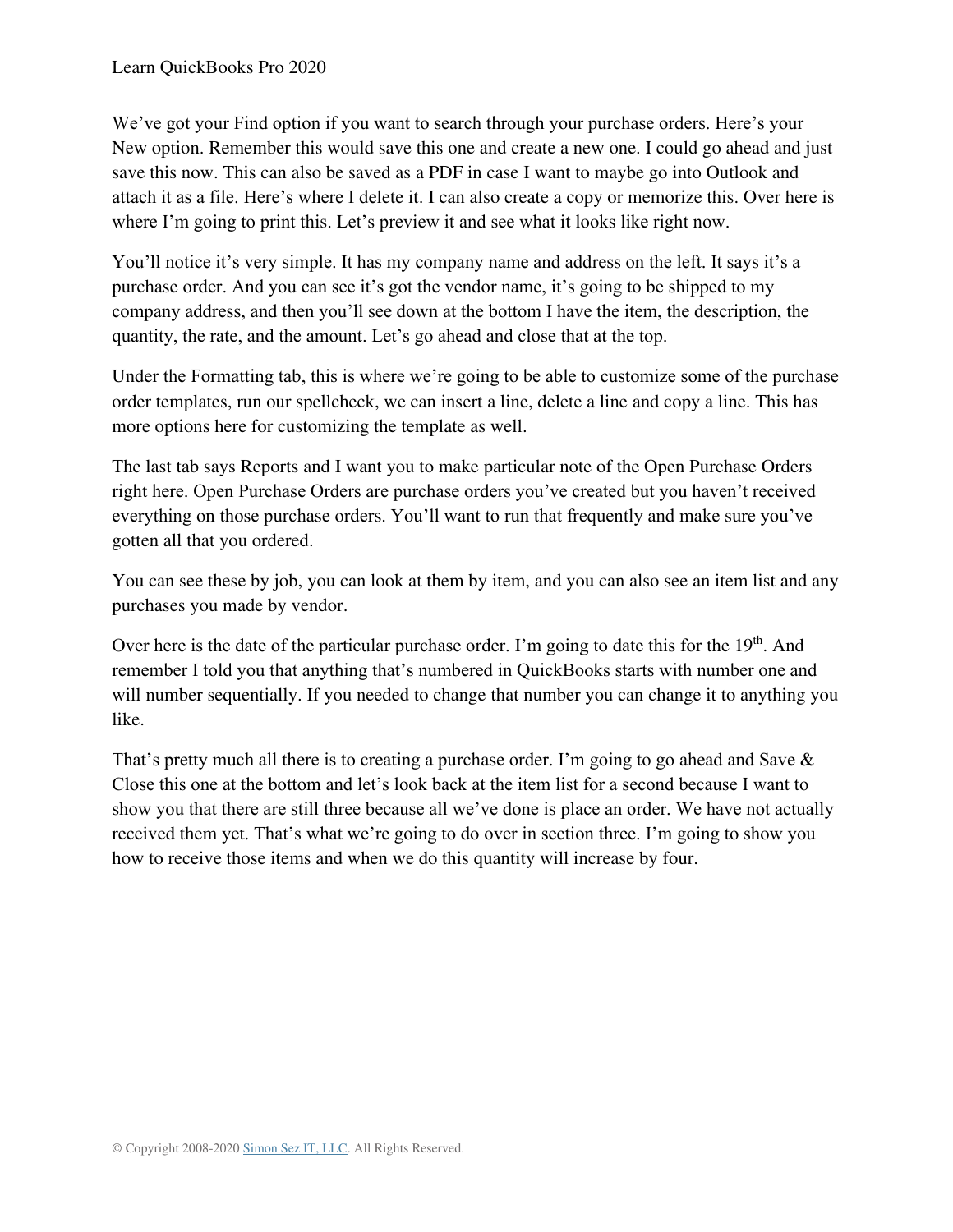We've got your Find option if you want to search through your purchase orders. Here's your New option. Remember this would save this one and create a new one. I could go ahead and just save this now. This can also be saved as a PDF in case I want to maybe go into Outlook and attach it as a file. Here's where I delete it. I can also create a copy or memorize this. Over here is where I'm going to print this. Let's preview it and see what it looks like right now.

You'll notice it's very simple. It has my company name and address on the left. It says it's a purchase order. And you can see it's got the vendor name, it's going to be shipped to my company address, and then you'll see down at the bottom I have the item, the description, the quantity, the rate, and the amount. Let's go ahead and close that at the top.

Under the Formatting tab, this is where we're going to be able to customize some of the purchase order templates, run our spellcheck, we can insert a line, delete a line and copy a line. This has more options here for customizing the template as well.

The last tab says Reports and I want you to make particular note of the Open Purchase Orders right here. Open Purchase Orders are purchase orders you've created but you haven't received everything on those purchase orders. You'll want to run that frequently and make sure you've gotten all that you ordered.

You can see these by job, you can look at them by item, and you can also see an item list and any purchases you made by vendor.

Over here is the date of the particular purchase order. I'm going to date this for the 19th. And remember I told you that anything that's numbered in QuickBooks starts with number one and will number sequentially. If you needed to change that number you can change it to anything you like.

That's pretty much all there is to creating a purchase order. I'm going to go ahead and Save & Close this one at the bottom and let's look back at the item list for a second because I want to show you that there are still three because all we've done is place an order. We have not actually received them yet. That's what we're going to do over in section three. I'm going to show you how to receive those items and when we do this quantity will increase by four.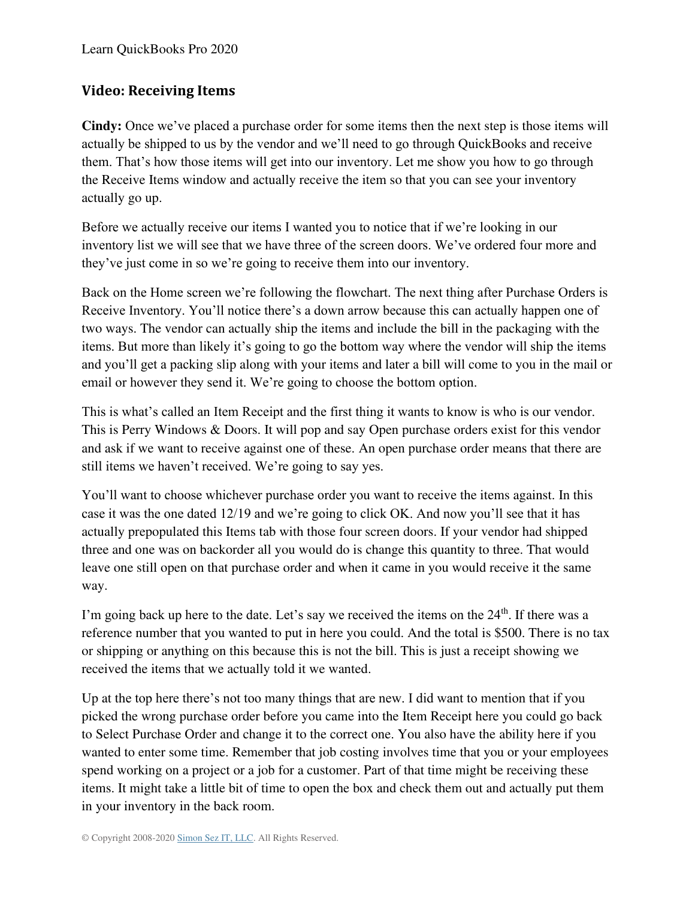## Video: Receiving Items

**Cindy:** Once we've placed a purchase order for some items then the next step is those items will actually be shipped to us by the vendor and we'll need to go through QuickBooks and receive them. That's how those items will get into our inventory. Let me show you how to go through the Receive Items window and actually receive the item so that you can see your inventory actually go up.

Before we actually receive our items I wanted you to notice that if we're looking in our inventory list we will see that we have three of the screen doors. We've ordered four more and they've just come in so we're going to receive them into our inventory.

Back on the Home screen we're following the flowchart. The next thing after Purchase Orders is Receive Inventory. You'll notice there's a down arrow because this can actually happen one of two ways. The vendor can actually ship the items and include the bill in the packaging with the items. But more than likely it's going to go the bottom way where the vendor will ship the items and you'll get a packing slip along with your items and later a bill will come to you in the mail or email or however they send it. We're going to choose the bottom option.

This is what's called an Item Receipt and the first thing it wants to know is who is our vendor. This is Perry Windows & Doors. It will pop and say Open purchase orders exist for this vendor and ask if we want to receive against one of these. An open purchase order means that there are still items we haven't received. We're going to say yes.

You'll want to choose whichever purchase order you want to receive the items against. In this case it was the one dated 12/19 and we're going to click OK. And now you'll see that it has actually prepopulated this Items tab with those four screen doors. If your vendor had shipped three and one was on backorder all you would do is change this quantity to three. That would leave one still open on that purchase order and when it came in you would receive it the same way.

I'm going back up here to the date. Let's say we received the items on the 24th. If there was a reference number that you wanted to put in here you could. And the total is $500. There is no tax or shipping or anything on this because this is not the bill. This is just a receipt showing we received the items that we actually told it we wanted.

Up at the top here there's not too many things that are new. I did want to mention that if you picked the wrong purchase order before you came into the Item Receipt here you could go back to Select Purchase Order and change it to the correct one. You also have the ability here if you wanted to enter some time. Remember that job costing involves time that you or your employees spend working on a project or a job for a customer. Part of that time might be receiving these items. It might take a little bit of time to open the box and check them out and actually put them in your inventory in the back room.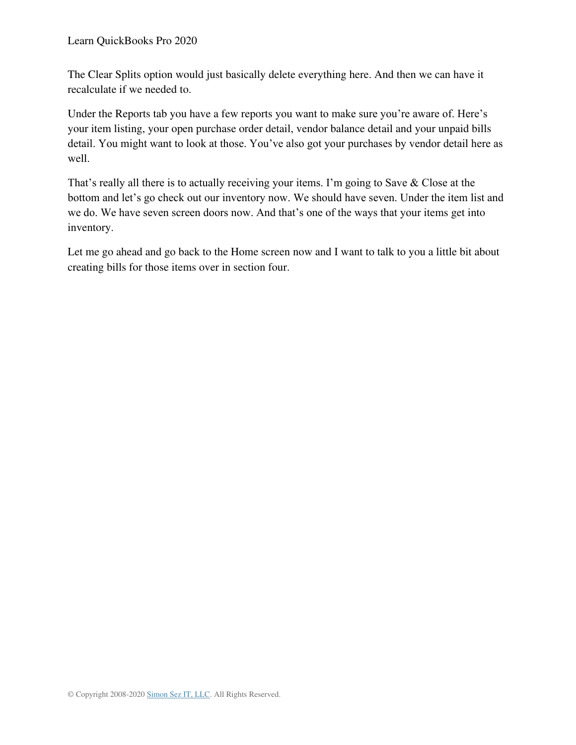The Clear Splits option would just basically delete everything here. And then we can have it recalculate if we needed to.

Under the Reports tab you have a few reports you want to make sure you're aware of. Here's your item listing, your open purchase order detail, vendor balance detail and your unpaid bills detail. You might want to look at those. You've also got your purchases by vendor detail here as well.

That's really all there is to actually receiving your items. I'm going to Save & Close at the bottom and let's go check out our inventory now. We should have seven. Under the item list and we do. We have seven screen doors now. And that's one of the ways that your items get into inventory.

Let me go ahead and go back to the Home screen now and I want to talk to you a little bit about creating bills for those items over in section four.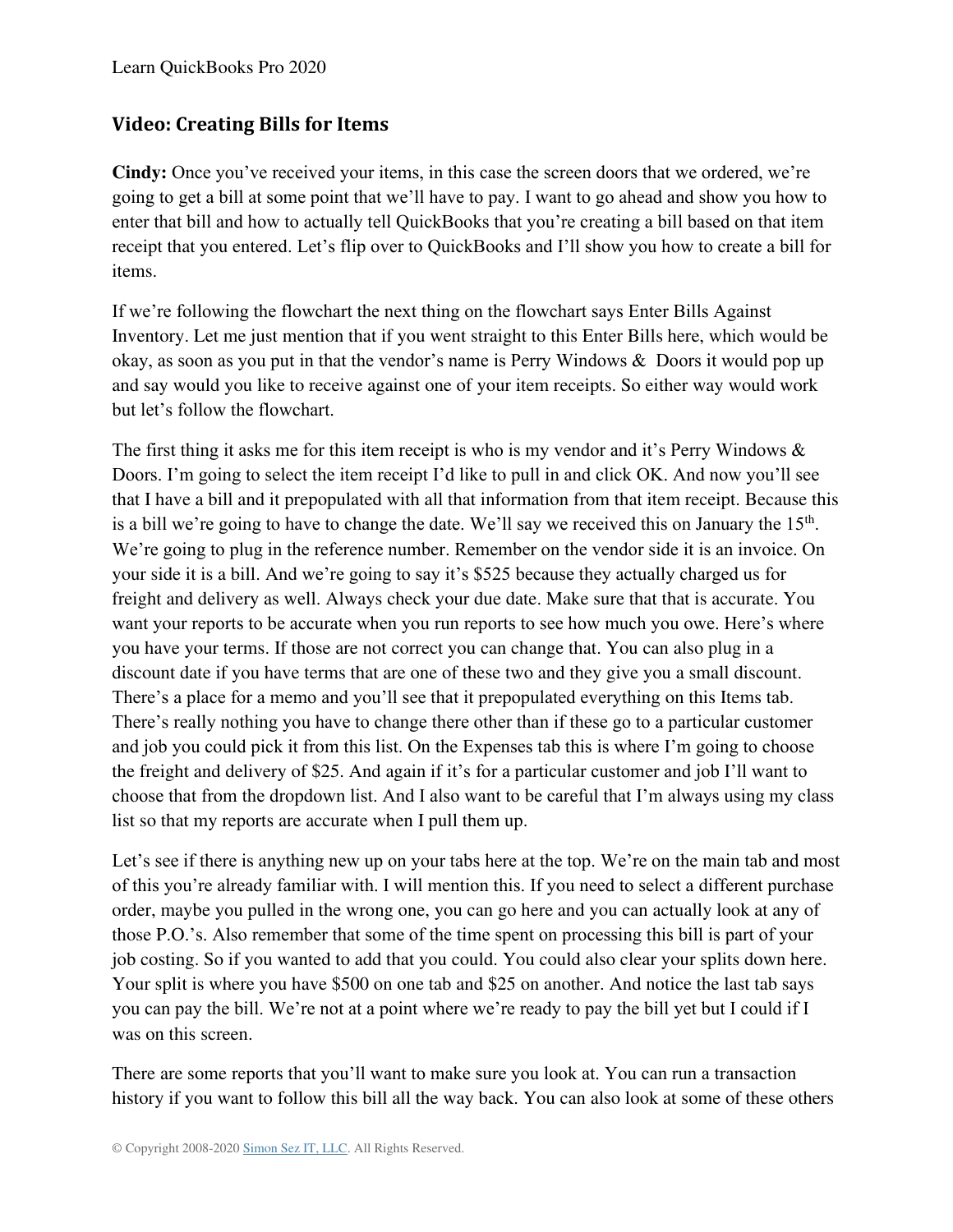## Video: Creating Bills for Items

**Cindy:** Once you've received your items, in this case the screen doors that we ordered, we're going to get a bill at some point that we'll have to pay. I want to go ahead and show you how to enter that bill and how to actually tell QuickBooks that you're creating a bill based on that item receipt that you entered. Let's flip over to QuickBooks and I'll show you how to create a bill for items.

If we're following the flowchart the next thing on the flowchart says Enter Bills Against Inventory. Let me just mention that if you went straight to this Enter Bills here, which would be okay, as soon as you put in that the vendor's name is Perry Windows & Doors it would pop up and say would you like to receive against one of your item receipts. So either way would work but let's follow the flowchart.

The first thing it asks me for this item receipt is who is my vendor and it's Perry Windows & Doors. I'm going to select the item receipt I'd like to pull in and click OK. And now you'll see that I have a bill and it prepopulated with all that information from that item receipt. Because this is a bill we're going to have to change the date. We'll say we received this on January the 15th. We're going to plug in the reference number. Remember on the vendor side it is an invoice. On your side it is a bill. And we're going to say it's $525 because they actually charged us for freight and delivery as well. Always check your due date. Make sure that that is accurate. You want your reports to be accurate when you run reports to see how much you owe. Here's where you have your terms. If those are not correct you can change that. You can also plug in a discount date if you have terms that are one of these two and they give you a small discount. There's a place for a memo and you'll see that it prepopulated everything on this Items tab. There's really nothing you have to change there other than if these go to a particular customer and job you could pick it from this list. On the Expenses tab this is where I'm going to choose the freight and delivery of $25. And again if it's for a particular customer and job I'll want to choose that from the dropdown list. And I also want to be careful that I'm always using my class list so that my reports are accurate when I pull them up.

Let's see if there is anything new up on your tabs here at the top. We're on the main tab and most of this you're already familiar with. I will mention this. If you need to select a different purchase order, maybe you pulled in the wrong one, you can go here and you can actually look at any of those P.O.'s. Also remember that some of the time spent on processing this bill is part of your job costing. So if you wanted to add that you could. You could also clear your splits down here. Your split is where you have $500 on one tab and $25 on another. And notice the last tab says you can pay the bill. We're not at a point where we're ready to pay the bill yet but I could if I was on this screen.

There are some reports that you'll want to make sure you look at. You can run a transaction history if you want to follow this bill all the way back. You can also look at some of these others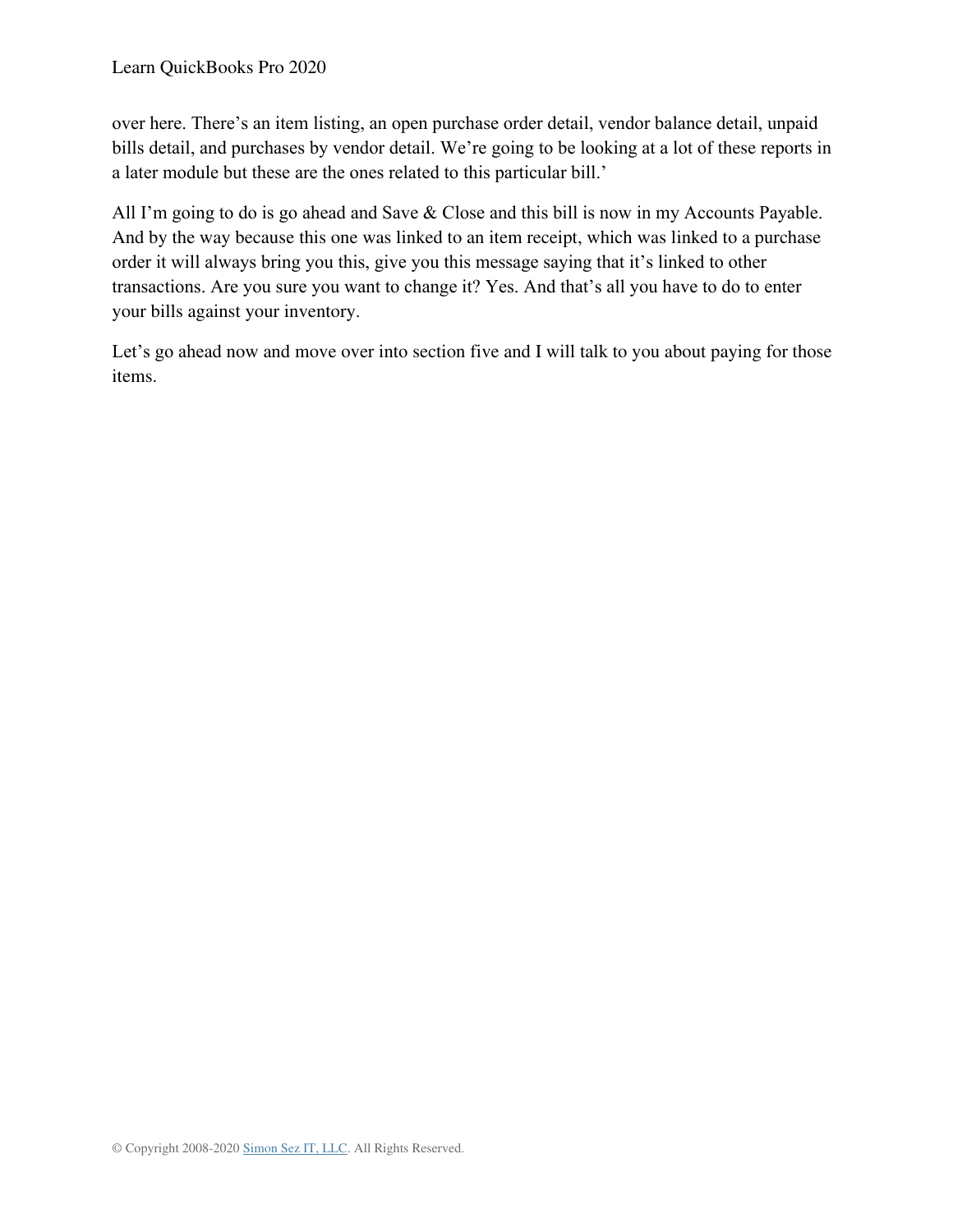over here. There's an item listing, an open purchase order detail, vendor balance detail, unpaid bills detail, and purchases by vendor detail. We're going to be looking at a lot of these reports in a later module but these are the ones related to this particular bill.'

All I'm going to do is go ahead and Save & Close and this bill is now in my Accounts Payable. And by the way because this one was linked to an item receipt, which was linked to a purchase order it will always bring you this, give you this message saying that it's linked to other transactions. Are you sure you want to change it? Yes. And that's all you have to do to enter your bills against your inventory.

Let's go ahead now and move over into section five and I will talk to you about paying for those items.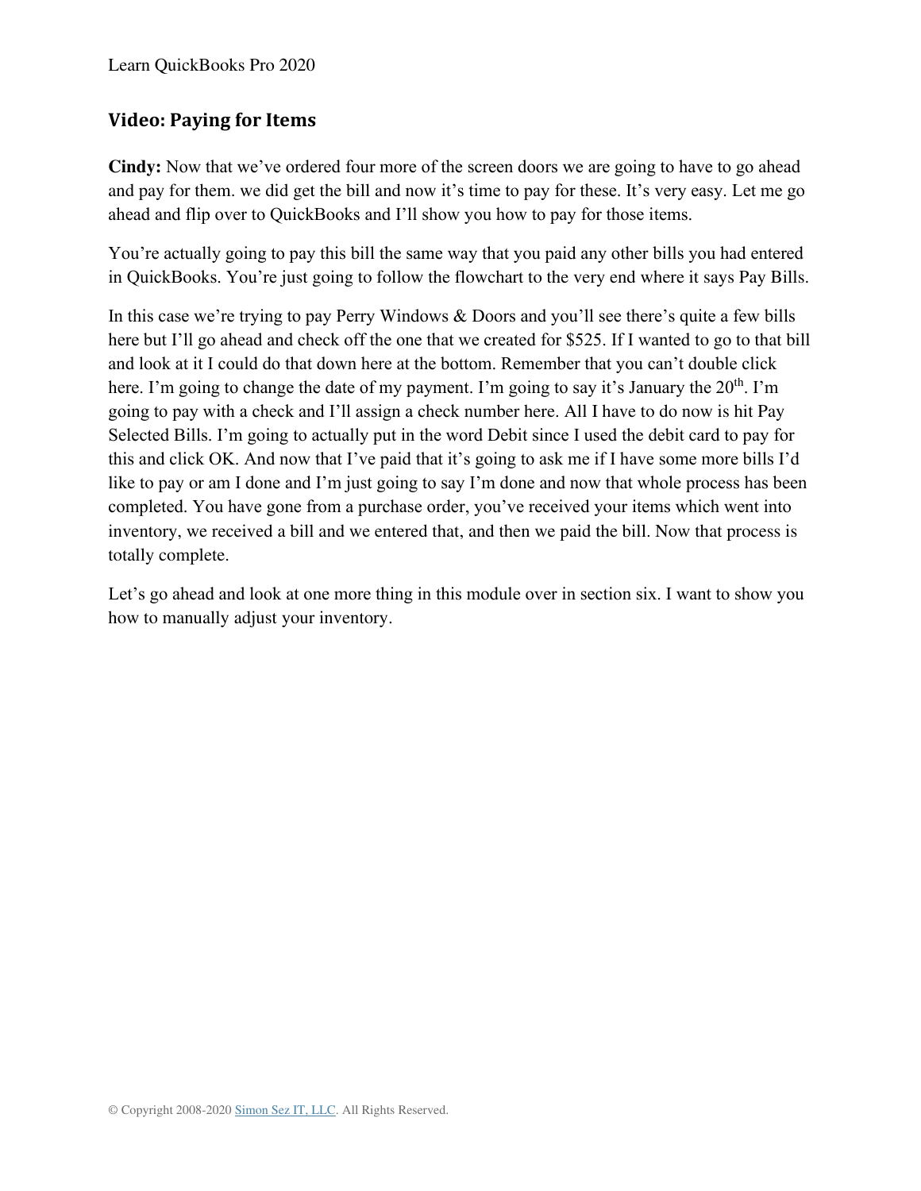## Video: Paying for Items

**Cindy:** Now that we've ordered four more of the screen doors we are going to have to go ahead and pay for them. we did get the bill and now it's time to pay for these. It's very easy. Let me go ahead and flip over to QuickBooks and I'll show you how to pay for those items.

You're actually going to pay this bill the same way that you paid any other bills you had entered in QuickBooks. You're just going to follow the flowchart to the very end where it says Pay Bills.

In this case we're trying to pay Perry Windows & Doors and you'll see there's quite a few bills here but I'll go ahead and check off the one that we created for $525. If I wanted to go to that bill and look at it I could do that down here at the bottom. Remember that you can't double click here. I'm going to change the date of my payment. I'm going to say it's January the 20th. I'm going to pay with a check and I'll assign a check number here. All I have to do now is hit Pay Selected Bills. I'm going to actually put in the word Debit since I used the debit card to pay for this and click OK. And now that I've paid that it's going to ask me if I have some more bills I'd like to pay or am I done and I'm just going to say I'm done and now that whole process has been completed. You have gone from a purchase order, you've received your items which went into inventory, we received a bill and we entered that, and then we paid the bill. Now that process is totally complete.

Let's go ahead and look at one more thing in this module over in section six. I want to show you how to manually adjust your inventory.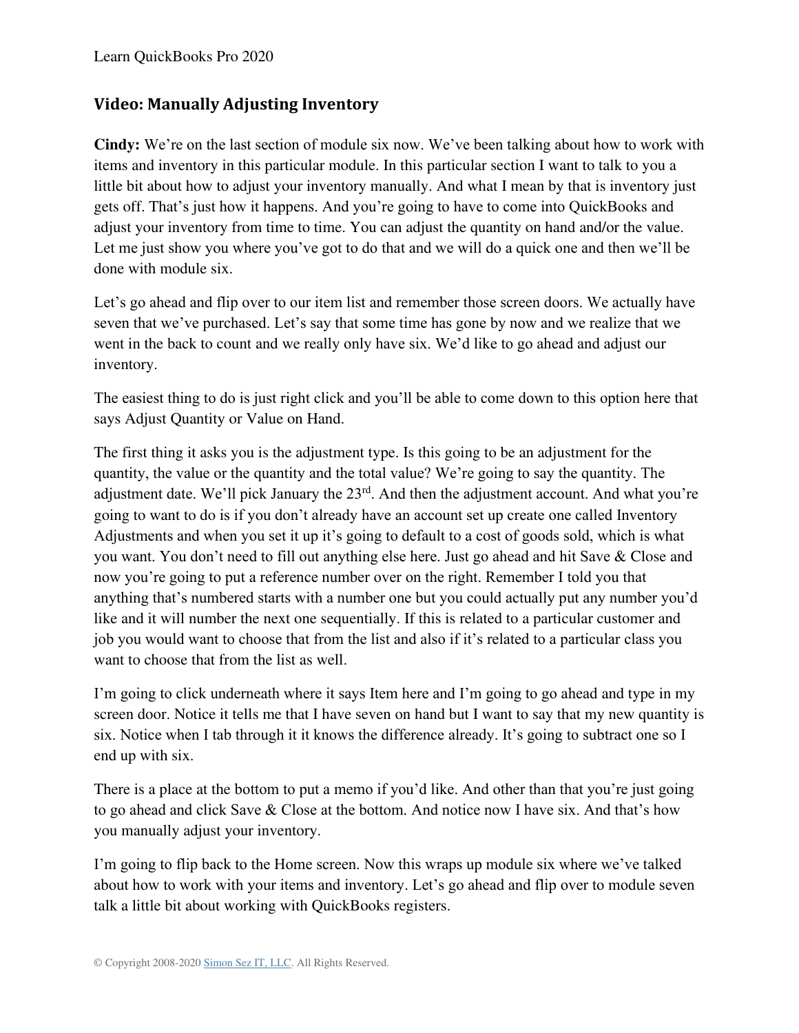## Video: Manually Adjusting Inventory

**Cindy:** We're on the last section of module six now. We've been talking about how to work with items and inventory in this particular module. In this particular section I want to talk to you a little bit about how to adjust your inventory manually. And what I mean by that is inventory just gets off. That's just how it happens. And you're going to have to come into QuickBooks and adjust your inventory from time to time. You can adjust the quantity on hand and/or the value. Let me just show you where you've got to do that and we will do a quick one and then we'll be done with module six.

Let's go ahead and flip over to our item list and remember those screen doors. We actually have seven that we've purchased. Let's say that some time has gone by now and we realize that we went in the back to count and we really only have six. We'd like to go ahead and adjust our inventory.

The easiest thing to do is just right click and you'll be able to come down to this option here that says Adjust Quantity or Value on Hand.

The first thing it asks you is the adjustment type. Is this going to be an adjustment for the quantity, the value or the quantity and the total value? We're going to say the quantity. The adjustment date. We'll pick January the 23rd. And then the adjustment account. And what you're going to want to do is if you don't already have an account set up create one called Inventory Adjustments and when you set it up it's going to default to a cost of goods sold, which is what you want. You don't need to fill out anything else here. Just go ahead and hit Save & Close and now you're going to put a reference number over on the right. Remember I told you that anything that's numbered starts with a number one but you could actually put any number you'd like and it will number the next one sequentially. If this is related to a particular customer and job you would want to choose that from the list and also if it's related to a particular class you want to choose that from the list as well.

I'm going to click underneath where it says Item here and I'm going to go ahead and type in my screen door. Notice it tells me that I have seven on hand but I want to say that my new quantity is six. Notice when I tab through it it knows the difference already. It's going to subtract one so I end up with six.

There is a place at the bottom to put a memo if you'd like. And other than that you're just going to go ahead and click Save & Close at the bottom. And notice now I have six. And that's how you manually adjust your inventory.

I'm going to flip back to the Home screen. Now this wraps up module six where we've talked about how to work with your items and inventory. Let's go ahead and flip over to module seven talk a little bit about working with QuickBooks registers.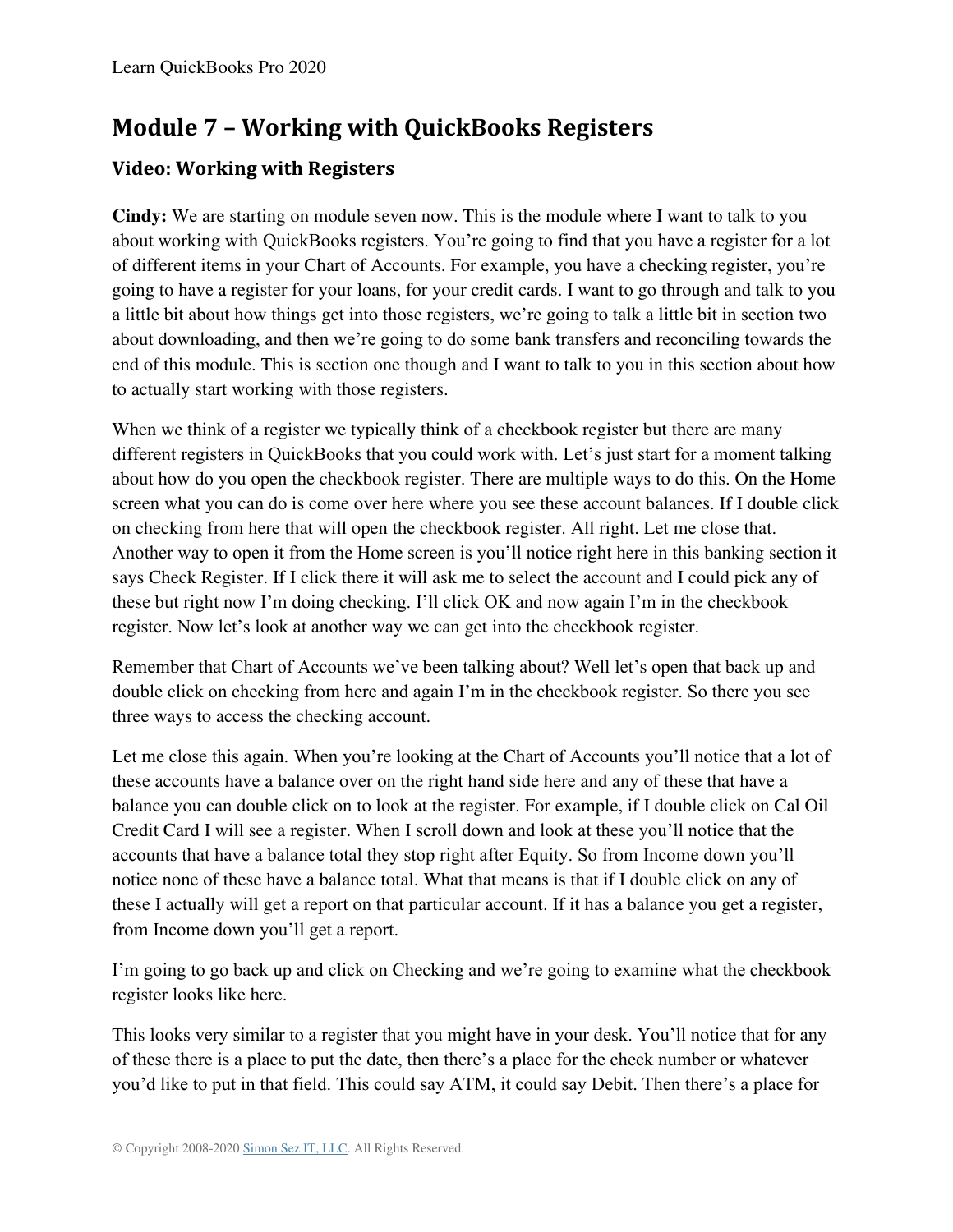# Module 7 – Working with QuickBooks Registers

## Video: Working with Registers

**Cindy:** We are starting on module seven now. This is the module where I want to talk to you about working with QuickBooks registers. You're going to find that you have a register for a lot of different items in your Chart of Accounts. For example, you have a checking register, you're going to have a register for your loans, for your credit cards. I want to go through and talk to you a little bit about how things get into those registers, we're going to talk a little bit in section two about downloading, and then we're going to do some bank transfers and reconciling towards the end of this module. This is section one though and I want to talk to you in this section about how to actually start working with those registers.

When we think of a register we typically think of a checkbook register but there are many different registers in QuickBooks that you could work with. Let's just start for a moment talking about how do you open the checkbook register. There are multiple ways to do this. On the Home screen what you can do is come over here where you see these account balances. If I double click on checking from here that will open the checkbook register. All right. Let me close that. Another way to open it from the Home screen is you'll notice right here in this banking section it says Check Register. If I click there it will ask me to select the account and I could pick any of these but right now I'm doing checking. I'll click OK and now again I'm in the checkbook register. Now let's look at another way we can get into the checkbook register.

Remember that Chart of Accounts we've been talking about? Well let's open that back up and double click on checking from here and again I'm in the checkbook register. So there you see three ways to access the checking account.

Let me close this again. When you're looking at the Chart of Accounts you'll notice that a lot of these accounts have a balance over on the right hand side here and any of these that have a balance you can double click on to look at the register. For example, if I double click on Cal Oil Credit Card I will see a register. When I scroll down and look at these you'll notice that the accounts that have a balance total they stop right after Equity. So from Income down you'll notice none of these have a balance total. What that means is that if I double click on any of these I actually will get a report on that particular account. If it has a balance you get a register, from Income down you'll get a report.

I'm going to go back up and click on Checking and we're going to examine what the checkbook register looks like here.

This looks very similar to a register that you might have in your desk. You'll notice that for any of these there is a place to put the date, then there's a place for the check number or whatever you'd like to put in that field. This could say ATM, it could say Debit. Then there's a place for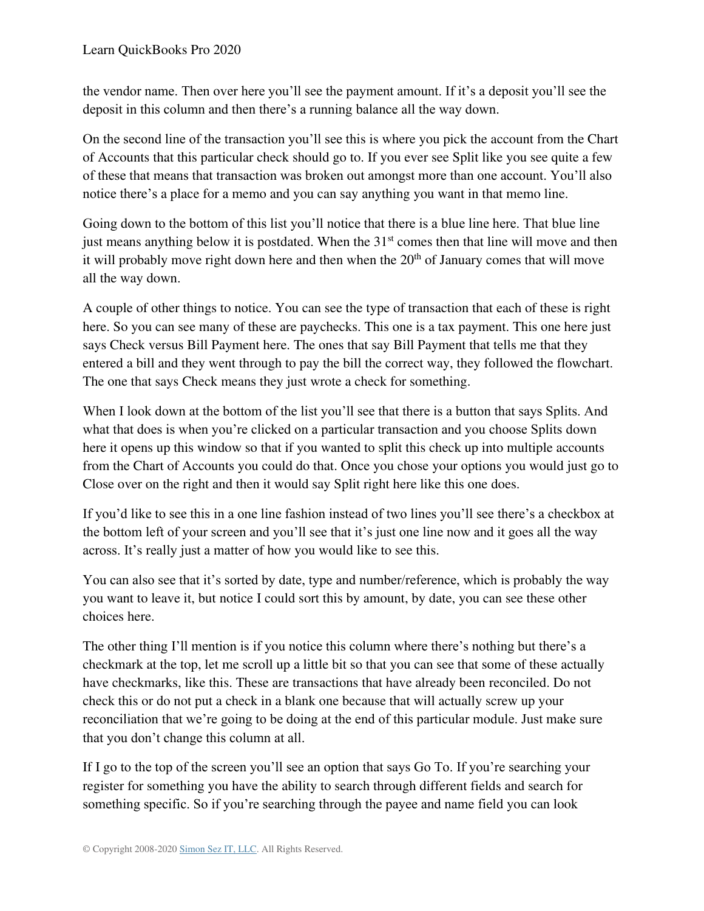the vendor name. Then over here you'll see the payment amount. If it's a deposit you'll see the deposit in this column and then there's a running balance all the way down.

On the second line of the transaction you'll see this is where you pick the account from the Chart of Accounts that this particular check should go to. If you ever see Split like you see quite a few of these that means that transaction was broken out amongst more than one account. You'll also notice there's a place for a memo and you can say anything you want in that memo line.

Going down to the bottom of this list you'll notice that there is a blue line here. That blue line just means anything below it is postdated. When the 31st comes then that line will move and then it will probably move right down here and then when the 20th of January comes that will move all the way down.

A couple of other things to notice. You can see the type of transaction that each of these is right here. So you can see many of these are paychecks. This one is a tax payment. This one here just says Check versus Bill Payment here. The ones that say Bill Payment that tells me that they entered a bill and they went through to pay the bill the correct way, they followed the flowchart. The one that says Check means they just wrote a check for something.

When I look down at the bottom of the list you'll see that there is a button that says Splits. And what that does is when you're clicked on a particular transaction and you choose Splits down here it opens up this window so that if you wanted to split this check up into multiple accounts from the Chart of Accounts you could do that. Once you chose your options you would just go to Close over on the right and then it would say Split right here like this one does.

If you'd like to see this in a one line fashion instead of two lines you'll see there's a checkbox at the bottom left of your screen and you'll see that it's just one line now and it goes all the way across. It's really just a matter of how you would like to see this.

You can also see that it's sorted by date, type and number/reference, which is probably the way you want to leave it, but notice I could sort this by amount, by date, you can see these other choices here.

The other thing I'll mention is if you notice this column where there's nothing but there's a checkmark at the top, let me scroll up a little bit so that you can see that some of these actually have checkmarks, like this. These are transactions that have already been reconciled. Do not check this or do not put a check in a blank one because that will actually screw up your reconciliation that we're going to be doing at the end of this particular module. Just make sure that you don't change this column at all.

If I go to the top of the screen you'll see an option that says Go To. If you're searching your register for something you have the ability to search through different fields and search for something specific. So if you're searching through the payee and name field you can look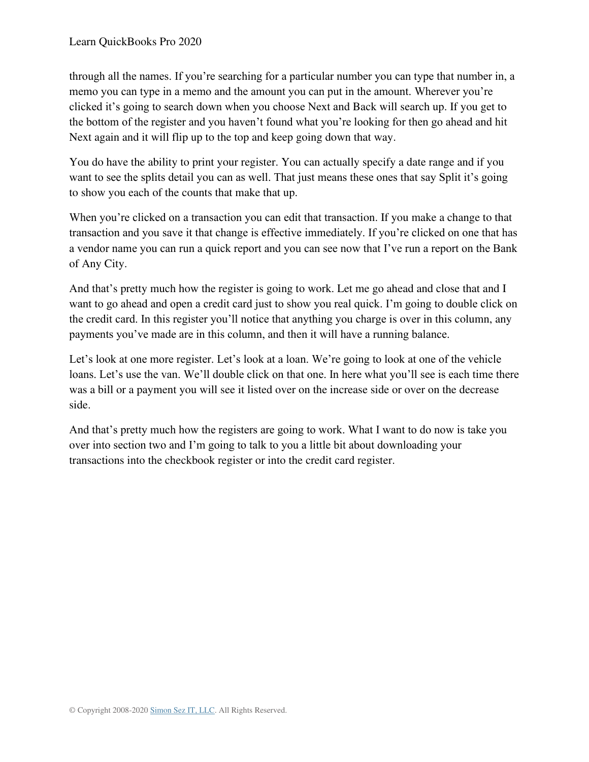through all the names. If you're searching for a particular number you can type that number in, a memo you can type in a memo and the amount you can put in the amount. Wherever you're clicked it's going to search down when you choose Next and Back will search up. If you get to the bottom of the register and you haven't found what you're looking for then go ahead and hit Next again and it will flip up to the top and keep going down that way.

You do have the ability to print your register. You can actually specify a date range and if you want to see the splits detail you can as well. That just means these ones that say Split it's going to show you each of the counts that make that up.

When you're clicked on a transaction you can edit that transaction. If you make a change to that transaction and you save it that change is effective immediately. If you're clicked on one that has a vendor name you can run a quick report and you can see now that I've run a report on the Bank of Any City.

And that's pretty much how the register is going to work. Let me go ahead and close that and I want to go ahead and open a credit card just to show you real quick. I'm going to double click on the credit card. In this register you'll notice that anything you charge is over in this column, any payments you've made are in this column, and then it will have a running balance.

Let's look at one more register. Let's look at a loan. We're going to look at one of the vehicle loans. Let's use the van. We'll double click on that one. In here what you'll see is each time there was a bill or a payment you will see it listed over on the increase side or over on the decrease side.

And that's pretty much how the registers are going to work. What I want to do now is take you over into section two and I'm going to talk to you a little bit about downloading your transactions into the checkbook register or into the credit card register.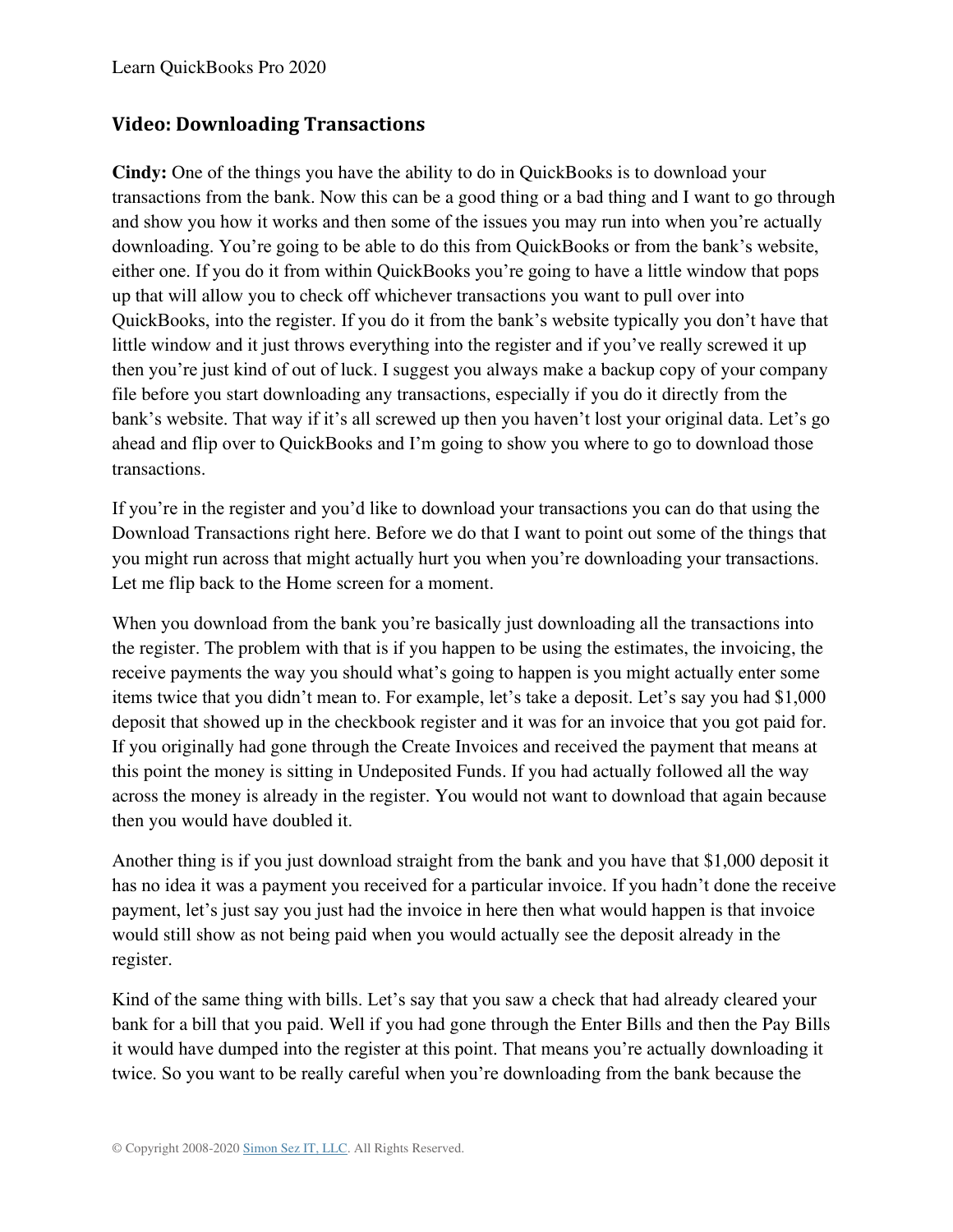## Video: Downloading Transactions

**Cindy:** One of the things you have the ability to do in QuickBooks is to download your transactions from the bank. Now this can be a good thing or a bad thing and I want to go through and show you how it works and then some of the issues you may run into when you're actually downloading. You're going to be able to do this from QuickBooks or from the bank's website, either one. If you do it from within QuickBooks you're going to have a little window that pops up that will allow you to check off whichever transactions you want to pull over into QuickBooks, into the register. If you do it from the bank's website typically you don't have that little window and it just throws everything into the register and if you've really screwed it up then you're just kind of out of luck. I suggest you always make a backup copy of your company file before you start downloading any transactions, especially if you do it directly from the bank's website. That way if it's all screwed up then you haven't lost your original data. Let's go ahead and flip over to QuickBooks and I'm going to show you where to go to download those transactions.

If you're in the register and you'd like to download your transactions you can do that using the Download Transactions right here. Before we do that I want to point out some of the things that you might run across that might actually hurt you when you're downloading your transactions. Let me flip back to the Home screen for a moment.

When you download from the bank you're basically just downloading all the transactions into the register. The problem with that is if you happen to be using the estimates, the invoicing, the receive payments the way you should what's going to happen is you might actually enter some items twice that you didn't mean to. For example, let's take a deposit. Let's say you had $1,000 deposit that showed up in the checkbook register and it was for an invoice that you got paid for. If you originally had gone through the Create Invoices and received the payment that means at this point the money is sitting in Undeposited Funds. If you had actually followed all the way across the money is already in the register. You would not want to download that again because then you would have doubled it.

Another thing is if you just download straight from the bank and you have that $1,000 deposit it has no idea it was a payment you received for a particular invoice. If you hadn't done the receive payment, let's just say you just had the invoice in here then what would happen is that invoice would still show as not being paid when you would actually see the deposit already in the register.

Kind of the same thing with bills. Let's say that you saw a check that had already cleared your bank for a bill that you paid. Well if you had gone through the Enter Bills and then the Pay Bills it would have dumped into the register at this point. That means you're actually downloading it twice. So you want to be really careful when you're downloading from the bank because the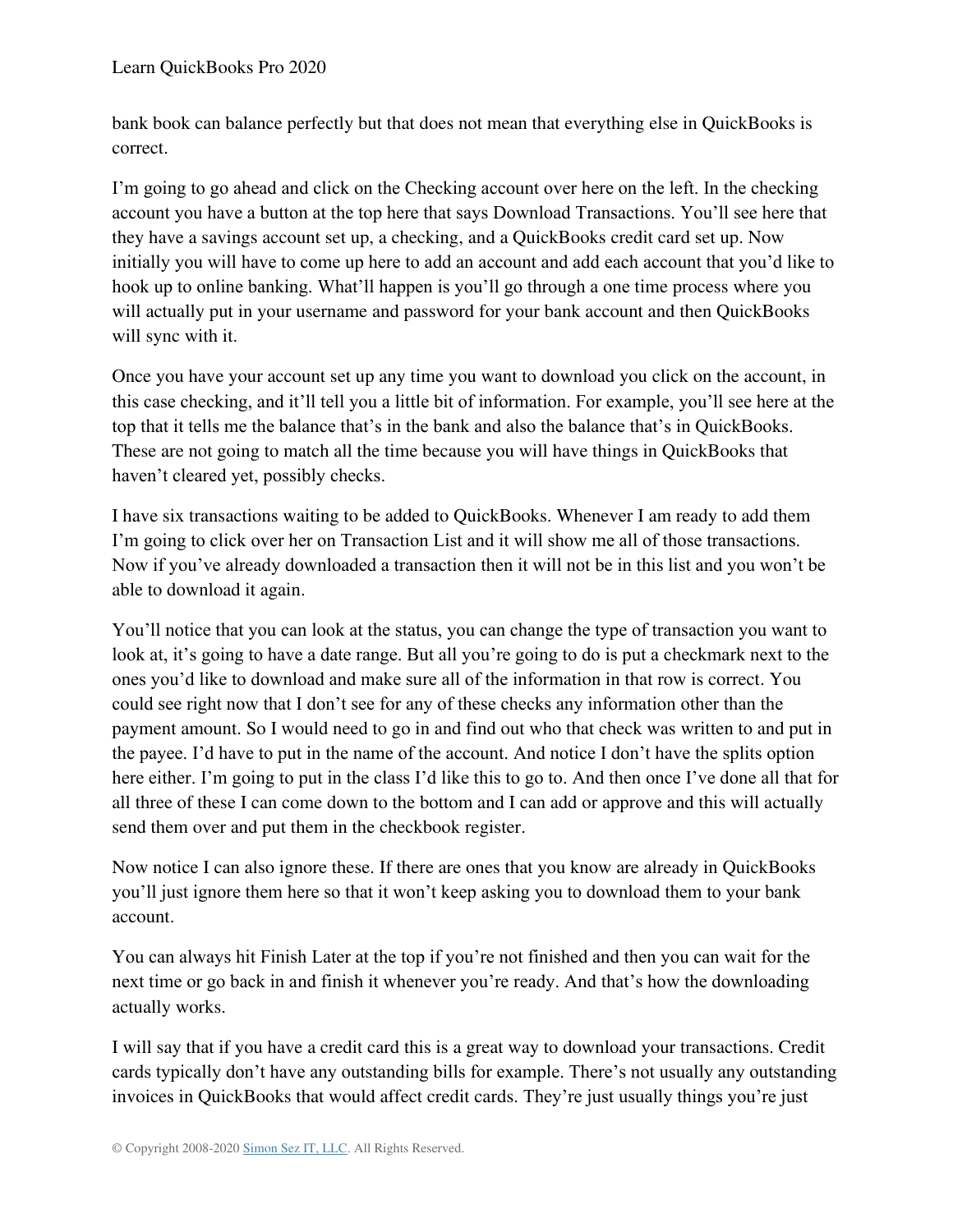bank book can balance perfectly but that does not mean that everything else in QuickBooks is correct.

I'm going to go ahead and click on the Checking account over here on the left. In the checking account you have a button at the top here that says Download Transactions. You'll see here that they have a savings account set up, a checking, and a QuickBooks credit card set up. Now initially you will have to come up here to add an account and add each account that you'd like to hook up to online banking. What'll happen is you'll go through a one time process where you will actually put in your username and password for your bank account and then QuickBooks will sync with it.

Once you have your account set up any time you want to download you click on the account, in this case checking, and it'll tell you a little bit of information. For example, you'll see here at the top that it tells me the balance that's in the bank and also the balance that's in QuickBooks. These are not going to match all the time because you will have things in QuickBooks that haven't cleared yet, possibly checks.

I have six transactions waiting to be added to QuickBooks. Whenever I am ready to add them I'm going to click over her on Transaction List and it will show me all of those transactions. Now if you've already downloaded a transaction then it will not be in this list and you won't be able to download it again.

You'll notice that you can look at the status, you can change the type of transaction you want to look at, it's going to have a date range. But all you're going to do is put a checkmark next to the ones you'd like to download and make sure all of the information in that row is correct. You could see right now that I don't see for any of these checks any information other than the payment amount. So I would need to go in and find out who that check was written to and put in the payee. I'd have to put in the name of the account. And notice I don't have the splits option here either. I'm going to put in the class I'd like this to go to. And then once I've done all that for all three of these I can come down to the bottom and I can add or approve and this will actually send them over and put them in the checkbook register.

Now notice I can also ignore these. If there are ones that you know are already in QuickBooks you'll just ignore them here so that it won't keep asking you to download them to your bank account.

You can always hit Finish Later at the top if you're not finished and then you can wait for the next time or go back in and finish it whenever you're ready. And that's how the downloading actually works.

I will say that if you have a credit card this is a great way to download your transactions. Credit cards typically don't have any outstanding bills for example. There's not usually any outstanding invoices in QuickBooks that would affect credit cards. They're just usually things you're just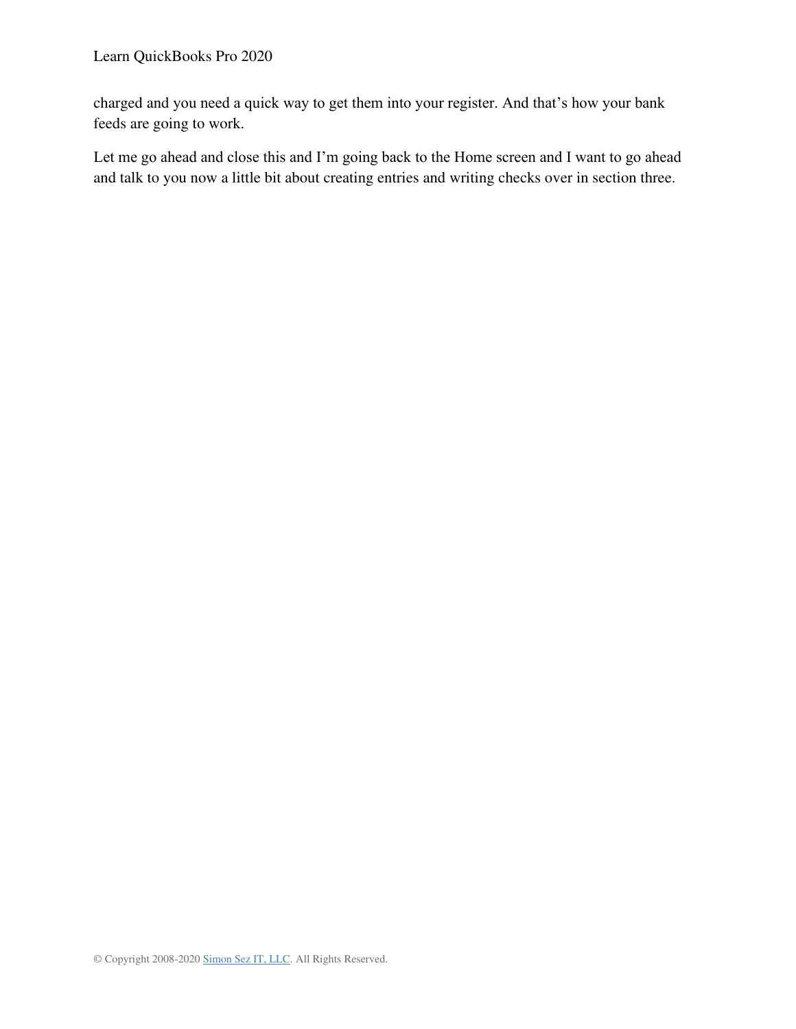charged and you need a quick way to get them into your register. And that's how your bank feeds are going to work.

Let me go ahead and close this and I'm going back to the Home screen and I want to go ahead and talk to you now a little bit about creating entries and writing checks over in section three.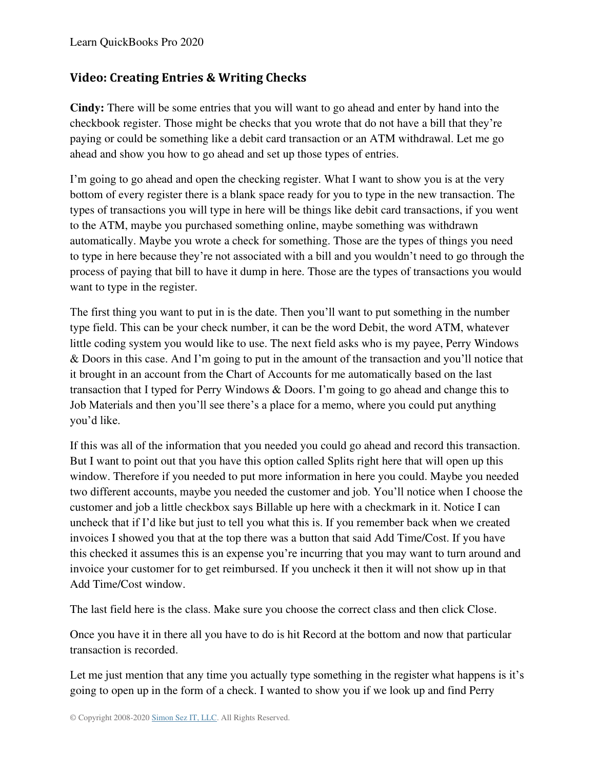## Video: Creating Entries & Writing Checks

**Cindy:** There will be some entries that you will want to go ahead and enter by hand into the checkbook register. Those might be checks that you wrote that do not have a bill that they're paying or could be something like a debit card transaction or an ATM withdrawal. Let me go ahead and show you how to go ahead and set up those types of entries.

I'm going to go ahead and open the checking register. What I want to show you is at the very bottom of every register there is a blank space ready for you to type in the new transaction. The types of transactions you will type in here will be things like debit card transactions, if you went to the ATM, maybe you purchased something online, maybe something was withdrawn automatically. Maybe you wrote a check for something. Those are the types of things you need to type in here because they're not associated with a bill and you wouldn't need to go through the process of paying that bill to have it dump in here. Those are the types of transactions you would want to type in the register.

The first thing you want to put in is the date. Then you'll want to put something in the number type field. This can be your check number, it can be the word Debit, the word ATM, whatever little coding system you would like to use. The next field asks who is my payee, Perry Windows & Doors in this case. And I'm going to put in the amount of the transaction and you'll notice that it brought in an account from the Chart of Accounts for me automatically based on the last transaction that I typed for Perry Windows & Doors. I'm going to go ahead and change this to Job Materials and then you'll see there's a place for a memo, where you could put anything you'd like.

If this was all of the information that you needed you could go ahead and record this transaction. But I want to point out that you have this option called Splits right here that will open up this window. Therefore if you needed to put more information in here you could. Maybe you needed two different accounts, maybe you needed the customer and job. You'll notice when I choose the customer and job a little checkbox says Billable up here with a checkmark in it. Notice I can uncheck that if I'd like but just to tell you what this is. If you remember back when we created invoices I showed you that at the top there was a button that said Add Time/Cost. If you have this checked it assumes this is an expense you're incurring that you may want to turn around and invoice your customer for to get reimbursed. If you uncheck it then it will not show up in that Add Time/Cost window.

The last field here is the class. Make sure you choose the correct class and then click Close.

Once you have it in there all you have to do is hit Record at the bottom and now that particular transaction is recorded.

Let me just mention that any time you actually type something in the register what happens is it's going to open up in the form of a check. I wanted to show you if we look up and find Perry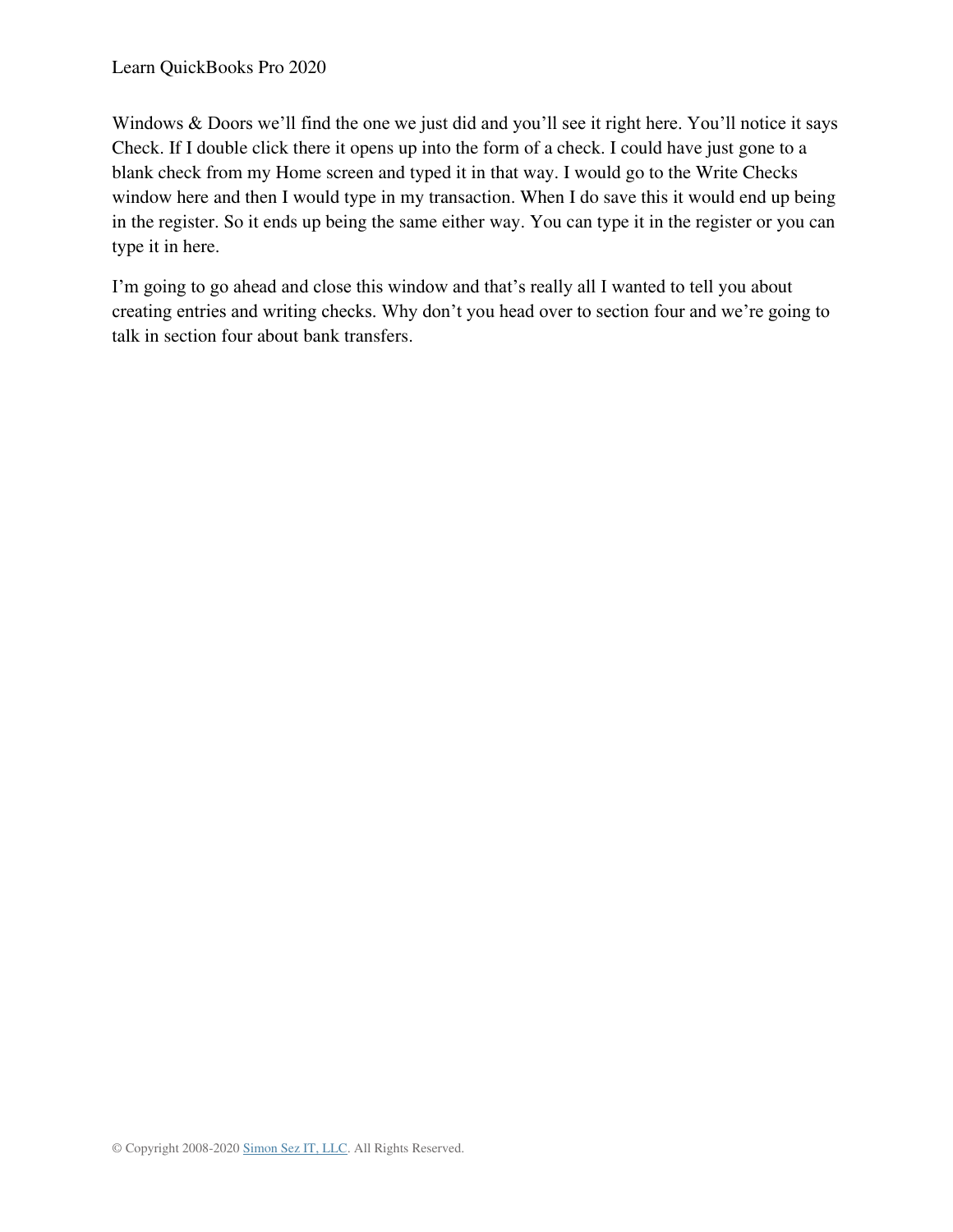Windows & Doors we'll find the one we just did and you'll see it right here. You'll notice it says Check. If I double click there it opens up into the form of a check. I could have just gone to a blank check from my Home screen and typed it in that way. I would go to the Write Checks window here and then I would type in my transaction. When I do save this it would end up being in the register. So it ends up being the same either way. You can type it in the register or you can type it in here.

I'm going to go ahead and close this window and that's really all I wanted to tell you about creating entries and writing checks. Why don't you head over to section four and we're going to talk in section four about bank transfers.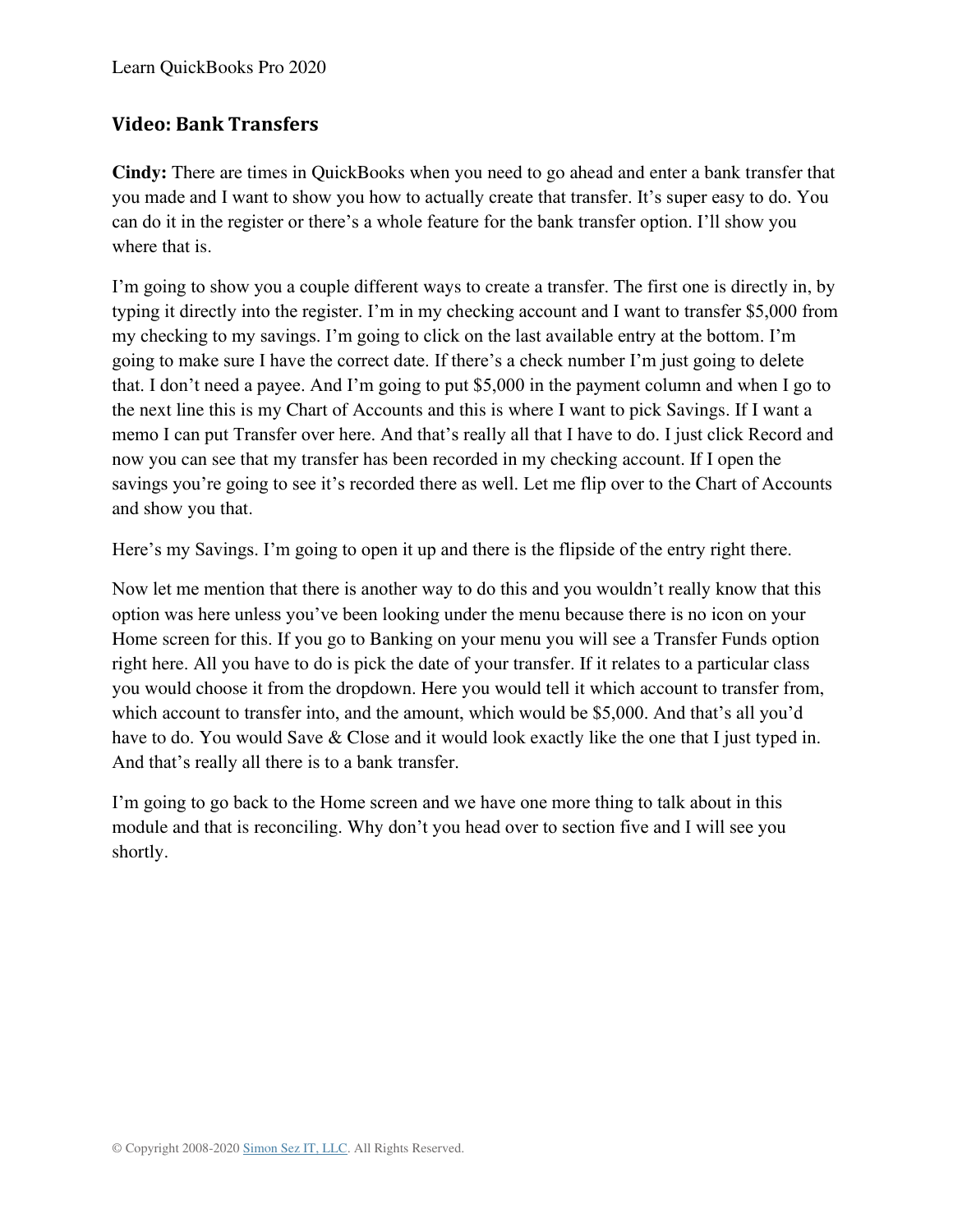## Video: Bank Transfers

**Cindy:** There are times in QuickBooks when you need to go ahead and enter a bank transfer that you made and I want to show you how to actually create that transfer. It's super easy to do. You can do it in the register or there's a whole feature for the bank transfer option. I'll show you where that is.

I'm going to show you a couple different ways to create a transfer. The first one is directly in, by typing it directly into the register. I'm in my checking account and I want to transfer $5,000 from my checking to my savings. I'm going to click on the last available entry at the bottom. I'm going to make sure I have the correct date. If there's a check number I'm just going to delete that. I don't need a payee. And I'm going to put $5,000 in the payment column and when I go to the next line this is my Chart of Accounts and this is where I want to pick Savings. If I want a memo I can put Transfer over here. And that's really all that I have to do. I just click Record and now you can see that my transfer has been recorded in my checking account. If I open the savings you're going to see it's recorded there as well. Let me flip over to the Chart of Accounts and show you that.

Here's my Savings. I'm going to open it up and there is the flipside of the entry right there.

Now let me mention that there is another way to do this and you wouldn't really know that this option was here unless you've been looking under the menu because there is no icon on your Home screen for this. If you go to Banking on your menu you will see a Transfer Funds option right here. All you have to do is pick the date of your transfer. If it relates to a particular class you would choose it from the dropdown. Here you would tell it which account to transfer from, which account to transfer into, and the amount, which would be $5,000. And that's all you'd have to do. You would Save & Close and it would look exactly like the one that I just typed in. And that's really all there is to a bank transfer.

I'm going to go back to the Home screen and we have one more thing to talk about in this module and that is reconciling. Why don't you head over to section five and I will see you shortly.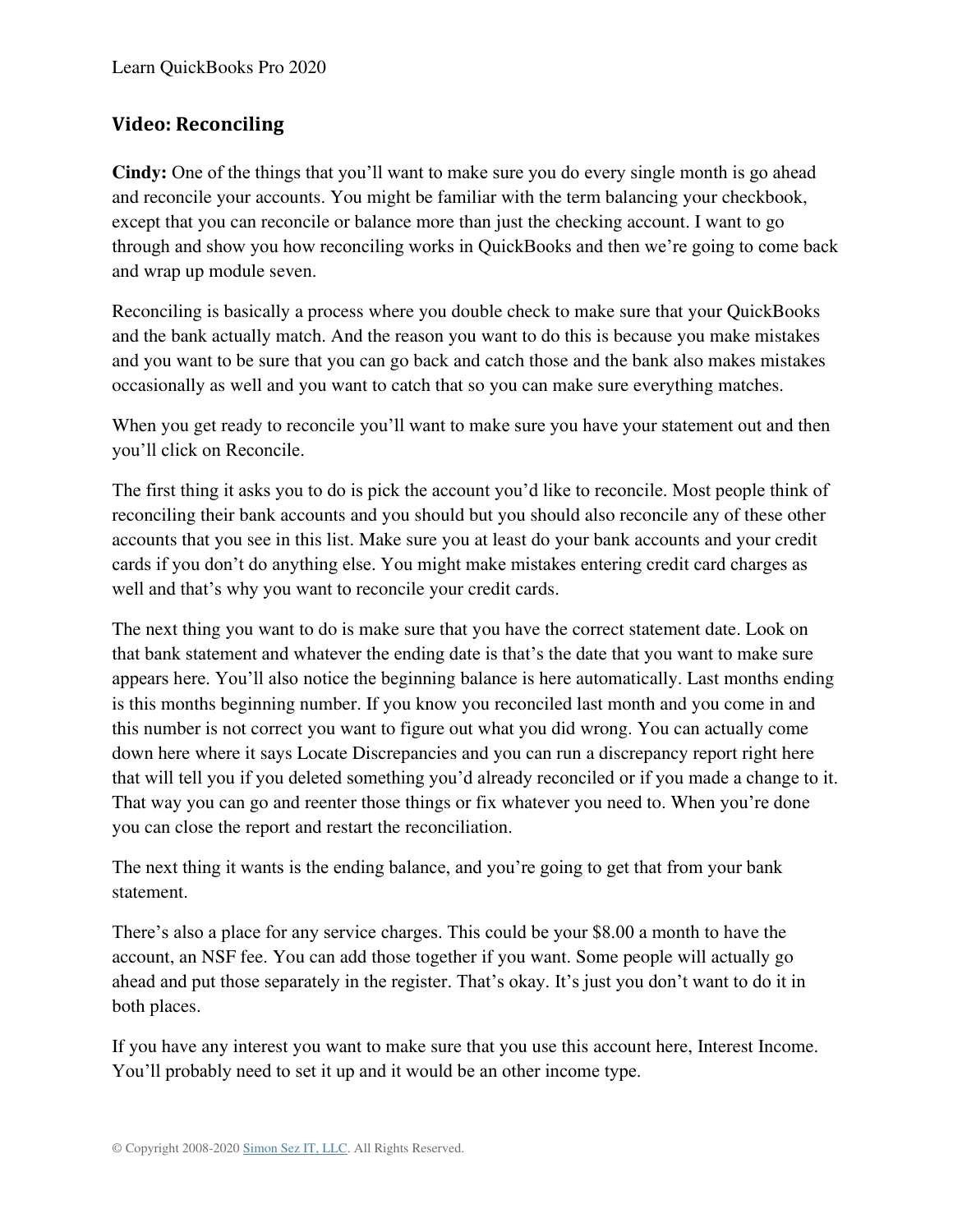## Video: Reconciling

**Cindy:** One of the things that you'll want to make sure you do every single month is go ahead and reconcile your accounts. You might be familiar with the term balancing your checkbook, except that you can reconcile or balance more than just the checking account. I want to go through and show you how reconciling works in QuickBooks and then we're going to come back and wrap up module seven.

Reconciling is basically a process where you double check to make sure that your QuickBooks and the bank actually match. And the reason you want to do this is because you make mistakes and you want to be sure that you can go back and catch those and the bank also makes mistakes occasionally as well and you want to catch that so you can make sure everything matches.

When you get ready to reconcile you'll want to make sure you have your statement out and then you'll click on Reconcile.

The first thing it asks you to do is pick the account you'd like to reconcile. Most people think of reconciling their bank accounts and you should but you should also reconcile any of these other accounts that you see in this list. Make sure you at least do your bank accounts and your credit cards if you don't do anything else. You might make mistakes entering credit card charges as well and that's why you want to reconcile your credit cards.

The next thing you want to do is make sure that you have the correct statement date. Look on that bank statement and whatever the ending date is that's the date that you want to make sure appears here. You'll also notice the beginning balance is here automatically. Last months ending is this months beginning number. If you know you reconciled last month and you come in and this number is not correct you want to figure out what you did wrong. You can actually come down here where it says Locate Discrepancies and you can run a discrepancy report right here that will tell you if you deleted something you'd already reconciled or if you made a change to it. That way you can go and reenter those things or fix whatever you need to. When you're done you can close the report and restart the reconciliation.

The next thing it wants is the ending balance, and you're going to get that from your bank statement.

There's also a place for any service charges. This could be your $8.00 a month to have the account, an NSF fee. You can add those together if you want. Some people will actually go ahead and put those separately in the register. That's okay. It's just you don't want to do it in both places.

If you have any interest you want to make sure that you use this account here, Interest Income. You'll probably need to set it up and it would be an other income type.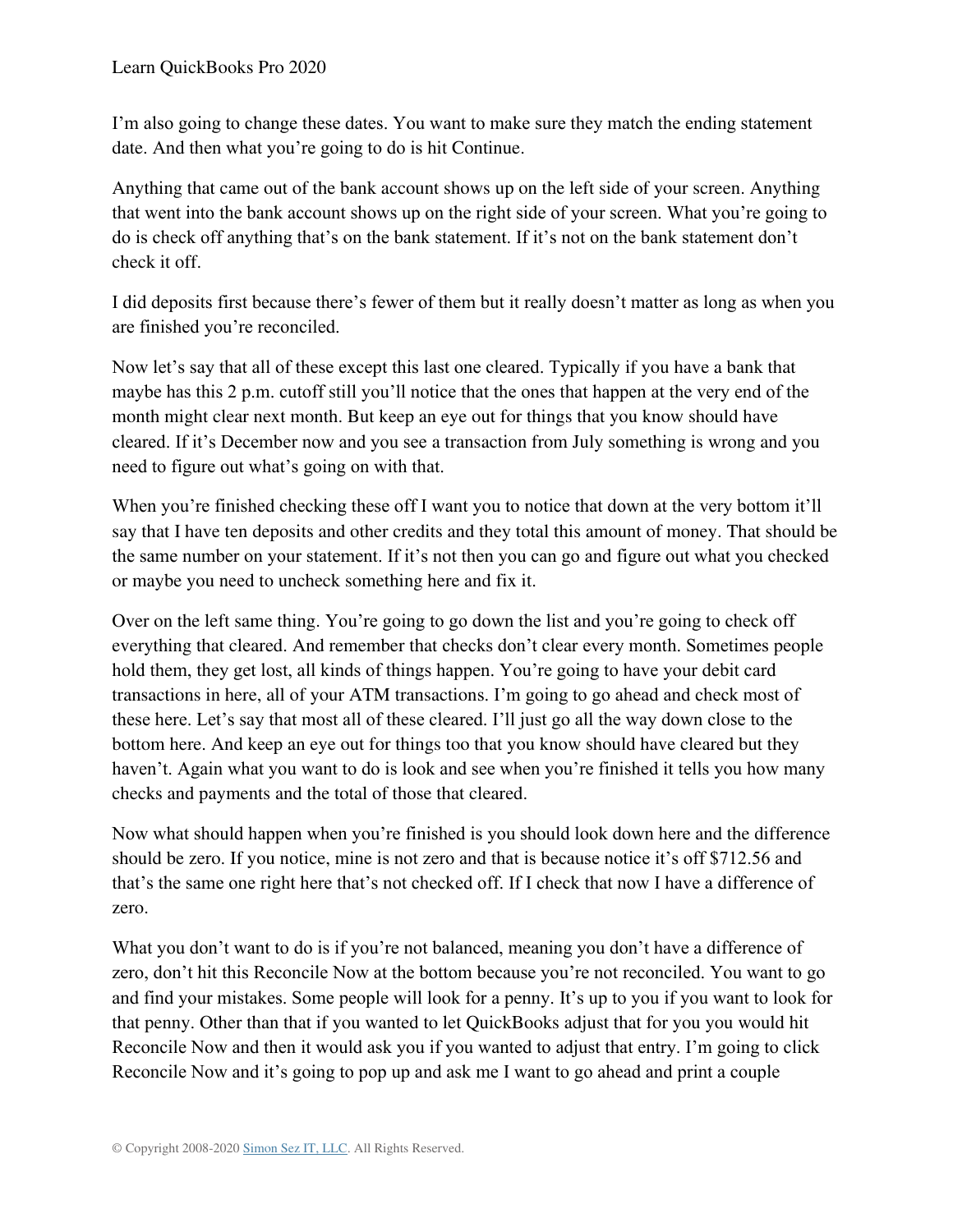I'm also going to change these dates. You want to make sure they match the ending statement date. And then what you're going to do is hit Continue.

Anything that came out of the bank account shows up on the left side of your screen. Anything that went into the bank account shows up on the right side of your screen. What you're going to do is check off anything that's on the bank statement. If it's not on the bank statement don't check it off.

I did deposits first because there's fewer of them but it really doesn't matter as long as when you are finished you're reconciled.

Now let's say that all of these except this last one cleared. Typically if you have a bank that maybe has this 2 p.m. cutoff still you'll notice that the ones that happen at the very end of the month might clear next month. But keep an eye out for things that you know should have cleared. If it's December now and you see a transaction from July something is wrong and you need to figure out what's going on with that.

When you're finished checking these off I want you to notice that down at the very bottom it'll say that I have ten deposits and other credits and they total this amount of money. That should be the same number on your statement. If it's not then you can go and figure out what you checked or maybe you need to uncheck something here and fix it.

Over on the left same thing. You're going to go down the list and you're going to check off everything that cleared. And remember that checks don't clear every month. Sometimes people hold them, they get lost, all kinds of things happen. You're going to have your debit card transactions in here, all of your ATM transactions. I'm going to go ahead and check most of these here. Let's say that most all of these cleared. I'll just go all the way down close to the bottom here. And keep an eye out for things too that you know should have cleared but they haven't. Again what you want to do is look and see when you're finished it tells you how many checks and payments and the total of those that cleared.

Now what should happen when you're finished is you should look down here and the difference should be zero. If you notice, mine is not zero and that is because notice it's off $712.56 and that's the same one right here that's not checked off. If I check that now I have a difference of zero.

What you don't want to do is if you're not balanced, meaning you don't have a difference of zero, don't hit this Reconcile Now at the bottom because you're not reconciled. You want to go and find your mistakes. Some people will look for a penny. It's up to you if you want to look for that penny. Other than that if you wanted to let QuickBooks adjust that for you you would hit Reconcile Now and then it would ask you if you wanted to adjust that entry. I'm going to click Reconcile Now and it's going to pop up and ask me I want to go ahead and print a couple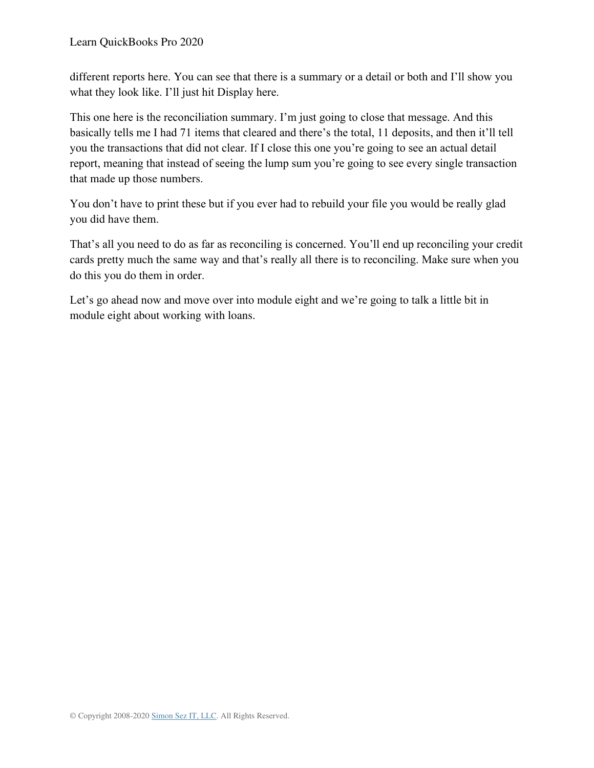different reports here. You can see that there is a summary or a detail or both and I'll show you what they look like. I'll just hit Display here.

This one here is the reconciliation summary. I'm just going to close that message. And this basically tells me I had 71 items that cleared and there's the total, 11 deposits, and then it'll tell you the transactions that did not clear. If I close this one you're going to see an actual detail report, meaning that instead of seeing the lump sum you're going to see every single transaction that made up those numbers.

You don't have to print these but if you ever had to rebuild your file you would be really glad you did have them.

That's all you need to do as far as reconciling is concerned. You'll end up reconciling your credit cards pretty much the same way and that's really all there is to reconciling. Make sure when you do this you do them in order.

Let's go ahead now and move over into module eight and we're going to talk a little bit in module eight about working with loans.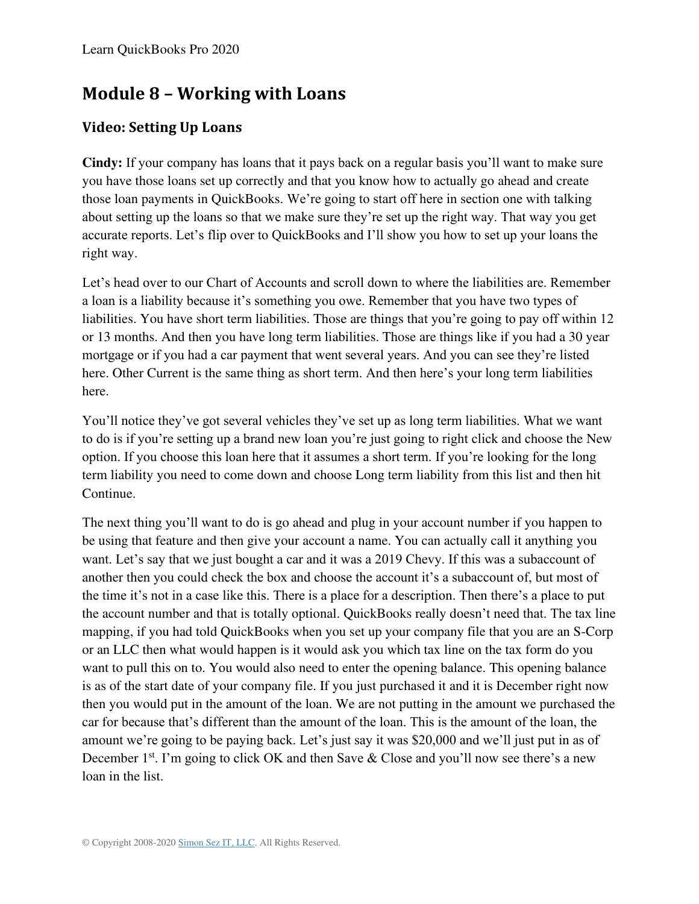# Module 8 – Working with Loans

## Video: Setting Up Loans

**Cindy:** If your company has loans that it pays back on a regular basis you'll want to make sure you have those loans set up correctly and that you know how to actually go ahead and create those loan payments in QuickBooks. We're going to start off here in section one with talking about setting up the loans so that we make sure they're set up the right way. That way you get accurate reports. Let's flip over to QuickBooks and I'll show you how to set up your loans the right way.

Let's head over to our Chart of Accounts and scroll down to where the liabilities are. Remember a loan is a liability because it's something you owe. Remember that you have two types of liabilities. You have short term liabilities. Those are things that you're going to pay off within 12 or 13 months. And then you have long term liabilities. Those are things like if you had a 30 year mortgage or if you had a car payment that went several years. And you can see they're listed here. Other Current is the same thing as short term. And then here's your long term liabilities here.

You'll notice they've got several vehicles they've set up as long term liabilities. What we want to do is if you're setting up a brand new loan you're just going to right click and choose the New option. If you choose this loan here that it assumes a short term. If you're looking for the long term liability you need to come down and choose Long term liability from this list and then hit Continue.

The next thing you'll want to do is go ahead and plug in your account number if you happen to be using that feature and then give your account a name. You can actually call it anything you want. Let's say that we just bought a car and it was a 2019 Chevy. If this was a subaccount of another then you could check the box and choose the account it's a subaccount of, but most of the time it's not in a case like this. There is a place for a description. Then there's a place to put the account number and that is totally optional. QuickBooks really doesn't need that. The tax line mapping, if you had told QuickBooks when you set up your company file that you are an S-Corp or an LLC then what would happen is it would ask you which tax line on the tax form do you want to pull this on to. You would also need to enter the opening balance. This opening balance is as of the start date of your company file. If you just purchased it and it is December right now then you would put in the amount of the loan. We are not putting in the amount we purchased the car for because that's different than the amount of the loan. This is the amount of the loan, the amount we're going to be paying back. Let's just say it was $20,000 and we'll just put in as of December 1st. I'm going to click OK and then Save & Close and you'll now see there's a new loan in the list.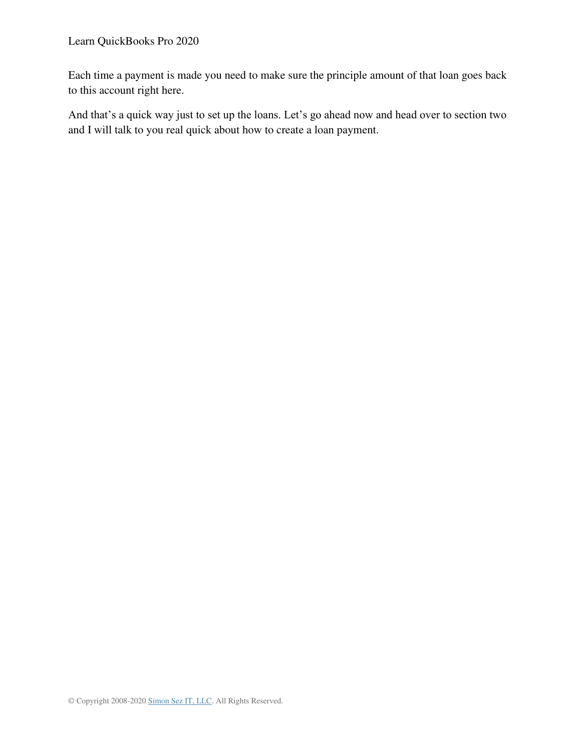Each time a payment is made you need to make sure the principle amount of that loan goes back to this account right here.

And that's a quick way just to set up the loans. Let's go ahead now and head over to section two and I will talk to you real quick about how to create a loan payment.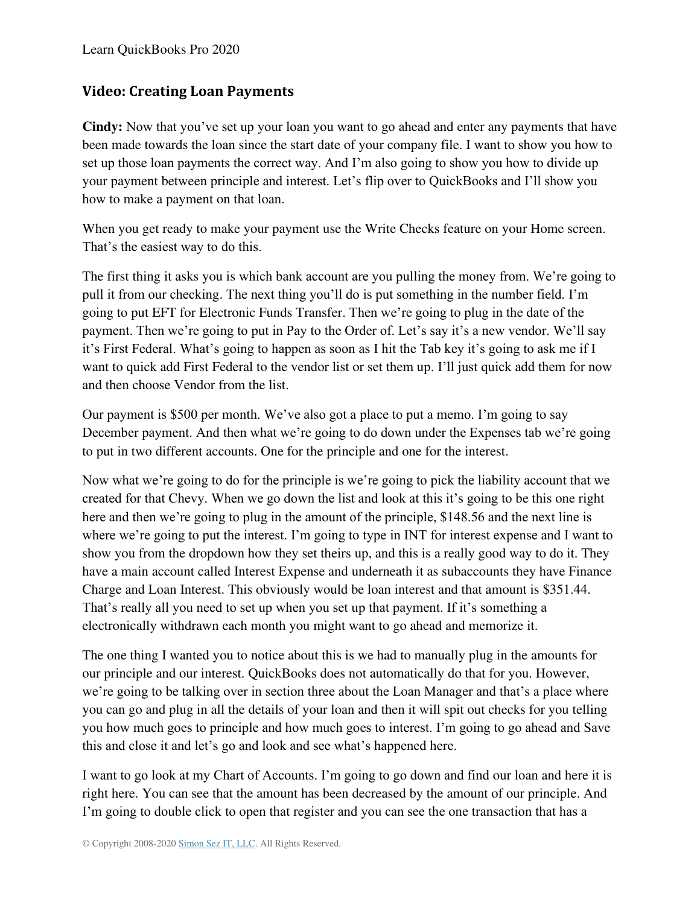## Video: Creating Loan Payments

**Cindy:** Now that you've set up your loan you want to go ahead and enter any payments that have been made towards the loan since the start date of your company file. I want to show you how to set up those loan payments the correct way. And I'm also going to show you how to divide up your payment between principle and interest. Let's flip over to QuickBooks and I'll show you how to make a payment on that loan.

When you get ready to make your payment use the Write Checks feature on your Home screen. That's the easiest way to do this.

The first thing it asks you is which bank account are you pulling the money from. We're going to pull it from our checking. The next thing you'll do is put something in the number field. I'm going to put EFT for Electronic Funds Transfer. Then we're going to plug in the date of the payment. Then we're going to put in Pay to the Order of. Let's say it's a new vendor. We'll say it's First Federal. What's going to happen as soon as I hit the Tab key it's going to ask me if I want to quick add First Federal to the vendor list or set them up. I'll just quick add them for now and then choose Vendor from the list.

Our payment is $500 per month. We've also got a place to put a memo. I'm going to say December payment. And then what we're going to do down under the Expenses tab we're going to put in two different accounts. One for the principle and one for the interest.

Now what we're going to do for the principle is we're going to pick the liability account that we created for that Chevy. When we go down the list and look at this it's going to be this one right here and then we're going to plug in the amount of the principle, $148.56 and the next line is where we're going to put the interest. I'm going to type in INT for interest expense and I want to show you from the dropdown how they set theirs up, and this is a really good way to do it. They have a main account called Interest Expense and underneath it as subaccounts they have Finance Charge and Loan Interest. This obviously would be loan interest and that amount is $351.44. That's really all you need to set up when you set up that payment. If it's something a electronically withdrawn each month you might want to go ahead and memorize it.

The one thing I wanted you to notice about this is we had to manually plug in the amounts for our principle and our interest. QuickBooks does not automatically do that for you. However, we're going to be talking over in section three about the Loan Manager and that's a place where you can go and plug in all the details of your loan and then it will spit out checks for you telling you how much goes to principle and how much goes to interest. I'm going to go ahead and Save this and close it and let's go and look and see what's happened here.

I want to go look at my Chart of Accounts. I'm going to go down and find our loan and here it is right here. You can see that the amount has been decreased by the amount of our principle. And I'm going to double click to open that register and you can see the one transaction that has a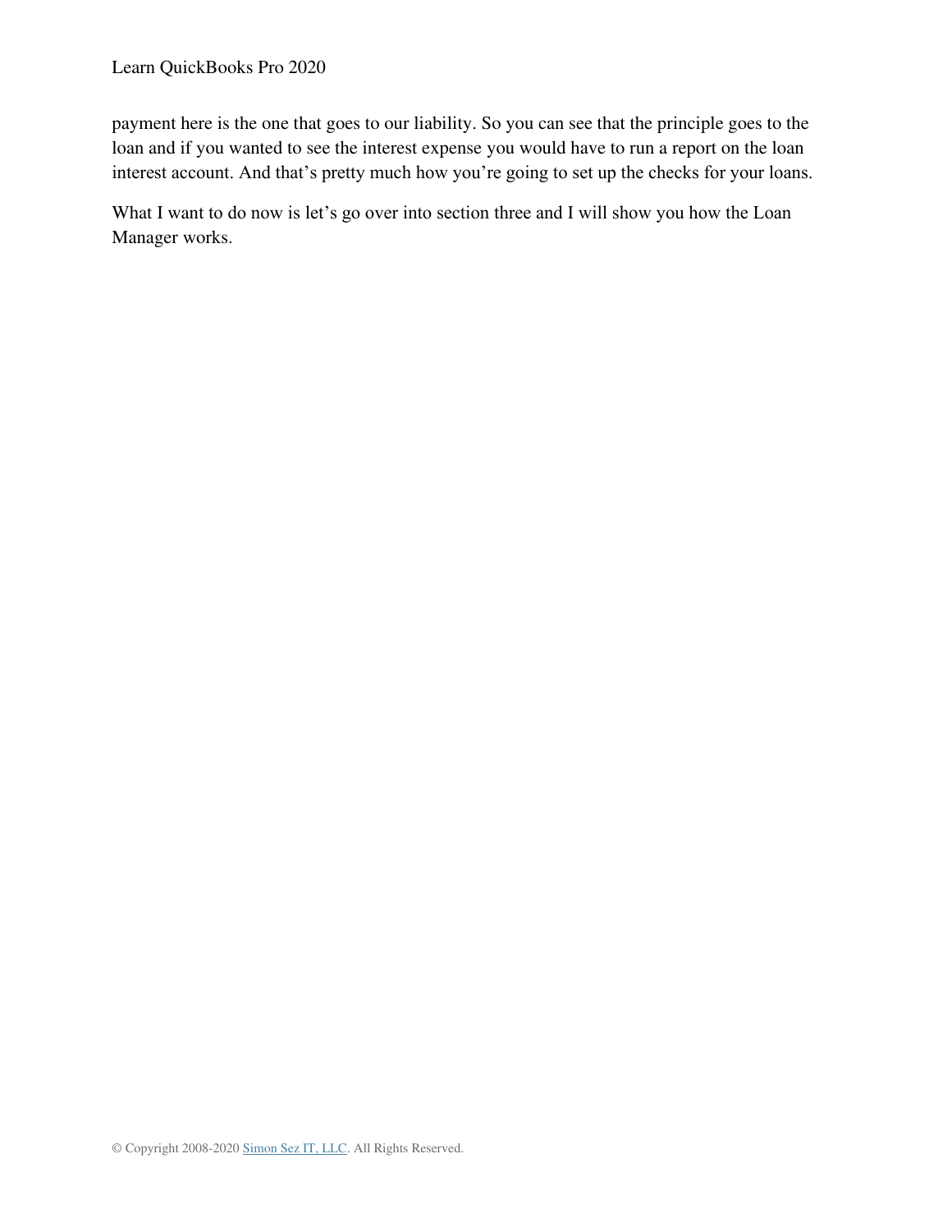payment here is the one that goes to our liability. So you can see that the principle goes to the loan and if you wanted to see the interest expense you would have to run a report on the loan interest account. And that's pretty much how you're going to set up the checks for your loans.

What I want to do now is let's go over into section three and I will show you how the Loan Manager works.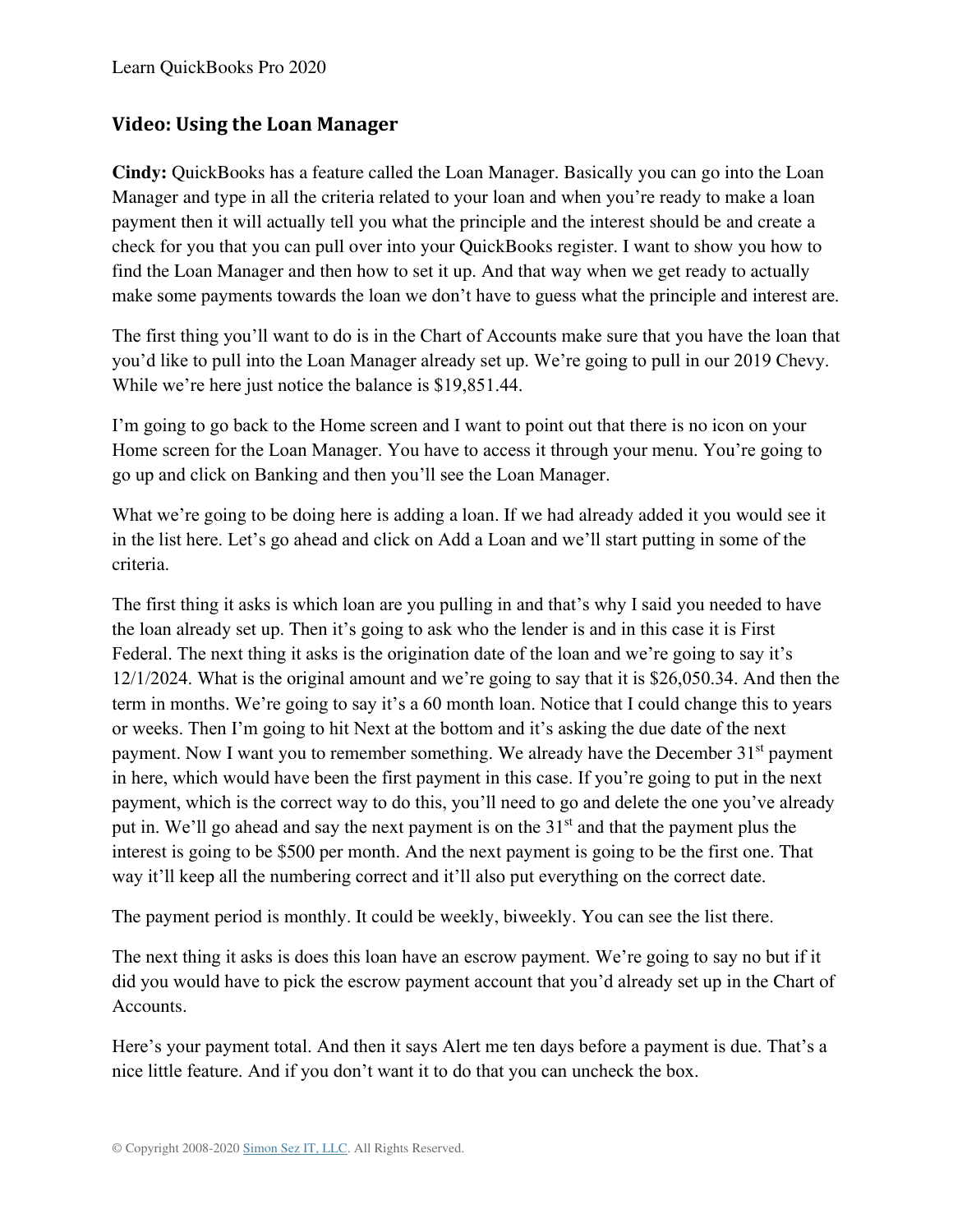## Video: Using the Loan Manager

**Cindy:** QuickBooks has a feature called the Loan Manager. Basically you can go into the Loan Manager and type in all the criteria related to your loan and when you're ready to make a loan payment then it will actually tell you what the principle and the interest should be and create a check for you that you can pull over into your QuickBooks register. I want to show you how to find the Loan Manager and then how to set it up. And that way when we get ready to actually make some payments towards the loan we don't have to guess what the principle and interest are.

The first thing you'll want to do is in the Chart of Accounts make sure that you have the loan that you'd like to pull into the Loan Manager already set up. We're going to pull in our 2019 Chevy. While we're here just notice the balance is $19,851.44.

I'm going to go back to the Home screen and I want to point out that there is no icon on your Home screen for the Loan Manager. You have to access it through your menu. You're going to go up and click on Banking and then you'll see the Loan Manager.

What we're going to be doing here is adding a loan. If we had already added it you would see it in the list here. Let's go ahead and click on Add a Loan and we'll start putting in some of the criteria.

The first thing it asks is which loan are you pulling in and that's why I said you needed to have the loan already set up. Then it's going to ask who the lender is and in this case it is First Federal. The next thing it asks is the origination date of the loan and we're going to say it's 12/1/2024. What is the original amount and we're going to say that it is $26,050.34. And then the term in months. We're going to say it's a 60 month loan. Notice that I could change this to years or weeks. Then I'm going to hit Next at the bottom and it's asking the due date of the next payment. Now I want you to remember something. We already have the December 31st payment in here, which would have been the first payment in this case. If you're going to put in the next payment, which is the correct way to do this, you'll need to go and delete the one you've already put in. We'll go ahead and say the next payment is on the 31st and that the payment plus the interest is going to be $500 per month. And the next payment is going to be the first one. That way it'll keep all the numbering correct and it'll also put everything on the correct date.

The payment period is monthly. It could be weekly, biweekly. You can see the list there.

The next thing it asks is does this loan have an escrow payment. We're going to say no but if it did you would have to pick the escrow payment account that you'd already set up in the Chart of Accounts.

Here's your payment total. And then it says Alert me ten days before a payment is due. That's a nice little feature. And if you don't want it to do that you can uncheck the box.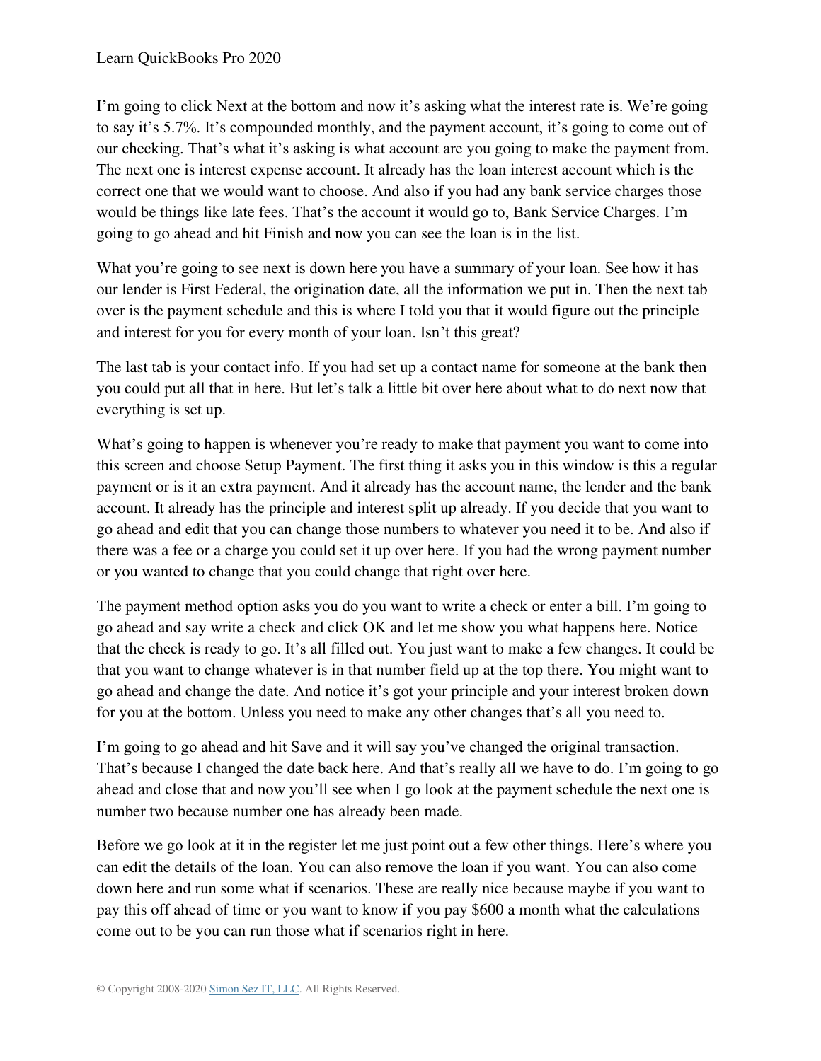I'm going to click Next at the bottom and now it's asking what the interest rate is. We're going to say it's 5.7%. It's compounded monthly, and the payment account, it's going to come out of our checking. That's what it's asking is what account are you going to make the payment from. The next one is interest expense account. It already has the loan interest account which is the correct one that we would want to choose. And also if you had any bank service charges those would be things like late fees. That's the account it would go to, Bank Service Charges. I'm going to go ahead and hit Finish and now you can see the loan is in the list.

What you're going to see next is down here you have a summary of your loan. See how it has our lender is First Federal, the origination date, all the information we put in. Then the next tab over is the payment schedule and this is where I told you that it would figure out the principle and interest for you for every month of your loan. Isn't this great?

The last tab is your contact info. If you had set up a contact name for someone at the bank then you could put all that in here. But let's talk a little bit over here about what to do next now that everything is set up.

What's going to happen is whenever you're ready to make that payment you want to come into this screen and choose Setup Payment. The first thing it asks you in this window is this a regular payment or is it an extra payment. And it already has the account name, the lender and the bank account. It already has the principle and interest split up already. If you decide that you want to go ahead and edit that you can change those numbers to whatever you need it to be. And also if there was a fee or a charge you could set it up over here. If you had the wrong payment number or you wanted to change that you could change that right over here.

The payment method option asks you do you want to write a check or enter a bill. I'm going to go ahead and say write a check and click OK and let me show you what happens here. Notice that the check is ready to go. It's all filled out. You just want to make a few changes. It could be that you want to change whatever is in that number field up at the top there. You might want to go ahead and change the date. And notice it's got your principle and your interest broken down for you at the bottom. Unless you need to make any other changes that's all you need to.

I'm going to go ahead and hit Save and it will say you've changed the original transaction. That's because I changed the date back here. And that's really all we have to do. I'm going to go ahead and close that and now you'll see when I go look at the payment schedule the next one is number two because number one has already been made.

Before we go look at it in the register let me just point out a few other things. Here's where you can edit the details of the loan. You can also remove the loan if you want. You can also come down here and run some what if scenarios. These are really nice because maybe if you want to pay this off ahead of time or you want to know if you pay $600 a month what the calculations come out to be you can run those what if scenarios right in here.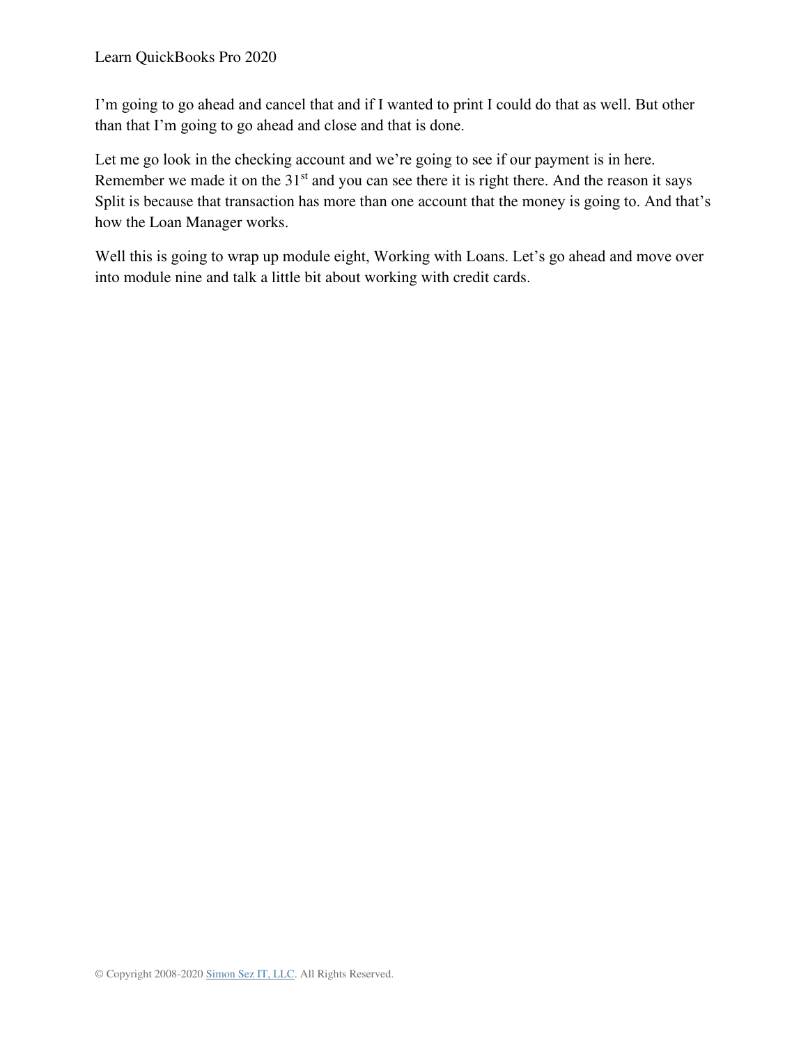I'm going to go ahead and cancel that and if I wanted to print I could do that as well. But other than that I'm going to go ahead and close and that is done.

Let me go look in the checking account and we're going to see if our payment is in here. Remember we made it on the 31st and you can see there it is right there. And the reason it says Split is because that transaction has more than one account that the money is going to. And that's how the Loan Manager works.

Well this is going to wrap up module eight, Working with Loans. Let's go ahead and move over into module nine and talk a little bit about working with credit cards.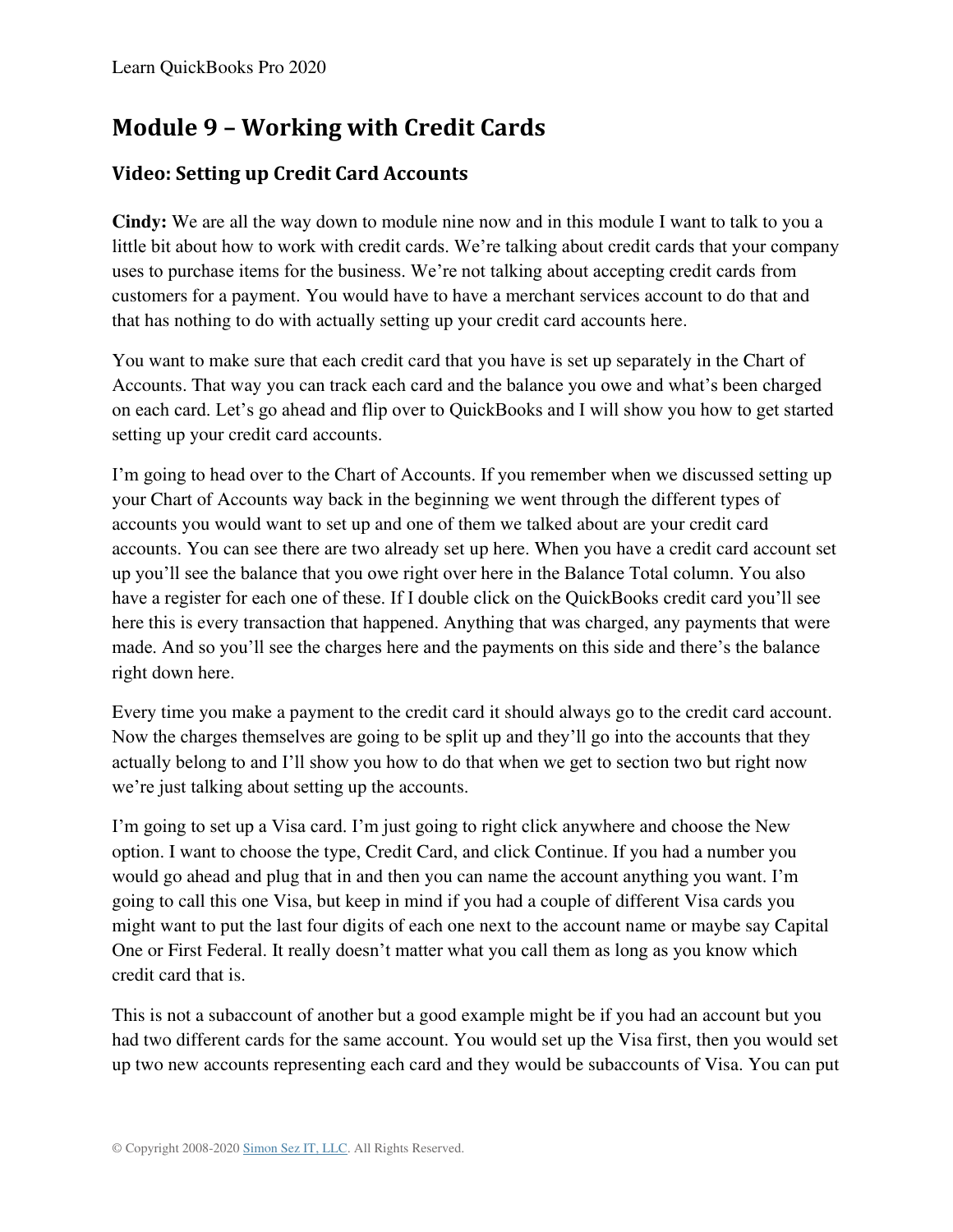# Module 9 – Working with Credit Cards

## Video: Setting up Credit Card Accounts

**Cindy:** We are all the way down to module nine now and in this module I want to talk to you a little bit about how to work with credit cards. We're talking about credit cards that your company uses to purchase items for the business. We're not talking about accepting credit cards from customers for a payment. You would have to have a merchant services account to do that and that has nothing to do with actually setting up your credit card accounts here.

You want to make sure that each credit card that you have is set up separately in the Chart of Accounts. That way you can track each card and the balance you owe and what's been charged on each card. Let's go ahead and flip over to QuickBooks and I will show you how to get started setting up your credit card accounts.

I'm going to head over to the Chart of Accounts. If you remember when we discussed setting up your Chart of Accounts way back in the beginning we went through the different types of accounts you would want to set up and one of them we talked about are your credit card accounts. You can see there are two already set up here. When you have a credit card account set up you'll see the balance that you owe right over here in the Balance Total column. You also have a register for each one of these. If I double click on the QuickBooks credit card you'll see here this is every transaction that happened. Anything that was charged, any payments that were made. And so you'll see the charges here and the payments on this side and there's the balance right down here.

Every time you make a payment to the credit card it should always go to the credit card account. Now the charges themselves are going to be split up and they'll go into the accounts that they actually belong to and I'll show you how to do that when we get to section two but right now we're just talking about setting up the accounts.

I'm going to set up a Visa card. I'm just going to right click anywhere and choose the New option. I want to choose the type, Credit Card, and click Continue. If you had a number you would go ahead and plug that in and then you can name the account anything you want. I'm going to call this one Visa, but keep in mind if you had a couple of different Visa cards you might want to put the last four digits of each one next to the account name or maybe say Capital One or First Federal. It really doesn't matter what you call them as long as you know which credit card that is.

This is not a subaccount of another but a good example might be if you had an account but you had two different cards for the same account. You would set up the Visa first, then you would set up two new accounts representing each card and they would be subaccounts of Visa. You can put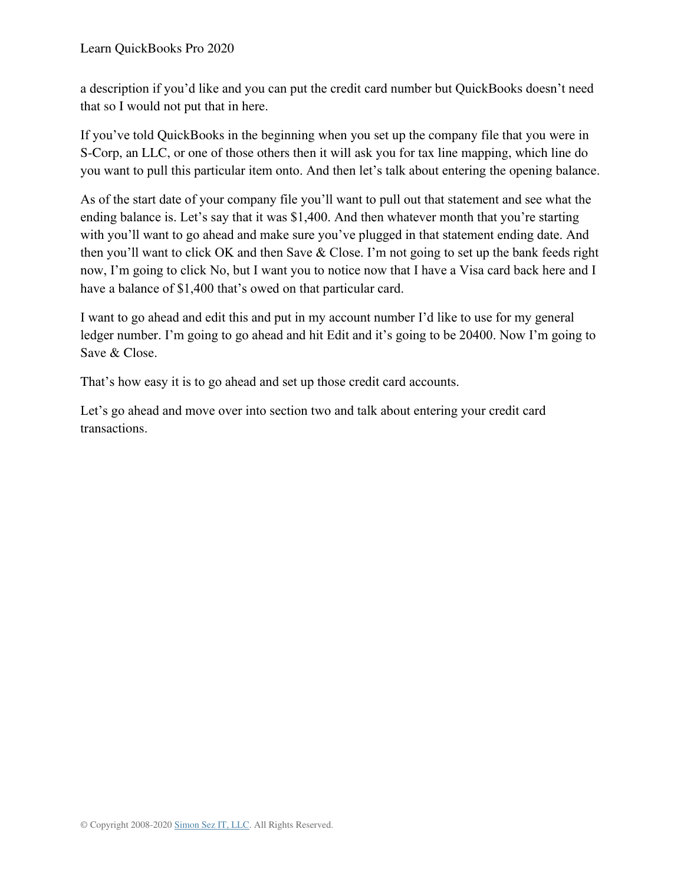a description if you'd like and you can put the credit card number but QuickBooks doesn't need that so I would not put that in here.

If you've told QuickBooks in the beginning when you set up the company file that you were in S-Corp, an LLC, or one of those others then it will ask you for tax line mapping, which line do you want to pull this particular item onto. And then let's talk about entering the opening balance.

As of the start date of your company file you'll want to pull out that statement and see what the ending balance is. Let's say that it was $1,400. And then whatever month that you're starting with you'll want to go ahead and make sure you've plugged in that statement ending date. And then you'll want to click OK and then Save & Close. I'm not going to set up the bank feeds right now, I'm going to click No, but I want you to notice now that I have a Visa card back here and I have a balance of $1,400 that's owed on that particular card.

I want to go ahead and edit this and put in my account number I'd like to use for my general ledger number. I'm going to go ahead and hit Edit and it's going to be 20400. Now I'm going to Save & Close.

That's how easy it is to go ahead and set up those credit card accounts.

Let's go ahead and move over into section two and talk about entering your credit card transactions.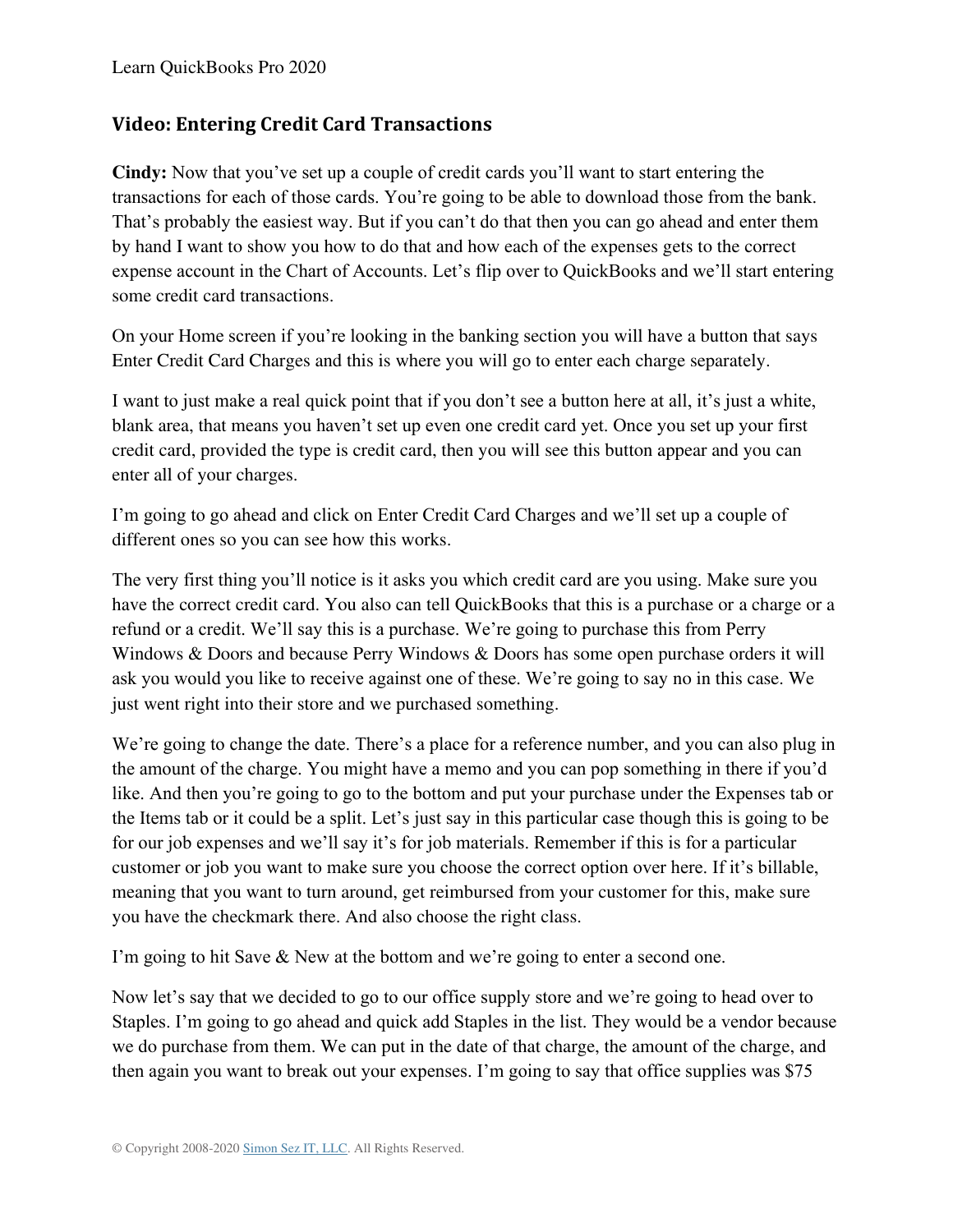## Video: Entering Credit Card Transactions

**Cindy:** Now that you've set up a couple of credit cards you'll want to start entering the transactions for each of those cards. You're going to be able to download those from the bank. That's probably the easiest way. But if you can't do that then you can go ahead and enter them by hand I want to show you how to do that and how each of the expenses gets to the correct expense account in the Chart of Accounts. Let's flip over to QuickBooks and we'll start entering some credit card transactions.

On your Home screen if you're looking in the banking section you will have a button that says Enter Credit Card Charges and this is where you will go to enter each charge separately.

I want to just make a real quick point that if you don't see a button here at all, it's just a white, blank area, that means you haven't set up even one credit card yet. Once you set up your first credit card, provided the type is credit card, then you will see this button appear and you can enter all of your charges.

I'm going to go ahead and click on Enter Credit Card Charges and we'll set up a couple of different ones so you can see how this works.

The very first thing you'll notice is it asks you which credit card are you using. Make sure you have the correct credit card. You also can tell QuickBooks that this is a purchase or a charge or a refund or a credit. We'll say this is a purchase. We're going to purchase this from Perry Windows & Doors and because Perry Windows & Doors has some open purchase orders it will ask you would you like to receive against one of these. We're going to say no in this case. We just went right into their store and we purchased something.

We're going to change the date. There's a place for a reference number, and you can also plug in the amount of the charge. You might have a memo and you can pop something in there if you'd like. And then you're going to go to the bottom and put your purchase under the Expenses tab or the Items tab or it could be a split. Let's just say in this particular case though this is going to be for our job expenses and we'll say it's for job materials. Remember if this is for a particular customer or job you want to make sure you choose the correct option over here. If it's billable, meaning that you want to turn around, get reimbursed from your customer for this, make sure you have the checkmark there. And also choose the right class.

I'm going to hit Save & New at the bottom and we're going to enter a second one.

Now let's say that we decided to go to our office supply store and we're going to head over to Staples. I'm going to go ahead and quick add Staples in the list. They would be a vendor because we do purchase from them. We can put in the date of that charge, the amount of the charge, and then again you want to break out your expenses. I'm going to say that office supplies was $75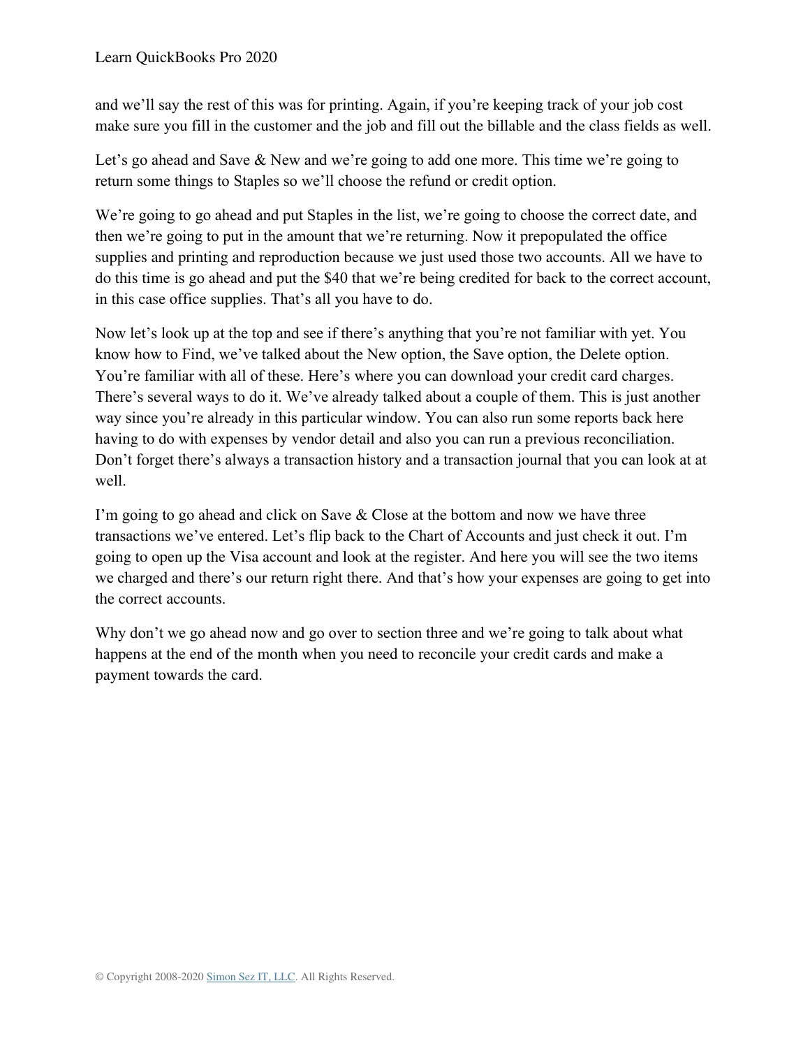and we'll say the rest of this was for printing. Again, if you're keeping track of your job cost make sure you fill in the customer and the job and fill out the billable and the class fields as well.

Let's go ahead and Save & New and we're going to add one more. This time we're going to return some things to Staples so we'll choose the refund or credit option.

We're going to go ahead and put Staples in the list, we're going to choose the correct date, and then we're going to put in the amount that we're returning. Now it prepopulated the office supplies and printing and reproduction because we just used those two accounts. All we have to do this time is go ahead and put the $40 that we're being credited for back to the correct account, in this case office supplies. That's all you have to do.

Now let's look up at the top and see if there's anything that you're not familiar with yet. You know how to Find, we've talked about the New option, the Save option, the Delete option. You're familiar with all of these. Here's where you can download your credit card charges. There's several ways to do it. We've already talked about a couple of them. This is just another way since you're already in this particular window. You can also run some reports back here having to do with expenses by vendor detail and also you can run a previous reconciliation. Don't forget there's always a transaction history and a transaction journal that you can look at at well.

I'm going to go ahead and click on Save & Close at the bottom and now we have three transactions we've entered. Let's flip back to the Chart of Accounts and just check it out. I'm going to open up the Visa account and look at the register. And here you will see the two items we charged and there's our return right there. And that's how your expenses are going to get into the correct accounts.

Why don't we go ahead now and go over to section three and we're going to talk about what happens at the end of the month when you need to reconcile your credit cards and make a payment towards the card.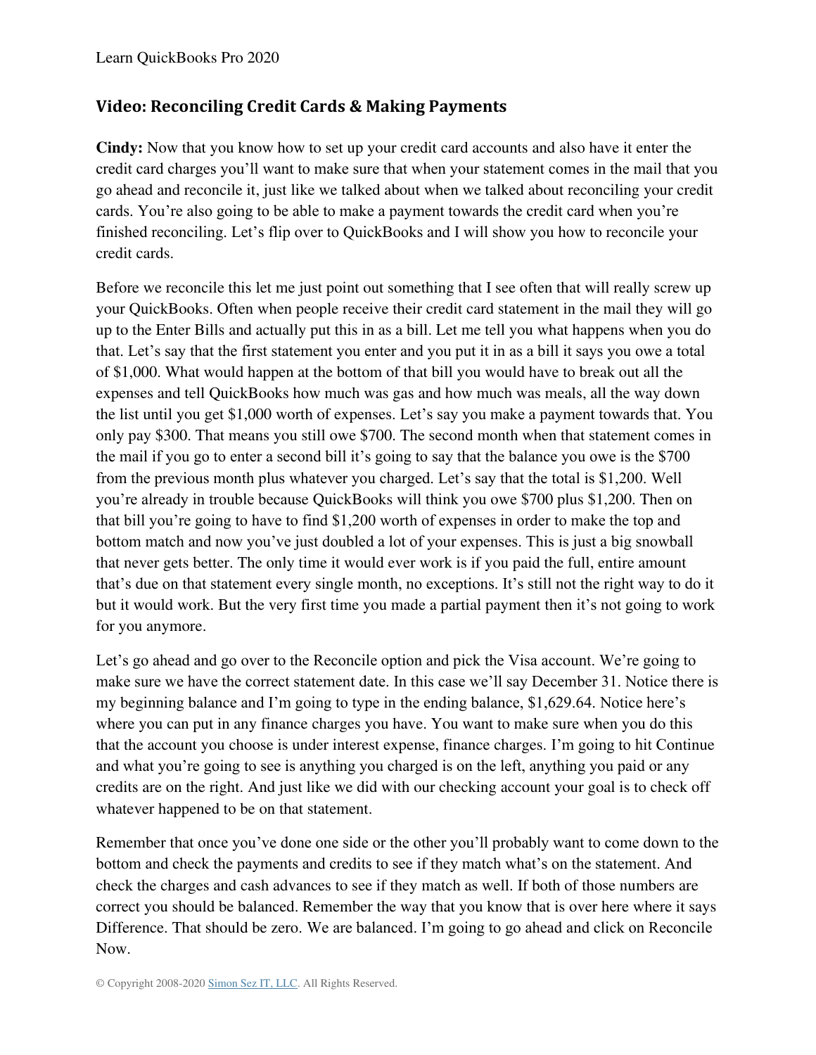## Video: Reconciling Credit Cards & Making Payments

**Cindy:** Now that you know how to set up your credit card accounts and also have it enter the credit card charges you'll want to make sure that when your statement comes in the mail that you go ahead and reconcile it, just like we talked about when we talked about reconciling your credit cards. You're also going to be able to make a payment towards the credit card when you're finished reconciling. Let's flip over to QuickBooks and I will show you how to reconcile your credit cards.

Before we reconcile this let me just point out something that I see often that will really screw up your QuickBooks. Often when people receive their credit card statement in the mail they will go up to the Enter Bills and actually put this in as a bill. Let me tell you what happens when you do that. Let's say that the first statement you enter and you put it in as a bill it says you owe a total of $1,000. What would happen at the bottom of that bill you would have to break out all the expenses and tell QuickBooks how much was gas and how much was meals, all the way down the list until you get $1,000 worth of expenses. Let's say you make a payment towards that. You only pay $300. That means you still owe $700. The second month when that statement comes in the mail if you go to enter a second bill it's going to say that the balance you owe is the $700 from the previous month plus whatever you charged. Let's say that the total is $1,200. Well you're already in trouble because QuickBooks will think you owe $700 plus $1,200. Then on that bill you're going to have to find $1,200 worth of expenses in order to make the top and bottom match and now you've just doubled a lot of your expenses. This is just a big snowball that never gets better. The only time it would ever work is if you paid the full, entire amount that's due on that statement every single month, no exceptions. It's still not the right way to do it but it would work. But the very first time you made a partial payment then it's not going to work for you anymore.

Let's go ahead and go over to the Reconcile option and pick the Visa account. We're going to make sure we have the correct statement date. In this case we'll say December 31. Notice there is my beginning balance and I'm going to type in the ending balance, $1,629.64. Notice here's where you can put in any finance charges you have. You want to make sure when you do this that the account you choose is under interest expense, finance charges. I'm going to hit Continue and what you're going to see is anything you charged is on the left, anything you paid or any credits are on the right. And just like we did with our checking account your goal is to check off whatever happened to be on that statement.

Remember that once you've done one side or the other you'll probably want to come down to the bottom and check the payments and credits to see if they match what's on the statement. And check the charges and cash advances to see if they match as well. If both of those numbers are correct you should be balanced. Remember the way that you know that is over here where it says Difference. That should be zero. We are balanced. I'm going to go ahead and click on Reconcile Now.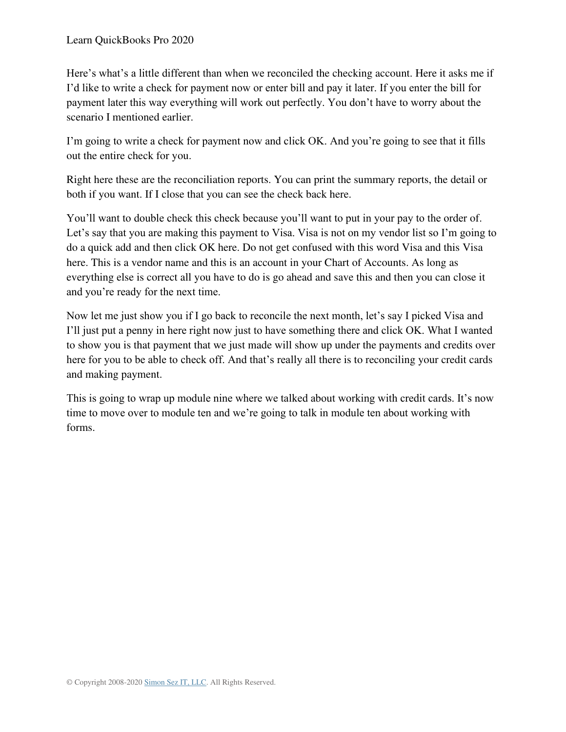Here's what's a little different than when we reconciled the checking account. Here it asks me if I'd like to write a check for payment now or enter bill and pay it later. If you enter the bill for payment later this way everything will work out perfectly. You don't have to worry about the scenario I mentioned earlier.

I'm going to write a check for payment now and click OK. And you're going to see that it fills out the entire check for you.

Right here these are the reconciliation reports. You can print the summary reports, the detail or both if you want. If I close that you can see the check back here.

You'll want to double check this check because you'll want to put in your pay to the order of. Let's say that you are making this payment to Visa. Visa is not on my vendor list so I'm going to do a quick add and then click OK here. Do not get confused with this word Visa and this Visa here. This is a vendor name and this is an account in your Chart of Accounts. As long as everything else is correct all you have to do is go ahead and save this and then you can close it and you're ready for the next time.

Now let me just show you if I go back to reconcile the next month, let's say I picked Visa and I'll just put a penny in here right now just to have something there and click OK. What I wanted to show you is that payment that we just made will show up under the payments and credits over here for you to be able to check off. And that's really all there is to reconciling your credit cards and making payment.

This is going to wrap up module nine where we talked about working with credit cards. It's now time to move over to module ten and we're going to talk in module ten about working with forms.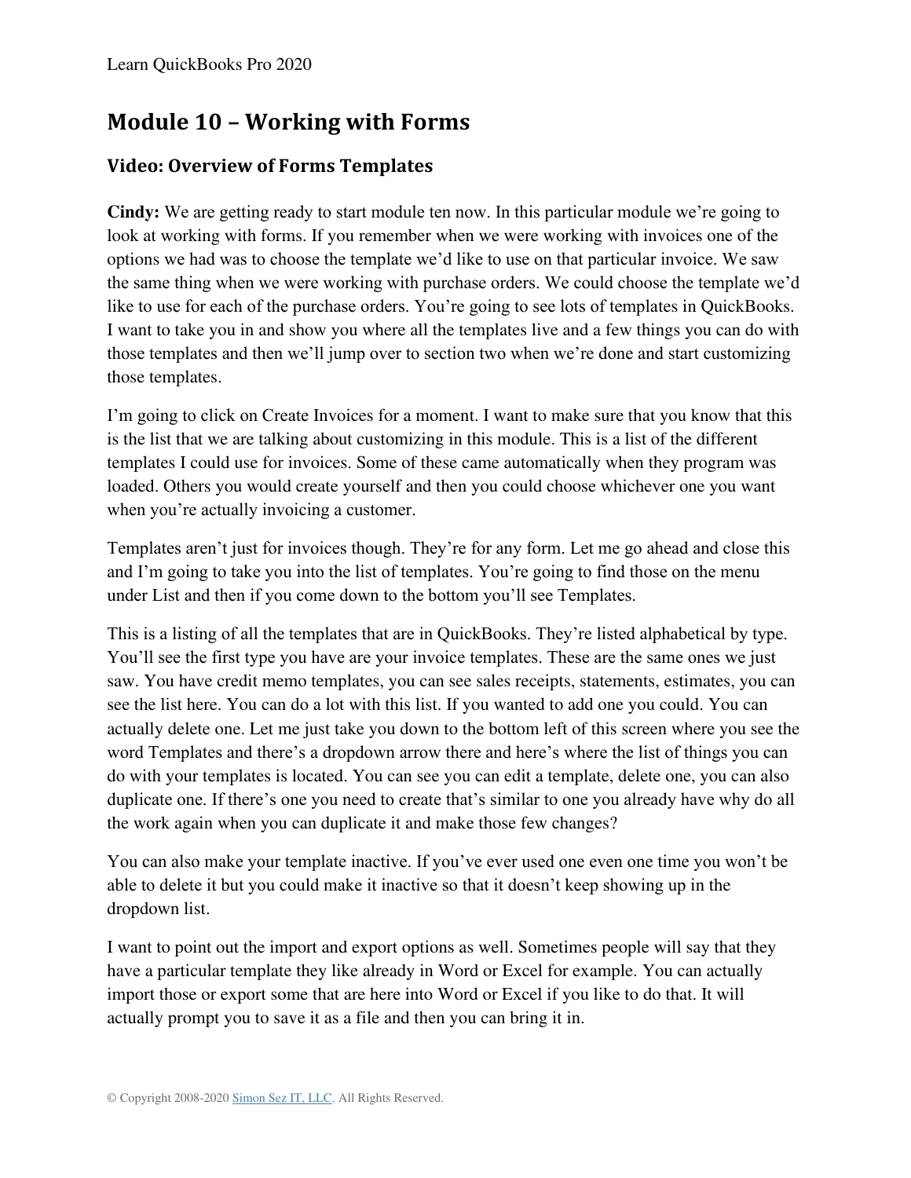# Module 10 – Working with Forms

## Video: Overview of Forms Templates

**Cindy:** We are getting ready to start module ten now. In this particular module we're going to look at working with forms. If you remember when we were working with invoices one of the options we had was to choose the template we'd like to use on that particular invoice. We saw the same thing when we were working with purchase orders. We could choose the template we'd like to use for each of the purchase orders. You're going to see lots of templates in QuickBooks. I want to take you in and show you where all the templates live and a few things you can do with those templates and then we'll jump over to section two when we're done and start customizing those templates.

I'm going to click on Create Invoices for a moment. I want to make sure that you know that this is the list that we are talking about customizing in this module. This is a list of the different templates I could use for invoices. Some of these came automatically when they program was loaded. Others you would create yourself and then you could choose whichever one you want when you're actually invoicing a customer.

Templates aren't just for invoices though. They're for any form. Let me go ahead and close this and I'm going to take you into the list of templates. You're going to find those on the menu under List and then if you come down to the bottom you'll see Templates.

This is a listing of all the templates that are in QuickBooks. They're listed alphabetical by type. You'll see the first type you have are your invoice templates. These are the same ones we just saw. You have credit memo templates, you can see sales receipts, statements, estimates, you can see the list here. You can do a lot with this list. If you wanted to add one you could. You can actually delete one. Let me just take you down to the bottom left of this screen where you see the word Templates and there's a dropdown arrow there and here's where the list of things you can do with your templates is located. You can see you can edit a template, delete one, you can also duplicate one. If there's one you need to create that's similar to one you already have why do all the work again when you can duplicate it and make those few changes?

You can also make your template inactive. If you've ever used one even one time you won't be able to delete it but you could make it inactive so that it doesn't keep showing up in the dropdown list.

I want to point out the import and export options as well. Sometimes people will say that they have a particular template they like already in Word or Excel for example. You can actually import those or export some that are here into Word or Excel if you like to do that. It will actually prompt you to save it as a file and then you can bring it in.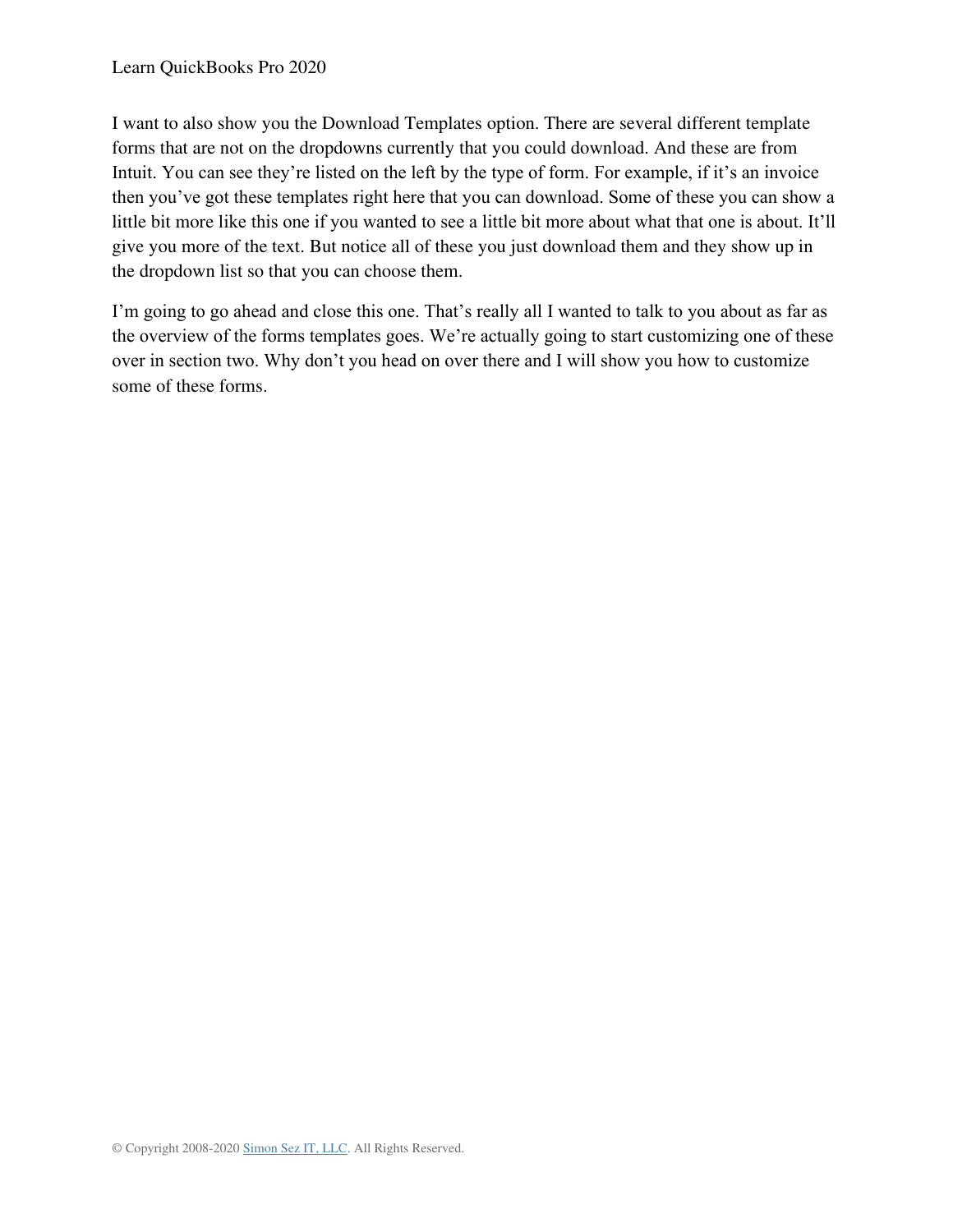I want to also show you the Download Templates option. There are several different template forms that are not on the dropdowns currently that you could download. And these are from Intuit. You can see they're listed on the left by the type of form. For example, if it's an invoice then you've got these templates right here that you can download. Some of these you can show a little bit more like this one if you wanted to see a little bit more about what that one is about. It'll give you more of the text. But notice all of these you just download them and they show up in the dropdown list so that you can choose them.

I'm going to go ahead and close this one. That's really all I wanted to talk to you about as far as the overview of the forms templates goes. We're actually going to start customizing one of these over in section two. Why don't you head on over there and I will show you how to customize some of these forms.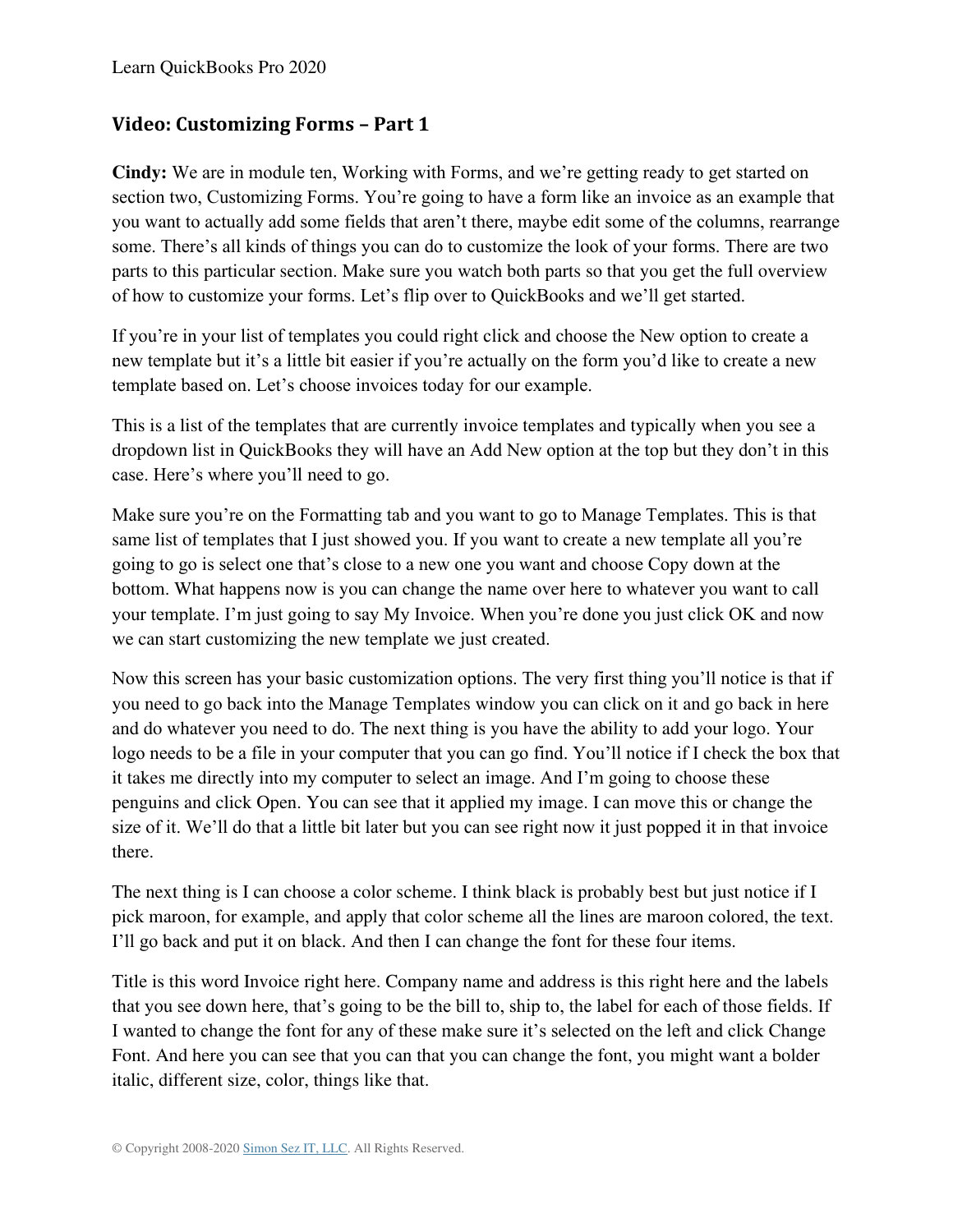## Video: Customizing Forms – Part 1

**Cindy:** We are in module ten, Working with Forms, and we're getting ready to get started on section two, Customizing Forms. You're going to have a form like an invoice as an example that you want to actually add some fields that aren't there, maybe edit some of the columns, rearrange some. There's all kinds of things you can do to customize the look of your forms. There are two parts to this particular section. Make sure you watch both parts so that you get the full overview of how to customize your forms. Let's flip over to QuickBooks and we'll get started.

If you're in your list of templates you could right click and choose the New option to create a new template but it's a little bit easier if you're actually on the form you'd like to create a new template based on. Let's choose invoices today for our example.

This is a list of the templates that are currently invoice templates and typically when you see a dropdown list in QuickBooks they will have an Add New option at the top but they don't in this case. Here's where you'll need to go.

Make sure you're on the Formatting tab and you want to go to Manage Templates. This is that same list of templates that I just showed you. If you want to create a new template all you're going to go is select one that's close to a new one you want and choose Copy down at the bottom. What happens now is you can change the name over here to whatever you want to call your template. I'm just going to say My Invoice. When you're done you just click OK and now we can start customizing the new template we just created.

Now this screen has your basic customization options. The very first thing you'll notice is that if you need to go back into the Manage Templates window you can click on it and go back in here and do whatever you need to do. The next thing is you have the ability to add your logo. Your logo needs to be a file in your computer that you can go find. You'll notice if I check the box that it takes me directly into my computer to select an image. And I'm going to choose these penguins and click Open. You can see that it applied my image. I can move this or change the size of it. We'll do that a little bit later but you can see right now it just popped it in that invoice there.

The next thing is I can choose a color scheme. I think black is probably best but just notice if I pick maroon, for example, and apply that color scheme all the lines are maroon colored, the text. I'll go back and put it on black. And then I can change the font for these four items.

Title is this word Invoice right here. Company name and address is this right here and the labels that you see down here, that's going to be the bill to, ship to, the label for each of those fields. If I wanted to change the font for any of these make sure it's selected on the left and click Change Font. And here you can see that you can that you can change the font, you might want a bolder italic, different size, color, things like that.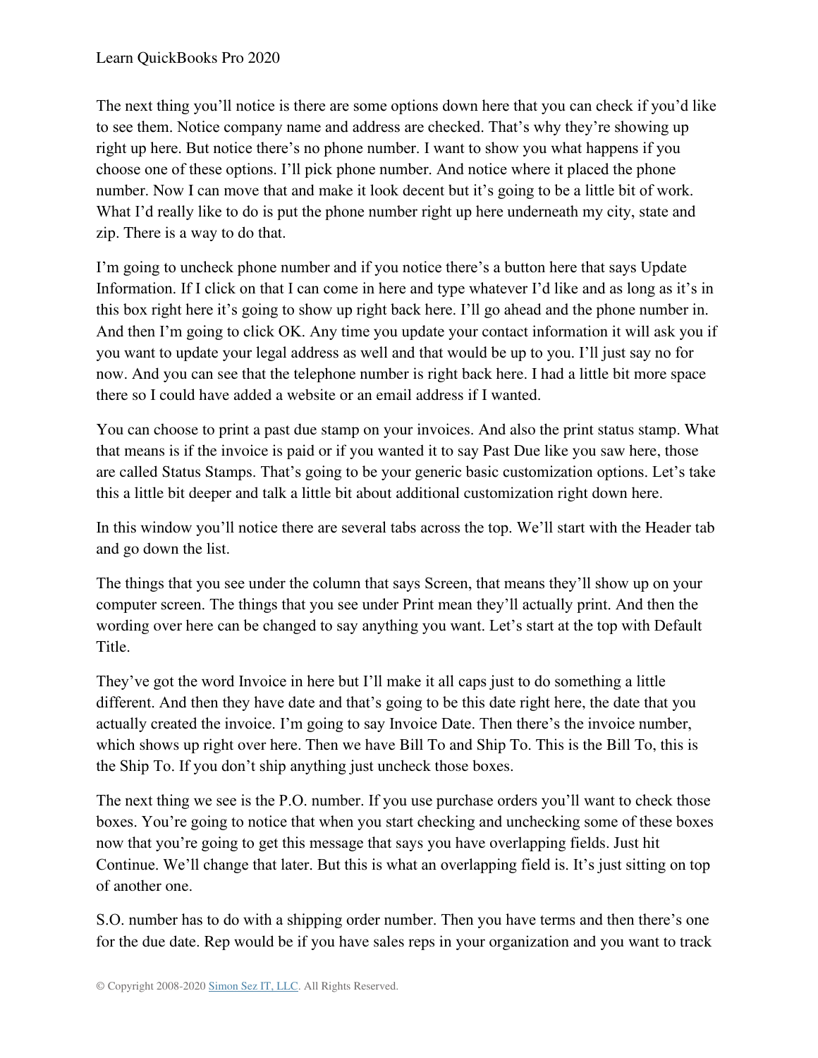The next thing you'll notice is there are some options down here that you can check if you'd like to see them. Notice company name and address are checked. That's why they're showing up right up here. But notice there's no phone number. I want to show you what happens if you choose one of these options. I'll pick phone number. And notice where it placed the phone number. Now I can move that and make it look decent but it's going to be a little bit of work. What I'd really like to do is put the phone number right up here underneath my city, state and zip. There is a way to do that.

I'm going to uncheck phone number and if you notice there's a button here that says Update Information. If I click on that I can come in here and type whatever I'd like and as long as it's in this box right here it's going to show up right back here. I'll go ahead and the phone number in. And then I'm going to click OK. Any time you update your contact information it will ask you if you want to update your legal address as well and that would be up to you. I'll just say no for now. And you can see that the telephone number is right back here. I had a little bit more space there so I could have added a website or an email address if I wanted.

You can choose to print a past due stamp on your invoices. And also the print status stamp. What that means is if the invoice is paid or if you wanted it to say Past Due like you saw here, those are called Status Stamps. That's going to be your generic basic customization options. Let's take this a little bit deeper and talk a little bit about additional customization right down here.

In this window you'll notice there are several tabs across the top. We'll start with the Header tab and go down the list.

The things that you see under the column that says Screen, that means they'll show up on your computer screen. The things that you see under Print mean they'll actually print. And then the wording over here can be changed to say anything you want. Let's start at the top with Default Title.

They've got the word Invoice in here but I'll make it all caps just to do something a little different. And then they have date and that's going to be this date right here, the date that you actually created the invoice. I'm going to say Invoice Date. Then there's the invoice number, which shows up right over here. Then we have Bill To and Ship To. This is the Bill To, this is the Ship To. If you don't ship anything just uncheck those boxes.

The next thing we see is the P.O. number. If you use purchase orders you'll want to check those boxes. You're going to notice that when you start checking and unchecking some of these boxes now that you're going to get this message that says you have overlapping fields. Just hit Continue. We'll change that later. But this is what an overlapping field is. It's just sitting on top of another one.

S.O. number has to do with a shipping order number. Then you have terms and then there's one for the due date. Rep would be if you have sales reps in your organization and you want to track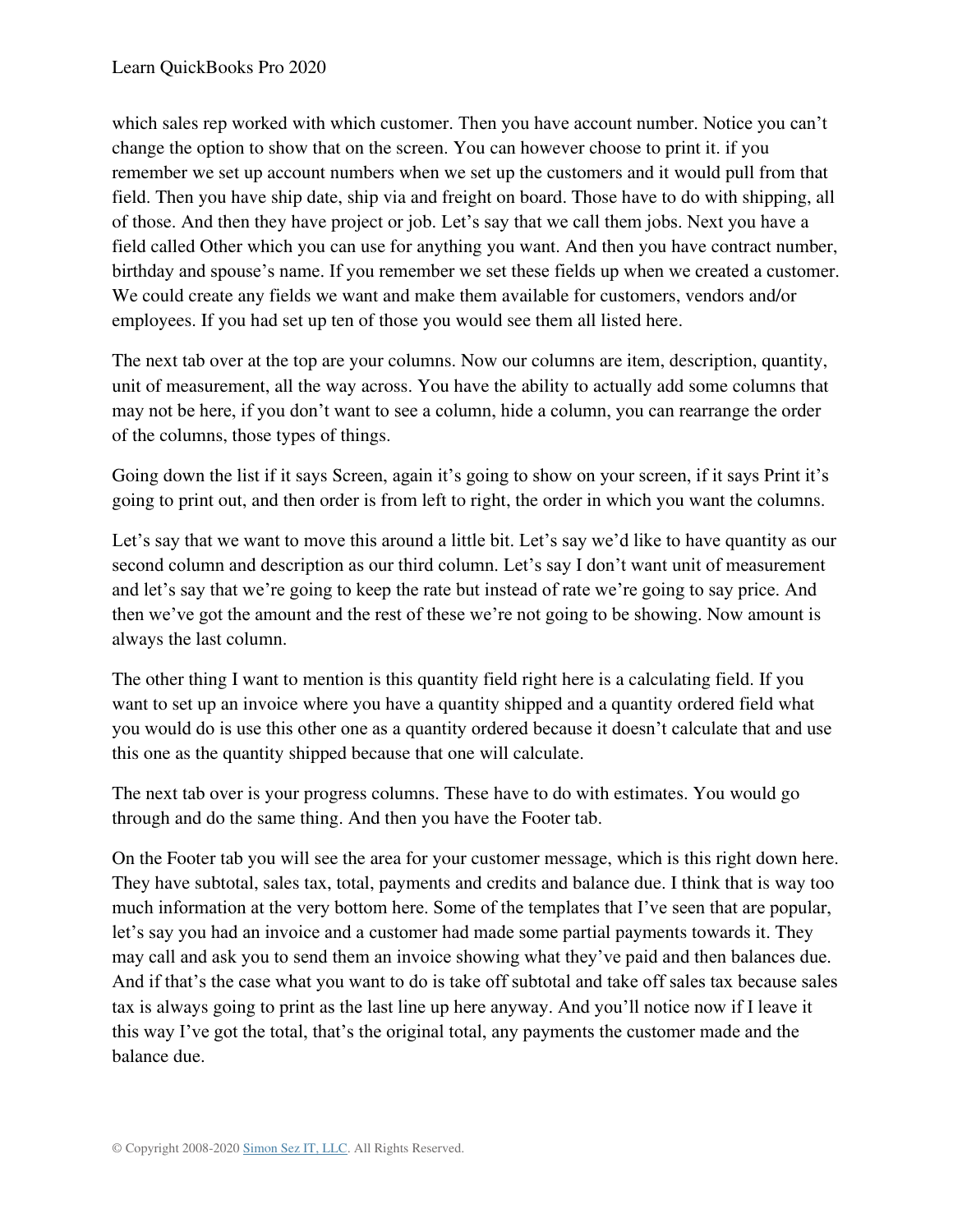which sales rep worked with which customer. Then you have account number. Notice you can't change the option to show that on the screen. You can however choose to print it. if you remember we set up account numbers when we set up the customers and it would pull from that field. Then you have ship date, ship via and freight on board. Those have to do with shipping, all of those. And then they have project or job. Let's say that we call them jobs. Next you have a field called Other which you can use for anything you want. And then you have contract number, birthday and spouse's name. If you remember we set these fields up when we created a customer. We could create any fields we want and make them available for customers, vendors and/or employees. If you had set up ten of those you would see them all listed here.

The next tab over at the top are your columns. Now our columns are item, description, quantity, unit of measurement, all the way across. You have the ability to actually add some columns that may not be here, if you don't want to see a column, hide a column, you can rearrange the order of the columns, those types of things.

Going down the list if it says Screen, again it's going to show on your screen, if it says Print it's going to print out, and then order is from left to right, the order in which you want the columns.

Let's say that we want to move this around a little bit. Let's say we'd like to have quantity as our second column and description as our third column. Let's say I don't want unit of measurement and let's say that we're going to keep the rate but instead of rate we're going to say price. And then we've got the amount and the rest of these we're not going to be showing. Now amount is always the last column.

The other thing I want to mention is this quantity field right here is a calculating field. If you want to set up an invoice where you have a quantity shipped and a quantity ordered field what you would do is use this other one as a quantity ordered because it doesn't calculate that and use this one as the quantity shipped because that one will calculate.

The next tab over is your progress columns. These have to do with estimates. You would go through and do the same thing. And then you have the Footer tab.

On the Footer tab you will see the area for your customer message, which is this right down here. They have subtotal, sales tax, total, payments and credits and balance due. I think that is way too much information at the very bottom here. Some of the templates that I've seen that are popular, let's say you had an invoice and a customer had made some partial payments towards it. They may call and ask you to send them an invoice showing what they've paid and then balances due. And if that's the case what you want to do is take off subtotal and take off sales tax because sales tax is always going to print as the last line up here anyway. And you'll notice now if I leave it this way I've got the total, that's the original total, any payments the customer made and the balance due.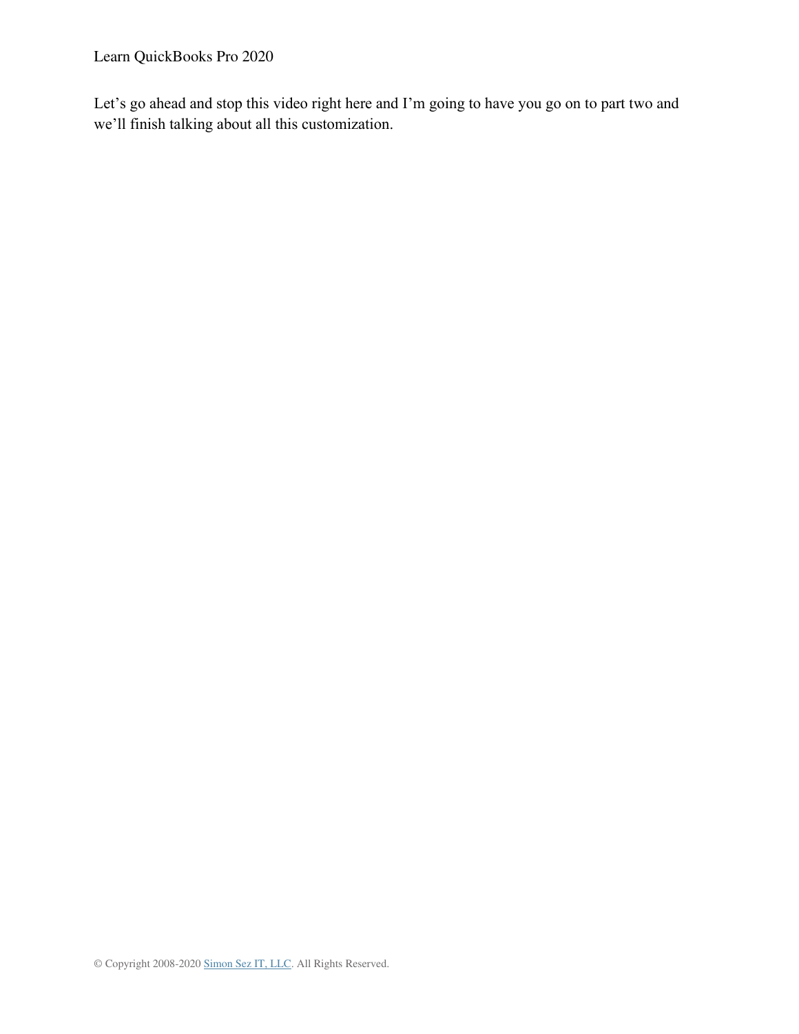Let's go ahead and stop this video right here and I'm going to have you go on to part two and we'll finish talking about all this customization.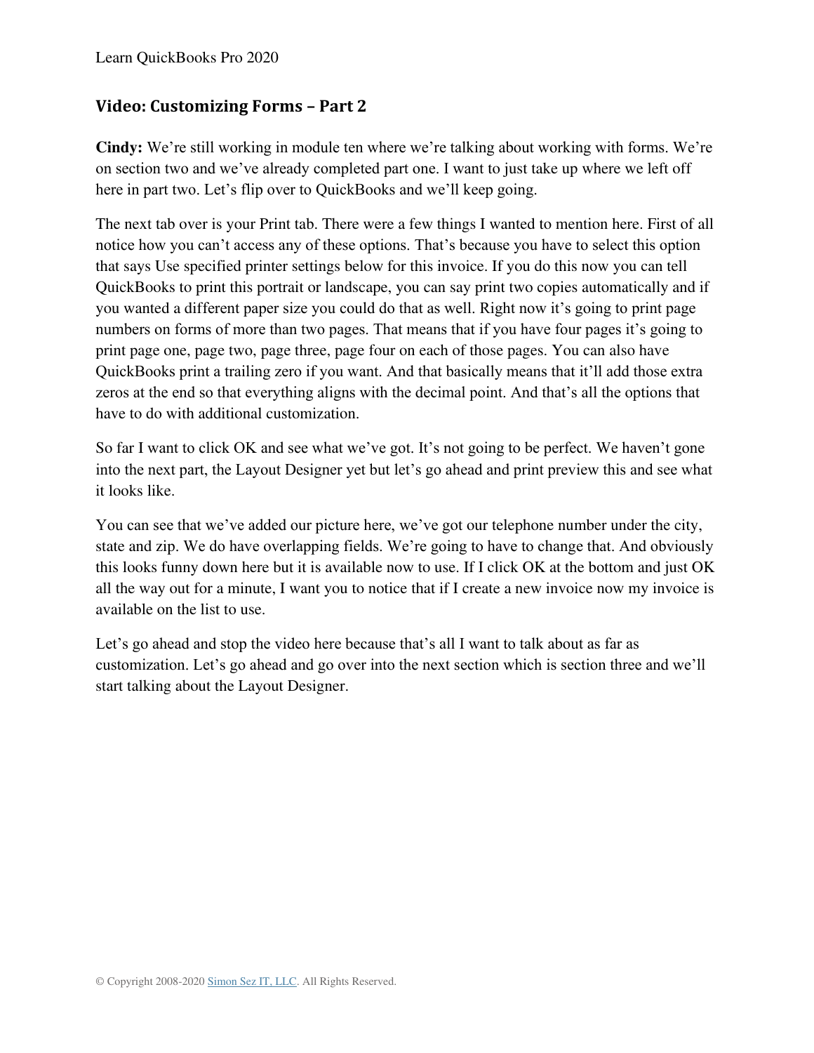## Video: Customizing Forms – Part 2

**Cindy:** We're still working in module ten where we're talking about working with forms. We're on section two and we've already completed part one. I want to just take up where we left off here in part two. Let's flip over to QuickBooks and we'll keep going.

The next tab over is your Print tab. There were a few things I wanted to mention here. First of all notice how you can't access any of these options. That's because you have to select this option that says Use specified printer settings below for this invoice. If you do this now you can tell QuickBooks to print this portrait or landscape, you can say print two copies automatically and if you wanted a different paper size you could do that as well. Right now it's going to print page numbers on forms of more than two pages. That means that if you have four pages it's going to print page one, page two, page three, page four on each of those pages. You can also have QuickBooks print a trailing zero if you want. And that basically means that it'll add those extra zeros at the end so that everything aligns with the decimal point. And that's all the options that have to do with additional customization.

So far I want to click OK and see what we've got. It's not going to be perfect. We haven't gone into the next part, the Layout Designer yet but let's go ahead and print preview this and see what it looks like.

You can see that we've added our picture here, we've got our telephone number under the city, state and zip. We do have overlapping fields. We're going to have to change that. And obviously this looks funny down here but it is available now to use. If I click OK at the bottom and just OK all the way out for a minute, I want you to notice that if I create a new invoice now my invoice is available on the list to use.

Let's go ahead and stop the video here because that's all I want to talk about as far as customization. Let's go ahead and go over into the next section which is section three and we'll start talking about the Layout Designer.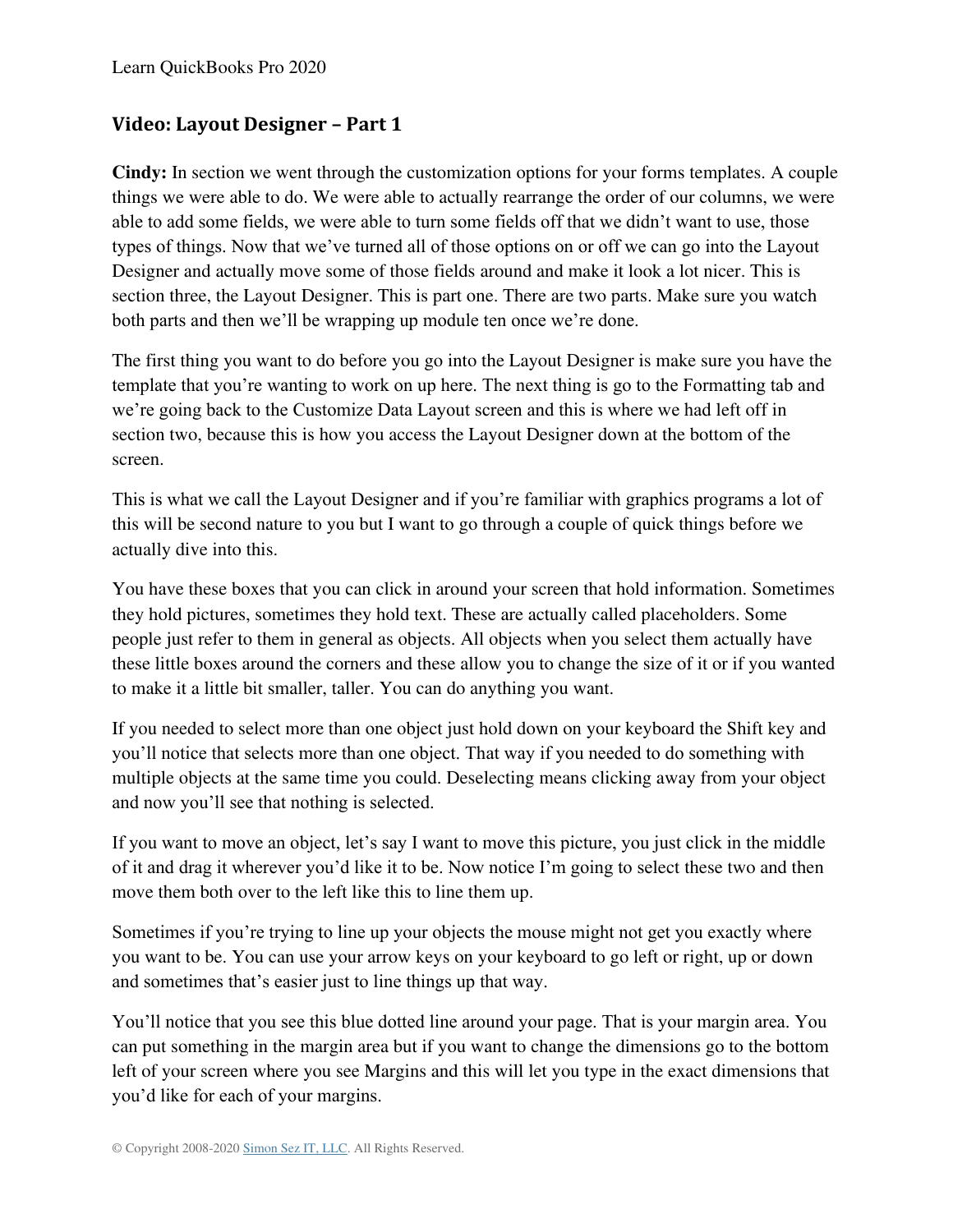## Video: Layout Designer – Part 1

**Cindy:** In section we went through the customization options for your forms templates. A couple things we were able to do. We were able to actually rearrange the order of our columns, we were able to add some fields, we were able to turn some fields off that we didn't want to use, those types of things. Now that we've turned all of those options on or off we can go into the Layout Designer and actually move some of those fields around and make it look a lot nicer. This is section three, the Layout Designer. This is part one. There are two parts. Make sure you watch both parts and then we'll be wrapping up module ten once we're done.

The first thing you want to do before you go into the Layout Designer is make sure you have the template that you're wanting to work on up here. The next thing is go to the Formatting tab and we're going back to the Customize Data Layout screen and this is where we had left off in section two, because this is how you access the Layout Designer down at the bottom of the screen.

This is what we call the Layout Designer and if you're familiar with graphics programs a lot of this will be second nature to you but I want to go through a couple of quick things before we actually dive into this.

You have these boxes that you can click in around your screen that hold information. Sometimes they hold pictures, sometimes they hold text. These are actually called placeholders. Some people just refer to them in general as objects. All objects when you select them actually have these little boxes around the corners and these allow you to change the size of it or if you wanted to make it a little bit smaller, taller. You can do anything you want.

If you needed to select more than one object just hold down on your keyboard the Shift key and you'll notice that selects more than one object. That way if you needed to do something with multiple objects at the same time you could. Deselecting means clicking away from your object and now you'll see that nothing is selected.

If you want to move an object, let's say I want to move this picture, you just click in the middle of it and drag it wherever you'd like it to be. Now notice I'm going to select these two and then move them both over to the left like this to line them up.

Sometimes if you're trying to line up your objects the mouse might not get you exactly where you want to be. You can use your arrow keys on your keyboard to go left or right, up or down and sometimes that's easier just to line things up that way.

You'll notice that you see this blue dotted line around your page. That is your margin area. You can put something in the margin area but if you want to change the dimensions go to the bottom left of your screen where you see Margins and this will let you type in the exact dimensions that you'd like for each of your margins.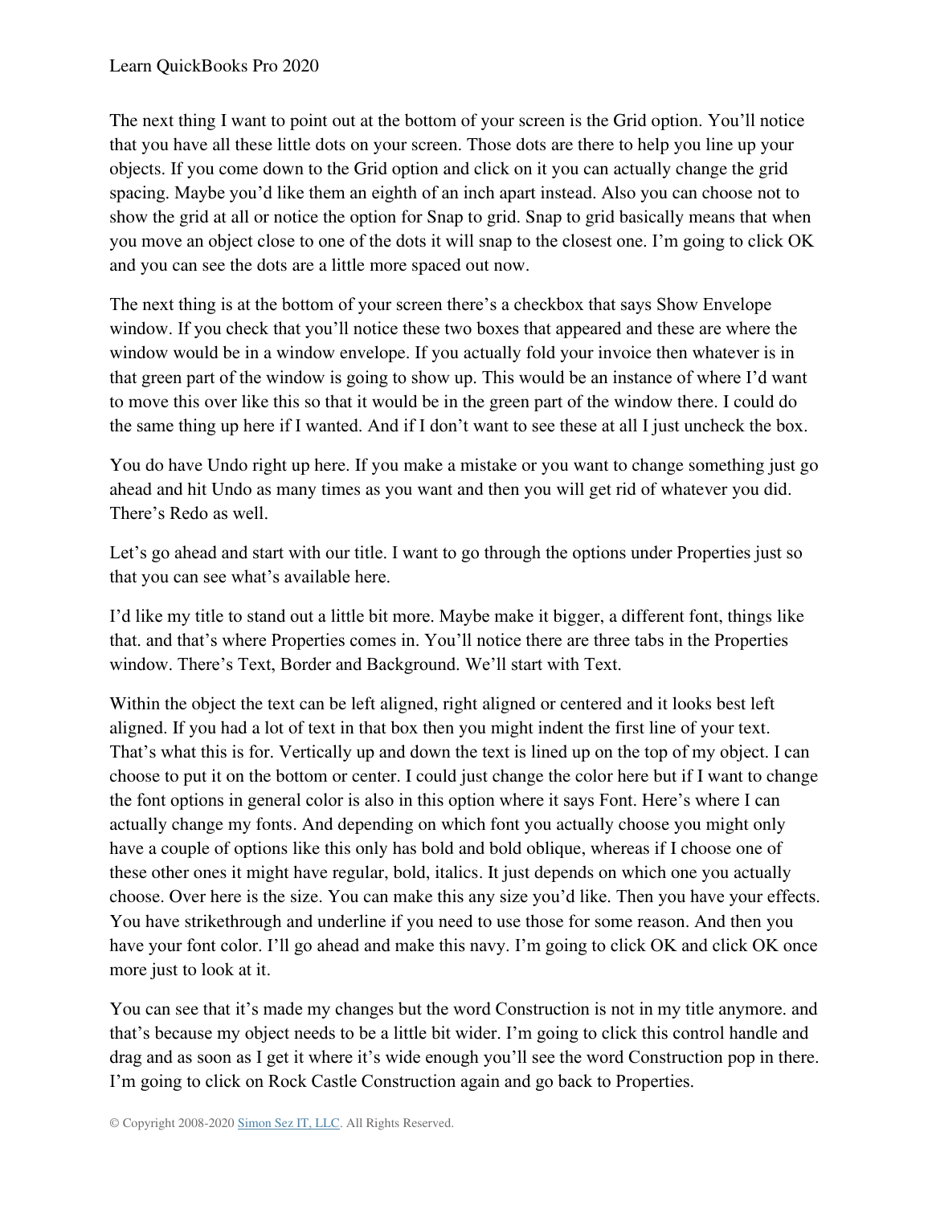The next thing I want to point out at the bottom of your screen is the Grid option. You'll notice that you have all these little dots on your screen. Those dots are there to help you line up your objects. If you come down to the Grid option and click on it you can actually change the grid spacing. Maybe you'd like them an eighth of an inch apart instead. Also you can choose not to show the grid at all or notice the option for Snap to grid. Snap to grid basically means that when you move an object close to one of the dots it will snap to the closest one. I'm going to click OK and you can see the dots are a little more spaced out now.

The next thing is at the bottom of your screen there's a checkbox that says Show Envelope window. If you check that you'll notice these two boxes that appeared and these are where the window would be in a window envelope. If you actually fold your invoice then whatever is in that green part of the window is going to show up. This would be an instance of where I'd want to move this over like this so that it would be in the green part of the window there. I could do the same thing up here if I wanted. And if I don't want to see these at all I just uncheck the box.

You do have Undo right up here. If you make a mistake or you want to change something just go ahead and hit Undo as many times as you want and then you will get rid of whatever you did. There's Redo as well.

Let's go ahead and start with our title. I want to go through the options under Properties just so that you can see what's available here.

I'd like my title to stand out a little bit more. Maybe make it bigger, a different font, things like that. and that's where Properties comes in. You'll notice there are three tabs in the Properties window. There's Text, Border and Background. We'll start with Text.

Within the object the text can be left aligned, right aligned or centered and it looks best left aligned. If you had a lot of text in that box then you might indent the first line of your text. That's what this is for. Vertically up and down the text is lined up on the top of my object. I can choose to put it on the bottom or center. I could just change the color here but if I want to change the font options in general color is also in this option where it says Font. Here's where I can actually change my fonts. And depending on which font you actually choose you might only have a couple of options like this only has bold and bold oblique, whereas if I choose one of these other ones it might have regular, bold, italics. It just depends on which one you actually choose. Over here is the size. You can make this any size you'd like. Then you have your effects. You have strikethrough and underline if you need to use those for some reason. And then you have your font color. I'll go ahead and make this navy. I'm going to click OK and click OK once more just to look at it.

You can see that it's made my changes but the word Construction is not in my title anymore. and that's because my object needs to be a little bit wider. I'm going to click this control handle and drag and as soon as I get it where it's wide enough you'll see the word Construction pop in there. I'm going to click on Rock Castle Construction again and go back to Properties.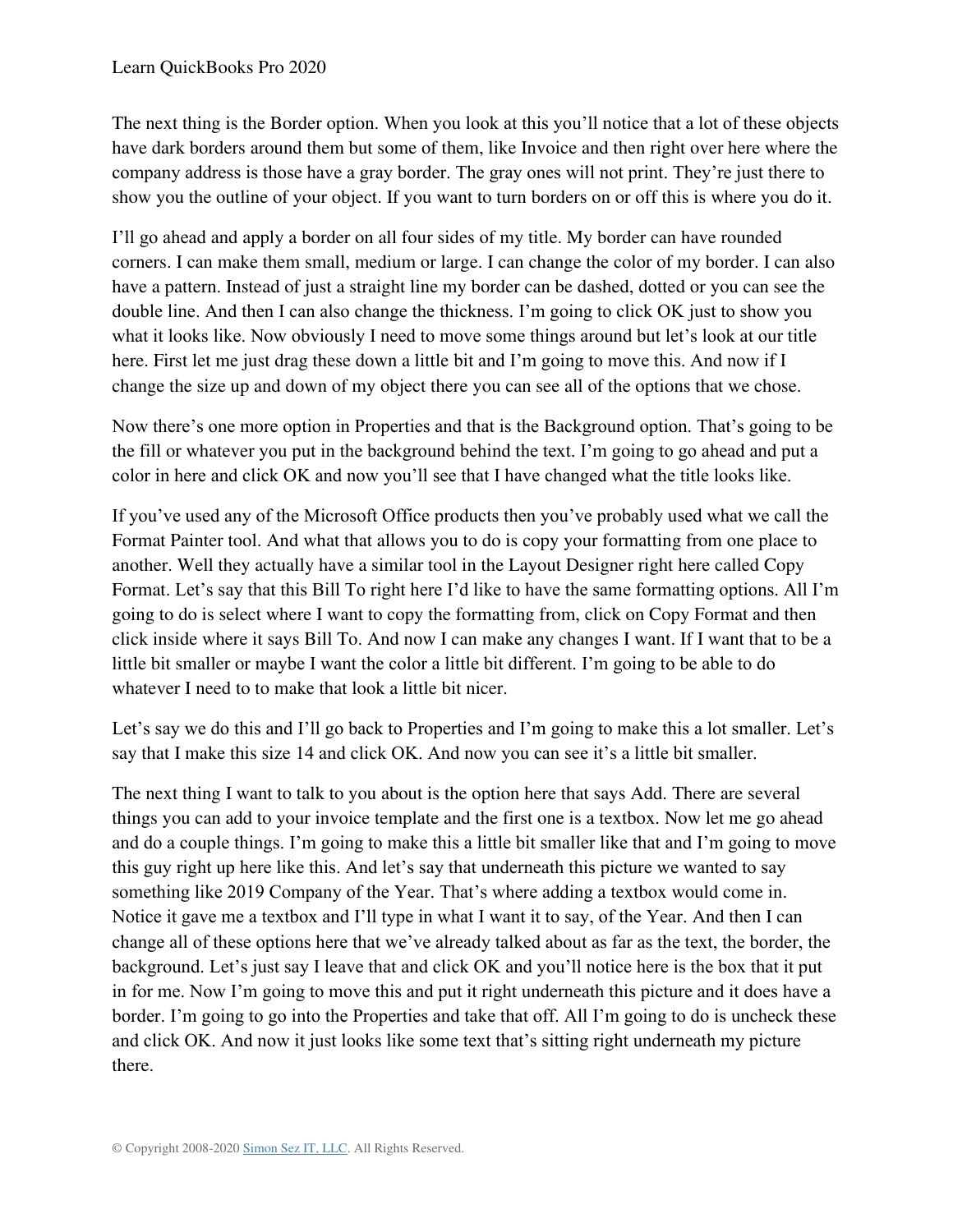The next thing is the Border option. When you look at this you'll notice that a lot of these objects have dark borders around them but some of them, like Invoice and then right over here where the company address is those have a gray border. The gray ones will not print. They're just there to show you the outline of your object. If you want to turn borders on or off this is where you do it.

I'll go ahead and apply a border on all four sides of my title. My border can have rounded corners. I can make them small, medium or large. I can change the color of my border. I can also have a pattern. Instead of just a straight line my border can be dashed, dotted or you can see the double line. And then I can also change the thickness. I'm going to click OK just to show you what it looks like. Now obviously I need to move some things around but let's look at our title here. First let me just drag these down a little bit and I'm going to move this. And now if I change the size up and down of my object there you can see all of the options that we chose.

Now there's one more option in Properties and that is the Background option. That's going to be the fill or whatever you put in the background behind the text. I'm going to go ahead and put a color in here and click OK and now you'll see that I have changed what the title looks like.

If you've used any of the Microsoft Office products then you've probably used what we call the Format Painter tool. And what that allows you to do is copy your formatting from one place to another. Well they actually have a similar tool in the Layout Designer right here called Copy Format. Let's say that this Bill To right here I'd like to have the same formatting options. All I'm going to do is select where I want to copy the formatting from, click on Copy Format and then click inside where it says Bill To. And now I can make any changes I want. If I want that to be a little bit smaller or maybe I want the color a little bit different. I'm going to be able to do whatever I need to to make that look a little bit nicer.

Let's say we do this and I'll go back to Properties and I'm going to make this a lot smaller. Let's say that I make this size 14 and click OK. And now you can see it's a little bit smaller.

The next thing I want to talk to you about is the option here that says Add. There are several things you can add to your invoice template and the first one is a textbox. Now let me go ahead and do a couple things. I'm going to make this a little bit smaller like that and I'm going to move this guy right up here like this. And let's say that underneath this picture we wanted to say something like 2019 Company of the Year. That's where adding a textbox would come in. Notice it gave me a textbox and I'll type in what I want it to say, of the Year. And then I can change all of these options here that we've already talked about as far as the text, the border, the background. Let's just say I leave that and click OK and you'll notice here is the box that it put in for me. Now I'm going to move this and put it right underneath this picture and it does have a border. I'm going to go into the Properties and take that off. All I'm going to do is uncheck these and click OK. And now it just looks like some text that's sitting right underneath my picture there.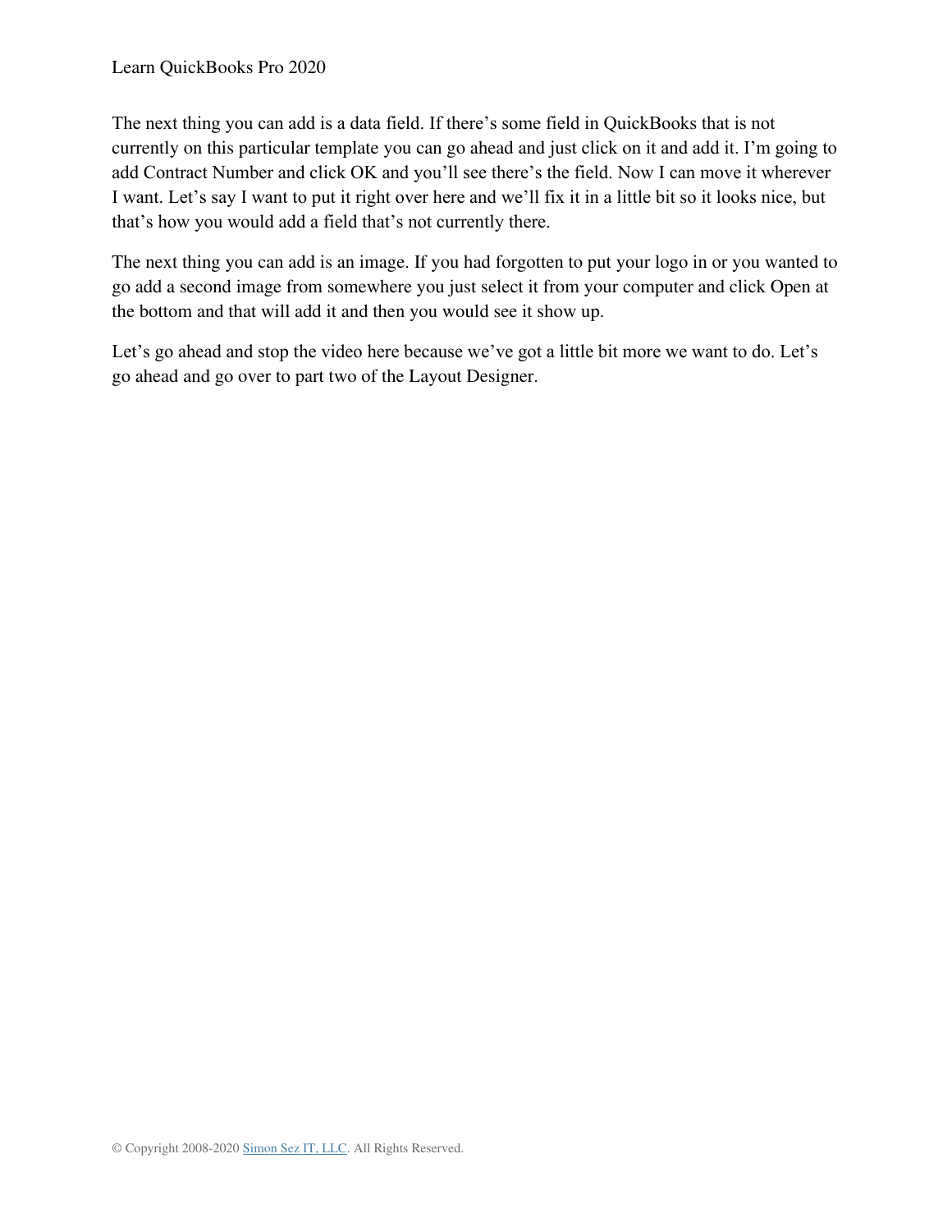The next thing you can add is a data field. If there's some field in QuickBooks that is not currently on this particular template you can go ahead and just click on it and add it. I'm going to add Contract Number and click OK and you'll see there's the field. Now I can move it wherever I want. Let's say I want to put it right over here and we'll fix it in a little bit so it looks nice, but that's how you would add a field that's not currently there.

The next thing you can add is an image. If you had forgotten to put your logo in or you wanted to go add a second image from somewhere you just select it from your computer and click Open at the bottom and that will add it and then you would see it show up.

Let's go ahead and stop the video here because we've got a little bit more we want to do. Let's go ahead and go over to part two of the Layout Designer.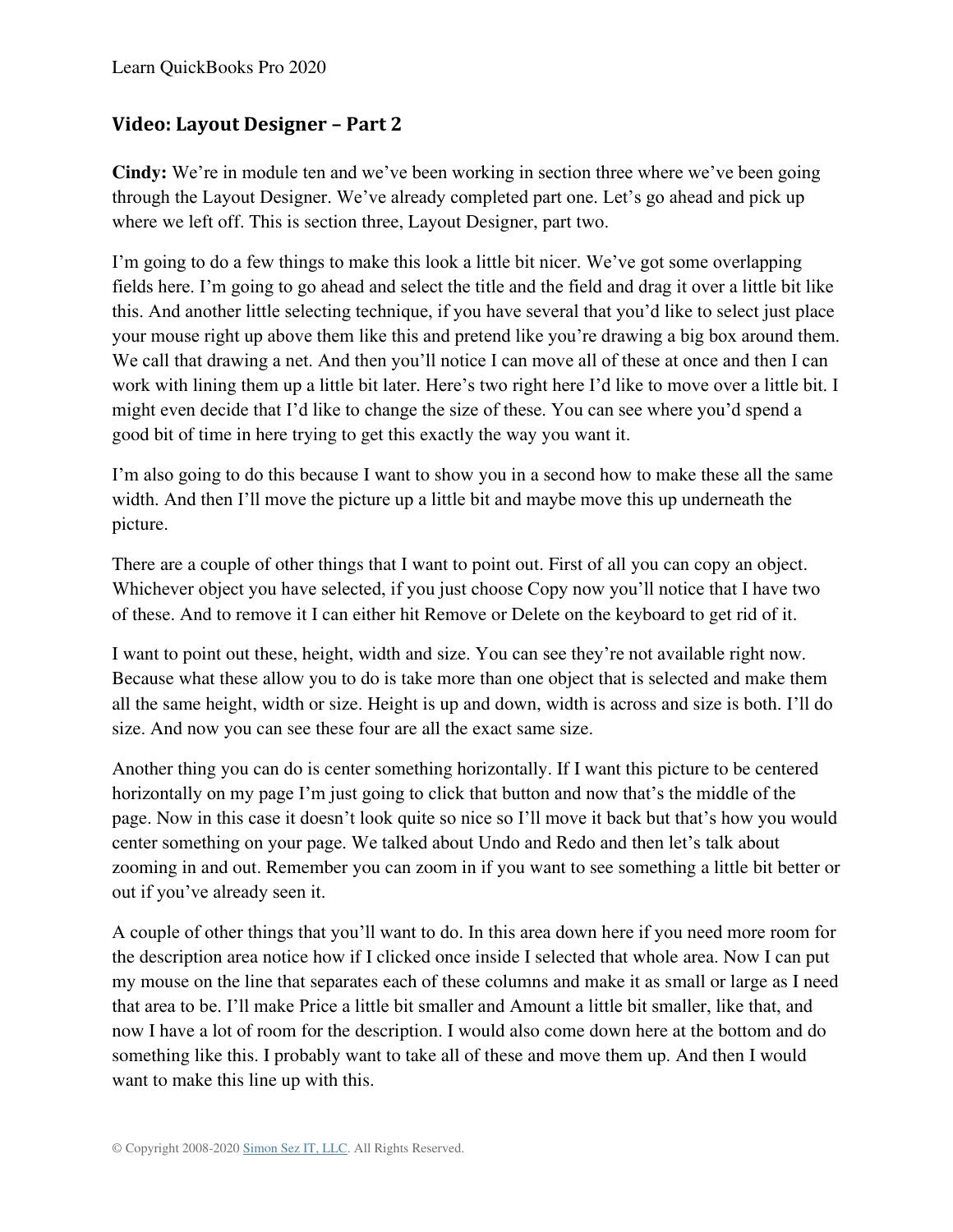## Video: Layout Designer – Part 2

**Cindy:** We're in module ten and we've been working in section three where we've been going through the Layout Designer. We've already completed part one. Let's go ahead and pick up where we left off. This is section three, Layout Designer, part two.

I'm going to do a few things to make this look a little bit nicer. We've got some overlapping fields here. I'm going to go ahead and select the title and the field and drag it over a little bit like this. And another little selecting technique, if you have several that you'd like to select just place your mouse right up above them like this and pretend like you're drawing a big box around them. We call that drawing a net. And then you'll notice I can move all of these at once and then I can work with lining them up a little bit later. Here's two right here I'd like to move over a little bit. I might even decide that I'd like to change the size of these. You can see where you'd spend a good bit of time in here trying to get this exactly the way you want it.

I'm also going to do this because I want to show you in a second how to make these all the same width. And then I'll move the picture up a little bit and maybe move this up underneath the picture.

There are a couple of other things that I want to point out. First of all you can copy an object. Whichever object you have selected, if you just choose Copy now you'll notice that I have two of these. And to remove it I can either hit Remove or Delete on the keyboard to get rid of it.

I want to point out these, height, width and size. You can see they're not available right now. Because what these allow you to do is take more than one object that is selected and make them all the same height, width or size. Height is up and down, width is across and size is both. I'll do size. And now you can see these four are all the exact same size.

Another thing you can do is center something horizontally. If I want this picture to be centered horizontally on my page I'm just going to click that button and now that's the middle of the page. Now in this case it doesn't look quite so nice so I'll move it back but that's how you would center something on your page. We talked about Undo and Redo and then let's talk about zooming in and out. Remember you can zoom in if you want to see something a little bit better or out if you've already seen it.

A couple of other things that you'll want to do. In this area down here if you need more room for the description area notice how if I clicked once inside I selected that whole area. Now I can put my mouse on the line that separates each of these columns and make it as small or large as I need that area to be. I'll make Price a little bit smaller and Amount a little bit smaller, like that, and now I have a lot of room for the description. I would also come down here at the bottom and do something like this. I probably want to take all of these and move them up. And then I would want to make this line up with this.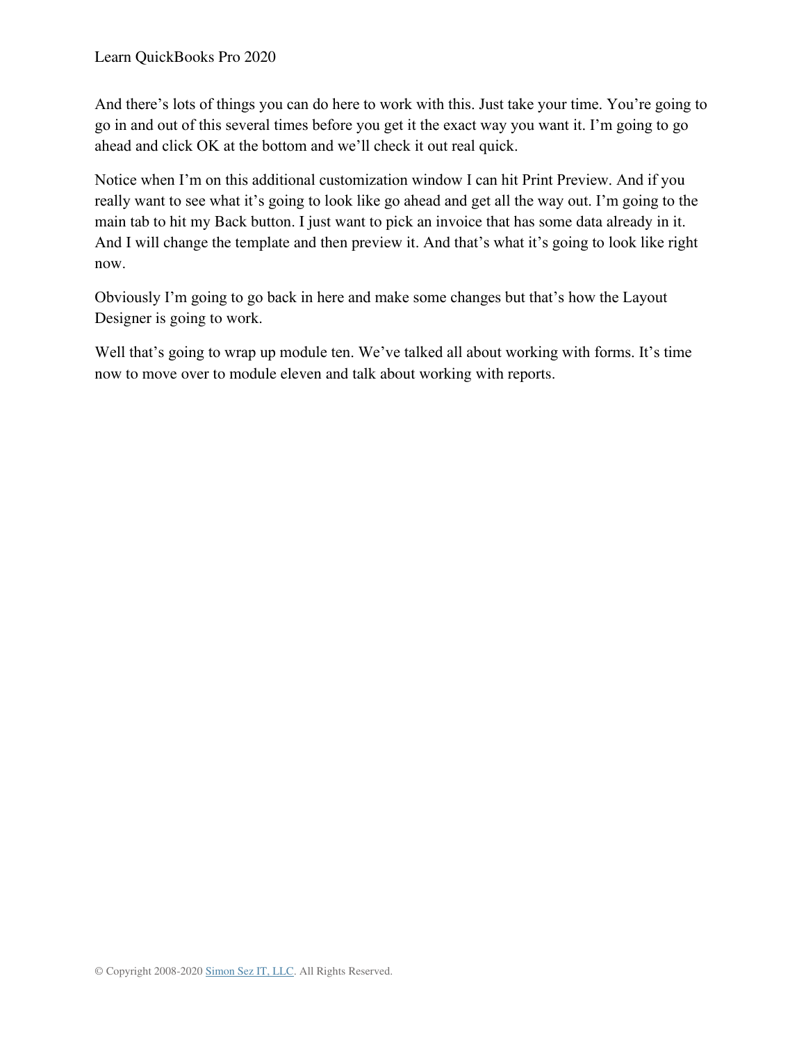And there's lots of things you can do here to work with this. Just take your time. You're going to go in and out of this several times before you get it the exact way you want it. I'm going to go ahead and click OK at the bottom and we'll check it out real quick.

Notice when I'm on this additional customization window I can hit Print Preview. And if you really want to see what it's going to look like go ahead and get all the way out. I'm going to the main tab to hit my Back button. I just want to pick an invoice that has some data already in it. And I will change the template and then preview it. And that's what it's going to look like right now.

Obviously I'm going to go back in here and make some changes but that's how the Layout Designer is going to work.

Well that's going to wrap up module ten. We've talked all about working with forms. It's time now to move over to module eleven and talk about working with reports.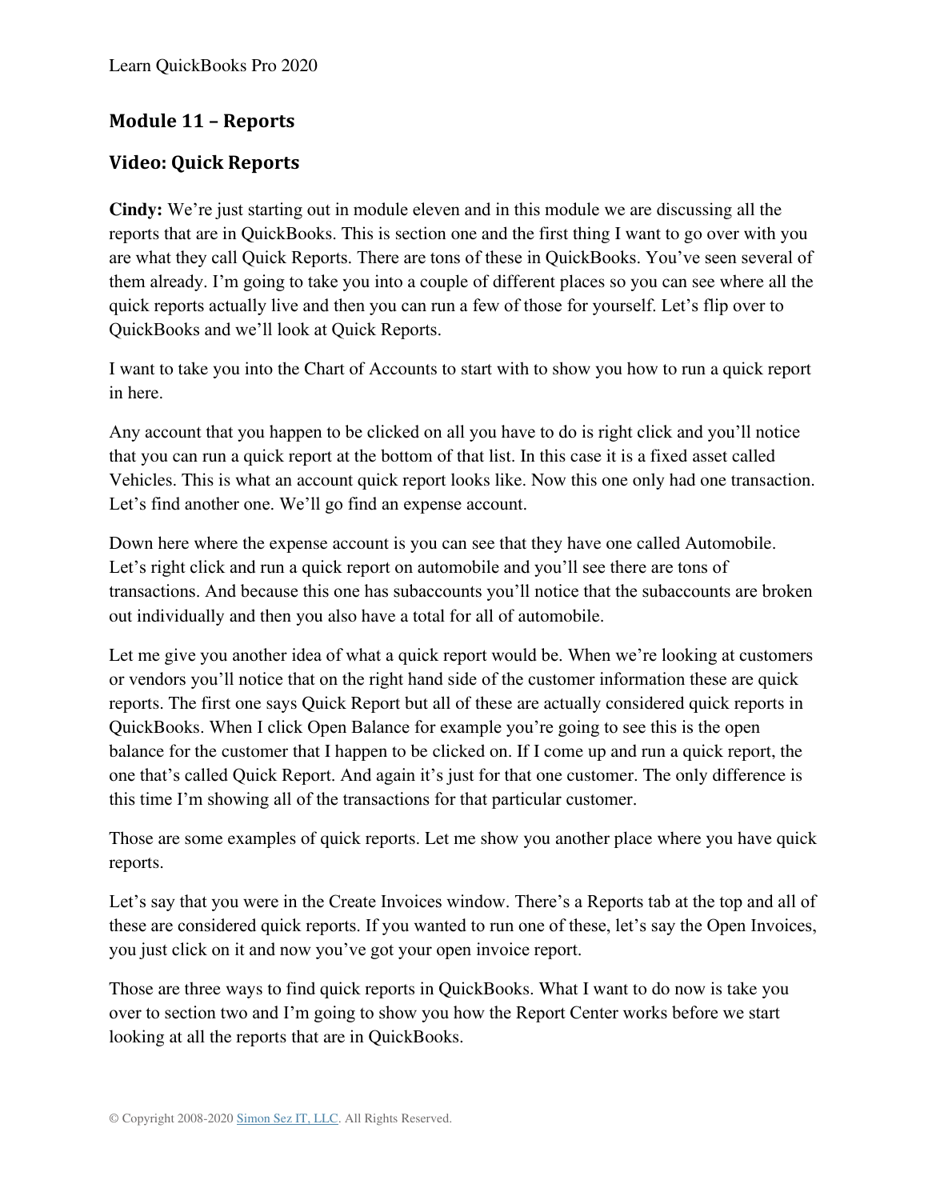## Module 11 – Reports

## Video: Quick Reports

**Cindy:** We're just starting out in module eleven and in this module we are discussing all the reports that are in QuickBooks. This is section one and the first thing I want to go over with you are what they call Quick Reports. There are tons of these in QuickBooks. You've seen several of them already. I'm going to take you into a couple of different places so you can see where all the quick reports actually live and then you can run a few of those for yourself. Let's flip over to QuickBooks and we'll look at Quick Reports.

I want to take you into the Chart of Accounts to start with to show you how to run a quick report in here.

Any account that you happen to be clicked on all you have to do is right click and you'll notice that you can run a quick report at the bottom of that list. In this case it is a fixed asset called Vehicles. This is what an account quick report looks like. Now this one only had one transaction. Let's find another one. We'll go find an expense account.

Down here where the expense account is you can see that they have one called Automobile. Let's right click and run a quick report on automobile and you'll see there are tons of transactions. And because this one has subaccounts you'll notice that the subaccounts are broken out individually and then you also have a total for all of automobile.

Let me give you another idea of what a quick report would be. When we're looking at customers or vendors you'll notice that on the right hand side of the customer information these are quick reports. The first one says Quick Report but all of these are actually considered quick reports in QuickBooks. When I click Open Balance for example you're going to see this is the open balance for the customer that I happen to be clicked on. If I come up and run a quick report, the one that's called Quick Report. And again it's just for that one customer. The only difference is this time I'm showing all of the transactions for that particular customer.

Those are some examples of quick reports. Let me show you another place where you have quick reports.

Let's say that you were in the Create Invoices window. There's a Reports tab at the top and all of these are considered quick reports. If you wanted to run one of these, let's say the Open Invoices, you just click on it and now you've got your open invoice report.

Those are three ways to find quick reports in QuickBooks. What I want to do now is take you over to section two and I'm going to show you how the Report Center works before we start looking at all the reports that are in QuickBooks.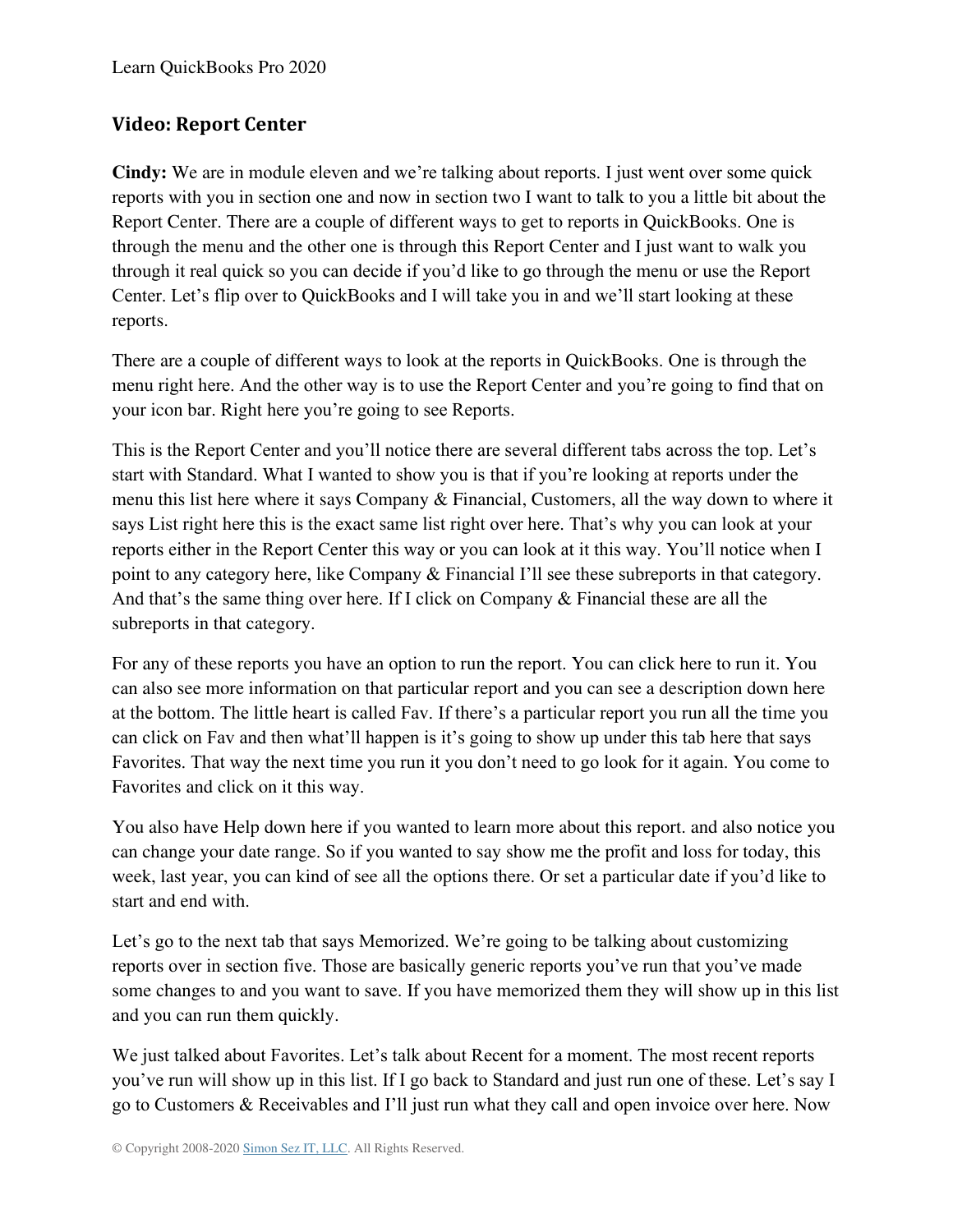## Video: Report Center

**Cindy:** We are in module eleven and we're talking about reports. I just went over some quick reports with you in section one and now in section two I want to talk to you a little bit about the Report Center. There are a couple of different ways to get to reports in QuickBooks. One is through the menu and the other one is through this Report Center and I just want to walk you through it real quick so you can decide if you'd like to go through the menu or use the Report Center. Let's flip over to QuickBooks and I will take you in and we'll start looking at these reports.

There are a couple of different ways to look at the reports in QuickBooks. One is through the menu right here. And the other way is to use the Report Center and you're going to find that on your icon bar. Right here you're going to see Reports.

This is the Report Center and you'll notice there are several different tabs across the top. Let's start with Standard. What I wanted to show you is that if you're looking at reports under the menu this list here where it says Company & Financial, Customers, all the way down to where it says List right here this is the exact same list right over here. That's why you can look at your reports either in the Report Center this way or you can look at it this way. You'll notice when I point to any category here, like Company & Financial I'll see these subreports in that category. And that's the same thing over here. If I click on Company & Financial these are all the subreports in that category.

For any of these reports you have an option to run the report. You can click here to run it. You can also see more information on that particular report and you can see a description down here at the bottom. The little heart is called Fav. If there's a particular report you run all the time you can click on Fav and then what'll happen is it's going to show up under this tab here that says Favorites. That way the next time you run it you don't need to go look for it again. You come to Favorites and click on it this way.

You also have Help down here if you wanted to learn more about this report. and also notice you can change your date range. So if you wanted to say show me the profit and loss for today, this week, last year, you can kind of see all the options there. Or set a particular date if you'd like to start and end with.

Let's go to the next tab that says Memorized. We're going to be talking about customizing reports over in section five. Those are basically generic reports you've run that you've made some changes to and you want to save. If you have memorized them they will show up in this list and you can run them quickly.

We just talked about Favorites. Let's talk about Recent for a moment. The most recent reports you've run will show up in this list. If I go back to Standard and just run one of these. Let's say I go to Customers & Receivables and I'll just run what they call and open invoice over here. Now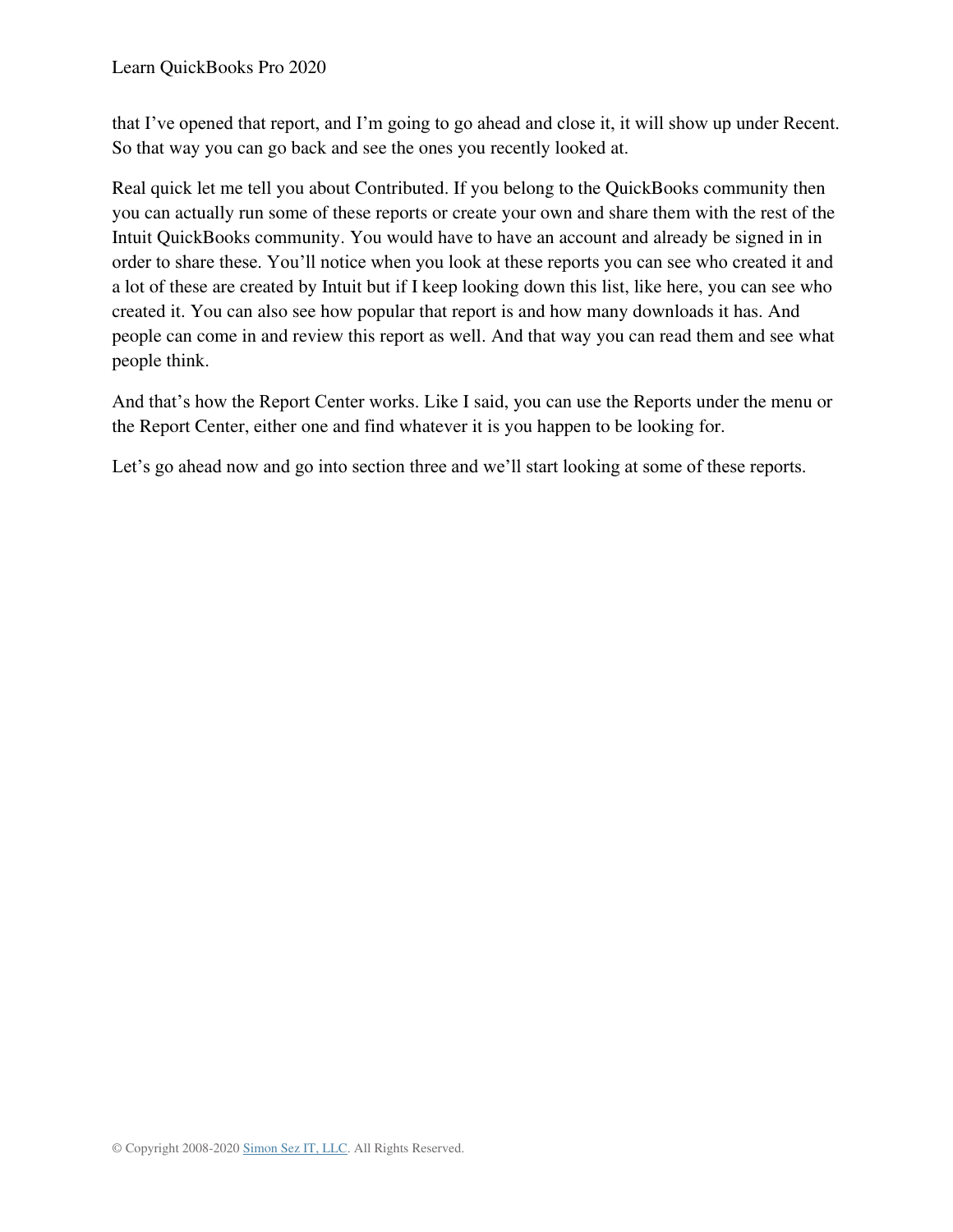that I've opened that report, and I'm going to go ahead and close it, it will show up under Recent. So that way you can go back and see the ones you recently looked at.

Real quick let me tell you about Contributed. If you belong to the QuickBooks community then you can actually run some of these reports or create your own and share them with the rest of the Intuit QuickBooks community. You would have to have an account and already be signed in in order to share these. You'll notice when you look at these reports you can see who created it and a lot of these are created by Intuit but if I keep looking down this list, like here, you can see who created it. You can also see how popular that report is and how many downloads it has. And people can come in and review this report as well. And that way you can read them and see what people think.

And that's how the Report Center works. Like I said, you can use the Reports under the menu or the Report Center, either one and find whatever it is you happen to be looking for.

Let's go ahead now and go into section three and we'll start looking at some of these reports.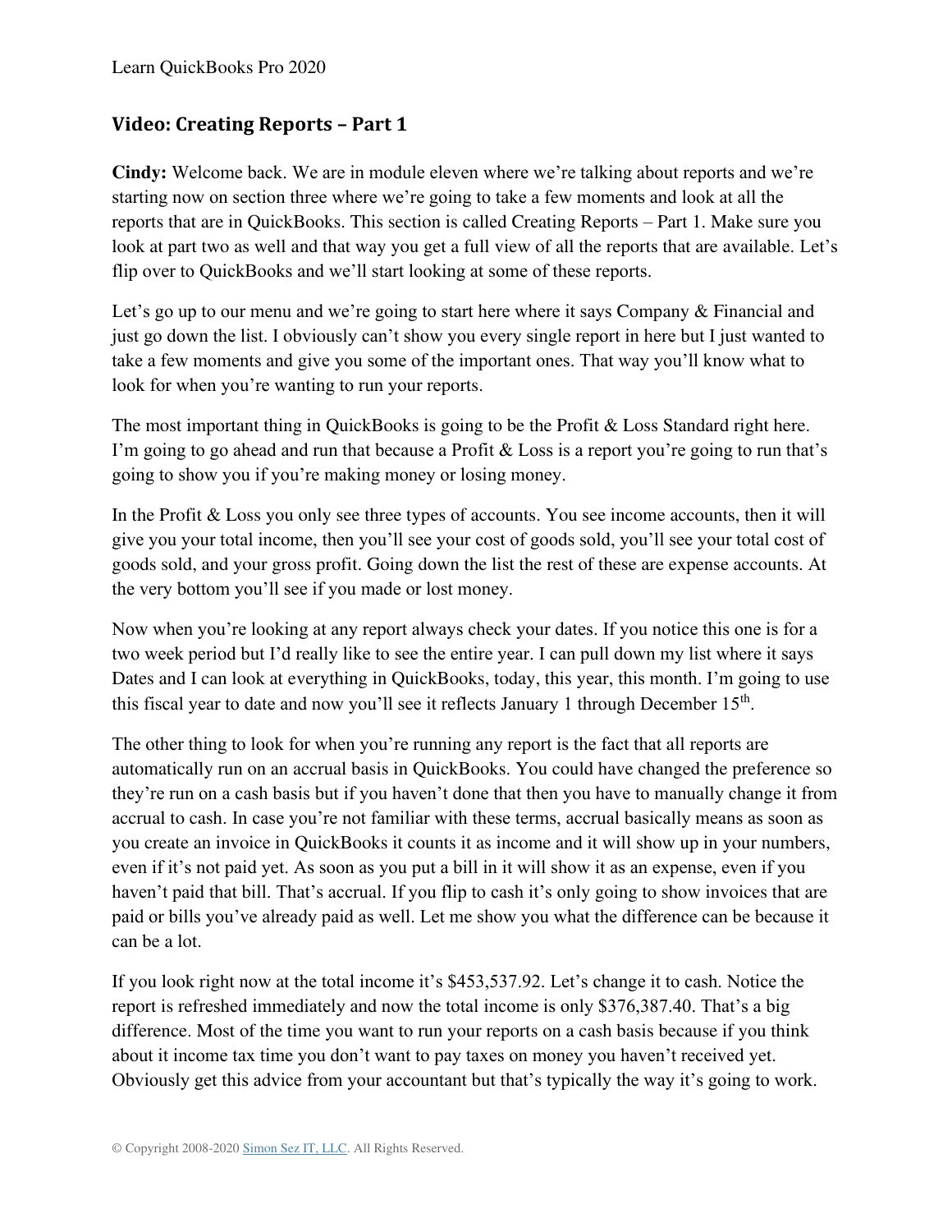## Video: Creating Reports – Part 1

**Cindy:** Welcome back. We are in module eleven where we're talking about reports and we're starting now on section three where we're going to take a few moments and look at all the reports that are in QuickBooks. This section is called Creating Reports – Part 1. Make sure you look at part two as well and that way you get a full view of all the reports that are available. Let's flip over to QuickBooks and we'll start looking at some of these reports.

Let's go up to our menu and we're going to start here where it says Company & Financial and just go down the list. I obviously can't show you every single report in here but I just wanted to take a few moments and give you some of the important ones. That way you'll know what to look for when you're wanting to run your reports.

The most important thing in QuickBooks is going to be the Profit & Loss Standard right here. I'm going to go ahead and run that because a Profit & Loss is a report you're going to run that's going to show you if you're making money or losing money.

In the Profit & Loss you only see three types of accounts. You see income accounts, then it will give you your total income, then you'll see your cost of goods sold, you'll see your total cost of goods sold, and your gross profit. Going down the list the rest of these are expense accounts. At the very bottom you'll see if you made or lost money.

Now when you're looking at any report always check your dates. If you notice this one is for a two week period but I'd really like to see the entire year. I can pull down my list where it says Dates and I can look at everything in QuickBooks, today, this year, this month. I'm going to use this fiscal year to date and now you'll see it reflects January 1 through December 15th.

The other thing to look for when you're running any report is the fact that all reports are automatically run on an accrual basis in QuickBooks. You could have changed the preference so they're run on a cash basis but if you haven't done that then you have to manually change it from accrual to cash. In case you're not familiar with these terms, accrual basically means as soon as you create an invoice in QuickBooks it counts it as income and it will show up in your numbers, even if it's not paid yet. As soon as you put a bill in it will show it as an expense, even if you haven't paid that bill. That's accrual. If you flip to cash it's only going to show invoices that are paid or bills you've already paid as well. Let me show you what the difference can be because it can be a lot.

If you look right now at the total income it's $453,537.92. Let's change it to cash. Notice the report is refreshed immediately and now the total income is only $376,387.40. That's a big difference. Most of the time you want to run your reports on a cash basis because if you think about it income tax time you don't want to pay taxes on money you haven't received yet. Obviously get this advice from your accountant but that's typically the way it's going to work.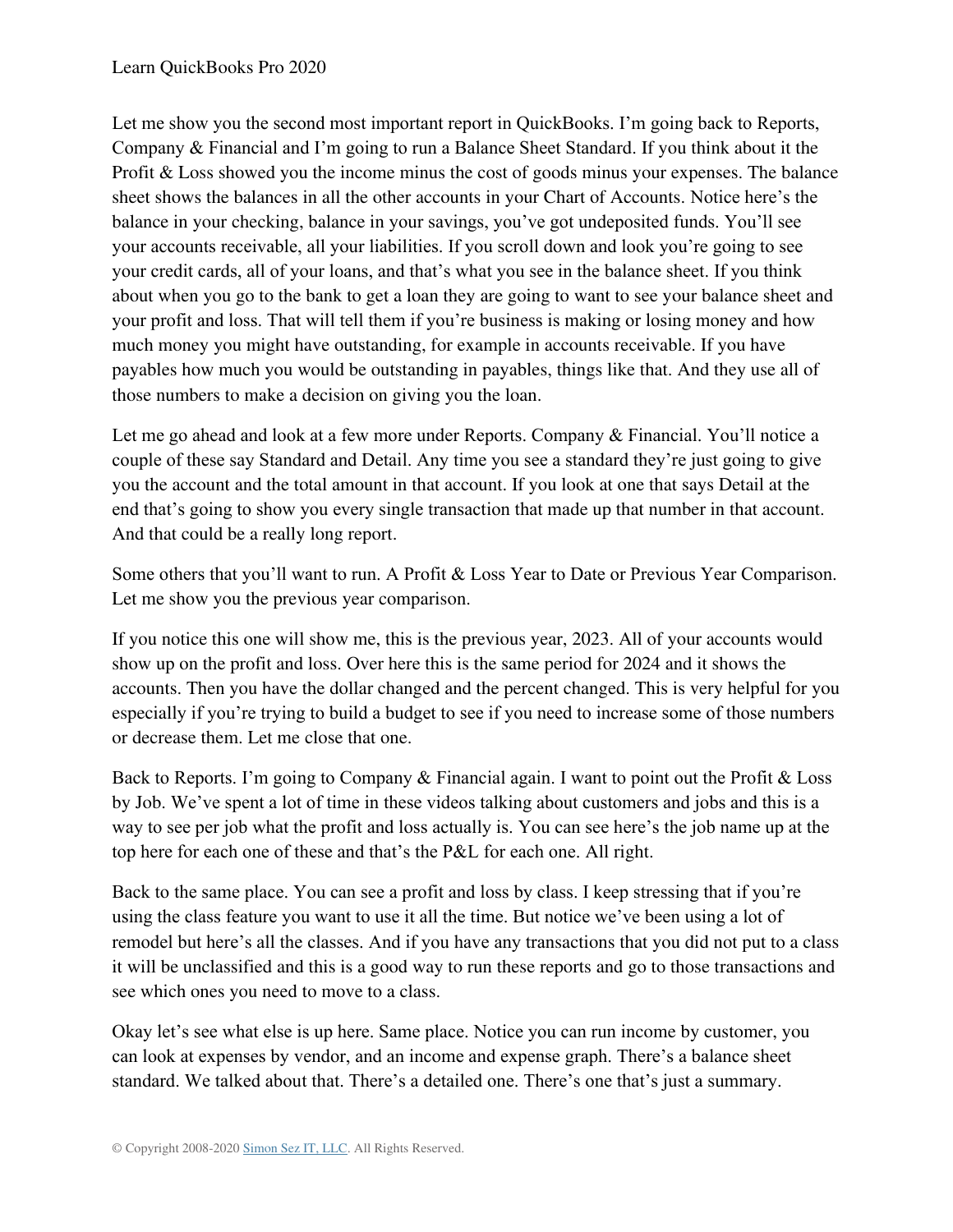Let me show you the second most important report in QuickBooks. I'm going back to Reports, Company & Financial and I'm going to run a Balance Sheet Standard. If you think about it the Profit & Loss showed you the income minus the cost of goods minus your expenses. The balance sheet shows the balances in all the other accounts in your Chart of Accounts. Notice here's the balance in your checking, balance in your savings, you've got undeposited funds. You'll see your accounts receivable, all your liabilities. If you scroll down and look you're going to see your credit cards, all of your loans, and that's what you see in the balance sheet. If you think about when you go to the bank to get a loan they are going to want to see your balance sheet and your profit and loss. That will tell them if you're business is making or losing money and how much money you might have outstanding, for example in accounts receivable. If you have payables how much you would be outstanding in payables, things like that. And they use all of those numbers to make a decision on giving you the loan.

Let me go ahead and look at a few more under Reports. Company & Financial. You'll notice a couple of these say Standard and Detail. Any time you see a standard they're just going to give you the account and the total amount in that account. If you look at one that says Detail at the end that's going to show you every single transaction that made up that number in that account. And that could be a really long report.

Some others that you'll want to run. A Profit & Loss Year to Date or Previous Year Comparison. Let me show you the previous year comparison.

If you notice this one will show me, this is the previous year, 2023. All of your accounts would show up on the profit and loss. Over here this is the same period for 2024 and it shows the accounts. Then you have the dollar changed and the percent changed. This is very helpful for you especially if you're trying to build a budget to see if you need to increase some of those numbers or decrease them. Let me close that one.

Back to Reports. I'm going to Company & Financial again. I want to point out the Profit & Loss by Job. We've spent a lot of time in these videos talking about customers and jobs and this is a way to see per job what the profit and loss actually is. You can see here's the job name up at the top here for each one of these and that's the P&L for each one. All right.

Back to the same place. You can see a profit and loss by class. I keep stressing that if you're using the class feature you want to use it all the time. But notice we've been using a lot of remodel but here's all the classes. And if you have any transactions that you did not put to a class it will be unclassified and this is a good way to run these reports and go to those transactions and see which ones you need to move to a class.

Okay let's see what else is up here. Same place. Notice you can run income by customer, you can look at expenses by vendor, and an income and expense graph. There's a balance sheet standard. We talked about that. There's a detailed one. There's one that's just a summary.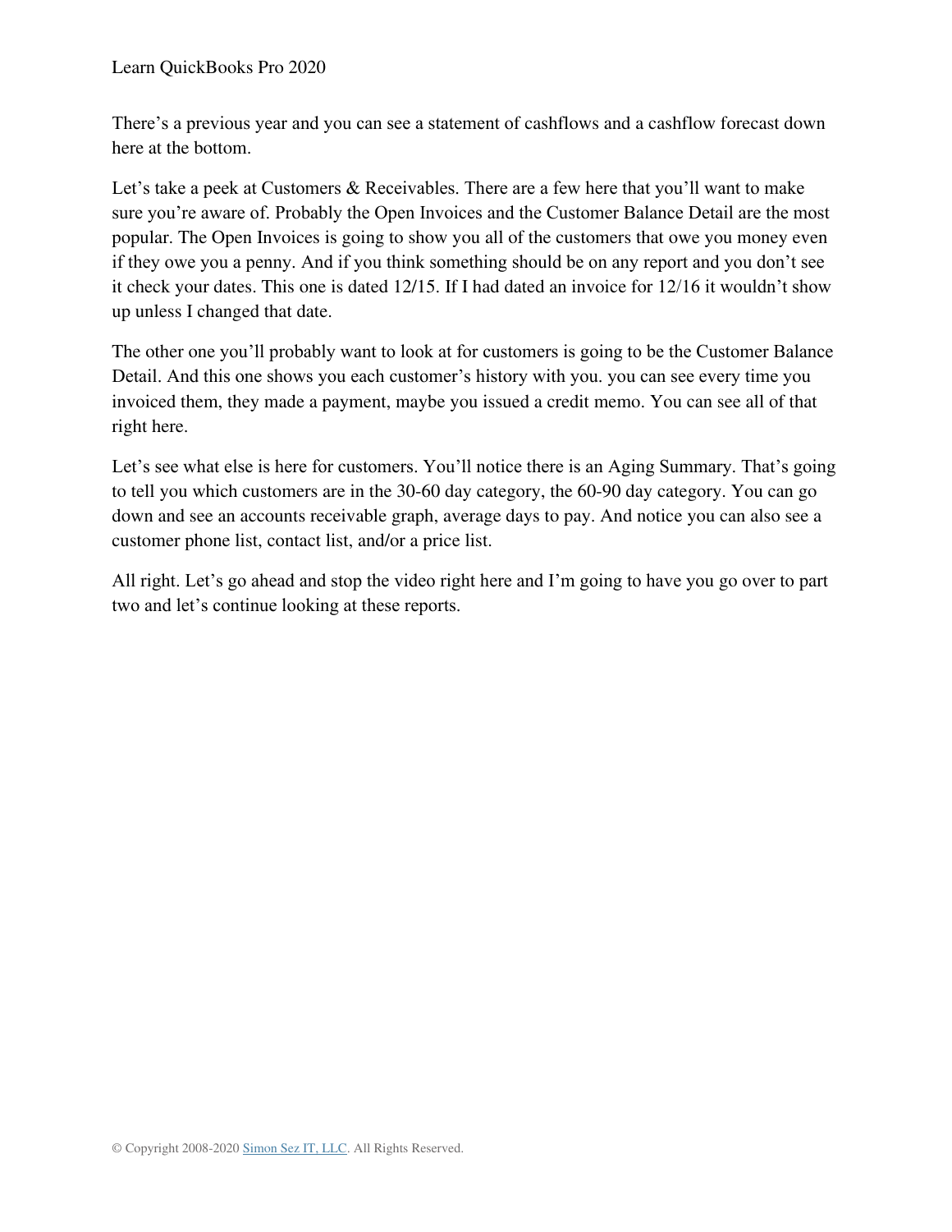There's a previous year and you can see a statement of cashflows and a cashflow forecast down here at the bottom.

Let's take a peek at Customers & Receivables. There are a few here that you'll want to make sure you're aware of. Probably the Open Invoices and the Customer Balance Detail are the most popular. The Open Invoices is going to show you all of the customers that owe you money even if they owe you a penny. And if you think something should be on any report and you don't see it check your dates. This one is dated 12/15. If I had dated an invoice for 12/16 it wouldn't show up unless I changed that date.

The other one you'll probably want to look at for customers is going to be the Customer Balance Detail. And this one shows you each customer's history with you. you can see every time you invoiced them, they made a payment, maybe you issued a credit memo. You can see all of that right here.

Let's see what else is here for customers. You'll notice there is an Aging Summary. That's going to tell you which customers are in the 30-60 day category, the 60-90 day category. You can go down and see an accounts receivable graph, average days to pay. And notice you can also see a customer phone list, contact list, and/or a price list.

All right. Let's go ahead and stop the video right here and I'm going to have you go over to part two and let's continue looking at these reports.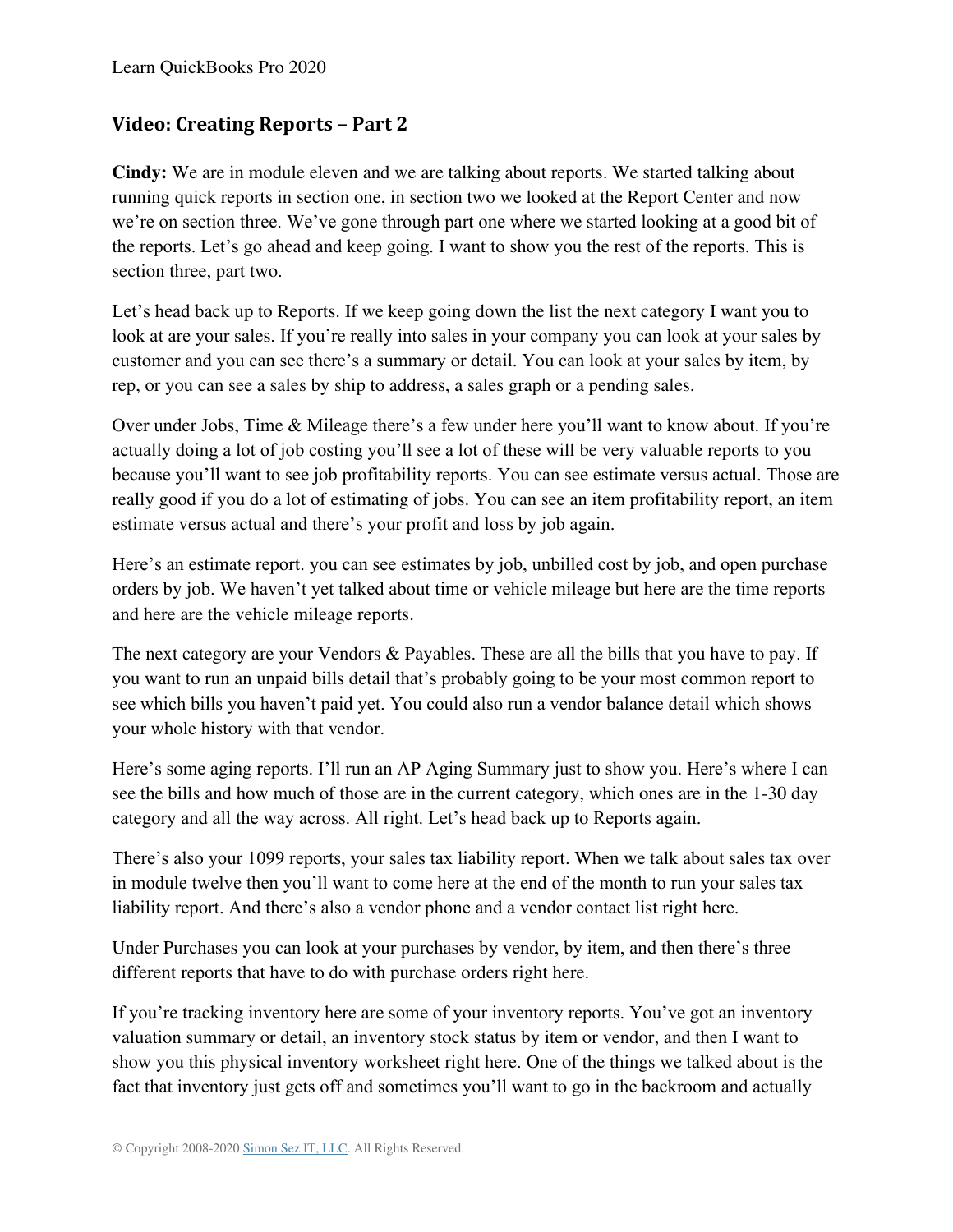## Video: Creating Reports – Part 2

**Cindy:** We are in module eleven and we are talking about reports. We started talking about running quick reports in section one, in section two we looked at the Report Center and now we're on section three. We've gone through part one where we started looking at a good bit of the reports. Let's go ahead and keep going. I want to show you the rest of the reports. This is section three, part two.

Let's head back up to Reports. If we keep going down the list the next category I want you to look at are your sales. If you're really into sales in your company you can look at your sales by customer and you can see there's a summary or detail. You can look at your sales by item, by rep, or you can see a sales by ship to address, a sales graph or a pending sales.

Over under Jobs, Time & Mileage there's a few under here you'll want to know about. If you're actually doing a lot of job costing you'll see a lot of these will be very valuable reports to you because you'll want to see job profitability reports. You can see estimate versus actual. Those are really good if you do a lot of estimating of jobs. You can see an item profitability report, an item estimate versus actual and there's your profit and loss by job again.

Here's an estimate report. you can see estimates by job, unbilled cost by job, and open purchase orders by job. We haven't yet talked about time or vehicle mileage but here are the time reports and here are the vehicle mileage reports.

The next category are your Vendors & Payables. These are all the bills that you have to pay. If you want to run an unpaid bills detail that's probably going to be your most common report to see which bills you haven't paid yet. You could also run a vendor balance detail which shows your whole history with that vendor.

Here's some aging reports. I'll run an AP Aging Summary just to show you. Here's where I can see the bills and how much of those are in the current category, which ones are in the 1-30 day category and all the way across. All right. Let's head back up to Reports again.

There's also your 1099 reports, your sales tax liability report. When we talk about sales tax over in module twelve then you'll want to come here at the end of the month to run your sales tax liability report. And there's also a vendor phone and a vendor contact list right here.

Under Purchases you can look at your purchases by vendor, by item, and then there's three different reports that have to do with purchase orders right here.

If you're tracking inventory here are some of your inventory reports. You've got an inventory valuation summary or detail, an inventory stock status by item or vendor, and then I want to show you this physical inventory worksheet right here. One of the things we talked about is the fact that inventory just gets off and sometimes you'll want to go in the backroom and actually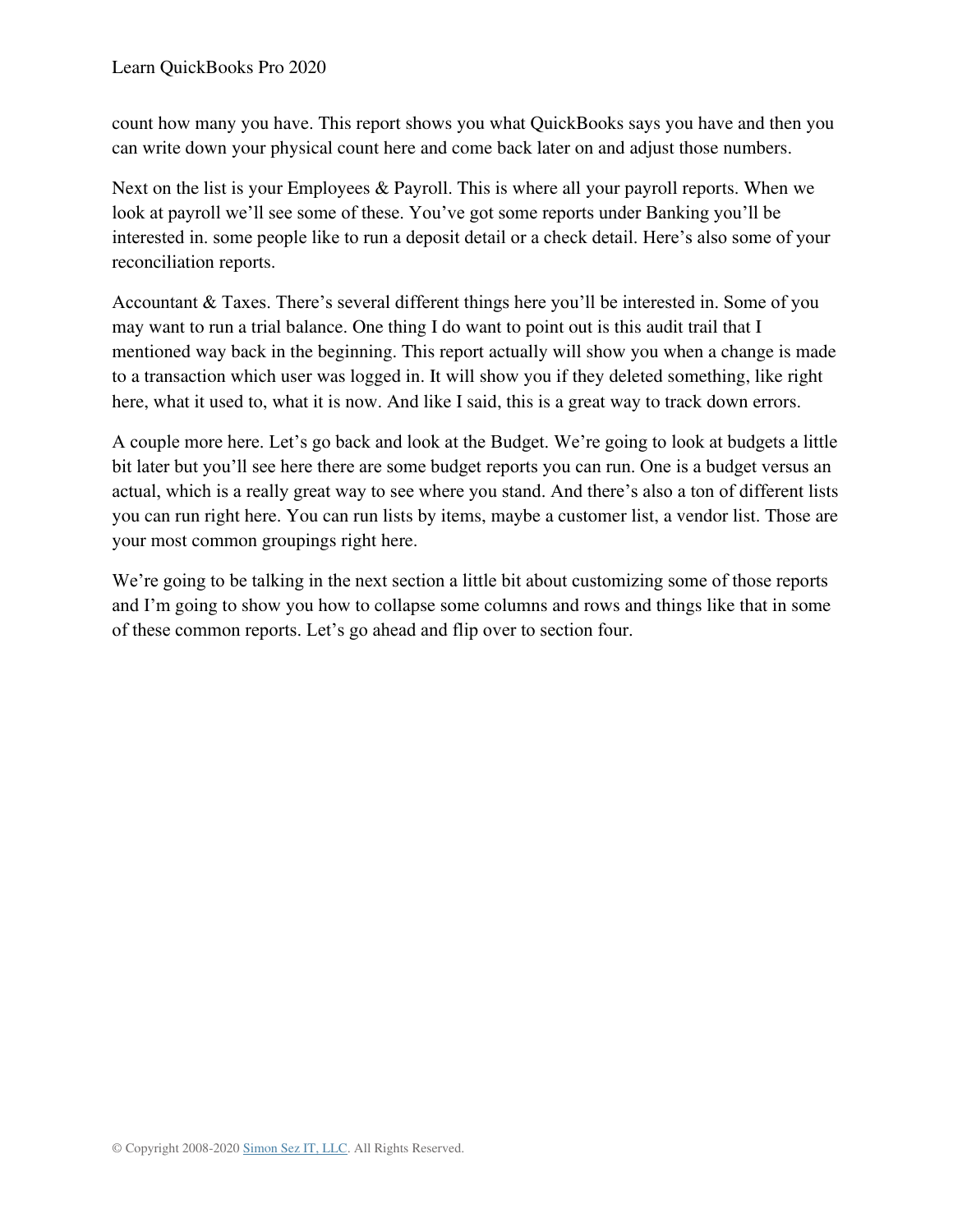count how many you have. This report shows you what QuickBooks says you have and then you can write down your physical count here and come back later on and adjust those numbers.

Next on the list is your Employees & Payroll. This is where all your payroll reports. When we look at payroll we'll see some of these. You've got some reports under Banking you'll be interested in. some people like to run a deposit detail or a check detail. Here's also some of your reconciliation reports.

Accountant & Taxes. There's several different things here you'll be interested in. Some of you may want to run a trial balance. One thing I do want to point out is this audit trail that I mentioned way back in the beginning. This report actually will show you when a change is made to a transaction which user was logged in. It will show you if they deleted something, like right here, what it used to, what it is now. And like I said, this is a great way to track down errors.

A couple more here. Let's go back and look at the Budget. We're going to look at budgets a little bit later but you'll see here there are some budget reports you can run. One is a budget versus an actual, which is a really great way to see where you stand. And there's also a ton of different lists you can run right here. You can run lists by items, maybe a customer list, a vendor list. Those are your most common groupings right here.

We're going to be talking in the next section a little bit about customizing some of those reports and I'm going to show you how to collapse some columns and rows and things like that in some of these common reports. Let's go ahead and flip over to section four.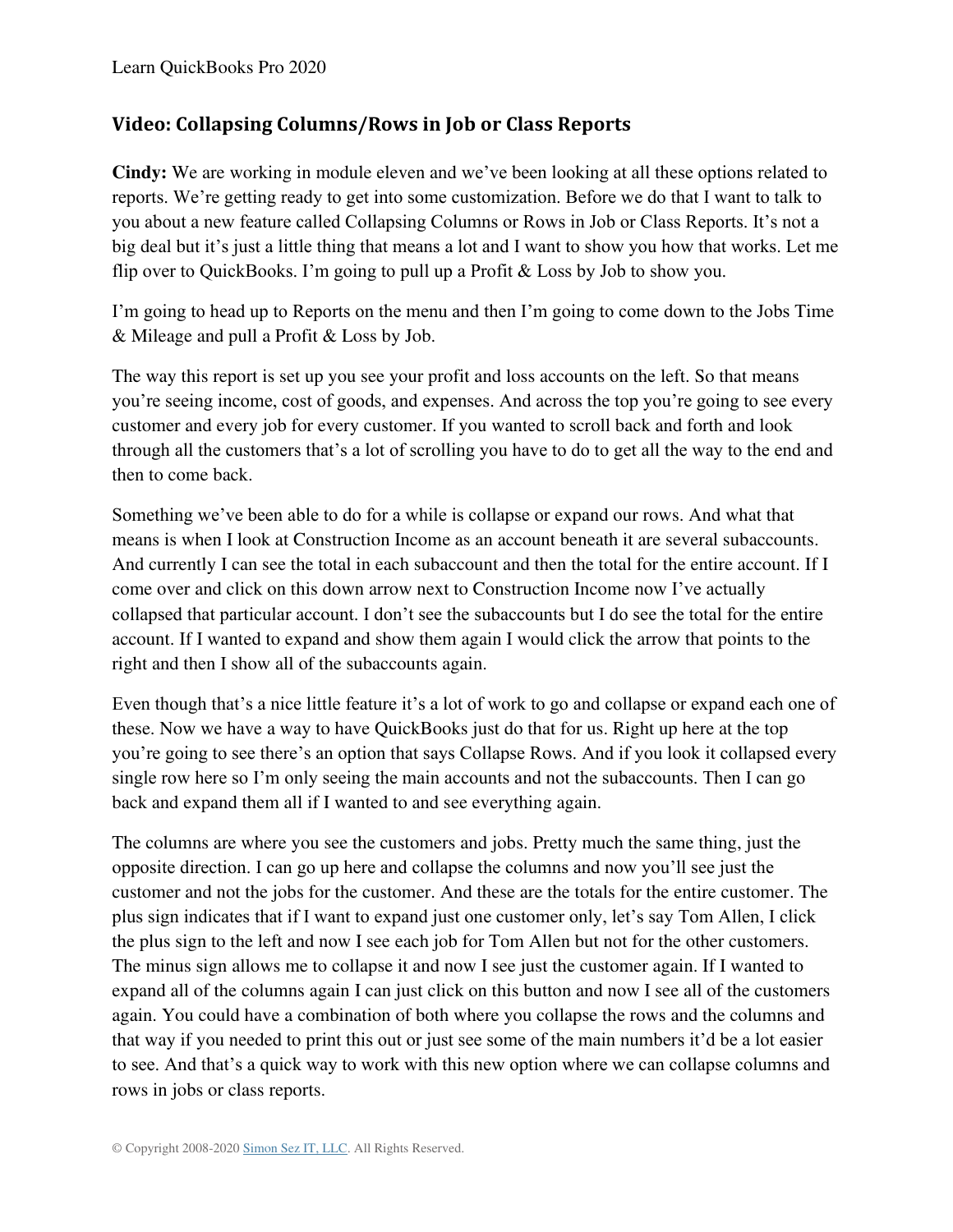## Video: Collapsing Columns/Rows in Job or Class Reports

**Cindy:** We are working in module eleven and we've been looking at all these options related to reports. We're getting ready to get into some customization. Before we do that I want to talk to you about a new feature called Collapsing Columns or Rows in Job or Class Reports. It's not a big deal but it's just a little thing that means a lot and I want to show you how that works. Let me flip over to QuickBooks. I'm going to pull up a Profit & Loss by Job to show you.

I'm going to head up to Reports on the menu and then I'm going to come down to the Jobs Time & Mileage and pull a Profit & Loss by Job.

The way this report is set up you see your profit and loss accounts on the left. So that means you're seeing income, cost of goods, and expenses. And across the top you're going to see every customer and every job for every customer. If you wanted to scroll back and forth and look through all the customers that's a lot of scrolling you have to do to get all the way to the end and then to come back.

Something we've been able to do for a while is collapse or expand our rows. And what that means is when I look at Construction Income as an account beneath it are several subaccounts. And currently I can see the total in each subaccount and then the total for the entire account. If I come over and click on this down arrow next to Construction Income now I've actually collapsed that particular account. I don't see the subaccounts but I do see the total for the entire account. If I wanted to expand and show them again I would click the arrow that points to the right and then I show all of the subaccounts again.

Even though that's a nice little feature it's a lot of work to go and collapse or expand each one of these. Now we have a way to have QuickBooks just do that for us. Right up here at the top you're going to see there's an option that says Collapse Rows. And if you look it collapsed every single row here so I'm only seeing the main accounts and not the subaccounts. Then I can go back and expand them all if I wanted to and see everything again.

The columns are where you see the customers and jobs. Pretty much the same thing, just the opposite direction. I can go up here and collapse the columns and now you'll see just the customer and not the jobs for the customer. And these are the totals for the entire customer. The plus sign indicates that if I want to expand just one customer only, let's say Tom Allen, I click the plus sign to the left and now I see each job for Tom Allen but not for the other customers. The minus sign allows me to collapse it and now I see just the customer again. If I wanted to expand all of the columns again I can just click on this button and now I see all of the customers again. You could have a combination of both where you collapse the rows and the columns and that way if you needed to print this out or just see some of the main numbers it'd be a lot easier to see. And that's a quick way to work with this new option where we can collapse columns and rows in jobs or class reports.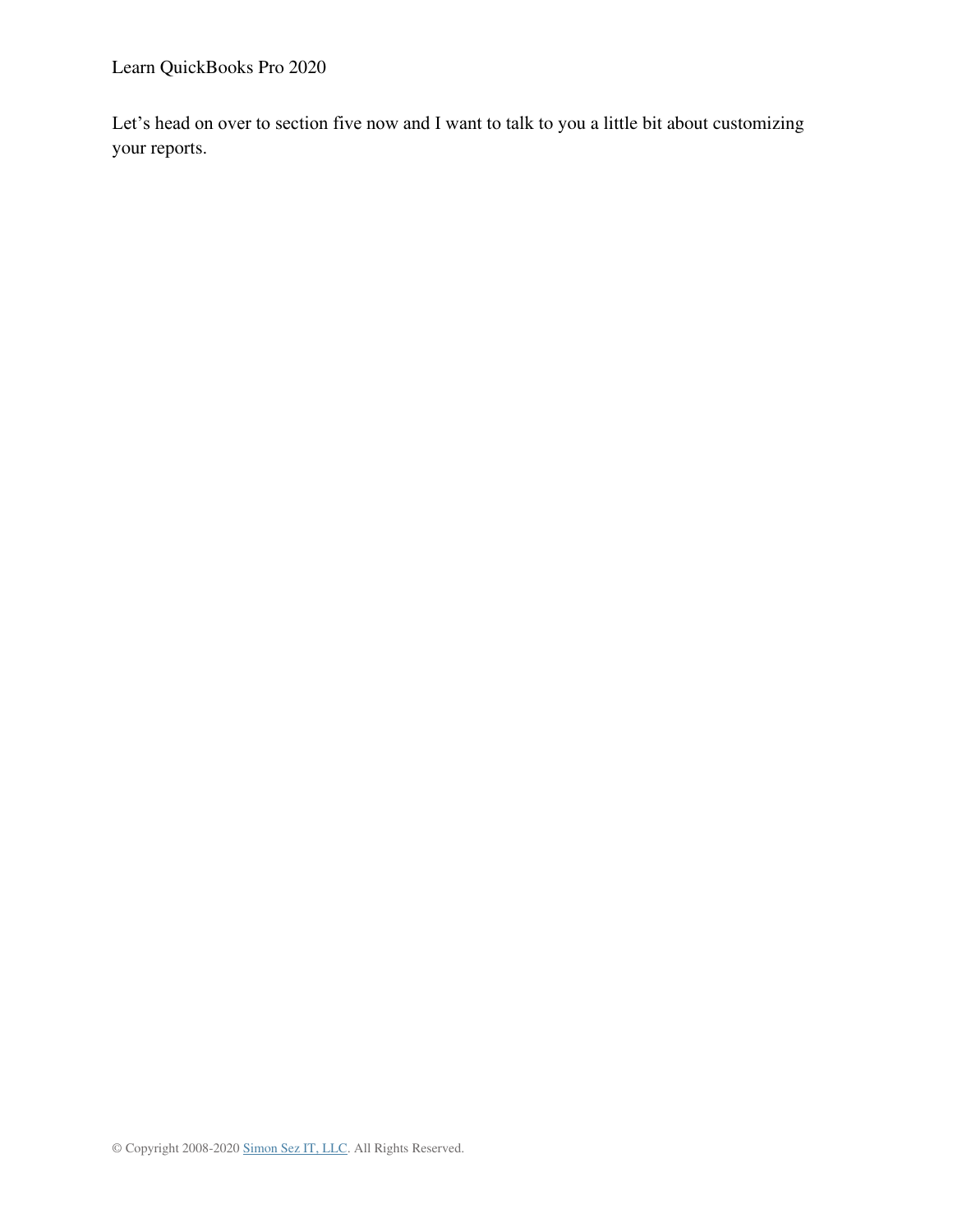Let's head on over to section five now and I want to talk to you a little bit about customizing your reports.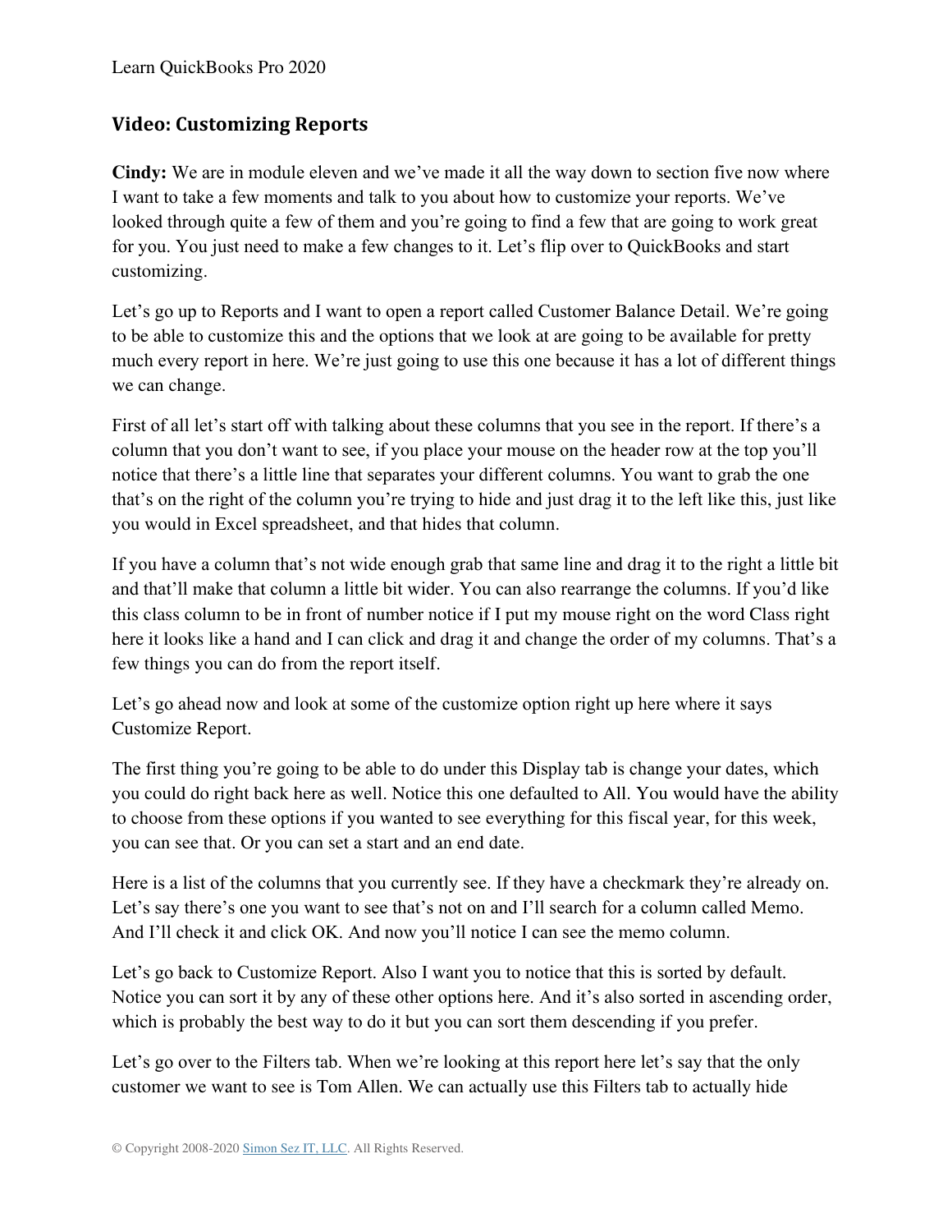## Video: Customizing Reports

**Cindy:** We are in module eleven and we've made it all the way down to section five now where I want to take a few moments and talk to you about how to customize your reports. We've looked through quite a few of them and you're going to find a few that are going to work great for you. You just need to make a few changes to it. Let's flip over to QuickBooks and start customizing.

Let's go up to Reports and I want to open a report called Customer Balance Detail. We're going to be able to customize this and the options that we look at are going to be available for pretty much every report in here. We're just going to use this one because it has a lot of different things we can change.

First of all let's start off with talking about these columns that you see in the report. If there's a column that you don't want to see, if you place your mouse on the header row at the top you'll notice that there's a little line that separates your different columns. You want to grab the one that's on the right of the column you're trying to hide and just drag it to the left like this, just like you would in Excel spreadsheet, and that hides that column.

If you have a column that's not wide enough grab that same line and drag it to the right a little bit and that'll make that column a little bit wider. You can also rearrange the columns. If you'd like this class column to be in front of number notice if I put my mouse right on the word Class right here it looks like a hand and I can click and drag it and change the order of my columns. That's a few things you can do from the report itself.

Let's go ahead now and look at some of the customize option right up here where it says Customize Report.

The first thing you're going to be able to do under this Display tab is change your dates, which you could do right back here as well. Notice this one defaulted to All. You would have the ability to choose from these options if you wanted to see everything for this fiscal year, for this week, you can see that. Or you can set a start and an end date.

Here is a list of the columns that you currently see. If they have a checkmark they're already on. Let's say there's one you want to see that's not on and I'll search for a column called Memo. And I'll check it and click OK. And now you'll notice I can see the memo column.

Let's go back to Customize Report. Also I want you to notice that this is sorted by default. Notice you can sort it by any of these other options here. And it's also sorted in ascending order, which is probably the best way to do it but you can sort them descending if you prefer.

Let's go over to the Filters tab. When we're looking at this report here let's say that the only customer we want to see is Tom Allen. We can actually use this Filters tab to actually hide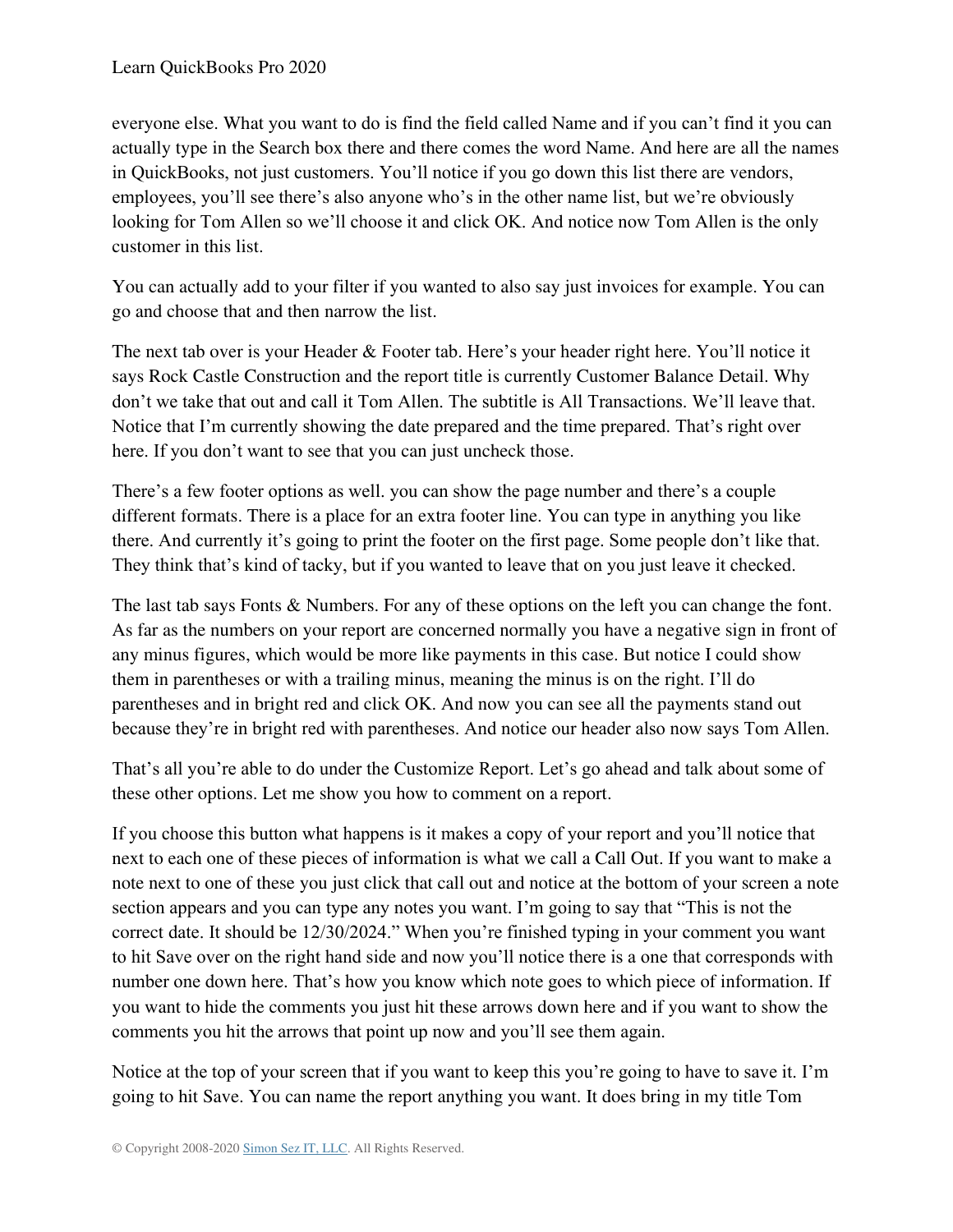everyone else. What you want to do is find the field called Name and if you can't find it you can actually type in the Search box there and there comes the word Name. And here are all the names in QuickBooks, not just customers. You'll notice if you go down this list there are vendors, employees, you'll see there's also anyone who's in the other name list, but we're obviously looking for Tom Allen so we'll choose it and click OK. And notice now Tom Allen is the only customer in this list.

You can actually add to your filter if you wanted to also say just invoices for example. You can go and choose that and then narrow the list.

The next tab over is your Header & Footer tab. Here's your header right here. You'll notice it says Rock Castle Construction and the report title is currently Customer Balance Detail. Why don't we take that out and call it Tom Allen. The subtitle is All Transactions. We'll leave that. Notice that I'm currently showing the date prepared and the time prepared. That's right over here. If you don't want to see that you can just uncheck those.

There's a few footer options as well. you can show the page number and there's a couple different formats. There is a place for an extra footer line. You can type in anything you like there. And currently it's going to print the footer on the first page. Some people don't like that. They think that's kind of tacky, but if you wanted to leave that on you just leave it checked.

The last tab says Fonts & Numbers. For any of these options on the left you can change the font. As far as the numbers on your report are concerned normally you have a negative sign in front of any minus figures, which would be more like payments in this case. But notice I could show them in parentheses or with a trailing minus, meaning the minus is on the right. I'll do parentheses and in bright red and click OK. And now you can see all the payments stand out because they're in bright red with parentheses. And notice our header also now says Tom Allen.

That's all you're able to do under the Customize Report. Let's go ahead and talk about some of these other options. Let me show you how to comment on a report.

If you choose this button what happens is it makes a copy of your report and you'll notice that next to each one of these pieces of information is what we call a Call Out. If you want to make a note next to one of these you just click that call out and notice at the bottom of your screen a note section appears and you can type any notes you want. I'm going to say that "This is not the correct date. It should be 12/30/2024." When you're finished typing in your comment you want to hit Save over on the right hand side and now you'll notice there is a one that corresponds with number one down here. That's how you know which note goes to which piece of information. If you want to hide the comments you just hit these arrows down here and if you want to show the comments you hit the arrows that point up now and you'll see them again.

Notice at the top of your screen that if you want to keep this you're going to have to save it. I'm going to hit Save. You can name the report anything you want. It does bring in my title Tom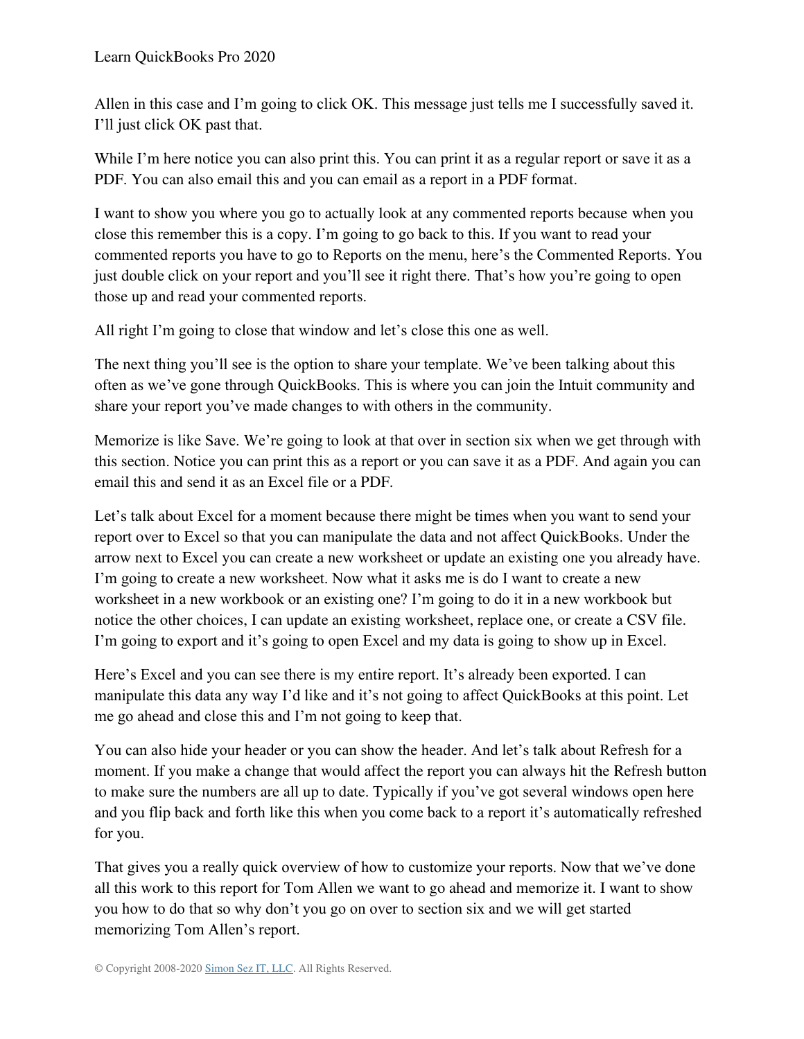Allen in this case and I'm going to click OK. This message just tells me I successfully saved it. I'll just click OK past that.

While I'm here notice you can also print this. You can print it as a regular report or save it as a PDF. You can also email this and you can email as a report in a PDF format.

I want to show you where you go to actually look at any commented reports because when you close this remember this is a copy. I'm going to go back to this. If you want to read your commented reports you have to go to Reports on the menu, here's the Commented Reports. You just double click on your report and you'll see it right there. That's how you're going to open those up and read your commented reports.

All right I'm going to close that window and let's close this one as well.

The next thing you'll see is the option to share your template. We've been talking about this often as we've gone through QuickBooks. This is where you can join the Intuit community and share your report you've made changes to with others in the community.

Memorize is like Save. We're going to look at that over in section six when we get through with this section. Notice you can print this as a report or you can save it as a PDF. And again you can email this and send it as an Excel file or a PDF.

Let's talk about Excel for a moment because there might be times when you want to send your report over to Excel so that you can manipulate the data and not affect QuickBooks. Under the arrow next to Excel you can create a new worksheet or update an existing one you already have. I'm going to create a new worksheet. Now what it asks me is do I want to create a new worksheet in a new workbook or an existing one? I'm going to do it in a new workbook but notice the other choices, I can update an existing worksheet, replace one, or create a CSV file. I'm going to export and it's going to open Excel and my data is going to show up in Excel.

Here's Excel and you can see there is my entire report. It's already been exported. I can manipulate this data any way I'd like and it's not going to affect QuickBooks at this point. Let me go ahead and close this and I'm not going to keep that.

You can also hide your header or you can show the header. And let's talk about Refresh for a moment. If you make a change that would affect the report you can always hit the Refresh button to make sure the numbers are all up to date. Typically if you've got several windows open here and you flip back and forth like this when you come back to a report it's automatically refreshed for you.

That gives you a really quick overview of how to customize your reports. Now that we've done all this work to this report for Tom Allen we want to go ahead and memorize it. I want to show you how to do that so why don't you go on over to section six and we will get started memorizing Tom Allen's report.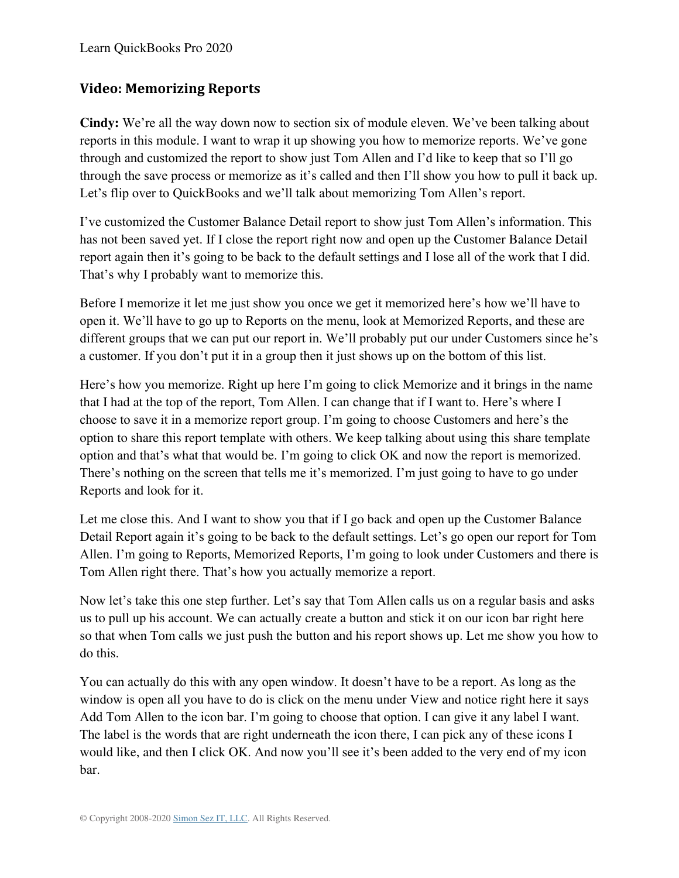## Video: Memorizing Reports

**Cindy:** We're all the way down now to section six of module eleven. We've been talking about reports in this module. I want to wrap it up showing you how to memorize reports. We've gone through and customized the report to show just Tom Allen and I'd like to keep that so I'll go through the save process or memorize as it's called and then I'll show you how to pull it back up. Let's flip over to QuickBooks and we'll talk about memorizing Tom Allen's report.

I've customized the Customer Balance Detail report to show just Tom Allen's information. This has not been saved yet. If I close the report right now and open up the Customer Balance Detail report again then it's going to be back to the default settings and I lose all of the work that I did. That's why I probably want to memorize this.

Before I memorize it let me just show you once we get it memorized here's how we'll have to open it. We'll have to go up to Reports on the menu, look at Memorized Reports, and these are different groups that we can put our report in. We'll probably put our under Customers since he's a customer. If you don't put it in a group then it just shows up on the bottom of this list.

Here's how you memorize. Right up here I'm going to click Memorize and it brings in the name that I had at the top of the report, Tom Allen. I can change that if I want to. Here's where I choose to save it in a memorize report group. I'm going to choose Customers and here's the option to share this report template with others. We keep talking about using this share template option and that's what that would be. I'm going to click OK and now the report is memorized. There's nothing on the screen that tells me it's memorized. I'm just going to have to go under Reports and look for it.

Let me close this. And I want to show you that if I go back and open up the Customer Balance Detail Report again it's going to be back to the default settings. Let's go open our report for Tom Allen. I'm going to Reports, Memorized Reports, I'm going to look under Customers and there is Tom Allen right there. That's how you actually memorize a report.

Now let's take this one step further. Let's say that Tom Allen calls us on a regular basis and asks us to pull up his account. We can actually create a button and stick it on our icon bar right here so that when Tom calls we just push the button and his report shows up. Let me show how to do this.

You can actually do this with any open window. It doesn't have to be a report. As long as the window is open all you have to do is click on the menu under View and notice right here it says Add Tom Allen to the icon bar. I'm going to choose that option. I can give it any label I want. The label is the words that are right underneath the icon there, I can pick any of these icons I would like, and then I click OK. And now you'll see it's been added to the very end of my icon bar.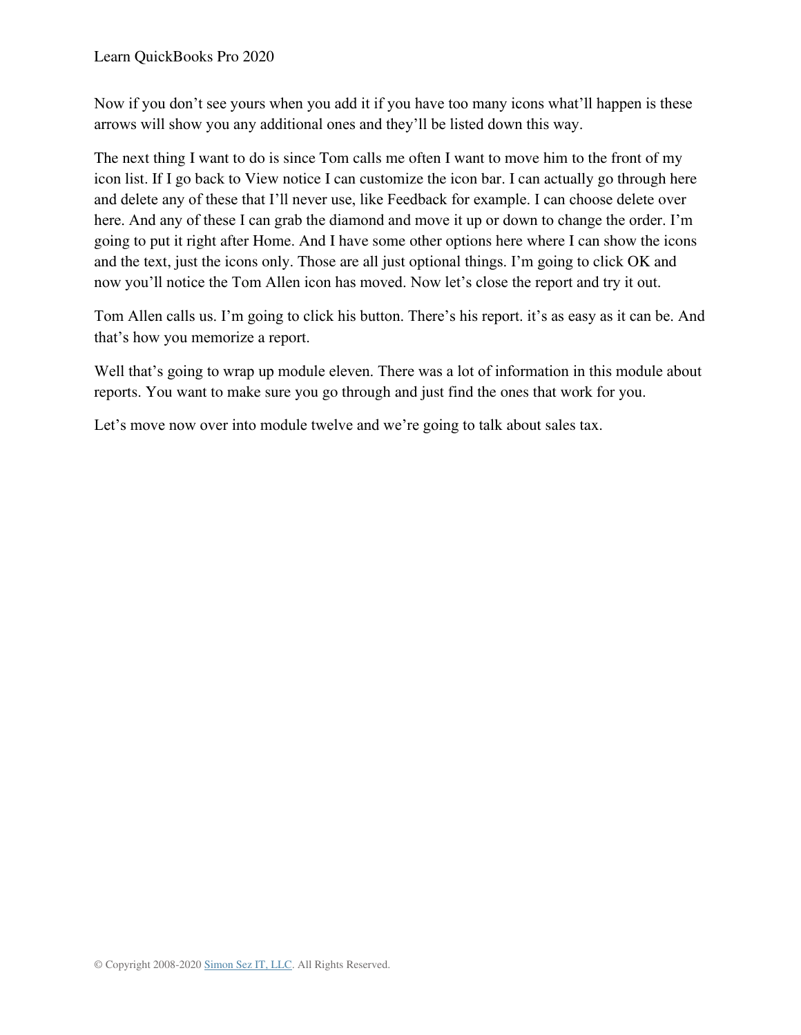Now if you don't see yours when you add it if you have too many icons what'll happen is these arrows will show you any additional ones and they'll be listed down this way.

The next thing I want to do is since Tom calls me often I want to move him to the front of my icon list. If I go back to View notice I can customize the icon bar. I can actually go through here and delete any of these that I'll never use, like Feedback for example. I can choose delete over here. And any of these I can grab the diamond and move it up or down to change the order. I'm going to put it right after Home. And I have some other options here where I can show the icons and the text, just the icons only. Those are all just optional things. I'm going to click OK and now you'll notice the Tom Allen icon has moved. Now let's close the report and try it out.

Tom Allen calls us. I'm going to click his button. There's his report. it's as easy as it can be. And that's how you memorize a report.

Well that's going to wrap up module eleven. There was a lot of information in this module about reports. You want to make sure you go through and just find the ones that work for you.

Let's move now over into module twelve and we're going to talk about sales tax.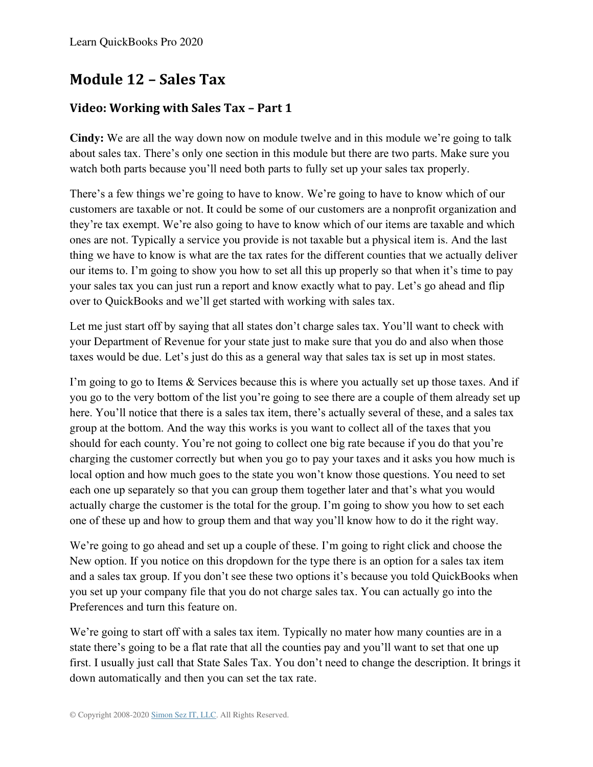## Module 12 – Sales Tax

### Video: Working with Sales Tax – Part 1

**Cindy:** We are all the way down now on module twelve and in this module we're going to talk about sales tax. There's only one section in this module but there are two parts. Make sure you watch both parts because you'll need both parts to fully set up your sales tax properly.

There's a few things we're going to have to know. We're going to have to know which of our customers are taxable or not. It could be some of our customers are a nonprofit organization and they're tax exempt. We're also going to have to know which of our items are taxable and which ones are not. Typically a service you provide is not taxable but a physical item is. And the last thing we have to know is what are the tax rates for the different counties that we actually deliver our items to. I'm going to show you how to set all this up properly so that when it's time to pay your sales tax you can just run a report and know exactly what to pay. Let's go ahead and flip over to QuickBooks and we'll get started with working with sales tax.

Let me just start off by saying that all states don't charge sales tax. You'll want to check with your Department of Revenue for your state just to make sure that you do and also when those taxes would be due. Let's just do this as a general way that sales tax is set up in most states.

I'm going to go to Items & Services because this is where you actually set up those taxes. And if you go to the very bottom of the list you're going to see there are a couple of them already set up here. You'll notice that there is a sales tax item, there's actually several of these, and a sales tax group at the bottom. And the way this works is you want to collect all of the taxes that you should for each county. You're not going to collect one big rate because if you do that you're charging the customer correctly but when you go to pay your taxes and it asks you how much is local option and how much goes to the state you won't know those questions. You need to set each one up separately so that you can group them together later and that's what you would actually charge the customer is the total for the group. I'm going to show you how to set each one of these up and how to group them and that way you'll know how to do it the right way.

We're going to go ahead and set up a couple of these. I'm going to right click and choose the New option. If you notice on this dropdown for the type there is an option for a sales tax item and a sales tax group. If you don't see these two options it's because you told QuickBooks when you set up your company file that you do not charge sales tax. You can actually go into the Preferences and turn this feature on.

We're going to start off with a sales tax item. Typically no mater how many counties are in a state there's going to be a flat rate that all the counties pay and you'll want to set that one up first. I usually just call that State Sales Tax. You don't need to change the description. It brings it down automatically and then you can set the tax rate.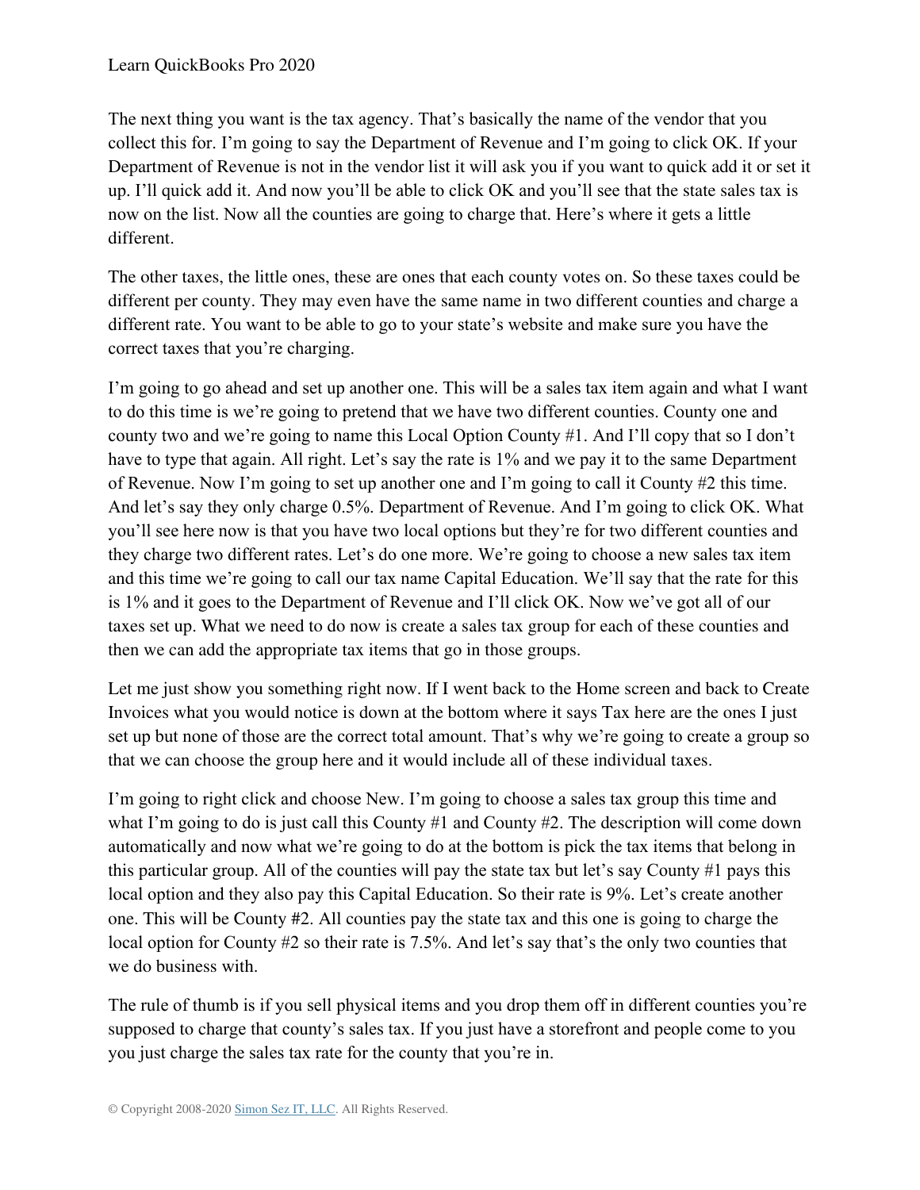The next thing you want is the tax agency. That's basically the name of the vendor that you collect this for. I'm going to say the Department of Revenue and I'm going to click OK. If your Department of Revenue is not in the vendor list it will ask you if you want to quick add it or set it up. I'll quick add it. And now you'll be able to click OK and you'll see that the state sales tax is now on the list. Now all the counties are going to charge that. Here's where it gets a little different.

The other taxes, the little ones, these are ones that each county votes on. So these taxes could be different per county. They may even have the same name in two different counties and charge a different rate. You want to be able to go to your state's website and make sure you have the correct taxes that you're charging.

I'm going to go ahead and set up another one. This will be a sales tax item again and what I want to do this time is we're going to pretend that we have two different counties. County one and county two and we're going to name this Local Option County #1. And I'll copy that so I don't have to type that again. All right. Let's say the rate is 1% and we pay it to the same Department of Revenue. Now I'm going to set up another one and I'm going to call it County #2 this time. And let's say they only charge 0.5%. Department of Revenue. And I'm going to click OK. What you'll see here now is that you have two local options but they're for two different counties and they charge two different rates. Let's do one more. We're going to choose a new sales tax item and this time we're going to call our tax name Capital Education. We'll say that the rate for this is 1% and it goes to the Department of Revenue and I'll click OK. Now we've got all of our taxes set up. What we need to do now is create a sales tax group for each of these counties and then we can add the appropriate tax items that go in those groups.

Let me just show you something right now. If I went back to the Home screen and back to Create Invoices what you would notice is down at the bottom where it says Tax here are the ones I just set up but none of those are the correct total amount. That's why we're going to create a group so that we can choose the group here and it would include all of these individual taxes.

I'm going to right click and choose New. I'm going to choose a sales tax group this time and what I'm going to do is just call this County #1 and County #2. The description will come down automatically and now what we're going to do at the bottom is pick the tax items that belong in this particular group. All of the counties will pay the state tax but let's say County #1 pays this local option and they also pay this Capital Education. So their rate is 9%. Let's create another one. This will be County #2. All counties pay the state tax and this one is going to charge the local option for County #2 so their rate is 7.5%. And let's say that's the only two counties that we do business with.

The rule of thumb is if you sell physical items and you drop them off in different counties you're supposed to charge that county's sales tax. If you just have a storefront and people come to you you just charge the sales tax rate for the county that you're in.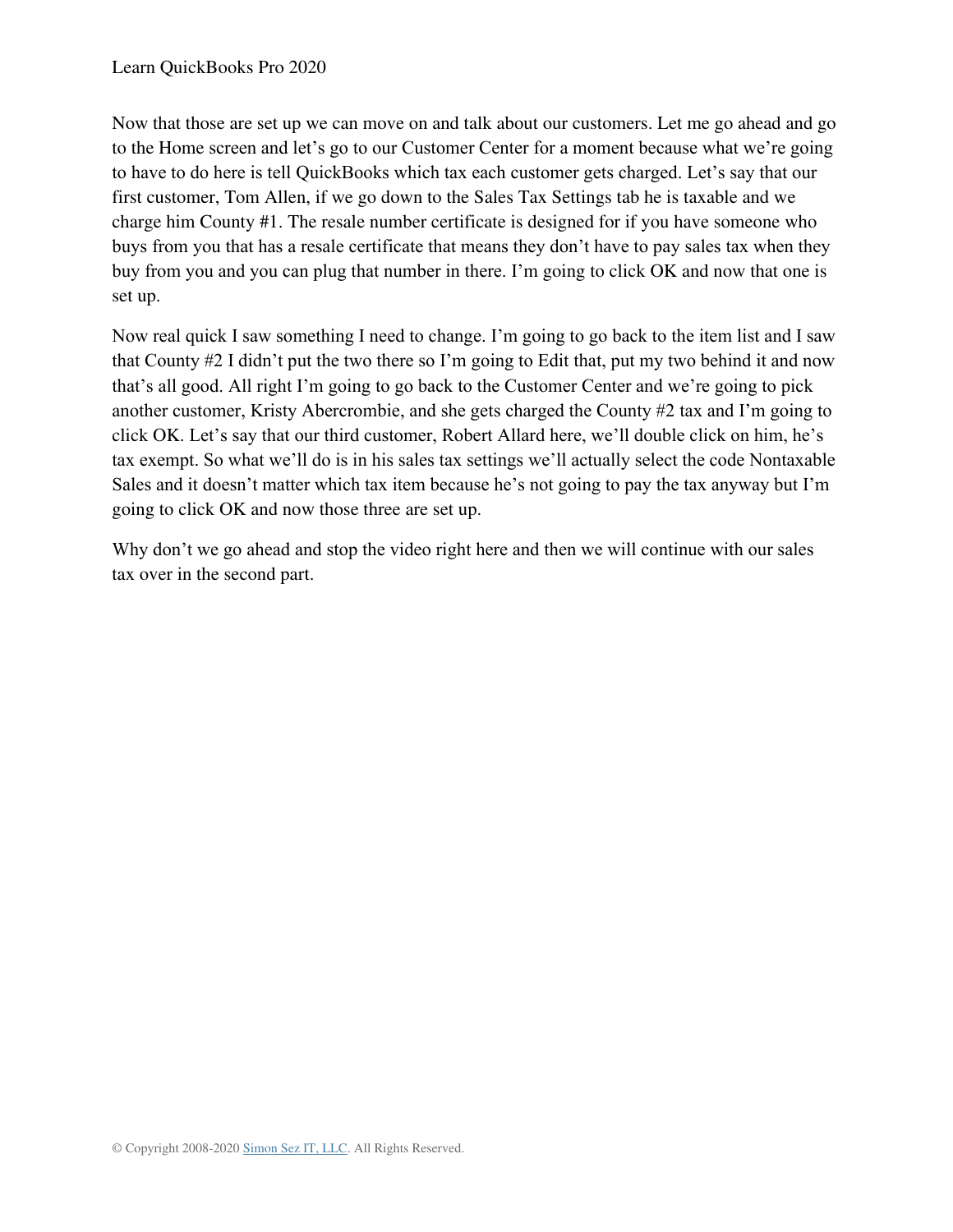Now that those are set up we can move on and talk about our customers. Let me go ahead and go to the Home screen and let's go to our Customer Center for a moment because what we're going to have to do here is tell QuickBooks which tax each customer gets charged. Let's say that our first customer, Tom Allen, if we go down to the Sales Tax Settings tab he is taxable and we charge him County #1. The resale number certificate is designed for if you have someone who buys from you that has a resale certificate that means they don't have to pay sales tax when they buy from you and you can plug that number in there. I'm going to click OK and now that one is set up.

Now real quick I saw something I need to change. I'm going to go back to the item list and I saw that County #2 I didn't put the two there so I'm going to Edit that, put my two behind it and now that's all good. All right I'm going to go back to the Customer Center and we're going to pick another customer, Kristy Abercrombie, and she gets charged the County #2 tax and I'm going to click OK. Let's say that our third customer, Robert Allard here, we'll double click on him, he's tax exempt. So what we'll do is in his sales tax settings we'll actually select the code Nontaxable Sales and it doesn't matter which tax item because he's not going to pay the tax anyway but I'm going to click OK and now those three are set up.

Why don't we go ahead and stop the video right here and then we will continue with our sales tax over in the second part.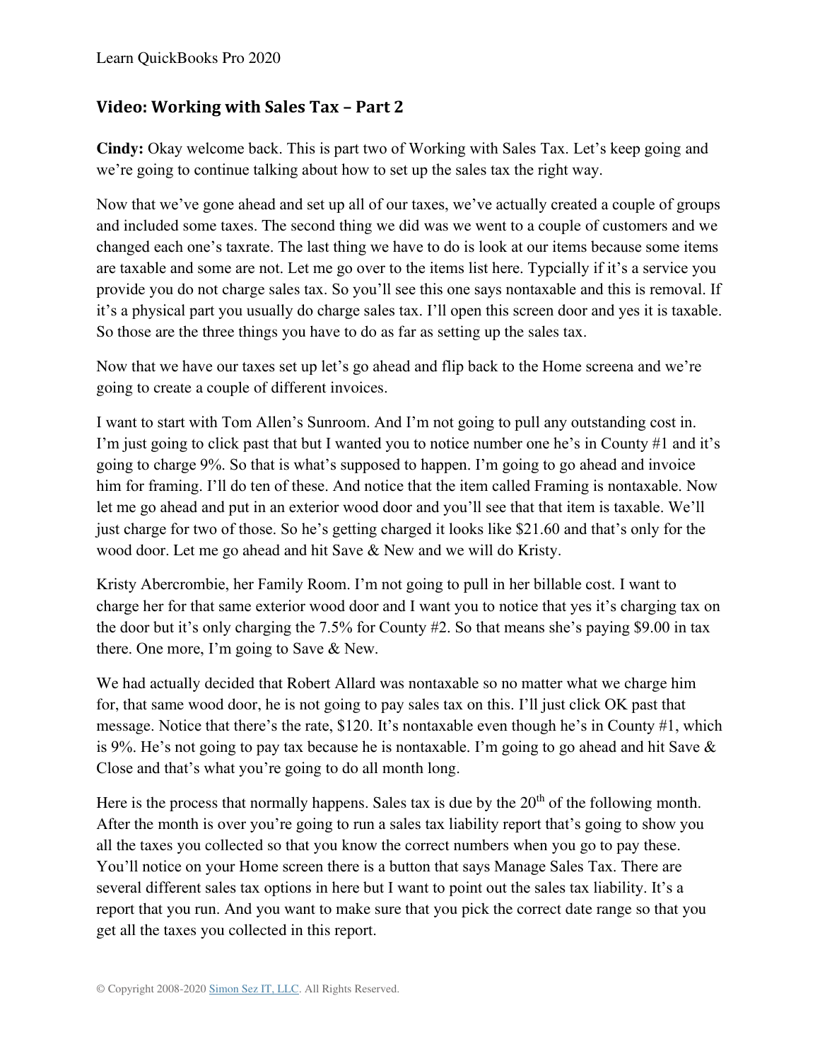## Video: Working with Sales Tax – Part 2

**Cindy:** Okay welcome back. This is part two of Working with Sales Tax. Let's keep going and we're going to continue talking about how to set up the sales tax the right way.

Now that we've gone ahead and set up all of our taxes, we've actually created a couple of groups and included some taxes. The second thing we did was we went to a couple of customers and we changed each one's taxrate. The last thing we have to do is look at our items because some items are taxable and some are not. Let me go over to the items list here. Typcially if it's a service you provide you do not charge sales tax. So you'll see this one says nontaxable and this is removal. If it's a physical part you usually do charge sales tax. I'll open this screen door and yes it is taxable. So those are the three things you have to do as far as setting up the sales tax.

Now that we have our taxes set up let's go ahead and flip back to the Home screena and we're going to create a couple of different invoices.

I want to start with Tom Allen's Sunroom. And I'm not going to pull any outstanding cost in. I'm just going to click past that but I wanted you to notice number one he's in County #1 and it's going to charge 9%. So that is what's supposed to happen. I'm going to go ahead and invoice him for framing. I'll do ten of these. And notice that the item called Framing is nontaxable. Now let me go ahead and put in an exterior wood door and you'll see that that item is taxable. We'll just charge for two of those. So he's getting charged it looks like $21.60 and that's only for the wood door. Let me go ahead and hit Save & New and we will do Kristy.

Kristy Abercrombie, her Family Room. I'm not going to pull in her billable cost. I want to charge her for that same exterior wood door and I want you to notice that yes it's charging tax on the door but it's only charging the 7.5% for County #2. So that means she's paying $9.00 in tax there. One more, I'm going to Save & New.

We had actually decided that Robert Allard was nontaxable so no matter what we charge him for, that same wood door, he is not going to pay sales tax on this. I'll just click OK past that message. Notice that there's the rate, $120. It's nontaxable even though he's in County #1, which is 9%. He's not going to pay tax because he is nontaxable. I'm going to go ahead and hit Save & Close and that's what you're going to do all month long.

Here is the process that normally happens. Sales tax is due by the 20th of the following month. After the month is over you're going to run a sales tax liability report that's going to show you all the taxes you collected so that you know the correct numbers when you go to pay these. You'll notice on your Home screen there is a button that says Manage Sales Tax. There are several different sales tax options in here but I want to point out the sales tax liability. It's a report that you run. And you want to make sure that you pick the correct date range so that you get all the taxes you collected in this report.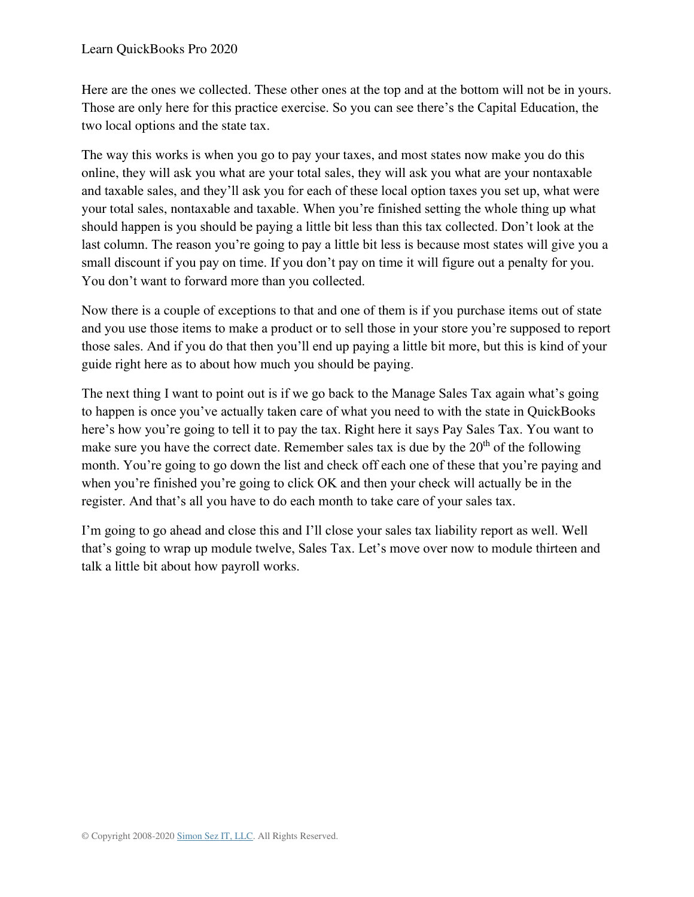Here are the ones we collected. These other ones at the top and at the bottom will not be in yours. Those are only here for this practice exercise. So you can see there's the Capital Education, the two local options and the state tax.

The way this works is when you go to pay your taxes, and most states now make you do this online, they will ask you what are your total sales, they will ask you what are your nontaxable and taxable sales, and they'll ask you for each of these local option taxes you set up, what were your total sales, nontaxable and taxable. When you're finished setting the whole thing up what should happen is you should be paying a little bit less than this tax collected. Don't look at the last column. The reason you're going to pay a little bit less is because most states will give you a small discount if you pay on time. If you don't pay on time it will figure out a penalty for you. You don't want to forward more than you collected.

Now there is a couple of exceptions to that and one of them is if you purchase items out of state and you use those items to make a product or to sell those in your store you're supposed to report those sales. And if you do that then you'll end up paying a little bit more, but this is kind of your guide right here as to about how much you should be paying.

The next thing I want to point out is if we go back to the Manage Sales Tax again what's going to happen is once you've actually taken care of what you need to with the state in QuickBooks here's how you're going to tell it to pay the tax. Right here it says Pay Sales Tax. You want to make sure you have the correct date. Remember sales tax is due by the 20th of the following month. You're going to go down the list and check off each one of these that you're paying and when you're finished you're going to click OK and then your check will actually be in the register. And that's all you have to do each month to take care of your sales tax.

I'm going to go ahead and close this and I'll close your sales tax liability report as well. Well that's going to wrap up module twelve, Sales Tax. Let's move over now to module thirteen and talk a little bit about how payroll works.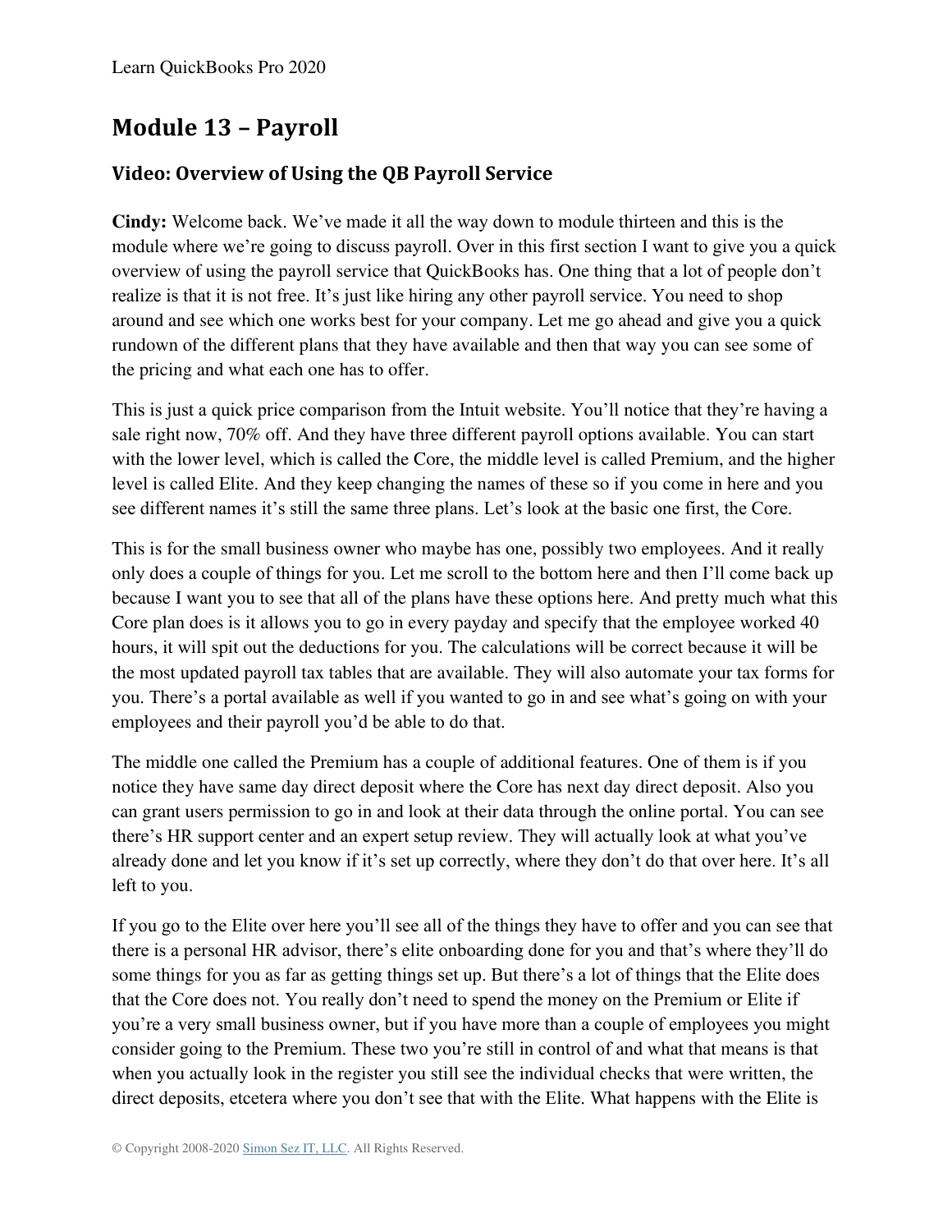## Module 13 – Payroll

### Video: Overview of Using the QB Payroll Service

**Cindy:** Welcome back. We've made it all the way down to module thirteen and this is the module where we're going to discuss payroll. Over in this first section I want to give you a quick overview of using the payroll service that QuickBooks has. One thing that a lot of people don't realize is that it is not free. It's just like hiring any other payroll service. You need to shop around and see which one works best for your company. Let me go ahead and give you a quick rundown of the different plans that they have available and then that way you can see some of the pricing and what each one has to offer.

This is just a quick price comparison from the Intuit website. You'll notice that they're having a sale right now, 70% off. And they have three different payroll options available. You can start with the lower level, which is called the Core, the middle level is called Premium, and the higher level is called Elite. And they keep changing the names of these so if you come in here and you see different names it's still the same three plans. Let's look at the basic one first, the Core.

This is for the small business owner who maybe has one, possibly two employees. And it really only does a couple of things for you. Let me scroll to the bottom here and then I'll come back up because I want you to see that all of the plans have these options here. And pretty much what this Core plan does is it allows you to go in every payday and specify that the employee worked 40 hours, it will spit out the deductions for you. The calculations will be correct because it will be the most updated payroll tax tables that are available. They will also automate your tax forms for you. There's a portal available as well if you wanted to go in and see what's going on with your employees and their payroll you'd be able to do that.

The middle one called the Premium has a couple of additional features. One of them is if you notice they have same day direct deposit where the Core has next day direct deposit. Also you can grant users permission to go in and look at their data through the online portal. You can see there's HR support center and an expert setup review. They will actually look at what you've already done and let you know if it's set up correctly, where they don't do that over here. It's all left to you.

If you go to the Elite over here you'll see all of the things they have to offer and you can see that there is a personal HR advisor, there's elite onboarding done for you and that's where they'll do some things for you as far as getting things set up. But there's a lot of things that the Elite does that the Core does not. You really don't need to spend the money on the Premium or Elite if you're a very small business owner, but if you have more than a couple of employees you might consider going to the Premium. These two you're still in control of and what that means is that when you actually look in the register you still see the individual checks that were written, the direct deposits, etcetera where you don't see that with the Elite. What happens with the Elite is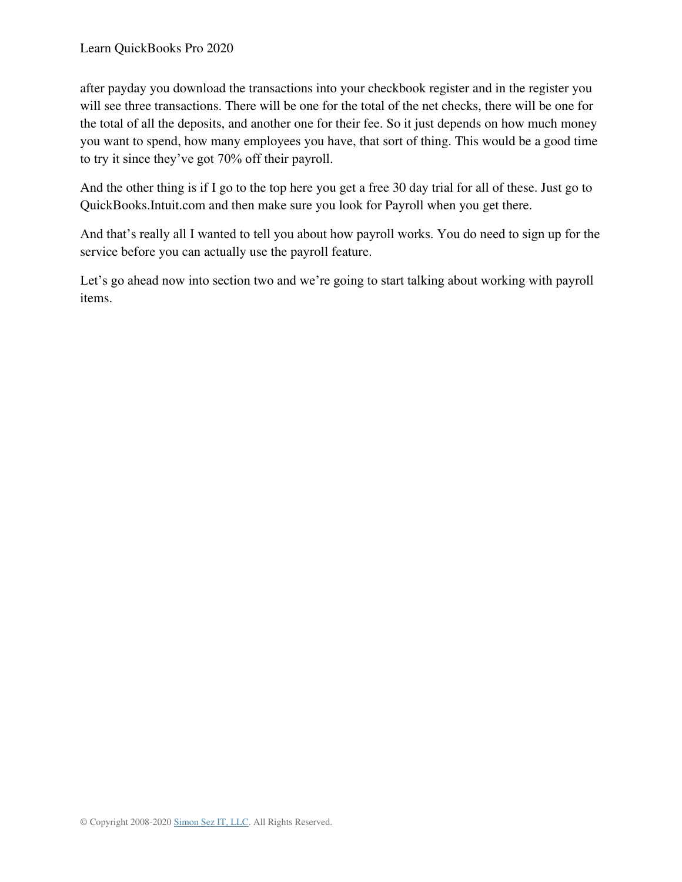after payday you download the transactions into your checkbook register and in the register you will see three transactions. There will be one for the total of the net checks, there will be one for the total of all the deposits, and another one for their fee. So it just depends on how much money you want to spend, how many employees you have, that sort of thing. This would be a good time to try it since they've got 70% off their payroll.

And the other thing is if I go to the top here you get a free 30 day trial for all of these. Just go to QuickBooks.Intuit.com and then make sure you look for Payroll when you get there.

And that's really all I wanted to tell you about how payroll works. You do need to sign up for the service before you can actually use the payroll feature.

Let's go ahead now into section two and we're going to start talking about working with payroll items.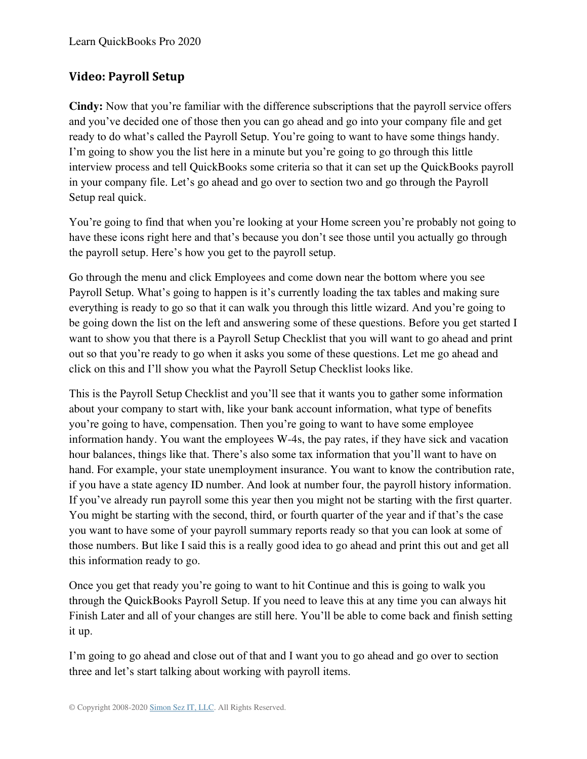## Video: Payroll Setup

**Cindy:** Now that you're familiar with the difference subscriptions that the payroll service offers and you've decided one of those then you can go ahead and go into your company file and get ready to do what's called the Payroll Setup. You're going to want to have some things handy. I'm going to show you the list here in a minute but you're going to go through this little interview process and tell QuickBooks some criteria so that it can set up the QuickBooks payroll in your company file. Let's go ahead and go over to section two and go through the Payroll Setup real quick.

You're going to find that when you're looking at your Home screen you're probably not going to have these icons right here and that's because you don't see those until you actually go through the payroll setup. Here's how you get to the payroll setup.

Go through the menu and click Employees and come down near the bottom where you see Payroll Setup. What's going to happen is it's currently loading the tax tables and making sure everything is ready to go so that it can walk you through this little wizard. And you're going to be going down the list on the left and answering some of these questions. Before you get started I want to show you that there is a Payroll Setup Checklist that you will want to go ahead and print out so that you're ready to go when it asks you some of these questions. Let me go ahead and click on this and I'll show you what the Payroll Setup Checklist looks like.

This is the Payroll Setup Checklist and you'll see that it wants you to gather some information about your company to start with, like your bank account information, what type of benefits you're going to have, compensation. Then you're going to want to have some employee information handy. You want the employees W-4s, the pay rates, if they have sick and vacation hour balances, things like that. There's also some tax information that you'll want to have on hand. For example, your state unemployment insurance. You want to know the contribution rate, if you have a state agency ID number. And look at number four, the payroll history information. If you've already run payroll some this year then you might not be starting with the first quarter. You might be starting with the second, third, or fourth quarter of the year and if that's the case you want to have some of your payroll summary reports ready so that you can look at some of those numbers. But like I said this is a really good idea to go ahead and print this out and get all this information ready to go.

Once you get that ready you're going to want to hit Continue and this is going to walk you through the QuickBooks Payroll Setup. If you need to leave this at any time you can always hit Finish Later and all of your changes are still here. You'll be able to come back and finish setting it up.

I'm going to go ahead and close out of that and I want you to go ahead and go over to section three and let's start talking about working with payroll items.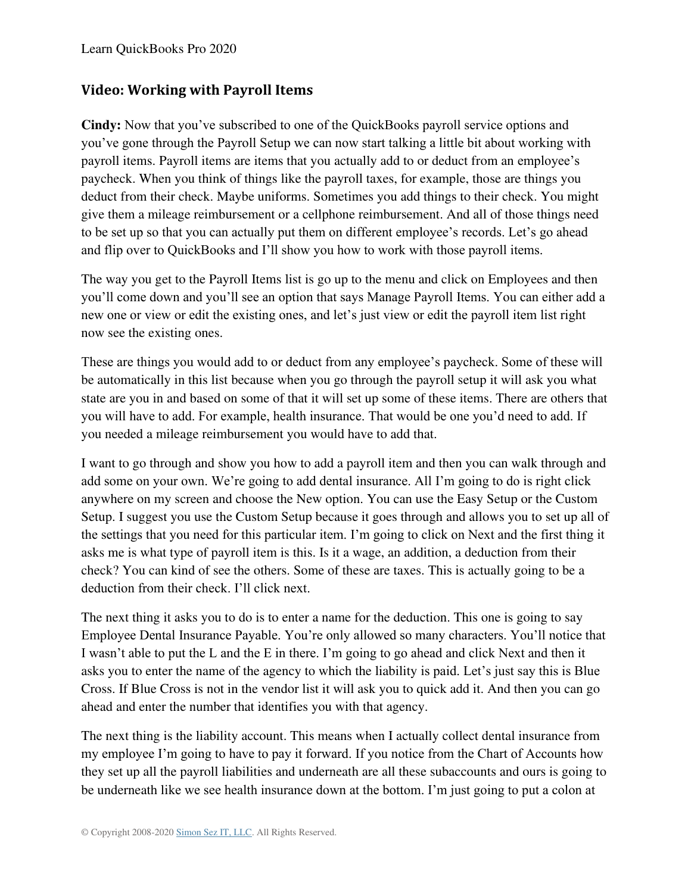## Video: Working with Payroll Items

**Cindy:** Now that you've subscribed to one of the QuickBooks payroll service options and you've gone through the Payroll Setup we can now start talking a little bit about working with payroll items. Payroll items are items that you actually add to or deduct from an employee's paycheck. When you think of things like the payroll taxes, for example, those are things you deduct from their check. Maybe uniforms. Sometimes you add things to their check. You might give them a mileage reimbursement or a cellphone reimbursement. And all of those things need to be set up so that you can actually put them on different employee's records. Let's go ahead and flip over to QuickBooks and I'll show you how to work with those payroll items.

The way you get to the Payroll Items list is go up to the menu and click on Employees and then you'll come down and you'll see an option that says Manage Payroll Items. You can either add a new one or view or edit the existing ones, and let's just view or edit the payroll item list right now see the existing ones.

These are things you would add to or deduct from any employee's paycheck. Some of these will be automatically in this list because when you go through the payroll setup it will ask you what state are you in and based on some of that it will set up some of these items. There are others that you will have to add. For example, health insurance. That would be one you'd need to add. If you needed a mileage reimbursement you would have to add that.

I want to go through and show you how to add a payroll item and then you can walk through and add some on your own. We're going to add dental insurance. All I'm going to do is right click anywhere on my screen and choose the New option. You can use the Easy Setup or the Custom Setup. I suggest you use the Custom Setup because it goes through and allows you to set up all of the settings that you need for this particular item. I'm going to click on Next and the first thing it asks me is what type of payroll item is this. Is it a wage, an addition, a deduction from their check? You can kind of see the others. Some of these are taxes. This is actually going to be a deduction from their check. I'll click next.

The next thing it asks you to do is to enter a name for the deduction. This one is going to say Employee Dental Insurance Payable. You're only allowed so many characters. You'll notice that I wasn't able to put the L and the E in there. I'm going to go ahead and click Next and then it asks you to enter the name of the agency to which the liability is paid. Let's just say this is Blue Cross. If Blue Cross is not in the vendor list it will ask you to quick add it. And then you can go ahead and enter the number that identifies you with that agency.

The next thing is the liability account. This means when I actually collect dental insurance from my employee I'm going to have to pay it forward. If you notice from the Chart of Accounts how they set up all the payroll liabilities and underneath are all these subaccounts and ours is going to be underneath like we see health insurance down at the bottom. I'm just going to put a colon at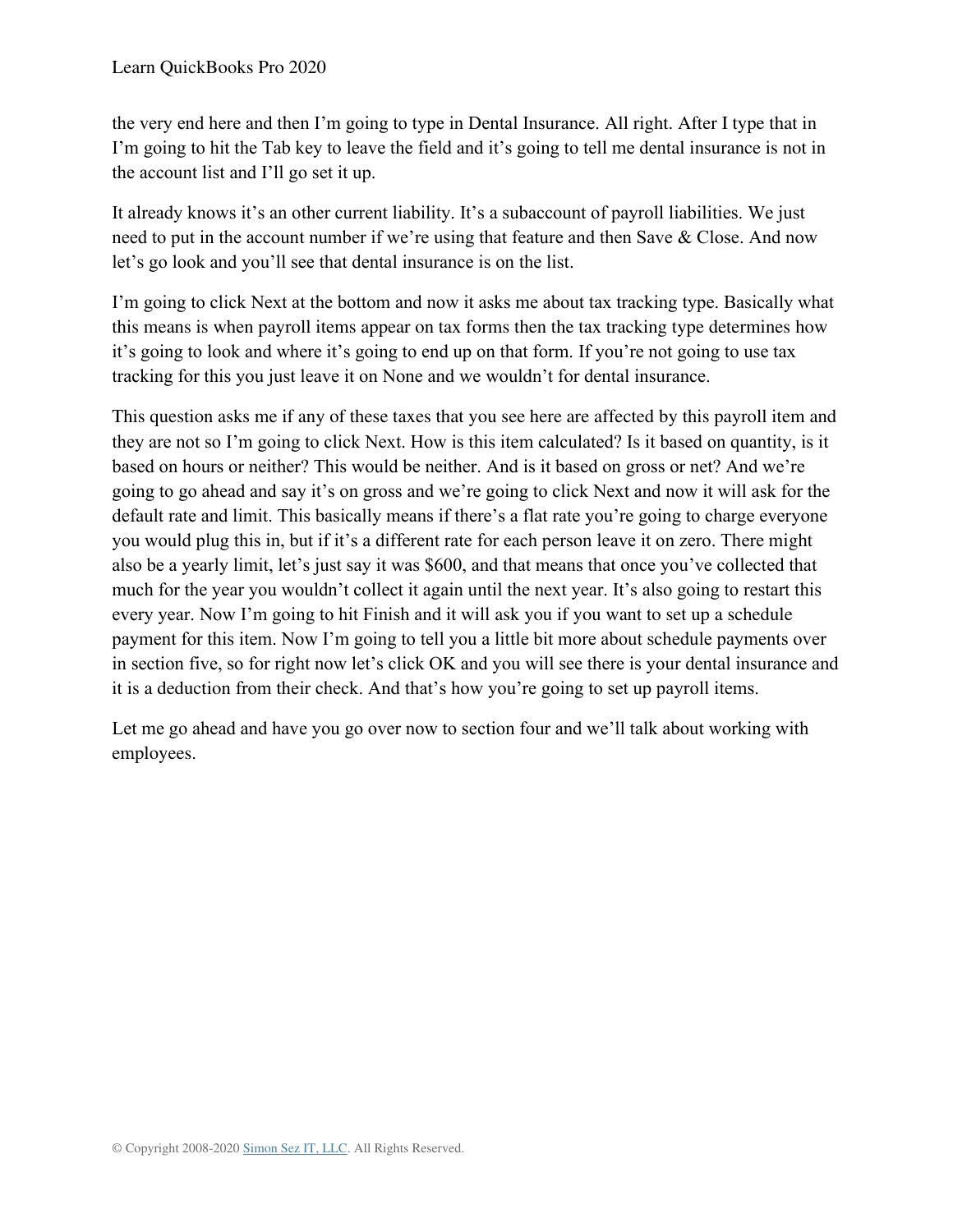the very end here and then I'm going to type in Dental Insurance. All right. After I type that in I'm going to hit the Tab key to leave the field and it's going to tell me dental insurance is not in the account list and I'll go set it up.

It already knows it's an other current liability. It's a subaccount of payroll liabilities. We just need to put in the account number if we're using that feature and then Save & Close. And now let's go look and you'll see that dental insurance is on the list.

I'm going to click Next at the bottom and now it asks me about tax tracking type. Basically what this means is when payroll items appear on tax forms then the tax tracking type determines how it's going to look and where it's going to end up on that form. If you're not going to use tax tracking for this you just leave it on None and we wouldn't for dental insurance.

This question asks me if any of these taxes that you see here are affected by this payroll item and they are not so I'm going to click Next. How is this item calculated? Is it based on quantity, is it based on hours or neither? This would be neither. And is it based on gross or net? And we're going to go ahead and say it's on gross and we're going to click Next and now it will ask for the default rate and limit. This basically means if there's a flat rate you're going to charge everyone you would plug this in, but if it's a different rate for each person leave it on zero. There might also be a yearly limit, let's just say it was $600, and that means that once you've collected that much for the year you wouldn't collect it again until the next year. It's also going to restart this every year. Now I'm going to hit Finish and it will ask you if you want to set up a schedule payment for this item. Now I'm going to tell you a little bit more about schedule payments over in section five, so for right now let's click OK and you will see there is your dental insurance and it is a deduction from their check. And that's how you're going to set up payroll items.

Let me go ahead and have you go over now to section four and we'll talk about working with employees.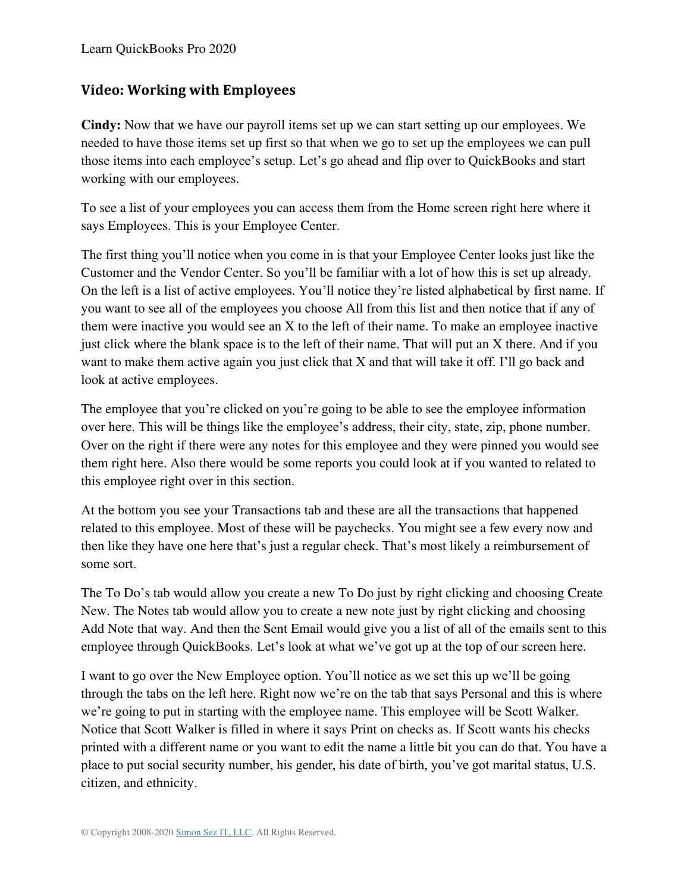## Video: Working with Employees

**Cindy:** Now that we have our payroll items set up we can start setting up our employees. We needed to have those items set up first so that when we go to set up the employees we can pull those items into each employee's setup. Let's go ahead and flip over to QuickBooks and start working with our employees.

To see a list of your employees you can access them from the Home screen right here where it says Employees. This is your Employee Center.

The first thing you'll notice when you come in is that your Employee Center looks just like the Customer and the Vendor Center. So you'll be familiar with a lot of how this is set up already. On the left is a list of active employees. You'll notice they're listed alphabetical by first name. If you want to see all of the employees you choose All from this list and then notice that if any of them were inactive you would see an X to the left of their name. To make an employee inactive just click where the blank space is to the left of their name. That will put an X there. And if you want to make them active again you just click that X and that will take it off. I'll go back and look at active employees.

The employee that you're clicked on you're going to be able to see the employee information over here. This will be things like the employee's address, their city, state, zip, phone number. Over on the right if there were any notes for this employee and they were pinned you would see them right here. Also there would be some reports you could look at if you wanted to related to this employee right over in this section.

At the bottom you see your Transactions tab and these are all the transactions that happened related to this employee. Most of these will be paychecks. You might see a few every now and then like they have one here that's just a regular check. That's most likely a reimbursement of some sort.

The To Do's tab would allow you create a new To Do just by right clicking and choosing Create New. The Notes tab would allow you to create a new note just by right clicking and choosing Add Note that way. And then the Sent Email would give you a list of all of the emails sent to this employee through QuickBooks. Let's look at what we've got up at the top of our screen here.

I want to go over the New Employee option. You'll notice as we set this up we'll be going through the tabs on the left here. Right now we're on the tab that says Personal and this is where we're going to put in starting with the employee name. This employee will be Scott Walker. Notice that Scott Walker is filled in where it says Print on checks as. If Scott wants his checks printed with a different name or you want to edit the name a little bit you can do that. You have a place to put social security number, his gender, his date of birth, you've got marital status, U.S. citizen, and ethnicity.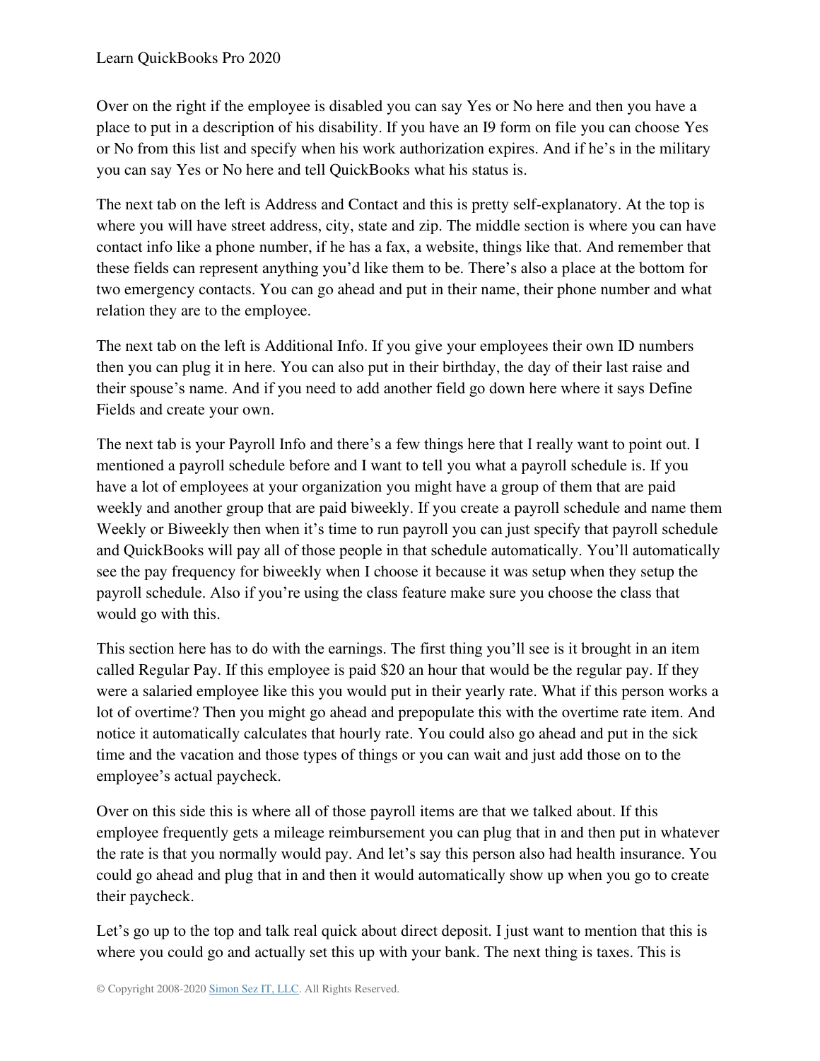Over on the right if the employee is disabled you can say Yes or No here and then you have a place to put in a description of his disability. If you have an I9 form on file you can choose Yes or No from this list and specify when his work authorization expires. And if he's in the military you can say Yes or No here and tell QuickBooks what his status is.

The next tab on the left is Address and Contact and this is pretty self-explanatory. At the top is where you will have street address, city, state and zip. The middle section is where you can have contact info like a phone number, if he has a fax, a website, things like that. And remember that these fields can represent anything you'd like them to be. There's also a place at the bottom for two emergency contacts. You can go ahead and put in their name, their phone number and what relation they are to the employee.

The next tab on the left is Additional Info. If you give your employees their own ID numbers then you can plug it in here. You can also put in their birthday, the day of their last raise and their spouse's name. And if you need to add another field go down here where it says Define Fields and create your own.

The next tab is your Payroll Info and there's a few things here that I really want to point out. I mentioned a payroll schedule before and I want to tell you what a payroll schedule is. If you have a lot of employees at your organization you might have a group of them that are paid weekly and another group that are paid biweekly. If you create a payroll schedule and name them Weekly or Biweekly then when it's time to run payroll you can just specify that payroll schedule and QuickBooks will pay all of those people in that schedule automatically. You'll automatically see the pay frequency for biweekly when I choose it because it was setup when they setup the payroll schedule. Also if you're using the class feature make sure you choose the class that would go with this.

This section here has to do with the earnings. The first thing you'll see is it brought in an item called Regular Pay. If this employee is paid $20 an hour that would be the regular pay. If they were a salaried employee like this you would put in their yearly rate. What if this person works a lot of overtime? Then you might go ahead and prepopulate this with the overtime rate item. And notice it automatically calculates that hourly rate. You could also go ahead and put in the sick time and the vacation and those types of things or you can wait and just add those on to the employee's actual paycheck.

Over on this side this is where all of those payroll items are that we talked about. If this employee frequently gets a mileage reimbursement you can plug that in and then put in whatever the rate is that you normally would pay. And let's say this person also had health insurance. You could go ahead and plug that in and then it would automatically show up when you go to create their paycheck.

Let's go up to the top and talk real quick about direct deposit. I just want to mention that this is where you could go and actually set this up with your bank. The next thing is taxes. This is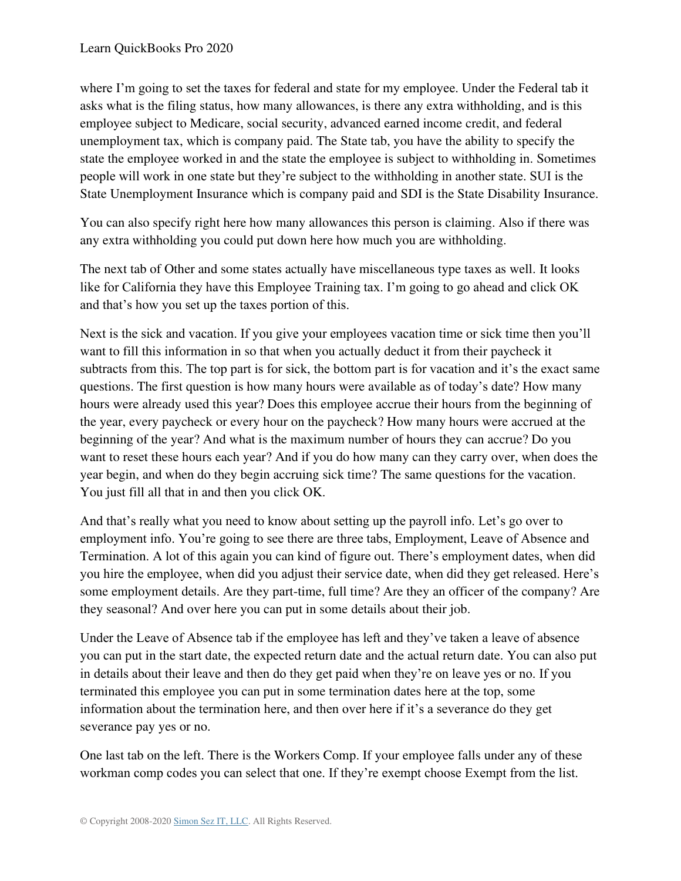where I'm going to set the taxes for federal and state for my employee. Under the Federal tab it asks what is the filing status, how many allowances, is there any extra withholding, and is this employee subject to Medicare, social security, advanced earned income credit, and federal unemployment tax, which is company paid. The State tab, you have the ability to specify the state the employee worked in and the state the employee is subject to withholding in. Sometimes people will work in one state but they're subject to the withholding in another state. SUI is the State Unemployment Insurance which is company paid and SDI is the State Disability Insurance.

You can also specify right here how many allowances this person is claiming. Also if there was any extra withholding you could put down here how much you are withholding.

The next tab of Other and some states actually have miscellaneous type taxes as well. It looks like for California they have this Employee Training tax. I'm going to go ahead and click OK and that's how you set up the taxes portion of this.

Next is the sick and vacation. If you give your employees vacation time or sick time then you'll want to fill this information in so that when you actually deduct it from their paycheck it subtracts from this. The top part is for sick, the bottom part is for vacation and it's the exact same questions. The first question is how many hours were available as of today's date? How many hours were already used this year? Does this employee accrue their hours from the beginning of the year, every paycheck or every hour on the paycheck? How many hours were accrued at the beginning of the year? And what is the maximum number of hours they can accrue? Do you want to reset these hours each year? And if you do how many can they carry over, when does the year begin, and when do they begin accruing sick time? The same questions for the vacation. You just fill all that in and then you click OK.

And that's really what you need to know about setting up the payroll info. Let's go over to employment info. You're going to see there are three tabs, Employment, Leave of Absence and Termination. A lot of this again you can kind of figure out. There's employment dates, when did you hire the employee, when did you adjust their service date, when did they get released. Here's some employment details. Are they part-time, full time? Are they an officer of the company? Are they seasonal? And over here you can put in some details about their job.

Under the Leave of Absence tab if the employee has left and they've taken a leave of absence you can put in the start date, the expected return date and the actual return date. You can also put in details about their leave and then do they get paid when they're on leave yes or no. If you terminated this employee you can put in some termination dates here at the top, some information about the termination here, and then over here if it's a severance do they get severance pay yes or no.

One last tab on the left. There is the Workers Comp. If your employee falls under any of these workman comp codes you can select that one. If they're exempt choose Exempt from the list.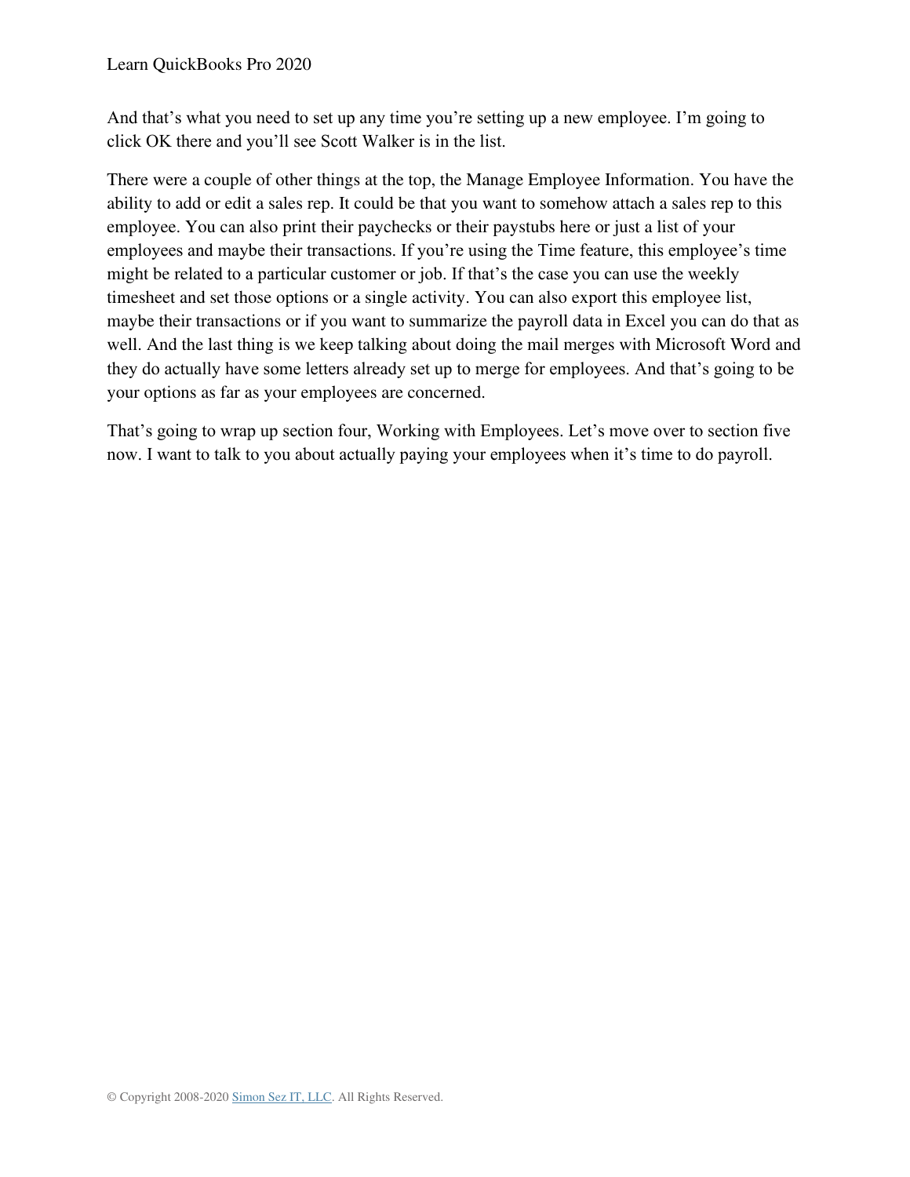And that's what you need to set up any time you're setting up a new employee. I'm going to click OK there and you'll see Scott Walker is in the list.

There were a couple of other things at the top, the Manage Employee Information. You have the ability to add or edit a sales rep. It could be that you want to somehow attach a sales rep to this employee. You can also print their paychecks or their paystubs here or just a list of your employees and maybe their transactions. If you're using the Time feature, this employee's time might be related to a particular customer or job. If that's the case you can use the weekly timesheet and set those options or a single activity. You can also export this employee list, maybe their transactions or if you want to summarize the payroll data in Excel you can do that as well. And the last thing is we keep talking about doing the mail merges with Microsoft Word and they do actually have some letters already set up to merge for employees. And that's going to be your options as far as your employees are concerned.

That's going to wrap up section four, Working with Employees. Let's move over to section five now. I want to talk to you about actually paying your employees when it's time to do payroll.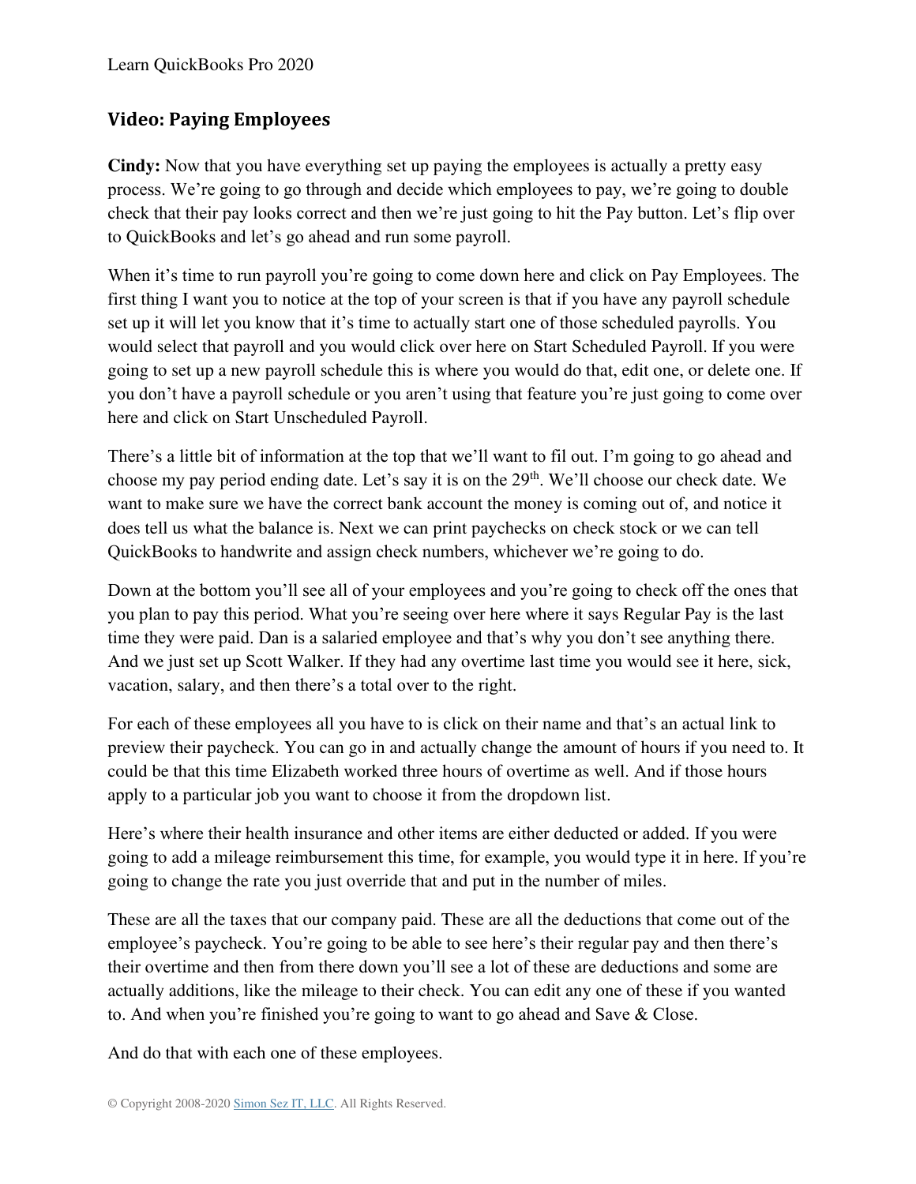## Video: Paying Employees

**Cindy:** Now that you have everything set up paying the employees is actually a pretty easy process. We're going to go through and decide which employees to pay, we're going to double check that their pay looks correct and then we're just going to hit the Pay button. Let's flip over to QuickBooks and let's go ahead and run some payroll.

When it's time to run payroll you're going to come down here and click on Pay Employees. The first thing I want you to notice at the top of your screen is that if you have any payroll schedule set up it will let you know that it's time to actually start one of those scheduled payrolls. You would select that payroll and you would click over here on Start Scheduled Payroll. If you were going to set up a new payroll schedule this is where you would do that, edit one, or delete one. If you don't have a payroll schedule or you aren't using that feature you're just going to come over here and click on Start Unscheduled Payroll.

There's a little bit of information at the top that we'll want to fil out. I'm going to go ahead and choose my pay period ending date. Let's say it is on the 29th. We'll choose our check date. We want to make sure we have the correct bank account the money is coming out of, and notice it does tell us what the balance is. Next we can print paychecks on check stock or we can tell QuickBooks to handwrite and assign check numbers, whichever we're going to do.

Down at the bottom you'll see all of your employees and you're going to check off the ones that you plan to pay this period. What you're seeing over here where it says Regular Pay is the last time they were paid. Dan is a salaried employee and that's why you don't see anything there. And we just set up Scott Walker. If they had any overtime last time you would see it here, sick, vacation, salary, and then there's a total over to the right.

For each of these employees all you have to is click on their name and that's an actual link to preview their paycheck. You can go in and actually change the amount of hours if you need to. It could be that this time Elizabeth worked three hours of overtime as well. And if those hours apply to a particular job you want to choose it from the dropdown list.

Here's where their health insurance and other items are either deducted or added. If you were going to add a mileage reimbursement this time, for example, you would type it in here. If you're going to change the rate you just override that and put in the number of miles.

These are all the taxes that our company paid. These are all the deductions that come out of the employee's paycheck. You're going to be able to see here's their regular pay and then there's their overtime and then from there down you'll see a lot of these are deductions and some are actually additions, like the mileage to their check. You can edit any one of these if you wanted to. And when you're finished you're going to want to go ahead and Save & Close.

And do that with each one of these employees.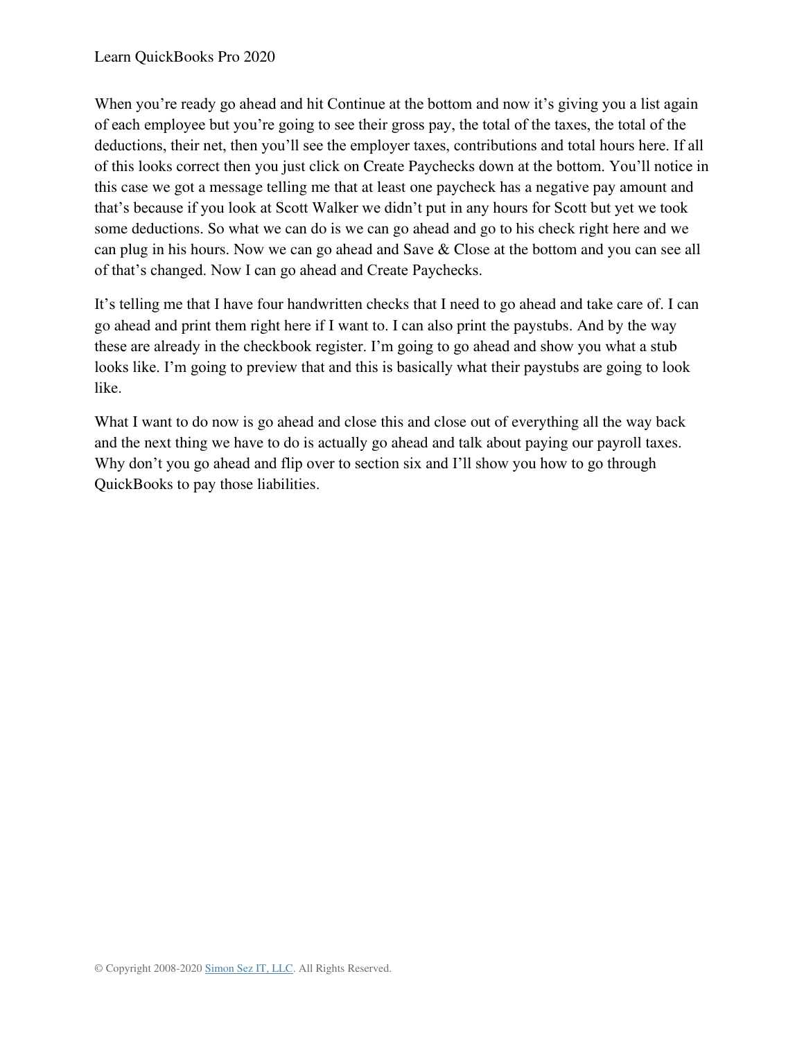When you're ready go ahead and hit Continue at the bottom and now it's giving you a list again of each employee but you're going to see their gross pay, the total of the taxes, the total of the deductions, their net, then you'll see the employer taxes, contributions and total hours here. If all of this looks correct then you just click on Create Paychecks down at the bottom. You'll notice in this case we got a message telling me that at least one paycheck has a negative pay amount and that's because if you look at Scott Walker we didn't put in any hours for Scott but yet we took some deductions. So what we can do is we can go ahead and go to his check right here and we can plug in his hours. Now we can go ahead and Save & Close at the bottom and you can see all of that's changed. Now I can go ahead and Create Paychecks.

It's telling me that I have four handwritten checks that I need to go ahead and take care of. I can go ahead and print them right here if I want to. I can also print the paystubs. And by the way these are already in the checkbook register. I'm going to go ahead and show you what a stub looks like. I'm going to preview that and this is basically what their paystubs are going to look like.

What I want to do now is go ahead and close this and close out of everything all the way back and the next thing we have to do is actually go ahead and talk about paying our payroll taxes. Why don't you go ahead and flip over to section six and I'll show you how to go through QuickBooks to pay those liabilities.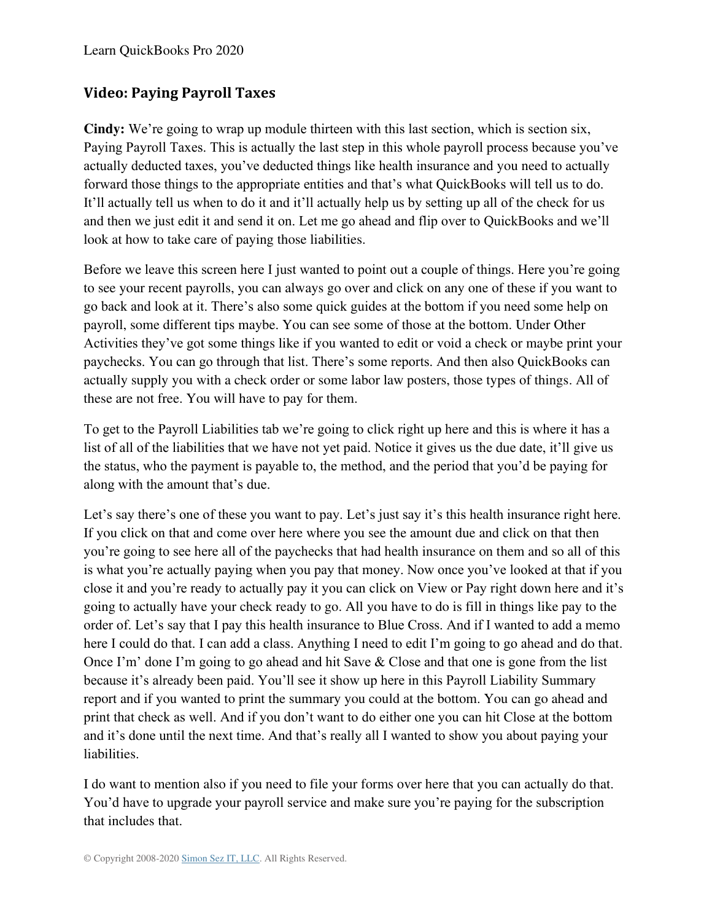## Video: Paying Payroll Taxes

**Cindy:** We're going to wrap up module thirteen with this last section, which is section six, Paying Payroll Taxes. This is actually the last step in this whole payroll process because you've actually deducted taxes, you've deducted things like health insurance and you need to actually forward those things to the appropriate entities and that's what QuickBooks will tell us to do. It'll actually tell us when to do it and it'll actually help us by setting up all of the check for us and then we just edit it and send it on. Let me go ahead and flip over to QuickBooks and we'll look at how to take care of paying those liabilities.

Before we leave this screen here I just wanted to point out a couple of things. Here you're going to see your recent payrolls, you can always go over and click on any one of these if you want to go back and look at it. There's also some quick guides at the bottom if you need some help on payroll, some different tips maybe. You can see some of those at the bottom. Under Other Activities they've got some things like if you wanted to edit or void a check or maybe print your paychecks. You can go through that list. There's some reports. And then also QuickBooks can actually supply you with a check order or some labor law posters, those types of things. All of these are not free. You will have to pay for them.

To get to the Payroll Liabilities tab we're going to click right up here and this is where it has a list of all of the liabilities that we have not yet paid. Notice it gives us the due date, it'll give us the status, who the payment is payable to, the method, and the period that you'd be paying for along with the amount that's due.

Let's say there's one of these you want to pay. Let's just say it's this health insurance right here. If you click on that and come over here where you see the amount due and click on that then you're going to see here all of the paychecks that had health insurance on them and so all of this is what you're actually paying when you pay that money. Now once you've looked at that if you close it and you're ready to actually pay it you can click on View or Pay right down here and it's going to actually have your check ready to go. All you have to do is fill in things like pay to the order of. Let's say that I pay this health insurance to Blue Cross. And if I wanted to add a memo here I could do that. I can add a class. Anything I need to edit I'm going to go ahead and do that. Once I'm' done I'm going to go ahead and hit Save & Close and that one is gone from the list because it's already been paid. You'll see it show up here in this Payroll Liability Summary report and if you wanted to print the summary you could at the bottom. You can go ahead and print that check as well. And if you don't want to do either one you can hit Close at the bottom and it's done until the next time. And that's really all I wanted to show you about paying your liabilities.

I do want to mention also if you need to file your forms over here that you can actually do that. You'd have to upgrade your payroll service and make sure you're paying for the subscription that includes that.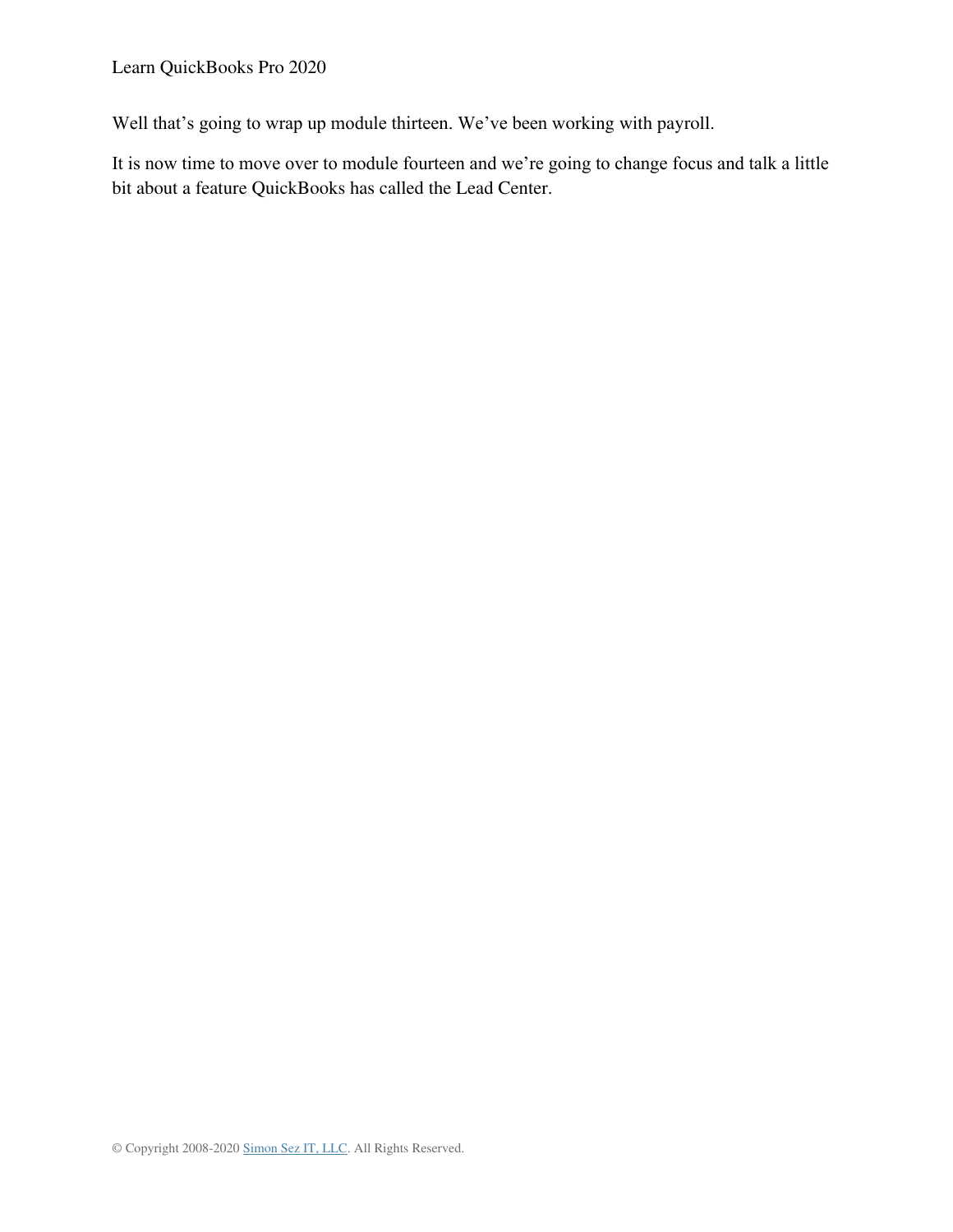Well that’s going to wrap up module thirteen. We’ve been working with payroll.

It is now time to move over to module fourteen and we’re going to change focus and talk a little bit about a feature QuickBooks has called the Lead Center.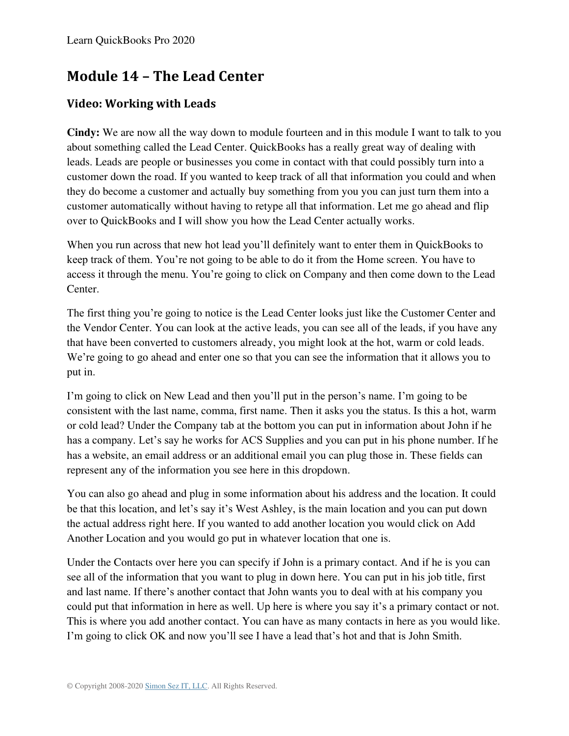## Module 14 – The Lead Center

### Video: Working with Leads

**Cindy:** We are now all the way down to module fourteen and in this module I want to talk to you about something called the Lead Center. QuickBooks has a really great way of dealing with leads. Leads are people or businesses you come in contact with that could possibly turn into a customer down the road. If you wanted to keep track of all that information you could and when they do become a customer and actually buy something from you you can just turn them into a customer automatically without having to retype all that information. Let me go ahead and flip over to QuickBooks and I will show you how the Lead Center actually works.

When you run across that new hot lead you'll definitely want to enter them in QuickBooks to keep track of them. You're not going to be able to do it from the Home screen. You have to access it through the menu. You're going to click on Company and then come down to the Lead Center.

The first thing you're going to notice is the Lead Center looks just like the Customer Center and the Vendor Center. You can look at the active leads, you can see all of the leads, if you have any that have been converted to customers already, you might look at the hot, warm or cold leads. We're going to go ahead and enter one so that you can see the information that it allows you to put in.

I'm going to click on New Lead and then you'll put in the person's name. I'm going to be consistent with the last name, comma, first name. Then it asks you the status. Is this a hot, warm or cold lead? Under the Company tab at the bottom you can put in information about John if he has a company. Let's say he works for ACS Supplies and you can put in his phone number. If he has a website, an email address or an additional email you can plug those in. These fields can represent any of the information you see here in this dropdown.

You can also go ahead and plug in some information about his address and the location. It could be that this location, and let's say it's West Ashley, is the main location and you can put down the actual address right here. If you wanted to add another location you would click on Add Another Location and you would go put in whatever location that one is.

Under the Contacts over here you can specify if John is a primary contact. And if he is you can see all of the information that you want to plug in down here. You can put in his job title, first and last name. If there's another contact that John wants you to deal with at his company you could put that information in here as well. Up here is where you say it's a primary contact or not. This is where you add another contact. You can have as many contacts in here as you would like. I'm going to click OK and now you'll see I have a lead that's hot and that is John Smith.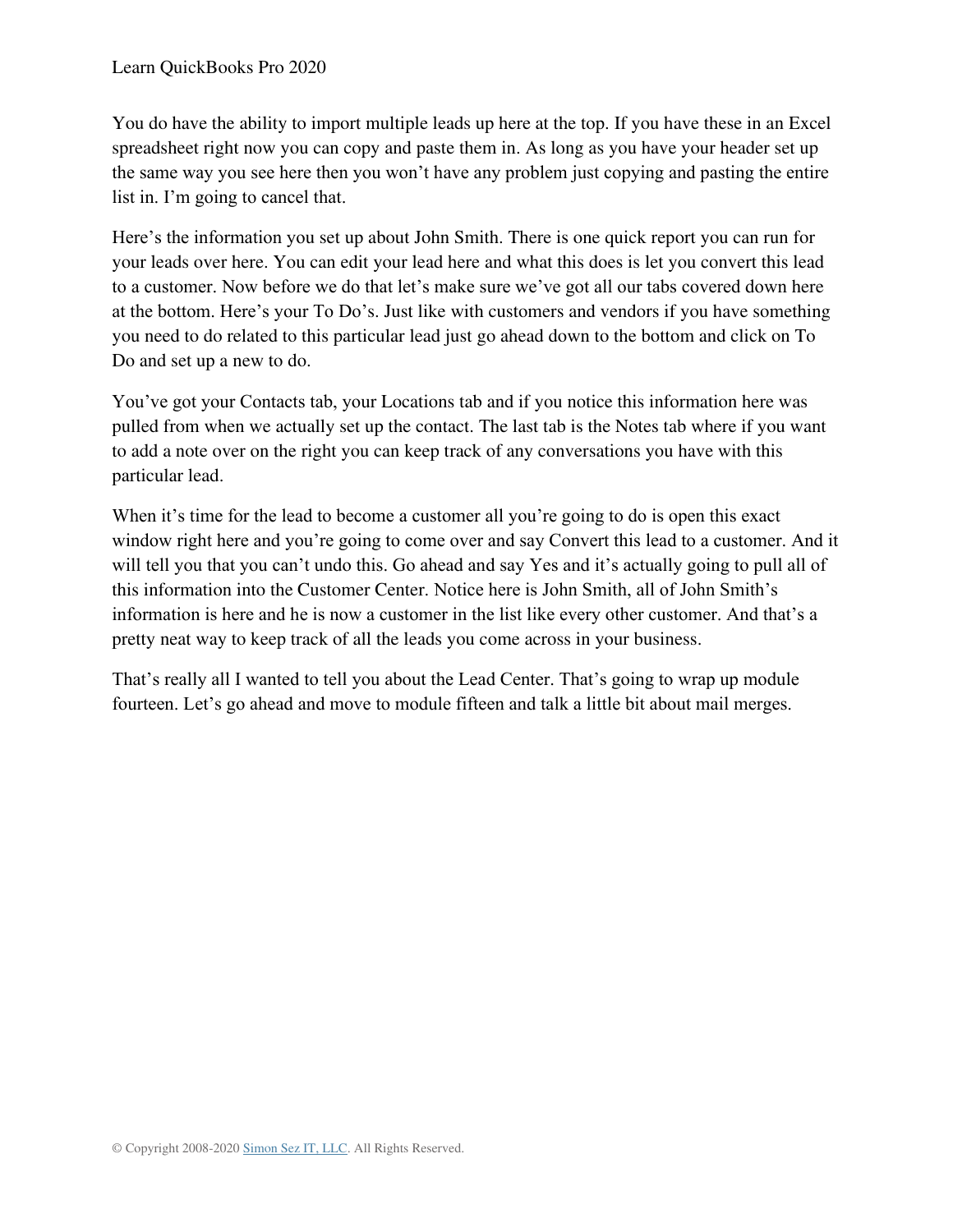You do have the ability to import multiple leads up here at the top. If you have these in an Excel spreadsheet right now you can copy and paste them in. As long as you have your header set up the same way you see here then you won't have any problem just copying and pasting the entire list in. I'm going to cancel that.

Here's the information you set up about John Smith. There is one quick report you can run for your leads over here. You can edit your lead here and what this does is let you convert this lead to a customer. Now before we do that let's make sure we've got all our tabs covered down here at the bottom. Here's your To Do's. Just like with customers and vendors if you have something you need to do related to this particular lead just go ahead down to the bottom and click on To Do and set up a new to do.

You've got your Contacts tab, your Locations tab and if you notice this information here was pulled from when we actually set up the contact. The last tab is the Notes tab where if you want to add a note over on the right you can keep track of any conversations you have with this particular lead.

When it's time for the lead to become a customer all you're going to do is open this exact window right here and you're going to come over and say Convert this lead to a customer. And it will tell you that you can't undo this. Go ahead and say Yes and it's actually going to pull all of this information into the Customer Center. Notice here is John Smith, all of John Smith's information is here and he is now a customer in the list like every other customer. And that's a pretty neat way to keep track of all the leads you come across in your business.

That's really all I wanted to tell you about the Lead Center. That's going to wrap up module fourteen. Let's go ahead and move to module fifteen and talk a little bit about mail merges.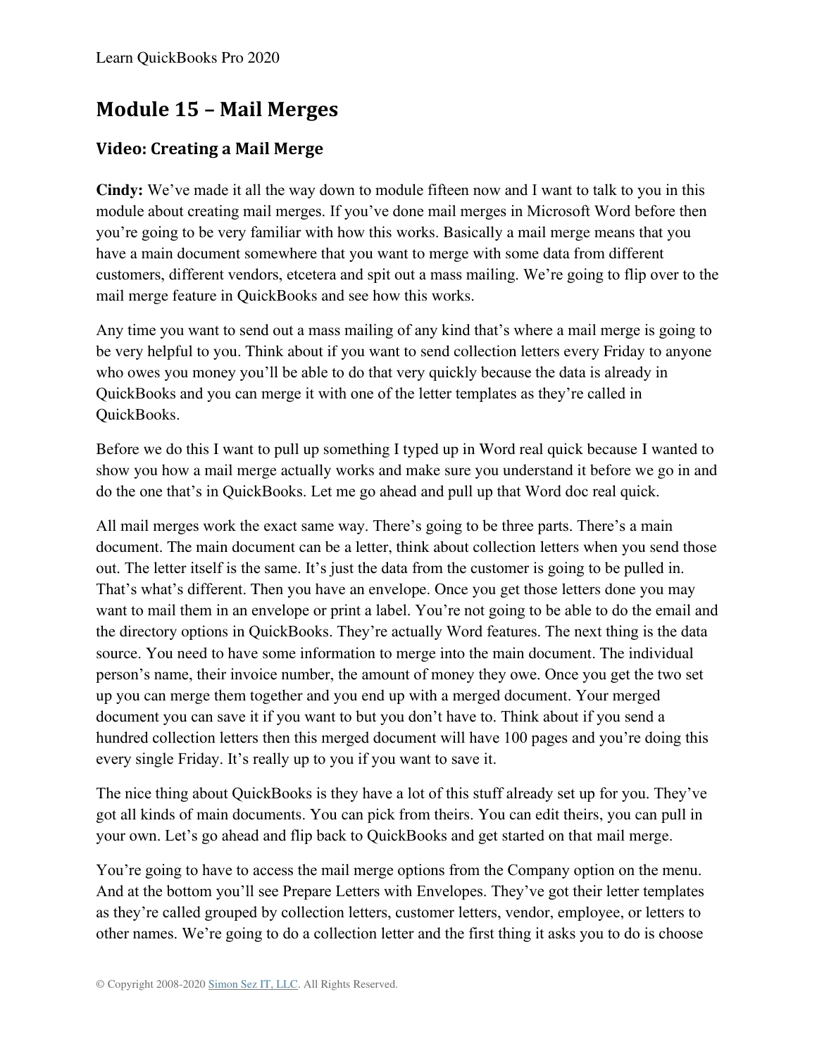# Module 15 – Mail Merges

## Video: Creating a Mail Merge

**Cindy:** We've made it all the way down to module fifteen now and I want to talk to you in this module about creating mail merges. If you've done mail merges in Microsoft Word before then you're going to be very familiar with how this works. Basically a mail merge means that you have a main document somewhere that you want to merge with some data from different customers, different vendors, etcetera and spit out a mass mailing. We're going to flip over to the mail merge feature in QuickBooks and see how this works.

Any time you want to send out a mass mailing of any kind that's where a mail merge is going to be very helpful to you. Think about if you want to send collection letters every Friday to anyone who owes you money you'll be able to do that very quickly because the data is already in QuickBooks and you can merge it with one of the letter templates as they're called in QuickBooks.

Before we do this I want to pull up something I typed up in Word real quick because I wanted to show you how a mail merge actually works and make sure you understand it before we go in and do the one that's in QuickBooks. Let me go ahead and pull up that Word doc real quick.

All mail merges work the exact same way. There's going to be three parts. There's a main document. The main document can be a letter, think about collection letters when you send those out. The letter itself is the same. It's just the data from the customer is going to be pulled in. That's what's different. Then you have an envelope. Once you get those letters done you may want to mail them in an envelope or print a label. You're not going to be able to do the email and the directory options in QuickBooks. They're actually Word features. The next thing is the data source. You need to have some information to merge into the main document. The individual person's name, their invoice number, the amount of money they owe. Once you get the two set up you can merge them together and you end up with a merged document. Your merged document you can save it if you want to but you don't have to. Think about if you send a hundred collection letters then this merged document will have 100 pages and you're doing this every single Friday. It's really up to you if you want to save it.

The nice thing about QuickBooks is they have a lot of this stuff already set up for you. They've got all kinds of main documents. You can pick from theirs. You can edit theirs, you can pull in your own. Let's go ahead and flip back to QuickBooks and get started on that mail merge.

You're going to have to access the mail merge options from the Company option on the menu. And at the bottom you'll see Prepare Letters with Envelopes. They've got their letter templates as they're called grouped by collection letters, customer letters, vendor, employee, or letters to other names. We're going to do a collection letter and the first thing it asks you to do is choose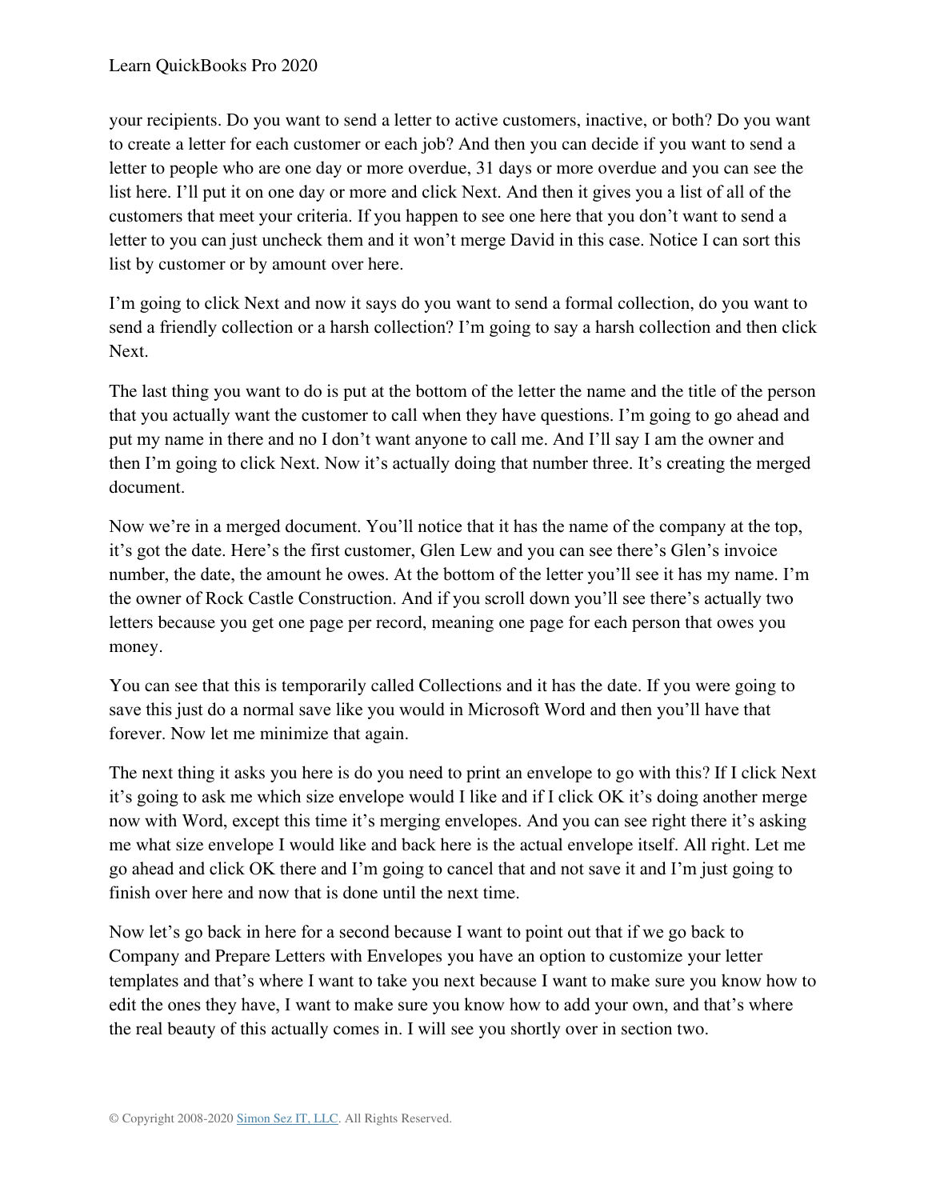your recipients. Do you want to send a letter to active customers, inactive, or both? Do you want to create a letter for each customer or each job? And then you can decide if you want to send a letter to people who are one day or more overdue, 31 days or more overdue and you can see the list here. I'll put it on one day or more and click Next. And then it gives you a list of all of the customers that meet your criteria. If you happen to see one here that you don't want to send a letter to you can just uncheck them and it won't merge David in this case. Notice I can sort this list by customer or by amount over here.

I'm going to click Next and now it says do you want to send a formal collection, do you want to send a friendly collection or a harsh collection? I'm going to say a harsh collection and then click Next.

The last thing you want to do is put at the bottom of the letter the name and the title of the person that you actually want the customer to call when they have questions. I'm going to go ahead and put my name in there and no I don't want anyone to call me. And I'll say I am the owner and then I'm going to click Next. Now it's actually doing that number three. It's creating the merged document.

Now we're in a merged document. You'll notice that it has the name of the company at the top, it's got the date. Here's the first customer, Glen Lew and you can see there's Glen's invoice number, the date, the amount he owes. At the bottom of the letter you'll see it has my name. I'm the owner of Rock Castle Construction. And if you scroll down you'll see there's actually two letters because you get one page per record, meaning one page for each person that owes you money.

You can see that this is temporarily called Collections and it has the date. If you were going to save this just do a normal save like you would in Microsoft Word and then you'll have that forever. Now let me minimize that again.

The next thing it asks you here is do you need to print an envelope to go with this? If I click Next it's going to ask me which size envelope would I like and if I click OK it's doing another merge now with Word, except this time it's merging envelopes. And you can see right there it's asking me what size envelope I would like and back here is the actual envelope itself. All right. Let me go ahead and click OK there and I'm going to cancel that and not save it and I'm just going to finish over here and now that is done until the next time.

Now let's go back in here for a second because I want to point out that if we go back to Company and Prepare Letters with Envelopes you have an option to customize your letter templates and that's where I want to take you next because I want to make sure you know how to edit the ones they have, I want to make sure you know how to add your own, and that's where the real beauty of this actually comes in. I will see you shortly over in section two.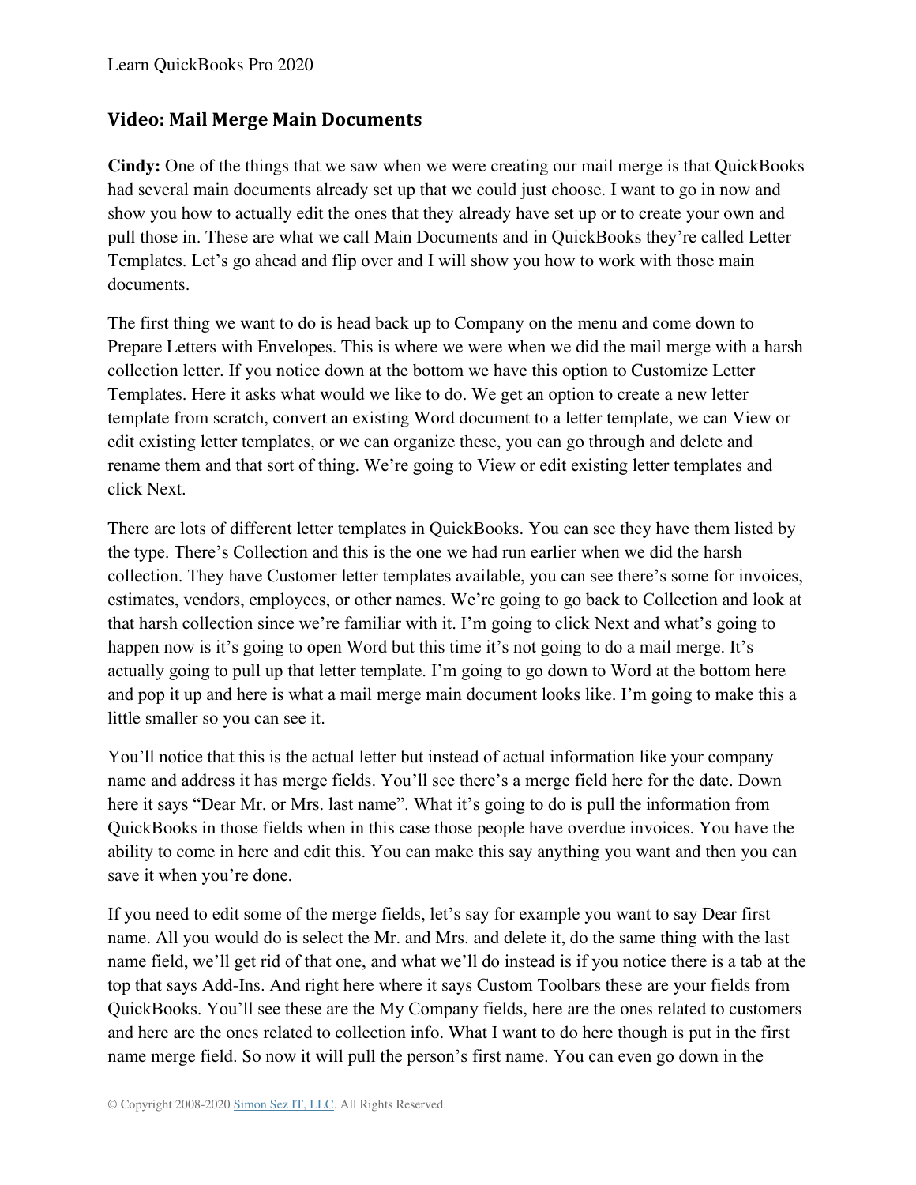## Video: Mail Merge Main Documents

**Cindy:** One of the things that we saw when we were creating our mail merge is that QuickBooks had several main documents already set up that we could just choose. I want to go in now and show you how to actually edit the ones that they already have set up or to create your own and pull those in. These are what we call Main Documents and in QuickBooks they're called Letter Templates. Let's go ahead and flip over and I will show you how to work with those main documents.

The first thing we want to do is head back up to Company on the menu and come down to Prepare Letters with Envelopes. This is where we were when we did the mail merge with a harsh collection letter. If you notice down at the bottom we have this option to Customize Letter Templates. Here it asks what would we like to do. We get an option to create a new letter template from scratch, convert an existing Word document to a letter template, we can View or edit existing letter templates, or we can organize these, you can go through and delete and rename them and that sort of thing. We're going to View or edit existing letter templates and click Next.

There are lots of different letter templates in QuickBooks. You can see they have them listed by the type. There's Collection and this is the one we had run earlier when we did the harsh collection. They have Customer letter templates available, you can see there's some for invoices, estimates, vendors, employees, or other names. We're going to go back to Collection and look at that harsh collection since we're familiar with it. I'm going to click Next and what's going to happen now is it's going to open Word but this time it's not going to do a mail merge. It's actually going to pull up that letter template. I'm going to go down to Word at the bottom here and pop it up and here is what a mail merge main document looks like. I'm going to make this a little smaller so you can see it.

You'll notice that this is the actual letter but instead of actual information like your company name and address it has merge fields. You'll see there's a merge field here for the date. Down here it says "Dear Mr. or Mrs. last name". What it's going to do is pull the information from QuickBooks in those fields when in this case those people have overdue invoices. You have the ability to come in here and edit this. You can make this say anything you want and then you can save it when you're done.

If you need to edit some of the merge fields, let's say for example you want to say Dear first name. All you would do is select the Mr. and Mrs. and delete it, do the same thing with the last name field, we'll get rid of that one, and what we'll do instead is if you notice there is a tab at the top that says Add-Ins. And right here where it says Custom Toolbars these are your fields from QuickBooks. You'll see these are the My Company fields, here are the ones related to customers and here are the ones related to collection info. What I want to do here though is put in the first name merge field. So now it will pull the person's first name. You can even go down in the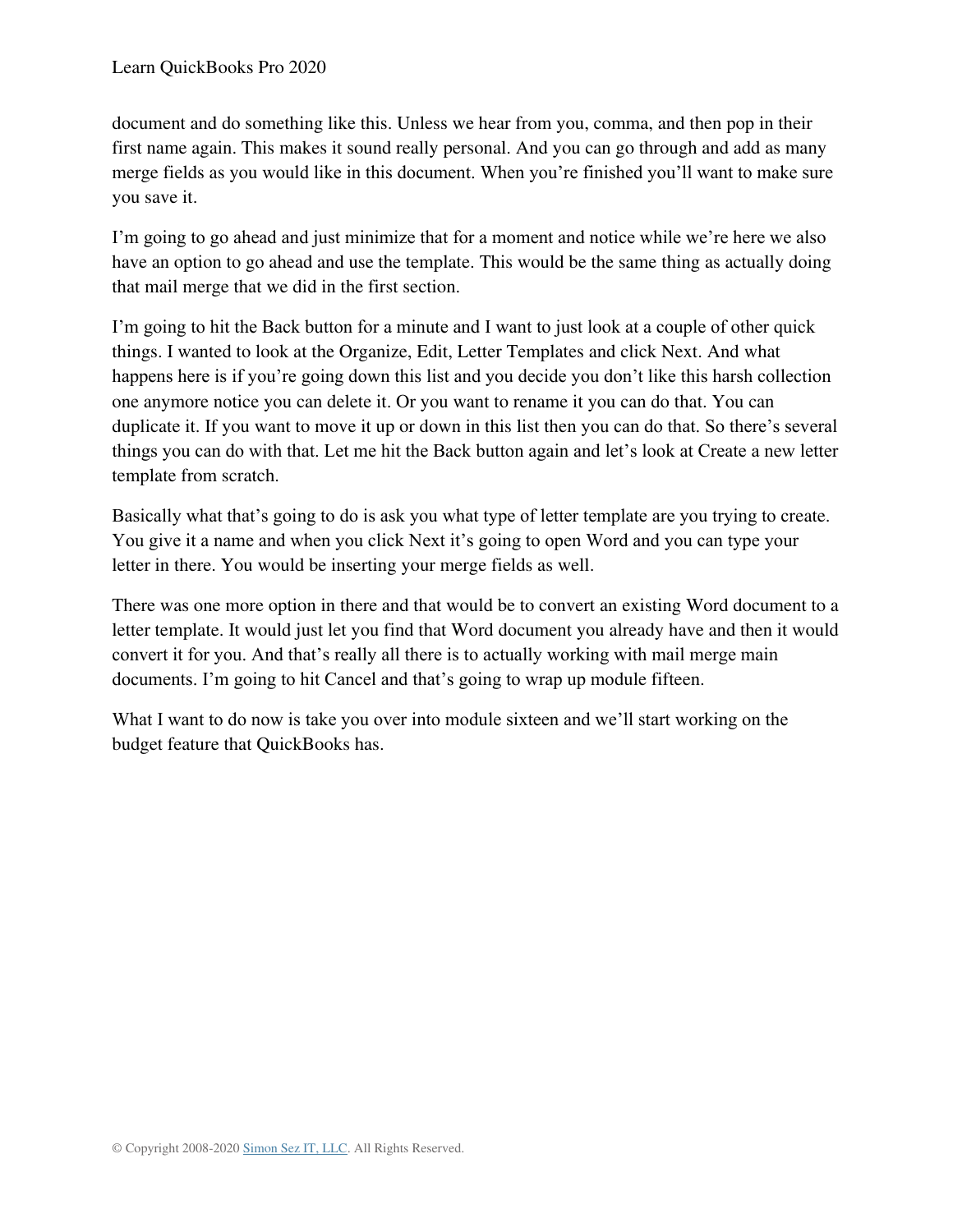document and do something like this. Unless we hear from you, comma, and then pop in their first name again. This makes it sound really personal. And you can go through and add as many merge fields as you would like in this document. When you're finished you'll want to make sure you save it.

I'm going to go ahead and just minimize that for a moment and notice while we're here we also have an option to go ahead and use the template. This would be the same thing as actually doing that mail merge that we did in the first section.

I'm going to hit the Back button for a minute and I want to just look at a couple of other quick things. I wanted to look at the Organize, Edit, Letter Templates and click Next. And what happens here is if you're going down this list and you decide you don't like this harsh collection one anymore notice you can delete it. Or you want to rename it you can do that. You can duplicate it. If you want to move it up or down in this list then you can do that. So there's several things you can do with that. Let me hit the Back button again and let's look at Create a new letter template from scratch.

Basically what that's going to do is ask you what type of letter template are you trying to create. You give it a name and when you click Next it's going to open Word and you can type your letter in there. You would be inserting your merge fields as well.

There was one more option in there and that would be to convert an existing Word document to a letter template. It would just let you find that Word document you already have and then it would convert it for you. And that's really all there is to actually working with mail merge main documents. I'm going to hit Cancel and that's going to wrap up module fifteen.

What I want to do now is take you over into module sixteen and we'll start working on the budget feature that QuickBooks has.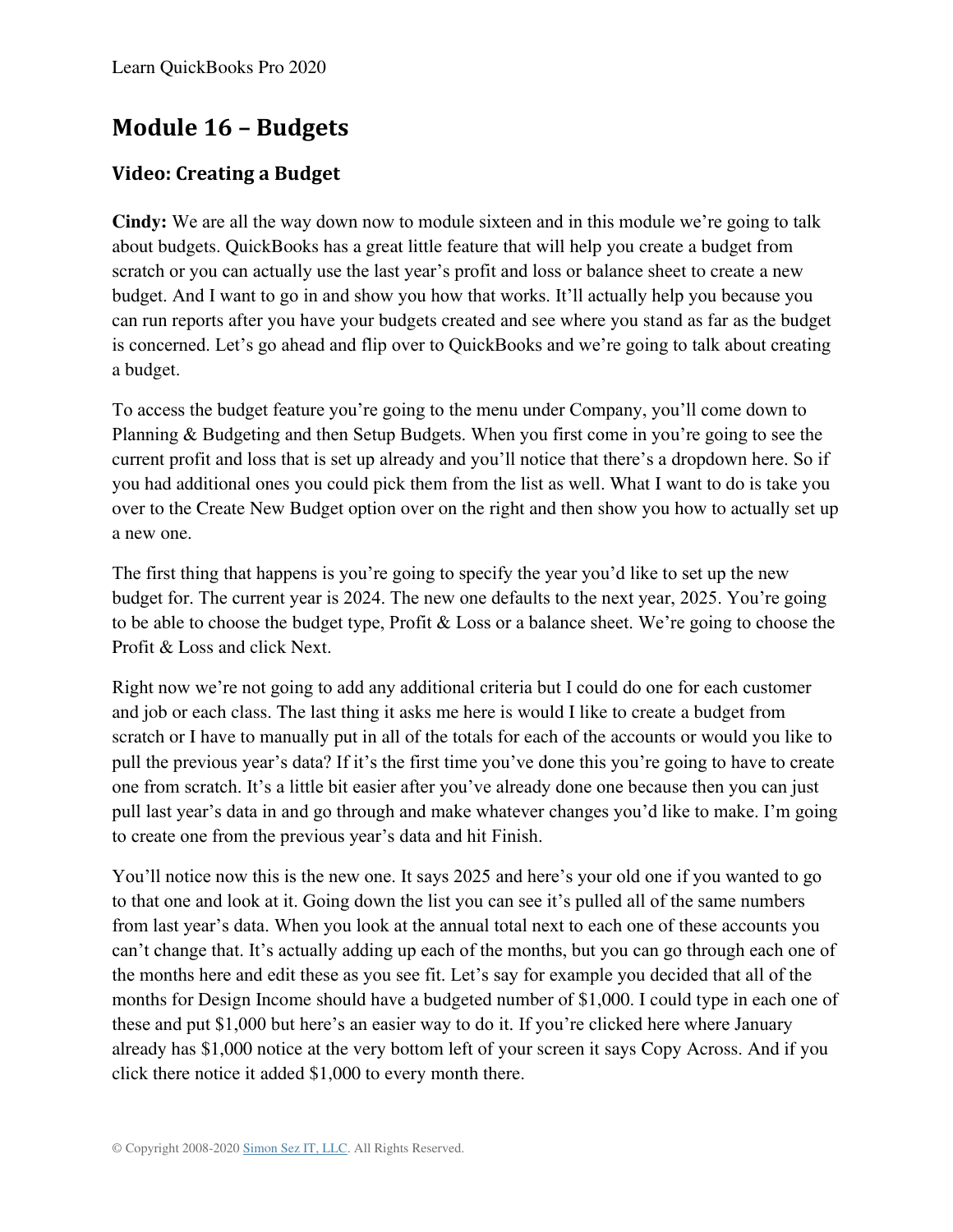## Module 16 – Budgets

### Video: Creating a Budget

**Cindy:** We are all the way down now to module sixteen and in this module we're going to talk about budgets. QuickBooks has a great little feature that will help you create a budget from scratch or you can actually use the last year's profit and loss or balance sheet to create a new budget. And I want to go in and show you how that works. It'll actually help you because you can run reports after you have your budgets created and see where you stand as far as the budget is concerned. Let's go ahead and flip over to QuickBooks and we're going to talk about creating a budget.

To access the budget feature you're going to the menu under Company, you'll come down to Planning & Budgeting and then Setup Budgets. When you first come in you're going to see the current profit and loss that is set up already and you'll notice that there's a dropdown here. So if you had additional ones you could pick them from the list as well. What I want to do is take you over to the Create New Budget option over on the right and then show you how to actually set up a new one.

The first thing that happens is you're going to specify the year you'd like to set up the new budget for. The current year is 2024. The new one defaults to the next year, 2025. You're going to be able to choose the budget type, Profit & Loss or a balance sheet. We're going to choose the Profit & Loss and click Next.

Right now we're not going to add any additional criteria but I could do one for each customer and job or each class. The last thing it asks me here is would I like to create a budget from scratch or I have to manually put in all of the totals for each of the accounts or would you like to pull the previous year's data? If it's the first time you've done this you're going to have to create one from scratch. It's a little bit easier after you've already done one because then you can just pull last year's data in and go through and make whatever changes you'd like to make. I'm going to create one from the previous year's data and hit Finish.

You'll notice now this is the new one. It says 2025 and here's your old one if you wanted to go to that one and look at it. Going down the list you can see it's pulled all of the same numbers from last year's data. When you look at the annual total next to each one of these accounts you can't change that. It's actually adding up each of the months, but you can go through each one of the months here and edit these as you see fit. Let's say for example you decided that all of the months for Design Income should have a budgeted number of $1,000. I could type in each one of these and put $1,000 but here's an easier way to do it. If you're clicked here where January already has $1,000 notice at the very bottom left of your screen it says Copy Across. And if you click there notice it added $1,000 to every month there.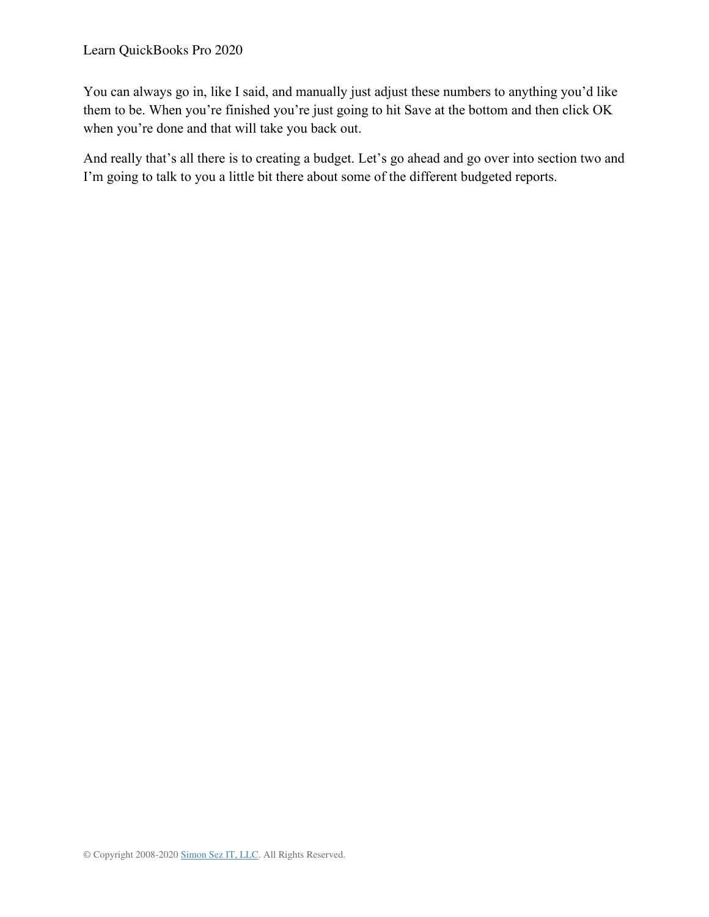You can always go in, like I said, and manually just adjust these numbers to anything you'd like them to be. When you're finished you're just going to hit Save at the bottom and then click OK when you're done and that will take you back out.

And really that's all there is to creating a budget. Let's go ahead and go over into section two and I'm going to talk to you a little bit there about some of the different budgeted reports.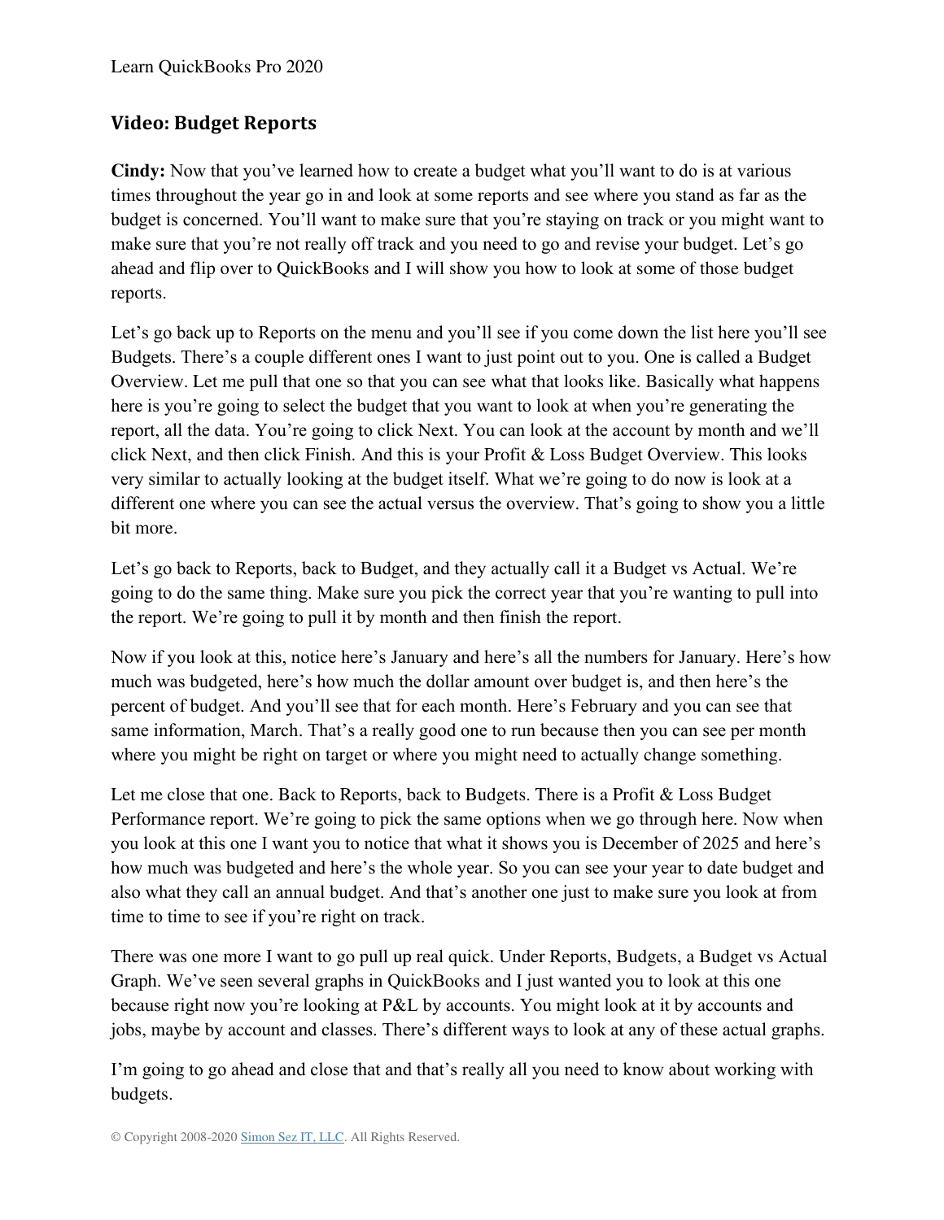## Video: Budget Reports

**Cindy:** Now that you've learned how to create a budget what you'll want to do is at various times throughout the year go in and look at some reports and see where you stand as far as the budget is concerned. You'll want to make sure that you're staying on track or you might want to make sure that you're not really off track and you need to go and revise your budget. Let's go ahead and flip over to QuickBooks and I will show you how to look at some of those budget reports.

Let's go back up to Reports on the menu and you'll see if you come down the list here you'll see Budgets. There's a couple different ones I want to just point out to you. One is called a Budget Overview. Let me pull that one so that you can see what that looks like. Basically what happens here is you're going to select the budget that you want to look at when you're generating the report, all the data. You're going to click Next. You can look at the account by month and we'll click Next, and then click Finish. And this is your Profit & Loss Budget Overview. This looks very similar to actually looking at the budget itself. What we're going to do now is look at a different one where you can see the actual versus the overview. That's going to show you a little bit more.

Let's go back to Reports, back to Budget, and they actually call it a Budget vs Actual. We're going to do the same thing. Make sure you pick the correct year that you're wanting to pull into the report. We're going to pull it by month and then finish the report.

Now if you look at this, notice here's January and here's all the numbers for January. Here's how much was budgeted, here's how much the dollar amount over budget is, and then here's the percent of budget. And you'll see that for each month. Here's February and you can see that same information, March. That's a really good one to run because then you can see per month where you might be right on target or where you might need to actually change something.

Let me close that one. Back to Reports, back to Budgets. There is a Profit & Loss Budget Performance report. We're going to pick the same options when we go through here. Now when you look at this one I want you to notice that what it shows you is December of 2025 and here's how much was budgeted and here's the whole year. So you can see your year to date budget and also what they call an annual budget. And that's another one just to make sure you look at from time to time to see if you're right on track.

There was one more I want to go pull up real quick. Under Reports, Budgets, a Budget vs Actual Graph. We've seen several graphs in QuickBooks and I just wanted you to look at this one because right now you're looking at P&L by accounts. You might look at it by accounts and jobs, maybe by account and classes. There's different ways to look at any of these actual graphs.

I'm going to go ahead and close that and that's really all you need to know about working with budgets.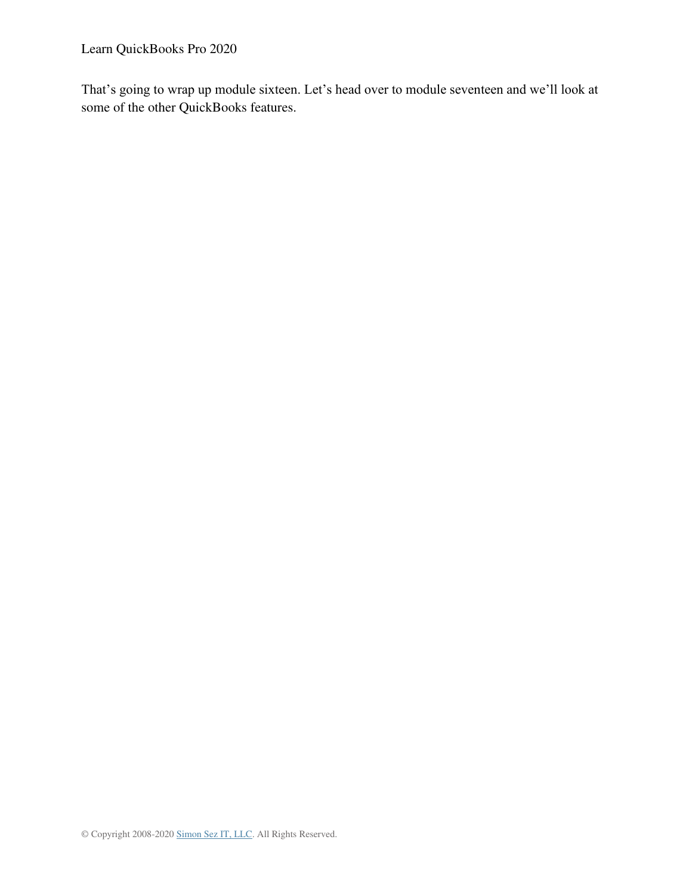That's going to wrap up module sixteen. Let's head over to module seventeen and we'll look at some of the other QuickBooks features.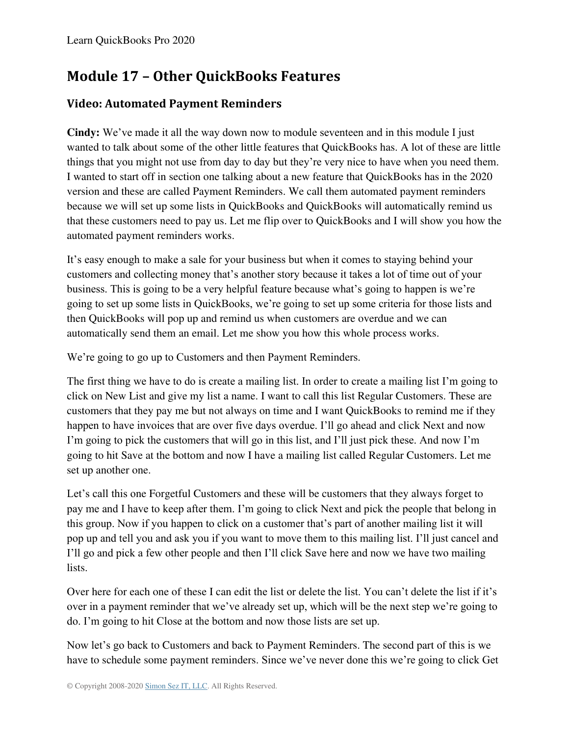## Module 17 – Other QuickBooks Features

### Video: Automated Payment Reminders

**Cindy:** We've made it all the way down now to module seventeen and in this module I just wanted to talk about some of the other little features that QuickBooks has. A lot of these are little things that you might not use from day to day but they're very nice to have when you need them. I wanted to start off in section one talking about a new feature that QuickBooks has in the 2020 version and these are called Payment Reminders. We call them automated payment reminders because we will set up some lists in QuickBooks and QuickBooks will automatically remind us that these customers need to pay us. Let me flip over to QuickBooks and I will show you how the automated payment reminders works.

It's easy enough to make a sale for your business but when it comes to staying behind your customers and collecting money that's another story because it takes a lot of time out of your business. This is going to be a very helpful feature because what's going to happen is we're going to set up some lists in QuickBooks, we're going to set up some criteria for those lists and then QuickBooks will pop up and remind us when customers are overdue and we can automatically send them an email. Let me show you how this whole process works.

We're going to go up to Customers and then Payment Reminders.

The first thing we have to do is create a mailing list. In order to create a mailing list I'm going to click on New List and give my list a name. I want to call this list Regular Customers. These are customers that they pay me but not always on time and I want QuickBooks to remind me if they happen to have invoices that are over five days overdue. I'll go ahead and click Next and now I'm going to pick the customers that will go in this list, and I'll just pick these. And now I'm going to hit Save at the bottom and now I have a mailing list called Regular Customers. Let me set up another one.

Let's call this one Forgetful Customers and these will be customers that they always forget to pay me and I have to keep after them. I'm going to click Next and pick the people that belong in this group. Now if you happen to click on a customer that's part of another mailing list it will pop up and tell you and ask you if you want to move them to this mailing list. I'll just cancel and I'll go and pick a few other people and then I'll click Save here and now we have two mailing lists.

Over here for each one of these I can edit the list or delete the list. You can't delete the list if it's over in a payment reminder that we've already set up, which will be the next step we're going to do. I'm going to hit Close at the bottom and now those lists are set up.

Now let's go back to Customers and back to Payment Reminders. The second part of this is we have to schedule some payment reminders. Since we've never done this we're going to click Get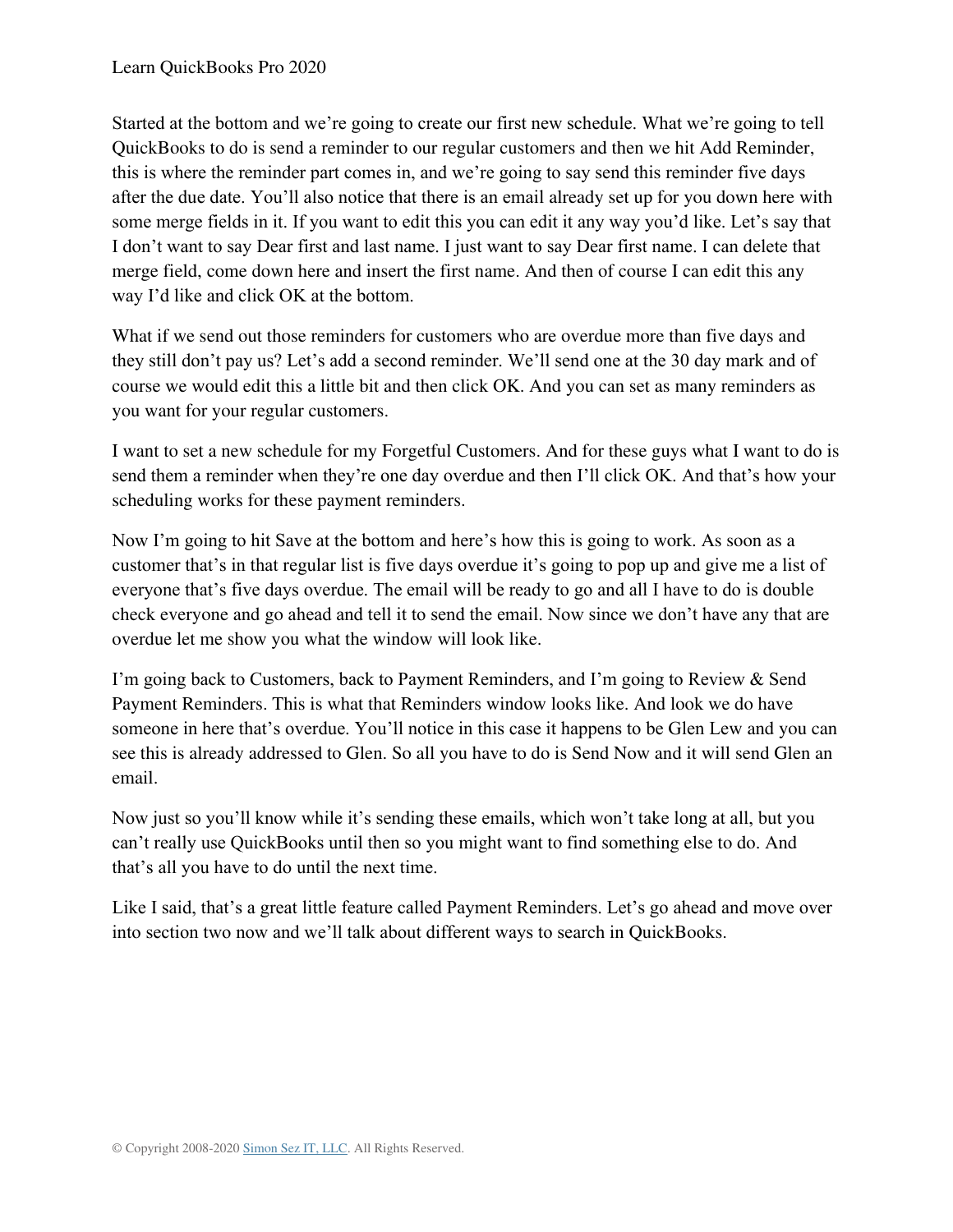Started at the bottom and we're going to create our first new schedule. What we're going to tell QuickBooks to do is send a reminder to our regular customers and then we hit Add Reminder, this is where the reminder part comes in, and we're going to say send this reminder five days after the due date. You'll also notice that there is an email already set up for you down here with some merge fields in it. If you want to edit this you can edit it any way you'd like. Let's say that I don't want to say Dear first and last name. I just want to say Dear first name. I can delete that merge field, come down here and insert the first name. And then of course I can edit this any way I'd like and click OK at the bottom.

What if we send out those reminders for customers who are overdue more than five days and they still don't pay us? Let's add a second reminder. We'll send one at the 30 day mark and of course we would edit this a little bit and then click OK. And you can set as many reminders as you want for your regular customers.

I want to set a new schedule for my Forgetful Customers. And for these guys what I want to do is send them a reminder when they're one day overdue and then I'll click OK. And that's how your scheduling works for these payment reminders.

Now I'm going to hit Save at the bottom and here's how this is going to work. As soon as a customer that's in that regular list is five days overdue it's going to pop up and give me a list of everyone that's five days overdue. The email will be ready to go and all I have to do is double check everyone and go ahead and tell it to send the email. Now since we don't have any that are overdue let me show you what the window will look like.

I'm going back to Customers, back to Payment Reminders, and I'm going to Review & Send Payment Reminders. This is what that Reminders window looks like. And look we do have someone in here that's overdue. You'll notice in this case it happens to be Glen Lew and you can see this is already addressed to Glen. So all you have to do is Send Now and it will send Glen an email.

Now just so you'll know while it's sending these emails, which won't take long at all, but you can't really use QuickBooks until then so you might want to find something else to do. And that's all you have to do until the next time.

Like I said, that's a great little feature called Payment Reminders. Let's go ahead and move over into section two now and we'll talk about different ways to search in QuickBooks.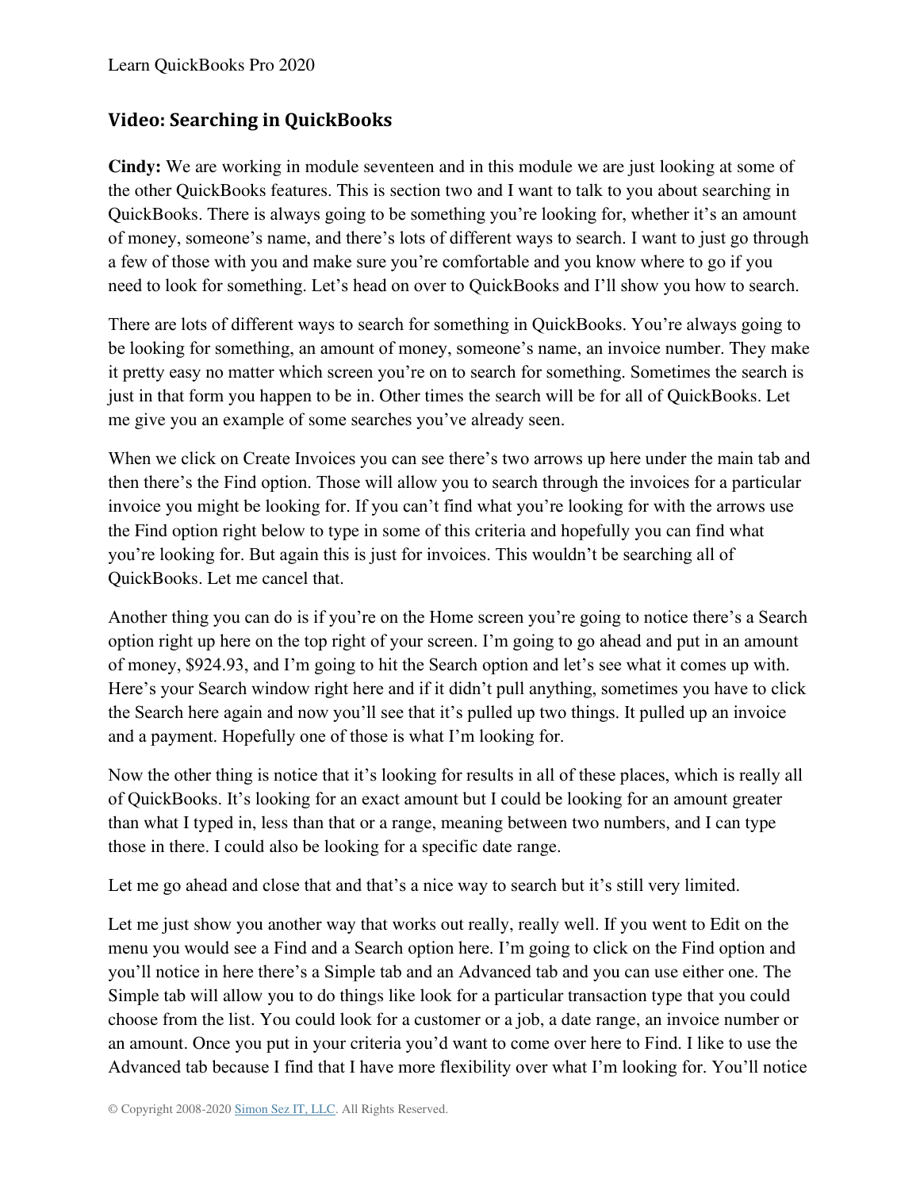## Video: Searching in QuickBooks

**Cindy:** We are working in module seventeen and in this module we are just looking at some of the other QuickBooks features. This is section two and I want to talk to you about searching in QuickBooks. There is always going to be something you're looking for, whether it's an amount of money, someone's name, and there's lots of different ways to search. I want to just go through a few of those with you and make sure you're comfortable and you know where to go if you need to look for something. Let's head on over to QuickBooks and I'll show you how to search.

There are lots of different ways to search for something in QuickBooks. You're always going to be looking for something, an amount of money, someone's name, an invoice number. They make it pretty easy no matter which screen you're on to search for something. Sometimes the search is just in that form you happen to be in. Other times the search will be for all of QuickBooks. Let me give you an example of some searches you've already seen.

When we click on Create Invoices you can see there's two arrows up here under the main tab and then there's the Find option. Those will allow you to search through the invoices for a particular invoice you might be looking for. If you can't find what you're looking for with the arrows use the Find option right below to type in some of this criteria and hopefully you can find what you're looking for. But again this is just for invoices. This wouldn't be searching all of QuickBooks. Let me cancel that.

Another thing you can do is if you're on the Home screen you're going to notice there's a Search option right up here on the top right of your screen. I'm going to go ahead and put in an amount of money, $924.93, and I'm going to hit the Search option and let's see what it comes up with. Here's your Search window right here and if it didn't pull anything, sometimes you have to click the Search here again and now you'll see that it's pulled up two things. It pulled up an invoice and a payment. Hopefully one of those is what I'm looking for.

Now the other thing is notice that it's looking for results in all of these places, which is really all of QuickBooks. It's looking for an exact amount but I could be looking for an amount greater than what I typed in, less than that or a range, meaning between two numbers, and I can type those in there. I could also be looking for a specific date range.

Let me go ahead and close that and that's a nice way to search but it's still very limited.

Let me just show you another way that works out really, really well. If you went to Edit on the menu you would see a Find and a Search option here. I'm going to click on the Find option and you'll notice in here there's a Simple tab and an Advanced tab and you can use either one. The Simple tab will allow you to do things like look for a particular transaction type that you could choose from the list. You could look for a customer or a job, a date range, an invoice number or an amount. Once you put in your criteria you'd want to come over here to Find. I like to use the Advanced tab because I find that I have more flexibility over what I'm looking for. You'll notice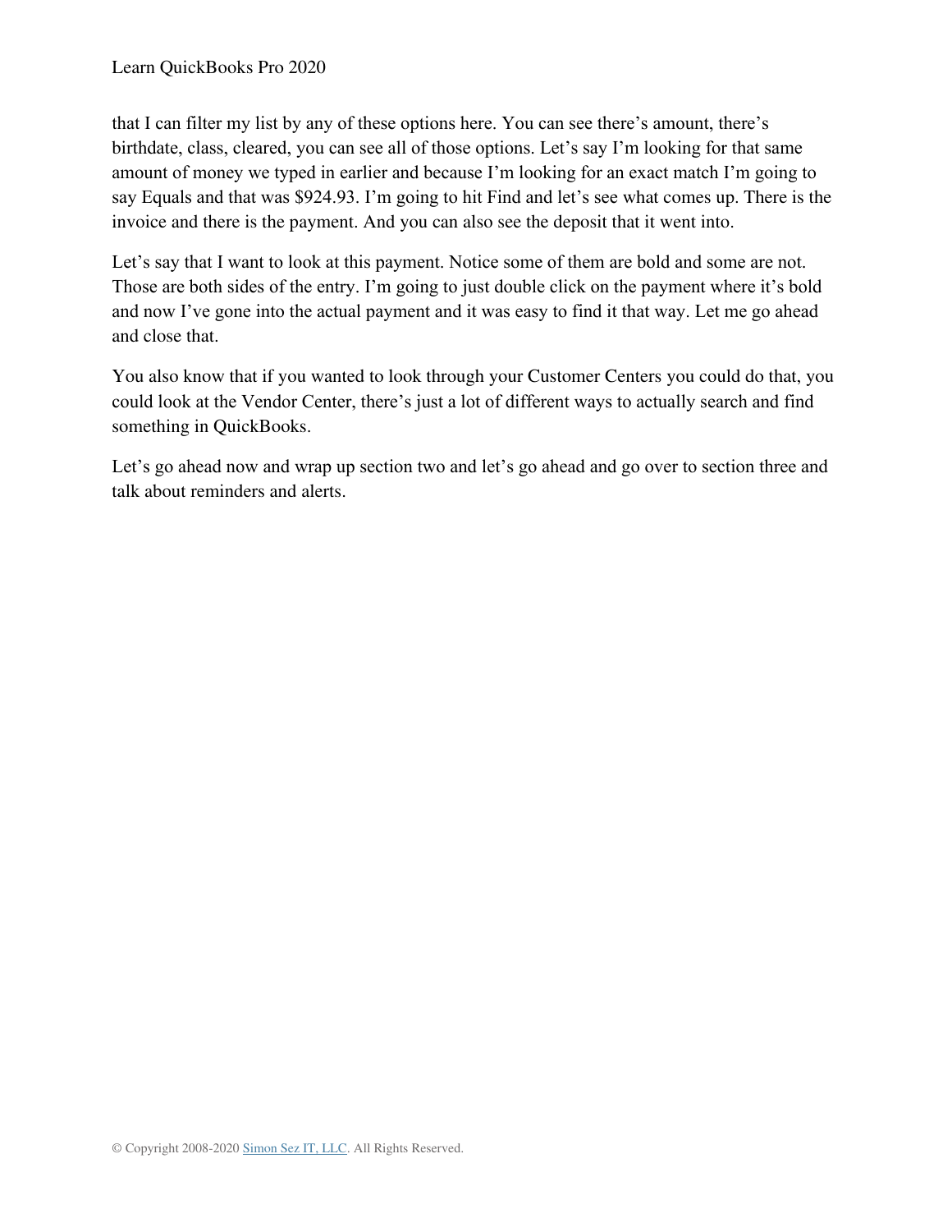that I can filter my list by any of these options here. You can see there's amount, there's birthdate, class, cleared, you can see all of those options. Let's say I'm looking for that same amount of money we typed in earlier and because I'm looking for an exact match I'm going to say Equals and that was $924.93. I'm going to hit Find and let's see what comes up. There is the invoice and there is the payment. And you can also see the deposit that it went into.

Let's say that I want to look at this payment. Notice some of them are bold and some are not. Those are both sides of the entry. I'm going to just double click on the payment where it's bold and now I've gone into the actual payment and it was easy to find it that way. Let me go ahead and close that.

You also know that if you wanted to look through your Customer Centers you could do that, you could look at the Vendor Center, there's just a lot of different ways to actually search and find something in QuickBooks.

Let's go ahead now and wrap up section two and let's go ahead and go over to section three and talk about reminders and alerts.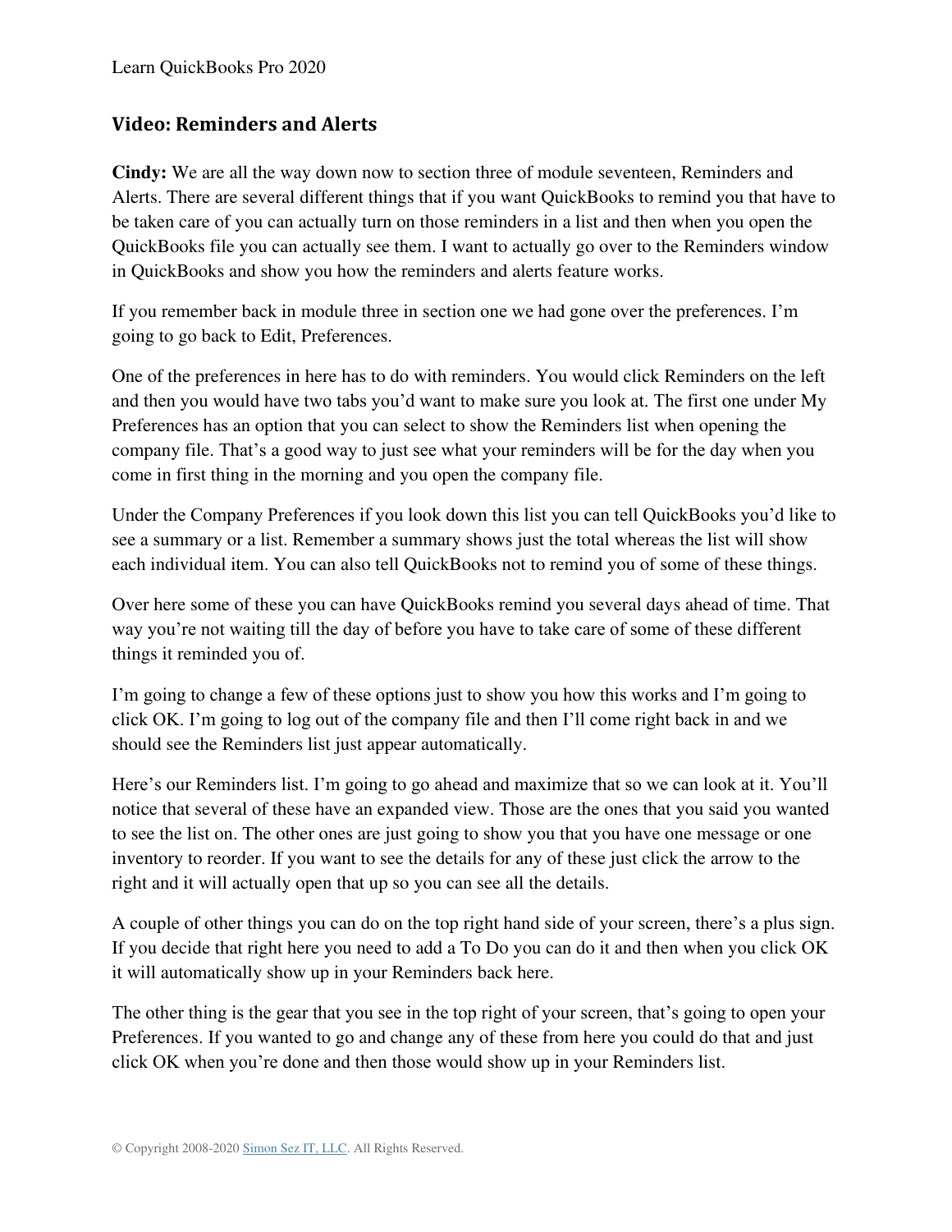## Video: Reminders and Alerts

**Cindy:** We are all the way down now to section three of module seventeen, Reminders and Alerts. There are several different things that if you want QuickBooks to remind you that have to be taken care of you can actually turn on those reminders in a list and then when you open the QuickBooks file you can actually see them. I want to actually go over to the Reminders window in QuickBooks and show you how the reminders and alerts feature works.

If you remember back in module three in section one we had gone over the preferences. I'm going to go back to Edit, Preferences.

One of the preferences in here has to do with reminders. You would click Reminders on the left and then you would have two tabs you'd want to make sure you look at. The first one under My Preferences has an option that you can select to show the Reminders list when opening the company file. That's a good way to just see what your reminders will be for the day when you come in first thing in the morning and you open the company file.

Under the Company Preferences if you look down this list you can tell QuickBooks you'd like to see a summary or a list. Remember a summary shows just the total whereas the list will show each individual item. You can also tell QuickBooks not to remind you of some of these things.

Over here some of these you can have QuickBooks remind you several days ahead of time. That way you're not waiting till the day of before you have to take care of some of these different things it reminded you of.

I'm going to change a few of these options just to show you how this works and I'm going to click OK. I'm going to log out of the company file and then I'll come right back in and we should see the Reminders list just appear automatically.

Here's our Reminders list. I'm going to go ahead and maximize that so we can look at it. You'll notice that several of these have an expanded view. Those are the ones that you said you wanted to see the list on. The other ones are just going to show you that you have one message or one inventory to reorder. If you want to see the details for any of these just click the arrow to the right and it will actually open that up so you can see all the details.

A couple of other things you can do on the top right hand side of your screen, there's a plus sign. If you decide that right here you need to add a To Do you can do it and then when you click OK it will automatically show up in your Reminders back here.

The other thing is the gear that you see in the top right of your screen, that's going to open your Preferences. If you wanted to go and change any of these from here you could do that and just click OK when you're done and then those would show up in your Reminders list.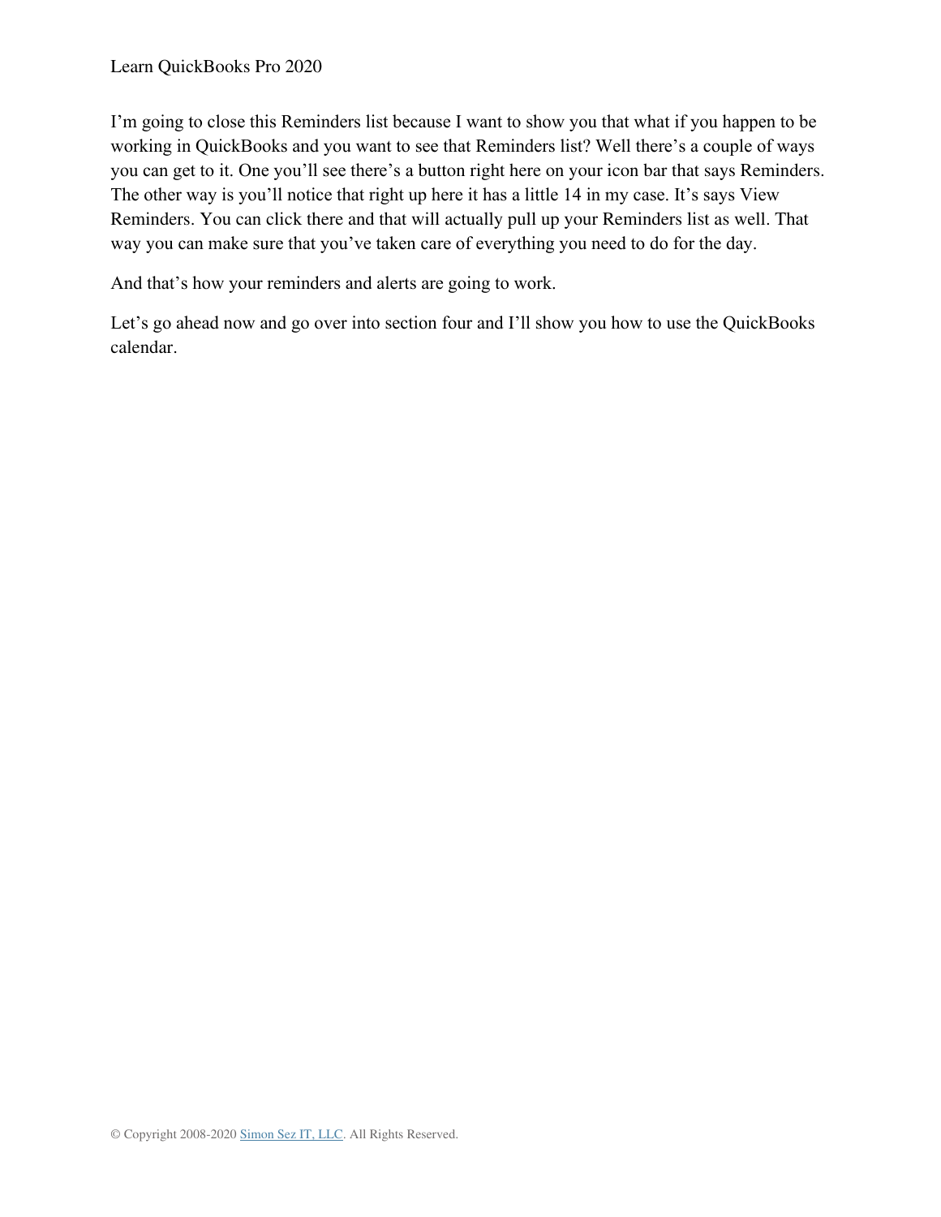I'm going to close this Reminders list because I want to show you that what if you happen to be working in QuickBooks and you want to see that Reminders list? Well there's a couple of ways you can get to it. One you'll see there's a button right here on your icon bar that says Reminders. The other way is you'll notice that right up here it has a little 14 in my case. It's says View Reminders. You can click there and that will actually pull up your Reminders list as well. That way you can make sure that you've taken care of everything you need to do for the day.

And that's how your reminders and alerts are going to work.

Let's go ahead now and go over into section four and I'll show you how to use the QuickBooks calendar.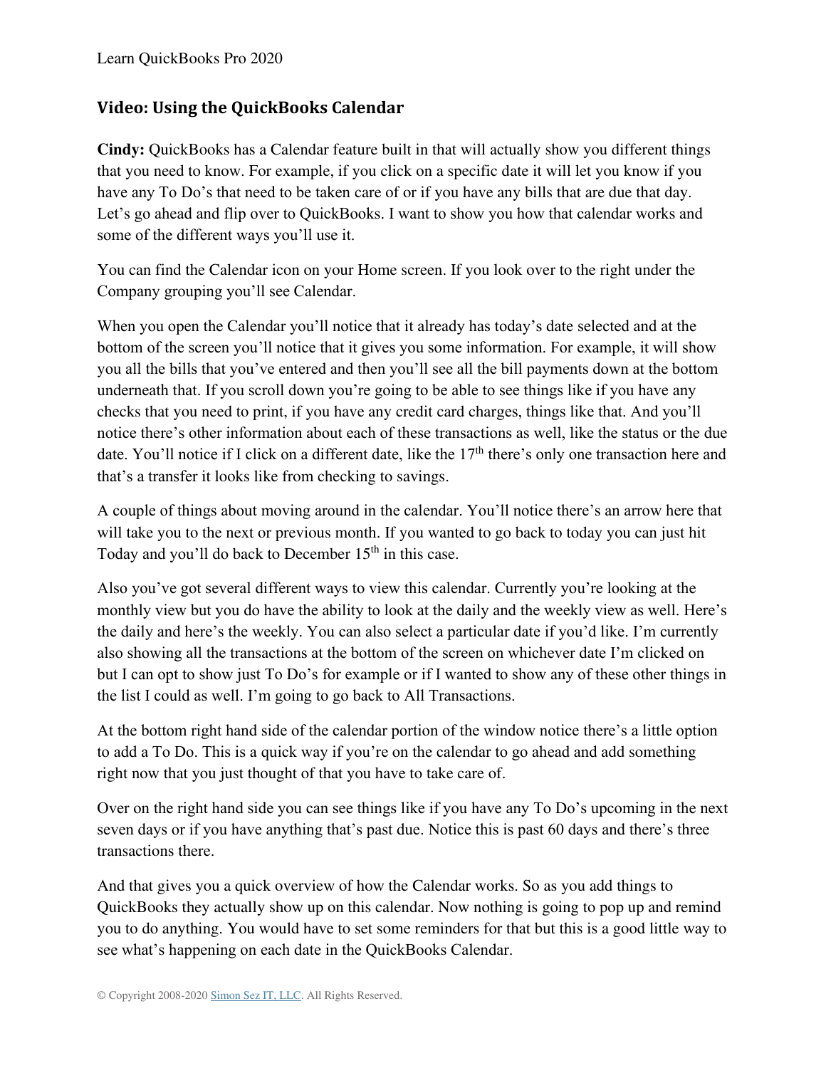## Video: Using the QuickBooks Calendar

**Cindy:** QuickBooks has a Calendar feature built in that will actually show you different things that you need to know. For example, if you click on a specific date it will let you know if you have any To Do's that need to be taken care of or if you have any bills that are due that day. Let's go ahead and flip over to QuickBooks. I want to show you how that calendar works and some of the different ways you'll use it.

You can find the Calendar icon on your Home screen. If you look over to the right under the Company grouping you'll see Calendar.

When you open the Calendar you'll notice that it already has today's date selected and at the bottom of the screen you'll notice that it gives you some information. For example, it will show you all the bills that you've entered and then you'll see all the bill payments down at the bottom underneath that. If you scroll down you're going to be able to see things like if you have any checks that you need to print, if you have any credit card charges, things like that. And you'll notice there's other information about each of these transactions as well, like the status or the due date. You'll notice if I click on a different date, like the 17th there's only one transaction here and that's a transfer it looks like from checking to savings.

A couple of things about moving around in the calendar. You'll notice there's an arrow here that will take you to the next or previous month. If you wanted to go back to today you can just hit Today and you'll do back to December 15th in this case.

Also you've got several different ways to view this calendar. Currently you're looking at the monthly view but you do have the ability to look at the daily and the weekly view as well. Here's the daily and here's the weekly. You can also select a particular date if you'd like. I'm currently also showing all the transactions at the bottom of the screen on whichever date I'm clicked on but I can opt to show just To Do's for example or if I wanted to show any of these other things in the list I could as well. I'm going to go back to All Transactions.

At the bottom right hand side of the calendar portion of the window notice there's a little option to add a To Do. This is a quick way if you're on the calendar to go ahead and add something right now that you just thought of that you have to take care of.

Over on the right hand side you can see things like if you have any To Do's upcoming in the next seven days or if you have anything that's past due. Notice this is past 60 days and there's three transactions there.

And that gives you a quick overview of how the Calendar works. So as you add things to QuickBooks they actually show up on this calendar. Now nothing is going to pop up and remind you to do anything. You would have to set some reminders for that but this is a good little way to see what's happening on each date in the QuickBooks Calendar.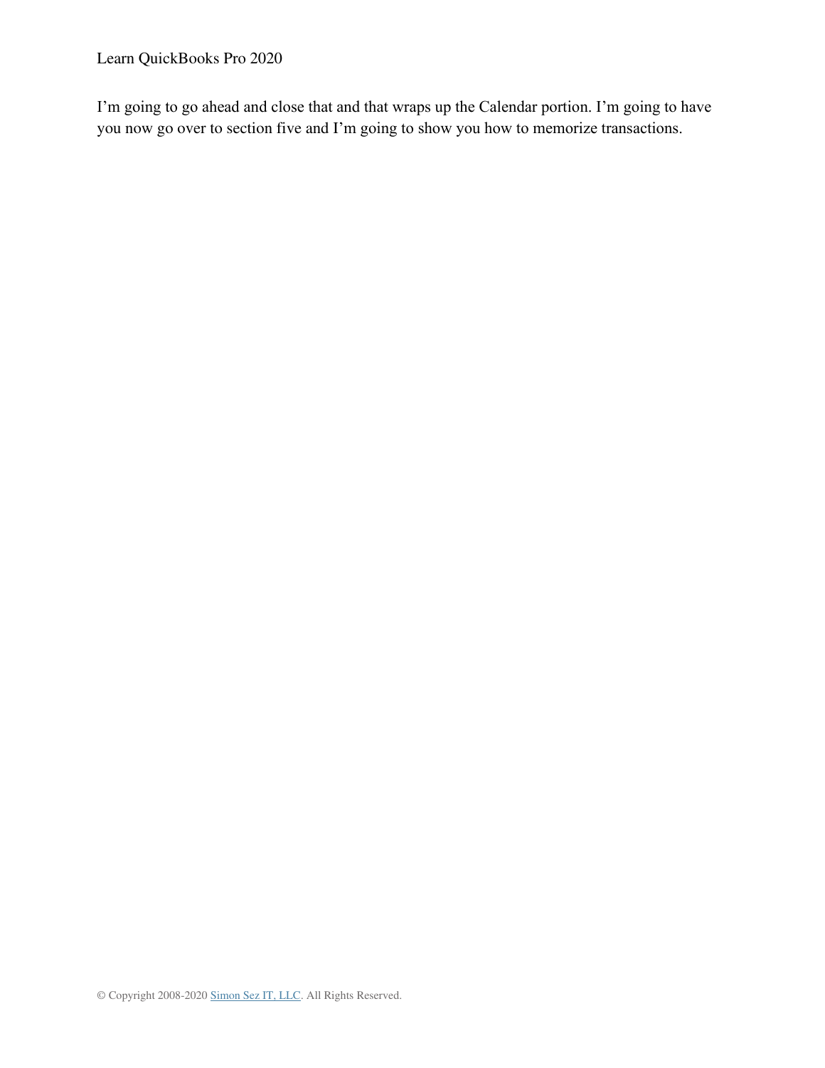I'm going to go ahead and close that and that wraps up the Calendar portion. I'm going to have you now go over to section five and I'm going to show you how to memorize transactions.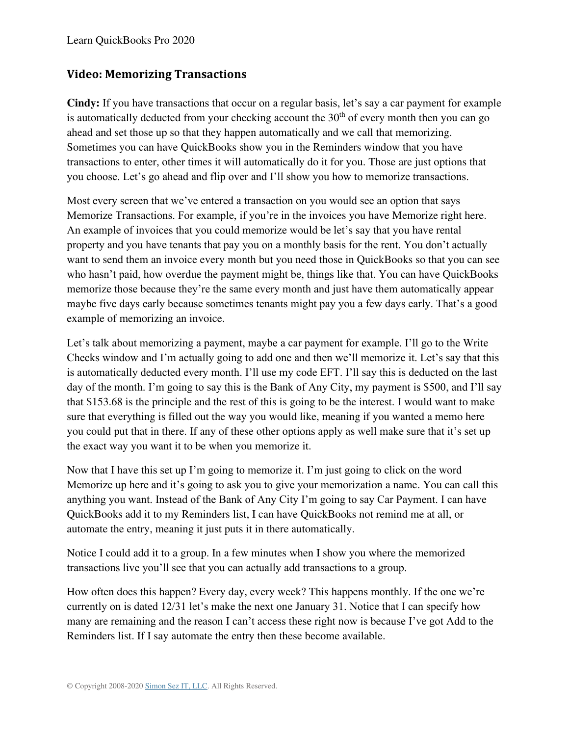## Video: Memorizing Transactions

**Cindy:** If you have transactions that occur on a regular basis, let's say a car payment for example is automatically deducted from your checking account the 30th of every month then you can go ahead and set those up so that they happen automatically and we call that memorizing. Sometimes you can have QuickBooks show you in the Reminders window that you have transactions to enter, other times it will automatically do it for you. Those are just options that you choose. Let's go ahead and flip over and I'll show you how to memorize transactions.

Most every screen that we've entered a transaction on you would see an option that says Memorize Transactions. For example, if you're in the invoices you have Memorize right here. An example of invoices that you could memorize would be let's say that you have rental property and you have tenants that pay you on a monthly basis for the rent. You don't actually want to send them an invoice every month but you need those in QuickBooks so that you can see who hasn't paid, how overdue the payment might be, things like that. You can have QuickBooks memorize those because they're the same every month and just have them automatically appear maybe five days early because sometimes tenants might pay you a few days early. That's a good example of memorizing an invoice.

Let's talk about memorizing a payment, maybe a car payment for example. I'll go to the Write Checks window and I'm actually going to add one and then we'll memorize it. Let's say that this is automatically deducted every month. I'll use my code EFT. I'll say this is deducted on the last day of the month. I'm going to say this is the Bank of Any City, my payment is $500, and I'll say that $153.68 is the principle and the rest of this is going to be the interest. I would want to make sure that everything is filled out the way you would like, meaning if you wanted a memo here you could put that in there. If any of these other options apply as well make sure that it's set up the exact way you want it to be when you memorize it.

Now that I have this set up I'm going to memorize it. I'm just going to click on the word Memorize up here and it's going to ask you to give your memorization a name. You can call this anything you want. Instead of the Bank of Any City I'm going to say Car Payment. I can have QuickBooks add it to my Reminders list, I can have QuickBooks not remind me at all, or automate the entry, meaning it just puts it in there automatically.

Notice I could add it to a group. In a few minutes when I show you where the memorized transactions live you'll see that you can actually add transactions to a group.

How often does this happen? Every day, every week? This happens monthly. If the one we're currently on is dated 12/31 let's make the next one January 31. Notice that I can specify how many are remaining and the reason I can't access these right now is because I've got Add to the Reminders list. If I say automate the entry then these become available.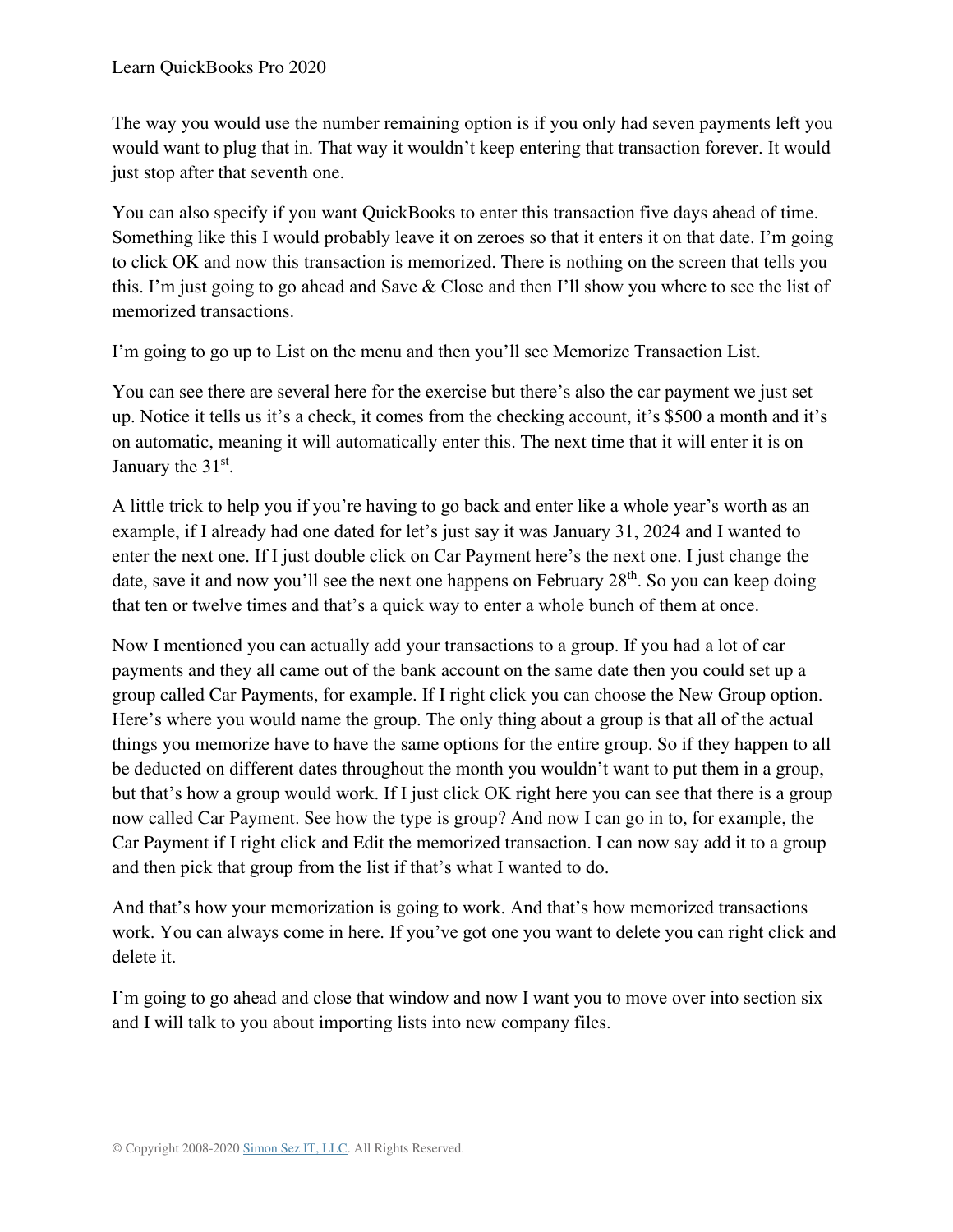The way you would use the number remaining option is if you only had seven payments left you would want to plug that in. That way it wouldn't keep entering that transaction forever. It would just stop after that seventh one.

You can also specify if you want QuickBooks to enter this transaction five days ahead of time. Something like this I would probably leave it on zeroes so that it enters it on that date. I'm going to click OK and now this transaction is memorized. There is nothing on the screen that tells you this. I'm just going to go ahead and Save & Close and then I'll show you where to see the list of memorized transactions.

I'm going to go up to List on the menu and then you'll see Memorize Transaction List.

You can see there are several here for the exercise but there's also the car payment we just set up. Notice it tells us it's a check, it comes from the checking account, it's $500 a month and it's on automatic, meaning it will automatically enter this. The next time that it will enter it is on January the 31st.

A little trick to help you if you're having to go back and enter like a whole year's worth as an example, if I already had one dated for let's just say it was January 31, 2024 and I wanted to enter the next one. If I just double click on Car Payment here's the next one. I just change the date, save it and now you'll see the next one happens on February 28th. So you can keep doing that ten or twelve times and that's a quick way to enter a whole bunch of them at once.

Now I mentioned you can actually add your transactions to a group. If you had a lot of car payments and they all came out of the bank account on the same date then you could set up a group called Car Payments, for example. If I right click you can choose the New Group option. Here's where you would name the group. The only thing about a group is that all of the actual things you memorize have to have the same options for the entire group. So if they happen to all be deducted on different dates throughout the month you wouldn't want to put them in a group, but that's how a group would work. If I just click OK right here you can see that there is a group now called Car Payment. See how the type is group? And now I can go in to, for example, the Car Payment if I right click and Edit the memorized transaction. I can now say add it to a group and then pick that group from the list if that's what I wanted to do.

And that's how your memorization is going to work. And that's how memorized transactions work. You can always come in here. If you've got one you want to delete you can right click and delete it.

I'm going to go ahead and close that window and now I want you to move over into section six and I will talk to you about importing lists into new company files.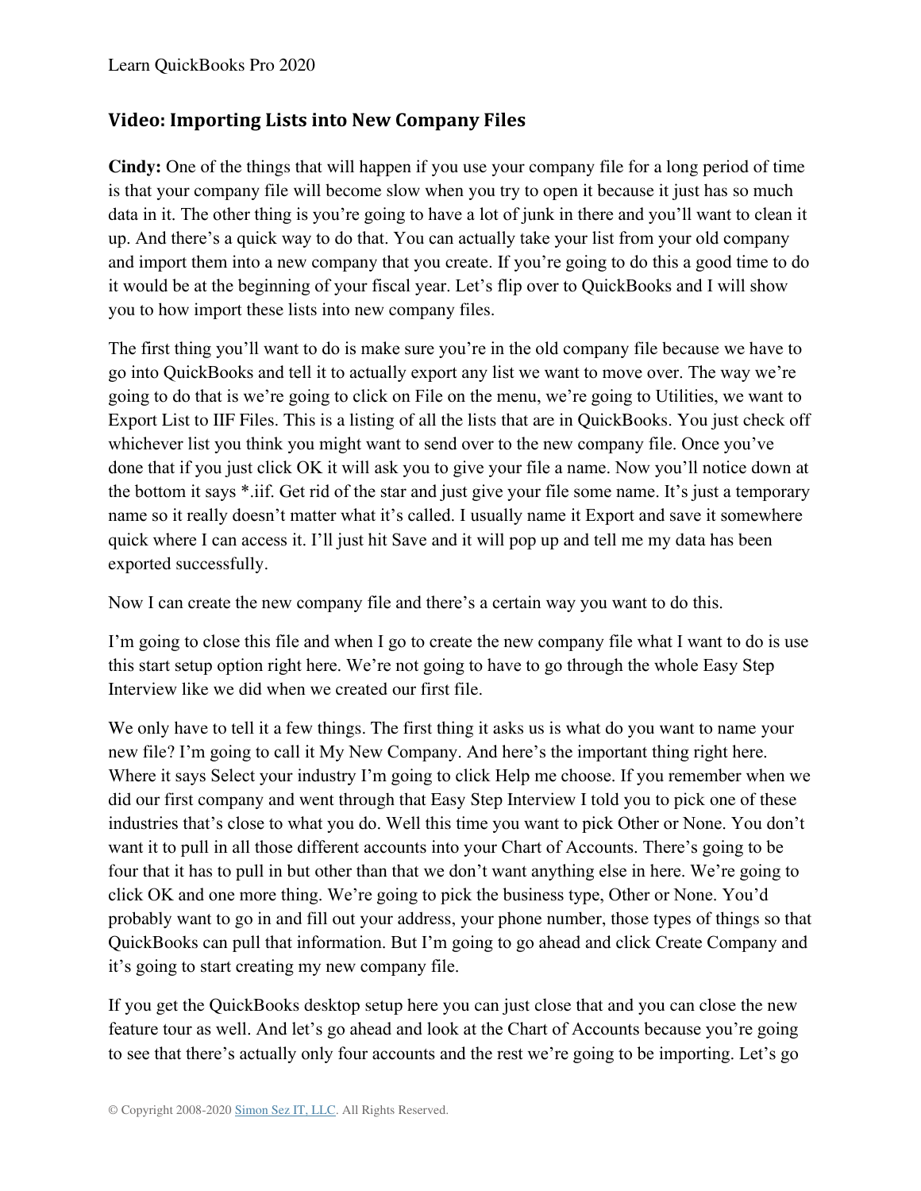## Video: Importing Lists into New Company Files

**Cindy:** One of the things that will happen if you use your company file for a long period of time is that your company file will become slow when you try to open it because it just has so much data in it. The other thing is you're going to have a lot of junk in there and you'll want to clean it up. And there's a quick way to do that. You can actually take your list from your old company and import them into a new company that you create. If you're going to do this a good time to do it would be at the beginning of your fiscal year. Let's flip over to QuickBooks and I will show you to how import these lists into new company files.

The first thing you'll want to do is make sure you're in the old company file because we have to go into QuickBooks and tell it to actually export any list we want to move over. The way we're going to do that is we're going to click on File on the menu, we're going to Utilities, we want to Export List to IIF Files. This is a listing of all the lists that are in QuickBooks. You just check off whichever list you think you might want to send over to the new company file. Once you've done that if you just click OK it will ask you to give your file a name. Now you'll notice down at the bottom it says *.iif. Get rid of the star and just give your file some name. It's just a temporary name so it really doesn't matter what it's called. I usually name it Export and save it somewhere quick where I can access it. I'll just hit Save and it will pop up and tell me my data has been exported successfully.

Now I can create the new company file and there's a certain way you want to do this.

I'm going to close this file and when I go to create the new company file what I want to do is use this start setup option right here. We're not going to have to go through the whole Easy Step Interview like we did when we created our first file.

We only have to tell it a few things. The first thing it asks us is what do you want to name your new file? I'm going to call it My New Company. And here's the important thing right here. Where it says Select your industry I'm going to click Help me choose. If you remember when we did our first company and went through that Easy Step Interview I told you to pick one of these industries that's close to what you do. Well this time you want to pick Other or None. You don't want it to pull in all those different accounts into your Chart of Accounts. There's going to be four that it has to pull in but other than that we don't want anything else in here. We're going to click OK and one more thing. We're going to pick the business type, Other or None. You'd probably want to go in and fill out your address, your phone number, those types of things so that QuickBooks can pull that information. But I'm going to go ahead and click Create Company and it's going to start creating my new company file.

If you get the QuickBooks desktop setup here you can just close that and you can close the new feature tour as well. And let's go ahead and look at the Chart of Accounts because you're going to see that there's actually only four accounts and the rest we're going to be importing. Let's go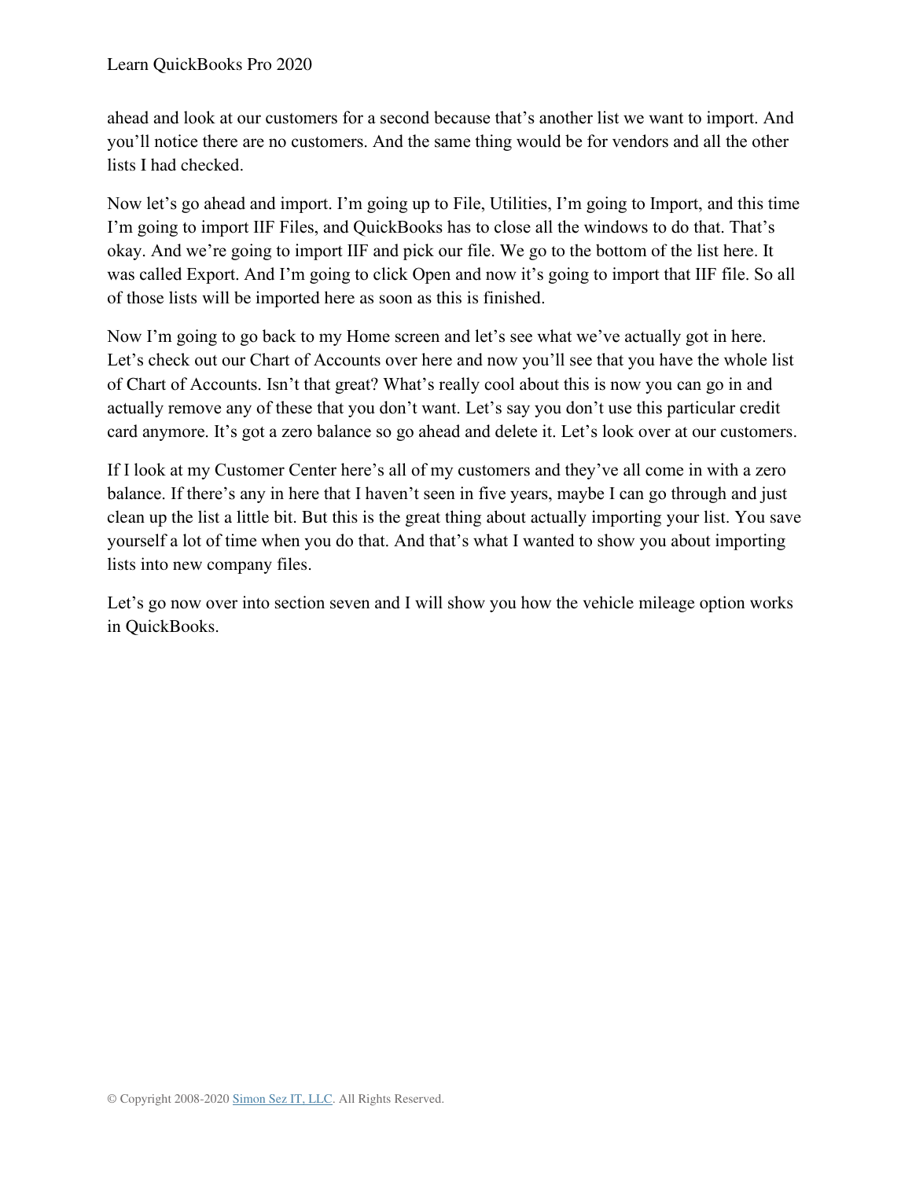ahead and look at our customers for a second because that's another list we want to import. And you'll notice there are no customers. And the same thing would be for vendors and all the other lists I had checked.

Now let's go ahead and import. I'm going up to File, Utilities, I'm going to Import, and this time I'm going to import IIF Files, and QuickBooks has to close all the windows to do that. That's okay. And we're going to import IIF and pick our file. We go to the bottom of the list here. It was called Export. And I'm going to click Open and now it's going to import that IIF file. So all of those lists will be imported here as soon as this is finished.

Now I'm going to go back to my Home screen and let's see what we've actually got in here. Let's check out our Chart of Accounts over here and now you'll see that you have the whole list of Chart of Accounts. Isn't that great? What's really cool about this is now you can go in and actually remove any of these that you don't want. Let's say you don't use this particular credit card anymore. It's got a zero balance so go ahead and delete it. Let's look over at our customers.

If I look at my Customer Center here's all of my customers and they've all come in with a zero balance. If there's any in here that I haven't seen in five years, maybe I can go through and just clean up the list a little bit. But this is the great thing about actually importing your list. You save yourself a lot of time when you do that. And that's what I wanted to show you about importing lists into new company files.

Let's go now over into section seven and I will show you how the vehicle mileage option works in QuickBooks.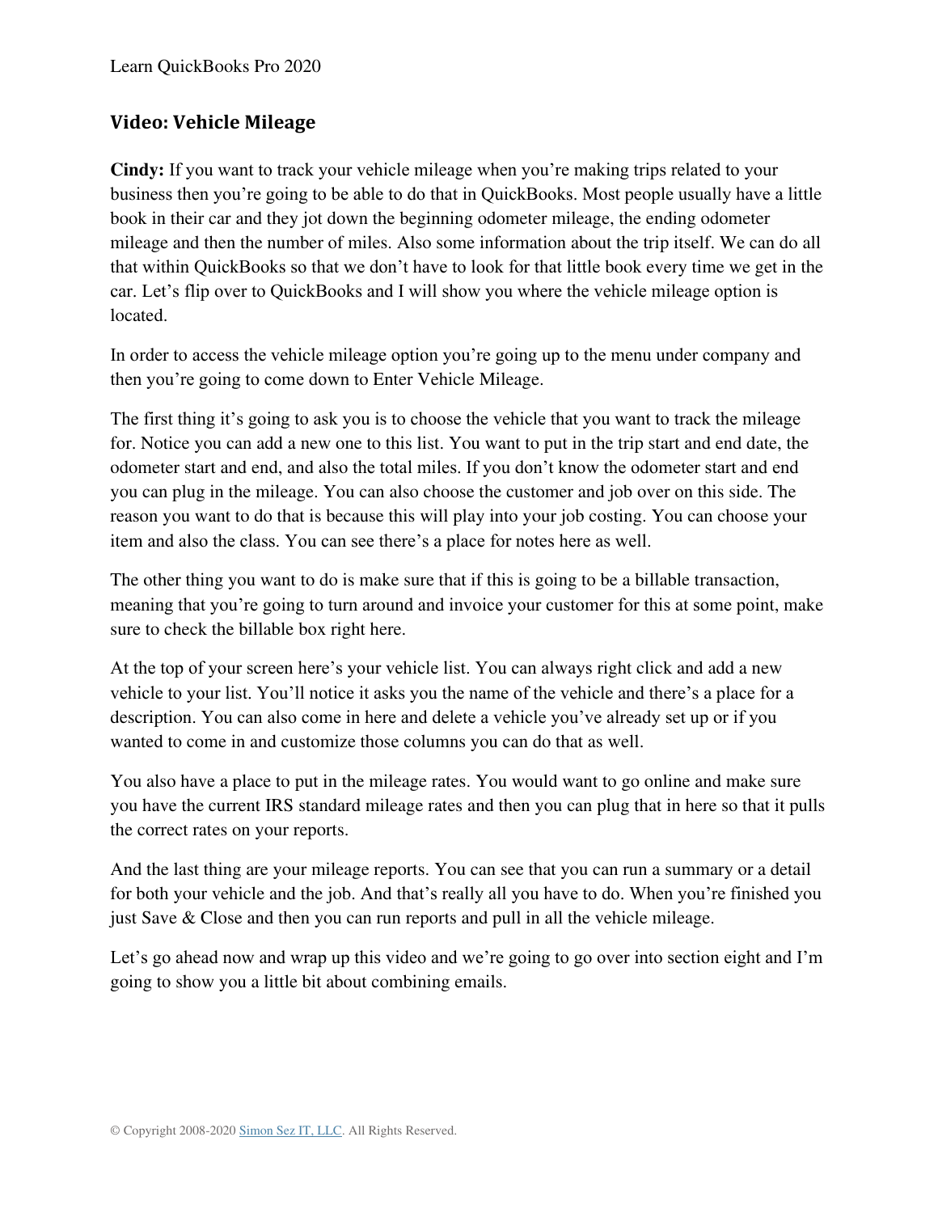## Video: Vehicle Mileage

**Cindy:** If you want to track your vehicle mileage when you're making trips related to your business then you're going to be able to do that in QuickBooks. Most people usually have a little book in their car and they jot down the beginning odometer mileage, the ending odometer mileage and then the number of miles. Also some information about the trip itself. We can do all that within QuickBooks so that we don't have to look for that little book every time we get in the car. Let's flip over to QuickBooks and I will show you where the vehicle mileage option is located.

In order to access the vehicle mileage option you're going up to the menu under company and then you're going to come down to Enter Vehicle Mileage.

The first thing it's going to ask you is to choose the vehicle that you want to track the mileage for. Notice you can add a new one to this list. You want to put in the trip start and end date, the odometer start and end, and also the total miles. If you don't know the odometer start and end you can plug in the mileage. You can also choose the customer and job over on this side. The reason you want to do that is because this will play into your job costing. You can choose your item and also the class. You can see there's a place for notes here as well.

The other thing you want to do is make sure that if this is going to be a billable transaction, meaning that you're going to turn around and invoice your customer for this at some point, make sure to check the billable box right here.

At the top of your screen here's your vehicle list. You can always right click and add a new vehicle to your list. You'll notice it asks you the name of the vehicle and there's a place for a description. You can also come in here and delete a vehicle you've already set up or if you wanted to come in and customize those columns you can do that as well.

You also have a place to put in the mileage rates. You would want to go online and make sure you have the current IRS standard mileage rates and then you can plug that in here so that it pulls the correct rates on your reports.

And the last thing are your mileage reports. You can see that you can run a summary or a detail for both your vehicle and the job. And that's really all you have to do. When you're finished you just Save & Close and then you can run reports and pull in all the vehicle mileage.

Let's go ahead now and wrap up this video and we're going to go over into section eight and I'm going to show you a little bit about combining emails.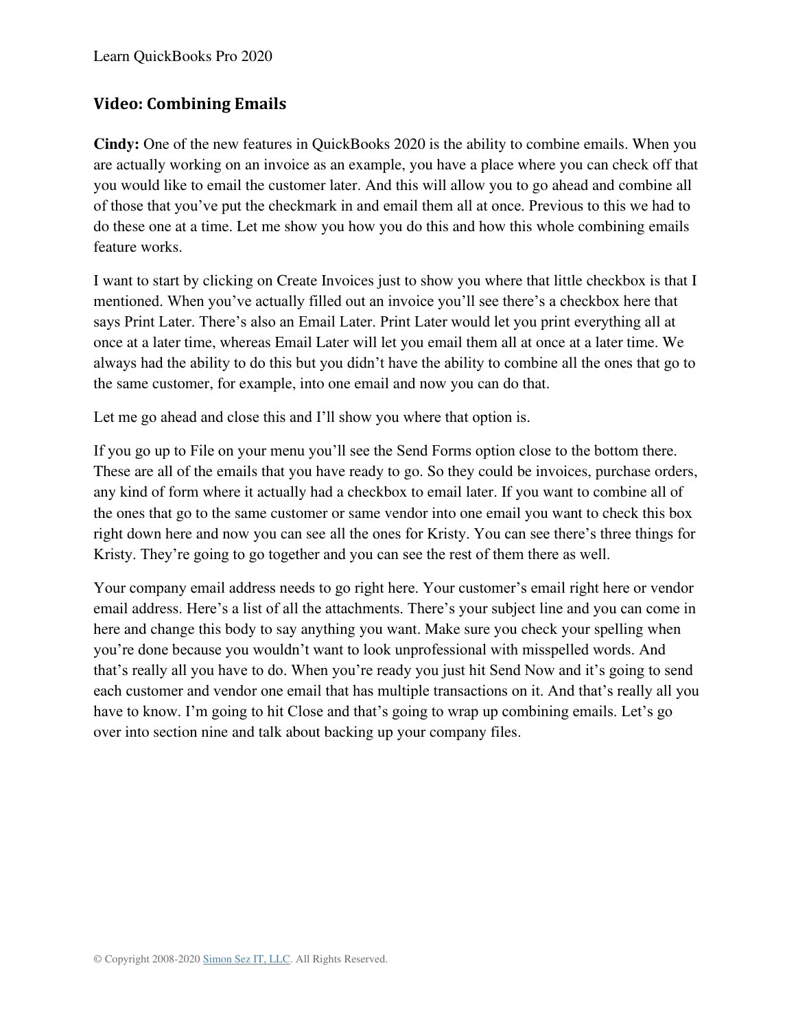## Video: Combining Emails

**Cindy:** One of the new features in QuickBooks 2020 is the ability to combine emails. When you are actually working on an invoice as an example, you have a place where you can check off that you would like to email the customer later. And this will allow you to go ahead and combine all of those that you've put the checkmark in and email them all at once. Previous to this we had to do these one at a time. Let me show you how you do this and how this whole combining emails feature works.

I want to start by clicking on Create Invoices just to show you where that little checkbox is that I mentioned. When you've actually filled out an invoice you'll see there's a checkbox here that says Print Later. There's also an Email Later. Print Later would let you print everything all at once at a later time, whereas Email Later will let you email them all at once at a later time. We always had the ability to do this but you didn't have the ability to combine all the ones that go to the same customer, for example, into one email and now you can do that.

Let me go ahead and close this and I'll show you where that option is.

If you go up to File on your menu you'll see the Send Forms option close to the bottom there. These are all of the emails that you have ready to go. So they could be invoices, purchase orders, any kind of form where it actually had a checkbox to email later. If you want to combine all of the ones that go to the same customer or same vendor into one email you want to check this box right down here and now you can see all the ones for Kristy. You can see there's three things for Kristy. They're going to go together and you can see the rest of them there as well.

Your company email address needs to go right here. Your customer's email right here or vendor email address. Here's a list of all the attachments. There's your subject line and you can come in here and change this body to say anything you want. Make sure you check your spelling when you're done because you wouldn't want to look unprofessional with misspelled words. And that's really all you have to do. When you're ready you just hit Send Now and it's going to send each customer and vendor one email that has multiple transactions on it. And that's really all you have to know. I'm going to hit Close and that's going to wrap up combining emails. Let's go over into section nine and talk about backing up your company files.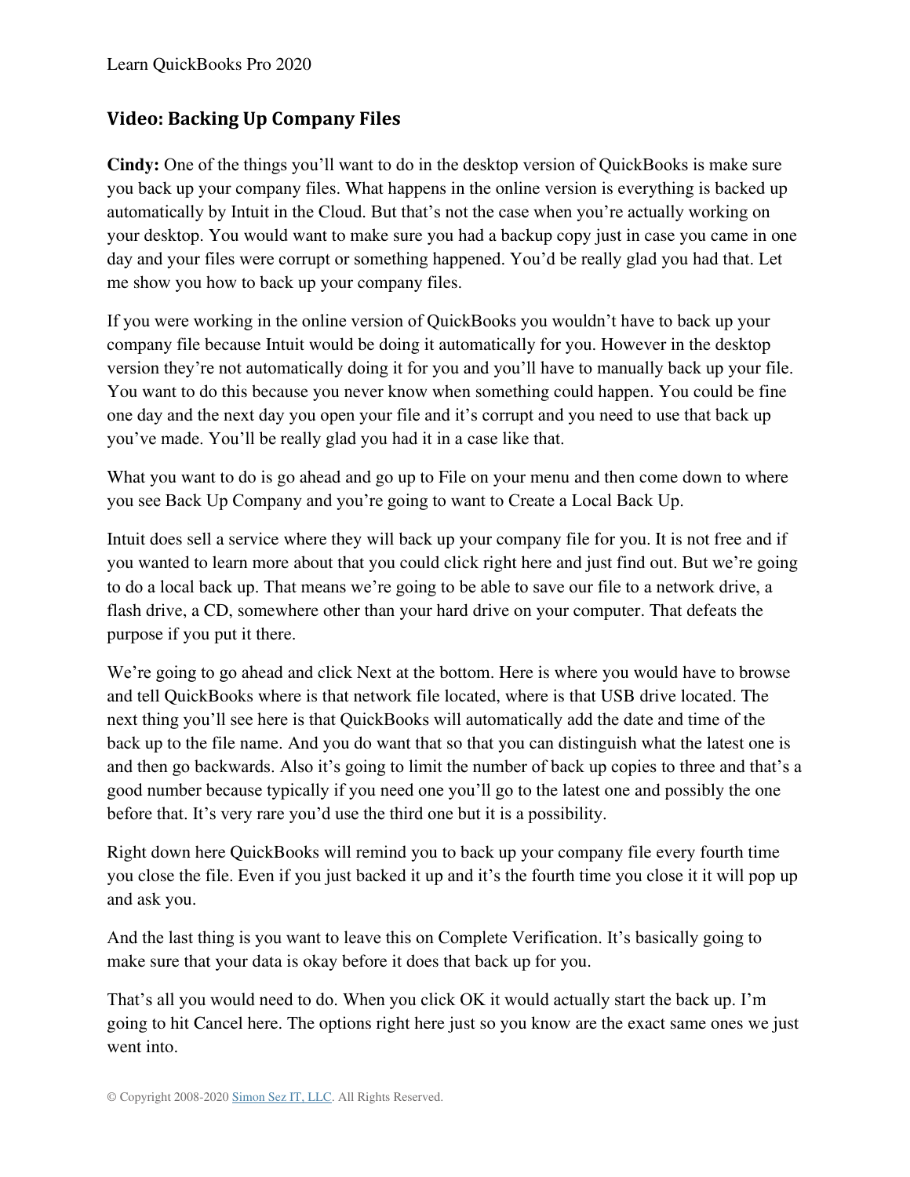## Video: Backing Up Company Files

**Cindy:** One of the things you'll want to do in the desktop version of QuickBooks is make sure you back up your company files. What happens in the online version is everything is backed up automatically by Intuit in the Cloud. But that's not the case when you're actually working on your desktop. You would want to make sure you had a backup copy just in case you came in one day and your files were corrupt or something happened. You'd be really glad you had that. Let me show you how to back up your company files.

If you were working in the online version of QuickBooks you wouldn't have to back up your company file because Intuit would be doing it automatically for you. However in the desktop version they're not automatically doing it for you and you'll have to manually back up your file. You want to do this because you never know when something could happen. You could be fine one day and the next day you open your file and it's corrupt and you need to use that back up you've made. You'll be really glad you had it in a case like that.

What you want to do is go ahead and go up to File on your menu and then come down to where you see Back Up Company and you're going to want to Create a Local Back Up.

Intuit does sell a service where they will back up your company file for you. It is not free and if you wanted to learn more about that you could click right here and just find out. But we're going to do a local back up. That means we're going to be able to save our file to a network drive, a flash drive, a CD, somewhere other than your hard drive on your computer. That defeats the purpose if you put it there.

We're going to go ahead and click Next at the bottom. Here is where you would have to browse and tell QuickBooks where is that network file located, where is that USB drive located. The next thing you'll see here is that QuickBooks will automatically add the date and time of the back up to the file name. And you do want that so that you can distinguish what the latest one is and then go backwards. Also it's going to limit the number of back up copies to three and that's a good number because typically if you need one you'll go to the latest one and possibly the one before that. It's very rare you'd use the third one but it is a possibility.

Right down here QuickBooks will remind you to back up your company file every fourth time you close the file. Even if you just backed it up and it's the fourth time you close it it will pop up and ask you.

And the last thing is you want to leave this on Complete Verification. It's basically going to make sure that your data is okay before it does that back up for you.

That's all you would need to do. When you click OK it would actually start the back up. I'm going to hit Cancel here. The options right here just so you know are the exact same ones we just went into.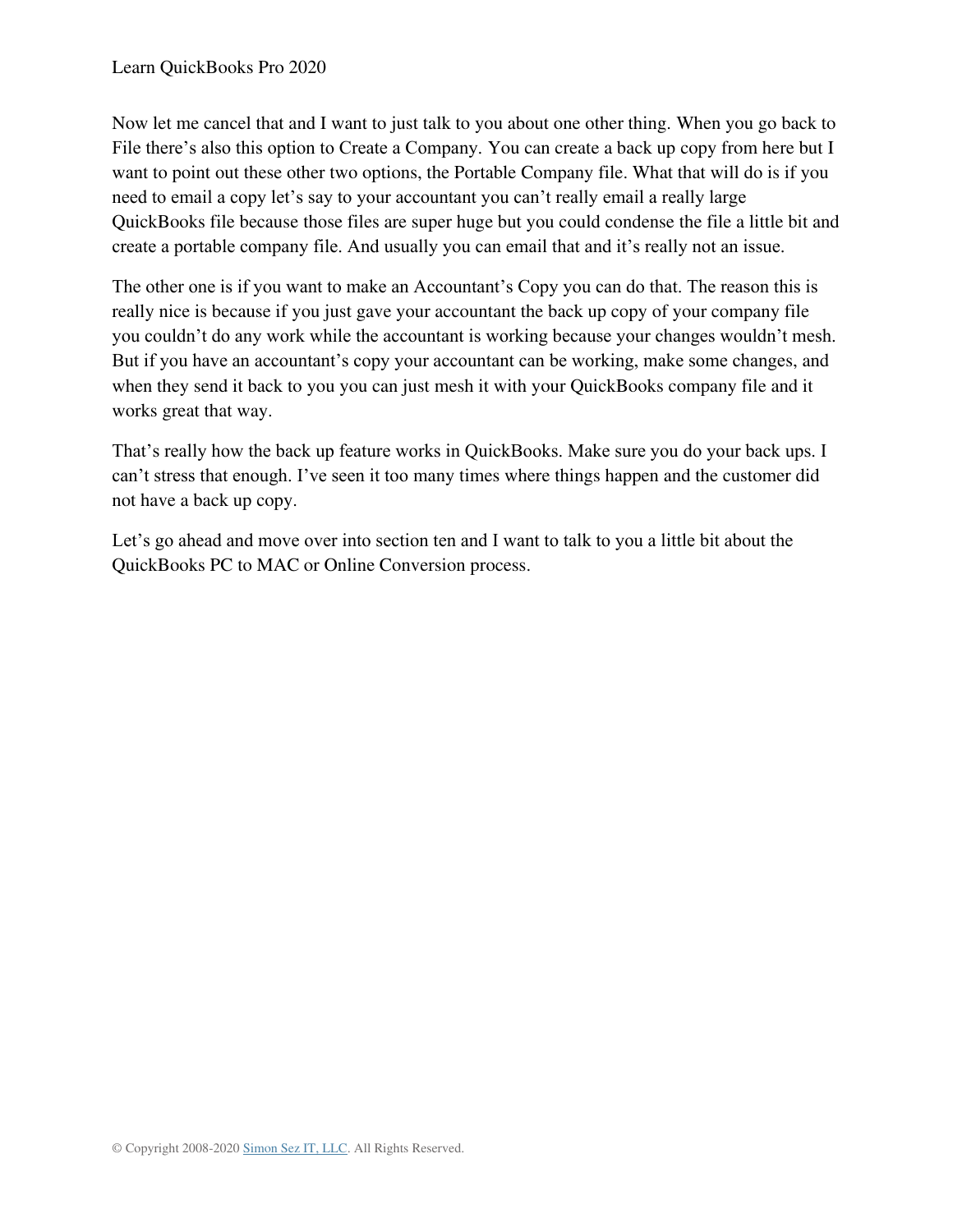Now let me cancel that and I want to just talk to you about one other thing. When you go back to File there's also this option to Create a Company. You can create a back up copy from here but I want to point out these other two options, the Portable Company file. What that will do is if you need to email a copy let's say to your accountant you can't really email a really large QuickBooks file because those files are super huge but you could condense the file a little bit and create a portable company file. And usually you can email that and it's really not an issue.

The other one is if you want to make an Accountant's Copy you can do that. The reason this is really nice is because if you just gave your accountant the back up copy of your company file you couldn't do any work while the accountant is working because your changes wouldn't mesh. But if you have an accountant's copy your accountant can be working, make some changes, and when they send it back to you you can just mesh it with your QuickBooks company file and it works great that way.

That's really how the back up feature works in QuickBooks. Make sure you do your back ups. I can't stress that enough. I've seen it too many times where things happen and the customer did not have a back up copy.

Let's go ahead and move over into section ten and I want to talk to you a little bit about the QuickBooks PC to MAC or Online Conversion process.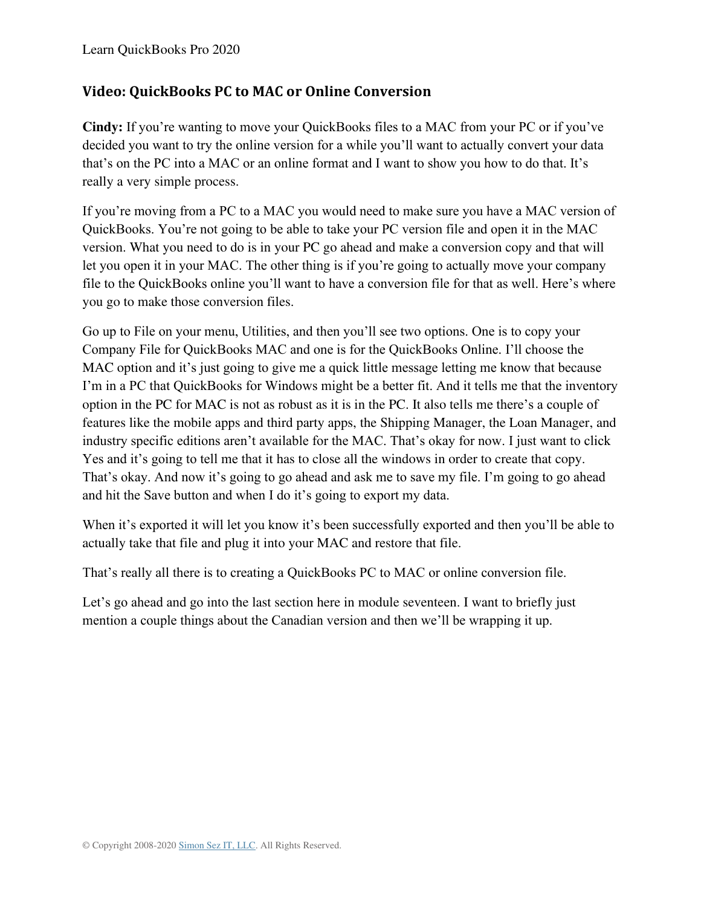## Video: QuickBooks PC to MAC or Online Conversion

**Cindy:** If you're wanting to move your QuickBooks files to a MAC from your PC or if you've decided you want to try the online version for a while you'll want to actually convert your data that's on the PC into a MAC or an online format and I want to show you how to do that. It's really a very simple process.

If you're moving from a PC to a MAC you would need to make sure you have a MAC version of QuickBooks. You're not going to be able to take your PC version file and open it in the MAC version. What you need to do is in your PC go ahead and make a conversion copy and that will let you open it in your MAC. The other thing is if you're going to actually move your company file to the QuickBooks online you'll want to have a conversion file for that as well. Here's where you go to make those conversion files.

Go up to File on your menu, Utilities, and then you'll see two options. One is to copy your Company File for QuickBooks MAC and one is for the QuickBooks Online. I'll choose the MAC option and it's just going to give me a quick little message letting me know that because I'm in a PC that QuickBooks for Windows might be a better fit. And it tells me that the inventory option in the PC for MAC is not as robust as it is in the PC. It also tells me there's a couple of features like the mobile apps and third party apps, the Shipping Manager, the Loan Manager, and industry specific editions aren't available for the MAC. That's okay for now. I just want to click Yes and it's going to tell me that it has to close all the windows in order to create that copy. That's okay. And now it's going to go ahead and ask me to save my file. I'm going to go ahead and hit the Save button and when I do it's going to export my data.

When it's exported it will let you know it's been successfully exported and then you'll be able to actually take that file and plug it into your MAC and restore that file.

That's really all there is to creating a QuickBooks PC to MAC or online conversion file.

Let's go ahead and go into the last section here in module seventeen. I want to briefly just mention a couple things about the Canadian version and then we'll be wrapping it up.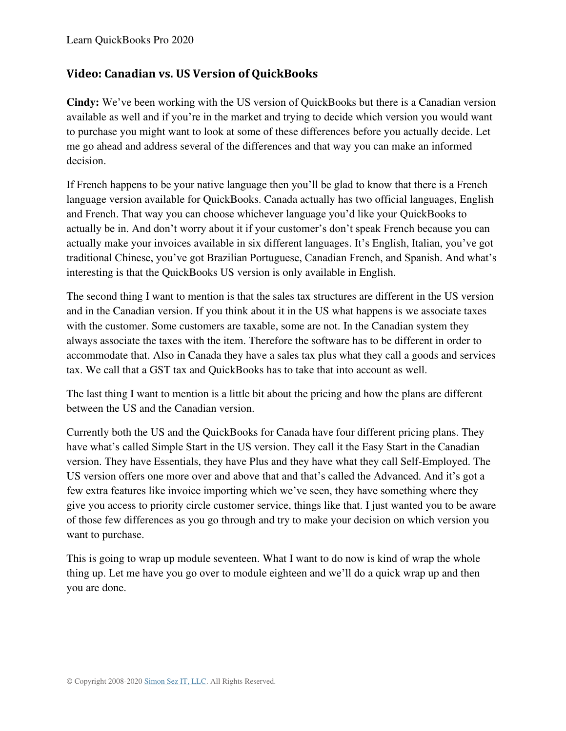## Video: Canadian vs. US Version of QuickBooks

**Cindy:** We've been working with the US version of QuickBooks but there is a Canadian version available as well and if you're in the market and trying to decide which version you would want to purchase you might want to look at some of these differences before you actually decide. Let me go ahead and address several of the differences and that way you can make an informed decision.

If French happens to be your native language then you'll be glad to know that there is a French language version available for QuickBooks. Canada actually has two official languages, English and French. That way you can choose whichever language you'd like your QuickBooks to actually be in. And don't worry about it if your customer's don't speak French because you can actually make your invoices available in six different languages. It's English, Italian, you've got traditional Chinese, you've got Brazilian Portuguese, Canadian French, and Spanish. And what's interesting is that the QuickBooks US version is only available in English.

The second thing I want to mention is that the sales tax structures are different in the US version and in the Canadian version. If you think about it in the US what happens is we associate taxes with the customer. Some customers are taxable, some are not. In the Canadian system they always associate the taxes with the item. Therefore the software has to be different in order to accommodate that. Also in Canada they have a sales tax plus what they call a goods and services tax. We call that a GST tax and QuickBooks has to take that into account as well.

The last thing I want to mention is a little bit about the pricing and how the plans are different between the US and the Canadian version.

Currently both the US and the QuickBooks for Canada have four different pricing plans. They have what's called Simple Start in the US version. They call it the Easy Start in the Canadian version. They have Essentials, they have Plus and they have what they call Self-Employed. The US version offers one more over and above that and that's called the Advanced. And it's got a few extra features like invoice importing which we've seen, they have something where they give you access to priority circle customer service, things like that. I just wanted you to be aware of those few differences as you go through and try to make your decision on which version you want to purchase.

This is going to wrap up module seventeen. What I want to do now is kind of wrap the whole thing up. Let me have you go over to module eighteen and we'll do a quick wrap up and then you are done.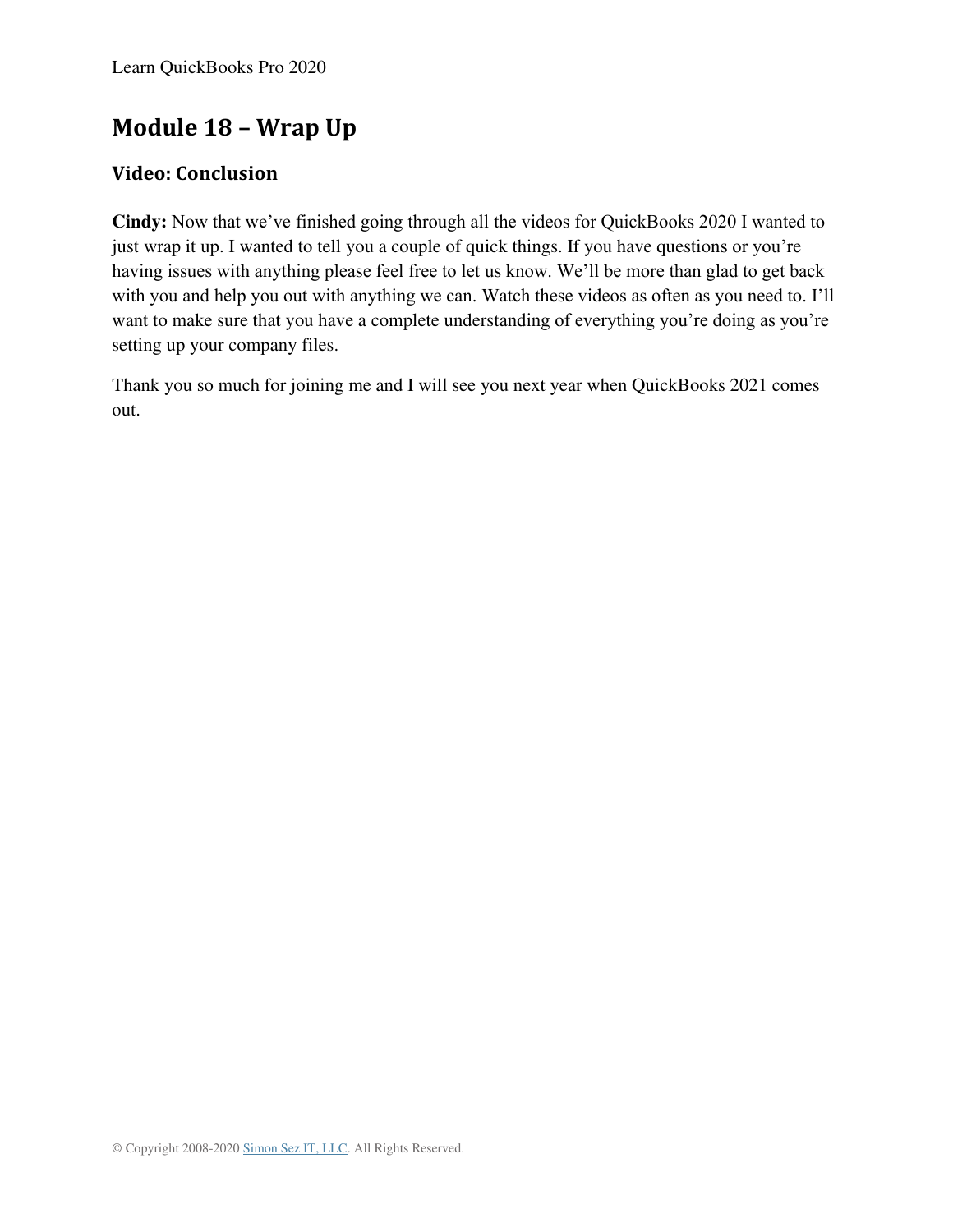## Module 18 – Wrap Up

### Video: Conclusion

**Cindy:** Now that we've finished going through all the videos for QuickBooks 2020 I wanted to just wrap it up. I wanted to tell you a couple of quick things. If you have questions or you're having issues with anything please feel free to let us know. We'll be more than glad to get back with you and help you out with anything we can. Watch these videos as often as you need to. I'll want to make sure that you have a complete understanding of everything you're doing as you're setting up your company files.

Thank you so much for joining me and I will see you next year when QuickBooks 2021 comes out.